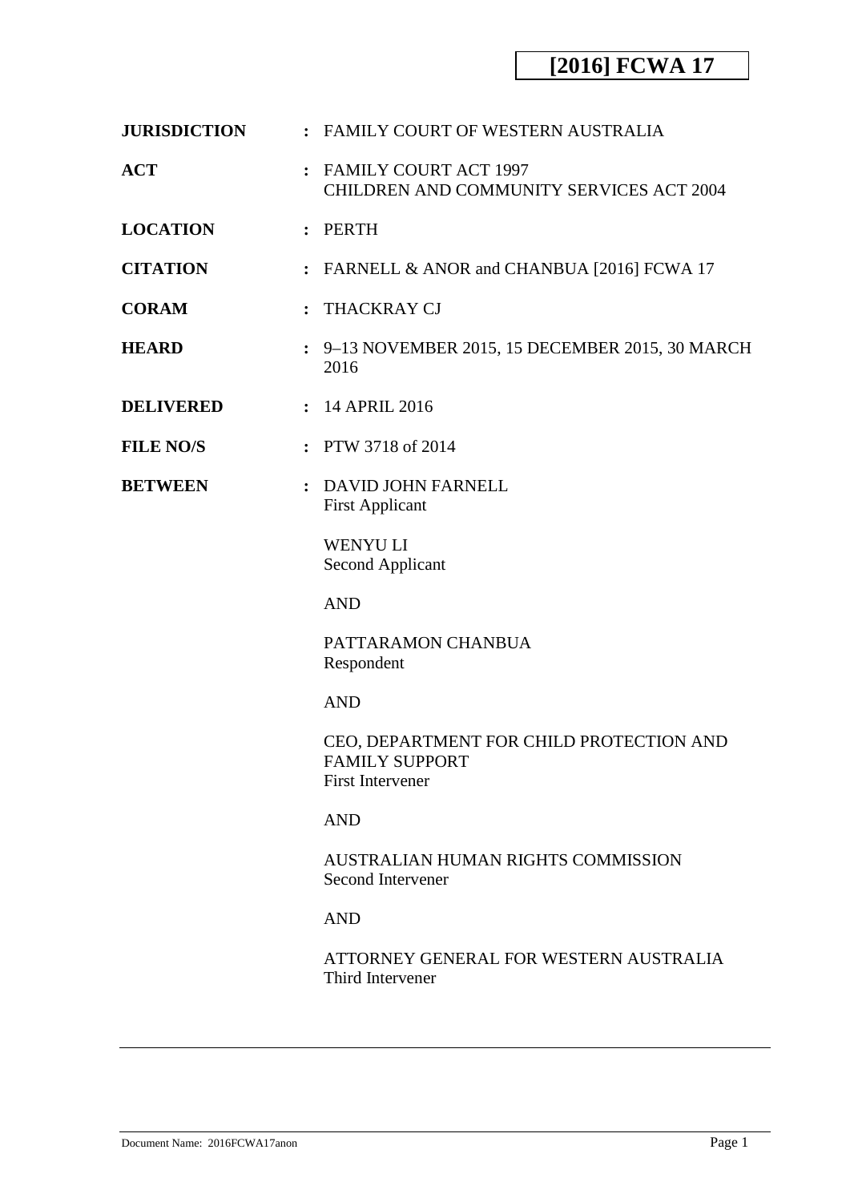**[2016] FCWA 17**

| | | |
|---|---|---|
| **JURISDICTION** | : | FAMILY COURT OF WESTERN AUSTRALIA |
| **ACT** | : | FAMILY COURT ACT 1997<br>CHILDREN AND COMMUNITY SERVICES ACT 2004 |
| **LOCATION** | : | PERTH |
| **CITATION** | : | FARNELL & ANOR and CHANBUA [2016] FCWA 17 |
| **CORAM** | : | THACKRAY CJ |
| **HEARD** | : | 9–13 NOVEMBER 2015, 15 DECEMBER 2015, 30 MARCH 2016 |
| **DELIVERED** | : | 14 APRIL 2016 |
| **FILE NO/S** | : | PTW 3718 of 2014 |
| **BETWEEN** | : | DAVID JOHN FARNELL<br>First Applicant<br><br>WENYU LI<br>Second Applicant<br><br>AND<br><br>PATTARAMON CHANBUA<br>Respondent<br><br>AND<br><br>CEO, DEPARTMENT FOR CHILD PROTECTION AND FAMILY SUPPORT<br>First Intervener<br><br>AND<br><br>AUSTRALIAN HUMAN RIGHTS COMMISSION<br>Second Intervener<br><br>AND<br><br>ATTORNEY GENERAL FOR WESTERN AUSTRALIA<br>Third Intervener |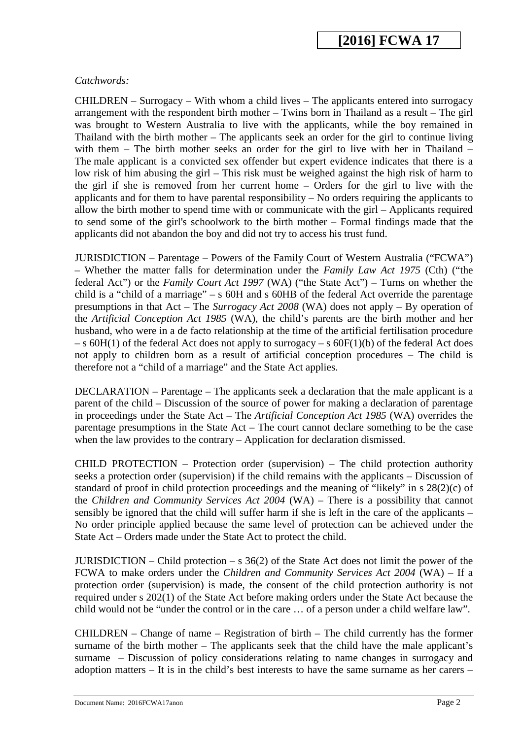*Catchwords:*

CHILDREN – Surrogacy – With whom a child lives – The applicants entered into surrogacy arrangement with the respondent birth mother – Twins born in Thailand as a result – The girl was brought to Western Australia to live with the applicants, while the boy remained in Thailand with the birth mother – The applicants seek an order for the girl to continue living with them – The birth mother seeks an order for the girl to live with her in Thailand – The male applicant is a convicted sex offender but expert evidence indicates that there is a low risk of him abusing the girl – This risk must be weighed against the high risk of harm to the girl if she is removed from her current home – Orders for the girl to live with the applicants and for them to have parental responsibility – No orders requiring the applicants to allow the birth mother to spend time with or communicate with the girl – Applicants required to send some of the girl's schoolwork to the birth mother – Formal findings made that the applicants did not abandon the boy and did not try to access his trust fund.

JURISDICTION – Parentage – Powers of the Family Court of Western Australia ("FCWA") – Whether the matter falls for determination under the *Family Law Act 1975* (Cth) ("the federal Act") or the *Family Court Act 1997* (WA) ("the State Act") – Turns on whether the child is a "child of a marriage" – s 60H and s 60HB of the federal Act override the parentage presumptions in that Act – The *Surrogacy Act 2008* (WA) does not apply – By operation of the *Artificial Conception Act 1985* (WA), the child's parents are the birth mother and her husband, who were in a de facto relationship at the time of the artificial fertilisation procedure – s 60H(1) of the federal Act does not apply to surrogacy – s 60F(1)(b) of the federal Act does not apply to children born as a result of artificial conception procedures – The child is therefore not a "child of a marriage" and the State Act applies.

DECLARATION – Parentage – The applicants seek a declaration that the male applicant is a parent of the child – Discussion of the source of power for making a declaration of parentage in proceedings under the State Act – The *Artificial Conception Act 1985* (WA) overrides the parentage presumptions in the State Act – The court cannot declare something to be the case when the law provides to the contrary – Application for declaration dismissed.

CHILD PROTECTION – Protection order (supervision) – The child protection authority seeks a protection order (supervision) if the child remains with the applicants – Discussion of standard of proof in child protection proceedings and the meaning of "likely" in s 28(2)(c) of the *Children and Community Services Act 2004* (WA) – There is a possibility that cannot sensibly be ignored that the child will suffer harm if she is left in the care of the applicants – No order principle applied because the same level of protection can be achieved under the State Act – Orders made under the State Act to protect the child.

JURISDICTION – Child protection – s 36(2) of the State Act does not limit the power of the FCWA to make orders under the *Children and Community Services Act 2004* (WA) – If a protection order (supervision) is made, the consent of the child protection authority is not required under s 202(1) of the State Act before making orders under the State Act because the child would not be "under the control or in the care … of a person under a child welfare law".

CHILDREN – Change of name – Registration of birth – The child currently has the former surname of the birth mother – The applicants seek that the child have the male applicant's surname – Discussion of policy considerations relating to name changes in surrogacy and adoption matters – It is in the child's best interests to have the same surname as her carers –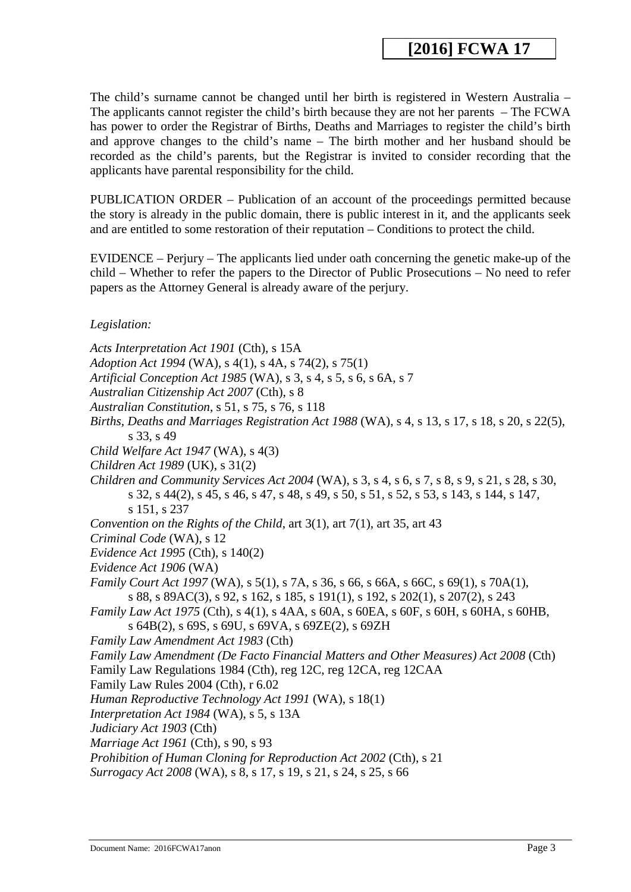The child's surname cannot be changed until her birth is registered in Western Australia – The applicants cannot register the child's birth because they are not her parents – The FCWA has power to order the Registrar of Births, Deaths and Marriages to register the child's birth and approve changes to the child's name – The birth mother and her husband should be recorded as the child's parents, but the Registrar is invited to consider recording that the applicants have parental responsibility for the child.

PUBLICATION ORDER – Publication of an account of the proceedings permitted because the story is already in the public domain, there is public interest in it, and the applicants seek and are entitled to some restoration of their reputation – Conditions to protect the child.

EVIDENCE – Perjury – The applicants lied under oath concerning the genetic make-up of the child – Whether to refer the papers to the Director of Public Prosecutions – No need to refer papers as the Attorney General is already aware of the perjury.

*Legislation:*

*Acts Interpretation Act 1901* (Cth), s 15A
*Adoption Act 1994* (WA), s 4(1), s 4A, s 74(2), s 75(1)
*Artificial Conception Act 1985* (WA), s 3, s 4, s 5, s 6, s 6A, s 7
*Australian Citizenship Act 2007* (Cth), s 8
*Australian Constitution*, s 51, s 75, s 76, s 118
*Births, Deaths and Marriages Registration Act 1988* (WA), s 4, s 13, s 17, s 18, s 20, s 22(5), s 33, s 49
*Child Welfare Act 1947* (WA), s 4(3)
*Children Act 1989* (UK), s 31(2)
*Children and Community Services Act 2004* (WA), s 3, s 4, s 6, s 7, s 8, s 9, s 21, s 28, s 30, s 32, s 44(2), s 45, s 46, s 47, s 48, s 49, s 50, s 51, s 52, s 53, s 143, s 144, s 147, s 151, s 237
*Convention on the Rights of the Child*, art 3(1), art 7(1), art 35, art 43
*Criminal Code* (WA), s 12
*Evidence Act 1995* (Cth), s 140(2)
*Evidence Act 1906* (WA)
*Family Court Act 1997* (WA), s 5(1), s 7A, s 36, s 66, s 66A, s 66C, s 69(1), s 70A(1), s 88, s 89AC(3), s 92, s 162, s 185, s 191(1), s 192, s 202(1), s 207(2), s 243
*Family Law Act 1975* (Cth), s 4(1), s 4AA, s 60A, s 60EA, s 60F, s 60H, s 60HA, s 60HB, s 64B(2), s 69S, s 69U, s 69VA, s 69ZE(2), s 69ZH
*Family Law Amendment Act 1983* (Cth)
*Family Law Amendment (De Facto Financial Matters and Other Measures) Act 2008* (Cth)
Family Law Regulations 1984 (Cth), reg 12C, reg 12CA, reg 12CAA
Family Law Rules 2004 (Cth), r 6.02
*Human Reproductive Technology Act 1991* (WA), s 18(1)
*Interpretation Act 1984* (WA), s 5, s 13A
*Judiciary Act 1903* (Cth)
*Marriage Act 1961* (Cth), s 90, s 93
*Prohibition of Human Cloning for Reproduction Act 2002* (Cth), s 21
*Surrogacy Act 2008* (WA), s 8, s 17, s 19, s 21, s 24, s 25, s 66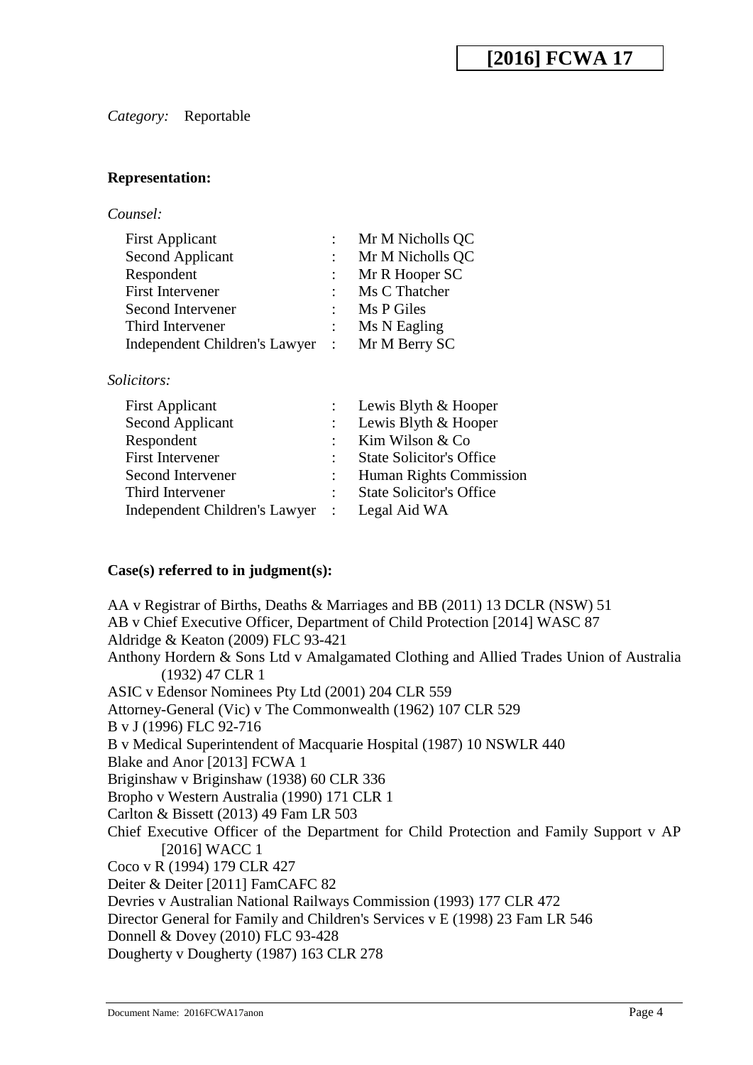*Category:* Reportable

**Representation:**

*Counsel:*

| | | |
|---|---|---|
| First Applicant | : | Mr M Nicholls QC |
| Second Applicant | : | Mr M Nicholls QC |
| Respondent | : | Mr R Hooper SC |
| First Intervener | : | Ms C Thatcher |
| Second Intervener | : | Ms P Giles |
| Third Intervener | : | Ms N Eagling |
| Independent Children's Lawyer | : | Mr M Berry SC |

*Solicitors:*

| | | |
|---|---|---|
| First Applicant | : | Lewis Blyth & Hooper |
| Second Applicant | : | Lewis Blyth & Hooper |
| Respondent | : | Kim Wilson & Co |
| First Intervener | : | State Solicitor's Office |
| Second Intervener | : | Human Rights Commission |
| Third Intervener | : | State Solicitor's Office |
| Independent Children's Lawyer | : | Legal Aid WA |

**Case(s) referred to in judgment(s):**

AA v Registrar of Births, Deaths & Marriages and BB (2011) 13 DCLR (NSW) 51
AB v Chief Executive Officer, Department of Child Protection [2014] WASC 87
Aldridge & Keaton (2009) FLC 93-421
Anthony Hordern & Sons Ltd v Amalgamated Clothing and Allied Trades Union of Australia (1932) 47 CLR 1
ASIC v Edensor Nominees Pty Ltd (2001) 204 CLR 559
Attorney-General (Vic) v The Commonwealth (1962) 107 CLR 529
B v J (1996) FLC 92-716
B v Medical Superintendent of Macquarie Hospital (1987) 10 NSWLR 440
Blake and Anor [2013] FCWA 1
Briginshaw v Briginshaw (1938) 60 CLR 336
Bropho v Western Australia (1990) 171 CLR 1
Carlton & Bissett (2013) 49 Fam LR 503
Chief Executive Officer of the Department for Child Protection and Family Support v AP [2016] WACC 1
Coco v R (1994) 179 CLR 427
Deiter & Deiter [2011] FamCAFC 82
Devries v Australian National Railways Commission (1993) 177 CLR 472
Director General for Family and Children's Services v E (1998) 23 Fam LR 546
Donnell & Dovey (2010) FLC 93-428
Dougherty v Dougherty (1987) 163 CLR 278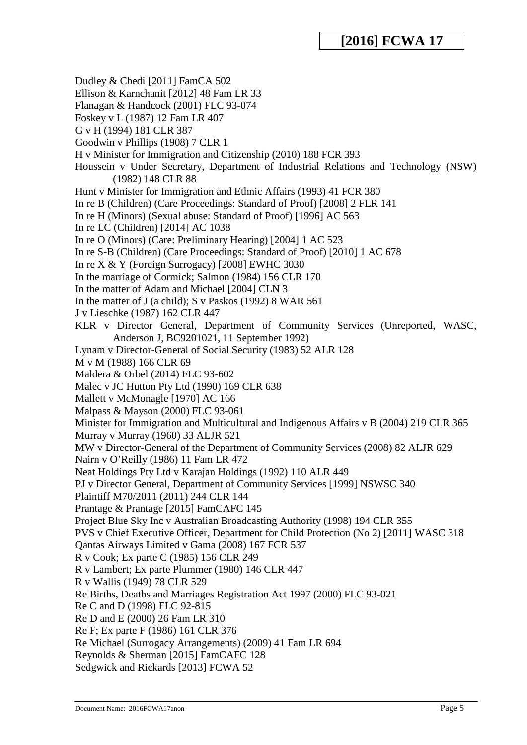Dudley & Chedi [2011] FamCA 502
Ellison & Karnchanit [2012] 48 Fam LR 33
Flanagan & Handcock (2001) FLC 93-074
Foskey v L (1987) 12 Fam LR 407
G v H (1994) 181 CLR 387
Goodwin v Phillips (1908) 7 CLR 1
H v Minister for Immigration and Citizenship (2010) 188 FCR 393
Houssein v Under Secretary, Department of Industrial Relations and Technology (NSW) (1982) 148 CLR 88
Hunt v Minister for Immigration and Ethnic Affairs (1993) 41 FCR 380
In re B (Children) (Care Proceedings: Standard of Proof) [2008] 2 FLR 141
In re H (Minors) (Sexual abuse: Standard of Proof) [1996] AC 563
In re LC (Children) [2014] AC 1038
In re O (Minors) (Care: Preliminary Hearing) [2004] 1 AC 523
In re S-B (Children) (Care Proceedings: Standard of Proof) [2010] 1 AC 678
In re X & Y (Foreign Surrogacy) [2008] EWHC 3030
In the marriage of Cormick; Salmon (1984) 156 CLR 170
In the matter of Adam and Michael [2004] CLN 3
In the matter of J (a child); S v Paskos (1992) 8 WAR 561
J v Lieschke (1987) 162 CLR 447
KLR v Director General, Department of Community Services (Unreported, WASC, Anderson J, BC9201021, 11 September 1992)
Lynam v Director-General of Social Security (1983) 52 ALR 128
M v M (1988) 166 CLR 69
Maldera & Orbel (2014) FLC 93-602
Malec v JC Hutton Pty Ltd (1990) 169 CLR 638
Mallett v McMonagle [1970] AC 166
Malpass & Mayson (2000) FLC 93-061
Minister for Immigration and Multicultural and Indigenous Affairs v B (2004) 219 CLR 365
Murray v Murray (1960) 33 ALJR 521
MW v Director-General of the Department of Community Services (2008) 82 ALJR 629
Nairn v O'Reilly (1986) 11 Fam LR 472
Neat Holdings Pty Ltd v Karajan Holdings (1992) 110 ALR 449
PJ v Director General, Department of Community Services [1999] NSWSC 340
Plaintiff M70/2011 (2011) 244 CLR 144
Prantage & Prantage [2015] FamCAFC 145
Project Blue Sky Inc v Australian Broadcasting Authority (1998) 194 CLR 355
PVS v Chief Executive Officer, Department for Child Protection (No 2) [2011] WASC 318
Qantas Airways Limited v Gama (2008) 167 FCR 537
R v Cook; Ex parte C (1985) 156 CLR 249
R v Lambert; Ex parte Plummer (1980) 146 CLR 447
R v Wallis (1949) 78 CLR 529
Re Births, Deaths and Marriages Registration Act 1997 (2000) FLC 93-021
Re C and D (1998) FLC 92-815
Re D and E (2000) 26 Fam LR 310
Re F; Ex parte F (1986) 161 CLR 376
Re Michael (Surrogacy Arrangements) (2009) 41 Fam LR 694
Reynolds & Sherman [2015] FamCAFC 128
Sedgwick and Rickards [2013] FCWA 52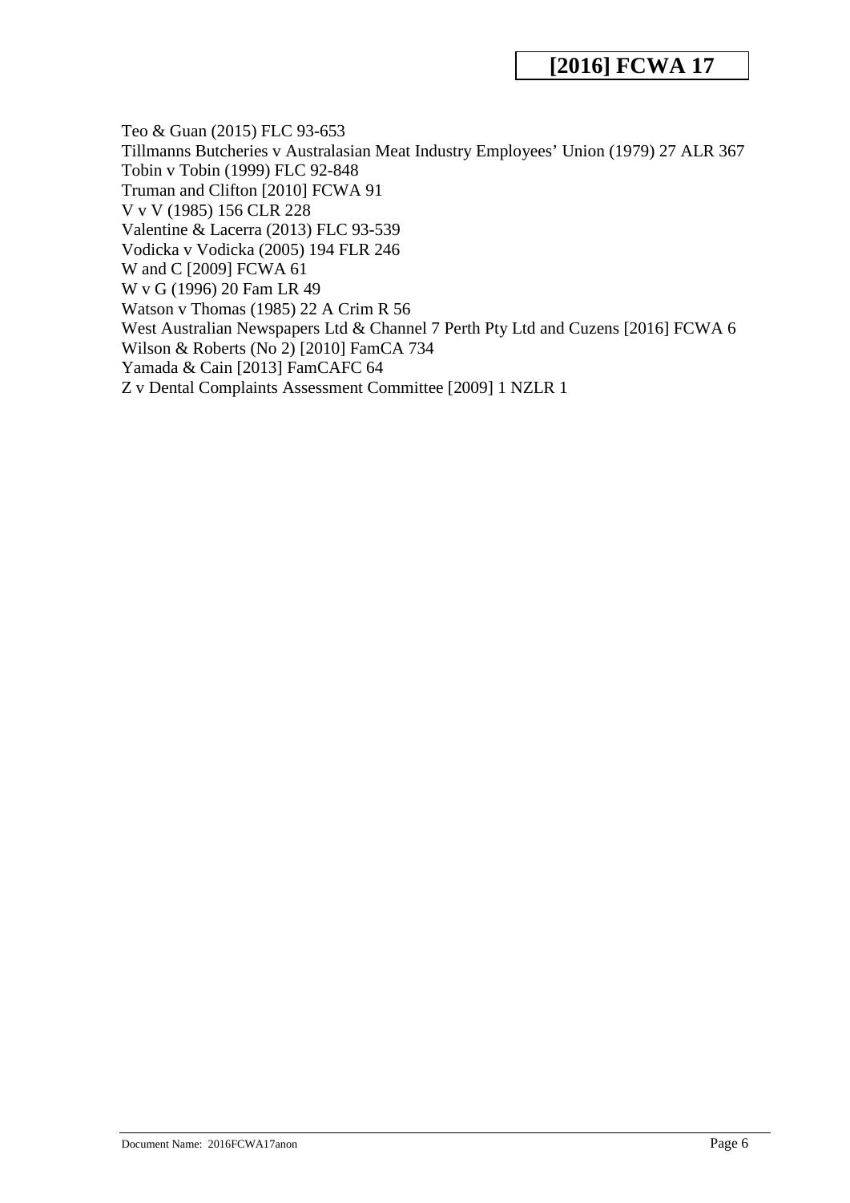Teo & Guan (2015) FLC 93-653
Tillmanns Butcheries v Australasian Meat Industry Employees' Union (1979) 27 ALR 367
Tobin v Tobin (1999) FLC 92-848
Truman and Clifton [2010] FCWA 91
V v V (1985) 156 CLR 228
Valentine & Lacerra (2013) FLC 93-539
Vodicka v Vodicka (2005) 194 FLR 246
W and C [2009] FCWA 61
W v G (1996) 20 Fam LR 49
Watson v Thomas (1985) 22 A Crim R 56
West Australian Newspapers Ltd & Channel 7 Perth Pty Ltd and Cuzens [2016] FCWA 6
Wilson & Roberts (No 2) [2010] FamCA 734
Yamada & Cain [2013] FamCAFC 64
Z v Dental Complaints Assessment Committee [2009] 1 NZLR 1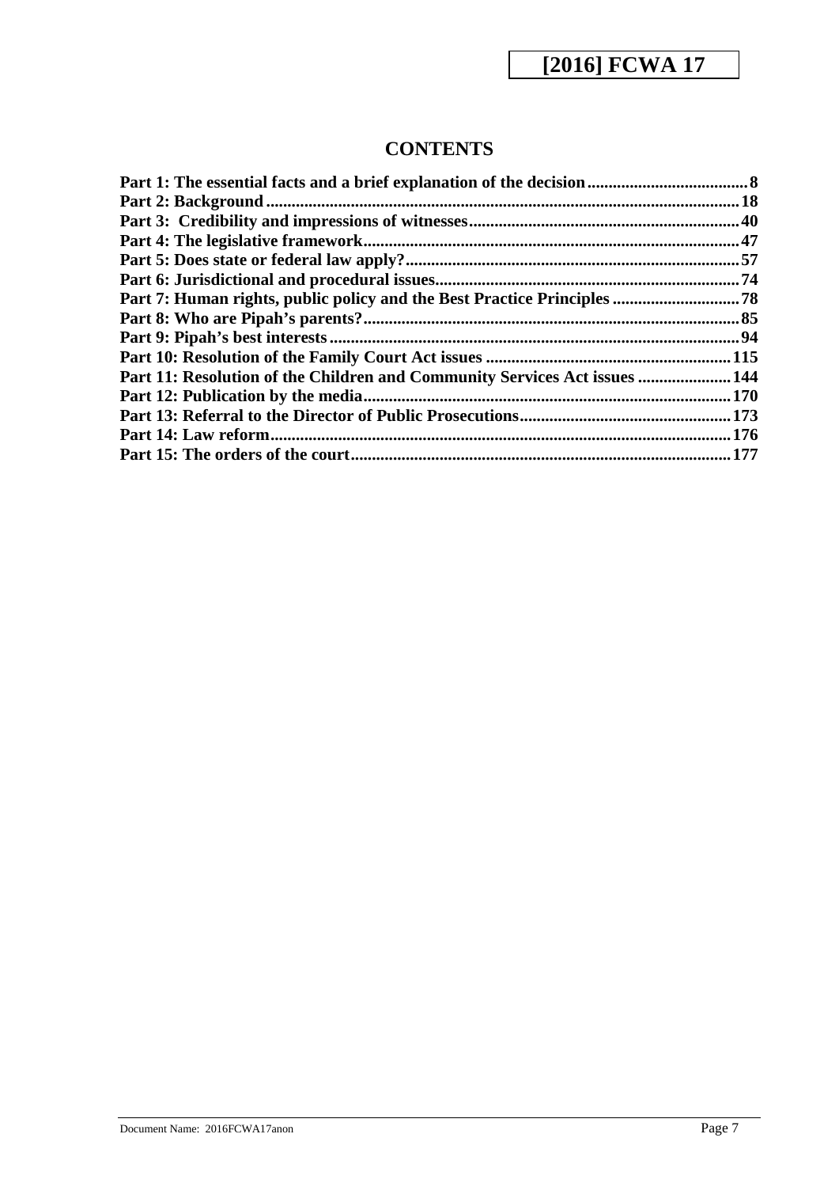## CONTENTS

**Part 1: The essential facts and a brief explanation of the decision** ...... 8
**Part 2: Background** ...... 18
**Part 3: Credibility and impressions of witnesses** ...... 40
**Part 4: The legislative framework** ...... 47
**Part 5: Does state or federal law apply?** ...... 57
**Part 6: Jurisdictional and procedural issues** ...... 74
**Part 7: Human rights, public policy and the Best Practice Principles** ...... 78
**Part 8: Who are Pipah's parents?** ...... 85
**Part 9: Pipah's best interests** ...... 94
**Part 10: Resolution of the Family Court Act issues** ...... 115
**Part 11: Resolution of the Children and Community Services Act issues** ...... 144
**Part 12: Publication by the media** ...... 170
**Part 13: Referral to the Director of Public Prosecutions** ...... 173
**Part 14: Law reform** ...... 176
**Part 15: The orders of the court** ...... 177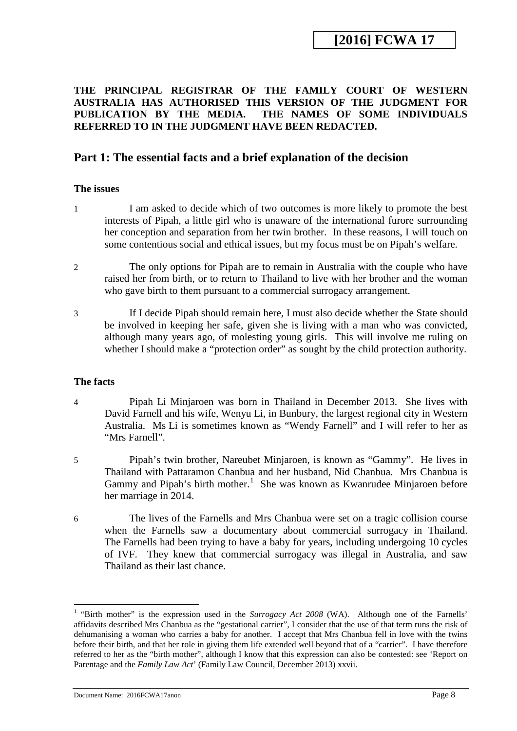**THE PRINCIPAL REGISTRAR OF THE FAMILY COURT OF WESTERN AUSTRALIA HAS AUTHORISED THIS VERSION OF THE JUDGMENT FOR PUBLICATION BY THE MEDIA. THE NAMES OF SOME INDIVIDUALS REFERRED TO IN THE JUDGMENT HAVE BEEN REDACTED.**

## Part 1: The essential facts and a brief explanation of the decision

### The issues

1 I am asked to decide which of two outcomes is more likely to promote the best interests of Pipah, a little girl who is unaware of the international furore surrounding her conception and separation from her twin brother. In these reasons, I will touch on some contentious social and ethical issues, but my focus must be on Pipah's welfare.

2 The only options for Pipah are to remain in Australia with the couple who have raised her from birth, or to return to Thailand to live with her brother and the woman who gave birth to them pursuant to a commercial surrogacy arrangement.

3 If I decide Pipah should remain here, I must also decide whether the State should be involved in keeping her safe, given she is living with a man who was convicted, although many years ago, of molesting young girls. This will involve me ruling on whether I should make a "protection order" as sought by the child protection authority.

### The facts

4 Pipah Li Minjaroen was born in Thailand in December 2013. She lives with David Farnell and his wife, Wenyu Li, in Bunbury, the largest regional city in Western Australia. Ms Li is sometimes known as "Wendy Farnell" and I will refer to her as "Mrs Farnell".

5 Pipah's twin brother, Nareubet Minjaroen, is known as "Gammy". He lives in Thailand with Pattaramon Chanbua and her husband, Nid Chanbua. Mrs Chanbua is Gammy and Pipah's birth mother.[1] She was known as Kwanrudee Minjaroen before her marriage in 2014.

6 The lives of the Farnells and Mrs Chanbua were set on a tragic collision course when the Farnells saw a documentary about commercial surrogacy in Thailand. The Farnells had been trying to have a baby for years, including undergoing 10 cycles of IVF. They knew that commercial surrogacy was illegal in Australia, and saw Thailand as their last chance.

---

[1] "Birth mother" is the expression used in the *Surrogacy Act 2008* (WA). Although one of the Farnells' affidavits described Mrs Chanbua as the "gestational carrier", I consider that the use of that term runs the risk of dehumanising a woman who carries a baby for another. I accept that Mrs Chanbua fell in love with the twins before their birth, and that her role in giving them life extended well beyond that of a "carrier". I have therefore referred to her as the "birth mother", although I know that this expression can also be contested: see 'Report on Parentage and the *Family Law Act*' (Family Law Council, December 2013) xxvii.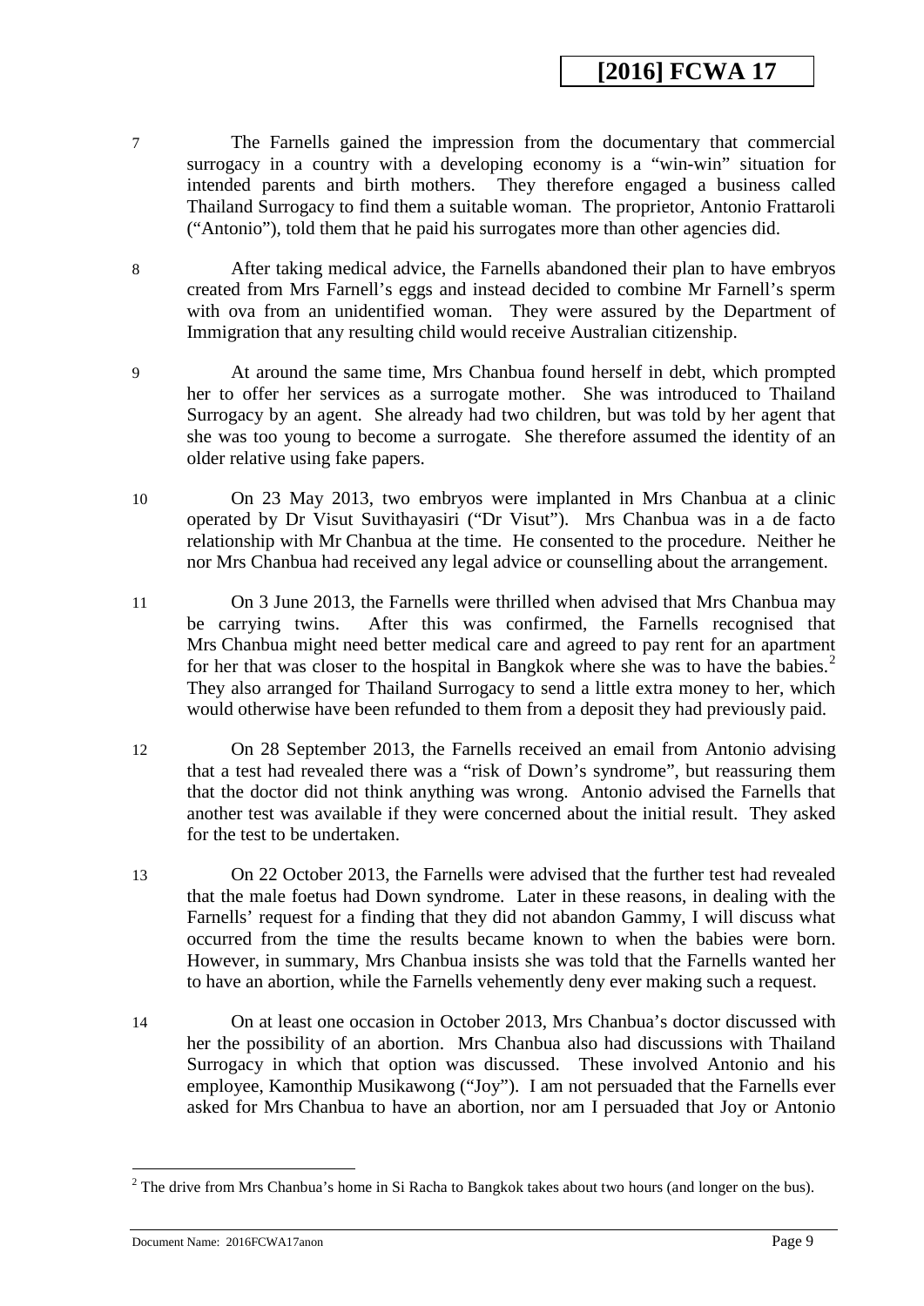7 The Farnells gained the impression from the documentary that commercial surrogacy in a country with a developing economy is a "win-win" situation for intended parents and birth mothers. They therefore engaged a business called Thailand Surrogacy to find them a suitable woman. The proprietor, Antonio Frattaroli ("Antonio"), told them that he paid his surrogates more than other agencies did.

8 After taking medical advice, the Farnells abandoned their plan to have embryos created from Mrs Farnell's eggs and instead decided to combine Mr Farnell's sperm with ova from an unidentified woman. They were assured by the Department of Immigration that any resulting child would receive Australian citizenship.

9 At around the same time, Mrs Chanbua found herself in debt, which prompted her to offer her services as a surrogate mother. She was introduced to Thailand Surrogacy by an agent. She already had two children, but was told by her agent that she was too young to become a surrogate. She therefore assumed the identity of an older relative using fake papers.

10 On 23 May 2013, two embryos were implanted in Mrs Chanbua at a clinic operated by Dr Visut Suvithayasiri ("Dr Visut"). Mrs Chanbua was in a de facto relationship with Mr Chanbua at the time. He consented to the procedure. Neither he nor Mrs Chanbua had received any legal advice or counselling about the arrangement.

11 On 3 June 2013, the Farnells were thrilled when advised that Mrs Chanbua may be carrying twins. After this was confirmed, the Farnells recognised that Mrs Chanbua might need better medical care and agreed to pay rent for an apartment for her that was closer to the hospital in Bangkok where she was to have the babies.[2] They also arranged for Thailand Surrogacy to send a little extra money to her, which would otherwise have been refunded to them from a deposit they had previously paid.

12 On 28 September 2013, the Farnells received an email from Antonio advising that a test had revealed there was a "risk of Down's syndrome", but reassuring them that the doctor did not think anything was wrong. Antonio advised the Farnells that another test was available if they were concerned about the initial result. They asked for the test to be undertaken.

13 On 22 October 2013, the Farnells were advised that the further test had revealed that the male foetus had Down syndrome. Later in these reasons, in dealing with the Farnells' request for a finding that they did not abandon Gammy, I will discuss what occurred from the time the results became known to when the babies were born. However, in summary, Mrs Chanbua insists she was told that the Farnells wanted her to have an abortion, while the Farnells vehemently deny ever making such a request.

14 On at least one occasion in October 2013, Mrs Chanbua's doctor discussed with her the possibility of an abortion. Mrs Chanbua also had discussions with Thailand Surrogacy in which that option was discussed. These involved Antonio and his employee, Kamonthip Musikawong ("Joy"). I am not persuaded that the Farnells ever asked for Mrs Chanbua to have an abortion, nor am I persuaded that Joy or Antonio

---

[2] The drive from Mrs Chanbua's home in Si Racha to Bangkok takes about two hours (and longer on the bus).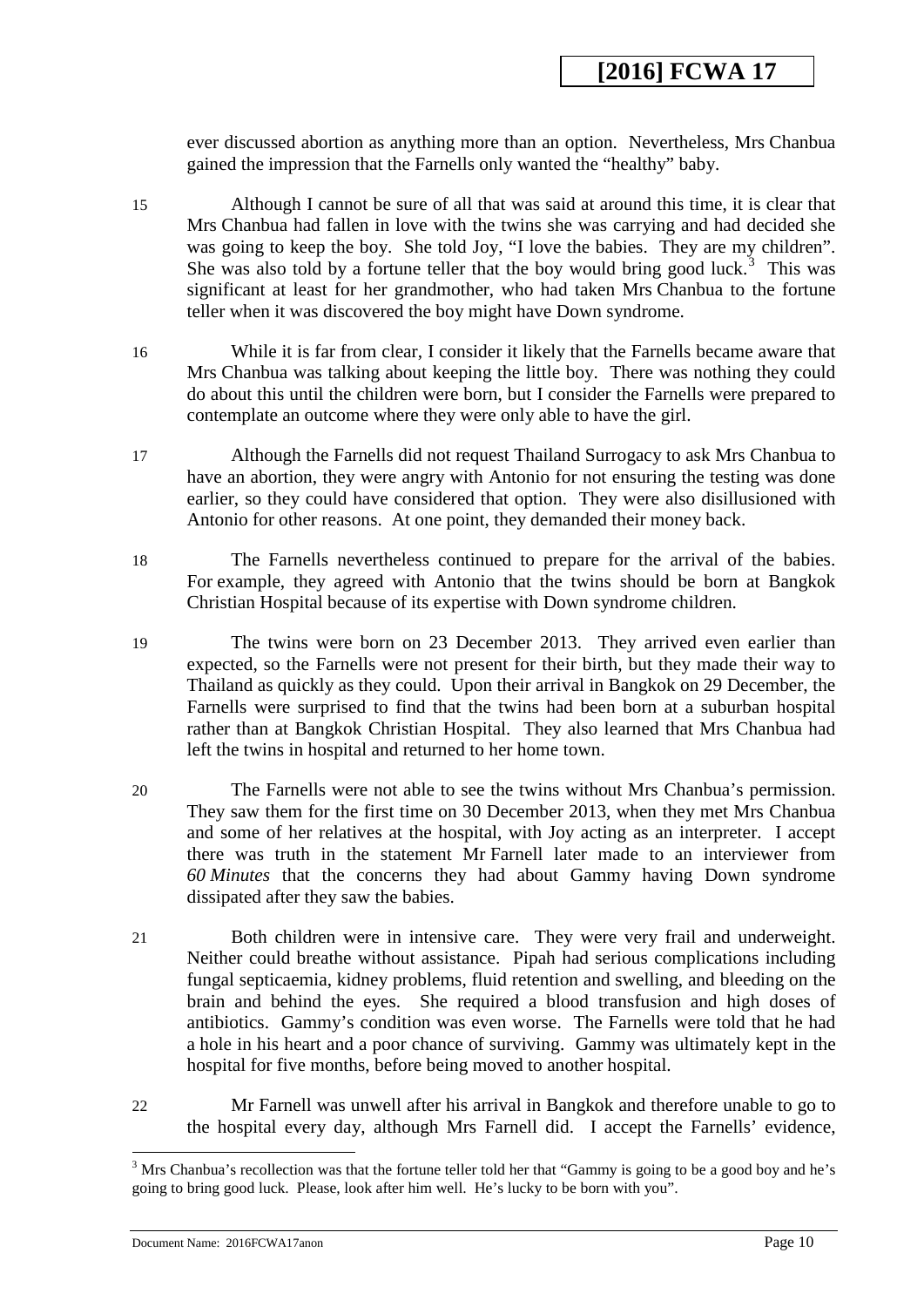ever discussed abortion as anything more than an option. Nevertheless, Mrs Chanbua gained the impression that the Farnells only wanted the "healthy" baby.

15 Although I cannot be sure of all that was said at around this time, it is clear that Mrs Chanbua had fallen in love with the twins she was carrying and had decided she was going to keep the boy. She told Joy, "I love the babies. They are my children". She was also told by a fortune teller that the boy would bring good luck.[3] This was significant at least for her grandmother, who had taken Mrs Chanbua to the fortune teller when it was discovered the boy might have Down syndrome.

16 While it is far from clear, I consider it likely that the Farnells became aware that Mrs Chanbua was talking about keeping the little boy. There was nothing they could do about this until the children were born, but I consider the Farnells were prepared to contemplate an outcome where they were only able to have the girl.

17 Although the Farnells did not request Thailand Surrogacy to ask Mrs Chanbua to have an abortion, they were angry with Antonio for not ensuring the testing was done earlier, so they could have considered that option. They were also disillusioned with Antonio for other reasons. At one point, they demanded their money back.

18 The Farnells nevertheless continued to prepare for the arrival of the babies. For example, they agreed with Antonio that the twins should be born at Bangkok Christian Hospital because of its expertise with Down syndrome children.

19 The twins were born on 23 December 2013. They arrived even earlier than expected, so the Farnells were not present for their birth, but they made their way to Thailand as quickly as they could. Upon their arrival in Bangkok on 29 December, the Farnells were surprised to find that the twins had been born at a suburban hospital rather than at Bangkok Christian Hospital. They also learned that Mrs Chanbua had left the twins in hospital and returned to her home town.

20 The Farnells were not able to see the twins without Mrs Chanbua's permission. They saw them for the first time on 30 December 2013, when they met Mrs Chanbua and some of her relatives at the hospital, with Joy acting as an interpreter. I accept there was truth in the statement Mr Farnell later made to an interviewer from *60 Minutes* that the concerns they had about Gammy having Down syndrome dissipated after they saw the babies.

21 Both children were in intensive care. They were very frail and underweight. Neither could breathe without assistance. Pipah had serious complications including fungal septicaemia, kidney problems, fluid retention and swelling, and bleeding on the brain and behind the eyes. She required a blood transfusion and high doses of antibiotics. Gammy's condition was even worse. The Farnells were told that he had a hole in his heart and a poor chance of surviving. Gammy was ultimately kept in the hospital for five months, before being moved to another hospital.

22 Mr Farnell was unwell after his arrival in Bangkok and therefore unable to go to the hospital every day, although Mrs Farnell did. I accept the Farnells' evidence,

---

[3] Mrs Chanbua's recollection was that the fortune teller told her that "Gammy is going to be a good boy and he's going to bring good luck. Please, look after him well. He's lucky to be born with you".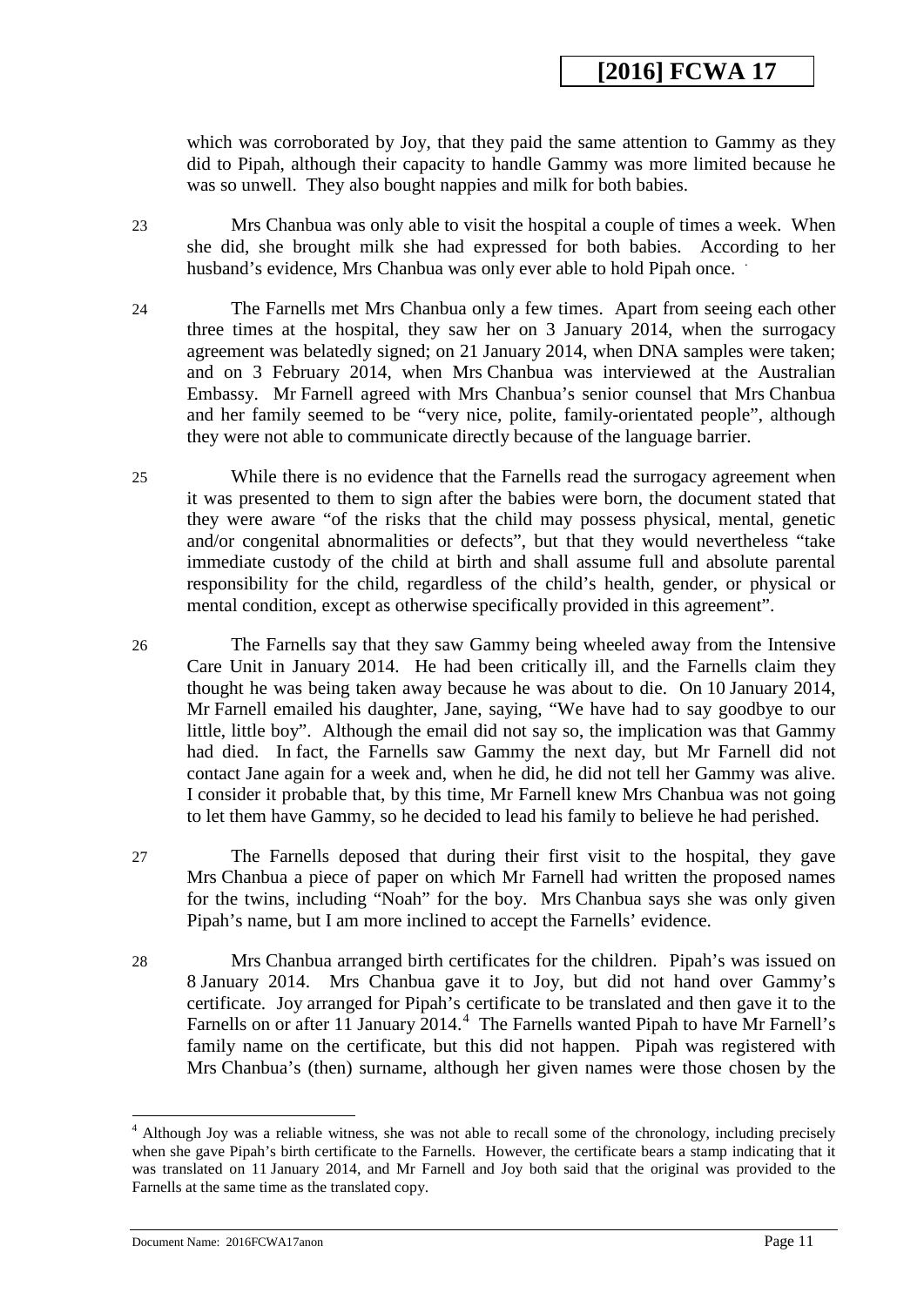which was corroborated by Joy, that they paid the same attention to Gammy as they did to Pipah, although their capacity to handle Gammy was more limited because he was so unwell. They also bought nappies and milk for both babies.

23 Mrs Chanbua was only able to visit the hospital a couple of times a week. When she did, she brought milk she had expressed for both babies. According to her husband's evidence, Mrs Chanbua was only ever able to hold Pipah once.

24 The Farnells met Mrs Chanbua only a few times. Apart from seeing each other three times at the hospital, they saw her on 3 January 2014, when the surrogacy agreement was belatedly signed; on 21 January 2014, when DNA samples were taken; and on 3 February 2014, when Mrs Chanbua was interviewed at the Australian Embassy. Mr Farnell agreed with Mrs Chanbua's senior counsel that Mrs Chanbua and her family seemed to be "very nice, polite, family-orientated people", although they were not able to communicate directly because of the language barrier.

25 While there is no evidence that the Farnells read the surrogacy agreement when it was presented to them to sign after the babies were born, the document stated that they were aware "of the risks that the child may possess physical, mental, genetic and/or congenital abnormalities or defects", but that they would nevertheless "take immediate custody of the child at birth and shall assume full and absolute parental responsibility for the child, regardless of the child's health, gender, or physical or mental condition, except as otherwise specifically provided in this agreement".

26 The Farnells say that they saw Gammy being wheeled away from the Intensive Care Unit in January 2014. He had been critically ill, and the Farnells claim they thought he was being taken away because he was about to die. On 10 January 2014, Mr Farnell emailed his daughter, Jane, saying, "We have had to say goodbye to our little, little boy". Although the email did not say so, the implication was that Gammy had died. In fact, the Farnells saw Gammy the next day, but Mr Farnell did not contact Jane again for a week and, when he did, he did not tell her Gammy was alive. I consider it probable that, by this time, Mr Farnell knew Mrs Chanbua was not going to let them have Gammy, so he decided to lead his family to believe he had perished.

27 The Farnells deposed that during their first visit to the hospital, they gave Mrs Chanbua a piece of paper on which Mr Farnell had written the proposed names for the twins, including "Noah" for the boy. Mrs Chanbua says she was only given Pipah's name, but I am more inclined to accept the Farnells' evidence.

28 Mrs Chanbua arranged birth certificates for the children. Pipah's was issued on 8 January 2014. Mrs Chanbua gave it to Joy, but did not hand over Gammy's certificate. Joy arranged for Pipah's certificate to be translated and then gave it to the Farnells on or after 11 January 2014.[4] The Farnells wanted Pipah to have Mr Farnell's family name on the certificate, but this did not happen. Pipah was registered with Mrs Chanbua's (then) surname, although her given names were those chosen by the

---

[4] Although Joy was a reliable witness, she was not able to recall some of the chronology, including precisely when she gave Pipah's birth certificate to the Farnells. However, the certificate bears a stamp indicating that it was translated on 11 January 2014, and Mr Farnell and Joy both said that the original was provided to the Farnells at the same time as the translated copy.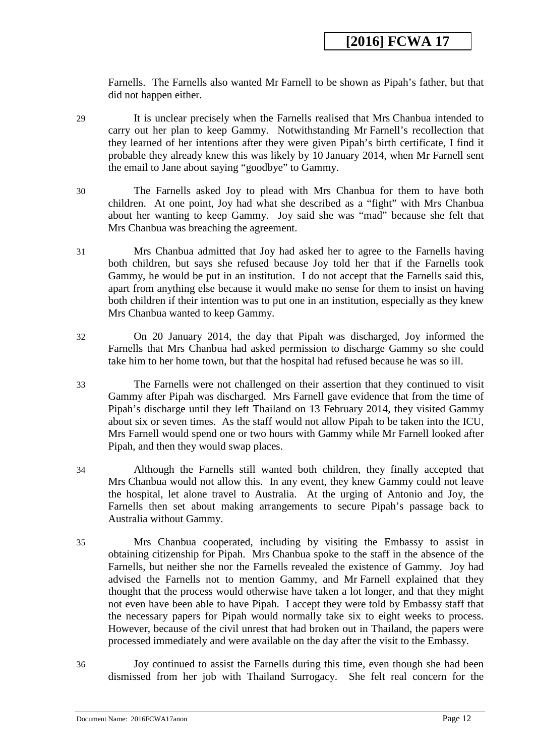Farnells. The Farnells also wanted Mr Farnell to be shown as Pipah's father, but that did not happen either.

29 It is unclear precisely when the Farnells realised that Mrs Chanbua intended to carry out her plan to keep Gammy. Notwithstanding Mr Farnell's recollection that they learned of her intentions after they were given Pipah's birth certificate, I find it probable they already knew this was likely by 10 January 2014, when Mr Farnell sent the email to Jane about saying "goodbye" to Gammy.

30 The Farnells asked Joy to plead with Mrs Chanbua for them to have both children. At one point, Joy had what she described as a "fight" with Mrs Chanbua about her wanting to keep Gammy. Joy said she was "mad" because she felt that Mrs Chanbua was breaching the agreement.

31 Mrs Chanbua admitted that Joy had asked her to agree to the Farnells having both children, but says she refused because Joy told her that if the Farnells took Gammy, he would be put in an institution. I do not accept that the Farnells said this, apart from anything else because it would make no sense for them to insist on having both children if their intention was to put one in an institution, especially as they knew Mrs Chanbua wanted to keep Gammy.

32 On 20 January 2014, the day that Pipah was discharged, Joy informed the Farnells that Mrs Chanbua had asked permission to discharge Gammy so she could take him to her home town, but that the hospital had refused because he was so ill.

33 The Farnells were not challenged on their assertion that they continued to visit Gammy after Pipah was discharged. Mrs Farnell gave evidence that from the time of Pipah's discharge until they left Thailand on 13 February 2014, they visited Gammy about six or seven times. As the staff would not allow Pipah to be taken into the ICU, Mrs Farnell would spend one or two hours with Gammy while Mr Farnell looked after Pipah, and then they would swap places.

34 Although the Farnells still wanted both children, they finally accepted that Mrs Chanbua would not allow this. In any event, they knew Gammy could not leave the hospital, let alone travel to Australia. At the urging of Antonio and Joy, the Farnells then set about making arrangements to secure Pipah's passage back to Australia without Gammy.

35 Mrs Chanbua cooperated, including by visiting the Embassy to assist in obtaining citizenship for Pipah. Mrs Chanbua spoke to the staff in the absence of the Farnells, but neither she nor the Farnells revealed the existence of Gammy. Joy had advised the Farnells not to mention Gammy, and Mr Farnell explained that they thought that the process would otherwise have taken a lot longer, and that they might not even have been able to have Pipah. I accept they were told by Embassy staff that the necessary papers for Pipah would normally take six to eight weeks to process. However, because of the civil unrest that had broken out in Thailand, the papers were processed immediately and were available on the day after the visit to the Embassy.

36 Joy continued to assist the Farnells during this time, even though she had been dismissed from her job with Thailand Surrogacy. She felt real concern for the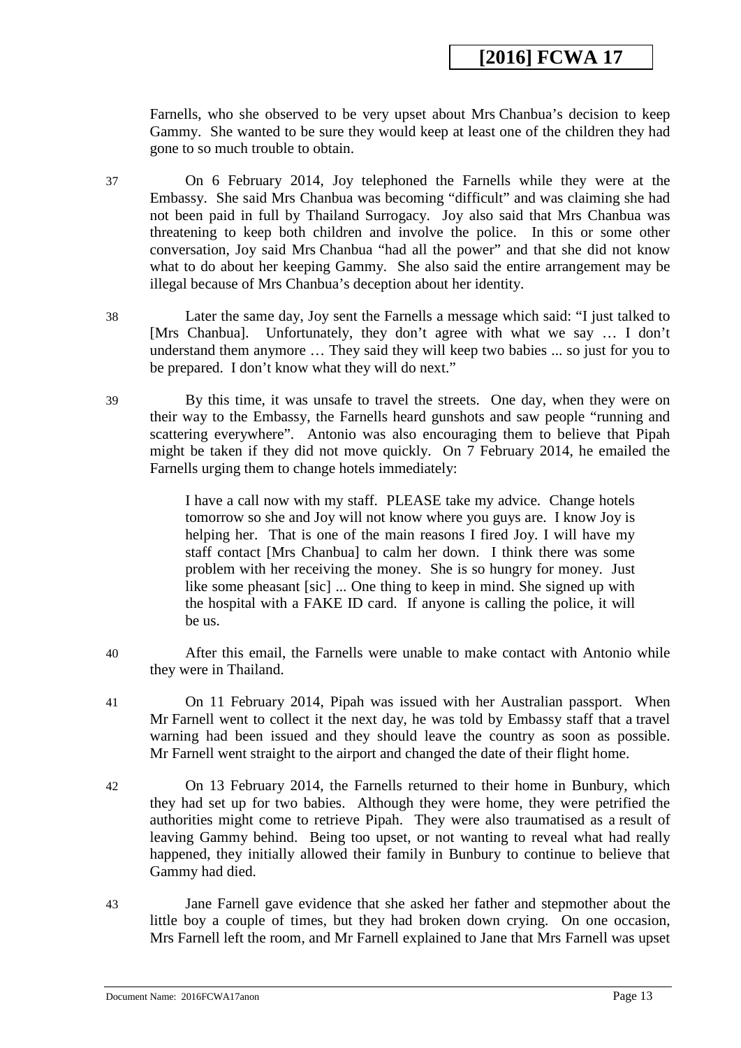Farnells, who she observed to be very upset about Mrs Chanbua's decision to keep Gammy. She wanted to be sure they would keep at least one of the children they had gone to so much trouble to obtain.

37 On 6 February 2014, Joy telephoned the Farnells while they were at the Embassy. She said Mrs Chanbua was becoming "difficult" and was claiming she had not been paid in full by Thailand Surrogacy. Joy also said that Mrs Chanbua was threatening to keep both children and involve the police. In this or some other conversation, Joy said Mrs Chanbua "had all the power" and that she did not know what to do about her keeping Gammy. She also said the entire arrangement may be illegal because of Mrs Chanbua's deception about her identity.

38 Later the same day, Joy sent the Farnells a message which said: "I just talked to [Mrs Chanbua]. Unfortunately, they don't agree with what we say … I don't understand them anymore … They said they will keep two babies ... so just for you to be prepared. I don't know what they will do next."

39 By this time, it was unsafe to travel the streets. One day, when they were on their way to the Embassy, the Farnells heard gunshots and saw people "running and scattering everywhere". Antonio was also encouraging them to believe that Pipah might be taken if they did not move quickly. On 7 February 2014, he emailed the Farnells urging them to change hotels immediately:

> I have a call now with my staff. PLEASE take my advice. Change hotels tomorrow so she and Joy will not know where you guys are. I know Joy is helping her. That is one of the main reasons I fired Joy. I will have my staff contact [Mrs Chanbua] to calm her down. I think there was some problem with her receiving the money. She is so hungry for money. Just like some pheasant [sic] ... One thing to keep in mind. She signed up with the hospital with a FAKE ID card. If anyone is calling the police, it will be us.

40 After this email, the Farnells were unable to make contact with Antonio while they were in Thailand.

41 On 11 February 2014, Pipah was issued with her Australian passport. When Mr Farnell went to collect it the next day, he was told by Embassy staff that a travel warning had been issued and they should leave the country as soon as possible. Mr Farnell went straight to the airport and changed the date of their flight home.

42 On 13 February 2014, the Farnells returned to their home in Bunbury, which they had set up for two babies. Although they were home, they were petrified the authorities might come to retrieve Pipah. They were also traumatised as a result of leaving Gammy behind. Being too upset, or not wanting to reveal what had really happened, they initially allowed their family in Bunbury to continue to believe that Gammy had died.

43 Jane Farnell gave evidence that she asked her father and stepmother about the little boy a couple of times, but they had broken down crying. On one occasion, Mrs Farnell left the room, and Mr Farnell explained to Jane that Mrs Farnell was upset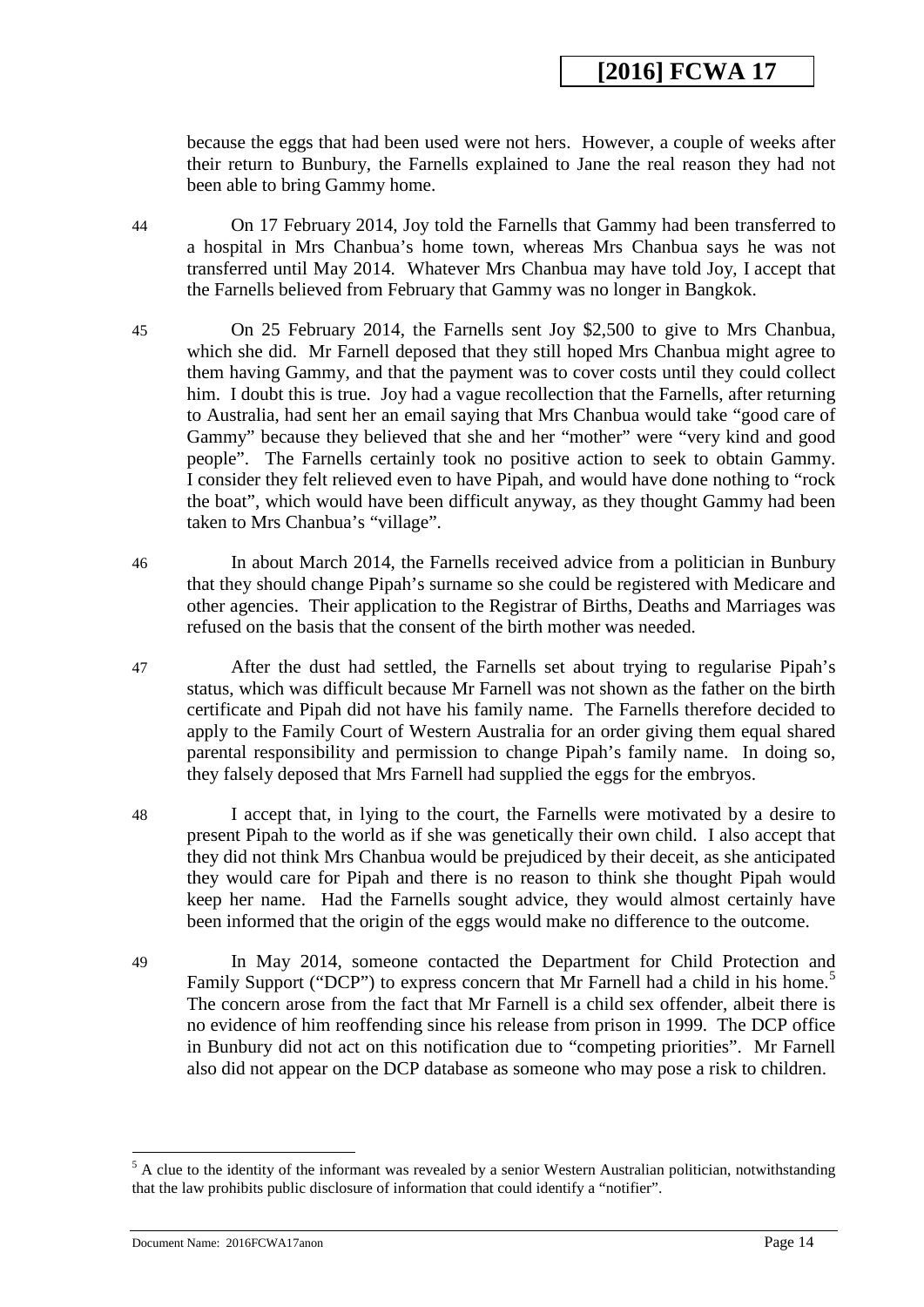because the eggs that had been used were not hers. However, a couple of weeks after their return to Bunbury, the Farnells explained to Jane the real reason they had not been able to bring Gammy home.

44 On 17 February 2014, Joy told the Farnells that Gammy had been transferred to a hospital in Mrs Chanbua's home town, whereas Mrs Chanbua says he was not transferred until May 2014. Whatever Mrs Chanbua may have told Joy, I accept that the Farnells believed from February that Gammy was no longer in Bangkok.

45 On 25 February 2014, the Farnells sent Joy $2,500 to give to Mrs Chanbua, which she did. Mr Farnell deposed that they still hoped Mrs Chanbua might agree to them having Gammy, and that the payment was to cover costs until they could collect him. I doubt this is true. Joy had a vague recollection that the Farnells, after returning to Australia, had sent her an email saying that Mrs Chanbua would take "good care of Gammy" because they believed that she and her "mother" were "very kind and good people". The Farnells certainly took no positive action to seek to obtain Gammy. I consider they felt relieved even to have Pipah, and would have done nothing to "rock the boat", which would have been difficult anyway, as they thought Gammy had been taken to Mrs Chanbua's "village".

46 In about March 2014, the Farnells received advice from a politician in Bunbury that they should change Pipah's surname so she could be registered with Medicare and other agencies. Their application to the Registrar of Births, Deaths and Marriages was refused on the basis that the consent of the birth mother was needed.

47 After the dust had settled, the Farnells set about trying to regularise Pipah's status, which was difficult because Mr Farnell was not shown as the father on the birth certificate and Pipah did not have his family name. The Farnells therefore decided to apply to the Family Court of Western Australia for an order giving them equal shared parental responsibility and permission to change Pipah's family name. In doing so, they falsely deposed that Mrs Farnell had supplied the eggs for the embryos.

48 I accept that, in lying to the court, the Farnells were motivated by a desire to present Pipah to the world as if she was genetically their own child. I also accept that they did not think Mrs Chanbua would be prejudiced by their deceit, as she anticipated they would care for Pipah and there is no reason to think she thought Pipah would keep her name. Had the Farnells sought advice, they would almost certainly have been informed that the origin of the eggs would make no difference to the outcome.

49 In May 2014, someone contacted the Department for Child Protection and Family Support ("DCP") to express concern that Mr Farnell had a child in his home.[5] The concern arose from the fact that Mr Farnell is a child sex offender, albeit there is no evidence of him reoffending since his release from prison in 1999. The DCP office in Bunbury did not act on this notification due to "competing priorities". Mr Farnell also did not appear on the DCP database as someone who may pose a risk to children.

---

[5] A clue to the identity of the informant was revealed by a senior Western Australian politician, notwithstanding that the law prohibits public disclosure of information that could identify a "notifier".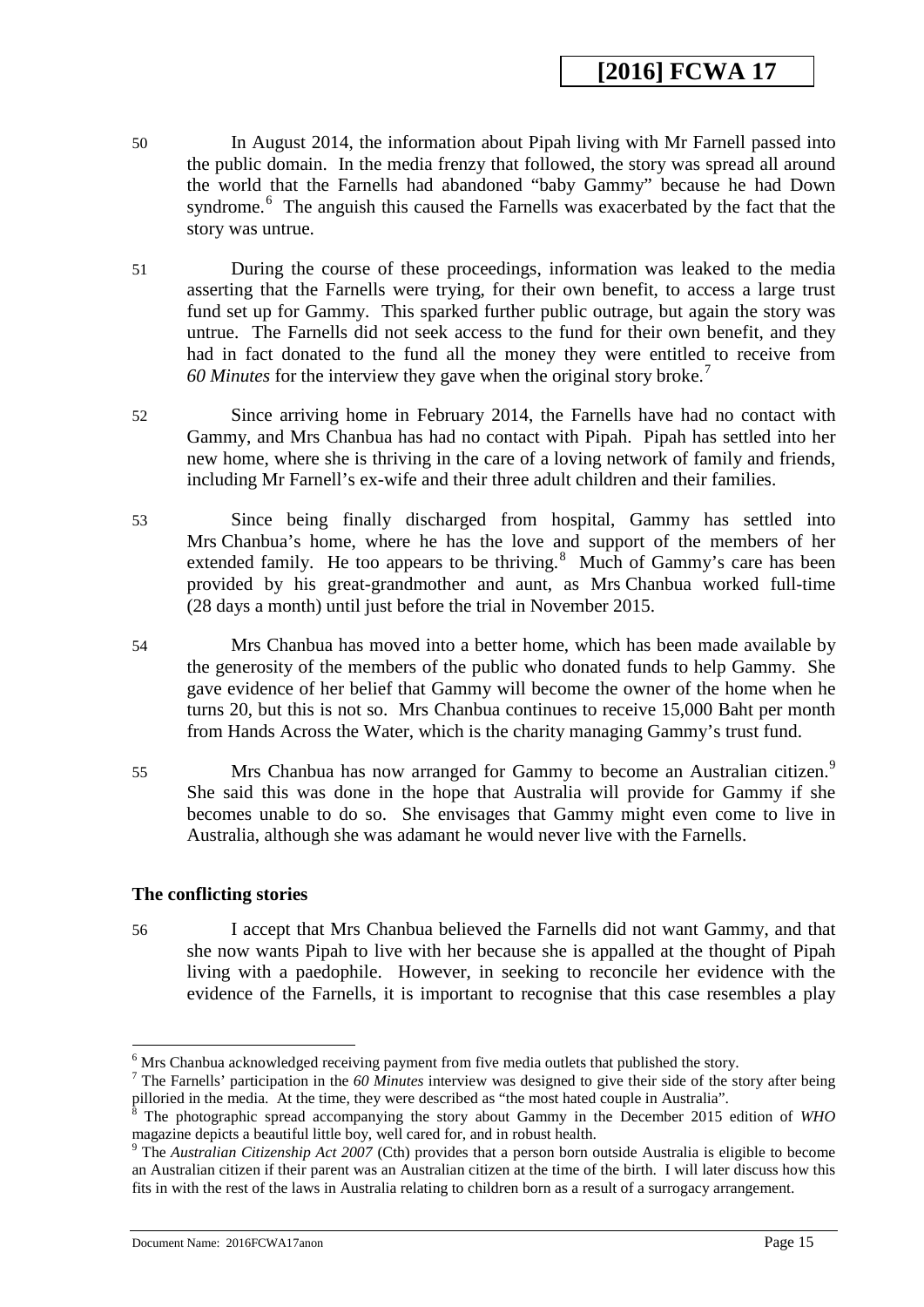50 In August 2014, the information about Pipah living with Mr Farnell passed into the public domain. In the media frenzy that followed, the story was spread all around the world that the Farnells had abandoned "baby Gammy" because he had Down syndrome.[6] The anguish this caused the Farnells was exacerbated by the fact that the story was untrue.

51 During the course of these proceedings, information was leaked to the media asserting that the Farnells were trying, for their own benefit, to access a large trust fund set up for Gammy. This sparked further public outrage, but again the story was untrue. The Farnells did not seek access to the fund for their own benefit, and they had in fact donated to the fund all the money they were entitled to receive from *60 Minutes* for the interview they gave when the original story broke.[7]

52 Since arriving home in February 2014, the Farnells have had no contact with Gammy, and Mrs Chanbua has had no contact with Pipah. Pipah has settled into her new home, where she is thriving in the care of a loving network of family and friends, including Mr Farnell's ex-wife and their three adult children and their families.

53 Since being finally discharged from hospital, Gammy has settled into Mrs Chanbua's home, where he has the love and support of the members of her extended family. He too appears to be thriving.[8] Much of Gammy's care has been provided by his great-grandmother and aunt, as Mrs Chanbua worked full-time (28 days a month) until just before the trial in November 2015.

54 Mrs Chanbua has moved into a better home, which has been made available by the generosity of the members of the public who donated funds to help Gammy. She gave evidence of her belief that Gammy will become the owner of the home when he turns 20, but this is not so. Mrs Chanbua continues to receive 15,000 Baht per month from Hands Across the Water, which is the charity managing Gammy's trust fund.

55 Mrs Chanbua has now arranged for Gammy to become an Australian citizen.[9] She said this was done in the hope that Australia will provide for Gammy if she becomes unable to do so. She envisages that Gammy might even come to live in Australia, although she was adamant he would never live with the Farnells.

### The conflicting stories

56 I accept that Mrs Chanbua believed the Farnells did not want Gammy, and that she now wants Pipah to live with her because she is appalled at the thought of Pipah living with a paedophile. However, in seeking to reconcile her evidence with the evidence of the Farnells, it is important to recognise that this case resembles a play

---

[6] Mrs Chanbua acknowledged receiving payment from five media outlets that published the story.

[7] The Farnells' participation in the *60 Minutes* interview was designed to give their side of the story after being pilloried in the media. At the time, they were described as "the most hated couple in Australia".

[8] The photographic spread accompanying the story about Gammy in the December 2015 edition of *WHO* magazine depicts a beautiful little boy, well cared for, and in robust health.

[9] The *Australian Citizenship Act 2007* (Cth) provides that a person born outside Australia is eligible to become an Australian citizen if their parent was an Australian citizen at the time of the birth. I will later discuss how this fits in with the rest of the laws in Australia relating to children born as a result of a surrogacy arrangement.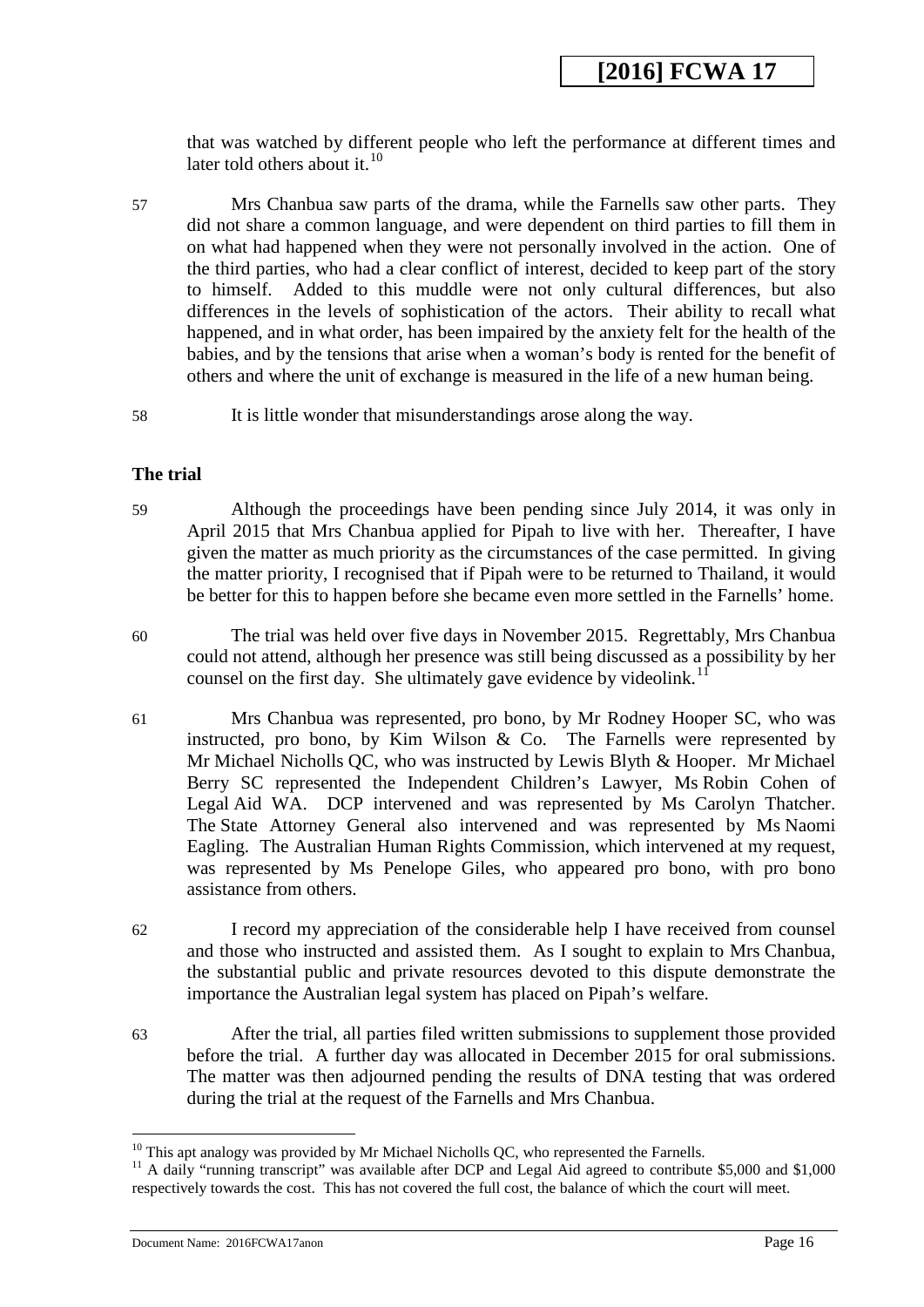that was watched by different people who left the performance at different times and later told others about it.[10]

57 Mrs Chanbua saw parts of the drama, while the Farnells saw other parts. They did not share a common language, and were dependent on third parties to fill them in on what had happened when they were not personally involved in the action. One of the third parties, who had a clear conflict of interest, decided to keep part of the story to himself. Added to this muddle were not only cultural differences, but also differences in the levels of sophistication of the actors. Their ability to recall what happened, and in what order, has been impaired by the anxiety felt for the health of the babies, and by the tensions that arise when a woman's body is rented for the benefit of others and where the unit of exchange is measured in the life of a new human being.

58 It is little wonder that misunderstandings arose along the way.

**The trial**

59 Although the proceedings have been pending since July 2014, it was only in April 2015 that Mrs Chanbua applied for Pipah to live with her. Thereafter, I have given the matter as much priority as the circumstances of the case permitted. In giving the matter priority, I recognised that if Pipah were to be returned to Thailand, it would be better for this to happen before she became even more settled in the Farnells' home.

60 The trial was held over five days in November 2015. Regrettably, Mrs Chanbua could not attend, although her presence was still being discussed as a possibility by her counsel on the first day. She ultimately gave evidence by videolink.[11]

61 Mrs Chanbua was represented, pro bono, by Mr Rodney Hooper SC, who was instructed, pro bono, by Kim Wilson & Co. The Farnells were represented by Mr Michael Nicholls QC, who was instructed by Lewis Blyth & Hooper. Mr Michael Berry SC represented the Independent Children's Lawyer, Ms Robin Cohen of Legal Aid WA. DCP intervened and was represented by Ms Carolyn Thatcher. The State Attorney General also intervened and was represented by Ms Naomi Eagling. The Australian Human Rights Commission, which intervened at my request, was represented by Ms Penelope Giles, who appeared pro bono, with pro bono assistance from others.

62 I record my appreciation of the considerable help I have received from counsel and those who instructed and assisted them. As I sought to explain to Mrs Chanbua, the substantial public and private resources devoted to this dispute demonstrate the importance the Australian legal system has placed on Pipah's welfare.

63 After the trial, all parties filed written submissions to supplement those provided before the trial. A further day was allocated in December 2015 for oral submissions. The matter was then adjourned pending the results of DNA testing that was ordered during the trial at the request of the Farnells and Mrs Chanbua.

---

[10] This apt analogy was provided by Mr Michael Nicholls QC, who represented the Farnells.

[11] A daily "running transcript" was available after DCP and Legal Aid agreed to contribute $5,000 and $1,000 respectively towards the cost. This has not covered the full cost, the balance of which the court will meet.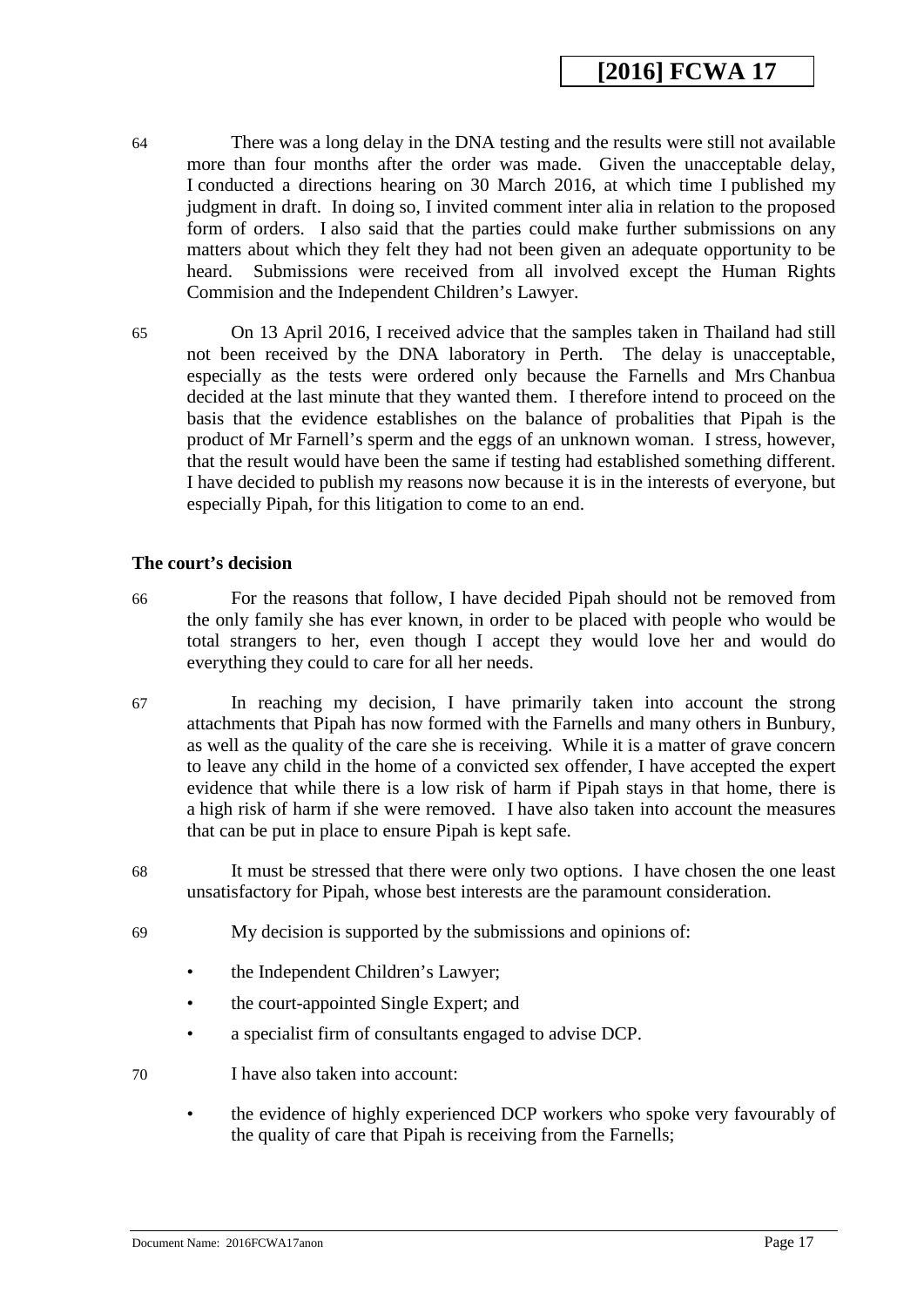64 There was a long delay in the DNA testing and the results were still not available more than four months after the order was made. Given the unacceptable delay, I conducted a directions hearing on 30 March 2016, at which time I published my judgment in draft. In doing so, I invited comment inter alia in relation to the proposed form of orders. I also said that the parties could make further submissions on any matters about which they felt they had not been given an adequate opportunity to be heard. Submissions were received from all involved except the Human Rights Commision and the Independent Children's Lawyer.

65 On 13 April 2016, I received advice that the samples taken in Thailand had still not been received by the DNA laboratory in Perth. The delay is unacceptable, especially as the tests were ordered only because the Farnells and Mrs Chanbua decided at the last minute that they wanted them. I therefore intend to proceed on the basis that the evidence establishes on the balance of probalities that Pipah is the product of Mr Farnell's sperm and the eggs of an unknown woman. I stress, however, that the result would have been the same if testing had established something different. I have decided to publish my reasons now because it is in the interests of everyone, but especially Pipah, for this litigation to come to an end.

**The court's decision**

66 For the reasons that follow, I have decided Pipah should not be removed from the only family she has ever known, in order to be placed with people who would be total strangers to her, even though I accept they would love her and would do everything they could to care for all her needs.

67 In reaching my decision, I have primarily taken into account the strong attachments that Pipah has now formed with the Farnells and many others in Bunbury, as well as the quality of the care she is receiving. While it is a matter of grave concern to leave any child in the home of a convicted sex offender, I have accepted the expert evidence that while there is a low risk of harm if Pipah stays in that home, there is a high risk of harm if she were removed. I have also taken into account the measures that can be put in place to ensure Pipah is kept safe.

68 It must be stressed that there were only two options. I have chosen the one least unsatisfactory for Pipah, whose best interests are the paramount consideration.

69 My decision is supported by the submissions and opinions of:

- the Independent Children's Lawyer;
- the court-appointed Single Expert; and
- a specialist firm of consultants engaged to advise DCP.

70 I have also taken into account:

- the evidence of highly experienced DCP workers who spoke very favourably of the quality of care that Pipah is receiving from the Farnells;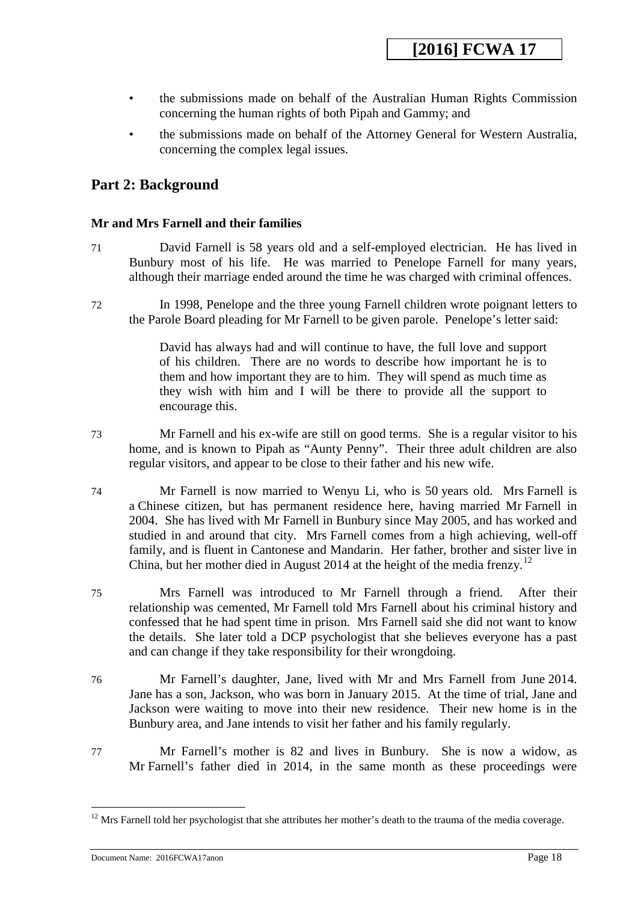- the submissions made on behalf of the Australian Human Rights Commission concerning the human rights of both Pipah and Gammy; and
- the submissions made on behalf of the Attorney General for Western Australia, concerning the complex legal issues.

## Part 2: Background

### Mr and Mrs Farnell and their families

71 David Farnell is 58 years old and a self-employed electrician. He has lived in Bunbury most of his life. He was married to Penelope Farnell for many years, although their marriage ended around the time he was charged with criminal offences.

72 In 1998, Penelope and the three young Farnell children wrote poignant letters to the Parole Board pleading for Mr Farnell to be given parole. Penelope's letter said:

> David has always had and will continue to have, the full love and support of his children. There are no words to describe how important he is to them and how important they are to him. They will spend as much time as they wish with him and I will be there to provide all the support to encourage this.

73 Mr Farnell and his ex-wife are still on good terms. She is a regular visitor to his home, and is known to Pipah as "Aunty Penny". Their three adult children are also regular visitors, and appear to be close to their father and his new wife.

74 Mr Farnell is now married to Wenyu Li, who is 50 years old. Mrs Farnell is a Chinese citizen, but has permanent residence here, having married Mr Farnell in 2004. She has lived with Mr Farnell in Bunbury since May 2005, and has worked and studied in and around that city. Mrs Farnell comes from a high achieving, well-off family, and is fluent in Cantonese and Mandarin. Her father, brother and sister live in China, but her mother died in August 2014 at the height of the media frenzy.[12]

75 Mrs Farnell was introduced to Mr Farnell through a friend. After their relationship was cemented, Mr Farnell told Mrs Farnell about his criminal history and confessed that he had spent time in prison. Mrs Farnell said she did not want to know the details. She later told a DCP psychologist that she believes everyone has a past and can change if they take responsibility for their wrongdoing.

76 Mr Farnell's daughter, Jane, lived with Mr and Mrs Farnell from June 2014. Jane has a son, Jackson, who was born in January 2015. At the time of trial, Jane and Jackson were waiting to move into their new residence. Their new home is in the Bunbury area, and Jane intends to visit her father and his family regularly.

77 Mr Farnell's mother is 82 and lives in Bunbury. She is now a widow, as Mr Farnell's father died in 2014, in the same month as these proceedings were

[12] Mrs Farnell told her psychologist that she attributes her mother's death to the trauma of the media coverage.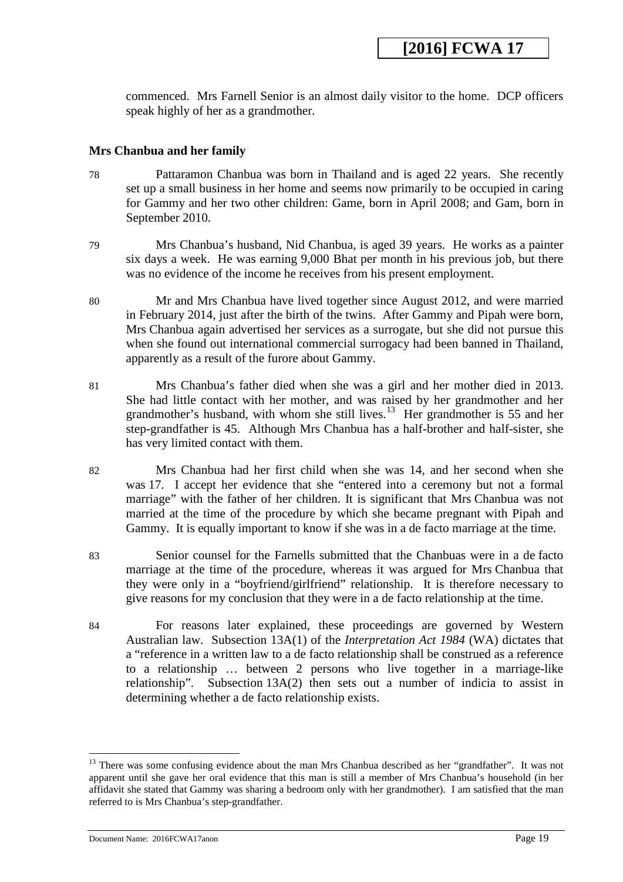commenced. Mrs Farnell Senior is an almost daily visitor to the home. DCP officers speak highly of her as a grandmother.

### Mrs Chanbua and her family

78 Pattaramon Chanbua was born in Thailand and is aged 22 years. She recently set up a small business in her home and seems now primarily to be occupied in caring for Gammy and her two other children: Game, born in April 2008; and Gam, born in September 2010.

79 Mrs Chanbua's husband, Nid Chanbua, is aged 39 years. He works as a painter six days a week. He was earning 9,000 Bhat per month in his previous job, but there was no evidence of the income he receives from his present employment.

80 Mr and Mrs Chanbua have lived together since August 2012, and were married in February 2014, just after the birth of the twins. After Gammy and Pipah were born, Mrs Chanbua again advertised her services as a surrogate, but she did not pursue this when she found out international commercial surrogacy had been banned in Thailand, apparently as a result of the furore about Gammy.

81 Mrs Chanbua's father died when she was a girl and her mother died in 2013. She had little contact with her mother, and was raised by her grandmother and her grandmother's husband, with whom she still lives.[13] Her grandmother is 55 and her step-grandfather is 45. Although Mrs Chanbua has a half-brother and half-sister, she has very limited contact with them.

82 Mrs Chanbua had her first child when she was 14, and her second when she was 17. I accept her evidence that she "entered into a ceremony but not a formal marriage" with the father of her children. It is significant that Mrs Chanbua was not married at the time of the procedure by which she became pregnant with Pipah and Gammy. It is equally important to know if she was in a de facto marriage at the time.

83 Senior counsel for the Farnells submitted that the Chanbuas were in a de facto marriage at the time of the procedure, whereas it was argued for Mrs Chanbua that they were only in a "boyfriend/girlfriend" relationship. It is therefore necessary to give reasons for my conclusion that they were in a de facto relationship at the time.

84 For reasons later explained, these proceedings are governed by Western Australian law. Subsection 13A(1) of the *Interpretation Act 1984* (WA) dictates that a "reference in a written law to a de facto relationship shall be construed as a reference to a relationship … between 2 persons who live together in a marriage-like relationship". Subsection 13A(2) then sets out a number of indicia to assist in determining whether a de facto relationship exists.

---

[13] There was some confusing evidence about the man Mrs Chanbua described as her "grandfather". It was not apparent until she gave her oral evidence that this man is still a member of Mrs Chanbua's household (in her affidavit she stated that Gammy was sharing a bedroom only with her grandmother). I am satisfied that the man referred to is Mrs Chanbua's step-grandfather.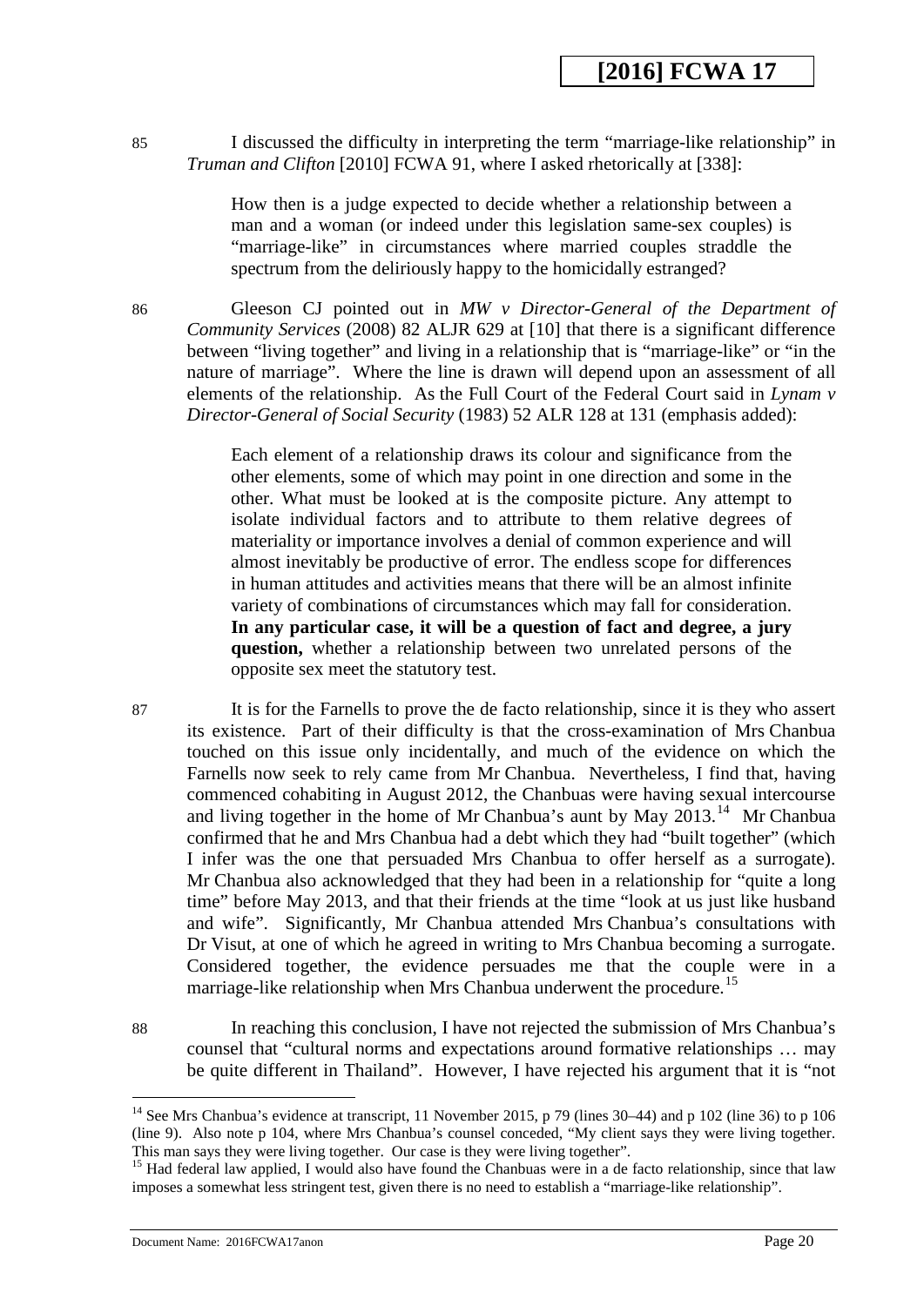85 I discussed the difficulty in interpreting the term "marriage-like relationship" in *Truman and Clifton* [2010] FCWA 91, where I asked rhetorically at [338]:

> How then is a judge expected to decide whether a relationship between a man and a woman (or indeed under this legislation same-sex couples) is "marriage-like" in circumstances where married couples straddle the spectrum from the deliriously happy to the homicidally estranged?

86 Gleeson CJ pointed out in *MW v Director-General of the Department of Community Services* (2008) 82 ALJR 629 at [10] that there is a significant difference between "living together" and living in a relationship that is "marriage-like" or "in the nature of marriage". Where the line is drawn will depend upon an assessment of all elements of the relationship. As the Full Court of the Federal Court said in *Lynam v Director-General of Social Security* (1983) 52 ALR 128 at 131 (emphasis added):

> Each element of a relationship draws its colour and significance from the other elements, some of which may point in one direction and some in the other. What must be looked at is the composite picture. Any attempt to isolate individual factors and to attribute to them relative degrees of materiality or importance involves a denial of common experience and will almost inevitably be productive of error. The endless scope for differences in human attitudes and activities means that there will be an almost infinite variety of combinations of circumstances which may fall for consideration. **In any particular case, it will be a question of fact and degree, a jury question,** whether a relationship between two unrelated persons of the opposite sex meet the statutory test.

87 It is for the Farnells to prove the de facto relationship, since it is they who assert its existence. Part of their difficulty is that the cross-examination of Mrs Chanbua touched on this issue only incidentally, and much of the evidence on which the Farnells now seek to rely came from Mr Chanbua. Nevertheless, I find that, having commenced cohabiting in August 2012, the Chanbuas were having sexual intercourse and living together in the home of Mr Chanbua's aunt by May 2013.[14] Mr Chanbua confirmed that he and Mrs Chanbua had a debt which they had "built together" (which I infer was the one that persuaded Mrs Chanbua to offer herself as a surrogate). Mr Chanbua also acknowledged that they had been in a relationship for "quite a long time" before May 2013, and that their friends at the time "look at us just like husband and wife". Significantly, Mr Chanbua attended Mrs Chanbua's consultations with Dr Visut, at one of which he agreed in writing to Mrs Chanbua becoming a surrogate. Considered together, the evidence persuades me that the couple were in a marriage-like relationship when Mrs Chanbua underwent the procedure.[15]

88 In reaching this conclusion, I have not rejected the submission of Mrs Chanbua's counsel that "cultural norms and expectations around formative relationships … may be quite different in Thailand". However, I have rejected his argument that it is "not

---

[14] See Mrs Chanbua's evidence at transcript, 11 November 2015, p 79 (lines 30–44) and p 102 (line 36) to p 106 (line 9). Also note p 104, where Mrs Chanbua's counsel conceded, "My client says they were living together. This man says they were living together. Our case is they were living together".

[15] Had federal law applied, I would also have found the Chanbuas were in a de facto relationship, since that law imposes a somewhat less stringent test, given there is no need to establish a "marriage-like relationship".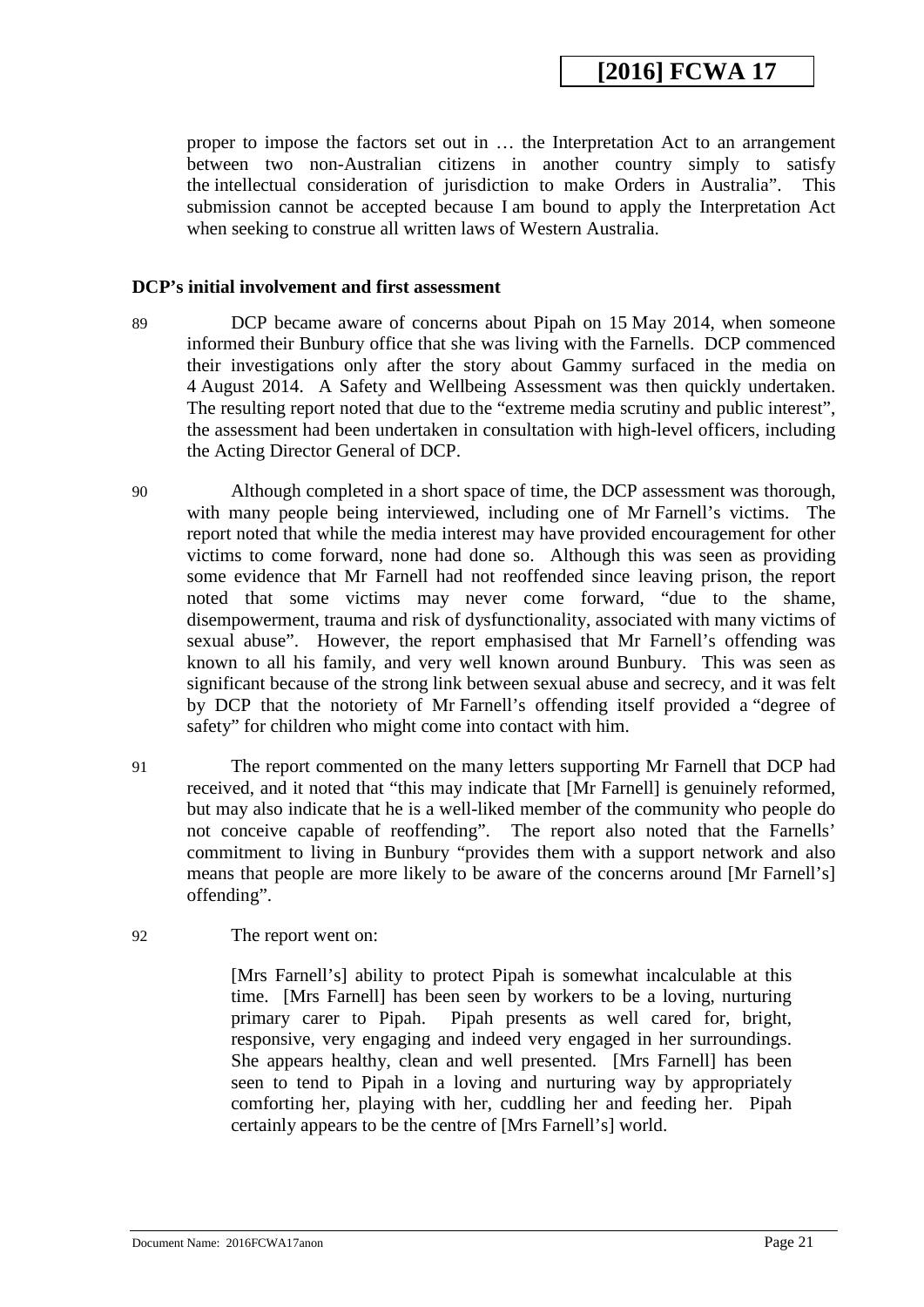proper to impose the factors set out in … the Interpretation Act to an arrangement between two non-Australian citizens in another country simply to satisfy the intellectual consideration of jurisdiction to make Orders in Australia". This submission cannot be accepted because I am bound to apply the Interpretation Act when seeking to construe all written laws of Western Australia.

### DCP's initial involvement and first assessment

89 DCP became aware of concerns about Pipah on 15 May 2014, when someone informed their Bunbury office that she was living with the Farnells. DCP commenced their investigations only after the story about Gammy surfaced in the media on 4 August 2014. A Safety and Wellbeing Assessment was then quickly undertaken. The resulting report noted that due to the "extreme media scrutiny and public interest", the assessment had been undertaken in consultation with high-level officers, including the Acting Director General of DCP.

90 Although completed in a short space of time, the DCP assessment was thorough, with many people being interviewed, including one of Mr Farnell's victims. The report noted that while the media interest may have provided encouragement for other victims to come forward, none had done so. Although this was seen as providing some evidence that Mr Farnell had not reoffended since leaving prison, the report noted that some victims may never come forward, "due to the shame, disempowerment, trauma and risk of dysfunctionality, associated with many victims of sexual abuse". However, the report emphasised that Mr Farnell's offending was known to all his family, and very well known around Bunbury. This was seen as significant because of the strong link between sexual abuse and secrecy, and it was felt by DCP that the notoriety of Mr Farnell's offending itself provided a "degree of safety" for children who might come into contact with him.

91 The report commented on the many letters supporting Mr Farnell that DCP had received, and it noted that "this may indicate that [Mr Farnell] is genuinely reformed, but may also indicate that he is a well-liked member of the community who people do not conceive capable of reoffending". The report also noted that the Farnells' commitment to living in Bunbury "provides them with a support network and also means that people are more likely to be aware of the concerns around [Mr Farnell's] offending".

92 The report went on:

> [Mrs Farnell's] ability to protect Pipah is somewhat incalculable at this time. [Mrs Farnell] has been seen by workers to be a loving, nurturing primary carer to Pipah. Pipah presents as well cared for, bright, responsive, very engaging and indeed very engaged in her surroundings. She appears healthy, clean and well presented. [Mrs Farnell] has been seen to tend to Pipah in a loving and nurturing way by appropriately comforting her, playing with her, cuddling her and feeding her. Pipah certainly appears to be the centre of [Mrs Farnell's] world.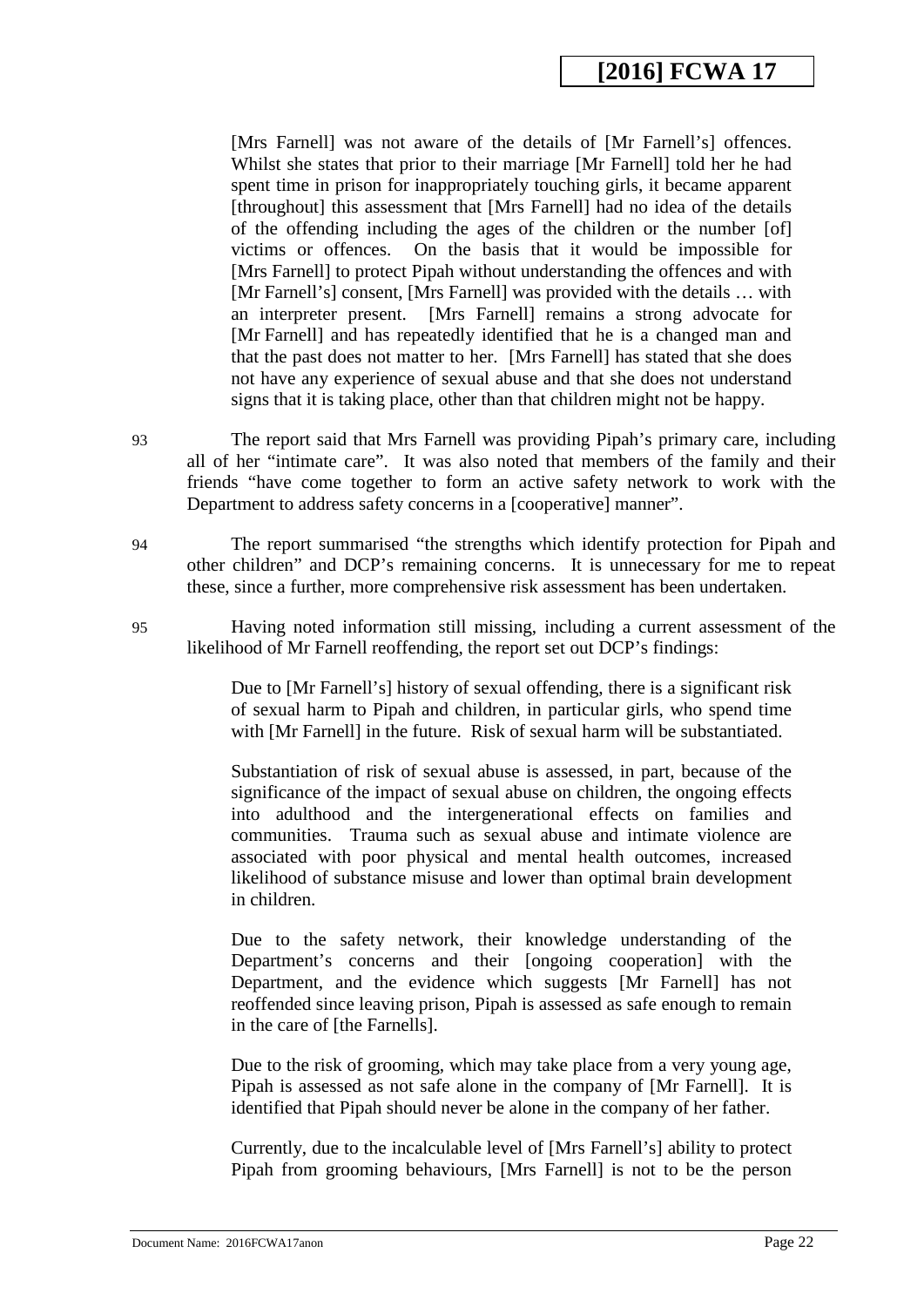> [Mrs Farnell] was not aware of the details of [Mr Farnell's] offences. Whilst she states that prior to their marriage [Mr Farnell] told her he had spent time in prison for inappropriately touching girls, it became apparent [throughout] this assessment that [Mrs Farnell] had no idea of the details of the offending including the ages of the children or the number [of] victims or offences. On the basis that it would be impossible for [Mrs Farnell] to protect Pipah without understanding the offences and with [Mr Farnell's] consent, [Mrs Farnell] was provided with the details … with an interpreter present. [Mrs Farnell] remains a strong advocate for [Mr Farnell] and has repeatedly identified that he is a changed man and that the past does not matter to her. [Mrs Farnell] has stated that she does not have any experience of sexual abuse and that she does not understand signs that it is taking place, other than that children might not be happy.

93 The report said that Mrs Farnell was providing Pipah's primary care, including all of her "intimate care". It was also noted that members of the family and their friends "have come together to form an active safety network to work with the Department to address safety concerns in a [cooperative] manner".

94 The report summarised "the strengths which identify protection for Pipah and other children" and DCP's remaining concerns. It is unnecessary for me to repeat these, since a further, more comprehensive risk assessment has been undertaken.

95 Having noted information still missing, including a current assessment of the likelihood of Mr Farnell reoffending, the report set out DCP's findings:

> Due to [Mr Farnell's] history of sexual offending, there is a significant risk of sexual harm to Pipah and children, in particular girls, who spend time with [Mr Farnell] in the future. Risk of sexual harm will be substantiated.
>
> Substantiation of risk of sexual abuse is assessed, in part, because of the significance of the impact of sexual abuse on children, the ongoing effects into adulthood and the intergenerational effects on families and communities. Trauma such as sexual abuse and intimate violence are associated with poor physical and mental health outcomes, increased likelihood of substance misuse and lower than optimal brain development in children.
>
> Due to the safety network, their knowledge understanding of the Department's concerns and their [ongoing cooperation] with the Department, and the evidence which suggests [Mr Farnell] has not reoffended since leaving prison, Pipah is assessed as safe enough to remain in the care of [the Farnells].
>
> Due to the risk of grooming, which may take place from a very young age, Pipah is assessed as not safe alone in the company of [Mr Farnell]. It is identified that Pipah should never be alone in the company of her father.
>
> Currently, due to the incalculable level of [Mrs Farnell's] ability to protect Pipah from grooming behaviours, [Mrs Farnell] is not to be the person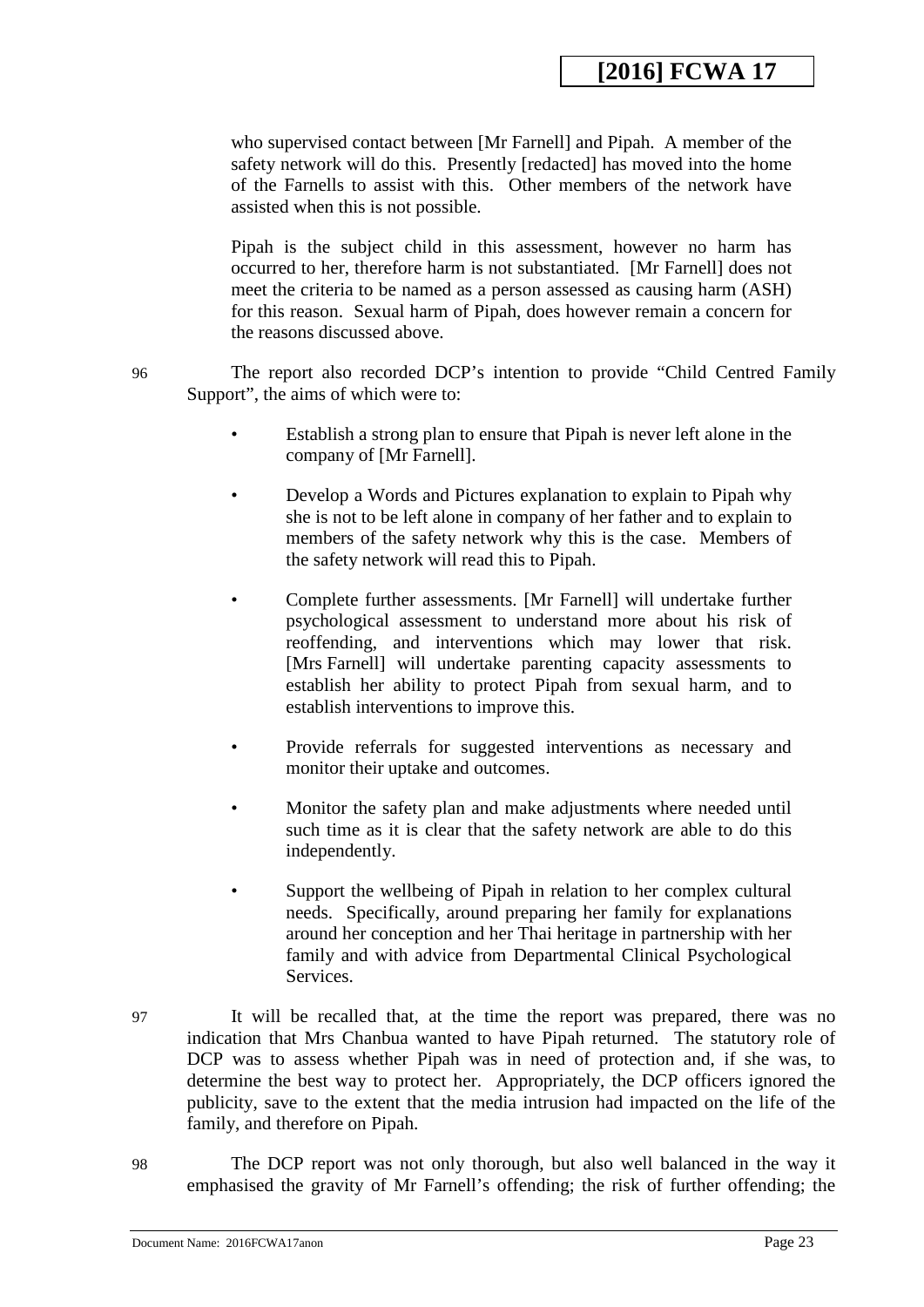who supervised contact between [Mr Farnell] and Pipah. A member of the safety network will do this. Presently [redacted] has moved into the home of the Farnells to assist with this. Other members of the network have assisted when this is not possible.

Pipah is the subject child in this assessment, however no harm has occurred to her, therefore harm is not substantiated. [Mr Farnell] does not meet the criteria to be named as a person assessed as causing harm (ASH) for this reason. Sexual harm of Pipah, does however remain a concern for the reasons discussed above.

96 The report also recorded DCP's intention to provide "Child Centred Family Support", the aims of which were to:

- Establish a strong plan to ensure that Pipah is never left alone in the company of [Mr Farnell].
- Develop a Words and Pictures explanation to explain to Pipah why she is not to be left alone in company of her father and to explain to members of the safety network why this is the case. Members of the safety network will read this to Pipah.
- Complete further assessments. [Mr Farnell] will undertake further psychological assessment to understand more about his risk of reoffending, and interventions which may lower that risk. [Mrs Farnell] will undertake parenting capacity assessments to establish her ability to protect Pipah from sexual harm, and to establish interventions to improve this.
- Provide referrals for suggested interventions as necessary and monitor their uptake and outcomes.
- Monitor the safety plan and make adjustments where needed until such time as it is clear that the safety network are able to do this independently.
- Support the wellbeing of Pipah in relation to her complex cultural needs. Specifically, around preparing her family for explanations around her conception and her Thai heritage in partnership with her family and with advice from Departmental Clinical Psychological Services.

97 It will be recalled that, at the time the report was prepared, there was no indication that Mrs Chanbua wanted to have Pipah returned. The statutory role of DCP was to assess whether Pipah was in need of protection and, if she was, to determine the best way to protect her. Appropriately, the DCP officers ignored the publicity, save to the extent that the media intrusion had impacted on the life of the family, and therefore on Pipah.

98 The DCP report was not only thorough, but also well balanced in the way it emphasised the gravity of Mr Farnell's offending; the risk of further offending; the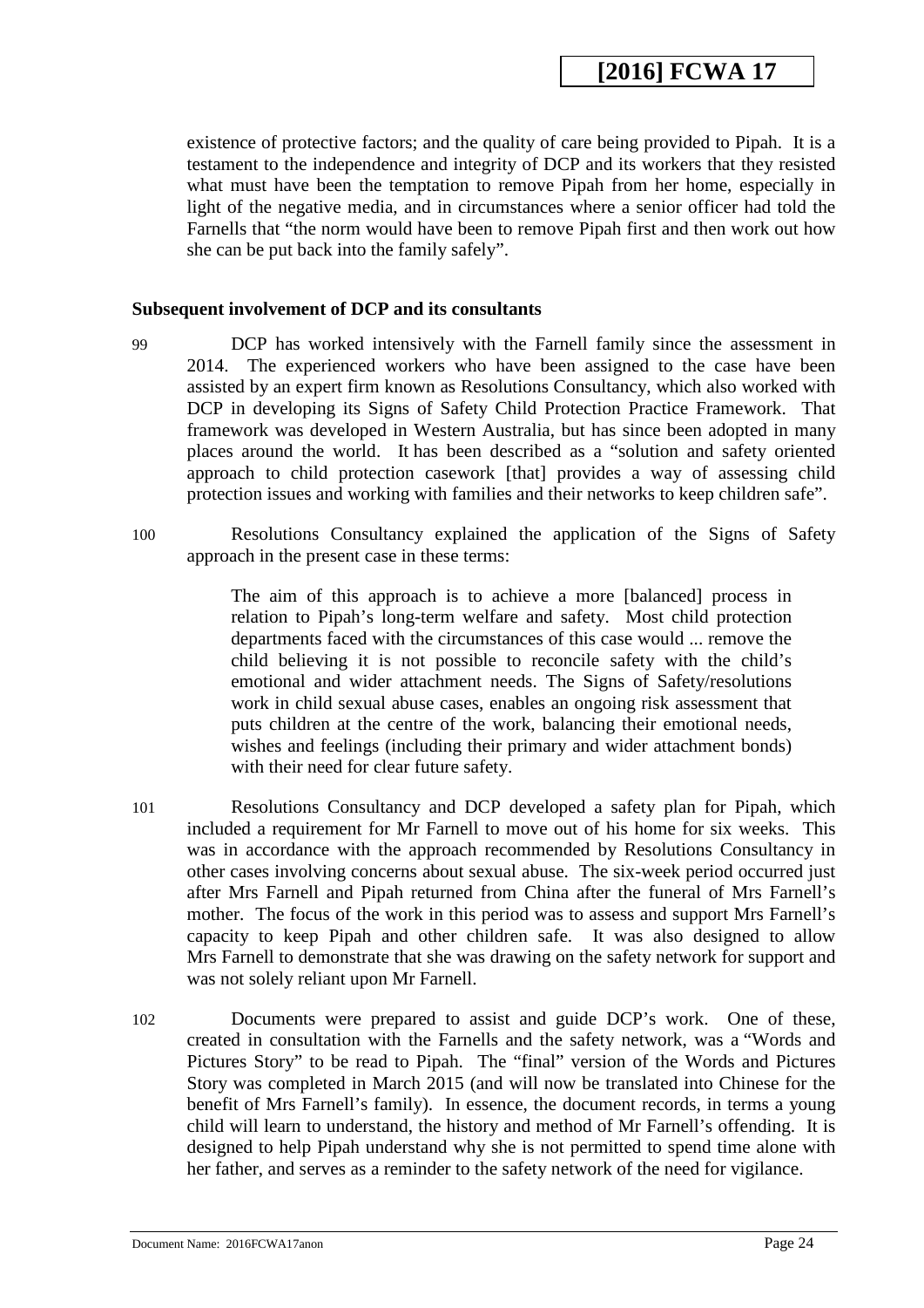existence of protective factors; and the quality of care being provided to Pipah. It is a testament to the independence and integrity of DCP and its workers that they resisted what must have been the temptation to remove Pipah from her home, especially in light of the negative media, and in circumstances where a senior officer had told the Farnells that "the norm would have been to remove Pipah first and then work out how she can be put back into the family safely".

**Subsequent involvement of DCP and its consultants**

99 DCP has worked intensively with the Farnell family since the assessment in 2014. The experienced workers who have been assigned to the case have been assisted by an expert firm known as Resolutions Consultancy, which also worked with DCP in developing its Signs of Safety Child Protection Practice Framework. That framework was developed in Western Australia, but has since been adopted in many places around the world. It has been described as a "solution and safety oriented approach to child protection casework [that] provides a way of assessing child protection issues and working with families and their networks to keep children safe".

100 Resolutions Consultancy explained the application of the Signs of Safety approach in the present case in these terms:

> The aim of this approach is to achieve a more [balanced] process in relation to Pipah's long-term welfare and safety. Most child protection departments faced with the circumstances of this case would ... remove the child believing it is not possible to reconcile safety with the child's emotional and wider attachment needs. The Signs of Safety/resolutions work in child sexual abuse cases, enables an ongoing risk assessment that puts children at the centre of the work, balancing their emotional needs, wishes and feelings (including their primary and wider attachment bonds) with their need for clear future safety.

101 Resolutions Consultancy and DCP developed a safety plan for Pipah, which included a requirement for Mr Farnell to move out of his home for six weeks. This was in accordance with the approach recommended by Resolutions Consultancy in other cases involving concerns about sexual abuse. The six-week period occurred just after Mrs Farnell and Pipah returned from China after the funeral of Mrs Farnell's mother. The focus of the work in this period was to assess and support Mrs Farnell's capacity to keep Pipah and other children safe. It was also designed to allow Mrs Farnell to demonstrate that she was drawing on the safety network for support and was not solely reliant upon Mr Farnell.

102 Documents were prepared to assist and guide DCP's work. One of these, created in consultation with the Farnells and the safety network, was a "Words and Pictures Story" to be read to Pipah. The "final" version of the Words and Pictures Story was completed in March 2015 (and will now be translated into Chinese for the benefit of Mrs Farnell's family). In essence, the document records, in terms a young child will learn to understand, the history and method of Mr Farnell's offending. It is designed to help Pipah understand why she is not permitted to spend time alone with her father, and serves as a reminder to the safety network of the need for vigilance.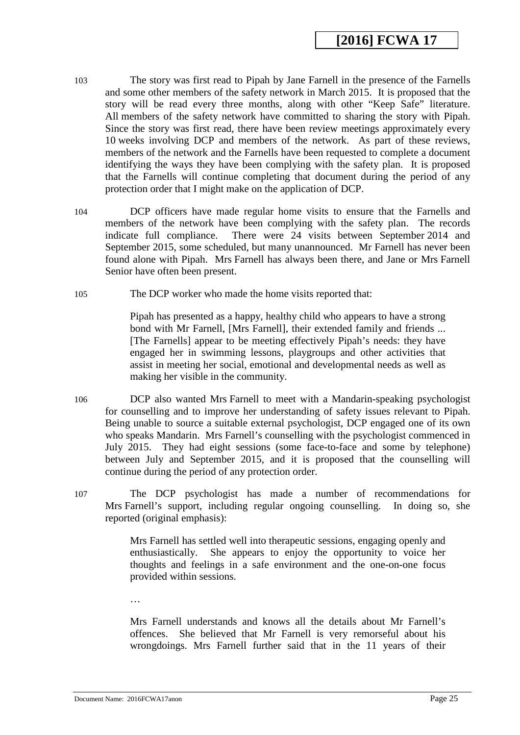103 The story was first read to Pipah by Jane Farnell in the presence of the Farnells and some other members of the safety network in March 2015. It is proposed that the story will be read every three months, along with other "Keep Safe" literature. All members of the safety network have committed to sharing the story with Pipah. Since the story was first read, there have been review meetings approximately every 10 weeks involving DCP and members of the network. As part of these reviews, members of the network and the Farnells have been requested to complete a document identifying the ways they have been complying with the safety plan. It is proposed that the Farnells will continue completing that document during the period of any protection order that I might make on the application of DCP.

104 DCP officers have made regular home visits to ensure that the Farnells and members of the network have been complying with the safety plan. The records indicate full compliance. There were 24 visits between September 2014 and September 2015, some scheduled, but many unannounced. Mr Farnell has never been found alone with Pipah. Mrs Farnell has always been there, and Jane or Mrs Farnell Senior have often been present.

105 The DCP worker who made the home visits reported that:

> Pipah has presented as a happy, healthy child who appears to have a strong bond with Mr Farnell, [Mrs Farnell], their extended family and friends ... [The Farnells] appear to be meeting effectively Pipah's needs: they have engaged her in swimming lessons, playgroups and other activities that assist in meeting her social, emotional and developmental needs as well as making her visible in the community.

106 DCP also wanted Mrs Farnell to meet with a Mandarin-speaking psychologist for counselling and to improve her understanding of safety issues relevant to Pipah. Being unable to source a suitable external psychologist, DCP engaged one of its own who speaks Mandarin. Mrs Farnell's counselling with the psychologist commenced in July 2015. They had eight sessions (some face-to-face and some by telephone) between July and September 2015, and it is proposed that the counselling will continue during the period of any protection order.

107 The DCP psychologist has made a number of recommendations for Mrs Farnell's support, including regular ongoing counselling. In doing so, she reported (original emphasis):

> Mrs Farnell has settled well into therapeutic sessions, engaging openly and enthusiastically. She appears to enjoy the opportunity to voice her thoughts and feelings in a safe environment and the one-on-one focus provided within sessions.
>
> …
>
> Mrs Farnell understands and knows all the details about Mr Farnell's offences. She believed that Mr Farnell is very remorseful about his wrongdoings. Mrs Farnell further said that in the 11 years of their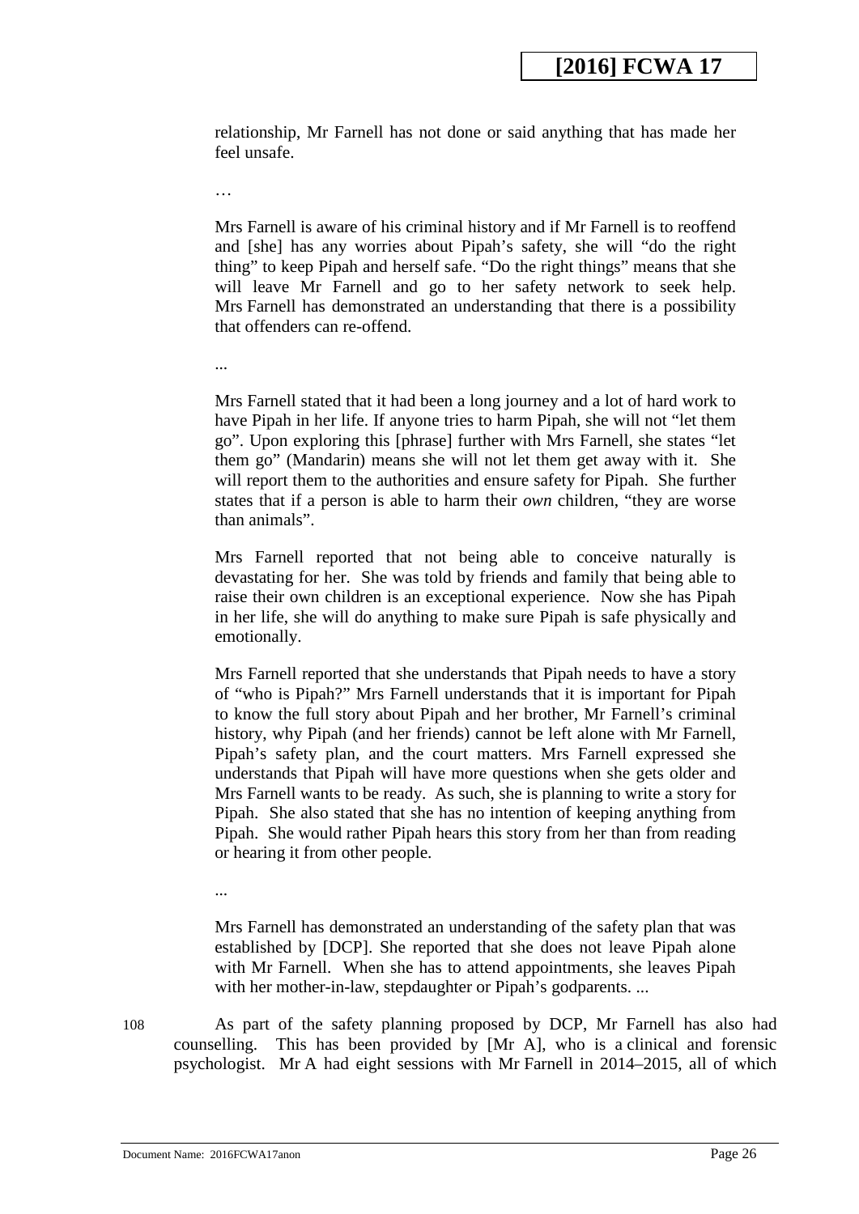relationship, Mr Farnell has not done or said anything that has made her feel unsafe.

…

Mrs Farnell is aware of his criminal history and if Mr Farnell is to reoffend and [she] has any worries about Pipah's safety, she will "do the right thing" to keep Pipah and herself safe. "Do the right things" means that she will leave Mr Farnell and go to her safety network to seek help. Mrs Farnell has demonstrated an understanding that there is a possibility that offenders can re-offend.

...

Mrs Farnell stated that it had been a long journey and a lot of hard work to have Pipah in her life. If anyone tries to harm Pipah, she will not "let them go". Upon exploring this [phrase] further with Mrs Farnell, she states "let them go" (Mandarin) means she will not let them get away with it. She will report them to the authorities and ensure safety for Pipah. She further states that if a person is able to harm their *own* children, "they are worse than animals".

Mrs Farnell reported that not being able to conceive naturally is devastating for her. She was told by friends and family that being able to raise their own children is an exceptional experience. Now she has Pipah in her life, she will do anything to make sure Pipah is safe physically and emotionally.

Mrs Farnell reported that she understands that Pipah needs to have a story of "who is Pipah?" Mrs Farnell understands that it is important for Pipah to know the full story about Pipah and her brother, Mr Farnell's criminal history, why Pipah (and her friends) cannot be left alone with Mr Farnell, Pipah's safety plan, and the court matters. Mrs Farnell expressed she understands that Pipah will have more questions when she gets older and Mrs Farnell wants to be ready. As such, she is planning to write a story for Pipah. She also stated that she has no intention of keeping anything from Pipah. She would rather Pipah hears this story from her than from reading or hearing it from other people.

...

Mrs Farnell has demonstrated an understanding of the safety plan that was established by [DCP]. She reported that she does not leave Pipah alone with Mr Farnell. When she has to attend appointments, she leaves Pipah with her mother-in-law, stepdaughter or Pipah's godparents. ...

108 As part of the safety planning proposed by DCP, Mr Farnell has also had counselling. This has been provided by [Mr A], who is a clinical and forensic psychologist. Mr A had eight sessions with Mr Farnell in 2014–2015, all of which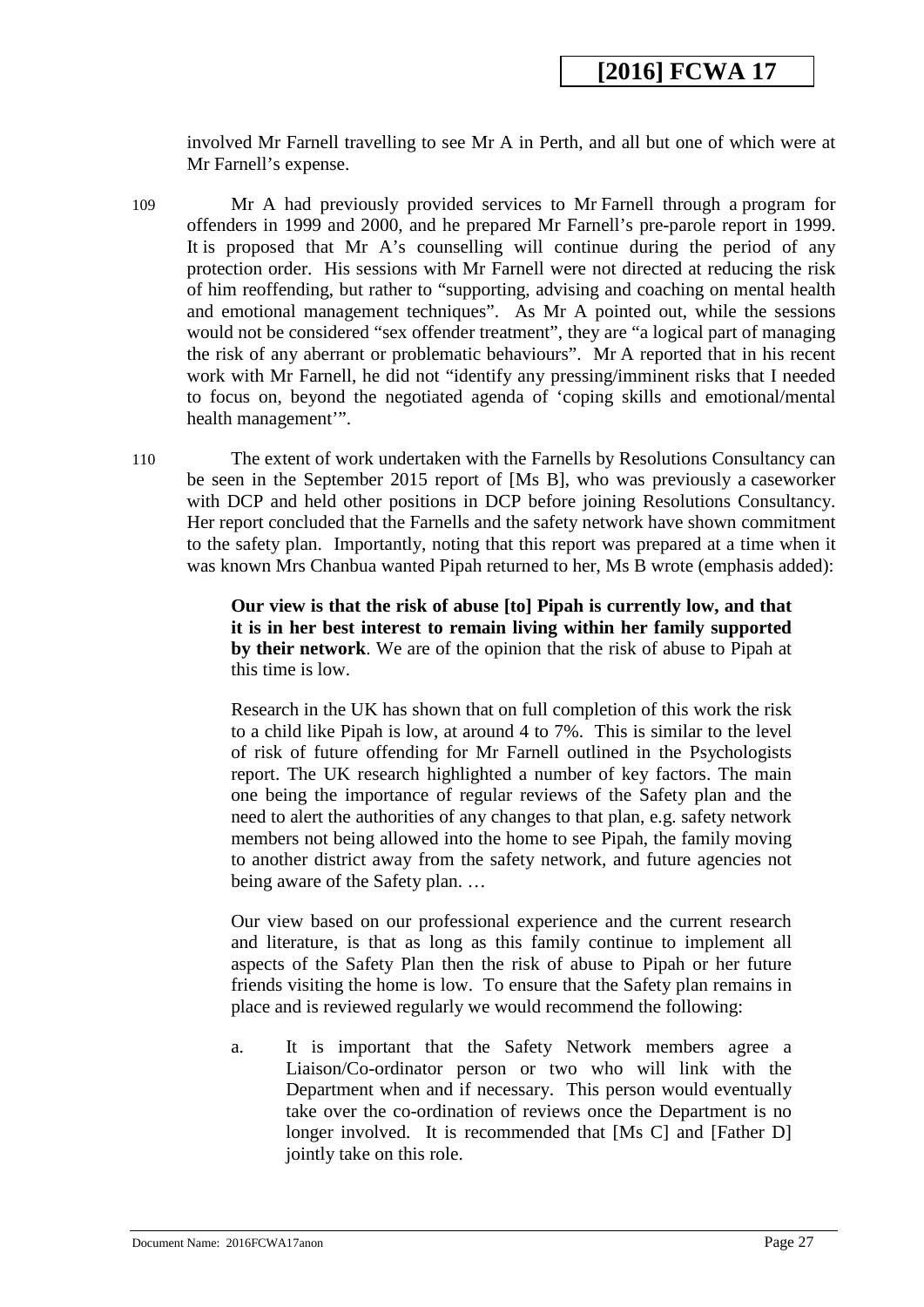involved Mr Farnell travelling to see Mr A in Perth, and all but one of which were at Mr Farnell's expense.

109 Mr A had previously provided services to Mr Farnell through a program for offenders in 1999 and 2000, and he prepared Mr Farnell's pre-parole report in 1999. It is proposed that Mr A's counselling will continue during the period of any protection order. His sessions with Mr Farnell were not directed at reducing the risk of him reoffending, but rather to "supporting, advising and coaching on mental health and emotional management techniques". As Mr A pointed out, while the sessions would not be considered "sex offender treatment", they are "a logical part of managing the risk of any aberrant or problematic behaviours". Mr A reported that in his recent work with Mr Farnell, he did not "identify any pressing/imminent risks that I needed to focus on, beyond the negotiated agenda of 'coping skills and emotional/mental health management'".

110 The extent of work undertaken with the Farnells by Resolutions Consultancy can be seen in the September 2015 report of [Ms B], who was previously a caseworker with DCP and held other positions in DCP before joining Resolutions Consultancy. Her report concluded that the Farnells and the safety network have shown commitment to the safety plan. Importantly, noting that this report was prepared at a time when it was known Mrs Chanbua wanted Pipah returned to her, Ms B wrote (emphasis added):

> **Our view is that the risk of abuse [to] Pipah is currently low, and that it is in her best interest to remain living within her family supported by their network**. We are of the opinion that the risk of abuse to Pipah at this time is low.
>
> Research in the UK has shown that on full completion of this work the risk to a child like Pipah is low, at around 4 to 7%. This is similar to the level of risk of future offending for Mr Farnell outlined in the Psychologists report. The UK research highlighted a number of key factors. The main one being the importance of regular reviews of the Safety plan and the need to alert the authorities of any changes to that plan, e.g. safety network members not being allowed into the home to see Pipah, the family moving to another district away from the safety network, and future agencies not being aware of the Safety plan. …
>
> Our view based on our professional experience and the current research and literature, is that as long as this family continue to implement all aspects of the Safety Plan then the risk of abuse to Pipah or her future friends visiting the home is low. To ensure that the Safety plan remains in place and is reviewed regularly we would recommend the following:
>
> a. It is important that the Safety Network members agree a Liaison/Co-ordinator person or two who will link with the Department when and if necessary. This person would eventually take over the co-ordination of reviews once the Department is no longer involved. It is recommended that [Ms C] and [Father D] jointly take on this role.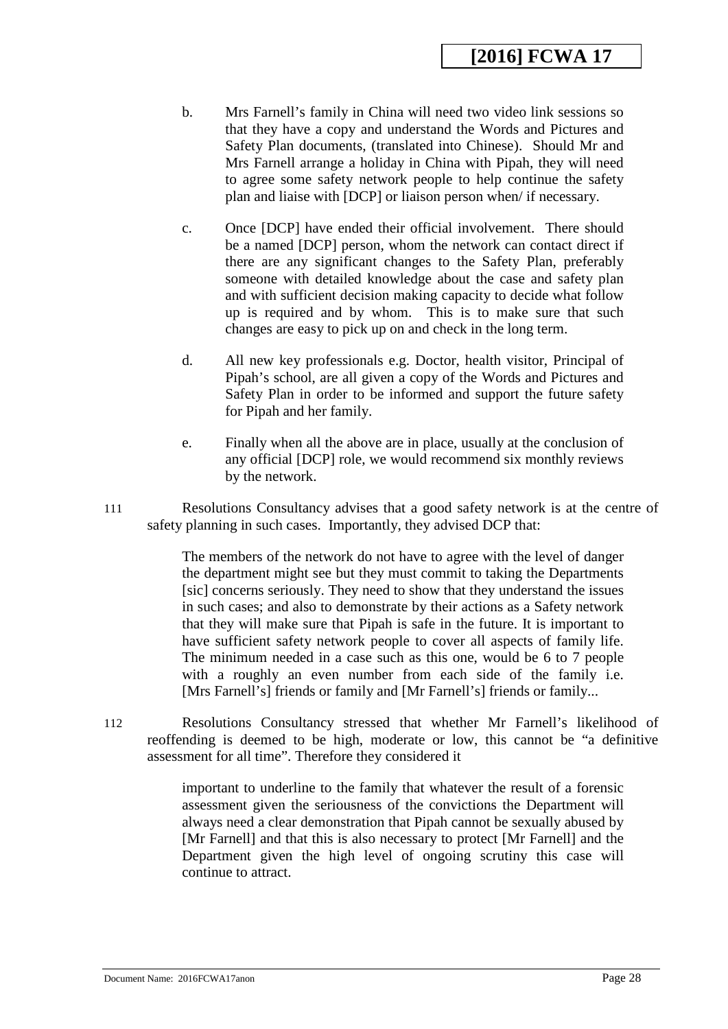b. Mrs Farnell's family in China will need two video link sessions so that they have a copy and understand the Words and Pictures and Safety Plan documents, (translated into Chinese). Should Mr and Mrs Farnell arrange a holiday in China with Pipah, they will need to agree some safety network people to help continue the safety plan and liaise with [DCP] or liaison person when/ if necessary.

c. Once [DCP] have ended their official involvement. There should be a named [DCP] person, whom the network can contact direct if there are any significant changes to the Safety Plan, preferably someone with detailed knowledge about the case and safety plan and with sufficient decision making capacity to decide what follow up is required and by whom. This is to make sure that such changes are easy to pick up on and check in the long term.

d. All new key professionals e.g. Doctor, health visitor, Principal of Pipah's school, are all given a copy of the Words and Pictures and Safety Plan in order to be informed and support the future safety for Pipah and her family.

e. Finally when all the above are in place, usually at the conclusion of any official [DCP] role, we would recommend six monthly reviews by the network.

111 Resolutions Consultancy advises that a good safety network is at the centre of safety planning in such cases. Importantly, they advised DCP that:

> The members of the network do not have to agree with the level of danger the department might see but they must commit to taking the Departments [sic] concerns seriously. They need to show that they understand the issues in such cases; and also to demonstrate by their actions as a Safety network that they will make sure that Pipah is safe in the future. It is important to have sufficient safety network people to cover all aspects of family life. The minimum needed in a case such as this one, would be 6 to 7 people with a roughly an even number from each side of the family i.e. [Mrs Farnell's] friends or family and [Mr Farnell's] friends or family...

112 Resolutions Consultancy stressed that whether Mr Farnell's likelihood of reoffending is deemed to be high, moderate or low, this cannot be "a definitive assessment for all time". Therefore they considered it

> important to underline to the family that whatever the result of a forensic assessment given the seriousness of the convictions the Department will always need a clear demonstration that Pipah cannot be sexually abused by [Mr Farnell] and that this is also necessary to protect [Mr Farnell] and the Department given the high level of ongoing scrutiny this case will continue to attract.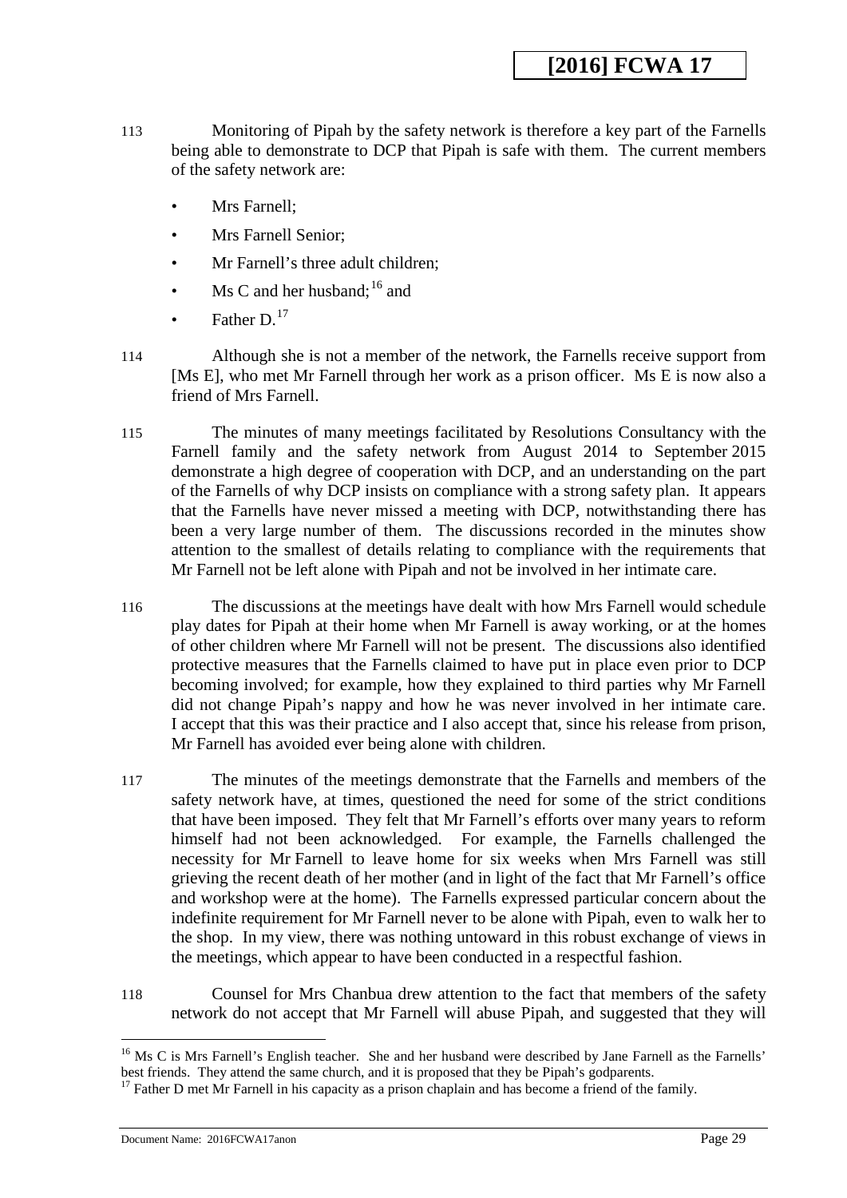113 Monitoring of Pipah by the safety network is therefore a key part of the Farnells being able to demonstrate to DCP that Pipah is safe with them. The current members of the safety network are:

- Mrs Farnell;
- Mrs Farnell Senior;
- Mr Farnell's three adult children;
- Ms C and her husband;[16] and
- Father D.[17]

114 Although she is not a member of the network, the Farnells receive support from [Ms E], who met Mr Farnell through her work as a prison officer. Ms E is now also a friend of Mrs Farnell.

115 The minutes of many meetings facilitated by Resolutions Consultancy with the Farnell family and the safety network from August 2014 to September 2015 demonstrate a high degree of cooperation with DCP, and an understanding on the part of the Farnells of why DCP insists on compliance with a strong safety plan. It appears that the Farnells have never missed a meeting with DCP, notwithstanding there has been a very large number of them. The discussions recorded in the minutes show attention to the smallest of details relating to compliance with the requirements that Mr Farnell not be left alone with Pipah and not be involved in her intimate care.

116 The discussions at the meetings have dealt with how Mrs Farnell would schedule play dates for Pipah at their home when Mr Farnell is away working, or at the homes of other children where Mr Farnell will not be present. The discussions also identified protective measures that the Farnells claimed to have put in place even prior to DCP becoming involved; for example, how they explained to third parties why Mr Farnell did not change Pipah's nappy and how he was never involved in her intimate care. I accept that this was their practice and I also accept that, since his release from prison, Mr Farnell has avoided ever being alone with children.

117 The minutes of the meetings demonstrate that the Farnells and members of the safety network have, at times, questioned the need for some of the strict conditions that have been imposed. They felt that Mr Farnell's efforts over many years to reform himself had not been acknowledged. For example, the Farnells challenged the necessity for Mr Farnell to leave home for six weeks when Mrs Farnell was still grieving the recent death of her mother (and in light of the fact that Mr Farnell's office and workshop were at the home). The Farnells expressed particular concern about the indefinite requirement for Mr Farnell never to be alone with Pipah, even to walk her to the shop. In my view, there was nothing untoward in this robust exchange of views in the meetings, which appear to have been conducted in a respectful fashion.

118 Counsel for Mrs Chanbua drew attention to the fact that members of the safety network do not accept that Mr Farnell will abuse Pipah, and suggested that they will

---

[16] Ms C is Mrs Farnell's English teacher. She and her husband were described by Jane Farnell as the Farnells' best friends. They attend the same church, and it is proposed that they be Pipah's godparents.

[17] Father D met Mr Farnell in his capacity as a prison chaplain and has become a friend of the family.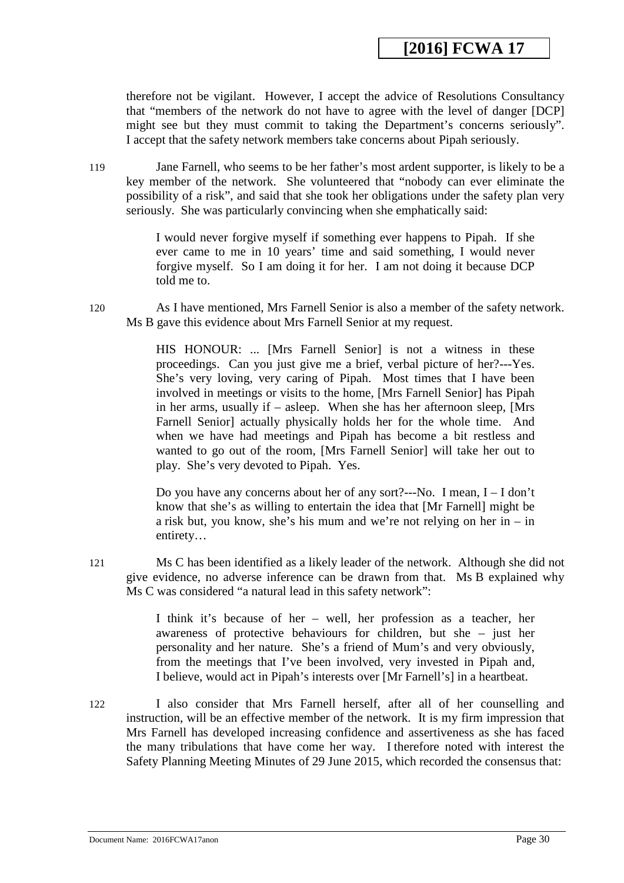therefore not be vigilant. However, I accept the advice of Resolutions Consultancy that "members of the network do not have to agree with the level of danger [DCP] might see but they must commit to taking the Department's concerns seriously". I accept that the safety network members take concerns about Pipah seriously.

119 Jane Farnell, who seems to be her father's most ardent supporter, is likely to be a key member of the network. She volunteered that "nobody can ever eliminate the possibility of a risk", and said that she took her obligations under the safety plan very seriously. She was particularly convincing when she emphatically said:

> I would never forgive myself if something ever happens to Pipah. If she ever came to me in 10 years' time and said something, I would never forgive myself. So I am doing it for her. I am not doing it because DCP told me to.

120 As I have mentioned, Mrs Farnell Senior is also a member of the safety network. Ms B gave this evidence about Mrs Farnell Senior at my request.

> HIS HONOUR: ... [Mrs Farnell Senior] is not a witness in these proceedings. Can you just give me a brief, verbal picture of her?---Yes. She's very loving, very caring of Pipah. Most times that I have been involved in meetings or visits to the home, [Mrs Farnell Senior] has Pipah in her arms, usually if – asleep. When she has her afternoon sleep, [Mrs Farnell Senior] actually physically holds her for the whole time. And when we have had meetings and Pipah has become a bit restless and wanted to go out of the room, [Mrs Farnell Senior] will take her out to play. She's very devoted to Pipah. Yes.
>
> Do you have any concerns about her of any sort?---No. I mean, I – I don't know that she's as willing to entertain the idea that [Mr Farnell] might be a risk but, you know, she's his mum and we're not relying on her in – in entirety…

121 Ms C has been identified as a likely leader of the network. Although she did not give evidence, no adverse inference can be drawn from that. Ms B explained why Ms C was considered "a natural lead in this safety network":

> I think it's because of her – well, her profession as a teacher, her awareness of protective behaviours for children, but she – just her personality and her nature. She's a friend of Mum's and very obviously, from the meetings that I've been involved, very invested in Pipah and, I believe, would act in Pipah's interests over [Mr Farnell's] in a heartbeat.

122 I also consider that Mrs Farnell herself, after all of her counselling and instruction, will be an effective member of the network. It is my firm impression that Mrs Farnell has developed increasing confidence and assertiveness as she has faced the many tribulations that have come her way. I therefore noted with interest the Safety Planning Meeting Minutes of 29 June 2015, which recorded the consensus that: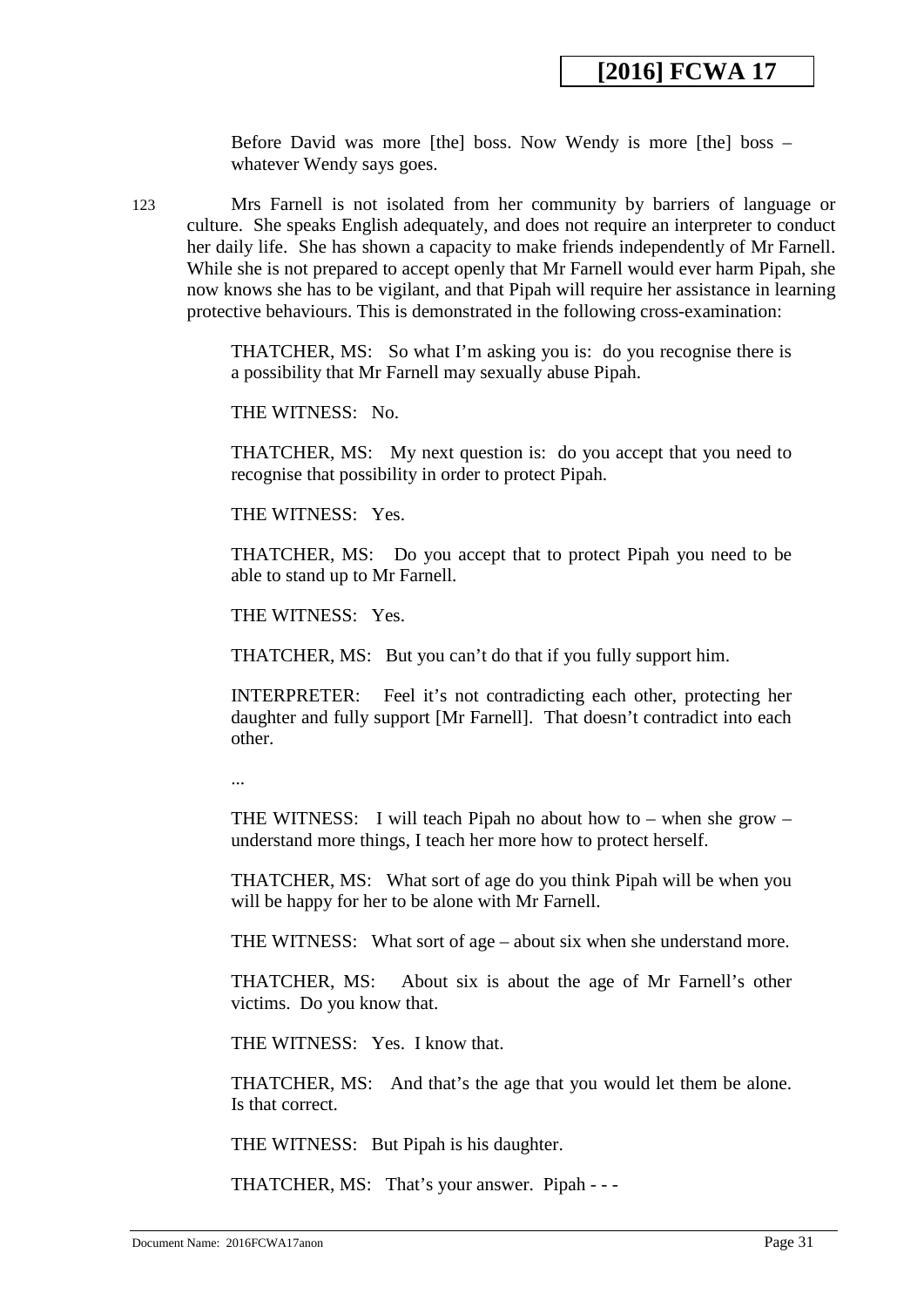Before David was more [the] boss. Now Wendy is more [the] boss – whatever Wendy says goes.

123 Mrs Farnell is not isolated from her community by barriers of language or culture. She speaks English adequately, and does not require an interpreter to conduct her daily life. She has shown a capacity to make friends independently of Mr Farnell. While she is not prepared to accept openly that Mr Farnell would ever harm Pipah, she now knows she has to be vigilant, and that Pipah will require her assistance in learning protective behaviours. This is demonstrated in the following cross-examination:

> THATCHER, MS: So what I'm asking you is: do you recognise there is a possibility that Mr Farnell may sexually abuse Pipah.
>
> THE WITNESS: No.
>
> THATCHER, MS: My next question is: do you accept that you need to recognise that possibility in order to protect Pipah.
>
> THE WITNESS: Yes.
>
> THATCHER, MS: Do you accept that to protect Pipah you need to be able to stand up to Mr Farnell.
>
> THE WITNESS: Yes.
>
> THATCHER, MS: But you can't do that if you fully support him.
>
> INTERPRETER: Feel it's not contradicting each other, protecting her daughter and fully support [Mr Farnell]. That doesn't contradict into each other.
>
> ...
>
> THE WITNESS: I will teach Pipah no about how to – when she grow – understand more things, I teach her more how to protect herself.
>
> THATCHER, MS: What sort of age do you think Pipah will be when you will be happy for her to be alone with Mr Farnell.
>
> THE WITNESS: What sort of age – about six when she understand more.
>
> THATCHER, MS: About six is about the age of Mr Farnell's other victims. Do you know that.
>
> THE WITNESS: Yes. I know that.
>
> THATCHER, MS: And that's the age that you would let them be alone. Is that correct.
>
> THE WITNESS: But Pipah is his daughter.
>
> THATCHER, MS: That's your answer. Pipah - - -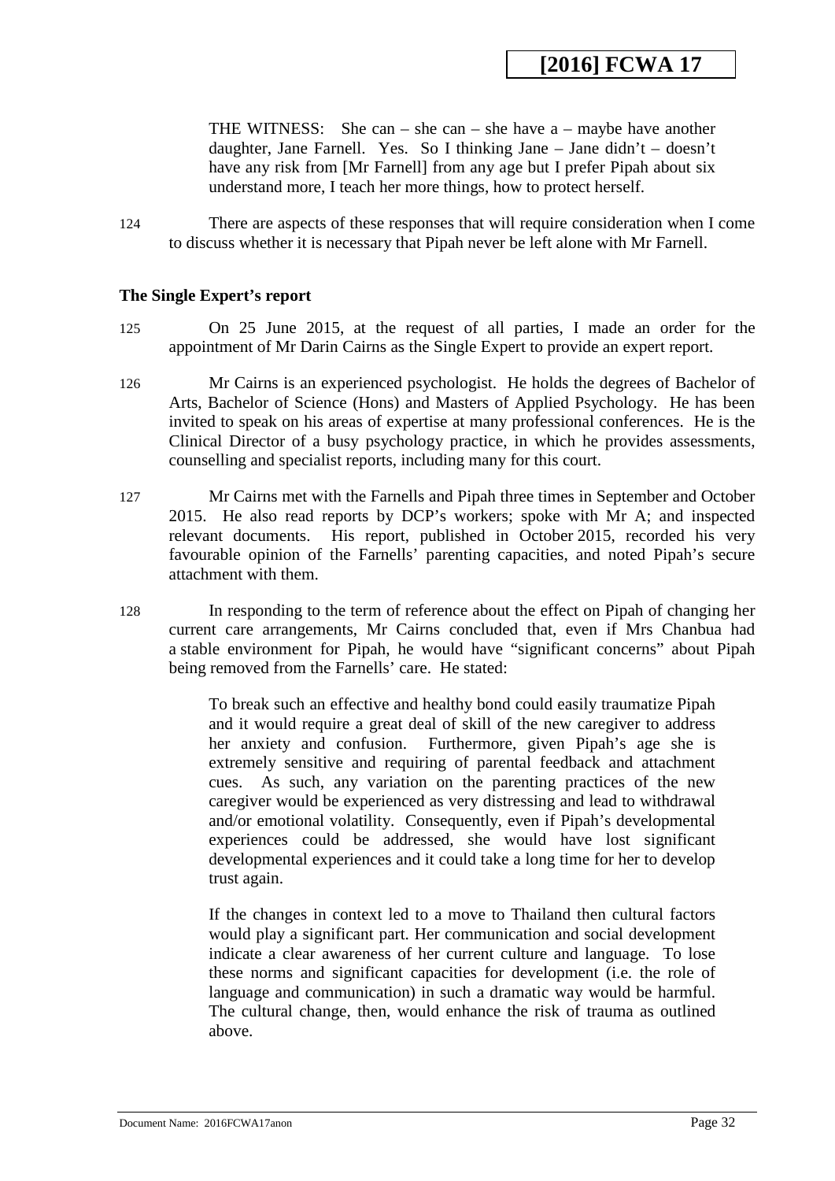> THE WITNESS: She can – she can – she have a – maybe have another daughter, Jane Farnell. Yes. So I thinking Jane – Jane didn't – doesn't have any risk from [Mr Farnell] from any age but I prefer Pipah about six understand more, I teach her more things, how to protect herself.

124 There are aspects of these responses that will require consideration when I come to discuss whether it is necessary that Pipah never be left alone with Mr Farnell.

### The Single Expert's report

125 On 25 June 2015, at the request of all parties, I made an order for the appointment of Mr Darin Cairns as the Single Expert to provide an expert report.

126 Mr Cairns is an experienced psychologist. He holds the degrees of Bachelor of Arts, Bachelor of Science (Hons) and Masters of Applied Psychology. He has been invited to speak on his areas of expertise at many professional conferences. He is the Clinical Director of a busy psychology practice, in which he provides assessments, counselling and specialist reports, including many for this court.

127 Mr Cairns met with the Farnells and Pipah three times in September and October 2015. He also read reports by DCP's workers; spoke with Mr A; and inspected relevant documents. His report, published in October 2015, recorded his very favourable opinion of the Farnells' parenting capacities, and noted Pipah's secure attachment with them.

128 In responding to the term of reference about the effect on Pipah of changing her current care arrangements, Mr Cairns concluded that, even if Mrs Chanbua had a stable environment for Pipah, he would have "significant concerns" about Pipah being removed from the Farnells' care. He stated:

> To break such an effective and healthy bond could easily traumatize Pipah and it would require a great deal of skill of the new caregiver to address her anxiety and confusion. Furthermore, given Pipah's age she is extremely sensitive and requiring of parental feedback and attachment cues. As such, any variation on the parenting practices of the new caregiver would be experienced as very distressing and lead to withdrawal and/or emotional volatility. Consequently, even if Pipah's developmental experiences could be addressed, she would have lost significant developmental experiences and it could take a long time for her to develop trust again.
>
> If the changes in context led to a move to Thailand then cultural factors would play a significant part. Her communication and social development indicate a clear awareness of her current culture and language. To lose these norms and significant capacities for development (i.e. the role of language and communication) in such a dramatic way would be harmful. The cultural change, then, would enhance the risk of trauma as outlined above.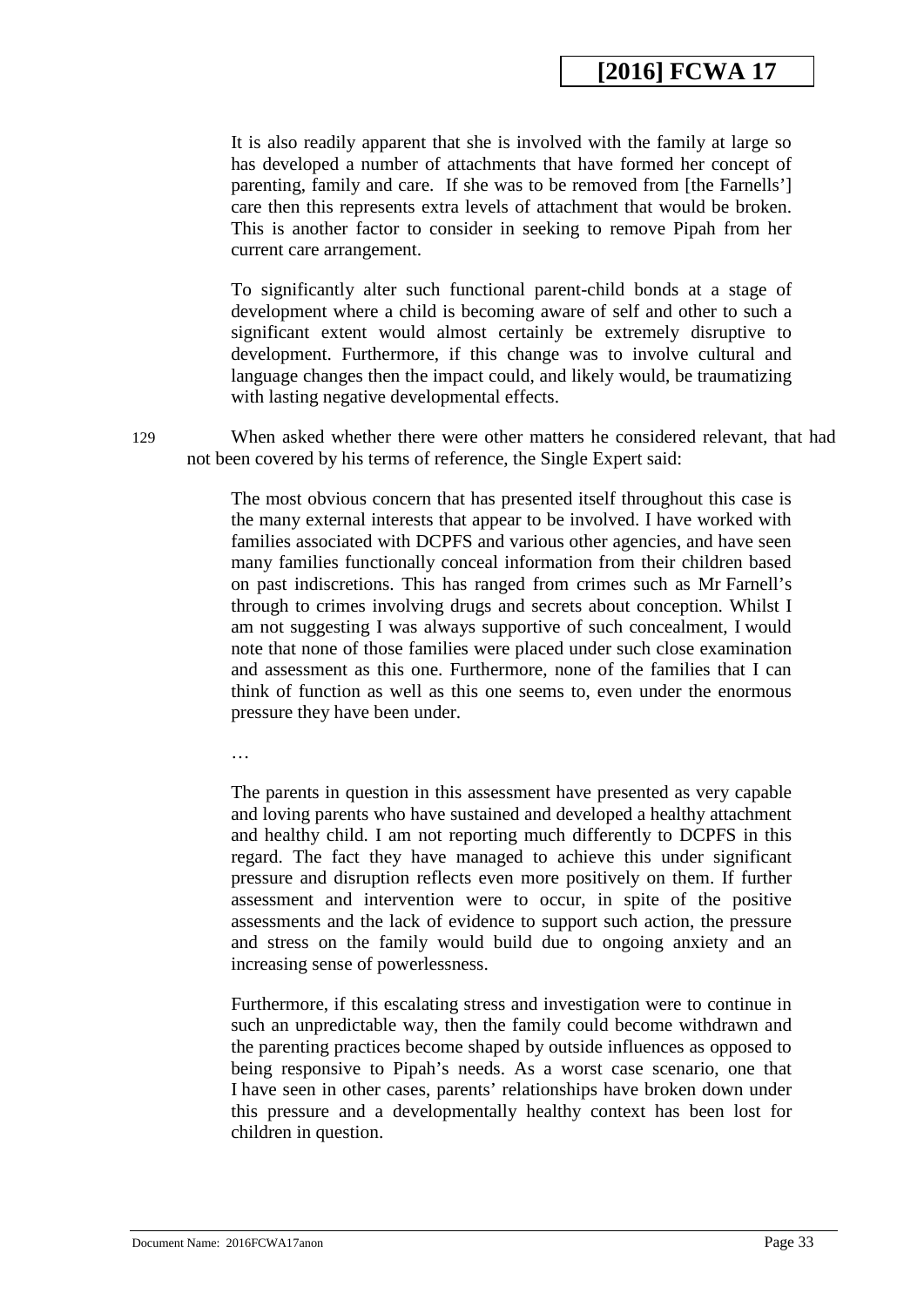> It is also readily apparent that she is involved with the family at large so has developed a number of attachments that have formed her concept of parenting, family and care. If she was to be removed from [the Farnells'] care then this represents extra levels of attachment that would be broken. This is another factor to consider in seeking to remove Pipah from her current care arrangement.
>
> To significantly alter such functional parent-child bonds at a stage of development where a child is becoming aware of self and other to such a significant extent would almost certainly be extremely disruptive to development. Furthermore, if this change was to involve cultural and language changes then the impact could, and likely would, be traumatizing with lasting negative developmental effects.

129 When asked whether there were other matters he considered relevant, that had not been covered by his terms of reference, the Single Expert said:

> The most obvious concern that has presented itself throughout this case is the many external interests that appear to be involved. I have worked with families associated with DCPFS and various other agencies, and have seen many families functionally conceal information from their children based on past indiscretions. This has ranged from crimes such as Mr Farnell's through to crimes involving drugs and secrets about conception. Whilst I am not suggesting I was always supportive of such concealment, I would note that none of those families were placed under such close examination and assessment as this one. Furthermore, none of the families that I can think of function as well as this one seems to, even under the enormous pressure they have been under.
>
> …
>
> The parents in question in this assessment have presented as very capable and loving parents who have sustained and developed a healthy attachment and healthy child. I am not reporting much differently to DCPFS in this regard. The fact they have managed to achieve this under significant pressure and disruption reflects even more positively on them. If further assessment and intervention were to occur, in spite of the positive assessments and the lack of evidence to support such action, the pressure and stress on the family would build due to ongoing anxiety and an increasing sense of powerlessness.
>
> Furthermore, if this escalating stress and investigation were to continue in such an unpredictable way, then the family could become withdrawn and the parenting practices become shaped by outside influences as opposed to being responsive to Pipah's needs. As a worst case scenario, one that I have seen in other cases, parents' relationships have broken down under this pressure and a developmentally healthy context has been lost for children in question.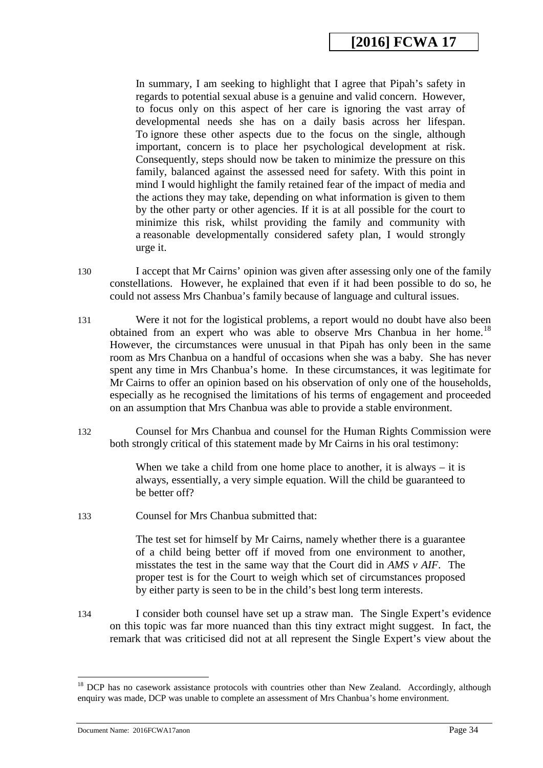> In summary, I am seeking to highlight that I agree that Pipah's safety in regards to potential sexual abuse is a genuine and valid concern. However, to focus only on this aspect of her care is ignoring the vast array of developmental needs she has on a daily basis across her lifespan. To ignore these other aspects due to the focus on the single, although important, concern is to place her psychological development at risk. Consequently, steps should now be taken to minimize the pressure on this family, balanced against the assessed need for safety. With this point in mind I would highlight the family retained fear of the impact of media and the actions they may take, depending on what information is given to them by the other party or other agencies. If it is at all possible for the court to minimize this risk, whilst providing the family and community with a reasonable developmentally considered safety plan, I would strongly urge it.

130 I accept that Mr Cairns' opinion was given after assessing only one of the family constellations. However, he explained that even if it had been possible to do so, he could not assess Mrs Chanbua's family because of language and cultural issues.

131 Were it not for the logistical problems, a report would no doubt have also been obtained from an expert who was able to observe Mrs Chanbua in her home.[18] However, the circumstances were unusual in that Pipah has only been in the same room as Mrs Chanbua on a handful of occasions when she was a baby. She has never spent any time in Mrs Chanbua's home. In these circumstances, it was legitimate for Mr Cairns to offer an opinion based on his observation of only one of the households, especially as he recognised the limitations of his terms of engagement and proceeded on an assumption that Mrs Chanbua was able to provide a stable environment.

132 Counsel for Mrs Chanbua and counsel for the Human Rights Commission were both strongly critical of this statement made by Mr Cairns in his oral testimony:

> When we take a child from one home place to another, it is always – it is always, essentially, a very simple equation. Will the child be guaranteed to be better off?

133 Counsel for Mrs Chanbua submitted that:

> The test set for himself by Mr Cairns, namely whether there is a guarantee of a child being better off if moved from one environment to another, misstates the test in the same way that the Court did in *AMS v AIF*. The proper test is for the Court to weigh which set of circumstances proposed by either party is seen to be in the child's best long term interests.

134 I consider both counsel have set up a straw man. The Single Expert's evidence on this topic was far more nuanced than this tiny extract might suggest. In fact, the remark that was criticised did not at all represent the Single Expert's view about the

---

[18] DCP has no casework assistance protocols with countries other than New Zealand. Accordingly, although enquiry was made, DCP was unable to complete an assessment of Mrs Chanbua's home environment.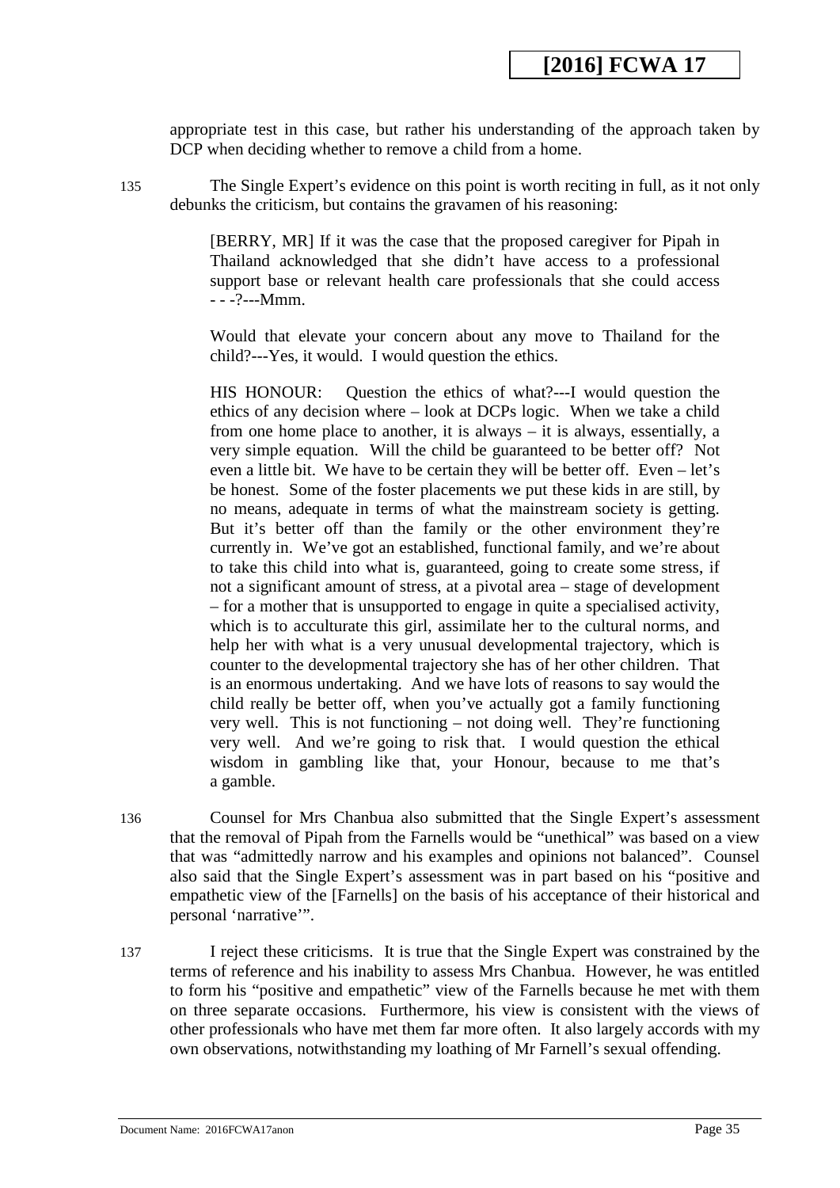appropriate test in this case, but rather his understanding of the approach taken by DCP when deciding whether to remove a child from a home.

135 The Single Expert's evidence on this point is worth reciting in full, as it not only debunks the criticism, but contains the gravamen of his reasoning:

> [BERRY, MR] If it was the case that the proposed caregiver for Pipah in Thailand acknowledged that she didn't have access to a professional support base or relevant health care professionals that she could access - - -?---Mmm.
>
> Would that elevate your concern about any move to Thailand for the child?---Yes, it would. I would question the ethics.
>
> HIS HONOUR: Question the ethics of what?---I would question the ethics of any decision where – look at DCPs logic. When we take a child from one home place to another, it is always – it is always, essentially, a very simple equation. Will the child be guaranteed to be better off? Not even a little bit. We have to be certain they will be better off. Even – let's be honest. Some of the foster placements we put these kids in are still, by no means, adequate in terms of what the mainstream society is getting. But it's better off than the family or the other environment they're currently in. We've got an established, functional family, and we're about to take this child into what is, guaranteed, going to create some stress, if not a significant amount of stress, at a pivotal area – stage of development – for a mother that is unsupported to engage in quite a specialised activity, which is to acculturate this girl, assimilate her to the cultural norms, and help her with what is a very unusual developmental trajectory, which is counter to the developmental trajectory she has of her other children. That is an enormous undertaking. And we have lots of reasons to say would the child really be better off, when you've actually got a family functioning very well. This is not functioning – not doing well. They're functioning very well. And we're going to risk that. I would question the ethical wisdom in gambling like that, your Honour, because to me that's a gamble.

136 Counsel for Mrs Chanbua also submitted that the Single Expert's assessment that the removal of Pipah from the Farnells would be "unethical" was based on a view that was "admittedly narrow and his examples and opinions not balanced". Counsel also said that the Single Expert's assessment was in part based on his "positive and empathetic view of the [Farnells] on the basis of his acceptance of their historical and personal 'narrative'".

137 I reject these criticisms. It is true that the Single Expert was constrained by the terms of reference and his inability to assess Mrs Chanbua. However, he was entitled to form his "positive and empathetic" view of the Farnells because he met with them on three separate occasions. Furthermore, his view is consistent with the views of other professionals who have met them far more often. It also largely accords with my own observations, notwithstanding my loathing of Mr Farnell's sexual offending.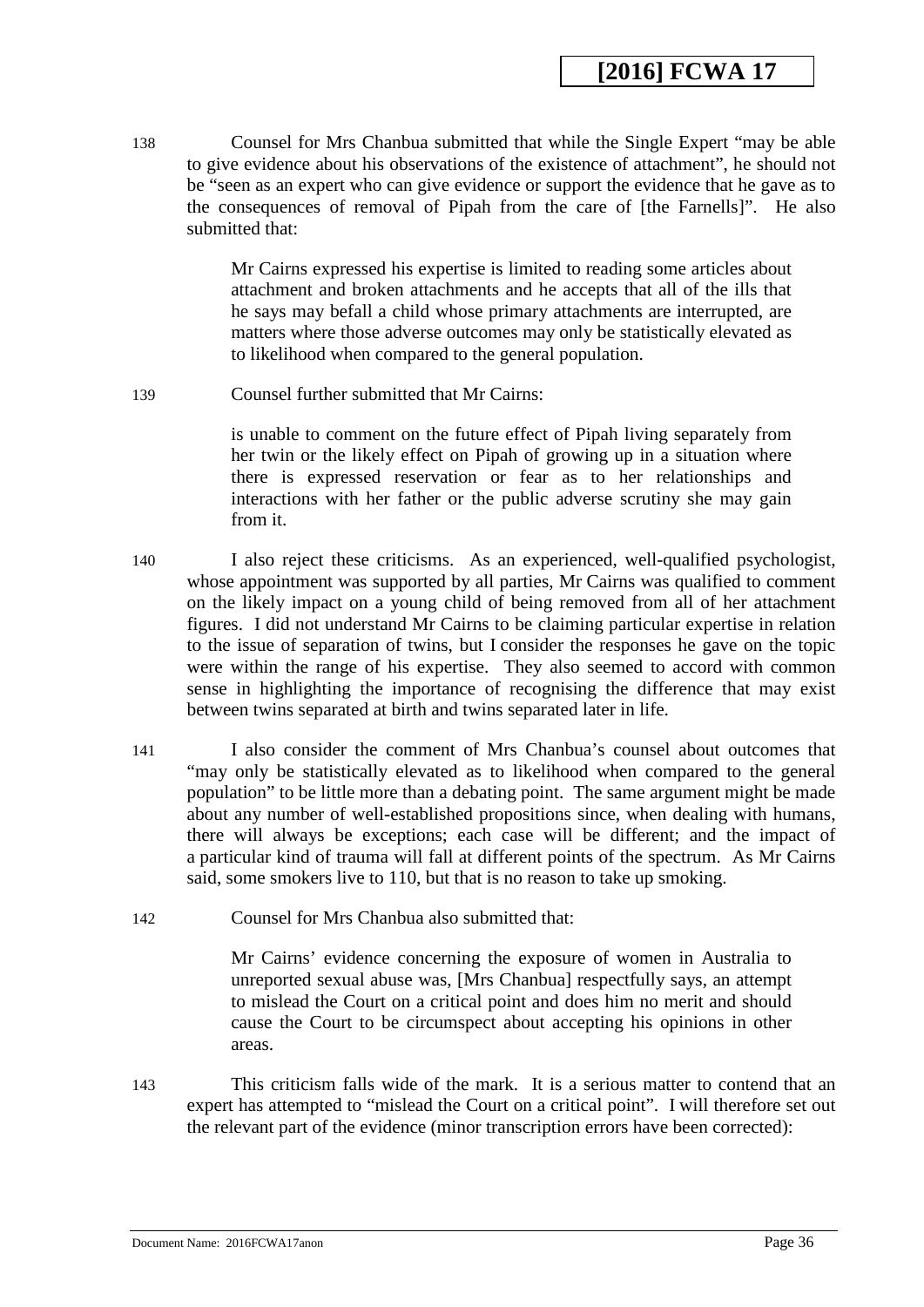138 Counsel for Mrs Chanbua submitted that while the Single Expert "may be able to give evidence about his observations of the existence of attachment", he should not be "seen as an expert who can give evidence or support the evidence that he gave as to the consequences of removal of Pipah from the care of [the Farnells]". He also submitted that:

> Mr Cairns expressed his expertise is limited to reading some articles about attachment and broken attachments and he accepts that all of the ills that he says may befall a child whose primary attachments are interrupted, are matters where those adverse outcomes may only be statistically elevated as to likelihood when compared to the general population.

139 Counsel further submitted that Mr Cairns:

> is unable to comment on the future effect of Pipah living separately from her twin or the likely effect on Pipah of growing up in a situation where there is expressed reservation or fear as to her relationships and interactions with her father or the public adverse scrutiny she may gain from it.

140 I also reject these criticisms. As an experienced, well-qualified psychologist, whose appointment was supported by all parties, Mr Cairns was qualified to comment on the likely impact on a young child of being removed from all of her attachment figures. I did not understand Mr Cairns to be claiming particular expertise in relation to the issue of separation of twins, but I consider the responses he gave on the topic were within the range of his expertise. They also seemed to accord with common sense in highlighting the importance of recognising the difference that may exist between twins separated at birth and twins separated later in life.

141 I also consider the comment of Mrs Chanbua's counsel about outcomes that "may only be statistically elevated as to likelihood when compared to the general population" to be little more than a debating point. The same argument might be made about any number of well-established propositions since, when dealing with humans, there will always be exceptions; each case will be different; and the impact of a particular kind of trauma will fall at different points of the spectrum. As Mr Cairns said, some smokers live to 110, but that is no reason to take up smoking.

142 Counsel for Mrs Chanbua also submitted that:

> Mr Cairns' evidence concerning the exposure of women in Australia to unreported sexual abuse was, [Mrs Chanbua] respectfully says, an attempt to mislead the Court on a critical point and does him no merit and should cause the Court to be circumspect about accepting his opinions in other areas.

143 This criticism falls wide of the mark. It is a serious matter to contend that an expert has attempted to "mislead the Court on a critical point". I will therefore set out the relevant part of the evidence (minor transcription errors have been corrected):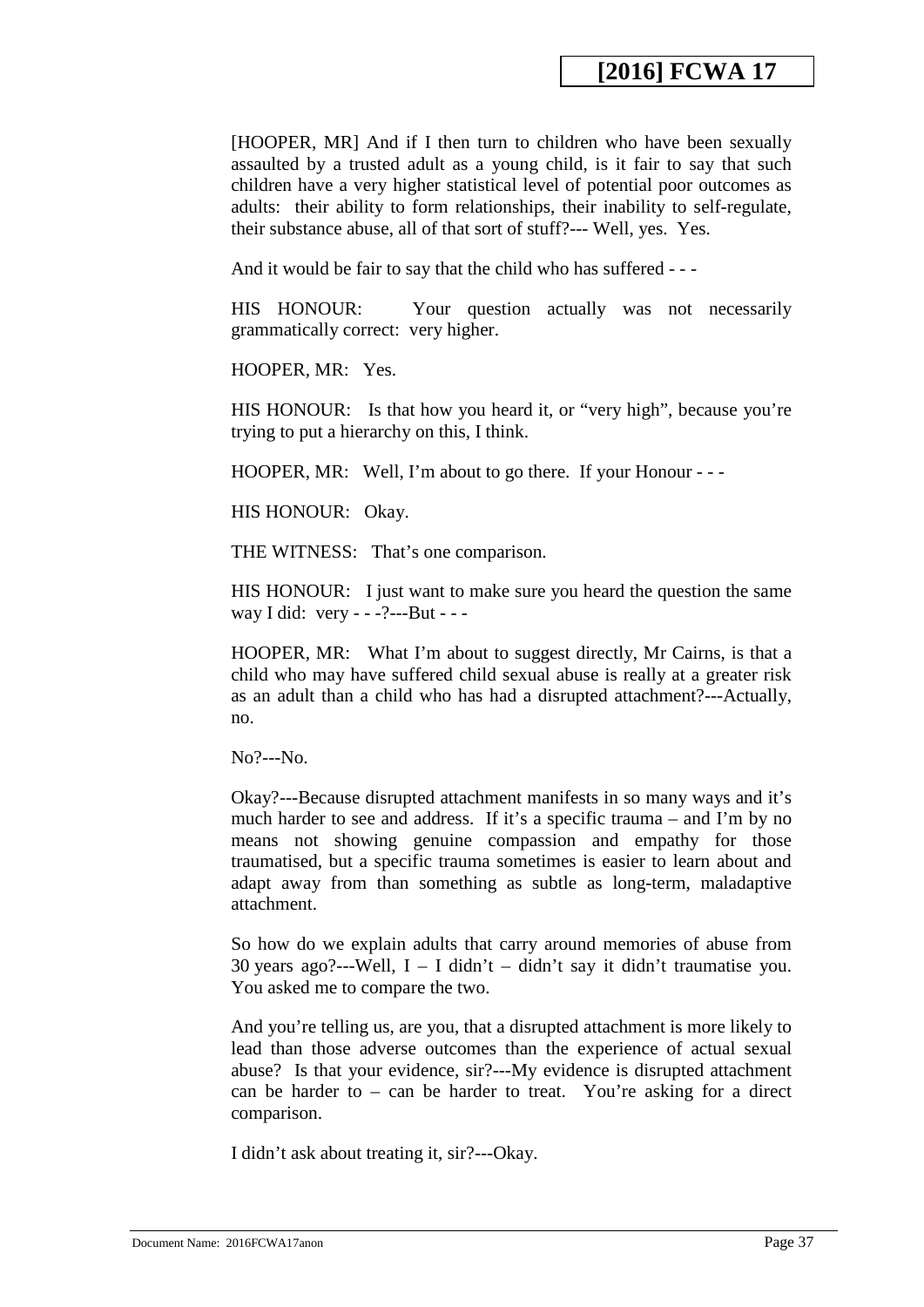[HOOPER, MR] And if I then turn to children who have been sexually assaulted by a trusted adult as a young child, is it fair to say that such children have a very higher statistical level of potential poor outcomes as adults: their ability to form relationships, their inability to self-regulate, their substance abuse, all of that sort of stuff?--- Well, yes. Yes.

And it would be fair to say that the child who has suffered - - -

HIS HONOUR: Your question actually was not necessarily grammatically correct: very higher.

HOOPER, MR: Yes.

HIS HONOUR: Is that how you heard it, or "very high", because you're trying to put a hierarchy on this, I think.

HOOPER, MR: Well, I'm about to go there. If your Honour - - -

HIS HONOUR: Okay.

THE WITNESS: That's one comparison.

HIS HONOUR: I just want to make sure you heard the question the same way I did: very - - -?---But - - -

HOOPER, MR: What I'm about to suggest directly, Mr Cairns, is that a child who may have suffered child sexual abuse is really at a greater risk as an adult than a child who has had a disrupted attachment?---Actually, no.

No?---No.

Okay?---Because disrupted attachment manifests in so many ways and it's much harder to see and address. If it's a specific trauma – and I'm by no means not showing genuine compassion and empathy for those traumatised, but a specific trauma sometimes is easier to learn about and adapt away from than something as subtle as long-term, maladaptive attachment.

So how do we explain adults that carry around memories of abuse from 30 years ago?---Well, I – I didn't – didn't say it didn't traumatise you. You asked me to compare the two.

And you're telling us, are you, that a disrupted attachment is more likely to lead than those adverse outcomes than the experience of actual sexual abuse? Is that your evidence, sir?---My evidence is disrupted attachment can be harder to – can be harder to treat. You're asking for a direct comparison.

I didn't ask about treating it, sir?---Okay.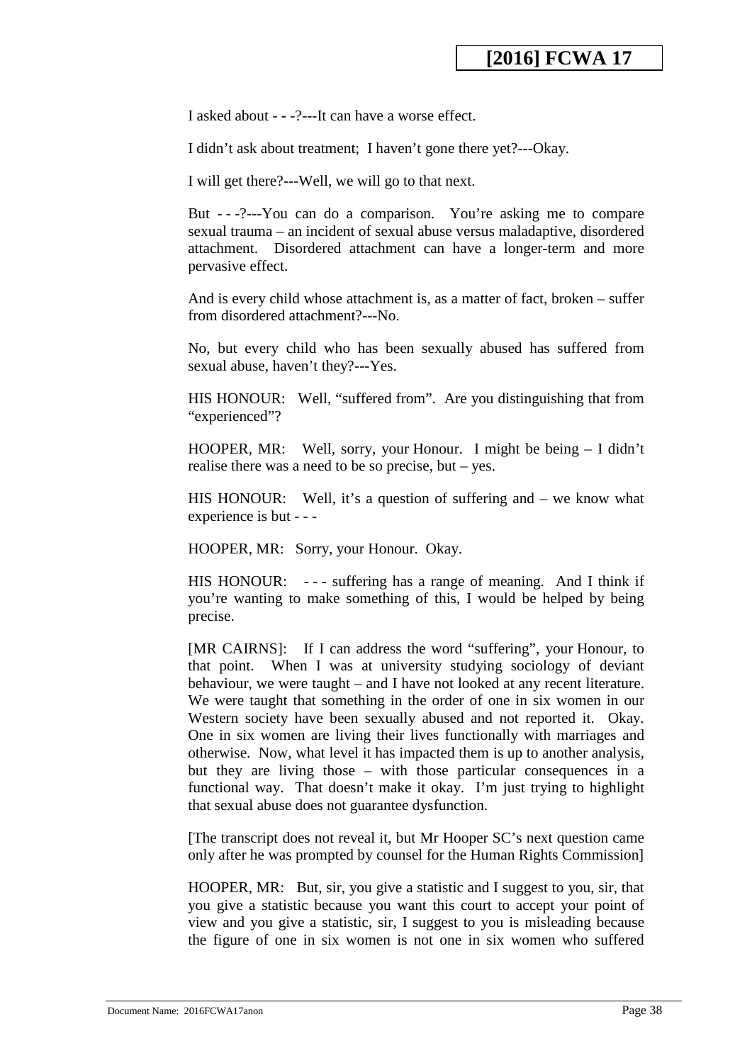I asked about - - -?---It can have a worse effect.

I didn’t ask about treatment; I haven’t gone there yet?---Okay.

I will get there?---Well, we will go to that next.

But - - -?---You can do a comparison. You’re asking me to compare sexual trauma – an incident of sexual abuse versus maladaptive, disordered attachment. Disordered attachment can have a longer-term and more pervasive effect.

And is every child whose attachment is, as a matter of fact, broken – suffer from disordered attachment?---No.

No, but every child who has been sexually abused has suffered from sexual abuse, haven’t they?---Yes.

HIS HONOUR: Well, “suffered from”. Are you distinguishing that from “experienced”?

HOOPER, MR: Well, sorry, your Honour. I might be being – I didn’t realise there was a need to be so precise, but – yes.

HIS HONOUR: Well, it’s a question of suffering and – we know what experience is but - - -

HOOPER, MR: Sorry, your Honour. Okay.

HIS HONOUR: - - - suffering has a range of meaning. And I think if you’re wanting to make something of this, I would be helped by being precise.

[MR CAIRNS]: If I can address the word “suffering”, your Honour, to that point. When I was at university studying sociology of deviant behaviour, we were taught – and I have not looked at any recent literature. We were taught that something in the order of one in six women in our Western society have been sexually abused and not reported it. Okay. One in six women are living their lives functionally with marriages and otherwise. Now, what level it has impacted them is up to another analysis, but they are living those – with those particular consequences in a functional way. That doesn’t make it okay. I’m just trying to highlight that sexual abuse does not guarantee dysfunction.

[The transcript does not reveal it, but Mr Hooper SC’s next question came only after he was prompted by counsel for the Human Rights Commission]

HOOPER, MR: But, sir, you give a statistic and I suggest to you, sir, that you give a statistic because you want this court to accept your point of view and you give a statistic, sir, I suggest to you is misleading because the figure of one in six women is not one in six women who suffered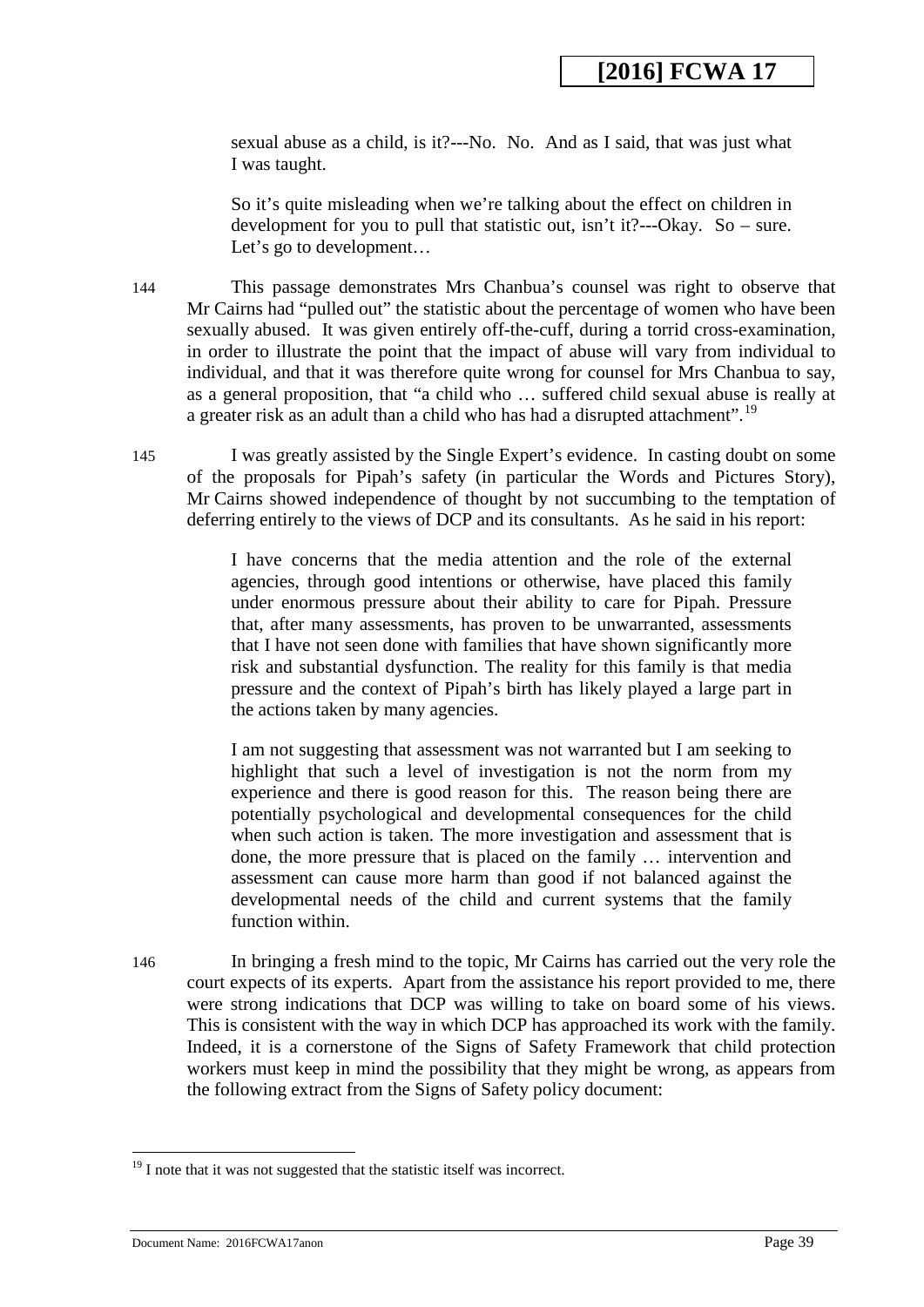> sexual abuse as a child, is it?---No. No. And as I said, that was just what I was taught.
>
> So it's quite misleading when we're talking about the effect on children in development for you to pull that statistic out, isn't it?---Okay. So – sure. Let's go to development…

144 This passage demonstrates Mrs Chanbua's counsel was right to observe that Mr Cairns had "pulled out" the statistic about the percentage of women who have been sexually abused. It was given entirely off-the-cuff, during a torrid cross-examination, in order to illustrate the point that the impact of abuse will vary from individual to individual, and that it was therefore quite wrong for counsel for Mrs Chanbua to say, as a general proposition, that "a child who … suffered child sexual abuse is really at a greater risk as an adult than a child who has had a disrupted attachment".[19]

145 I was greatly assisted by the Single Expert's evidence. In casting doubt on some of the proposals for Pipah's safety (in particular the Words and Pictures Story), Mr Cairns showed independence of thought by not succumbing to the temptation of deferring entirely to the views of DCP and its consultants. As he said in his report:

> I have concerns that the media attention and the role of the external agencies, through good intentions or otherwise, have placed this family under enormous pressure about their ability to care for Pipah. Pressure that, after many assessments, has proven to be unwarranted, assessments that I have not seen done with families that have shown significantly more risk and substantial dysfunction. The reality for this family is that media pressure and the context of Pipah's birth has likely played a large part in the actions taken by many agencies.
>
> I am not suggesting that assessment was not warranted but I am seeking to highlight that such a level of investigation is not the norm from my experience and there is good reason for this. The reason being there are potentially psychological and developmental consequences for the child when such action is taken. The more investigation and assessment that is done, the more pressure that is placed on the family … intervention and assessment can cause more harm than good if not balanced against the developmental needs of the child and current systems that the family function within.

146 In bringing a fresh mind to the topic, Mr Cairns has carried out the very role the court expects of its experts. Apart from the assistance his report provided to me, there were strong indications that DCP was willing to take on board some of his views. This is consistent with the way in which DCP has approached its work with the family. Indeed, it is a cornerstone of the Signs of Safety Framework that child protection workers must keep in mind the possibility that they might be wrong, as appears from the following extract from the Signs of Safety policy document:

---

[19] I note that it was not suggested that the statistic itself was incorrect.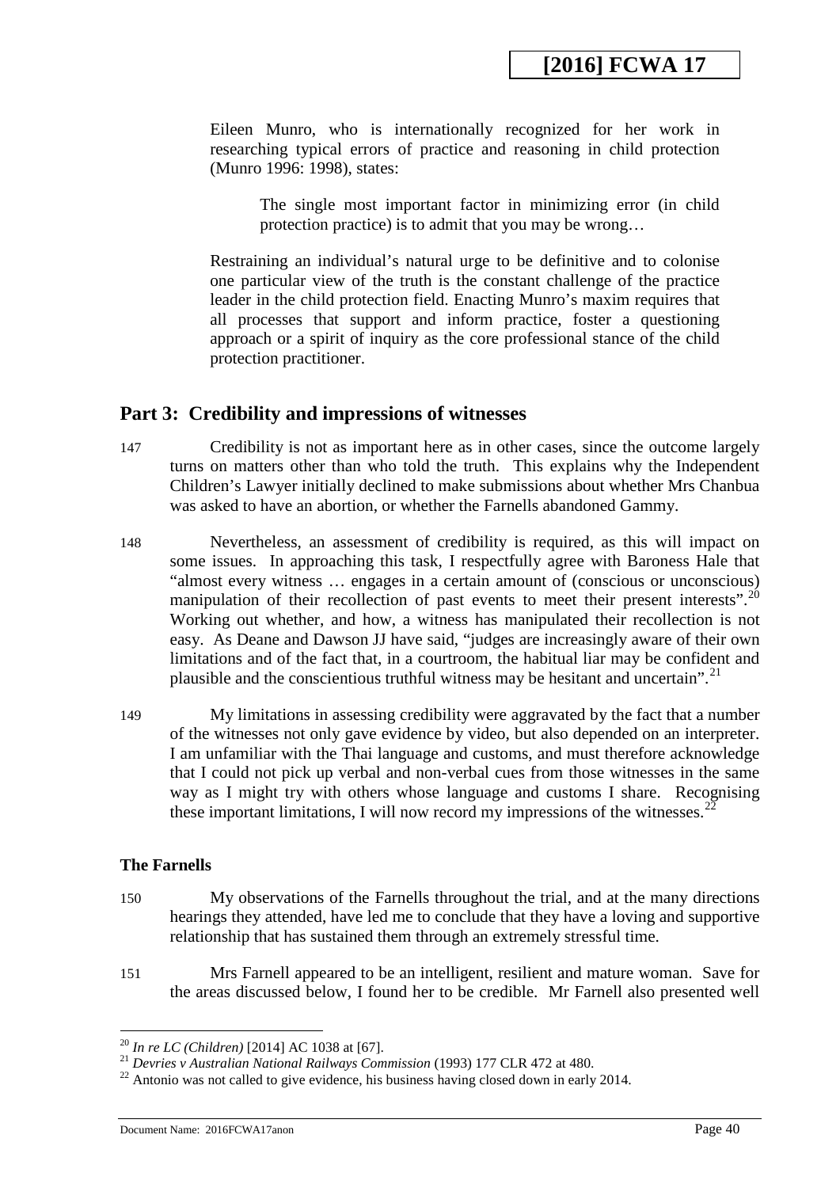Eileen Munro, who is internationally recognized for her work in researching typical errors of practice and reasoning in child protection (Munro 1996: 1998), states:

> The single most important factor in minimizing error (in child protection practice) is to admit that you may be wrong…

Restraining an individual's natural urge to be definitive and to colonise one particular view of the truth is the constant challenge of the practice leader in the child protection field. Enacting Munro's maxim requires that all processes that support and inform practice, foster a questioning approach or a spirit of inquiry as the core professional stance of the child protection practitioner.

## Part 3: Credibility and impressions of witnesses

147 Credibility is not as important here as in other cases, since the outcome largely turns on matters other than who told the truth. This explains why the Independent Children's Lawyer initially declined to make submissions about whether Mrs Chanbua was asked to have an abortion, or whether the Farnells abandoned Gammy.

148 Nevertheless, an assessment of credibility is required, as this will impact on some issues. In approaching this task, I respectfully agree with Baroness Hale that "almost every witness … engages in a certain amount of (conscious or unconscious) manipulation of their recollection of past events to meet their present interests".[20] Working out whether, and how, a witness has manipulated their recollection is not easy. As Deane and Dawson JJ have said, "judges are increasingly aware of their own limitations and of the fact that, in a courtroom, the habitual liar may be confident and plausible and the conscientious truthful witness may be hesitant and uncertain".[21]

149 My limitations in assessing credibility were aggravated by the fact that a number of the witnesses not only gave evidence by video, but also depended on an interpreter. I am unfamiliar with the Thai language and customs, and must therefore acknowledge that I could not pick up verbal and non-verbal cues from those witnesses in the same way as I might try with others whose language and customs I share. Recognising these important limitations, I will now record my impressions of the witnesses.[22]

### The Farnells

150 My observations of the Farnells throughout the trial, and at the many directions hearings they attended, have led me to conclude that they have a loving and supportive relationship that has sustained them through an extremely stressful time.

151 Mrs Farnell appeared to be an intelligent, resilient and mature woman. Save for the areas discussed below, I found her to be credible. Mr Farnell also presented well

---

[20] *In re LC (Children)* [2014] AC 1038 at [67].

[21] *Devries v Australian National Railways Commission* (1993) 177 CLR 472 at 480.

[22] Antonio was not called to give evidence, his business having closed down in early 2014.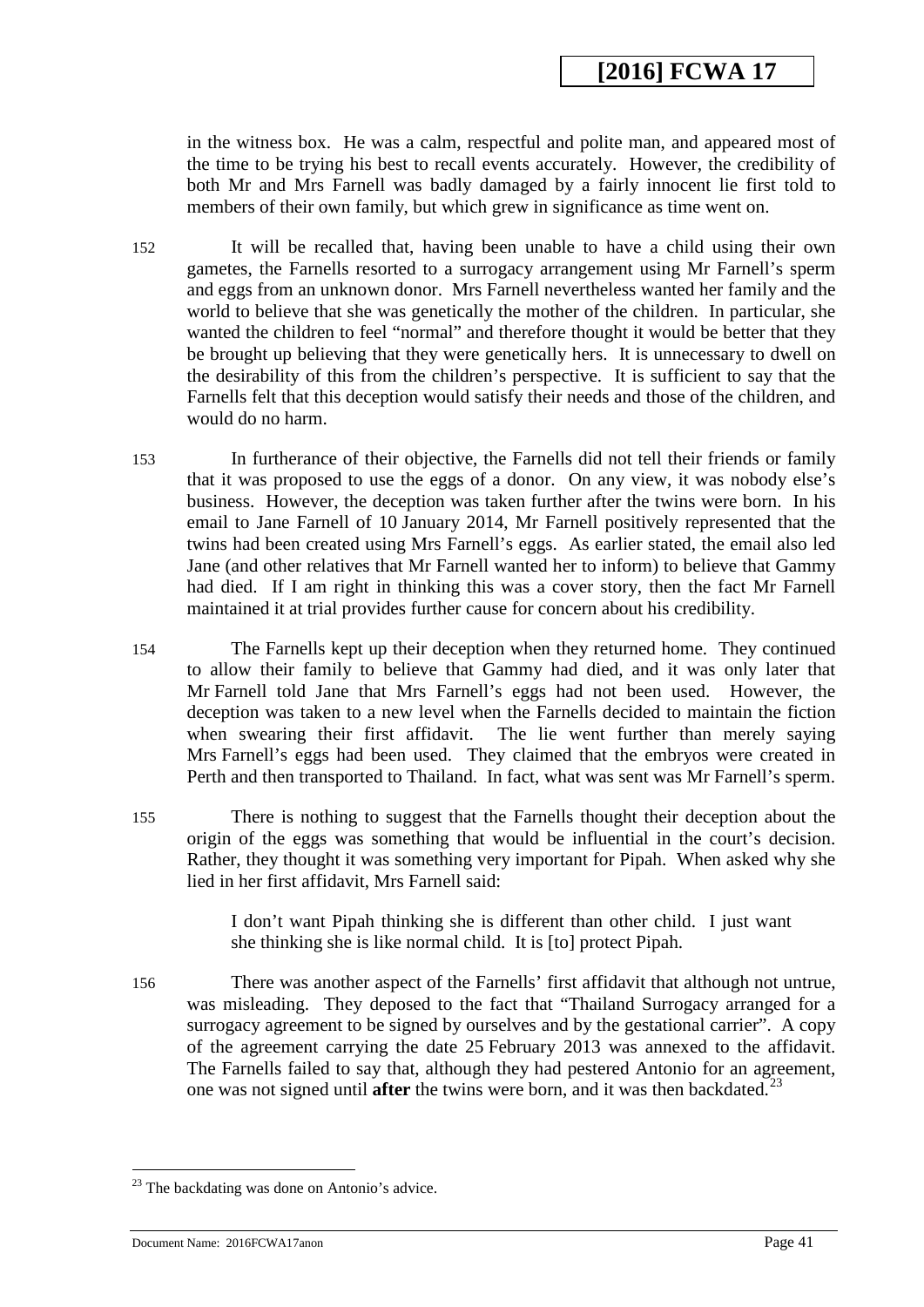in the witness box. He was a calm, respectful and polite man, and appeared most of the time to be trying his best to recall events accurately. However, the credibility of both Mr and Mrs Farnell was badly damaged by a fairly innocent lie first told to members of their own family, but which grew in significance as time went on.

152 It will be recalled that, having been unable to have a child using their own gametes, the Farnells resorted to a surrogacy arrangement using Mr Farnell's sperm and eggs from an unknown donor. Mrs Farnell nevertheless wanted her family and the world to believe that she was genetically the mother of the children. In particular, she wanted the children to feel "normal" and therefore thought it would be better that they be brought up believing that they were genetically hers. It is unnecessary to dwell on the desirability of this from the children's perspective. It is sufficient to say that the Farnells felt that this deception would satisfy their needs and those of the children, and would do no harm.

153 In furtherance of their objective, the Farnells did not tell their friends or family that it was proposed to use the eggs of a donor. On any view, it was nobody else's business. However, the deception was taken further after the twins were born. In his email to Jane Farnell of 10 January 2014, Mr Farnell positively represented that the twins had been created using Mrs Farnell's eggs. As earlier stated, the email also led Jane (and other relatives that Mr Farnell wanted her to inform) to believe that Gammy had died. If I am right in thinking this was a cover story, then the fact Mr Farnell maintained it at trial provides further cause for concern about his credibility.

154 The Farnells kept up their deception when they returned home. They continued to allow their family to believe that Gammy had died, and it was only later that Mr Farnell told Jane that Mrs Farnell's eggs had not been used. However, the deception was taken to a new level when the Farnells decided to maintain the fiction when swearing their first affidavit. The lie went further than merely saying Mrs Farnell's eggs had been used. They claimed that the embryos were created in Perth and then transported to Thailand. In fact, what was sent was Mr Farnell's sperm.

155 There is nothing to suggest that the Farnells thought their deception about the origin of the eggs was something that would be influential in the court's decision. Rather, they thought it was something very important for Pipah. When asked why she lied in her first affidavit, Mrs Farnell said:

> I don't want Pipah thinking she is different than other child. I just want she thinking she is like normal child. It is [to] protect Pipah.

156 There was another aspect of the Farnells' first affidavit that although not untrue, was misleading. They deposed to the fact that "Thailand Surrogacy arranged for a surrogacy agreement to be signed by ourselves and by the gestational carrier". A copy of the agreement carrying the date 25 February 2013 was annexed to the affidavit. The Farnells failed to say that, although they had pestered Antonio for an agreement, one was not signed until **after** the twins were born, and it was then backdated.[23]

[23] The backdating was done on Antonio's advice.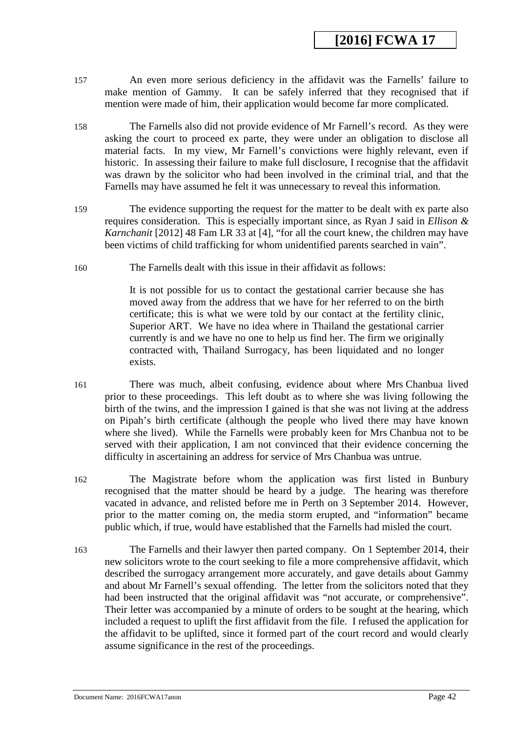157 An even more serious deficiency in the affidavit was the Farnells' failure to make mention of Gammy. It can be safely inferred that they recognised that if mention were made of him, their application would become far more complicated.

158 The Farnells also did not provide evidence of Mr Farnell's record. As they were asking the court to proceed ex parte, they were under an obligation to disclose all material facts. In my view, Mr Farnell's convictions were highly relevant, even if historic. In assessing their failure to make full disclosure, I recognise that the affidavit was drawn by the solicitor who had been involved in the criminal trial, and that the Farnells may have assumed he felt it was unnecessary to reveal this information.

159 The evidence supporting the request for the matter to be dealt with ex parte also requires consideration. This is especially important since, as Ryan J said in *Ellison & Karnchanit* [2012] 48 Fam LR 33 at [4], "for all the court knew, the children may have been victims of child trafficking for whom unidentified parents searched in vain".

160 The Farnells dealt with this issue in their affidavit as follows:

> It is not possible for us to contact the gestational carrier because she has moved away from the address that we have for her referred to on the birth certificate; this is what we were told by our contact at the fertility clinic, Superior ART. We have no idea where in Thailand the gestational carrier currently is and we have no one to help us find her. The firm we originally contracted with, Thailand Surrogacy, has been liquidated and no longer exists.

161 There was much, albeit confusing, evidence about where Mrs Chanbua lived prior to these proceedings. This left doubt as to where she was living following the birth of the twins, and the impression I gained is that she was not living at the address on Pipah's birth certificate (although the people who lived there may have known where she lived). While the Farnells were probably keen for Mrs Chanbua not to be served with their application, I am not convinced that their evidence concerning the difficulty in ascertaining an address for service of Mrs Chanbua was untrue.

162 The Magistrate before whom the application was first listed in Bunbury recognised that the matter should be heard by a judge. The hearing was therefore vacated in advance, and relisted before me in Perth on 3 September 2014. However, prior to the matter coming on, the media storm erupted, and "information" became public which, if true, would have established that the Farnells had misled the court.

163 The Farnells and their lawyer then parted company. On 1 September 2014, their new solicitors wrote to the court seeking to file a more comprehensive affidavit, which described the surrogacy arrangement more accurately, and gave details about Gammy and about Mr Farnell's sexual offending. The letter from the solicitors noted that they had been instructed that the original affidavit was "not accurate, or comprehensive". Their letter was accompanied by a minute of orders to be sought at the hearing, which included a request to uplift the first affidavit from the file. I refused the application for the affidavit to be uplifted, since it formed part of the court record and would clearly assume significance in the rest of the proceedings.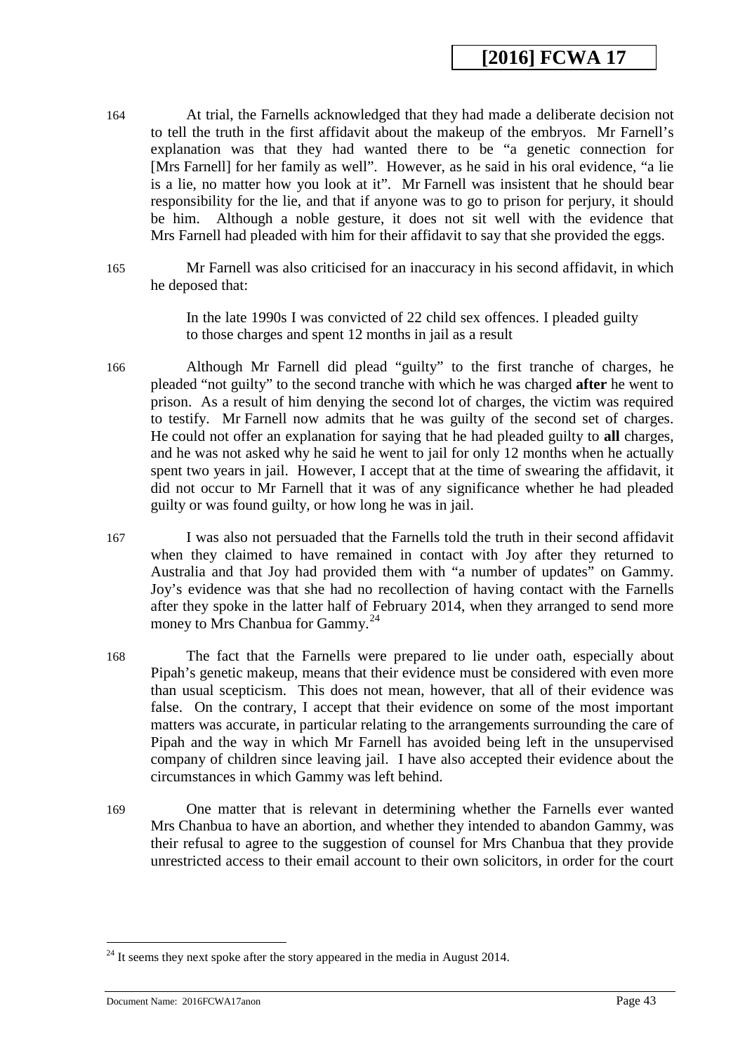164 At trial, the Farnells acknowledged that they had made a deliberate decision not to tell the truth in the first affidavit about the makeup of the embryos. Mr Farnell's explanation was that they had wanted there to be "a genetic connection for [Mrs Farnell] for her family as well". However, as he said in his oral evidence, "a lie is a lie, no matter how you look at it". Mr Farnell was insistent that he should bear responsibility for the lie, and that if anyone was to go to prison for perjury, it should be him. Although a noble gesture, it does not sit well with the evidence that Mrs Farnell had pleaded with him for their affidavit to say that she provided the eggs.

165 Mr Farnell was also criticised for an inaccuracy in his second affidavit, in which he deposed that:

> In the late 1990s I was convicted of 22 child sex offences. I pleaded guilty to those charges and spent 12 months in jail as a result

166 Although Mr Farnell did plead "guilty" to the first tranche of charges, he pleaded "not guilty" to the second tranche with which he was charged **after** he went to prison. As a result of him denying the second lot of charges, the victim was required to testify. Mr Farnell now admits that he was guilty of the second set of charges. He could not offer an explanation for saying that he had pleaded guilty to **all** charges, and he was not asked why he said he went to jail for only 12 months when he actually spent two years in jail. However, I accept that at the time of swearing the affidavit, it did not occur to Mr Farnell that it was of any significance whether he had pleaded guilty or was found guilty, or how long he was in jail.

167 I was also not persuaded that the Farnells told the truth in their second affidavit when they claimed to have remained in contact with Joy after they returned to Australia and that Joy had provided them with "a number of updates" on Gammy. Joy's evidence was that she had no recollection of having contact with the Farnells after they spoke in the latter half of February 2014, when they arranged to send more money to Mrs Chanbua for Gammy.[24]

168 The fact that the Farnells were prepared to lie under oath, especially about Pipah's genetic makeup, means that their evidence must be considered with even more than usual scepticism. This does not mean, however, that all of their evidence was false. On the contrary, I accept that their evidence on some of the most important matters was accurate, in particular relating to the arrangements surrounding the care of Pipah and the way in which Mr Farnell has avoided being left in the unsupervised company of children since leaving jail. I have also accepted their evidence about the circumstances in which Gammy was left behind.

169 One matter that is relevant in determining whether the Farnells ever wanted Mrs Chanbua to have an abortion, and whether they intended to abandon Gammy, was their refusal to agree to the suggestion of counsel for Mrs Chanbua that they provide unrestricted access to their email account to their own solicitors, in order for the court

---

[24] It seems they next spoke after the story appeared in the media in August 2014.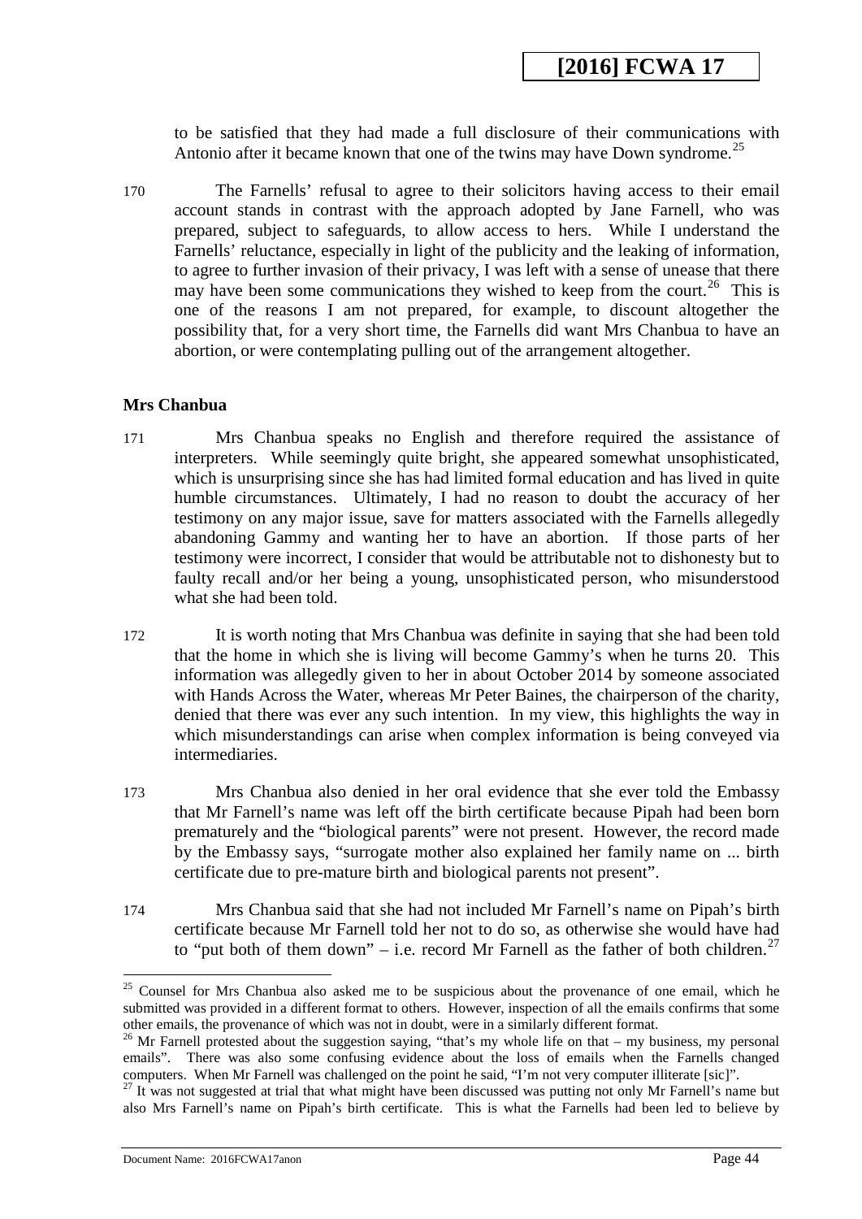to be satisfied that they had made a full disclosure of their communications with Antonio after it became known that one of the twins may have Down syndrome.[25]

170 The Farnells' refusal to agree to their solicitors having access to their email account stands in contrast with the approach adopted by Jane Farnell, who was prepared, subject to safeguards, to allow access to hers. While I understand the Farnells' reluctance, especially in light of the publicity and the leaking of information, to agree to further invasion of their privacy, I was left with a sense of unease that there may have been some communications they wished to keep from the court.[26] This is one of the reasons I am not prepared, for example, to discount altogether the possibility that, for a very short time, the Farnells did want Mrs Chanbua to have an abortion, or were contemplating pulling out of the arrangement altogether.

**Mrs Chanbua**

171 Mrs Chanbua speaks no English and therefore required the assistance of interpreters. While seemingly quite bright, she appeared somewhat unsophisticated, which is unsurprising since she has had limited formal education and has lived in quite humble circumstances. Ultimately, I had no reason to doubt the accuracy of her testimony on any major issue, save for matters associated with the Farnells allegedly abandoning Gammy and wanting her to have an abortion. If those parts of her testimony were incorrect, I consider that would be attributable not to dishonesty but to faulty recall and/or her being a young, unsophisticated person, who misunderstood what she had been told.

172 It is worth noting that Mrs Chanbua was definite in saying that she had been told that the home in which she is living will become Gammy's when he turns 20. This information was allegedly given to her in about October 2014 by someone associated with Hands Across the Water, whereas Mr Peter Baines, the chairperson of the charity, denied that there was ever any such intention. In my view, this highlights the way in which misunderstandings can arise when complex information is being conveyed via intermediaries.

173 Mrs Chanbua also denied in her oral evidence that she ever told the Embassy that Mr Farnell's name was left off the birth certificate because Pipah had been born prematurely and the "biological parents" were not present. However, the record made by the Embassy says, "surrogate mother also explained her family name on ... birth certificate due to pre-mature birth and biological parents not present".

174 Mrs Chanbua said that she had not included Mr Farnell's name on Pipah's birth certificate because Mr Farnell told her not to do so, as otherwise she would have had to "put both of them down" – i.e. record Mr Farnell as the father of both children.[27]

---

[25] Counsel for Mrs Chanbua also asked me to be suspicious about the provenance of one email, which he submitted was provided in a different format to others. However, inspection of all the emails confirms that some other emails, the provenance of which was not in doubt, were in a similarly different format.

[26] Mr Farnell protested about the suggestion saying, "that's my whole life on that – my business, my personal emails". There was also some confusing evidence about the loss of emails when the Farnells changed computers. When Mr Farnell was challenged on the point he said, "I'm not very computer illiterate [sic]".

[27] It was not suggested at trial that what might have been discussed was putting not only Mr Farnell's name but also Mrs Farnell's name on Pipah's birth certificate. This is what the Farnells had been led to believe by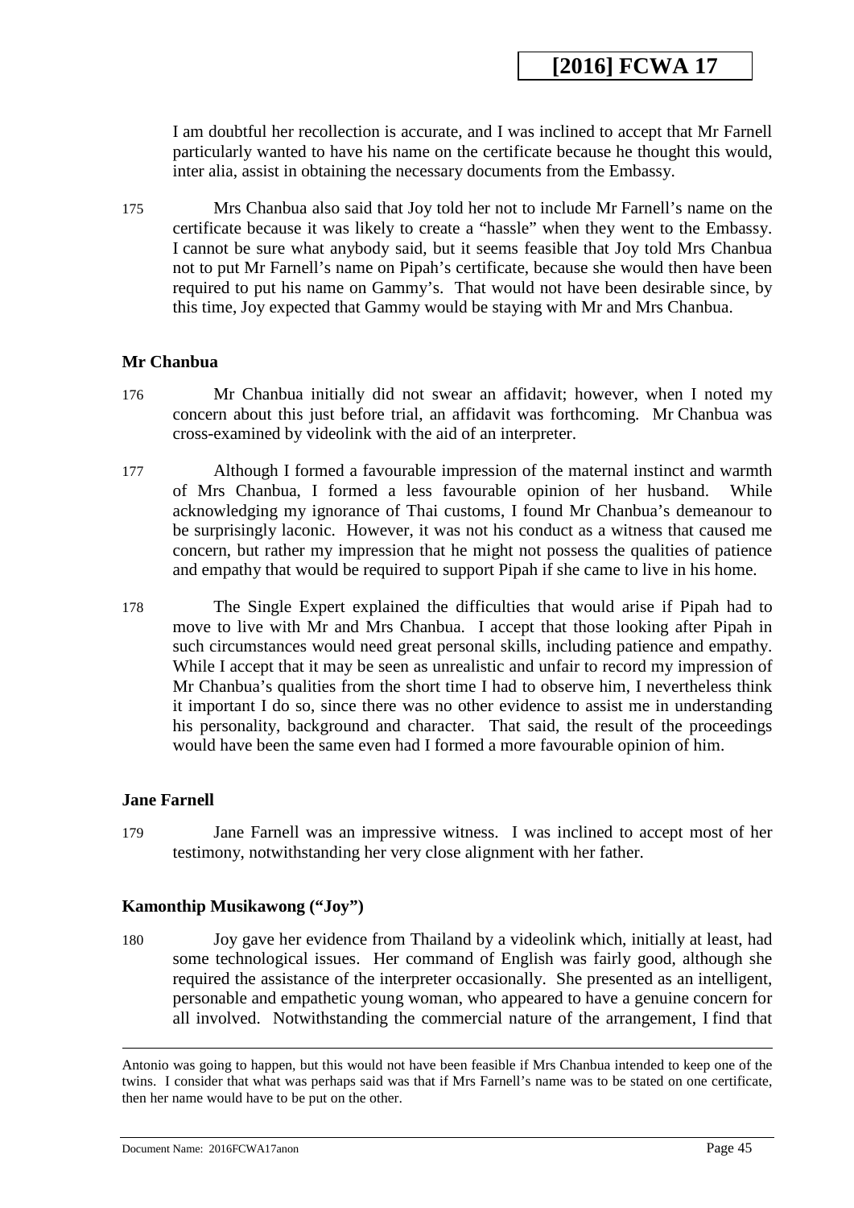I am doubtful her recollection is accurate, and I was inclined to accept that Mr Farnell particularly wanted to have his name on the certificate because he thought this would, inter alia, assist in obtaining the necessary documents from the Embassy.

175 Mrs Chanbua also said that Joy told her not to include Mr Farnell's name on the certificate because it was likely to create a "hassle" when they went to the Embassy. I cannot be sure what anybody said, but it seems feasible that Joy told Mrs Chanbua not to put Mr Farnell's name on Pipah's certificate, because she would then have been required to put his name on Gammy's. That would not have been desirable since, by this time, Joy expected that Gammy would be staying with Mr and Mrs Chanbua.

### Mr Chanbua

176 Mr Chanbua initially did not swear an affidavit; however, when I noted my concern about this just before trial, an affidavit was forthcoming. Mr Chanbua was cross-examined by videolink with the aid of an interpreter.

177 Although I formed a favourable impression of the maternal instinct and warmth of Mrs Chanbua, I formed a less favourable opinion of her husband. While acknowledging my ignorance of Thai customs, I found Mr Chanbua's demeanour to be surprisingly laconic. However, it was not his conduct as a witness that caused me concern, but rather my impression that he might not possess the qualities of patience and empathy that would be required to support Pipah if she came to live in his home.

178 The Single Expert explained the difficulties that would arise if Pipah had to move to live with Mr and Mrs Chanbua. I accept that those looking after Pipah in such circumstances would need great personal skills, including patience and empathy. While I accept that it may be seen as unrealistic and unfair to record my impression of Mr Chanbua's qualities from the short time I had to observe him, I nevertheless think it important I do so, since there was no other evidence to assist me in understanding his personality, background and character. That said, the result of the proceedings would have been the same even had I formed a more favourable opinion of him.

### Jane Farnell

179 Jane Farnell was an impressive witness. I was inclined to accept most of her testimony, notwithstanding her very close alignment with her father.

### Kamonthip Musikawong ("Joy")

180 Joy gave her evidence from Thailand by a videolink which, initially at least, had some technological issues. Her command of English was fairly good, although she required the assistance of the interpreter occasionally. She presented as an intelligent, personable and empathetic young woman, who appeared to have a genuine concern for all involved. Notwithstanding the commercial nature of the arrangement, I find that

---

Antonio was going to happen, but this would not have been feasible if Mrs Chanbua intended to keep one of the twins. I consider that what was perhaps said was that if Mrs Farnell's name was to be stated on one certificate, then her name would have to be put on the other.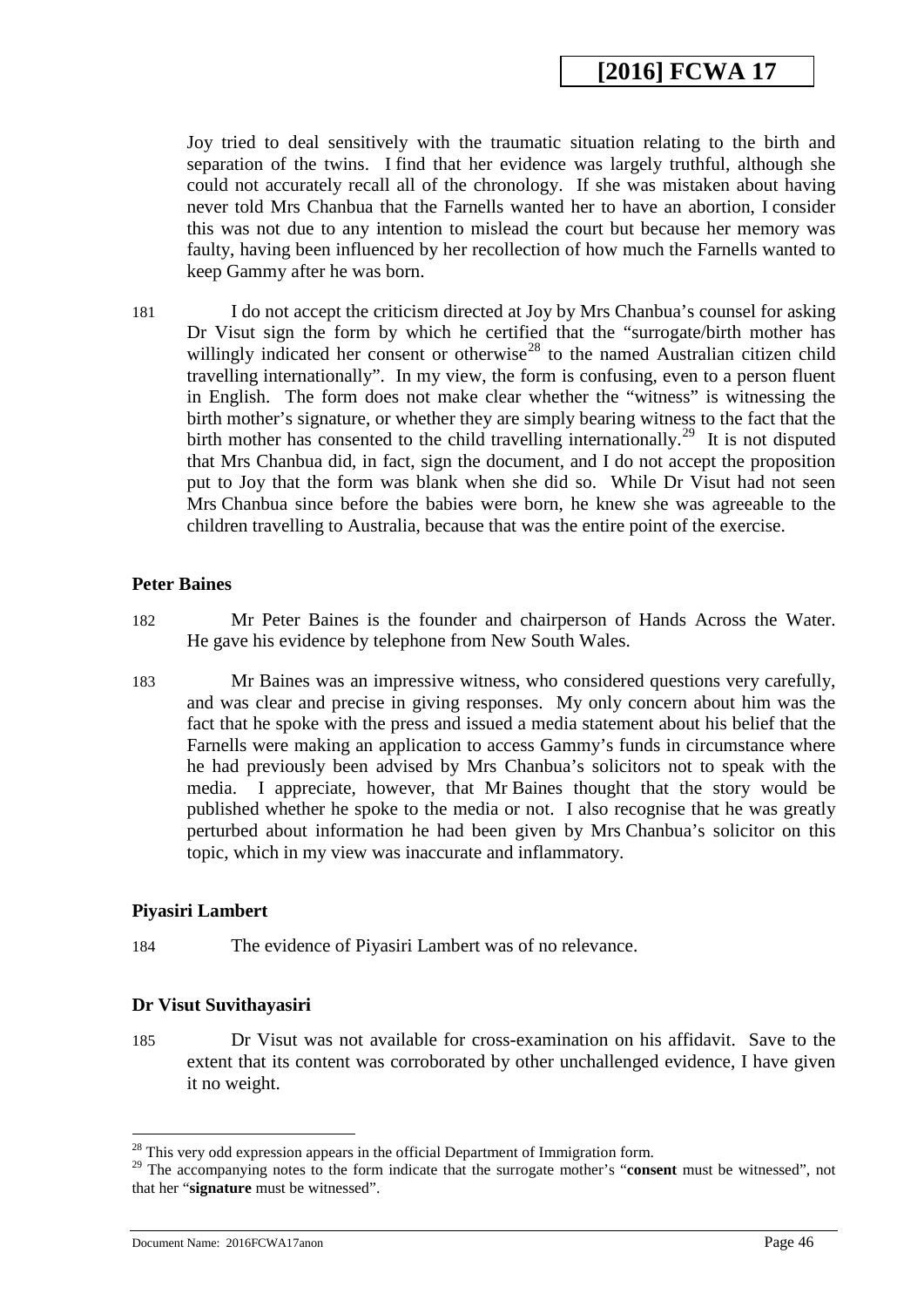Joy tried to deal sensitively with the traumatic situation relating to the birth and separation of the twins. I find that her evidence was largely truthful, although she could not accurately recall all of the chronology. If she was mistaken about having never told Mrs Chanbua that the Farnells wanted her to have an abortion, I consider this was not due to any intention to mislead the court but because her memory was faulty, having been influenced by her recollection of how much the Farnells wanted to keep Gammy after he was born.

181 I do not accept the criticism directed at Joy by Mrs Chanbua's counsel for asking Dr Visut sign the form by which he certified that the "surrogate/birth mother has willingly indicated her consent or otherwise[28] to the named Australian citizen child travelling internationally". In my view, the form is confusing, even to a person fluent in English. The form does not make clear whether the "witness" is witnessing the birth mother's signature, or whether they are simply bearing witness to the fact that the birth mother has consented to the child travelling internationally.[29] It is not disputed that Mrs Chanbua did, in fact, sign the document, and I do not accept the proposition put to Joy that the form was blank when she did so. While Dr Visut had not seen Mrs Chanbua since before the babies were born, he knew she was agreeable to the children travelling to Australia, because that was the entire point of the exercise.

**Peter Baines**

182 Mr Peter Baines is the founder and chairperson of Hands Across the Water. He gave his evidence by telephone from New South Wales.

183 Mr Baines was an impressive witness, who considered questions very carefully, and was clear and precise in giving responses. My only concern about him was the fact that he spoke with the press and issued a media statement about his belief that the Farnells were making an application to access Gammy's funds in circumstance where he had previously been advised by Mrs Chanbua's solicitors not to speak with the media. I appreciate, however, that Mr Baines thought that the story would be published whether he spoke to the media or not. I also recognise that he was greatly perturbed about information he had been given by Mrs Chanbua's solicitor on this topic, which in my view was inaccurate and inflammatory.

**Piyasiri Lambert**

184 The evidence of Piyasiri Lambert was of no relevance.

**Dr Visut Suvithayasiri**

185 Dr Visut was not available for cross-examination on his affidavit. Save to the extent that its content was corroborated by other unchallenged evidence, I have given it no weight.

---

[28] This very odd expression appears in the official Department of Immigration form.

[29] The accompanying notes to the form indicate that the surrogate mother's "**consent** must be witnessed", not that her "**signature** must be witnessed".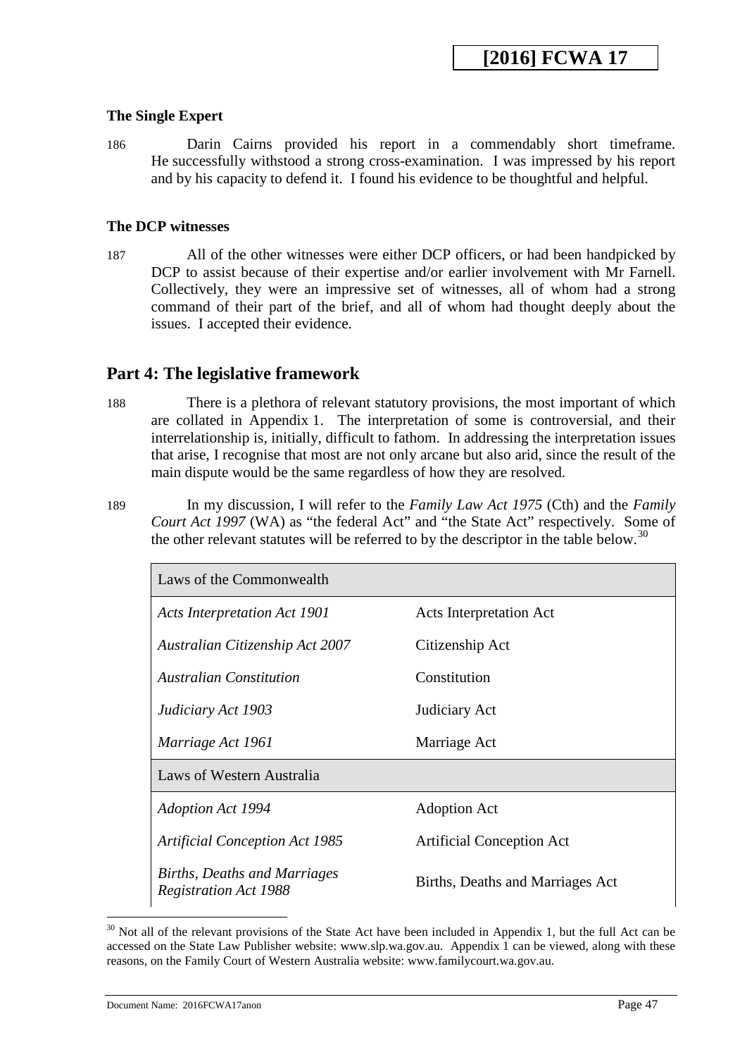### The Single Expert

186 Darin Cairns provided his report in a commendably short timeframe. He successfully withstood a strong cross-examination. I was impressed by his report and by his capacity to defend it. I found his evidence to be thoughtful and helpful.

### The DCP witnesses

187 All of the other witnesses were either DCP officers, or had been handpicked by DCP to assist because of their expertise and/or earlier involvement with Mr Farnell. Collectively, they were an impressive set of witnesses, all of whom had a strong command of their part of the brief, and all of whom had thought deeply about the issues. I accepted their evidence.

## Part 4: The legislative framework

188 There is a plethora of relevant statutory provisions, the most important of which are collated in Appendix 1. The interpretation of some is controversial, and their interrelationship is, initially, difficult to fathom. In addressing the interpretation issues that arise, I recognise that most are not only arcane but also arid, since the result of the main dispute would be the same regardless of how they are resolved.

189 In my discussion, I will refer to the *Family Law Act 1975* (Cth) and the *Family Court Act 1997* (WA) as "the federal Act" and "the State Act" respectively. Some of the other relevant statutes will be referred to by the descriptor in the table below.[30]

| Laws of the Commonwealth | |
|---|---|
| *Acts Interpretation Act 1901* | Acts Interpretation Act |
| *Australian Citizenship Act 2007* | Citizenship Act |
| *Australian Constitution* | Constitution |
| *Judiciary Act 1903* | Judiciary Act |
| *Marriage Act 1961* | Marriage Act |
| **Laws of Western Australia** | |
| *Adoption Act 1994* | Adoption Act |
| *Artificial Conception Act 1985* | Artificial Conception Act |
| *Births, Deaths and Marriages Registration Act 1988* | Births, Deaths and Marriages Act |

[30] Not all of the relevant provisions of the State Act have been included in Appendix 1, but the full Act can be accessed on the State Law Publisher website: www.slp.wa.gov.au. Appendix 1 can be viewed, along with these reasons, on the Family Court of Western Australia website: www.familycourt.wa.gov.au.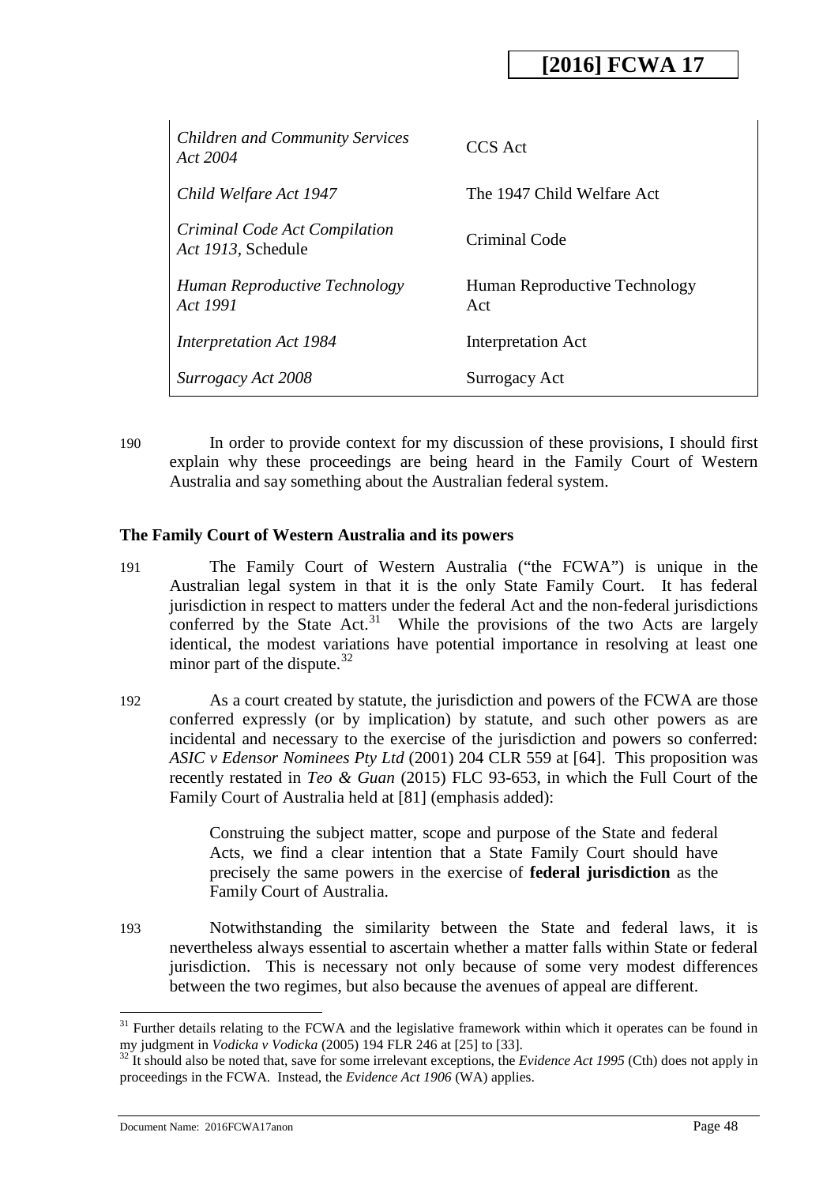| | |
|---|---|
| *Children and Community Services Act 2004* | CCS Act |
| *Child Welfare Act 1947* | The 1947 Child Welfare Act |
| *Criminal Code Act Compilation Act 1913*, Schedule | Criminal Code |
| *Human Reproductive Technology Act 1991* | Human Reproductive Technology Act |
| *Interpretation Act 1984* | Interpretation Act |
| *Surrogacy Act 2008* | Surrogacy Act |

190 In order to provide context for my discussion of these provisions, I should first explain why these proceedings are being heard in the Family Court of Western Australia and say something about the Australian federal system.

**The Family Court of Western Australia and its powers**

191 The Family Court of Western Australia ("the FCWA") is unique in the Australian legal system in that it is the only State Family Court. It has federal jurisdiction in respect to matters under the federal Act and the non-federal jurisdictions conferred by the State Act.[31] While the provisions of the two Acts are largely identical, the modest variations have potential importance in resolving at least one minor part of the dispute.[32]

192 As a court created by statute, the jurisdiction and powers of the FCWA are those conferred expressly (or by implication) by statute, and such other powers as are incidental and necessary to the exercise of the jurisdiction and powers so conferred: *ASIC v Edensor Nominees Pty Ltd* (2001) 204 CLR 559 at [64]. This proposition was recently restated in *Teo & Guan* (2015) FLC 93-653, in which the Full Court of the Family Court of Australia held at [81] (emphasis added):

> Construing the subject matter, scope and purpose of the State and federal Acts, we find a clear intention that a State Family Court should have precisely the same powers in the exercise of **federal jurisdiction** as the Family Court of Australia.

193 Notwithstanding the similarity between the State and federal laws, it is nevertheless always essential to ascertain whether a matter falls within State or federal jurisdiction. This is necessary not only because of some very modest differences between the two regimes, but also because the avenues of appeal are different.

---

[31] Further details relating to the FCWA and the legislative framework within which it operates can be found in my judgment in *Vodicka v Vodicka* (2005) 194 FLR 246 at [25] to [33].

[32] It should also be noted that, save for some irrelevant exceptions, the *Evidence Act 1995* (Cth) does not apply in proceedings in the FCWA. Instead, the *Evidence Act 1906* (WA) applies.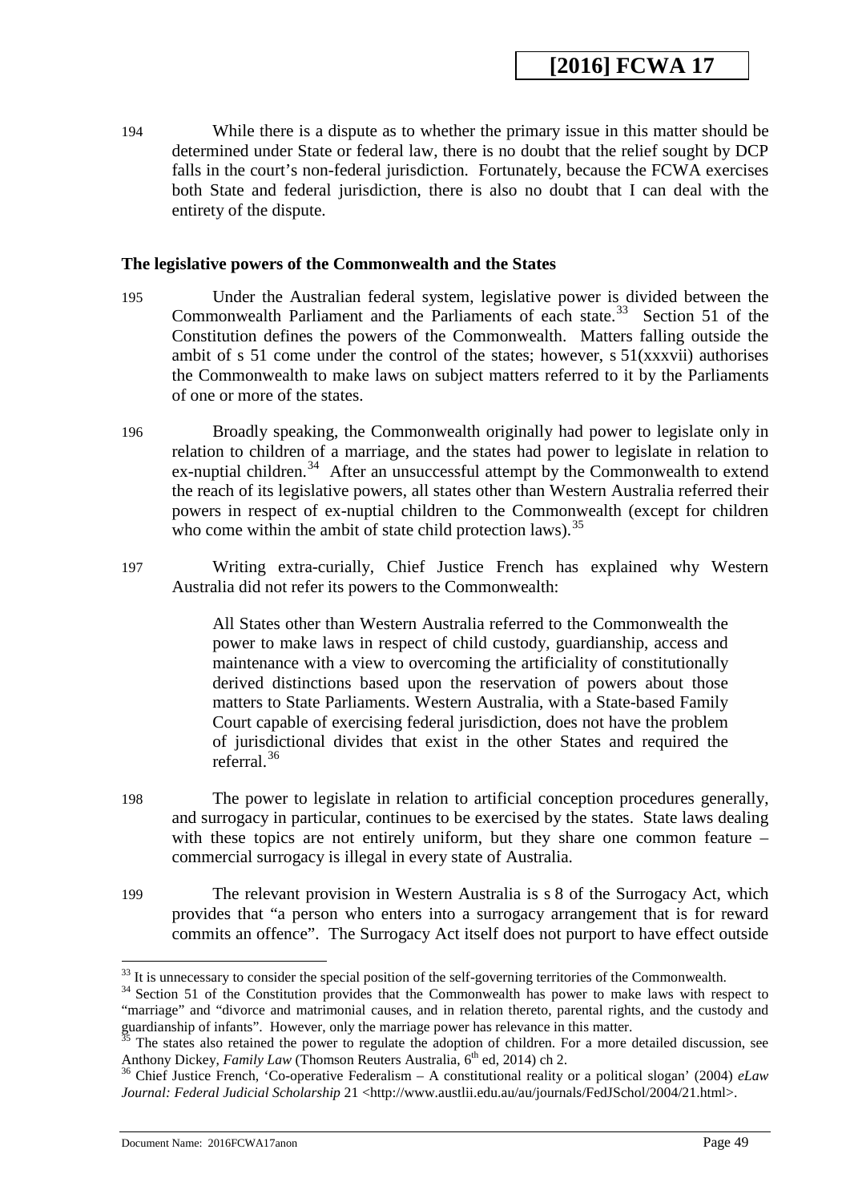194 While there is a dispute as to whether the primary issue in this matter should be determined under State or federal law, there is no doubt that the relief sought by DCP falls in the court's non-federal jurisdiction. Fortunately, because the FCWA exercises both State and federal jurisdiction, there is also no doubt that I can deal with the entirety of the dispute.

### The legislative powers of the Commonwealth and the States

195 Under the Australian federal system, legislative power is divided between the Commonwealth Parliament and the Parliaments of each state.[33] Section 51 of the Constitution defines the powers of the Commonwealth. Matters falling outside the ambit of s 51 come under the control of the states; however, s 51(xxxvii) authorises the Commonwealth to make laws on subject matters referred to it by the Parliaments of one or more of the states.

196 Broadly speaking, the Commonwealth originally had power to legislate only in relation to children of a marriage, and the states had power to legislate in relation to ex-nuptial children.[34] After an unsuccessful attempt by the Commonwealth to extend the reach of its legislative powers, all states other than Western Australia referred their powers in respect of ex-nuptial children to the Commonwealth (except for children who come within the ambit of state child protection laws).[35]

197 Writing extra-curially, Chief Justice French has explained why Western Australia did not refer its powers to the Commonwealth:

> All States other than Western Australia referred to the Commonwealth the power to make laws in respect of child custody, guardianship, access and maintenance with a view to overcoming the artificiality of constitutionally derived distinctions based upon the reservation of powers about those matters to State Parliaments. Western Australia, with a State-based Family Court capable of exercising federal jurisdiction, does not have the problem of jurisdictional divides that exist in the other States and required the referral.[36]

198 The power to legislate in relation to artificial conception procedures generally, and surrogacy in particular, continues to be exercised by the states. State laws dealing with these topics are not entirely uniform, but they share one common feature – commercial surrogacy is illegal in every state of Australia.

199 The relevant provision in Western Australia is s 8 of the Surrogacy Act, which provides that "a person who enters into a surrogacy arrangement that is for reward commits an offence". The Surrogacy Act itself does not purport to have effect outside

---

[33] It is unnecessary to consider the special position of the self-governing territories of the Commonwealth.

[34] Section 51 of the Constitution provides that the Commonwealth has power to make laws with respect to "marriage" and "divorce and matrimonial causes, and in relation thereto, parental rights, and the custody and guardianship of infants". However, only the marriage power has relevance in this matter.

[35] The states also retained the power to regulate the adoption of children. For a more detailed discussion, see Anthony Dickey, *Family Law* (Thomson Reuters Australia, 6th ed, 2014) ch 2.

[36] Chief Justice French, 'Co-operative Federalism – A constitutional reality or a political slogan' (2004) *eLaw Journal: Federal Judicial Scholarship* 21 <http://www.austlii.edu.au/au/journals/FedJSchol/2004/21.html>.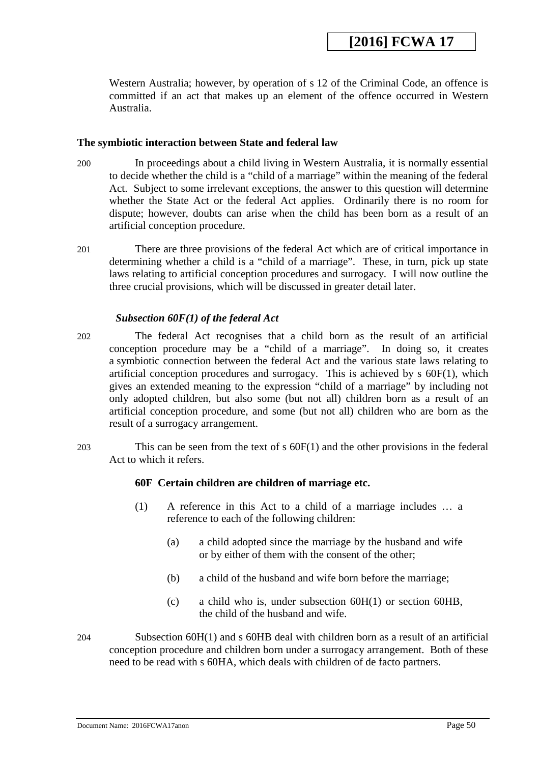Western Australia; however, by operation of s 12 of the Criminal Code, an offence is committed if an act that makes up an element of the offence occurred in Western Australia.

### The symbiotic interaction between State and federal law

200 In proceedings about a child living in Western Australia, it is normally essential to decide whether the child is a "child of a marriage" within the meaning of the federal Act. Subject to some irrelevant exceptions, the answer to this question will determine whether the State Act or the federal Act applies. Ordinarily there is no room for dispute; however, doubts can arise when the child has been born as a result of an artificial conception procedure.

201 There are three provisions of the federal Act which are of critical importance in determining whether a child is a "child of a marriage". These, in turn, pick up state laws relating to artificial conception procedures and surrogacy. I will now outline the three crucial provisions, which will be discussed in greater detail later.

#### *Subsection 60F(1) of the federal Act*

202 The federal Act recognises that a child born as the result of an artificial conception procedure may be a "child of a marriage". In doing so, it creates a symbiotic connection between the federal Act and the various state laws relating to artificial conception procedures and surrogacy. This is achieved by s 60F(1), which gives an extended meaning to the expression "child of a marriage" by including not only adopted children, but also some (but not all) children born as a result of an artificial conception procedure, and some (but not all) children who are born as the result of a surrogacy arrangement.

203 This can be seen from the text of s 60F(1) and the other provisions in the federal Act to which it refers.

> **60F Certain children are children of marriage etc.**
>
> (1) A reference in this Act to a child of a marriage includes … a reference to each of the following children:
>
> (a) a child adopted since the marriage by the husband and wife or by either of them with the consent of the other;
>
> (b) a child of the husband and wife born before the marriage;
>
> (c) a child who is, under subsection 60H(1) or section 60HB, the child of the husband and wife.

204 Subsection 60H(1) and s 60HB deal with children born as a result of an artificial conception procedure and children born under a surrogacy arrangement. Both of these need to be read with s 60HA, which deals with children of de facto partners.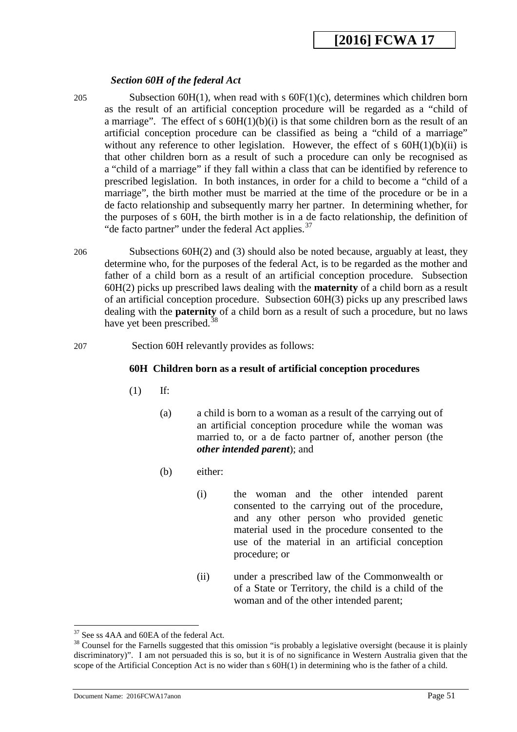### *Section 60H of the federal Act*

205 Subsection 60H(1), when read with s 60F(1)(c), determines which children born as the result of an artificial conception procedure will be regarded as a "child of a marriage". The effect of s 60H(1)(b)(i) is that some children born as the result of an artificial conception procedure can be classified as being a "child of a marriage" without any reference to other legislation. However, the effect of s 60H(1)(b)(ii) is that other children born as a result of such a procedure can only be recognised as a "child of a marriage" if they fall within a class that can be identified by reference to prescribed legislation. In both instances, in order for a child to become a "child of a marriage", the birth mother must be married at the time of the procedure or be in a de facto relationship and subsequently marry her partner. In determining whether, for the purposes of s 60H, the birth mother is in a de facto relationship, the definition of "de facto partner" under the federal Act applies.[37]

206 Subsections 60H(2) and (3) should also be noted because, arguably at least, they determine who, for the purposes of the federal Act, is to be regarded as the mother and father of a child born as a result of an artificial conception procedure. Subsection 60H(2) picks up prescribed laws dealing with the **maternity** of a child born as a result of an artificial conception procedure. Subsection 60H(3) picks up any prescribed laws dealing with the **paternity** of a child born as a result of such a procedure, but no laws have yet been prescribed.[38]

207 Section 60H relevantly provides as follows:

> **60H Children born as a result of artificial conception procedures**
>
> (1) If:
>
> (a) a child is born to a woman as a result of the carrying out of an artificial conception procedure while the woman was married to, or a de facto partner of, another person (the ***other intended parent***); and
>
> (b) either:
>
> (i) the woman and the other intended parent consented to the carrying out of the procedure, and any other person who provided genetic material used in the procedure consented to the use of the material in an artificial conception procedure; or
>
> (ii) under a prescribed law of the Commonwealth or of a State or Territory, the child is a child of the woman and of the other intended parent;

---

[37] See ss 4AA and 60EA of the federal Act.

[38] Counsel for the Farnells suggested that this omission "is probably a legislative oversight (because it is plainly discriminatory)". I am not persuaded this is so, but it is of no significance in Western Australia given that the scope of the Artificial Conception Act is no wider than s 60H(1) in determining who is the father of a child.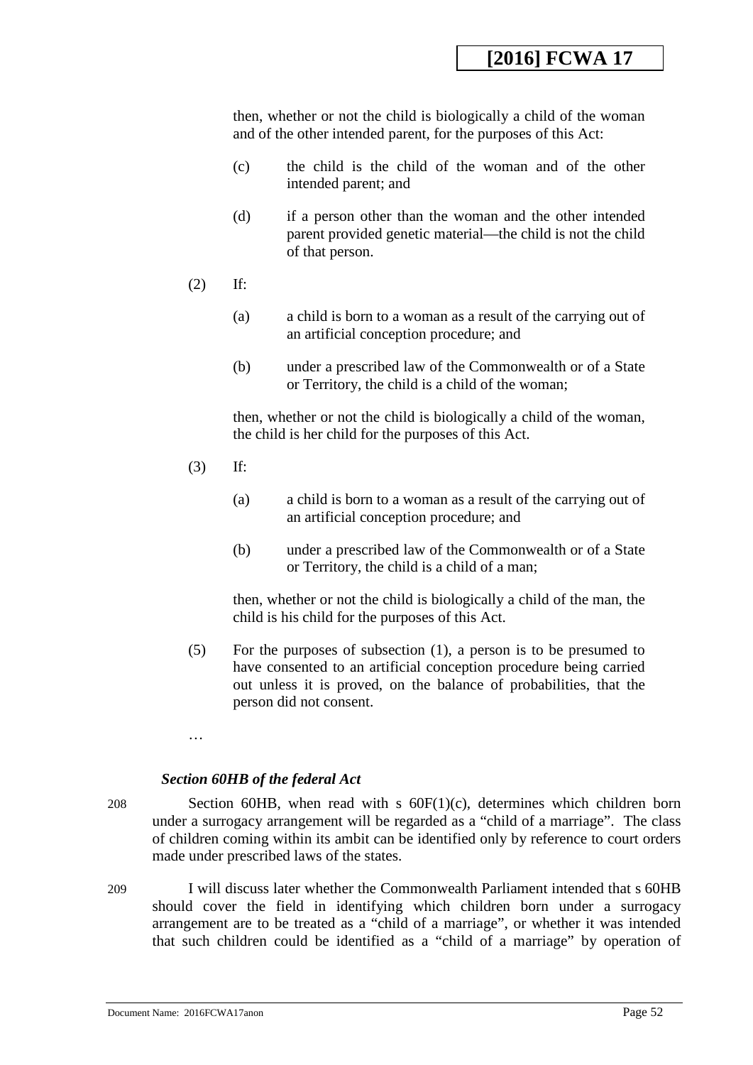then, whether or not the child is biologically a child of the woman and of the other intended parent, for the purposes of this Act:

(c) the child is the child of the woman and of the other intended parent; and

(d) if a person other than the woman and the other intended parent provided genetic material—the child is not the child of that person.

(2) If:

(a) a child is born to a woman as a result of the carrying out of an artificial conception procedure; and

(b) under a prescribed law of the Commonwealth or of a State or Territory, the child is a child of the woman;

then, whether or not the child is biologically a child of the woman, the child is her child for the purposes of this Act.

(3) If:

(a) a child is born to a woman as a result of the carrying out of an artificial conception procedure; and

(b) under a prescribed law of the Commonwealth or of a State or Territory, the child is a child of a man;

then, whether or not the child is biologically a child of the man, the child is his child for the purposes of this Act.

(5) For the purposes of subsection (1), a person is to be presumed to have consented to an artificial conception procedure being carried out unless it is proved, on the balance of probabilities, that the person did not consent.

…

***Section 60HB of the federal Act***

208 Section 60HB, when read with s 60F(1)(c), determines which children born under a surrogacy arrangement will be regarded as a "child of a marriage". The class of children coming within its ambit can be identified only by reference to court orders made under prescribed laws of the states.

209 I will discuss later whether the Commonwealth Parliament intended that s 60HB should cover the field in identifying which children born under a surrogacy arrangement are to be treated as a "child of a marriage", or whether it was intended that such children could be identified as a "child of a marriage" by operation of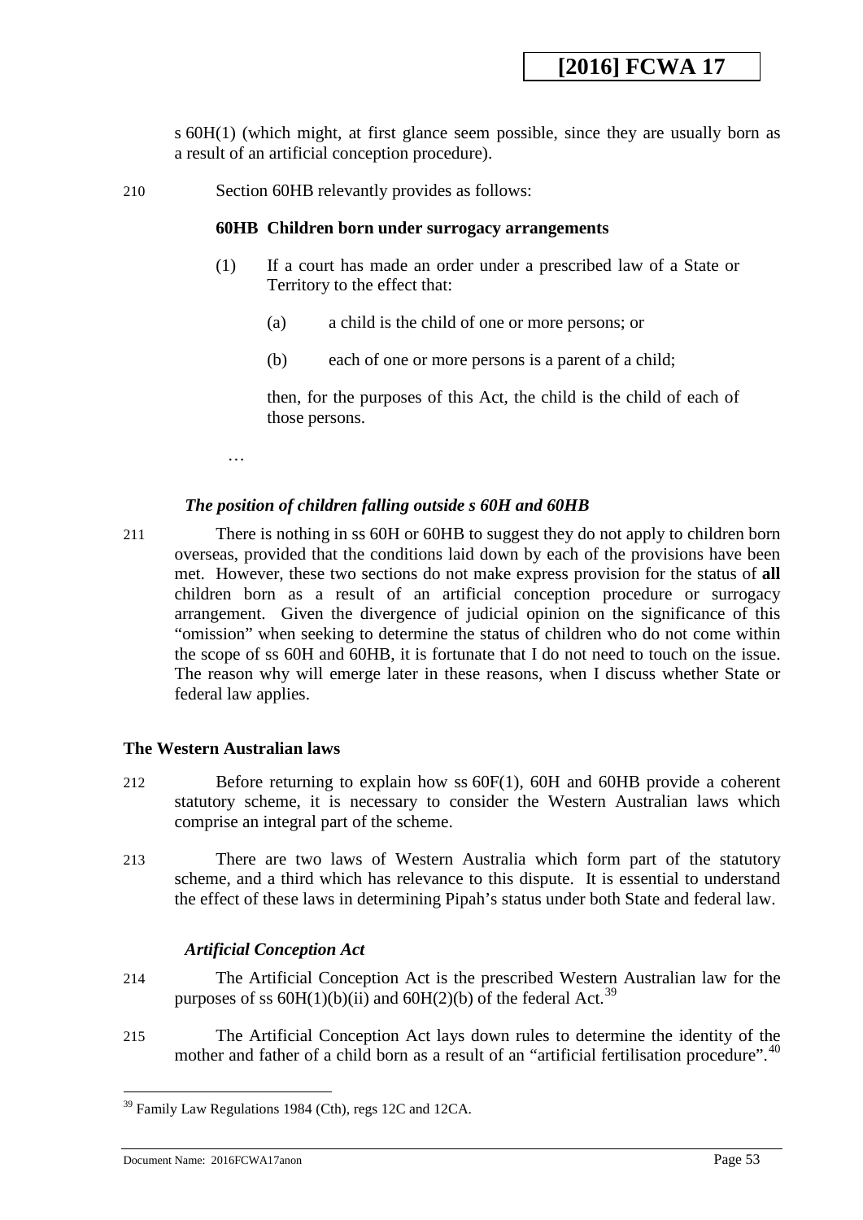s 60H(1) (which might, at first glance seem possible, since they are usually born as a result of an artificial conception procedure).

210 Section 60HB relevantly provides as follows:

> **60HB Children born under surrogacy arrangements**
>
> (1) If a court has made an order under a prescribed law of a State or Territory to the effect that:
>
> (a) a child is the child of one or more persons; or
>
> (b) each of one or more persons is a parent of a child;
>
> then, for the purposes of this Act, the child is the child of each of those persons.
>
> …

### *The position of children falling outside s 60H and 60HB*

211 There is nothing in ss 60H or 60HB to suggest they do not apply to children born overseas, provided that the conditions laid down by each of the provisions have been met. However, these two sections do not make express provision for the status of **all** children born as a result of an artificial conception procedure or surrogacy arrangement. Given the divergence of judicial opinion on the significance of this "omission" when seeking to determine the status of children who do not come within the scope of ss 60H and 60HB, it is fortunate that I do not need to touch on the issue. The reason why will emerge later in these reasons, when I discuss whether State or federal law applies.

## The Western Australian laws

212 Before returning to explain how ss 60F(1), 60H and 60HB provide a coherent statutory scheme, it is necessary to consider the Western Australian laws which comprise an integral part of the scheme.

213 There are two laws of Western Australia which form part of the statutory scheme, and a third which has relevance to this dispute. It is essential to understand the effect of these laws in determining Pipah's status under both State and federal law.

### *Artificial Conception Act*

214 The Artificial Conception Act is the prescribed Western Australian law for the purposes of ss 60H(1)(b)(ii) and 60H(2)(b) of the federal Act.[39]

215 The Artificial Conception Act lays down rules to determine the identity of the mother and father of a child born as a result of an "artificial fertilisation procedure".[40]

---

[39] Family Law Regulations 1984 (Cth), regs 12C and 12CA.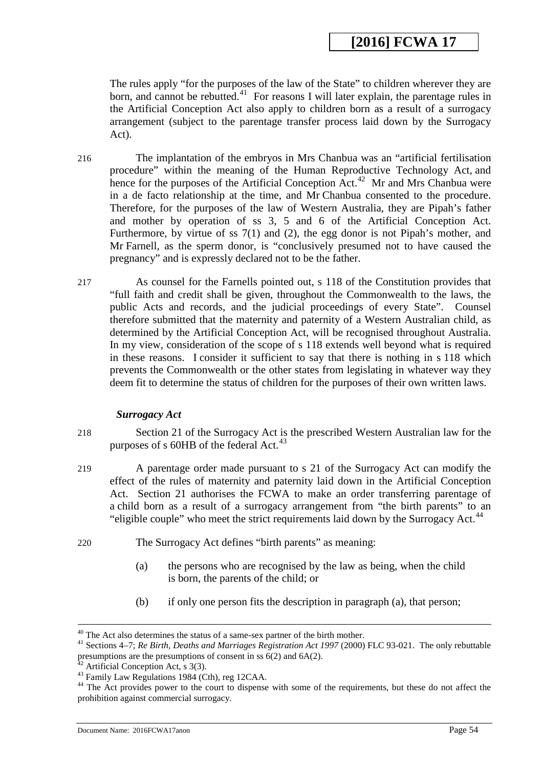The rules apply "for the purposes of the law of the State" to children wherever they are born, and cannot be rebutted.[41] For reasons I will later explain, the parentage rules in the Artificial Conception Act also apply to children born as a result of a surrogacy arrangement (subject to the parentage transfer process laid down by the Surrogacy Act).

216 The implantation of the embryos in Mrs Chanbua was an "artificial fertilisation procedure" within the meaning of the Human Reproductive Technology Act, and hence for the purposes of the Artificial Conception Act.[42] Mr and Mrs Chanbua were in a de facto relationship at the time, and Mr Chanbua consented to the procedure. Therefore, for the purposes of the law of Western Australia, they are Pipah's father and mother by operation of ss 3, 5 and 6 of the Artificial Conception Act. Furthermore, by virtue of ss 7(1) and (2), the egg donor is not Pipah's mother, and Mr Farnell, as the sperm donor, is "conclusively presumed not to have caused the pregnancy" and is expressly declared not to be the father.

217 As counsel for the Farnells pointed out, s 118 of the Constitution provides that "full faith and credit shall be given, throughout the Commonwealth to the laws, the public Acts and records, and the judicial proceedings of every State". Counsel therefore submitted that the maternity and paternity of a Western Australian child, as determined by the Artificial Conception Act, will be recognised throughout Australia. In my view, consideration of the scope of s 118 extends well beyond what is required in these reasons. I consider it sufficient to say that there is nothing in s 118 which prevents the Commonwealth or the other states from legislating in whatever way they deem fit to determine the status of children for the purposes of their own written laws.

***Surrogacy Act***

218 Section 21 of the Surrogacy Act is the prescribed Western Australian law for the purposes of s 60HB of the federal Act.[43]

219 A parentage order made pursuant to s 21 of the Surrogacy Act can modify the effect of the rules of maternity and paternity laid down in the Artificial Conception Act. Section 21 authorises the FCWA to make an order transferring parentage of a child born as a result of a surrogacy arrangement from "the birth parents" to an "eligible couple" who meet the strict requirements laid down by the Surrogacy Act.[44]

220 The Surrogacy Act defines "birth parents" as meaning:

> (a) the persons who are recognised by the law as being, when the child is born, the parents of the child; or
>
> (b) if only one person fits the description in paragraph (a), that person;

---

[40] The Act also determines the status of a same-sex partner of the birth mother.

[41] Sections 4–7; *Re Birth, Deaths and Marriages Registration Act 1997* (2000) FLC 93-021. The only rebuttable presumptions are the presumptions of consent in ss 6(2) and 6A(2).

[42] Artificial Conception Act, s 3(3).

[43] Family Law Regulations 1984 (Cth), reg 12CAA.

[44] The Act provides power to the court to dispense with some of the requirements, but these do not affect the prohibition against commercial surrogacy.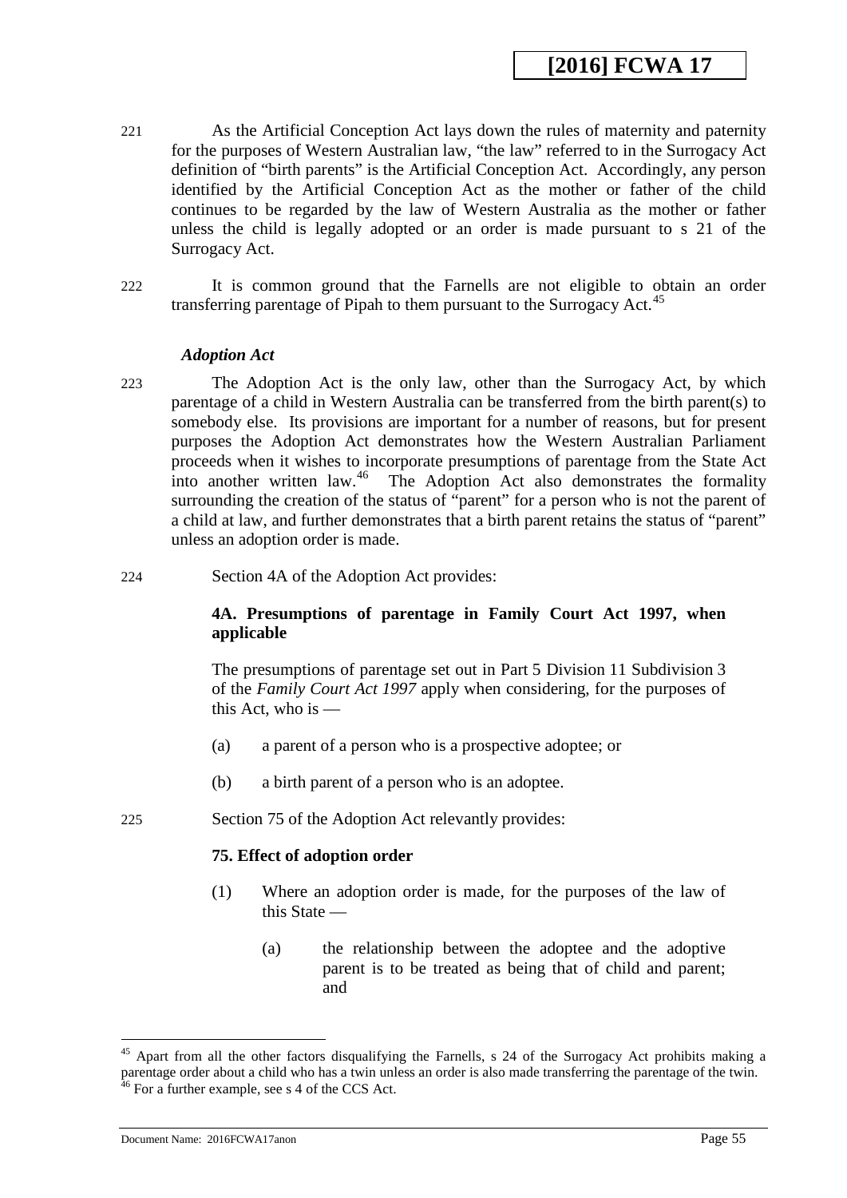221 As the Artificial Conception Act lays down the rules of maternity and paternity for the purposes of Western Australian law, "the law" referred to in the Surrogacy Act definition of "birth parents" is the Artificial Conception Act. Accordingly, any person identified by the Artificial Conception Act as the mother or father of the child continues to be regarded by the law of Western Australia as the mother or father unless the child is legally adopted or an order is made pursuant to s 21 of the Surrogacy Act.

222 It is common ground that the Farnells are not eligible to obtain an order transferring parentage of Pipah to them pursuant to the Surrogacy Act.[45]

### *Adoption Act*

223 The Adoption Act is the only law, other than the Surrogacy Act, by which parentage of a child in Western Australia can be transferred from the birth parent(s) to somebody else. Its provisions are important for a number of reasons, but for present purposes the Adoption Act demonstrates how the Western Australian Parliament proceeds when it wishes to incorporate presumptions of parentage from the State Act into another written law.[46] The Adoption Act also demonstrates the formality surrounding the creation of the status of "parent" for a person who is not the parent of a child at law, and further demonstrates that a birth parent retains the status of "parent" unless an adoption order is made.

224 Section 4A of the Adoption Act provides:

> **4A. Presumptions of parentage in Family Court Act 1997, when applicable**
>
> The presumptions of parentage set out in Part 5 Division 11 Subdivision 3 of the *Family Court Act 1997* apply when considering, for the purposes of this Act, who is —
>
> (a) a parent of a person who is a prospective adoptee; or
>
> (b) a birth parent of a person who is an adoptee.

225 Section 75 of the Adoption Act relevantly provides:

> **75. Effect of adoption order**
>
> (1) Where an adoption order is made, for the purposes of the law of this State —
>
> (a) the relationship between the adoptee and the adoptive parent is to be treated as being that of child and parent; and

---

[45] Apart from all the other factors disqualifying the Farnells, s 24 of the Surrogacy Act prohibits making a parentage order about a child who has a twin unless an order is also made transferring the parentage of the twin.

[46] For a further example, see s 4 of the CCS Act.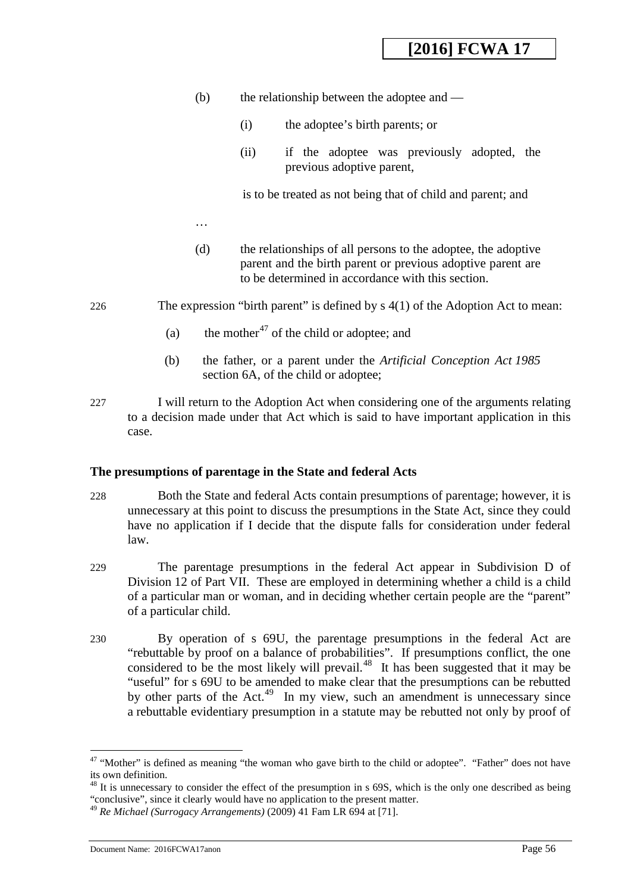(b) the relationship between the adoptee and —

(i) the adoptee's birth parents; or

(ii) if the adoptee was previously adopted, the previous adoptive parent,

is to be treated as not being that of child and parent; and

…

(d) the relationships of all persons to the adoptee, the adoptive parent and the birth parent or previous adoptive parent are to be determined in accordance with this section.

226 The expression "birth parent" is defined by s 4(1) of the Adoption Act to mean:

(a) the mother[47] of the child or adoptee; and

(b) the father, or a parent under the *Artificial Conception Act 1985* section 6A, of the child or adoptee;

227 I will return to the Adoption Act when considering one of the arguments relating to a decision made under that Act which is said to have important application in this case.

### The presumptions of parentage in the State and federal Acts

228 Both the State and federal Acts contain presumptions of parentage; however, it is unnecessary at this point to discuss the presumptions in the State Act, since they could have no application if I decide that the dispute falls for consideration under federal law.

229 The parentage presumptions in the federal Act appear in Subdivision D of Division 12 of Part VII. These are employed in determining whether a child is a child of a particular man or woman, and in deciding whether certain people are the "parent" of a particular child.

230 By operation of s 69U, the parentage presumptions in the federal Act are "rebuttable by proof on a balance of probabilities". If presumptions conflict, the one considered to be the most likely will prevail.[48] It has been suggested that it may be "useful" for s 69U to be amended to make clear that the presumptions can be rebutted by other parts of the Act.[49] In my view, such an amendment is unnecessary since a rebuttable evidentiary presumption in a statute may be rebutted not only by proof of

---

[47] "Mother" is defined as meaning "the woman who gave birth to the child or adoptee". "Father" does not have its own definition.

[48] It is unnecessary to consider the effect of the presumption in s 69S, which is the only one described as being "conclusive", since it clearly would have no application to the present matter.

[49] *Re Michael (Surrogacy Arrangements)* (2009) 41 Fam LR 694 at [71].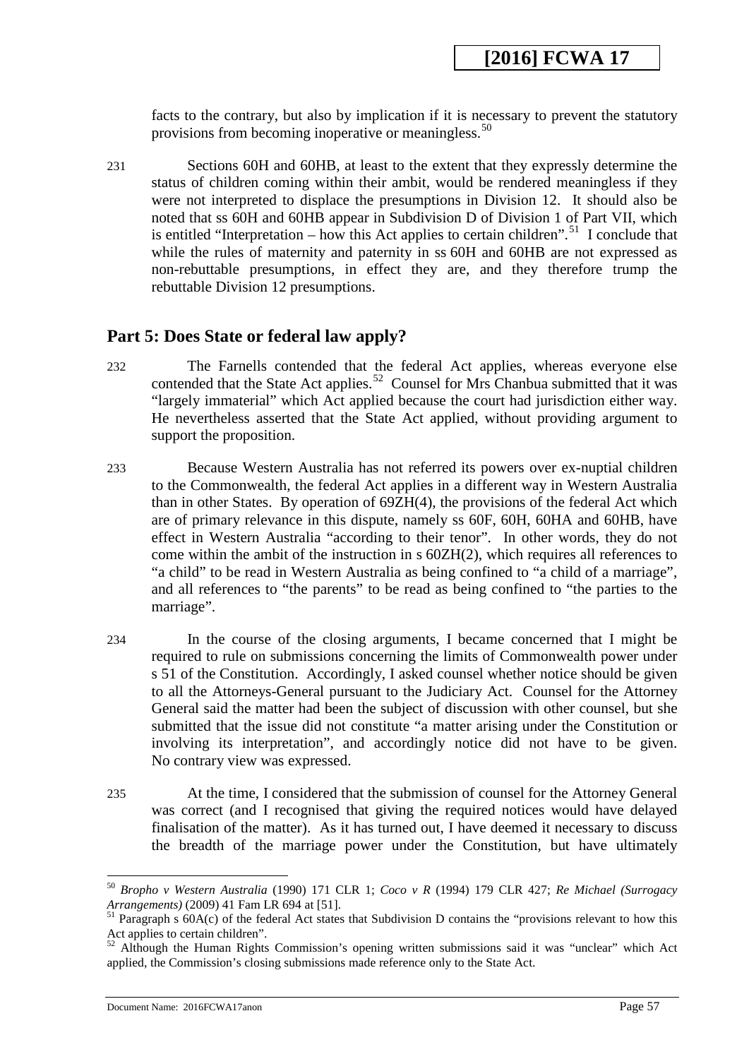facts to the contrary, but also by implication if it is necessary to prevent the statutory provisions from becoming inoperative or meaningless.[50]

231 Sections 60H and 60HB, at least to the extent that they expressly determine the status of children coming within their ambit, would be rendered meaningless if they were not interpreted to displace the presumptions in Division 12. It should also be noted that ss 60H and 60HB appear in Subdivision D of Division 1 of Part VII, which is entitled "Interpretation – how this Act applies to certain children".[51] I conclude that while the rules of maternity and paternity in ss 60H and 60HB are not expressed as non-rebuttable presumptions, in effect they are, and they therefore trump the rebuttable Division 12 presumptions.

## Part 5: Does State or federal law apply?

232 The Farnells contended that the federal Act applies, whereas everyone else contended that the State Act applies.[52] Counsel for Mrs Chanbua submitted that it was "largely immaterial" which Act applied because the court had jurisdiction either way. He nevertheless asserted that the State Act applied, without providing argument to support the proposition.

233 Because Western Australia has not referred its powers over ex-nuptial children to the Commonwealth, the federal Act applies in a different way in Western Australia than in other States. By operation of 69ZH(4), the provisions of the federal Act which are of primary relevance in this dispute, namely ss 60F, 60H, 60HA and 60HB, have effect in Western Australia "according to their tenor". In other words, they do not come within the ambit of the instruction in s 60ZH(2), which requires all references to "a child" to be read in Western Australia as being confined to "a child of a marriage", and all references to "the parents" to be read as being confined to "the parties to the marriage".

234 In the course of the closing arguments, I became concerned that I might be required to rule on submissions concerning the limits of Commonwealth power under s 51 of the Constitution. Accordingly, I asked counsel whether notice should be given to all the Attorneys-General pursuant to the Judiciary Act. Counsel for the Attorney General said the matter had been the subject of discussion with other counsel, but she submitted that the issue did not constitute "a matter arising under the Constitution or involving its interpretation", and accordingly notice did not have to be given. No contrary view was expressed.

235 At the time, I considered that the submission of counsel for the Attorney General was correct (and I recognised that giving the required notices would have delayed finalisation of the matter). As it has turned out, I have deemed it necessary to discuss the breadth of the marriage power under the Constitution, but have ultimately

---

[50] *Bropho v Western Australia* (1990) 171 CLR 1; *Coco v R* (1994) 179 CLR 427; *Re Michael (Surrogacy Arrangements)* (2009) 41 Fam LR 694 at [51].

[51] Paragraph s 60A(c) of the federal Act states that Subdivision D contains the "provisions relevant to how this Act applies to certain children".

[52] Although the Human Rights Commission's opening written submissions said it was "unclear" which Act applied, the Commission's closing submissions made reference only to the State Act.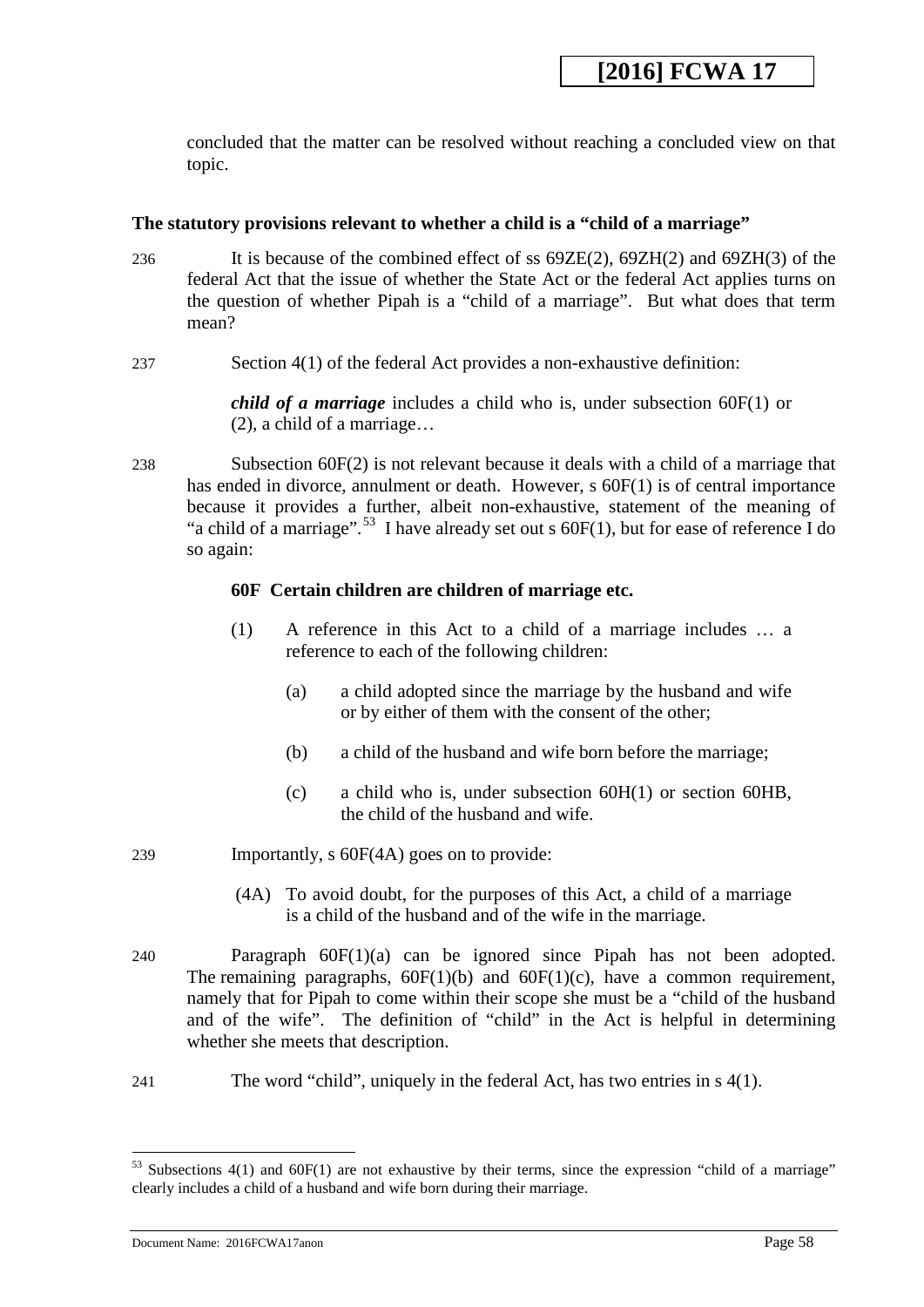concluded that the matter can be resolved without reaching a concluded view on that topic.

**The statutory provisions relevant to whether a child is a "child of a marriage"**

236 It is because of the combined effect of ss 69ZE(2), 69ZH(2) and 69ZH(3) of the federal Act that the issue of whether the State Act or the federal Act applies turns on the question of whether Pipah is a "child of a marriage". But what does that term mean?

237 Section 4(1) of the federal Act provides a non-exhaustive definition:

> ***child of a marriage*** includes a child who is, under subsection 60F(1) or (2), a child of a marriage…

238 Subsection 60F(2) is not relevant because it deals with a child of a marriage that has ended in divorce, annulment or death. However, s 60F(1) is of central importance because it provides a further, albeit non-exhaustive, statement of the meaning of "a child of a marriage".[53] I have already set out s 60F(1), but for ease of reference I do so again:

> **60F Certain children are children of marriage etc.**
>
> (1) A reference in this Act to a child of a marriage includes … a reference to each of the following children:
>
> (a) a child adopted since the marriage by the husband and wife or by either of them with the consent of the other;
>
> (b) a child of the husband and wife born before the marriage;
>
> (c) a child who is, under subsection 60H(1) or section 60HB, the child of the husband and wife.

239 Importantly, s 60F(4A) goes on to provide:

> (4A) To avoid doubt, for the purposes of this Act, a child of a marriage is a child of the husband and of the wife in the marriage.

240 Paragraph 60F(1)(a) can be ignored since Pipah has not been adopted. The remaining paragraphs, 60F(1)(b) and 60F(1)(c), have a common requirement, namely that for Pipah to come within their scope she must be a "child of the husband and of the wife". The definition of "child" in the Act is helpful in determining whether she meets that description.

241 The word "child", uniquely in the federal Act, has two entries in s 4(1).

---

[53] Subsections 4(1) and 60F(1) are not exhaustive by their terms, since the expression "child of a marriage" clearly includes a child of a husband and wife born during their marriage.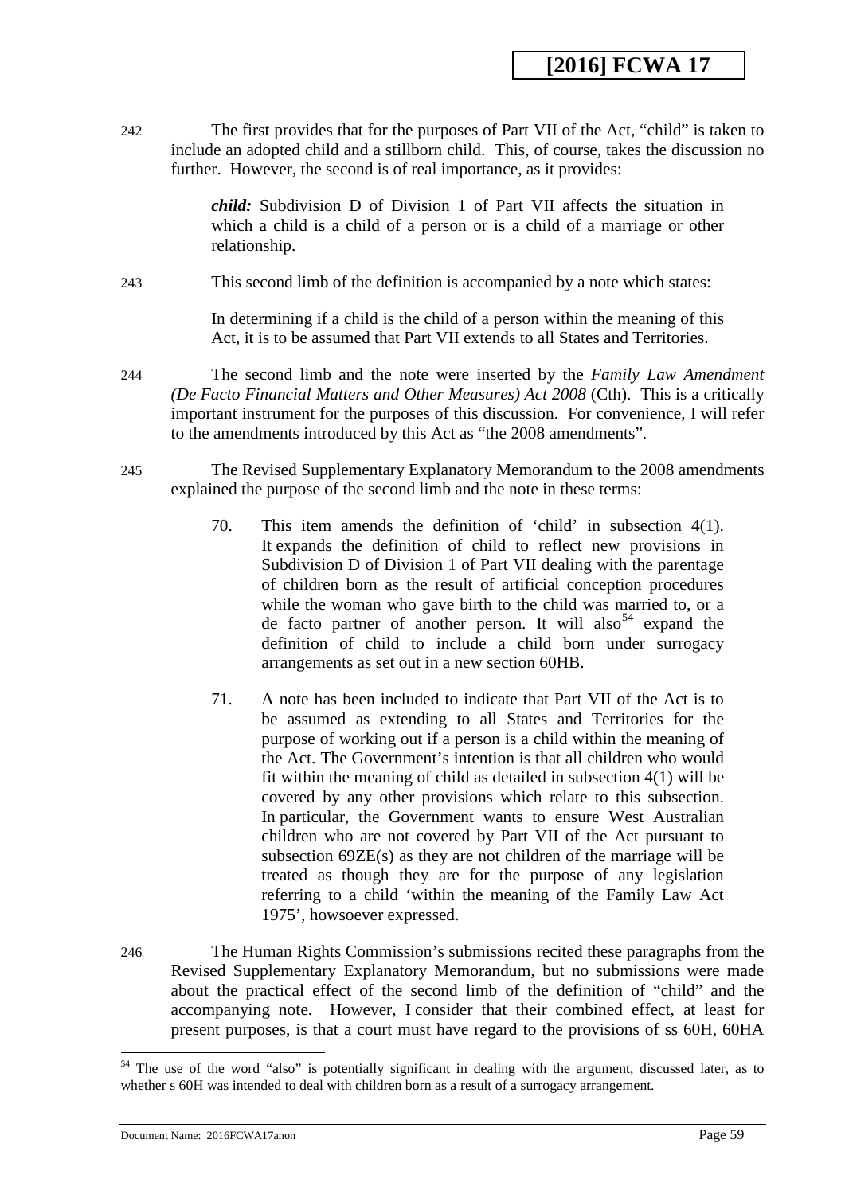242 The first provides that for the purposes of Part VII of the Act, "child" is taken to include an adopted child and a stillborn child. This, of course, takes the discussion no further. However, the second is of real importance, as it provides:

> ***child:*** Subdivision D of Division 1 of Part VII affects the situation in which a child is a child of a person or is a child of a marriage or other relationship.

243 This second limb of the definition is accompanied by a note which states:

> In determining if a child is the child of a person within the meaning of this Act, it is to be assumed that Part VII extends to all States and Territories.

244 The second limb and the note were inserted by the *Family Law Amendment (De Facto Financial Matters and Other Measures) Act 2008* (Cth). This is a critically important instrument for the purposes of this discussion. For convenience, I will refer to the amendments introduced by this Act as "the 2008 amendments".

245 The Revised Supplementary Explanatory Memorandum to the 2008 amendments explained the purpose of the second limb and the note in these terms:

> 70. This item amends the definition of 'child' in subsection 4(1). It expands the definition of child to reflect new provisions in Subdivision D of Division 1 of Part VII dealing with the parentage of children born as the result of artificial conception procedures while the woman who gave birth to the child was married to, or a de facto partner of another person. It will also[54] expand the definition of child to include a child born under surrogacy arrangements as set out in a new section 60HB.
>
> 71. A note has been included to indicate that Part VII of the Act is to be assumed as extending to all States and Territories for the purpose of working out if a person is a child within the meaning of the Act. The Government's intention is that all children who would fit within the meaning of child as detailed in subsection 4(1) will be covered by any other provisions which relate to this subsection. In particular, the Government wants to ensure West Australian children who are not covered by Part VII of the Act pursuant to subsection 69ZE(s) as they are not children of the marriage will be treated as though they are for the purpose of any legislation referring to a child 'within the meaning of the Family Law Act 1975', howsoever expressed.

246 The Human Rights Commission's submissions recited these paragraphs from the Revised Supplementary Explanatory Memorandum, but no submissions were made about the practical effect of the second limb of the definition of "child" and the accompanying note. However, I consider that their combined effect, at least for present purposes, is that a court must have regard to the provisions of ss 60H, 60HA

---

[54] The use of the word "also" is potentially significant in dealing with the argument, discussed later, as to whether s 60H was intended to deal with children born as a result of a surrogacy arrangement.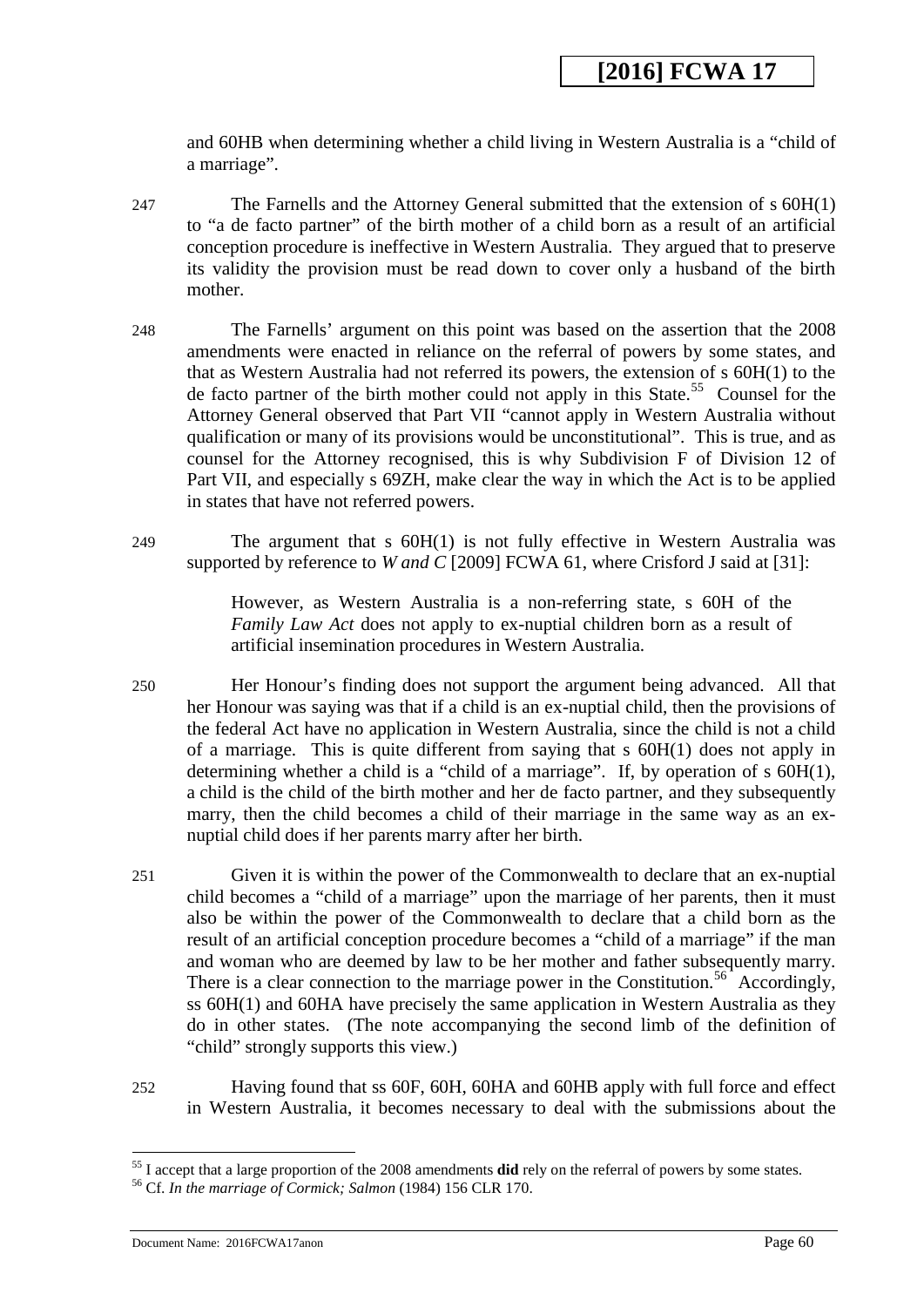and 60HB when determining whether a child living in Western Australia is a "child of a marriage".

247 The Farnells and the Attorney General submitted that the extension of s 60H(1) to "a de facto partner" of the birth mother of a child born as a result of an artificial conception procedure is ineffective in Western Australia. They argued that to preserve its validity the provision must be read down to cover only a husband of the birth mother.

248 The Farnells' argument on this point was based on the assertion that the 2008 amendments were enacted in reliance on the referral of powers by some states, and that as Western Australia had not referred its powers, the extension of s 60H(1) to the de facto partner of the birth mother could not apply in this State.[55] Counsel for the Attorney General observed that Part VII "cannot apply in Western Australia without qualification or many of its provisions would be unconstitutional". This is true, and as counsel for the Attorney recognised, this is why Subdivision F of Division 12 of Part VII, and especially s 69ZH, make clear the way in which the Act is to be applied in states that have not referred powers.

249 The argument that s 60H(1) is not fully effective in Western Australia was supported by reference to *W and C* [2009] FCWA 61, where Crisford J said at [31]:

> However, as Western Australia is a non-referring state, s 60H of the *Family Law Act* does not apply to ex-nuptial children born as a result of artificial insemination procedures in Western Australia.

250 Her Honour's finding does not support the argument being advanced. All that her Honour was saying was that if a child is an ex-nuptial child, then the provisions of the federal Act have no application in Western Australia, since the child is not a child of a marriage. This is quite different from saying that s 60H(1) does not apply in determining whether a child is a "child of a marriage". If, by operation of s 60H(1), a child is the child of the birth mother and her de facto partner, and they subsequently marry, then the child becomes a child of their marriage in the same way as an ex-nuptial child does if her parents marry after her birth.

251 Given it is within the power of the Commonwealth to declare that an ex-nuptial child becomes a "child of a marriage" upon the marriage of her parents, then it must also be within the power of the Commonwealth to declare that a child born as the result of an artificial conception procedure becomes a "child of a marriage" if the man and woman who are deemed by law to be her mother and father subsequently marry. There is a clear connection to the marriage power in the Constitution.[56] Accordingly, ss 60H(1) and 60HA have precisely the same application in Western Australia as they do in other states. (The note accompanying the second limb of the definition of "child" strongly supports this view.)

252 Having found that ss 60F, 60H, 60HA and 60HB apply with full force and effect in Western Australia, it becomes necessary to deal with the submissions about the

---

[55] I accept that a large proportion of the 2008 amendments **did** rely on the referral of powers by some states.

[56] Cf. *In the marriage of Cormick; Salmon* (1984) 156 CLR 170.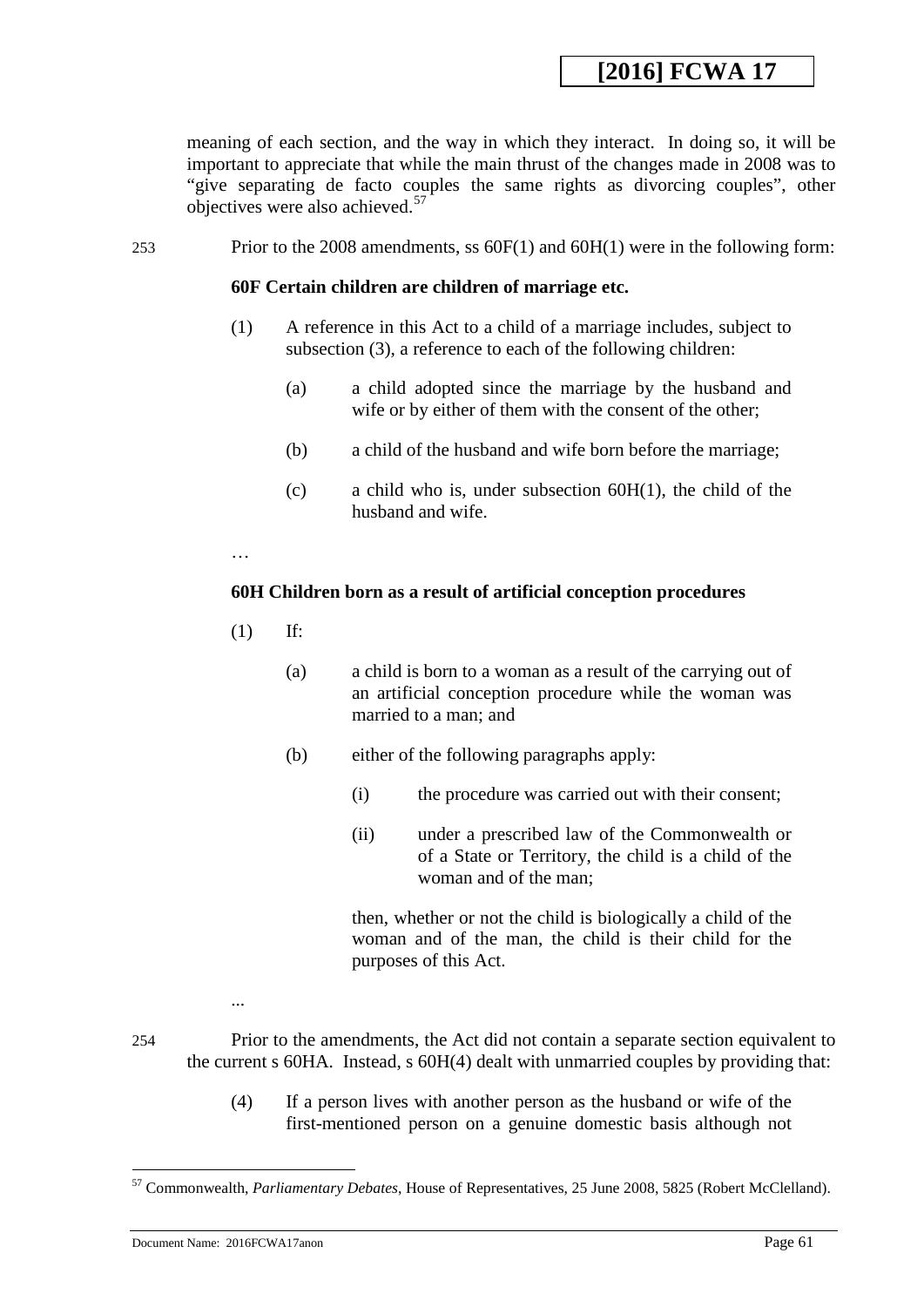meaning of each section, and the way in which they interact. In doing so, it will be important to appreciate that while the main thrust of the changes made in 2008 was to "give separating de facto couples the same rights as divorcing couples", other objectives were also achieved.[57]

253 Prior to the 2008 amendments, ss 60F(1) and 60H(1) were in the following form:

**60F Certain children are children of marriage etc.**

(1) A reference in this Act to a child of a marriage includes, subject to subsection (3), a reference to each of the following children:

(a) a child adopted since the marriage by the husband and wife or by either of them with the consent of the other;

(b) a child of the husband and wife born before the marriage;

(c) a child who is, under subsection 60H(1), the child of the husband and wife.

…

**60H Children born as a result of artificial conception procedures**

(1) If:

(a) a child is born to a woman as a result of the carrying out of an artificial conception procedure while the woman was married to a man; and

(b) either of the following paragraphs apply:

(i) the procedure was carried out with their consent;

(ii) under a prescribed law of the Commonwealth or of a State or Territory, the child is a child of the woman and of the man;

then, whether or not the child is biologically a child of the woman and of the man, the child is their child for the purposes of this Act.

...

254 Prior to the amendments, the Act did not contain a separate section equivalent to the current s 60HA. Instead, s 60H(4) dealt with unmarried couples by providing that:

(4) If a person lives with another person as the husband or wife of the first-mentioned person on a genuine domestic basis although not

---

[57] Commonwealth, *Parliamentary Debates*, House of Representatives, 25 June 2008, 5825 (Robert McClelland).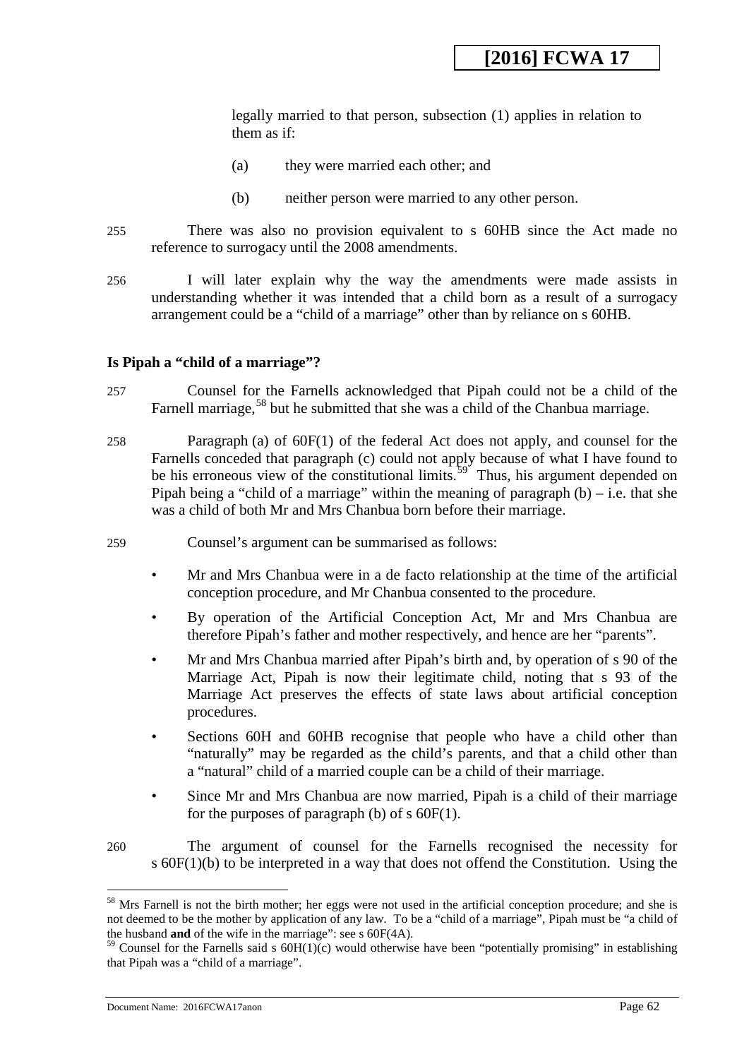legally married to that person, subsection (1) applies in relation to them as if:

(a) they were married each other; and

(b) neither person were married to any other person.

255 There was also no provision equivalent to s 60HB since the Act made no reference to surrogacy until the 2008 amendments.

256 I will later explain why the way the amendments were made assists in understanding whether it was intended that a child born as a result of a surrogacy arrangement could be a "child of a marriage" other than by reliance on s 60HB.

### Is Pipah a "child of a marriage"?

257 Counsel for the Farnells acknowledged that Pipah could not be a child of the Farnell marriage,[58] but he submitted that she was a child of the Chanbua marriage.

258 Paragraph (a) of 60F(1) of the federal Act does not apply, and counsel for the Farnells conceded that paragraph (c) could not apply because of what I have found to be his erroneous view of the constitutional limits.[59] Thus, his argument depended on Pipah being a "child of a marriage" within the meaning of paragraph (b) – i.e. that she was a child of both Mr and Mrs Chanbua born before their marriage.

259 Counsel's argument can be summarised as follows:

- Mr and Mrs Chanbua were in a de facto relationship at the time of the artificial conception procedure, and Mr Chanbua consented to the procedure.
- By operation of the Artificial Conception Act, Mr and Mrs Chanbua are therefore Pipah's father and mother respectively, and hence are her "parents".
- Mr and Mrs Chanbua married after Pipah's birth and, by operation of s 90 of the Marriage Act, Pipah is now their legitimate child, noting that s 93 of the Marriage Act preserves the effects of state laws about artificial conception procedures.
- Sections 60H and 60HB recognise that people who have a child other than "naturally" may be regarded as the child's parents, and that a child other than a "natural" child of a married couple can be a child of their marriage.
- Since Mr and Mrs Chanbua are now married, Pipah is a child of their marriage for the purposes of paragraph (b) of s 60F(1).

260 The argument of counsel for the Farnells recognised the necessity for s 60F(1)(b) to be interpreted in a way that does not offend the Constitution. Using the

---

[58] Mrs Farnell is not the birth mother; her eggs were not used in the artificial conception procedure; and she is not deemed to be the mother by application of any law. To be a "child of a marriage", Pipah must be "a child of the husband **and** of the wife in the marriage": see s 60F(4A).

[59] Counsel for the Farnells said s 60H(1)(c) would otherwise have been "potentially promising" in establishing that Pipah was a "child of a marriage".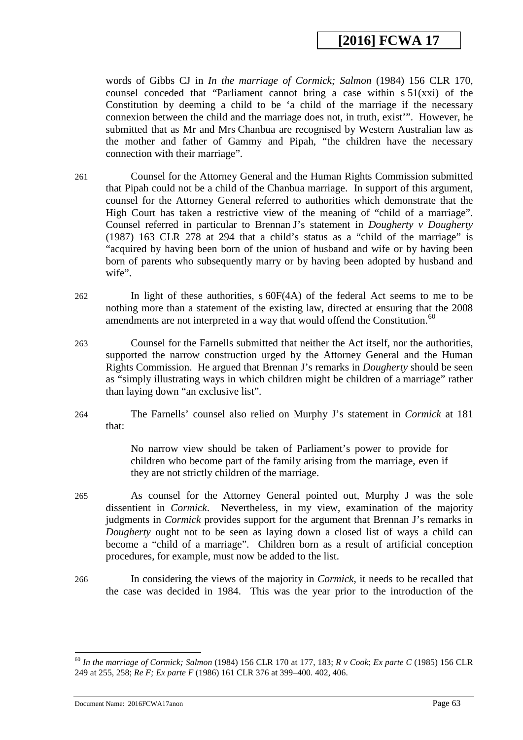words of Gibbs CJ in *In the marriage of Cormick; Salmon* (1984) 156 CLR 170, counsel conceded that "Parliament cannot bring a case within s 51(xxi) of the Constitution by deeming a child to be 'a child of the marriage if the necessary connexion between the child and the marriage does not, in truth, exist'". However, he submitted that as Mr and Mrs Chanbua are recognised by Western Australian law as the mother and father of Gammy and Pipah, "the children have the necessary connection with their marriage".

261 Counsel for the Attorney General and the Human Rights Commission submitted that Pipah could not be a child of the Chanbua marriage. In support of this argument, counsel for the Attorney General referred to authorities which demonstrate that the High Court has taken a restrictive view of the meaning of "child of a marriage". Counsel referred in particular to Brennan J's statement in *Dougherty v Dougherty* (1987) 163 CLR 278 at 294 that a child's status as a "child of the marriage" is "acquired by having been born of the union of husband and wife or by having been born of parents who subsequently marry or by having been adopted by husband and wife".

262 In light of these authorities, s 60F(4A) of the federal Act seems to me to be nothing more than a statement of the existing law, directed at ensuring that the 2008 amendments are not interpreted in a way that would offend the Constitution.[60]

263 Counsel for the Farnells submitted that neither the Act itself, nor the authorities, supported the narrow construction urged by the Attorney General and the Human Rights Commission. He argued that Brennan J's remarks in *Dougherty* should be seen as "simply illustrating ways in which children might be children of a marriage" rather than laying down "an exclusive list".

264 The Farnells' counsel also relied on Murphy J's statement in *Cormick* at 181 that:

> No narrow view should be taken of Parliament's power to provide for children who become part of the family arising from the marriage, even if they are not strictly children of the marriage.

265 As counsel for the Attorney General pointed out, Murphy J was the sole dissentient in *Cormick*. Nevertheless, in my view, examination of the majority judgments in *Cormick* provides support for the argument that Brennan J's remarks in *Dougherty* ought not to be seen as laying down a closed list of ways a child can become a "child of a marriage". Children born as a result of artificial conception procedures, for example, must now be added to the list.

266 In considering the views of the majority in *Cormick*, it needs to be recalled that the case was decided in 1984. This was the year prior to the introduction of the

---

[60] *In the marriage of Cormick; Salmon* (1984) 156 CLR 170 at 177, 183; *R v Cook*; *Ex parte C* (1985) 156 CLR 249 at 255, 258; *Re F; Ex parte F* (1986) 161 CLR 376 at 399–400. 402, 406.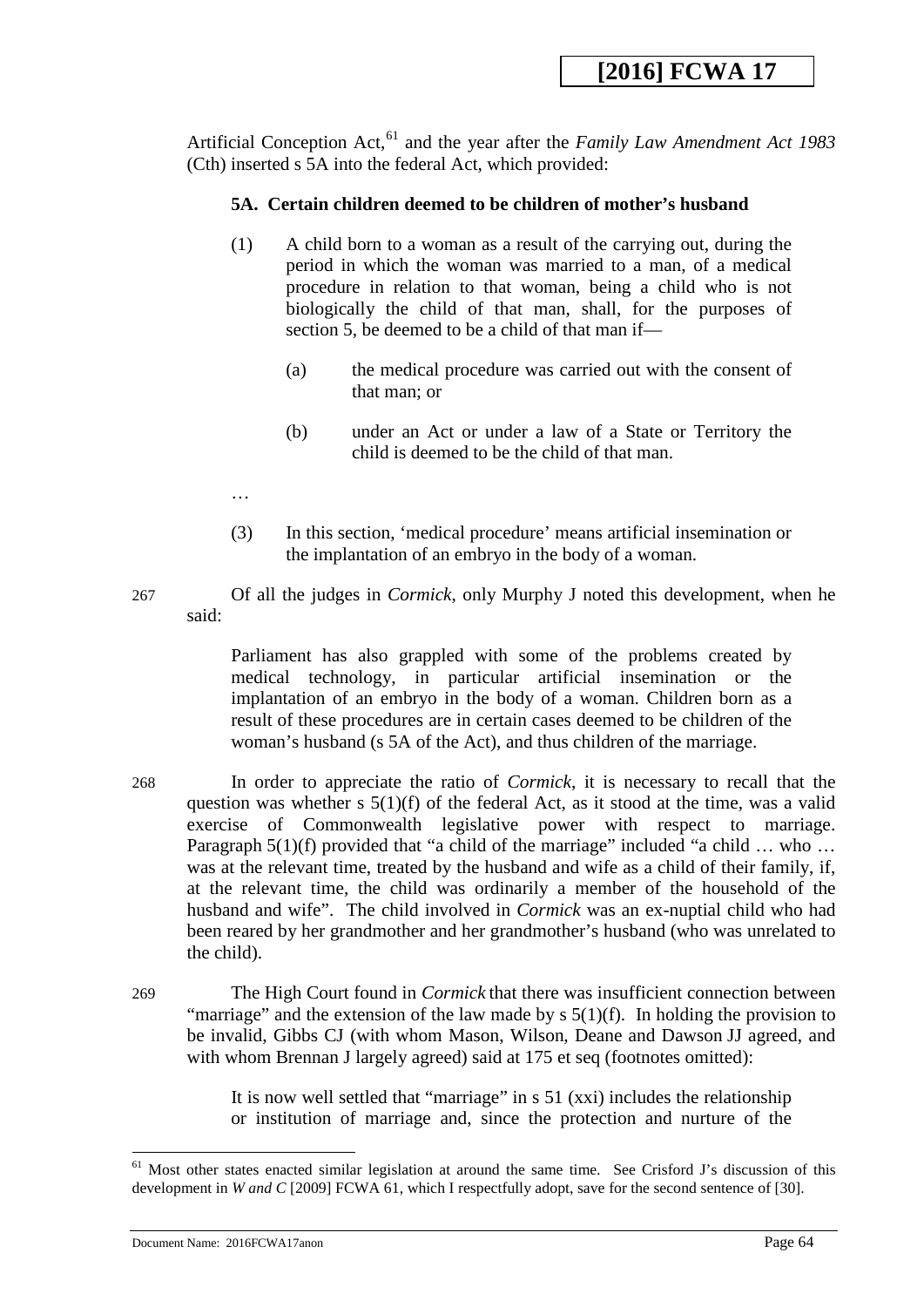Artificial Conception Act,[61] and the year after the *Family Law Amendment Act 1983* (Cth) inserted s 5A into the federal Act, which provided:

> **5A. Certain children deemed to be children of mother's husband**
>
> (1) A child born to a woman as a result of the carrying out, during the period in which the woman was married to a man, of a medical procedure in relation to that woman, being a child who is not biologically the child of that man, shall, for the purposes of section 5, be deemed to be a child of that man if—
>
> (a) the medical procedure was carried out with the consent of that man; or
>
> (b) under an Act or under a law of a State or Territory the child is deemed to be the child of that man.
>
> …
>
> (3) In this section, 'medical procedure' means artificial insemination or the implantation of an embryo in the body of a woman.

267 Of all the judges in *Cormick*, only Murphy J noted this development, when he said:

> Parliament has also grappled with some of the problems created by medical technology, in particular artificial insemination or the implantation of an embryo in the body of a woman. Children born as a result of these procedures are in certain cases deemed to be children of the woman's husband (s 5A of the Act), and thus children of the marriage.

268 In order to appreciate the ratio of *Cormick*, it is necessary to recall that the question was whether s 5(1)(f) of the federal Act, as it stood at the time, was a valid exercise of Commonwealth legislative power with respect to marriage. Paragraph 5(1)(f) provided that "a child of the marriage" included "a child … who … was at the relevant time, treated by the husband and wife as a child of their family, if, at the relevant time, the child was ordinarily a member of the household of the husband and wife". The child involved in *Cormick* was an ex-nuptial child who had been reared by her grandmother and her grandmother's husband (who was unrelated to the child).

269 The High Court found in *Cormick* that there was insufficient connection between "marriage" and the extension of the law made by s 5(1)(f). In holding the provision to be invalid, Gibbs CJ (with whom Mason, Wilson, Deane and Dawson JJ agreed, and with whom Brennan J largely agreed) said at 175 et seq (footnotes omitted):

> It is now well settled that "marriage" in s 51 (xxi) includes the relationship or institution of marriage and, since the protection and nurture of the

---

[61] Most other states enacted similar legislation at around the same time. See Crisford J's discussion of this development in *W and C* [2009] FCWA 61, which I respectfully adopt, save for the second sentence of [30].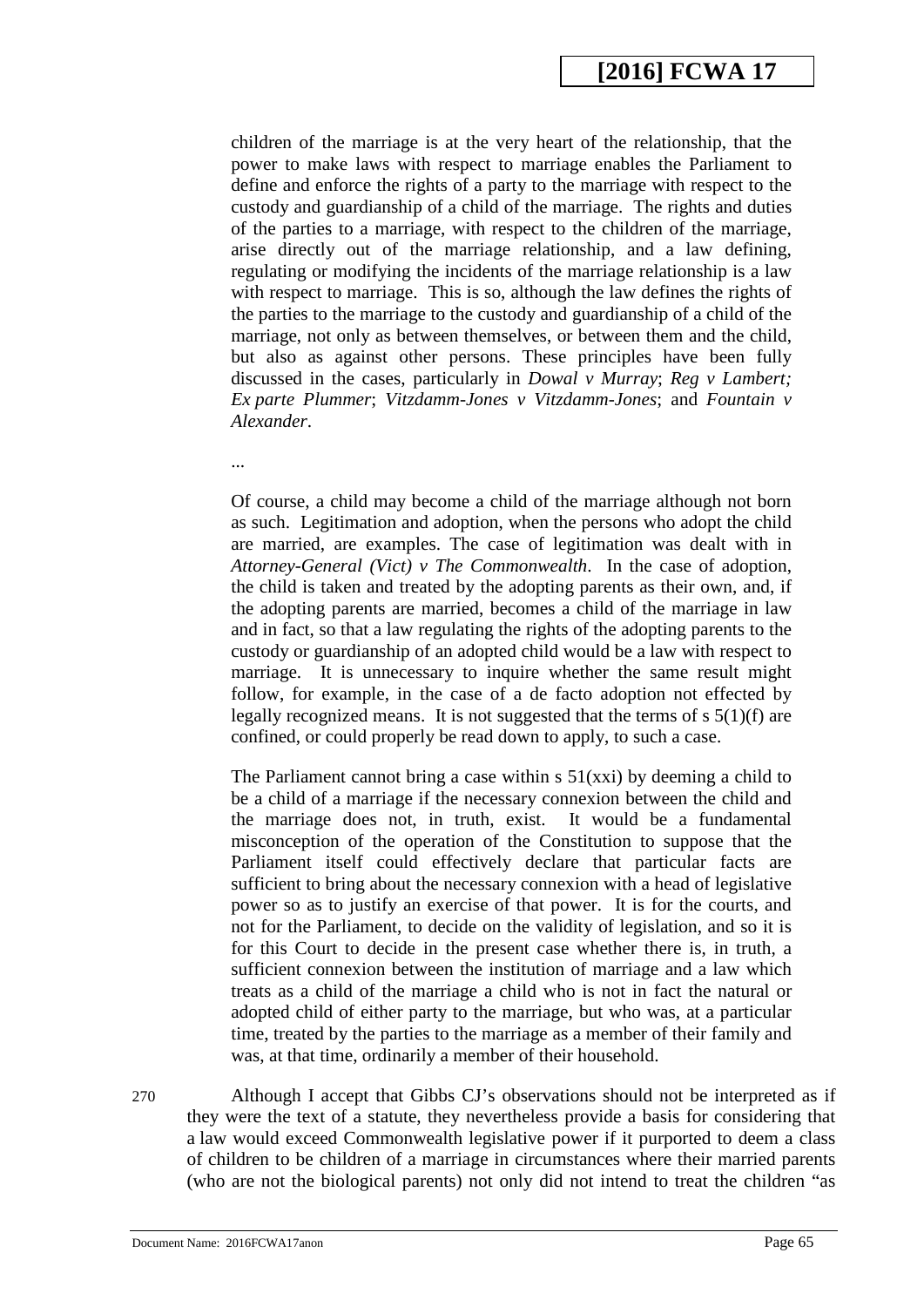children of the marriage is at the very heart of the relationship, that the power to make laws with respect to marriage enables the Parliament to define and enforce the rights of a party to the marriage with respect to the custody and guardianship of a child of the marriage. The rights and duties of the parties to a marriage, with respect to the children of the marriage, arise directly out of the marriage relationship, and a law defining, regulating or modifying the incidents of the marriage relationship is a law with respect to marriage. This is so, although the law defines the rights of the parties to the marriage to the custody and guardianship of a child of the marriage, not only as between themselves, or between them and the child, but also as against other persons. These principles have been fully discussed in the cases, particularly in *Dowal v Murray*; *Reg v Lambert; Ex parte Plummer*; *Vitzdamm-Jones v Vitzdamm-Jones*; and *Fountain v Alexander*.

...

Of course, a child may become a child of the marriage although not born as such. Legitimation and adoption, when the persons who adopt the child are married, are examples. The case of legitimation was dealt with in *Attorney-General (Vict) v The Commonwealth*. In the case of adoption, the child is taken and treated by the adopting parents as their own, and, if the adopting parents are married, becomes a child of the marriage in law and in fact, so that a law regulating the rights of the adopting parents to the custody or guardianship of an adopted child would be a law with respect to marriage. It is unnecessary to inquire whether the same result might follow, for example, in the case of a de facto adoption not effected by legally recognized means. It is not suggested that the terms of s 5(1)(f) are confined, or could properly be read down to apply, to such a case.

The Parliament cannot bring a case within s 51(xxi) by deeming a child to be a child of a marriage if the necessary connexion between the child and the marriage does not, in truth, exist. It would be a fundamental misconception of the operation of the Constitution to suppose that the Parliament itself could effectively declare that particular facts are sufficient to bring about the necessary connexion with a head of legislative power so as to justify an exercise of that power. It is for the courts, and not for the Parliament, to decide on the validity of legislation, and so it is for this Court to decide in the present case whether there is, in truth, a sufficient connexion between the institution of marriage and a law which treats as a child of the marriage a child who is not in fact the natural or adopted child of either party to the marriage, but who was, at a particular time, treated by the parties to the marriage as a member of their family and was, at that time, ordinarily a member of their household.

270 Although I accept that Gibbs CJ's observations should not be interpreted as if they were the text of a statute, they nevertheless provide a basis for considering that a law would exceed Commonwealth legislative power if it purported to deem a class of children to be children of a marriage in circumstances where their married parents (who are not the biological parents) not only did not intend to treat the children "as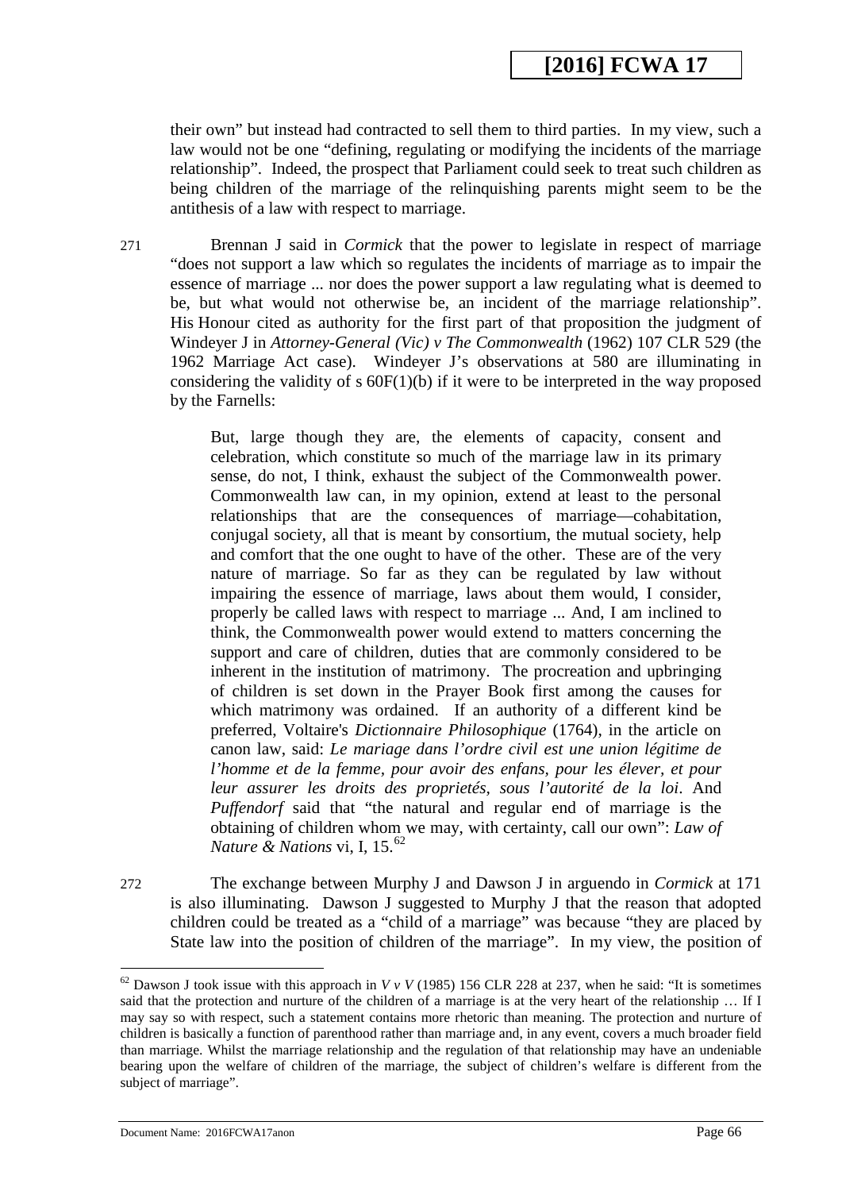their own" but instead had contracted to sell them to third parties. In my view, such a law would not be one "defining, regulating or modifying the incidents of the marriage relationship". Indeed, the prospect that Parliament could seek to treat such children as being children of the marriage of the relinquishing parents might seem to be the antithesis of a law with respect to marriage.

271 Brennan J said in *Cormick* that the power to legislate in respect of marriage "does not support a law which so regulates the incidents of marriage as to impair the essence of marriage ... nor does the power support a law regulating what is deemed to be, but what would not otherwise be, an incident of the marriage relationship". His Honour cited as authority for the first part of that proposition the judgment of Windeyer J in *Attorney-General (Vic) v The Commonwealth* (1962) 107 CLR 529 (the 1962 Marriage Act case). Windeyer J's observations at 580 are illuminating in considering the validity of s 60F(1)(b) if it were to be interpreted in the way proposed by the Farnells:

> But, large though they are, the elements of capacity, consent and celebration, which constitute so much of the marriage law in its primary sense, do not, I think, exhaust the subject of the Commonwealth power. Commonwealth law can, in my opinion, extend at least to the personal relationships that are the consequences of marriage—cohabitation, conjugal society, all that is meant by consortium, the mutual society, help and comfort that the one ought to have of the other. These are of the very nature of marriage. So far as they can be regulated by law without impairing the essence of marriage, laws about them would, I consider, properly be called laws with respect to marriage ... And, I am inclined to think, the Commonwealth power would extend to matters concerning the support and care of children, duties that are commonly considered to be inherent in the institution of matrimony. The procreation and upbringing of children is set down in the Prayer Book first among the causes for which matrimony was ordained. If an authority of a different kind be preferred, Voltaire's *Dictionnaire Philosophique* (1764), in the article on canon law, said: *Le mariage dans l'ordre civil est une union légitime de l'homme et de la femme, pour avoir des enfans, pour les élever, et pour leur assurer les droits des proprietés, sous l'autorité de la loi*. And *Puffendorf* said that "the natural and regular end of marriage is the obtaining of children whom we may, with certainty, call our own": *Law of Nature & Nations* vi, I, 15.[62]

272 The exchange between Murphy J and Dawson J in arguendo in *Cormick* at 171 is also illuminating. Dawson J suggested to Murphy J that the reason that adopted children could be treated as a "child of a marriage" was because "they are placed by State law into the position of children of the marriage". In my view, the position of

---

[62] Dawson J took issue with this approach in *V v V* (1985) 156 CLR 228 at 237, when he said: "It is sometimes said that the protection and nurture of the children of a marriage is at the very heart of the relationship … If I may say so with respect, such a statement contains more rhetoric than meaning. The protection and nurture of children is basically a function of parenthood rather than marriage and, in any event, covers a much broader field than marriage. Whilst the marriage relationship and the regulation of that relationship may have an undeniable bearing upon the welfare of children of the marriage, the subject of children's welfare is different from the subject of marriage".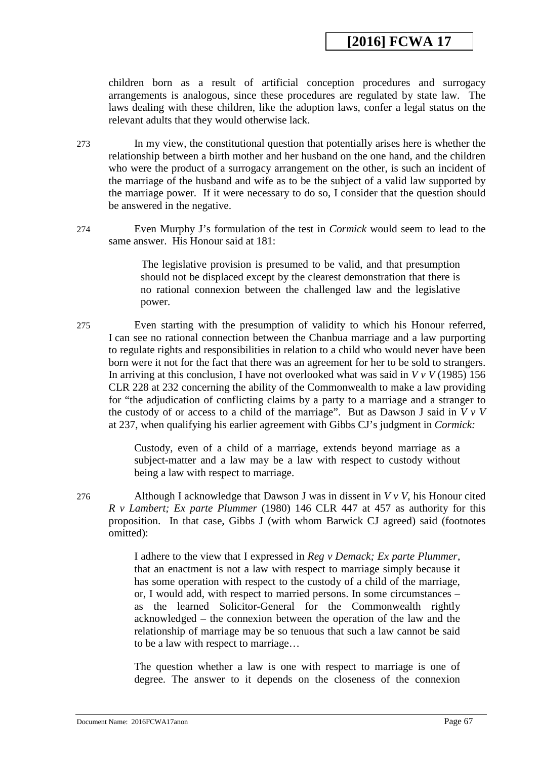children born as a result of artificial conception procedures and surrogacy arrangements is analogous, since these procedures are regulated by state law. The laws dealing with these children, like the adoption laws, confer a legal status on the relevant adults that they would otherwise lack.

273 In my view, the constitutional question that potentially arises here is whether the relationship between a birth mother and her husband on the one hand, and the children who were the product of a surrogacy arrangement on the other, is such an incident of the marriage of the husband and wife as to be the subject of a valid law supported by the marriage power. If it were necessary to do so, I consider that the question should be answered in the negative.

274 Even Murphy J's formulation of the test in *Cormick* would seem to lead to the same answer. His Honour said at 181:

> The legislative provision is presumed to be valid, and that presumption should not be displaced except by the clearest demonstration that there is no rational connexion between the challenged law and the legislative power.

275 Even starting with the presumption of validity to which his Honour referred, I can see no rational connection between the Chanbua marriage and a law purporting to regulate rights and responsibilities in relation to a child who would never have been born were it not for the fact that there was an agreement for her to be sold to strangers. In arriving at this conclusion, I have not overlooked what was said in *V v V* (1985) 156 CLR 228 at 232 concerning the ability of the Commonwealth to make a law providing for "the adjudication of conflicting claims by a party to a marriage and a stranger to the custody of or access to a child of the marriage". But as Dawson J said in *V v V* at 237, when qualifying his earlier agreement with Gibbs CJ's judgment in *Cormick:*

> Custody, even of a child of a marriage, extends beyond marriage as a subject-matter and a law may be a law with respect to custody without being a law with respect to marriage.

276 Although I acknowledge that Dawson J was in dissent in *V v V*, his Honour cited *R v Lambert; Ex parte Plummer* (1980) 146 CLR 447 at 457 as authority for this proposition. In that case, Gibbs J (with whom Barwick CJ agreed) said (footnotes omitted):

> I adhere to the view that I expressed in *Reg v Demack; Ex parte Plummer*, that an enactment is not a law with respect to marriage simply because it has some operation with respect to the custody of a child of the marriage, or, I would add, with respect to married persons. In some circumstances – as the learned Solicitor-General for the Commonwealth rightly acknowledged – the connexion between the operation of the law and the relationship of marriage may be so tenuous that such a law cannot be said to be a law with respect to marriage…
>
> The question whether a law is one with respect to marriage is one of degree. The answer to it depends on the closeness of the connexion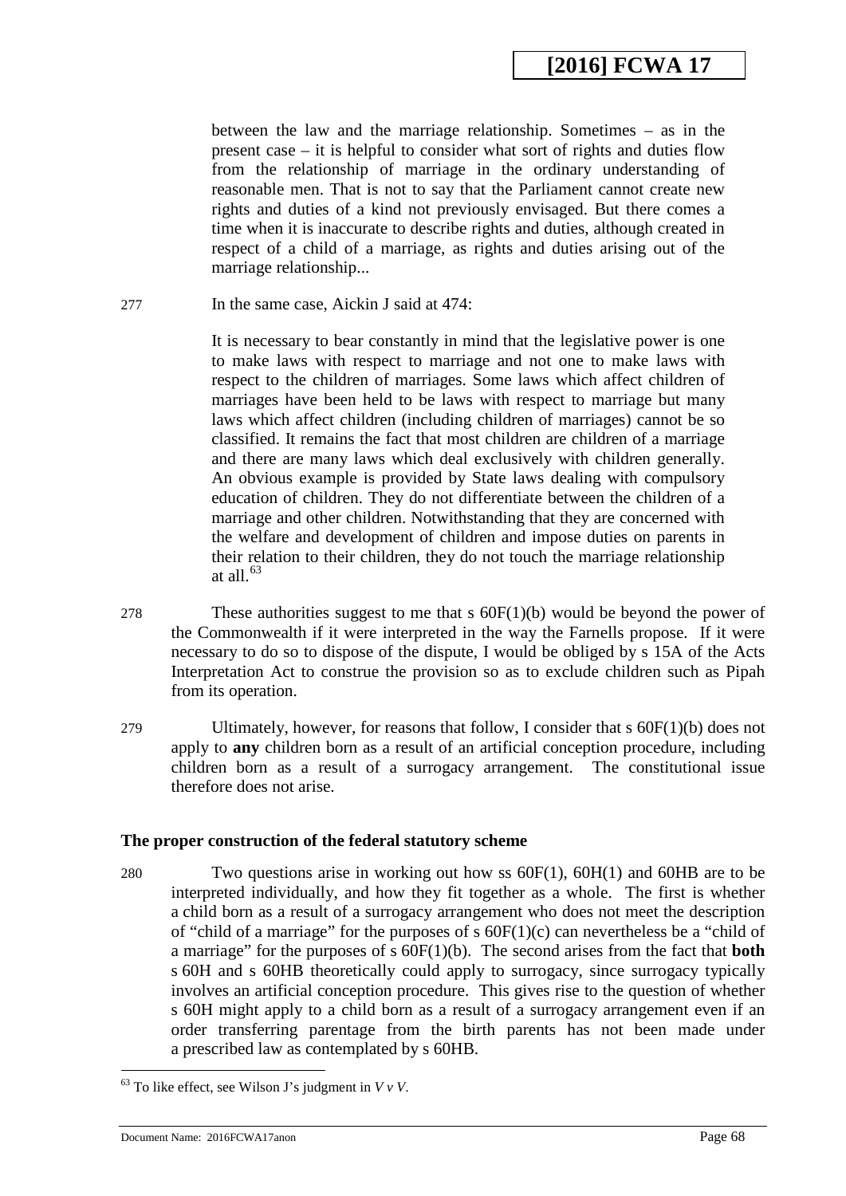> between the law and the marriage relationship. Sometimes – as in the present case – it is helpful to consider what sort of rights and duties flow from the relationship of marriage in the ordinary understanding of reasonable men. That is not to say that the Parliament cannot create new rights and duties of a kind not previously envisaged. But there comes a time when it is inaccurate to describe rights and duties, although created in respect of a child of a marriage, as rights and duties arising out of the marriage relationship...

277 In the same case, Aickin J said at 474:

> It is necessary to bear constantly in mind that the legislative power is one to make laws with respect to marriage and not one to make laws with respect to the children of marriages. Some laws which affect children of marriages have been held to be laws with respect to marriage but many laws which affect children (including children of marriages) cannot be so classified. It remains the fact that most children are children of a marriage and there are many laws which deal exclusively with children generally. An obvious example is provided by State laws dealing with compulsory education of children. They do not differentiate between the children of a marriage and other children. Notwithstanding that they are concerned with the welfare and development of children and impose duties on parents in their relation to their children, they do not touch the marriage relationship at all.[63]

278 These authorities suggest to me that s 60F(1)(b) would be beyond the power of the Commonwealth if it were interpreted in the way the Farnells propose. If it were necessary to do so to dispose of the dispute, I would be obliged by s 15A of the Acts Interpretation Act to construe the provision so as to exclude children such as Pipah from its operation.

279 Ultimately, however, for reasons that follow, I consider that s 60F(1)(b) does not apply to **any** children born as a result of an artificial conception procedure, including children born as a result of a surrogacy arrangement. The constitutional issue therefore does not arise.

### The proper construction of the federal statutory scheme

280 Two questions arise in working out how ss 60F(1), 60H(1) and 60HB are to be interpreted individually, and how they fit together as a whole. The first is whether a child born as a result of a surrogacy arrangement who does not meet the description of "child of a marriage" for the purposes of s 60F(1)(c) can nevertheless be a "child of a marriage" for the purposes of s 60F(1)(b). The second arises from the fact that **both** s 60H and s 60HB theoretically could apply to surrogacy, since surrogacy typically involves an artificial conception procedure. This gives rise to the question of whether s 60H might apply to a child born as a result of a surrogacy arrangement even if an order transferring parentage from the birth parents has not been made under a prescribed law as contemplated by s 60HB.

---

[63] To like effect, see Wilson J's judgment in *V v V*.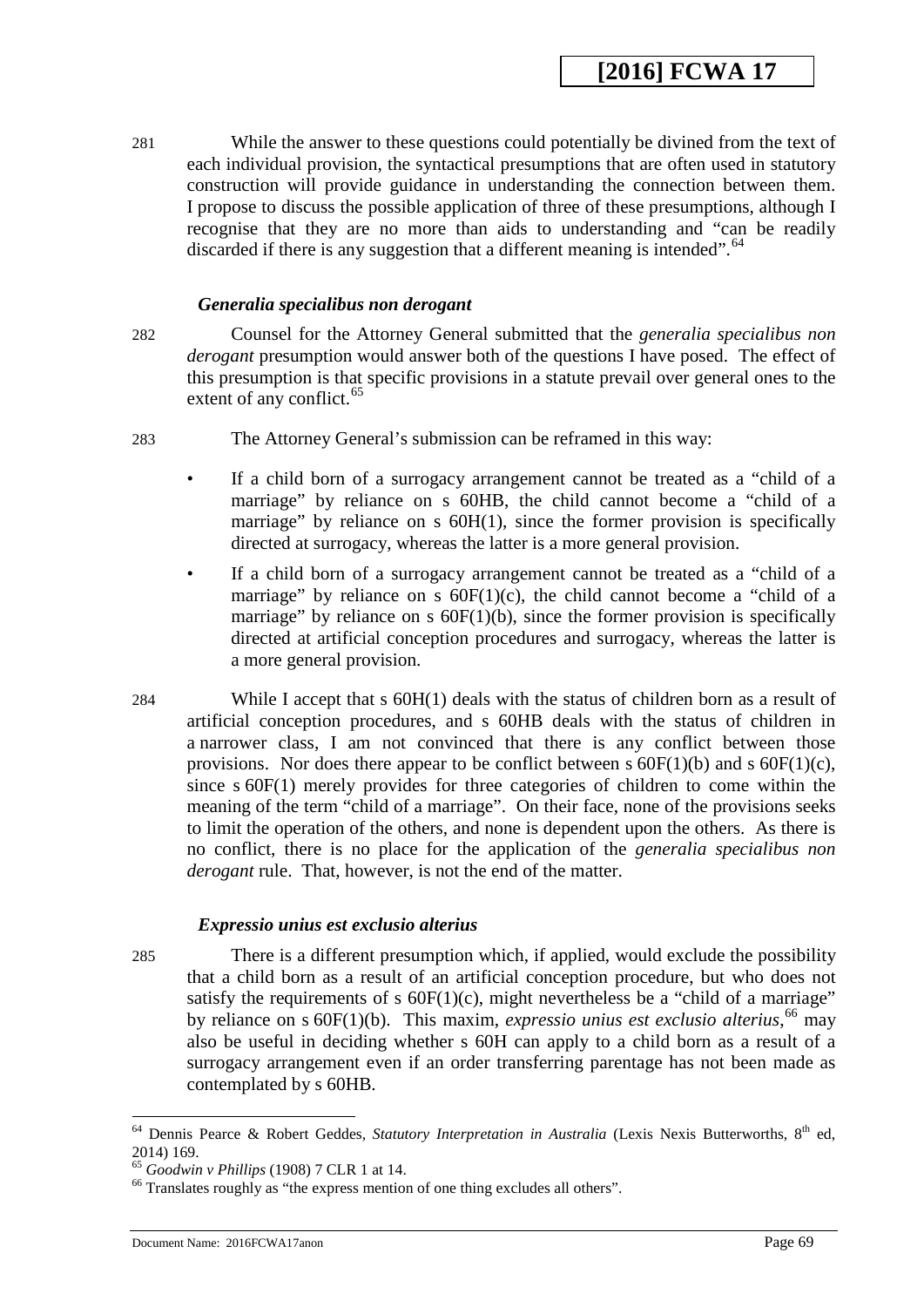281 While the answer to these questions could potentially be divined from the text of each individual provision, the syntactical presumptions that are often used in statutory construction will provide guidance in understanding the connection between them. I propose to discuss the possible application of three of these presumptions, although I recognise that they are no more than aids to understanding and "can be readily discarded if there is any suggestion that a different meaning is intended".[64]

### *Generalia specialibus non derogant*

282 Counsel for the Attorney General submitted that the *generalia specialibus non derogant* presumption would answer both of the questions I have posed. The effect of this presumption is that specific provisions in a statute prevail over general ones to the extent of any conflict.[65]

283 The Attorney General's submission can be reframed in this way:

- If a child born of a surrogacy arrangement cannot be treated as a "child of a marriage" by reliance on s 60HB, the child cannot become a "child of a marriage" by reliance on s 60H(1), since the former provision is specifically directed at surrogacy, whereas the latter is a more general provision.
- If a child born of a surrogacy arrangement cannot be treated as a "child of a marriage" by reliance on s 60F(1)(c), the child cannot become a "child of a marriage" by reliance on s 60F(1)(b), since the former provision is specifically directed at artificial conception procedures and surrogacy, whereas the latter is a more general provision.

284 While I accept that s 60H(1) deals with the status of children born as a result of artificial conception procedures, and s 60HB deals with the status of children in a narrower class, I am not convinced that there is any conflict between those provisions. Nor does there appear to be conflict between s 60F(1)(b) and s 60F(1)(c), since s 60F(1) merely provides for three categories of children to come within the meaning of the term "child of a marriage". On their face, none of the provisions seeks to limit the operation of the others, and none is dependent upon the others. As there is no conflict, there is no place for the application of the *generalia specialibus non derogant* rule. That, however, is not the end of the matter.

### *Expressio unius est exclusio alterius*

285 There is a different presumption which, if applied, would exclude the possibility that a child born as a result of an artificial conception procedure, but who does not satisfy the requirements of s 60F(1)(c), might nevertheless be a "child of a marriage" by reliance on s 60F(1)(b). This maxim, *expressio unius est exclusio alterius*,[66] may also be useful in deciding whether s 60H can apply to a child born as a result of a surrogacy arrangement even if an order transferring parentage has not been made as contemplated by s 60HB.

---

[64] Dennis Pearce & Robert Geddes, *Statutory Interpretation in Australia* (Lexis Nexis Butterworths, 8th ed, 2014) 169.

[65] *Goodwin v Phillips* (1908) 7 CLR 1 at 14.

[66] Translates roughly as "the express mention of one thing excludes all others".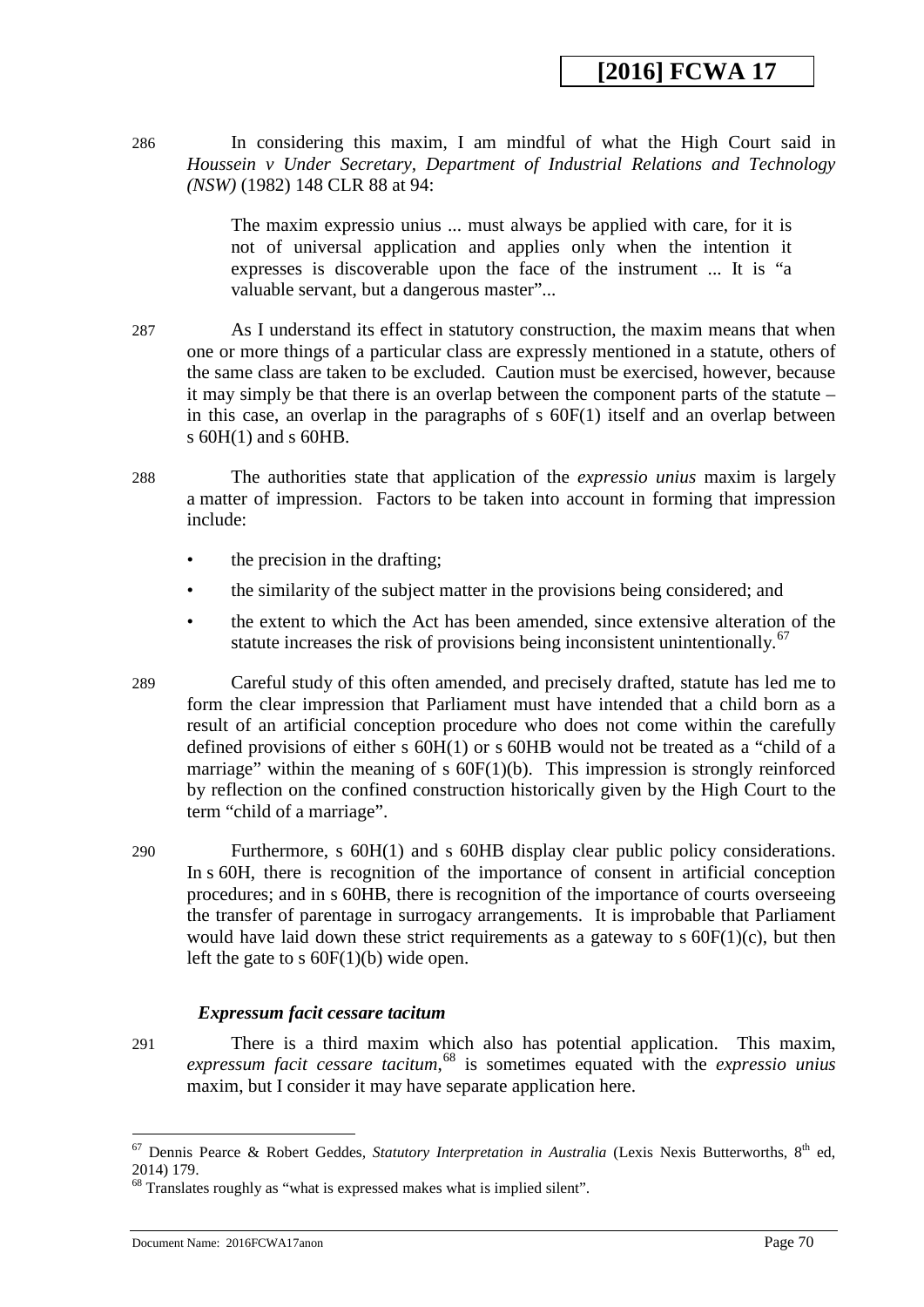286 In considering this maxim, I am mindful of what the High Court said in *Houssein v Under Secretary, Department of Industrial Relations and Technology (NSW)* (1982) 148 CLR 88 at 94:

> The maxim expressio unius ... must always be applied with care, for it is not of universal application and applies only when the intention it expresses is discoverable upon the face of the instrument ... It is "a valuable servant, but a dangerous master"...

287 As I understand its effect in statutory construction, the maxim means that when one or more things of a particular class are expressly mentioned in a statute, others of the same class are taken to be excluded. Caution must be exercised, however, because it may simply be that there is an overlap between the component parts of the statute – in this case, an overlap in the paragraphs of s 60F(1) itself and an overlap between s 60H(1) and s 60HB.

288 The authorities state that application of the *expressio unius* maxim is largely a matter of impression. Factors to be taken into account in forming that impression include:

- the precision in the drafting;
- the similarity of the subject matter in the provisions being considered; and
- the extent to which the Act has been amended, since extensive alteration of the statute increases the risk of provisions being inconsistent unintentionally.[67]

289 Careful study of this often amended, and precisely drafted, statute has led me to form the clear impression that Parliament must have intended that a child born as a result of an artificial conception procedure who does not come within the carefully defined provisions of either s 60H(1) or s 60HB would not be treated as a "child of a marriage" within the meaning of s 60F(1)(b). This impression is strongly reinforced by reflection on the confined construction historically given by the High Court to the term "child of a marriage".

290 Furthermore, s 60H(1) and s 60HB display clear public policy considerations. In s 60H, there is recognition of the importance of consent in artificial conception procedures; and in s 60HB, there is recognition of the importance of courts overseeing the transfer of parentage in surrogacy arrangements. It is improbable that Parliament would have laid down these strict requirements as a gateway to s 60F(1)(c), but then left the gate to s 60F(1)(b) wide open.

### *Expressum facit cessare tacitum*

291 There is a third maxim which also has potential application. This maxim, *expressum facit cessare tacitum*,[68] is sometimes equated with the *expressio unius* maxim, but I consider it may have separate application here.

---

[67] Dennis Pearce & Robert Geddes, *Statutory Interpretation in Australia* (Lexis Nexis Butterworths, 8th ed, 2014) 179.

[68] Translates roughly as "what is expressed makes what is implied silent".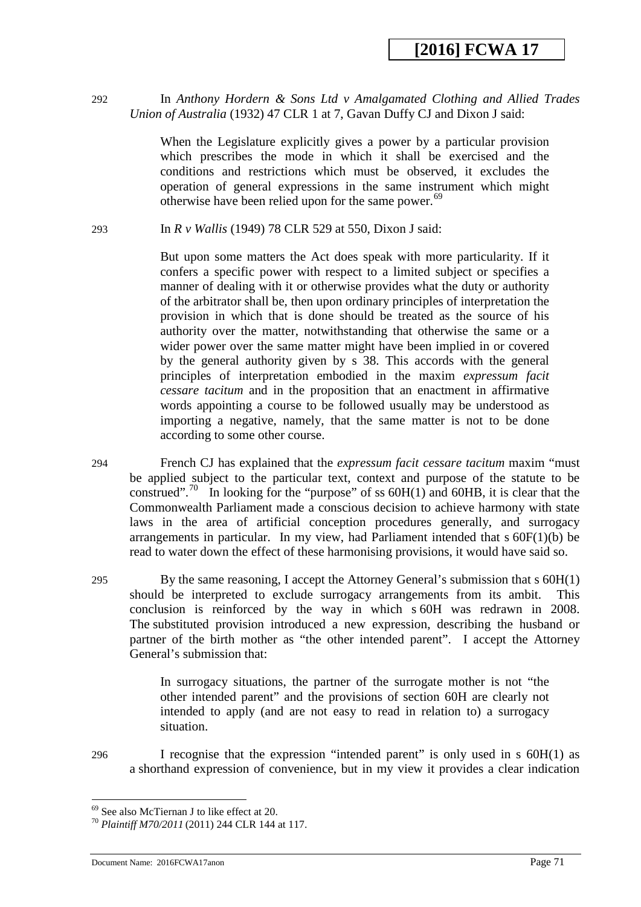292 In *Anthony Hordern & Sons Ltd v Amalgamated Clothing and Allied Trades Union of Australia* (1932) 47 CLR 1 at 7, Gavan Duffy CJ and Dixon J said:

> When the Legislature explicitly gives a power by a particular provision which prescribes the mode in which it shall be exercised and the conditions and restrictions which must be observed, it excludes the operation of general expressions in the same instrument which might otherwise have been relied upon for the same power.[69]

293 In *R v Wallis* (1949) 78 CLR 529 at 550, Dixon J said:

> But upon some matters the Act does speak with more particularity. If it confers a specific power with respect to a limited subject or specifies a manner of dealing with it or otherwise provides what the duty or authority of the arbitrator shall be, then upon ordinary principles of interpretation the provision in which that is done should be treated as the source of his authority over the matter, notwithstanding that otherwise the same or a wider power over the same matter might have been implied in or covered by the general authority given by s 38. This accords with the general principles of interpretation embodied in the maxim *expressum facit cessare tacitum* and in the proposition that an enactment in affirmative words appointing a course to be followed usually may be understood as importing a negative, namely, that the same matter is not to be done according to some other course.

294 French CJ has explained that the *expressum facit cessare tacitum* maxim "must be applied subject to the particular text, context and purpose of the statute to be construed".[70] In looking for the "purpose" of ss 60H(1) and 60HB, it is clear that the Commonwealth Parliament made a conscious decision to achieve harmony with state laws in the area of artificial conception procedures generally, and surrogacy arrangements in particular. In my view, had Parliament intended that s 60F(1)(b) be read to water down the effect of these harmonising provisions, it would have said so.

295 By the same reasoning, I accept the Attorney General's submission that s 60H(1) should be interpreted to exclude surrogacy arrangements from its ambit. This conclusion is reinforced by the way in which s 60H was redrawn in 2008. The substituted provision introduced a new expression, describing the husband or partner of the birth mother as "the other intended parent". I accept the Attorney General's submission that:

> In surrogacy situations, the partner of the surrogate mother is not "the other intended parent" and the provisions of section 60H are clearly not intended to apply (and are not easy to read in relation to) a surrogacy situation.

296 I recognise that the expression "intended parent" is only used in s 60H(1) as a shorthand expression of convenience, but in my view it provides a clear indication

---

[69] See also McTiernan J to like effect at 20.

[70] *Plaintiff M70/2011* (2011) 244 CLR 144 at 117.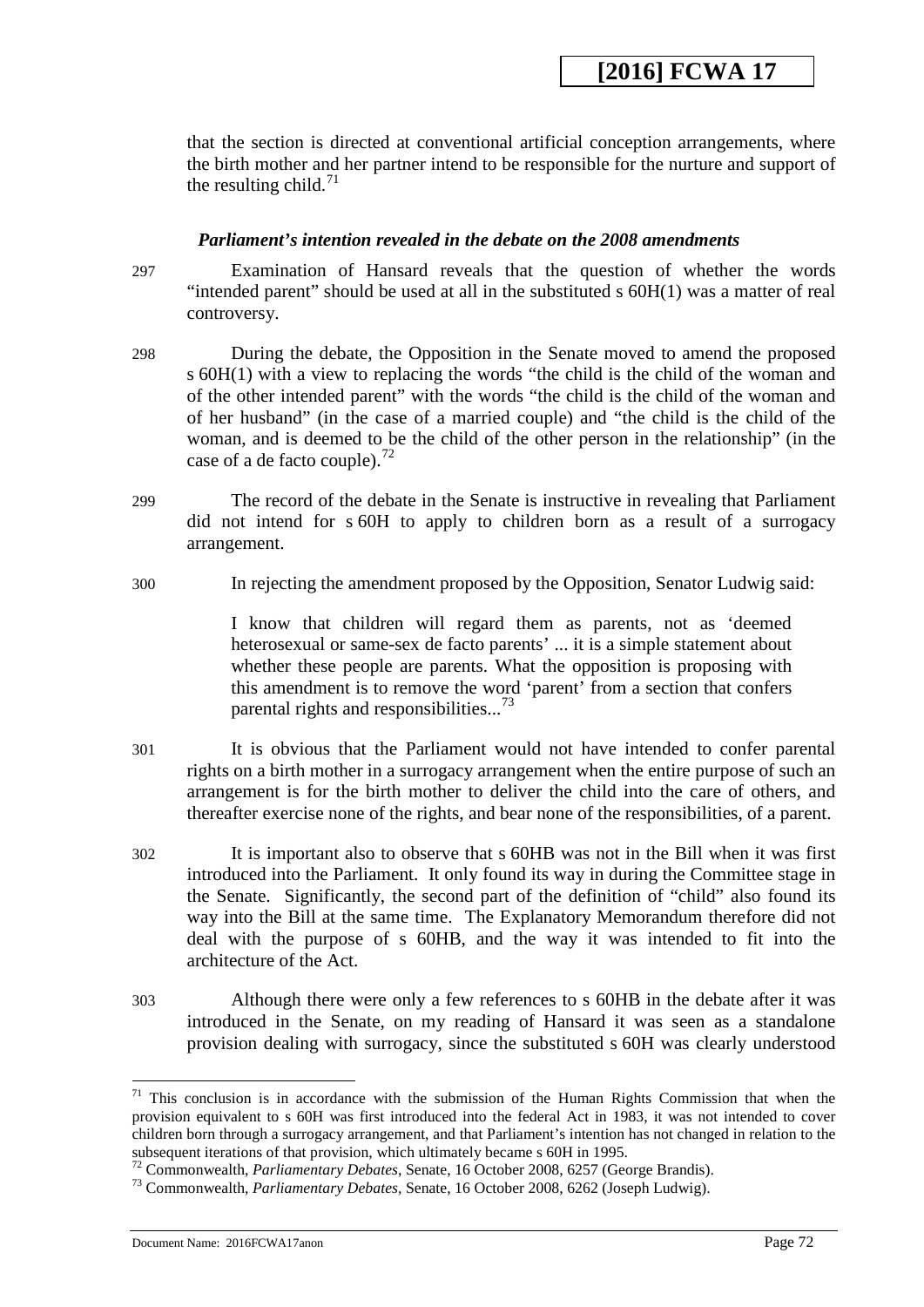that the section is directed at conventional artificial conception arrangements, where the birth mother and her partner intend to be responsible for the nurture and support of the resulting child.[71]

### *Parliament's intention revealed in the debate on the 2008 amendments*

297 Examination of Hansard reveals that the question of whether the words "intended parent" should be used at all in the substituted s 60H(1) was a matter of real controversy.

298 During the debate, the Opposition in the Senate moved to amend the proposed s 60H(1) with a view to replacing the words "the child is the child of the woman and of the other intended parent" with the words "the child is the child of the woman and of her husband" (in the case of a married couple) and "the child is the child of the woman, and is deemed to be the child of the other person in the relationship" (in the case of a de facto couple).[72]

299 The record of the debate in the Senate is instructive in revealing that Parliament did not intend for s 60H to apply to children born as a result of a surrogacy arrangement.

300 In rejecting the amendment proposed by the Opposition, Senator Ludwig said:

> I know that children will regard them as parents, not as 'deemed heterosexual or same-sex de facto parents' ... it is a simple statement about whether these people are parents. What the opposition is proposing with this amendment is to remove the word 'parent' from a section that confers parental rights and responsibilities...[73]

301 It is obvious that the Parliament would not have intended to confer parental rights on a birth mother in a surrogacy arrangement when the entire purpose of such an arrangement is for the birth mother to deliver the child into the care of others, and thereafter exercise none of the rights, and bear none of the responsibilities, of a parent.

302 It is important also to observe that s 60HB was not in the Bill when it was first introduced into the Parliament. It only found its way in during the Committee stage in the Senate. Significantly, the second part of the definition of "child" also found its way into the Bill at the same time. The Explanatory Memorandum therefore did not deal with the purpose of s 60HB, and the way it was intended to fit into the architecture of the Act.

303 Although there were only a few references to s 60HB in the debate after it was introduced in the Senate, on my reading of Hansard it was seen as a standalone provision dealing with surrogacy, since the substituted s 60H was clearly understood

---

[71] This conclusion is in accordance with the submission of the Human Rights Commission that when the provision equivalent to s 60H was first introduced into the federal Act in 1983, it was not intended to cover children born through a surrogacy arrangement, and that Parliament's intention has not changed in relation to the subsequent iterations of that provision, which ultimately became s 60H in 1995.

[72] Commonwealth, *Parliamentary Debates*, Senate, 16 October 2008, 6257 (George Brandis).

[73] Commonwealth, *Parliamentary Debates*, Senate, 16 October 2008, 6262 (Joseph Ludwig).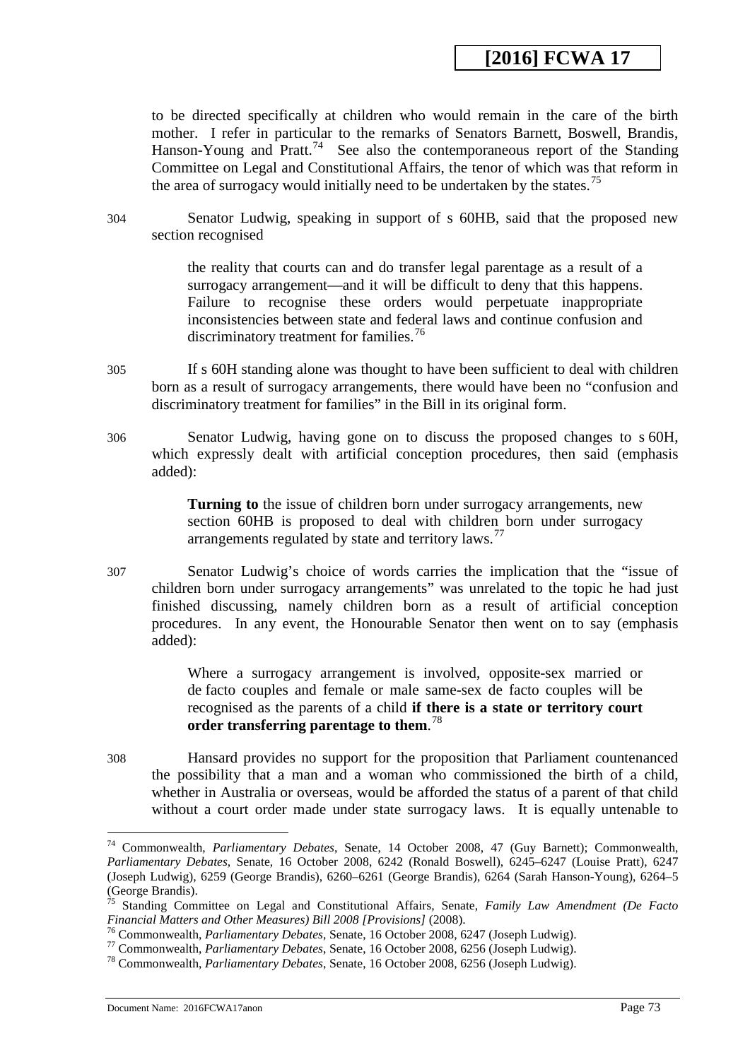to be directed specifically at children who would remain in the care of the birth mother. I refer in particular to the remarks of Senators Barnett, Boswell, Brandis, Hanson-Young and Pratt.[74] See also the contemporaneous report of the Standing Committee on Legal and Constitutional Affairs, the tenor of which was that reform in the area of surrogacy would initially need to be undertaken by the states.[75]

304 Senator Ludwig, speaking in support of s 60HB, said that the proposed new section recognised

> the reality that courts can and do transfer legal parentage as a result of a surrogacy arrangement—and it will be difficult to deny that this happens. Failure to recognise these orders would perpetuate inappropriate inconsistencies between state and federal laws and continue confusion and discriminatory treatment for families.[76]

305 If s 60H standing alone was thought to have been sufficient to deal with children born as a result of surrogacy arrangements, there would have been no "confusion and discriminatory treatment for families" in the Bill in its original form.

306 Senator Ludwig, having gone on to discuss the proposed changes to s 60H, which expressly dealt with artificial conception procedures, then said (emphasis added):

> **Turning to** the issue of children born under surrogacy arrangements, new section 60HB is proposed to deal with children born under surrogacy arrangements regulated by state and territory laws.[77]

307 Senator Ludwig's choice of words carries the implication that the "issue of children born under surrogacy arrangements" was unrelated to the topic he had just finished discussing, namely children born as a result of artificial conception procedures. In any event, the Honourable Senator then went on to say (emphasis added):

> Where a surrogacy arrangement is involved, opposite-sex married or de facto couples and female or male same-sex de facto couples will be recognised as the parents of a child **if there is a state or territory court order transferring parentage to them**.[78]

308 Hansard provides no support for the proposition that Parliament countenanced the possibility that a man and a woman who commissioned the birth of a child, whether in Australia or overseas, would be afforded the status of a parent of that child without a court order made under state surrogacy laws. It is equally untenable to

---

[74] Commonwealth, *Parliamentary Debates*, Senate, 14 October 2008, 47 (Guy Barnett); Commonwealth, *Parliamentary Debates*, Senate, 16 October 2008, 6242 (Ronald Boswell), 6245–6247 (Louise Pratt), 6247 (Joseph Ludwig), 6259 (George Brandis), 6260–6261 (George Brandis), 6264 (Sarah Hanson-Young), 6264–5 (George Brandis).

[75] Standing Committee on Legal and Constitutional Affairs, Senate, *Family Law Amendment (De Facto Financial Matters and Other Measures) Bill 2008 [Provisions]* (2008).

[76] Commonwealth, *Parliamentary Debates*, Senate, 16 October 2008, 6247 (Joseph Ludwig).

[77] Commonwealth, *Parliamentary Debates*, Senate, 16 October 2008, 6256 (Joseph Ludwig).

[78] Commonwealth, *Parliamentary Debates*, Senate, 16 October 2008, 6256 (Joseph Ludwig).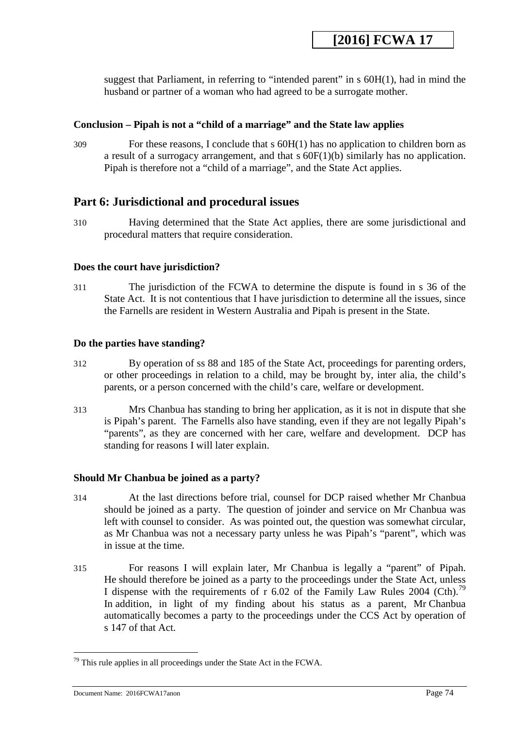suggest that Parliament, in referring to "intended parent" in s 60H(1), had in mind the husband or partner of a woman who had agreed to be a surrogate mother.

**Conclusion – Pipah is not a "child of a marriage" and the State law applies**

309 For these reasons, I conclude that s 60H(1) has no application to children born as a result of a surrogacy arrangement, and that s 60F(1)(b) similarly has no application. Pipah is therefore not a "child of a marriage", and the State Act applies.

## Part 6: Jurisdictional and procedural issues

310 Having determined that the State Act applies, there are some jurisdictional and procedural matters that require consideration.

**Does the court have jurisdiction?**

311 The jurisdiction of the FCWA to determine the dispute is found in s 36 of the State Act. It is not contentious that I have jurisdiction to determine all the issues, since the Farnells are resident in Western Australia and Pipah is present in the State.

**Do the parties have standing?**

312 By operation of ss 88 and 185 of the State Act, proceedings for parenting orders, or other proceedings in relation to a child, may be brought by, inter alia, the child's parents, or a person concerned with the child's care, welfare or development.

313 Mrs Chanbua has standing to bring her application, as it is not in dispute that she is Pipah's parent. The Farnells also have standing, even if they are not legally Pipah's "parents", as they are concerned with her care, welfare and development. DCP has standing for reasons I will later explain.

**Should Mr Chanbua be joined as a party?**

314 At the last directions before trial, counsel for DCP raised whether Mr Chanbua should be joined as a party. The question of joinder and service on Mr Chanbua was left with counsel to consider. As was pointed out, the question was somewhat circular, as Mr Chanbua was not a necessary party unless he was Pipah's "parent", which was in issue at the time.

315 For reasons I will explain later, Mr Chanbua is legally a "parent" of Pipah. He should therefore be joined as a party to the proceedings under the State Act, unless I dispense with the requirements of r 6.02 of the Family Law Rules 2004 (Cth).[79] In addition, in light of my finding about his status as a parent, Mr Chanbua automatically becomes a party to the proceedings under the CCS Act by operation of s 147 of that Act.

[79] This rule applies in all proceedings under the State Act in the FCWA.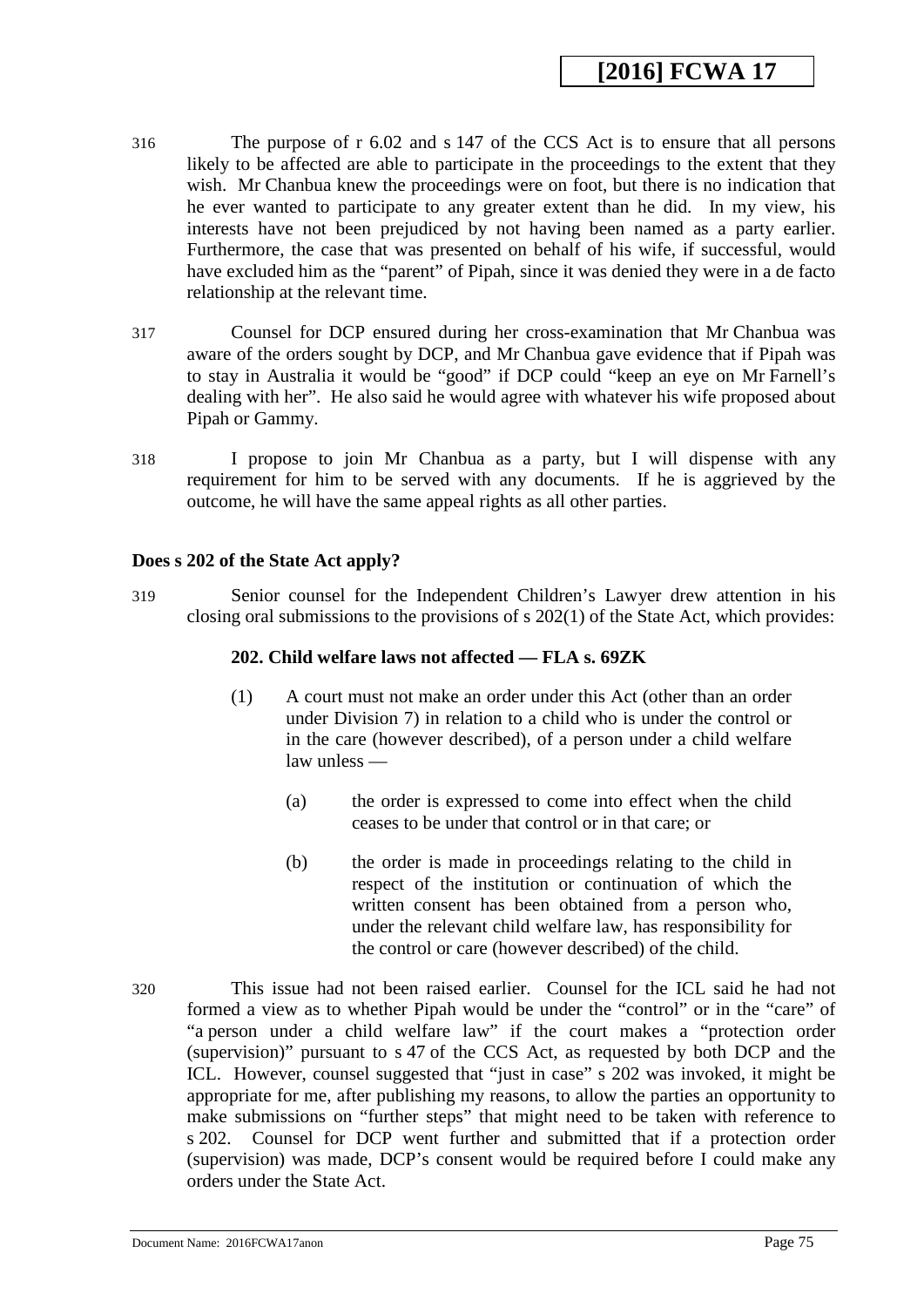316 The purpose of r 6.02 and s 147 of the CCS Act is to ensure that all persons likely to be affected are able to participate in the proceedings to the extent that they wish. Mr Chanbua knew the proceedings were on foot, but there is no indication that he ever wanted to participate to any greater extent than he did. In my view, his interests have not been prejudiced by not having been named as a party earlier. Furthermore, the case that was presented on behalf of his wife, if successful, would have excluded him as the "parent" of Pipah, since it was denied they were in a de facto relationship at the relevant time.

317 Counsel for DCP ensured during her cross-examination that Mr Chanbua was aware of the orders sought by DCP, and Mr Chanbua gave evidence that if Pipah was to stay in Australia it would be "good" if DCP could "keep an eye on Mr Farnell's dealing with her". He also said he would agree with whatever his wife proposed about Pipah or Gammy.

318 I propose to join Mr Chanbua as a party, but I will dispense with any requirement for him to be served with any documents. If he is aggrieved by the outcome, he will have the same appeal rights as all other parties.

### Does s 202 of the State Act apply?

319 Senior counsel for the Independent Children's Lawyer drew attention in his closing oral submissions to the provisions of s 202(1) of the State Act, which provides:

> **202. Child welfare laws not affected — FLA s. 69ZK**
>
> (1) A court must not make an order under this Act (other than an order under Division 7) in relation to a child who is under the control or in the care (however described), of a person under a child welfare law unless —
>
> (a) the order is expressed to come into effect when the child ceases to be under that control or in that care; or
>
> (b) the order is made in proceedings relating to the child in respect of the institution or continuation of which the written consent has been obtained from a person who, under the relevant child welfare law, has responsibility for the control or care (however described) of the child.

320 This issue had not been raised earlier. Counsel for the ICL said he had not formed a view as to whether Pipah would be under the "control" or in the "care" of "a person under a child welfare law" if the court makes a "protection order (supervision)" pursuant to s 47 of the CCS Act, as requested by both DCP and the ICL. However, counsel suggested that "just in case" s 202 was invoked, it might be appropriate for me, after publishing my reasons, to allow the parties an opportunity to make submissions on "further steps" that might need to be taken with reference to s 202. Counsel for DCP went further and submitted that if a protection order (supervision) was made, DCP's consent would be required before I could make any orders under the State Act.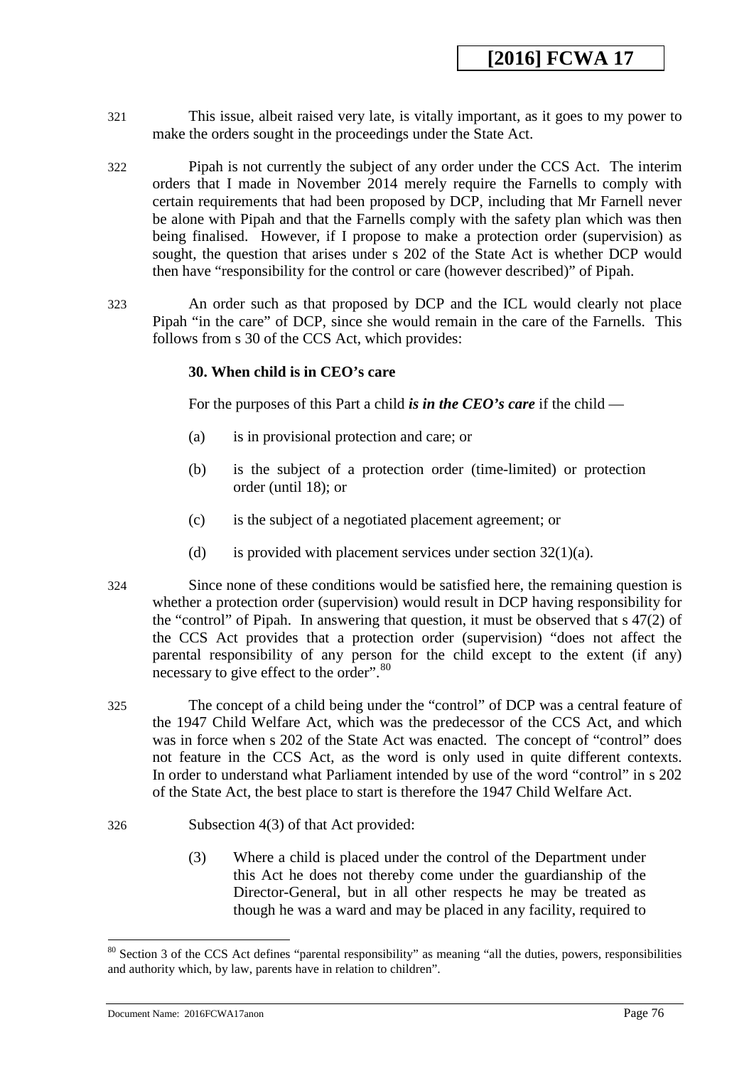321 This issue, albeit raised very late, is vitally important, as it goes to my power to make the orders sought in the proceedings under the State Act.

322 Pipah is not currently the subject of any order under the CCS Act. The interim orders that I made in November 2014 merely require the Farnells to comply with certain requirements that had been proposed by DCP, including that Mr Farnell never be alone with Pipah and that the Farnells comply with the safety plan which was then being finalised. However, if I propose to make a protection order (supervision) as sought, the question that arises under s 202 of the State Act is whether DCP would then have "responsibility for the control or care (however described)" of Pipah.

323 An order such as that proposed by DCP and the ICL would clearly not place Pipah "in the care" of DCP, since she would remain in the care of the Farnells. This follows from s 30 of the CCS Act, which provides:

> **30. When child is in CEO's care**
>
> For the purposes of this Part a child ***is in the CEO's care*** if the child —
>
> (a) is in provisional protection and care; or
>
> (b) is the subject of a protection order (time-limited) or protection order (until 18); or
>
> (c) is the subject of a negotiated placement agreement; or
>
> (d) is provided with placement services under section 32(1)(a).

324 Since none of these conditions would be satisfied here, the remaining question is whether a protection order (supervision) would result in DCP having responsibility for the "control" of Pipah. In answering that question, it must be observed that s 47(2) of the CCS Act provides that a protection order (supervision) "does not affect the parental responsibility of any person for the child except to the extent (if any) necessary to give effect to the order".[80]

325 The concept of a child being under the "control" of DCP was a central feature of the 1947 Child Welfare Act, which was the predecessor of the CCS Act, and which was in force when s 202 of the State Act was enacted. The concept of "control" does not feature in the CCS Act, as the word is only used in quite different contexts. In order to understand what Parliament intended by use of the word "control" in s 202 of the State Act, the best place to start is therefore the 1947 Child Welfare Act.

326 Subsection 4(3) of that Act provided:

> (3) Where a child is placed under the control of the Department under this Act he does not thereby come under the guardianship of the Director-General, but in all other respects he may be treated as though he was a ward and may be placed in any facility, required to

[80] Section 3 of the CCS Act defines "parental responsibility" as meaning "all the duties, powers, responsibilities and authority which, by law, parents have in relation to children".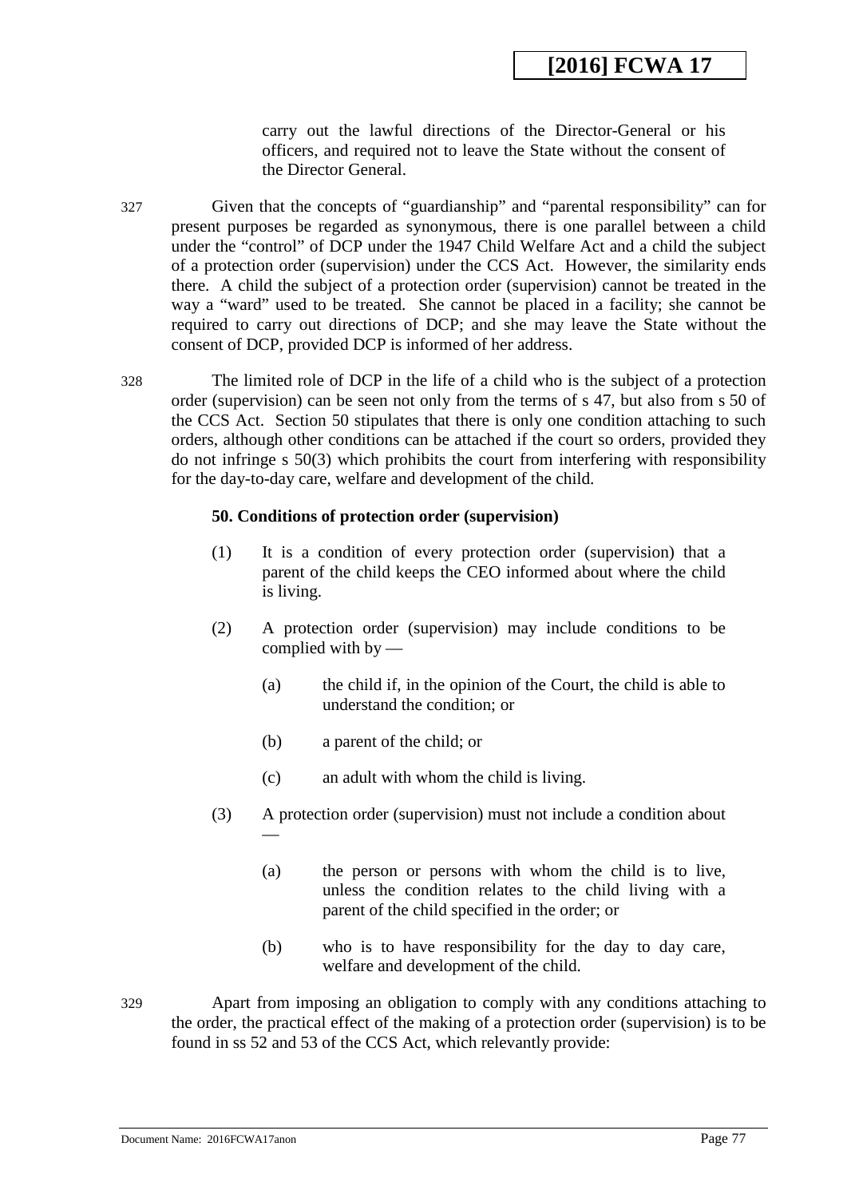carry out the lawful directions of the Director-General or his officers, and required not to leave the State without the consent of the Director General.

327 Given that the concepts of "guardianship" and "parental responsibility" can for present purposes be regarded as synonymous, there is one parallel between a child under the "control" of DCP under the 1947 Child Welfare Act and a child the subject of a protection order (supervision) under the CCS Act. However, the similarity ends there. A child the subject of a protection order (supervision) cannot be treated in the way a "ward" used to be treated. She cannot be placed in a facility; she cannot be required to carry out directions of DCP; and she may leave the State without the consent of DCP, provided DCP is informed of her address.

328 The limited role of DCP in the life of a child who is the subject of a protection order (supervision) can be seen not only from the terms of s 47, but also from s 50 of the CCS Act. Section 50 stipulates that there is only one condition attaching to such orders, although other conditions can be attached if the court so orders, provided they do not infringe s 50(3) which prohibits the court from interfering with responsibility for the day-to-day care, welfare and development of the child.

> **50. Conditions of protection order (supervision)**
>
> (1) It is a condition of every protection order (supervision) that a parent of the child keeps the CEO informed about where the child is living.
>
> (2) A protection order (supervision) may include conditions to be complied with by —
>
> (a) the child if, in the opinion of the Court, the child is able to understand the condition; or
>
> (b) a parent of the child; or
>
> (c) an adult with whom the child is living.
>
> (3) A protection order (supervision) must not include a condition about —
>
> (a) the person or persons with whom the child is to live, unless the condition relates to the child living with a parent of the child specified in the order; or
>
> (b) who is to have responsibility for the day to day care, welfare and development of the child.

329 Apart from imposing an obligation to comply with any conditions attaching to the order, the practical effect of the making of a protection order (supervision) is to be found in ss 52 and 53 of the CCS Act, which relevantly provide: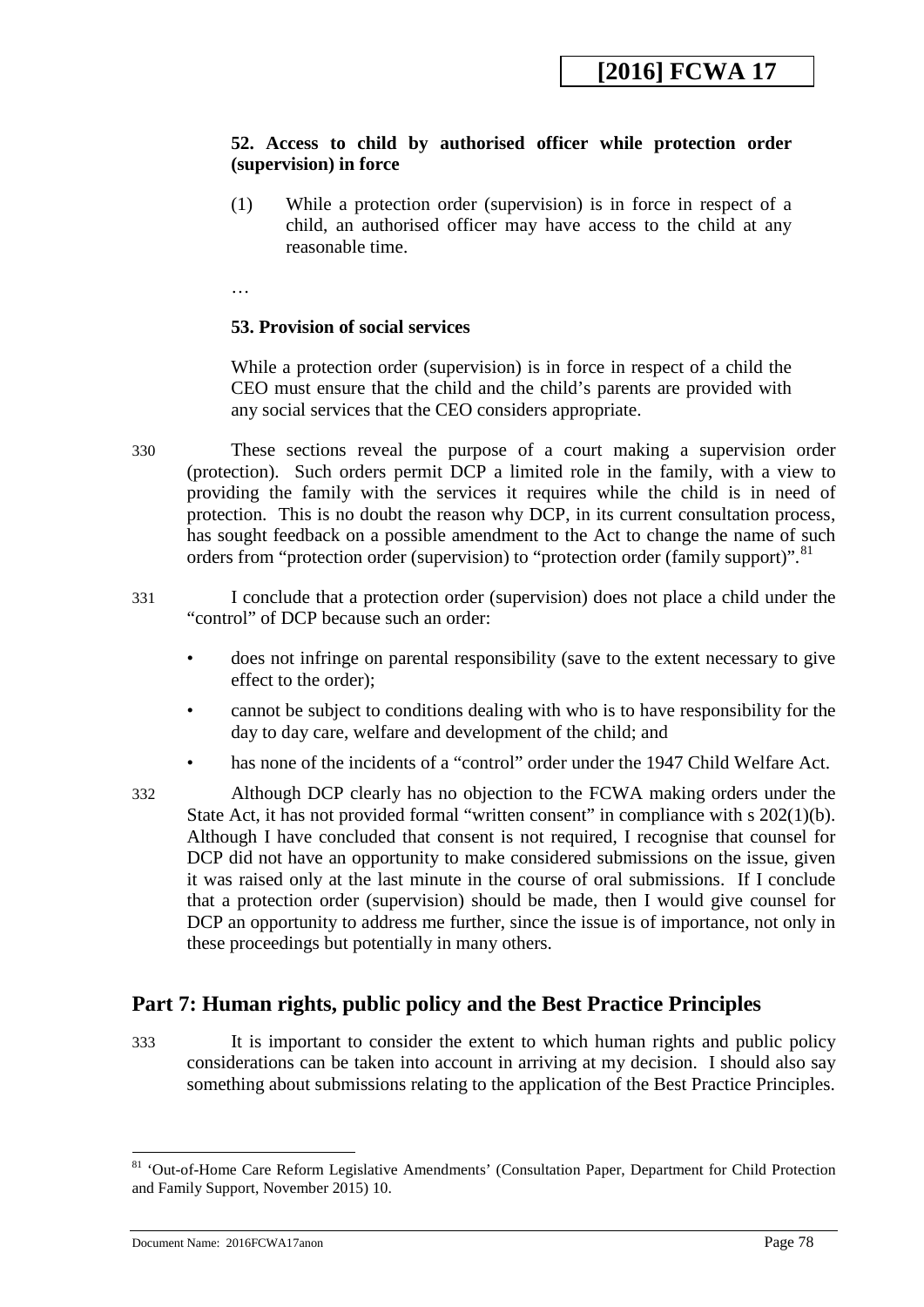**52. Access to child by authorised officer while protection order (supervision) in force**

(1) While a protection order (supervision) is in force in respect of a child, an authorised officer may have access to the child at any reasonable time.

…

**53. Provision of social services**

While a protection order (supervision) is in force in respect of a child the CEO must ensure that the child and the child's parents are provided with any social services that the CEO considers appropriate.

330 These sections reveal the purpose of a court making a supervision order (protection). Such orders permit DCP a limited role in the family, with a view to providing the family with the services it requires while the child is in need of protection. This is no doubt the reason why DCP, in its current consultation process, has sought feedback on a possible amendment to the Act to change the name of such orders from "protection order (supervision) to "protection order (family support)".[81]

331 I conclude that a protection order (supervision) does not place a child under the "control" of DCP because such an order:

- does not infringe on parental responsibility (save to the extent necessary to give effect to the order);
- cannot be subject to conditions dealing with who is to have responsibility for the day to day care, welfare and development of the child; and
- has none of the incidents of a "control" order under the 1947 Child Welfare Act.

332 Although DCP clearly has no objection to the FCWA making orders under the State Act, it has not provided formal "written consent" in compliance with s 202(1)(b). Although I have concluded that consent is not required, I recognise that counsel for DCP did not have an opportunity to make considered submissions on the issue, given it was raised only at the last minute in the course of oral submissions. If I conclude that a protection order (supervision) should be made, then I would give counsel for DCP an opportunity to address me further, since the issue is of importance, not only in these proceedings but potentially in many others.

## Part 7: Human rights, public policy and the Best Practice Principles

333 It is important to consider the extent to which human rights and public policy considerations can be taken into account in arriving at my decision. I should also say something about submissions relating to the application of the Best Practice Principles.

---

[81] 'Out-of-Home Care Reform Legislative Amendments' (Consultation Paper, Department for Child Protection and Family Support, November 2015) 10.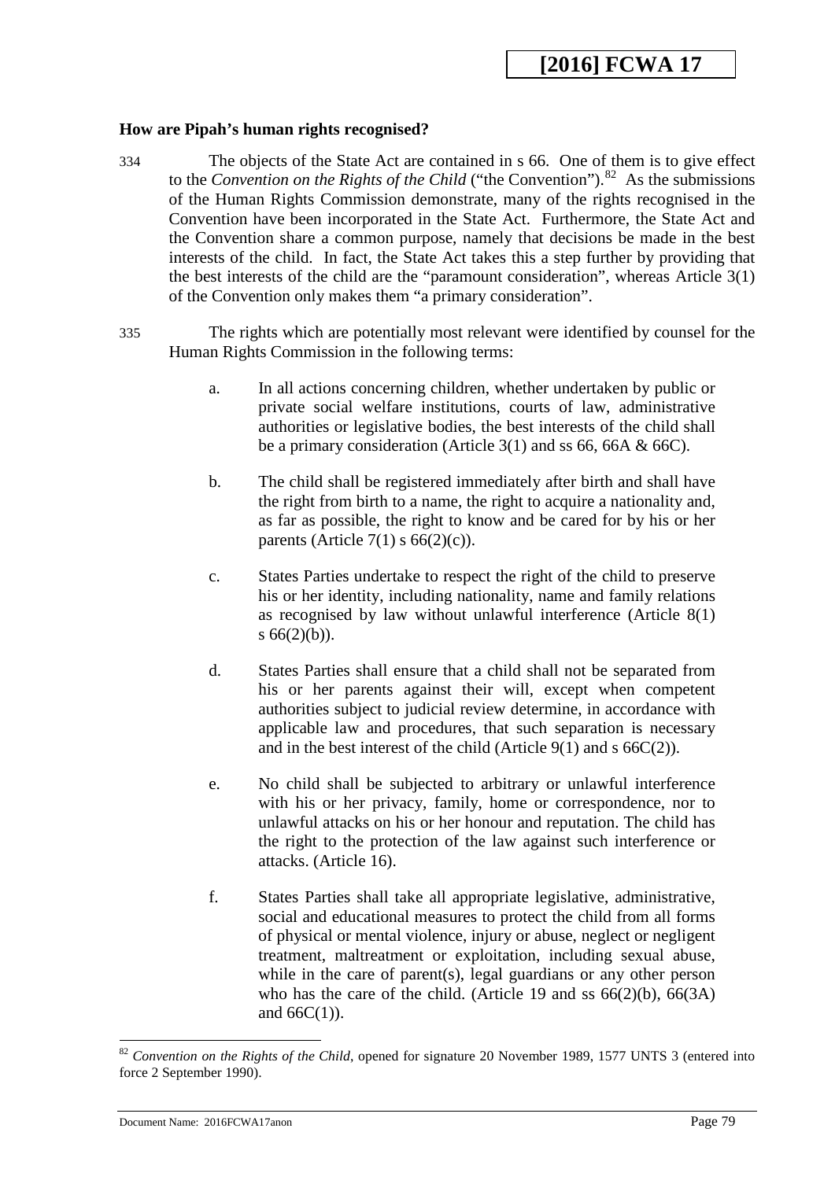**How are Pipah's human rights recognised?**

334 The objects of the State Act are contained in s 66. One of them is to give effect to the *Convention on the Rights of the Child* ("the Convention").[82] As the submissions of the Human Rights Commission demonstrate, many of the rights recognised in the Convention have been incorporated in the State Act. Furthermore, the State Act and the Convention share a common purpose, namely that decisions be made in the best interests of the child. In fact, the State Act takes this a step further by providing that the best interests of the child are the "paramount consideration", whereas Article 3(1) of the Convention only makes them "a primary consideration".

335 The rights which are potentially most relevant were identified by counsel for the Human Rights Commission in the following terms:

a. In all actions concerning children, whether undertaken by public or private social welfare institutions, courts of law, administrative authorities or legislative bodies, the best interests of the child shall be a primary consideration (Article 3(1) and ss 66, 66A & 66C).

b. The child shall be registered immediately after birth and shall have the right from birth to a name, the right to acquire a nationality and, as far as possible, the right to know and be cared for by his or her parents (Article 7(1) s 66(2)(c)).

c. States Parties undertake to respect the right of the child to preserve his or her identity, including nationality, name and family relations as recognised by law without unlawful interference (Article 8(1) s 66(2)(b)).

d. States Parties shall ensure that a child shall not be separated from his or her parents against their will, except when competent authorities subject to judicial review determine, in accordance with applicable law and procedures, that such separation is necessary and in the best interest of the child (Article 9(1) and s 66C(2)).

e. No child shall be subjected to arbitrary or unlawful interference with his or her privacy, family, home or correspondence, nor to unlawful attacks on his or her honour and reputation. The child has the right to the protection of the law against such interference or attacks. (Article 16).

f. States Parties shall take all appropriate legislative, administrative, social and educational measures to protect the child from all forms of physical or mental violence, injury or abuse, neglect or negligent treatment, maltreatment or exploitation, including sexual abuse, while in the care of parent(s), legal guardians or any other person who has the care of the child. (Article 19 and ss 66(2)(b), 66(3A) and 66C(1)).

---

[82] *Convention on the Rights of the Child*, opened for signature 20 November 1989, 1577 UNTS 3 (entered into force 2 September 1990).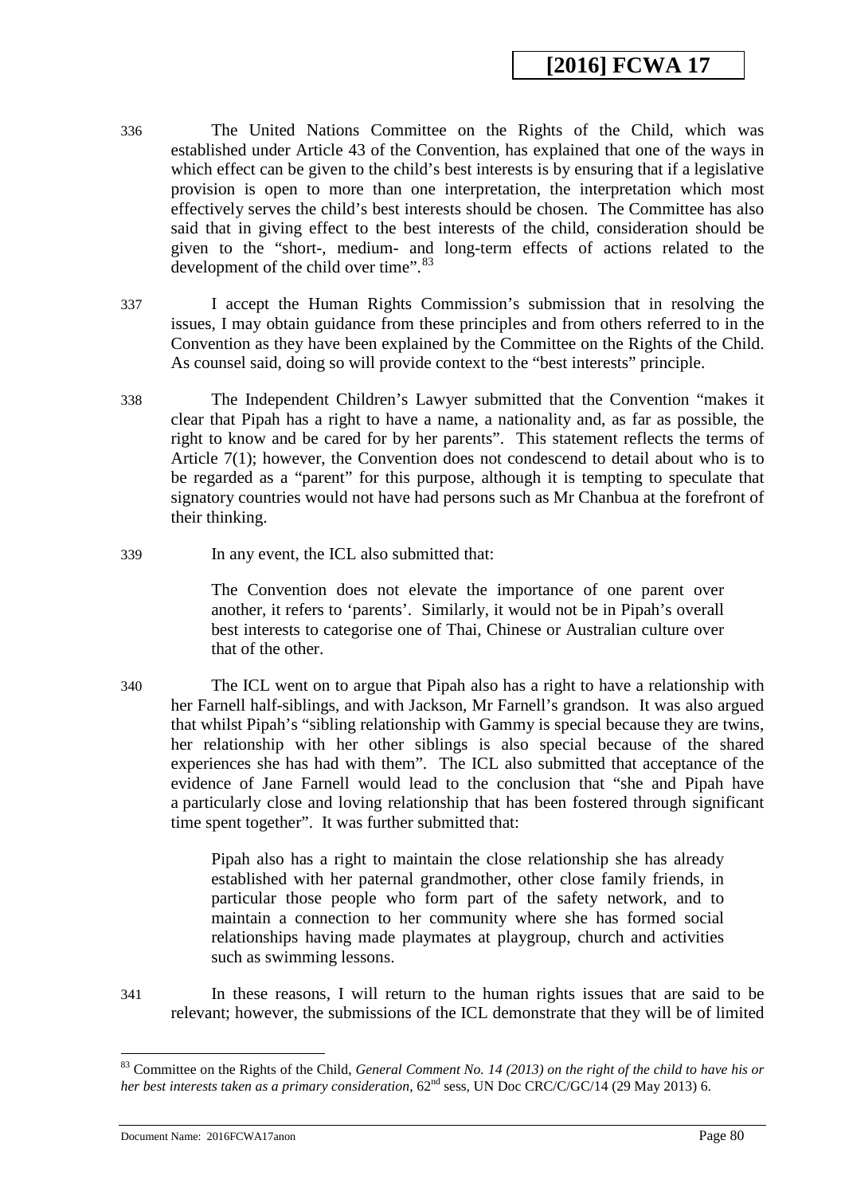336 The United Nations Committee on the Rights of the Child, which was established under Article 43 of the Convention, has explained that one of the ways in which effect can be given to the child's best interests is by ensuring that if a legislative provision is open to more than one interpretation, the interpretation which most effectively serves the child's best interests should be chosen. The Committee has also said that in giving effect to the best interests of the child, consideration should be given to the "short-, medium- and long-term effects of actions related to the development of the child over time".[83]

337 I accept the Human Rights Commission's submission that in resolving the issues, I may obtain guidance from these principles and from others referred to in the Convention as they have been explained by the Committee on the Rights of the Child. As counsel said, doing so will provide context to the "best interests" principle.

338 The Independent Children's Lawyer submitted that the Convention "makes it clear that Pipah has a right to have a name, a nationality and, as far as possible, the right to know and be cared for by her parents". This statement reflects the terms of Article 7(1); however, the Convention does not condescend to detail about who is to be regarded as a "parent" for this purpose, although it is tempting to speculate that signatory countries would not have had persons such as Mr Chanbua at the forefront of their thinking.

339 In any event, the ICL also submitted that:

> The Convention does not elevate the importance of one parent over another, it refers to 'parents'. Similarly, it would not be in Pipah's overall best interests to categorise one of Thai, Chinese or Australian culture over that of the other.

340 The ICL went on to argue that Pipah also has a right to have a relationship with her Farnell half-siblings, and with Jackson, Mr Farnell's grandson. It was also argued that whilst Pipah's "sibling relationship with Gammy is special because they are twins, her relationship with her other siblings is also special because of the shared experiences she has had with them". The ICL also submitted that acceptance of the evidence of Jane Farnell would lead to the conclusion that "she and Pipah have a particularly close and loving relationship that has been fostered through significant time spent together". It was further submitted that:

> Pipah also has a right to maintain the close relationship she has already established with her paternal grandmother, other close family friends, in particular those people who form part of the safety network, and to maintain a connection to her community where she has formed social relationships having made playmates at playgroup, church and activities such as swimming lessons.

341 In these reasons, I will return to the human rights issues that are said to be relevant; however, the submissions of the ICL demonstrate that they will be of limited

---

[83] Committee on the Rights of the Child, *General Comment No. 14 (2013) on the right of the child to have his or her best interests taken as a primary consideration*, 62nd sess, UN Doc CRC/C/GC/14 (29 May 2013) 6.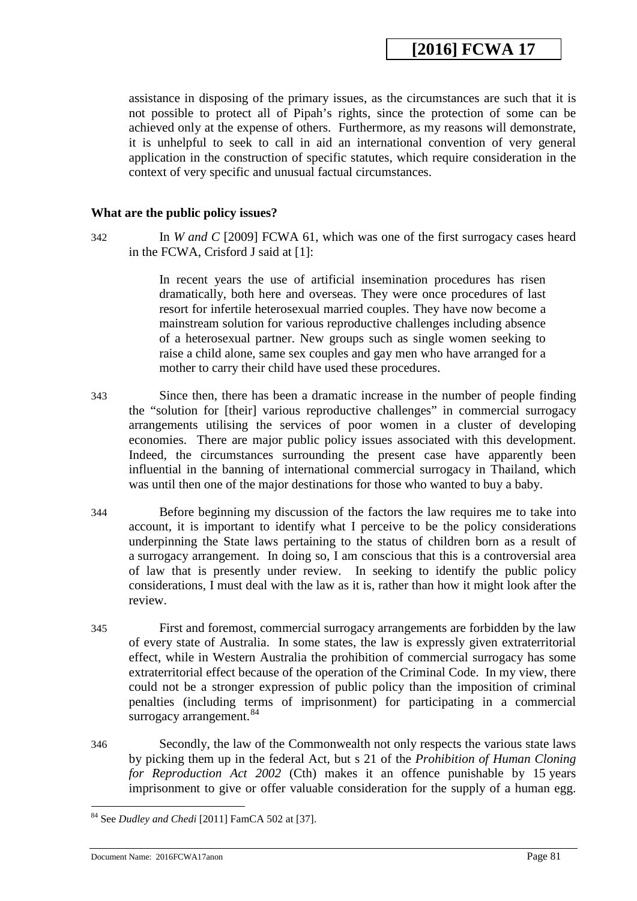assistance in disposing of the primary issues, as the circumstances are such that it is not possible to protect all of Pipah's rights, since the protection of some can be achieved only at the expense of others. Furthermore, as my reasons will demonstrate, it is unhelpful to seek to call in aid an international convention of very general application in the construction of specific statutes, which require consideration in the context of very specific and unusual factual circumstances.

**What are the public policy issues?**

342 In *W and C* [2009] FCWA 61, which was one of the first surrogacy cases heard in the FCWA, Crisford J said at [1]:

> In recent years the use of artificial insemination procedures has risen dramatically, both here and overseas. They were once procedures of last resort for infertile heterosexual married couples. They have now become a mainstream solution for various reproductive challenges including absence of a heterosexual partner. New groups such as single women seeking to raise a child alone, same sex couples and gay men who have arranged for a mother to carry their child have used these procedures.

343 Since then, there has been a dramatic increase in the number of people finding the "solution for [their] various reproductive challenges" in commercial surrogacy arrangements utilising the services of poor women in a cluster of developing economies. There are major public policy issues associated with this development. Indeed, the circumstances surrounding the present case have apparently been influential in the banning of international commercial surrogacy in Thailand, which was until then one of the major destinations for those who wanted to buy a baby.

344 Before beginning my discussion of the factors the law requires me to take into account, it is important to identify what I perceive to be the policy considerations underpinning the State laws pertaining to the status of children born as a result of a surrogacy arrangement. In doing so, I am conscious that this is a controversial area of law that is presently under review. In seeking to identify the public policy considerations, I must deal with the law as it is, rather than how it might look after the review.

345 First and foremost, commercial surrogacy arrangements are forbidden by the law of every state of Australia. In some states, the law is expressly given extraterritorial effect, while in Western Australia the prohibition of commercial surrogacy has some extraterritorial effect because of the operation of the Criminal Code. In my view, there could not be a stronger expression of public policy than the imposition of criminal penalties (including terms of imprisonment) for participating in a commercial surrogacy arrangement.[84]

346 Secondly, the law of the Commonwealth not only respects the various state laws by picking them up in the federal Act, but s 21 of the *Prohibition of Human Cloning for Reproduction Act 2002* (Cth) makes it an offence punishable by 15 years imprisonment to give or offer valuable consideration for the supply of a human egg.

---

[84] See *Dudley and Chedi* [2011] FamCA 502 at [37].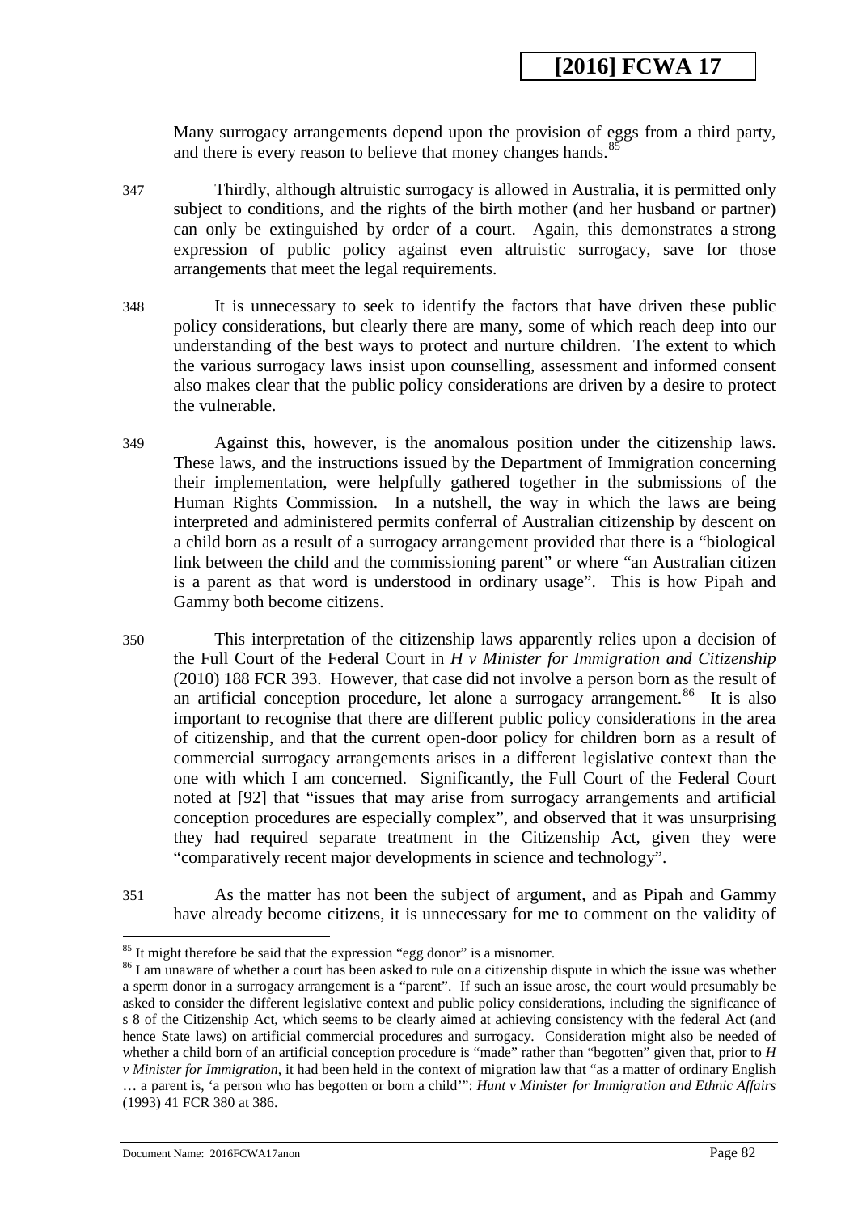Many surrogacy arrangements depend upon the provision of eggs from a third party, and there is every reason to believe that money changes hands.[85]

347 Thirdly, although altruistic surrogacy is allowed in Australia, it is permitted only subject to conditions, and the rights of the birth mother (and her husband or partner) can only be extinguished by order of a court. Again, this demonstrates a strong expression of public policy against even altruistic surrogacy, save for those arrangements that meet the legal requirements.

348 It is unnecessary to seek to identify the factors that have driven these public policy considerations, but clearly there are many, some of which reach deep into our understanding of the best ways to protect and nurture children. The extent to which the various surrogacy laws insist upon counselling, assessment and informed consent also makes clear that the public policy considerations are driven by a desire to protect the vulnerable.

349 Against this, however, is the anomalous position under the citizenship laws. These laws, and the instructions issued by the Department of Immigration concerning their implementation, were helpfully gathered together in the submissions of the Human Rights Commission. In a nutshell, the way in which the laws are being interpreted and administered permits conferral of Australian citizenship by descent on a child born as a result of a surrogacy arrangement provided that there is a "biological link between the child and the commissioning parent" or where "an Australian citizen is a parent as that word is understood in ordinary usage". This is how Pipah and Gammy both become citizens.

350 This interpretation of the citizenship laws apparently relies upon a decision of the Full Court of the Federal Court in *H v Minister for Immigration and Citizenship* (2010) 188 FCR 393. However, that case did not involve a person born as the result of an artificial conception procedure, let alone a surrogacy arrangement.[86] It is also important to recognise that there are different public policy considerations in the area of citizenship, and that the current open-door policy for children born as a result of commercial surrogacy arrangements arises in a different legislative context than the one with which I am concerned. Significantly, the Full Court of the Federal Court noted at [92] that "issues that may arise from surrogacy arrangements and artificial conception procedures are especially complex", and observed that it was unsurprising they had required separate treatment in the Citizenship Act, given they were "comparatively recent major developments in science and technology".

351 As the matter has not been the subject of argument, and as Pipah and Gammy have already become citizens, it is unnecessary for me to comment on the validity of

---

[85] It might therefore be said that the expression "egg donor" is a misnomer.

[86] I am unaware of whether a court has been asked to rule on a citizenship dispute in which the issue was whether a sperm donor in a surrogacy arrangement is a "parent". If such an issue arose, the court would presumably be asked to consider the different legislative context and public policy considerations, including the significance of s 8 of the Citizenship Act, which seems to be clearly aimed at achieving consistency with the federal Act (and hence State laws) on artificial commercial procedures and surrogacy. Consideration might also be needed of whether a child born of an artificial conception procedure is "made" rather than "begotten" given that, prior to *H v Minister for Immigration*, it had been held in the context of migration law that "as a matter of ordinary English … a parent is, 'a person who has begotten or born a child'": *Hunt v Minister for Immigration and Ethnic Affairs* (1993) 41 FCR 380 at 386.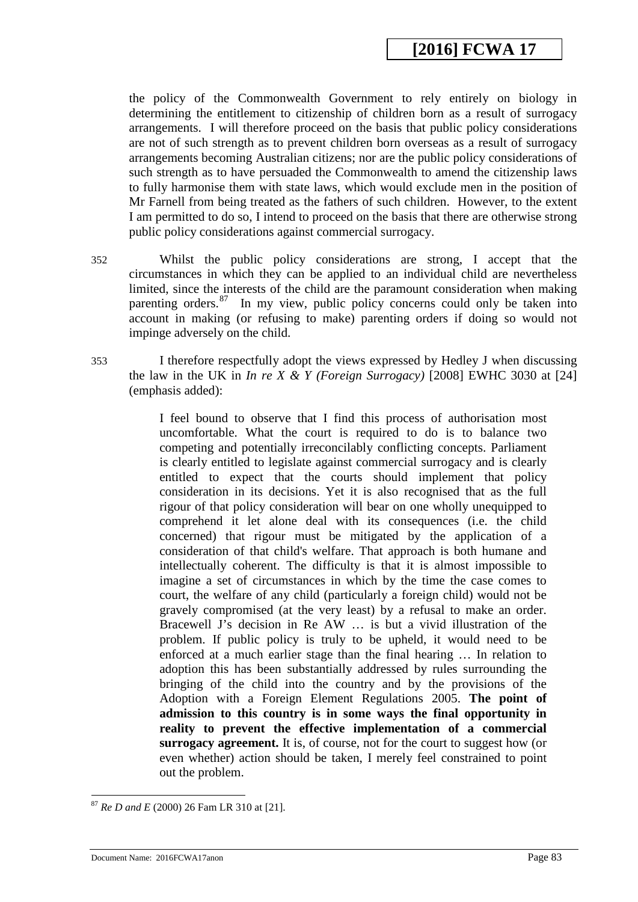the policy of the Commonwealth Government to rely entirely on biology in determining the entitlement to citizenship of children born as a result of surrogacy arrangements. I will therefore proceed on the basis that public policy considerations are not of such strength as to prevent children born overseas as a result of surrogacy arrangements becoming Australian citizens; nor are the public policy considerations of such strength as to have persuaded the Commonwealth to amend the citizenship laws to fully harmonise them with state laws, which would exclude men in the position of Mr Farnell from being treated as the fathers of such children. However, to the extent I am permitted to do so, I intend to proceed on the basis that there are otherwise strong public policy considerations against commercial surrogacy.

352 Whilst the public policy considerations are strong, I accept that the circumstances in which they can be applied to an individual child are nevertheless limited, since the interests of the child are the paramount consideration when making parenting orders.[87] In my view, public policy concerns could only be taken into account in making (or refusing to make) parenting orders if doing so would not impinge adversely on the child.

353 I therefore respectfully adopt the views expressed by Hedley J when discussing the law in the UK in *In re X & Y (Foreign Surrogacy)* [2008] EWHC 3030 at [24] (emphasis added):

> I feel bound to observe that I find this process of authorisation most uncomfortable. What the court is required to do is to balance two competing and potentially irreconcilably conflicting concepts. Parliament is clearly entitled to legislate against commercial surrogacy and is clearly entitled to expect that the courts should implement that policy consideration in its decisions. Yet it is also recognised that as the full rigour of that policy consideration will bear on one wholly unequipped to comprehend it let alone deal with its consequences (i.e. the child concerned) that rigour must be mitigated by the application of a consideration of that child's welfare. That approach is both humane and intellectually coherent. The difficulty is that it is almost impossible to imagine a set of circumstances in which by the time the case comes to court, the welfare of any child (particularly a foreign child) would not be gravely compromised (at the very least) by a refusal to make an order. Bracewell J's decision in Re AW … is but a vivid illustration of the problem. If public policy is truly to be upheld, it would need to be enforced at a much earlier stage than the final hearing … In relation to adoption this has been substantially addressed by rules surrounding the bringing of the child into the country and by the provisions of the Adoption with a Foreign Element Regulations 2005. **The point of admission to this country is in some ways the final opportunity in reality to prevent the effective implementation of a commercial surrogacy agreement.** It is, of course, not for the court to suggest how (or even whether) action should be taken, I merely feel constrained to point out the problem.

---

[87] *Re D and E* (2000) 26 Fam LR 310 at [21].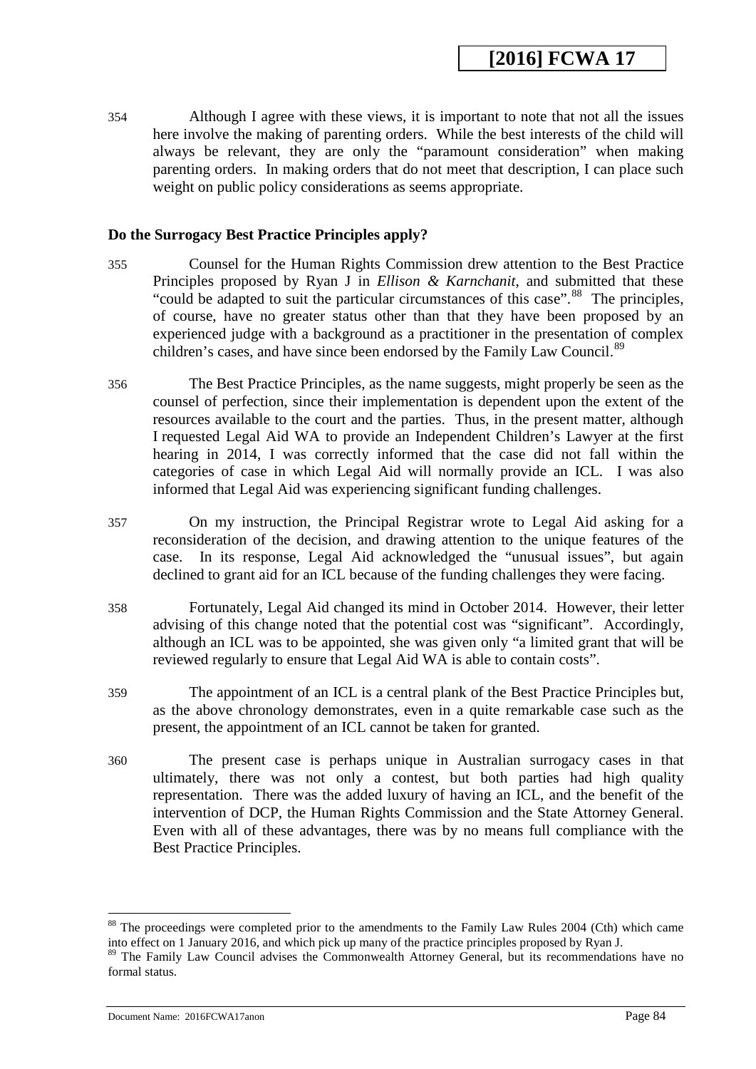354 Although I agree with these views, it is important to note that not all the issues here involve the making of parenting orders. While the best interests of the child will always be relevant, they are only the "paramount consideration" when making parenting orders. In making orders that do not meet that description, I can place such weight on public policy considerations as seems appropriate.

**Do the Surrogacy Best Practice Principles apply?**

355 Counsel for the Human Rights Commission drew attention to the Best Practice Principles proposed by Ryan J in *Ellison & Karnchanit*, and submitted that these "could be adapted to suit the particular circumstances of this case".[88] The principles, of course, have no greater status other than that they have been proposed by an experienced judge with a background as a practitioner in the presentation of complex children's cases, and have since been endorsed by the Family Law Council.[89]

356 The Best Practice Principles, as the name suggests, might properly be seen as the counsel of perfection, since their implementation is dependent upon the extent of the resources available to the court and the parties. Thus, in the present matter, although I requested Legal Aid WA to provide an Independent Children's Lawyer at the first hearing in 2014, I was correctly informed that the case did not fall within the categories of case in which Legal Aid will normally provide an ICL. I was also informed that Legal Aid was experiencing significant funding challenges.

357 On my instruction, the Principal Registrar wrote to Legal Aid asking for a reconsideration of the decision, and drawing attention to the unique features of the case. In its response, Legal Aid acknowledged the "unusual issues", but again declined to grant aid for an ICL because of the funding challenges they were facing.

358 Fortunately, Legal Aid changed its mind in October 2014. However, their letter advising of this change noted that the potential cost was "significant". Accordingly, although an ICL was to be appointed, she was given only "a limited grant that will be reviewed regularly to ensure that Legal Aid WA is able to contain costs".

359 The appointment of an ICL is a central plank of the Best Practice Principles but, as the above chronology demonstrates, even in a quite remarkable case such as the present, the appointment of an ICL cannot be taken for granted.

360 The present case is perhaps unique in Australian surrogacy cases in that ultimately, there was not only a contest, but both parties had high quality representation. There was the added luxury of having an ICL, and the benefit of the intervention of DCP, the Human Rights Commission and the State Attorney General. Even with all of these advantages, there was by no means full compliance with the Best Practice Principles.

---

[88] The proceedings were completed prior to the amendments to the Family Law Rules 2004 (Cth) which came into effect on 1 January 2016, and which pick up many of the practice principles proposed by Ryan J.

[89] The Family Law Council advises the Commonwealth Attorney General, but its recommendations have no formal status.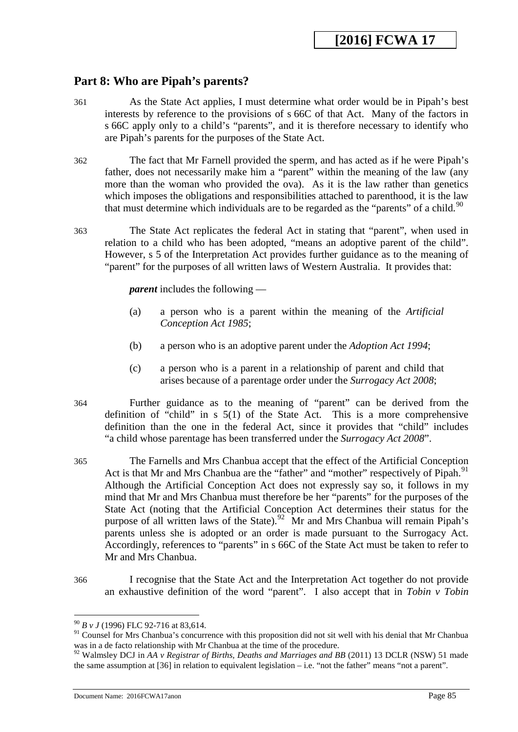## Part 8: Who are Pipah's parents?

361 As the State Act applies, I must determine what order would be in Pipah's best interests by reference to the provisions of s 66C of that Act. Many of the factors in s 66C apply only to a child's "parents", and it is therefore necessary to identify who are Pipah's parents for the purposes of the State Act.

362 The fact that Mr Farnell provided the sperm, and has acted as if he were Pipah's father, does not necessarily make him a "parent" within the meaning of the law (any more than the woman who provided the ova). As it is the law rather than genetics which imposes the obligations and responsibilities attached to parenthood, it is the law that must determine which individuals are to be regarded as the "parents" of a child.[90]

363 The State Act replicates the federal Act in stating that "parent", when used in relation to a child who has been adopted, "means an adoptive parent of the child". However, s 5 of the Interpretation Act provides further guidance as to the meaning of "parent" for the purposes of all written laws of Western Australia. It provides that:

> ***parent*** includes the following —
>
> (a) a person who is a parent within the meaning of the *Artificial Conception Act 1985*;
>
> (b) a person who is an adoptive parent under the *Adoption Act 1994*;
>
> (c) a person who is a parent in a relationship of parent and child that arises because of a parentage order under the *Surrogacy Act 2008*;

364 Further guidance as to the meaning of "parent" can be derived from the definition of "child" in s 5(1) of the State Act. This is a more comprehensive definition than the one in the federal Act, since it provides that "child" includes "a child whose parentage has been transferred under the *Surrogacy Act 2008*".

365 The Farnells and Mrs Chanbua accept that the effect of the Artificial Conception Act is that Mr and Mrs Chanbua are the "father" and "mother" respectively of Pipah.[91] Although the Artificial Conception Act does not expressly say so, it follows in my mind that Mr and Mrs Chanbua must therefore be her "parents" for the purposes of the State Act (noting that the Artificial Conception Act determines their status for the purpose of all written laws of the State).[92] Mr and Mrs Chanbua will remain Pipah's parents unless she is adopted or an order is made pursuant to the Surrogacy Act. Accordingly, references to "parents" in s 66C of the State Act must be taken to refer to Mr and Mrs Chanbua.

366 I recognise that the State Act and the Interpretation Act together do not provide an exhaustive definition of the word "parent". I also accept that in *Tobin v Tobin*

---

[90] *B v J* (1996) FLC 92-716 at 83,614.

[91] Counsel for Mrs Chanbua's concurrence with this proposition did not sit well with his denial that Mr Chanbua was in a de facto relationship with Mr Chanbua at the time of the procedure.

[92] Walmsley DCJ in *AA v Registrar of Births, Deaths and Marriages and BB* (2011) 13 DCLR (NSW) 51 made the same assumption at [36] in relation to equivalent legislation – i.e. "not the father" means "not a parent".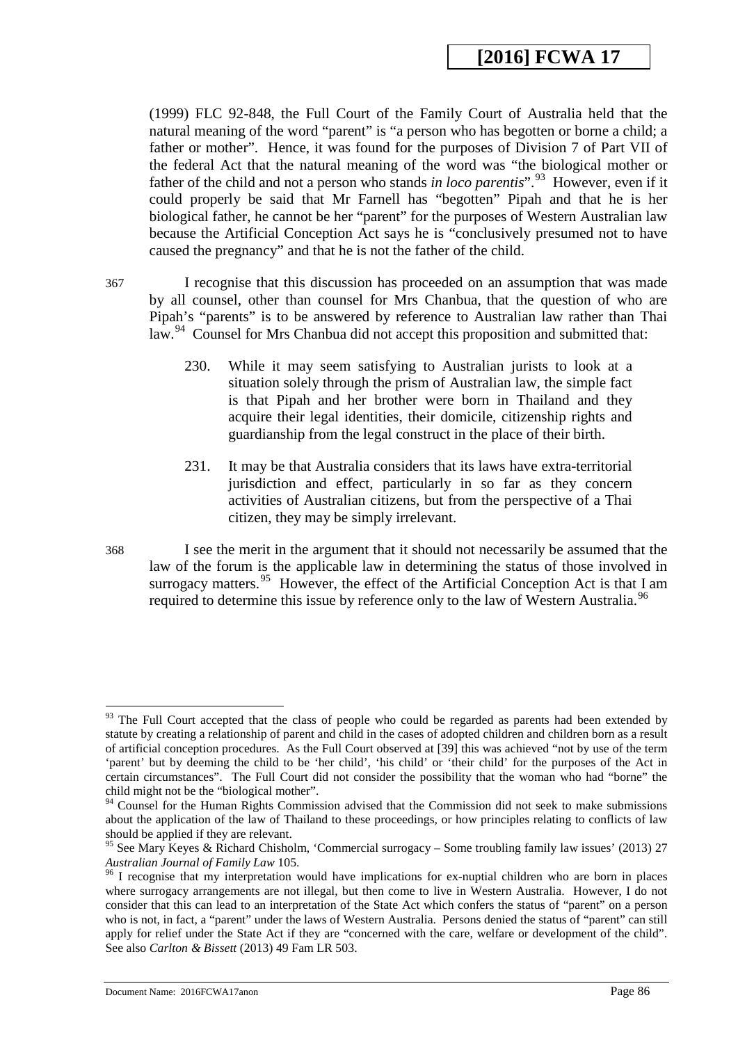(1999) FLC 92-848, the Full Court of the Family Court of Australia held that the natural meaning of the word "parent" is "a person who has begotten or borne a child; a father or mother". Hence, it was found for the purposes of Division 7 of Part VII of the federal Act that the natural meaning of the word was "the biological mother or father of the child and not a person who stands *in loco parentis*".[93] However, even if it could properly be said that Mr Farnell has "begotten" Pipah and that he is her biological father, he cannot be her "parent" for the purposes of Western Australian law because the Artificial Conception Act says he is "conclusively presumed not to have caused the pregnancy" and that he is not the father of the child.

367 I recognise that this discussion has proceeded on an assumption that was made by all counsel, other than counsel for Mrs Chanbua, that the question of who are Pipah's "parents" is to be answered by reference to Australian law rather than Thai law.[94] Counsel for Mrs Chanbua did not accept this proposition and submitted that:

> 230. While it may seem satisfying to Australian jurists to look at a situation solely through the prism of Australian law, the simple fact is that Pipah and her brother were born in Thailand and they acquire their legal identities, their domicile, citizenship rights and guardianship from the legal construct in the place of their birth.
>
> 231. It may be that Australia considers that its laws have extra-territorial jurisdiction and effect, particularly in so far as they concern activities of Australian citizens, but from the perspective of a Thai citizen, they may be simply irrelevant.

368 I see the merit in the argument that it should not necessarily be assumed that the law of the forum is the applicable law in determining the status of those involved in surrogacy matters.[95] However, the effect of the Artificial Conception Act is that I am required to determine this issue by reference only to the law of Western Australia.[96]

---

[93] The Full Court accepted that the class of people who could be regarded as parents had been extended by statute by creating a relationship of parent and child in the cases of adopted children and children born as a result of artificial conception procedures. As the Full Court observed at [39] this was achieved "not by use of the term 'parent' but by deeming the child to be 'her child', 'his child' or 'their child' for the purposes of the Act in certain circumstances". The Full Court did not consider the possibility that the woman who had "borne" the child might not be the "biological mother".

[94] Counsel for the Human Rights Commission advised that the Commission did not seek to make submissions about the application of the law of Thailand to these proceedings, or how principles relating to conflicts of law should be applied if they are relevant.

[95] See Mary Keyes & Richard Chisholm, 'Commercial surrogacy – Some troubling family law issues' (2013) 27 *Australian Journal of Family Law* 105.

[96] I recognise that my interpretation would have implications for ex-nuptial children who are born in places where surrogacy arrangements are not illegal, but then come to live in Western Australia. However, I do not consider that this can lead to an interpretation of the State Act which confers the status of "parent" on a person who is not, in fact, a "parent" under the laws of Western Australia. Persons denied the status of "parent" can still apply for relief under the State Act if they are "concerned with the care, welfare or development of the child". See also *Carlton & Bissett* (2013) 49 Fam LR 503.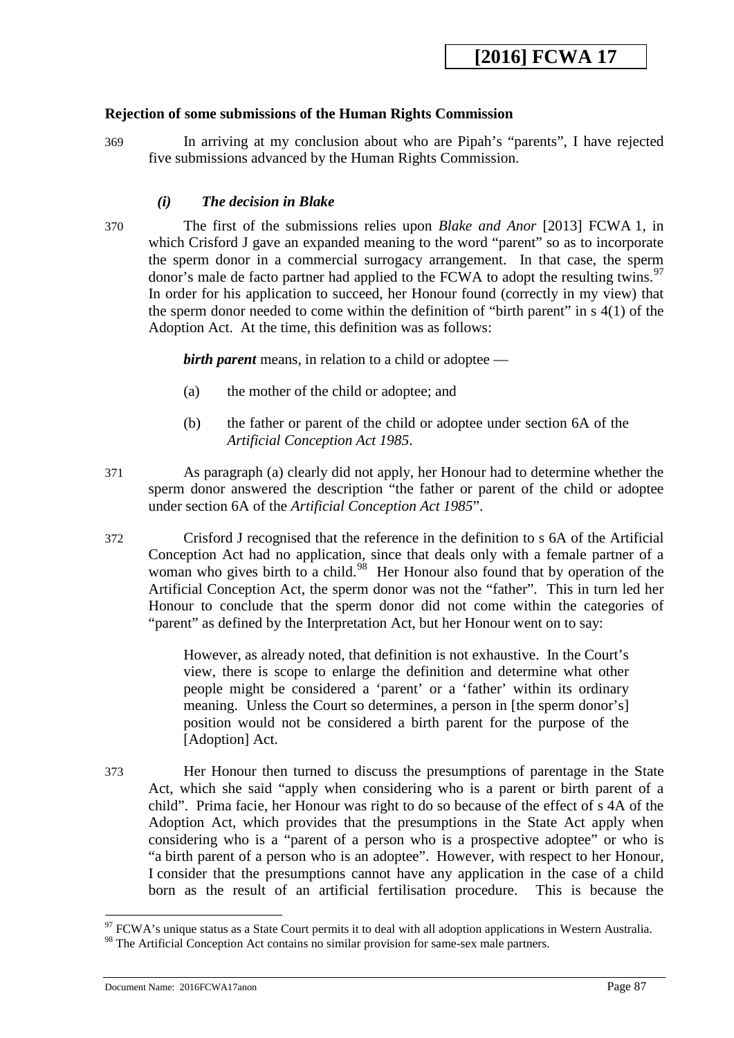**Rejection of some submissions of the Human Rights Commission**

369 In arriving at my conclusion about who are Pipah's "parents", I have rejected five submissions advanced by the Human Rights Commission.

***(i) The decision in Blake***

370 The first of the submissions relies upon *Blake and Anor* [2013] FCWA 1, in which Crisford J gave an expanded meaning to the word "parent" so as to incorporate the sperm donor in a commercial surrogacy arrangement. In that case, the sperm donor's male de facto partner had applied to the FCWA to adopt the resulting twins.[97] In order for his application to succeed, her Honour found (correctly in my view) that the sperm donor needed to come within the definition of "birth parent" in s 4(1) of the Adoption Act. At the time, this definition was as follows:

> ***birth parent*** means, in relation to a child or adoptee —
>
> (a) the mother of the child or adoptee; and
>
> (b) the father or parent of the child or adoptee under section 6A of the *Artificial Conception Act 1985*.

371 As paragraph (a) clearly did not apply, her Honour had to determine whether the sperm donor answered the description "the father or parent of the child or adoptee under section 6A of the *Artificial Conception Act 1985*".

372 Crisford J recognised that the reference in the definition to s 6A of the Artificial Conception Act had no application, since that deals only with a female partner of a woman who gives birth to a child.[98] Her Honour also found that by operation of the Artificial Conception Act, the sperm donor was not the "father". This in turn led her Honour to conclude that the sperm donor did not come within the categories of "parent" as defined by the Interpretation Act, but her Honour went on to say:

> However, as already noted, that definition is not exhaustive. In the Court's view, there is scope to enlarge the definition and determine what other people might be considered a 'parent' or a 'father' within its ordinary meaning. Unless the Court so determines, a person in [the sperm donor's] position would not be considered a birth parent for the purpose of the [Adoption] Act.

373 Her Honour then turned to discuss the presumptions of parentage in the State Act, which she said "apply when considering who is a parent or birth parent of a child". Prima facie, her Honour was right to do so because of the effect of s 4A of the Adoption Act, which provides that the presumptions in the State Act apply when considering who is a "parent of a person who is a prospective adoptee" or who is "a birth parent of a person who is an adoptee". However, with respect to her Honour, I consider that the presumptions cannot have any application in the case of a child born as the result of an artificial fertilisation procedure. This is because the

[97] FCWA's unique status as a State Court permits it to deal with all adoption applications in Western Australia.

[98] The Artificial Conception Act contains no similar provision for same-sex male partners.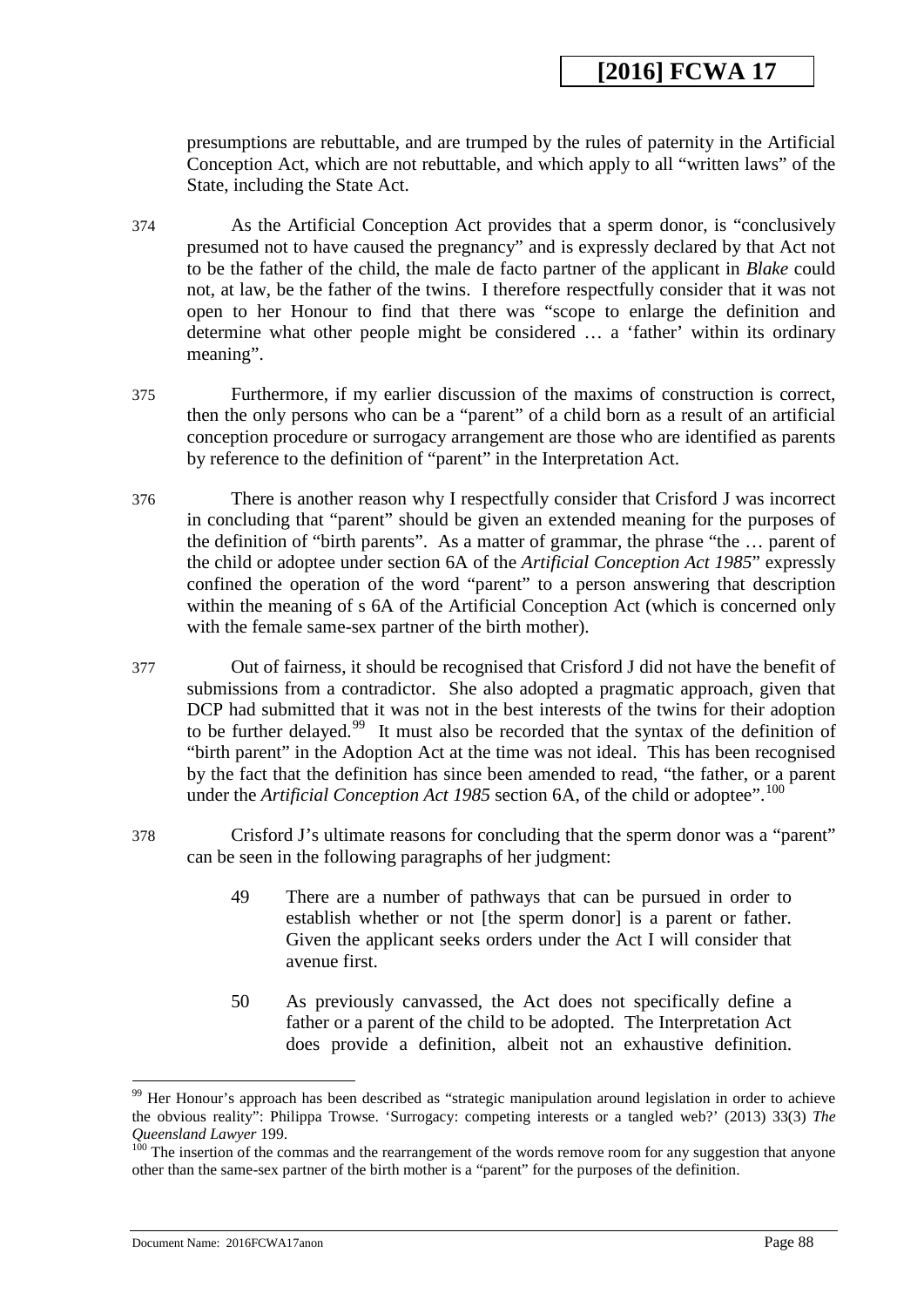presumptions are rebuttable, and are trumped by the rules of paternity in the Artificial Conception Act, which are not rebuttable, and which apply to all "written laws" of the State, including the State Act.

374 As the Artificial Conception Act provides that a sperm donor, is "conclusively presumed not to have caused the pregnancy" and is expressly declared by that Act not to be the father of the child, the male de facto partner of the applicant in *Blake* could not, at law, be the father of the twins. I therefore respectfully consider that it was not open to her Honour to find that there was "scope to enlarge the definition and determine what other people might be considered … a 'father' within its ordinary meaning".

375 Furthermore, if my earlier discussion of the maxims of construction is correct, then the only persons who can be a "parent" of a child born as a result of an artificial conception procedure or surrogacy arrangement are those who are identified as parents by reference to the definition of "parent" in the Interpretation Act.

376 There is another reason why I respectfully consider that Crisford J was incorrect in concluding that "parent" should be given an extended meaning for the purposes of the definition of "birth parents". As a matter of grammar, the phrase "the … parent of the child or adoptee under section 6A of the *Artificial Conception Act 1985*" expressly confined the operation of the word "parent" to a person answering that description within the meaning of s 6A of the Artificial Conception Act (which is concerned only with the female same-sex partner of the birth mother).

377 Out of fairness, it should be recognised that Crisford J did not have the benefit of submissions from a contradictor. She also adopted a pragmatic approach, given that DCP had submitted that it was not in the best interests of the twins for their adoption to be further delayed.[99] It must also be recorded that the syntax of the definition of "birth parent" in the Adoption Act at the time was not ideal. This has been recognised by the fact that the definition has since been amended to read, "the father, or a parent under the *Artificial Conception Act 1985* section 6A, of the child or adoptee".[100]

378 Crisford J's ultimate reasons for concluding that the sperm donor was a "parent" can be seen in the following paragraphs of her judgment:

> 49 There are a number of pathways that can be pursued in order to establish whether or not [the sperm donor] is a parent or father. Given the applicant seeks orders under the Act I will consider that avenue first.
>
> 50 As previously canvassed, the Act does not specifically define a father or a parent of the child to be adopted. The Interpretation Act does provide a definition, albeit not an exhaustive definition.

---

[99] Her Honour's approach has been described as "strategic manipulation around legislation in order to achieve the obvious reality": Philippa Trowse. 'Surrogacy: competing interests or a tangled web?' (2013) 33(3) *The Queensland Lawyer* 199.

[100] The insertion of the commas and the rearrangement of the words remove room for any suggestion that anyone other than the same-sex partner of the birth mother is a "parent" for the purposes of the definition.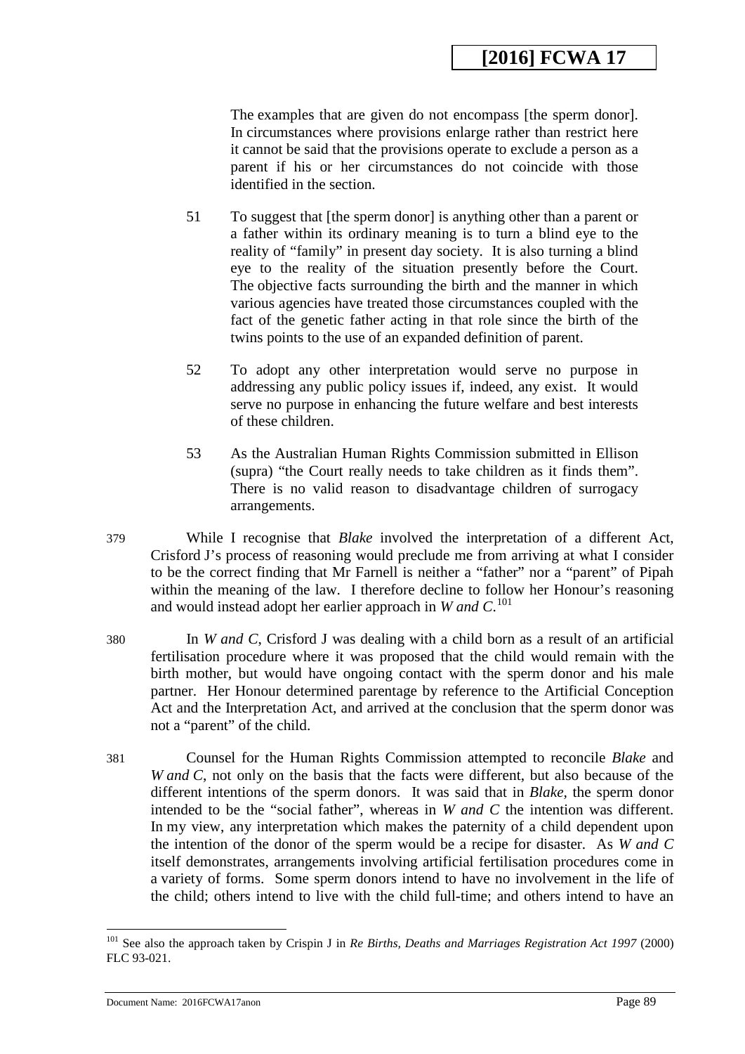> The examples that are given do not encompass [the sperm donor]. In circumstances where provisions enlarge rather than restrict here it cannot be said that the provisions operate to exclude a person as a parent if his or her circumstances do not coincide with those identified in the section.
>
> 51 To suggest that [the sperm donor] is anything other than a parent or a father within its ordinary meaning is to turn a blind eye to the reality of "family" in present day society. It is also turning a blind eye to the reality of the situation presently before the Court. The objective facts surrounding the birth and the manner in which various agencies have treated those circumstances coupled with the fact of the genetic father acting in that role since the birth of the twins points to the use of an expanded definition of parent.
>
> 52 To adopt any other interpretation would serve no purpose in addressing any public policy issues if, indeed, any exist. It would serve no purpose in enhancing the future welfare and best interests of these children.
>
> 53 As the Australian Human Rights Commission submitted in Ellison (supra) "the Court really needs to take children as it finds them". There is no valid reason to disadvantage children of surrogacy arrangements.

379 While I recognise that *Blake* involved the interpretation of a different Act, Crisford J's process of reasoning would preclude me from arriving at what I consider to be the correct finding that Mr Farnell is neither a "father" nor a "parent" of Pipah within the meaning of the law. I therefore decline to follow her Honour's reasoning and would instead adopt her earlier approach in *W and C*.[101]

380 In *W and C*, Crisford J was dealing with a child born as a result of an artificial fertilisation procedure where it was proposed that the child would remain with the birth mother, but would have ongoing contact with the sperm donor and his male partner. Her Honour determined parentage by reference to the Artificial Conception Act and the Interpretation Act, and arrived at the conclusion that the sperm donor was not a "parent" of the child.

381 Counsel for the Human Rights Commission attempted to reconcile *Blake* and *W and C*, not only on the basis that the facts were different, but also because of the different intentions of the sperm donors. It was said that in *Blake*, the sperm donor intended to be the "social father", whereas in *W and C* the intention was different. In my view, any interpretation which makes the paternity of a child dependent upon the intention of the donor of the sperm would be a recipe for disaster. As *W and C* itself demonstrates, arrangements involving artificial fertilisation procedures come in a variety of forms. Some sperm donors intend to have no involvement in the life of the child; others intend to live with the child full-time; and others intend to have an

---

[101] See also the approach taken by Crispin J in *Re Births, Deaths and Marriages Registration Act 1997* (2000) FLC 93-021.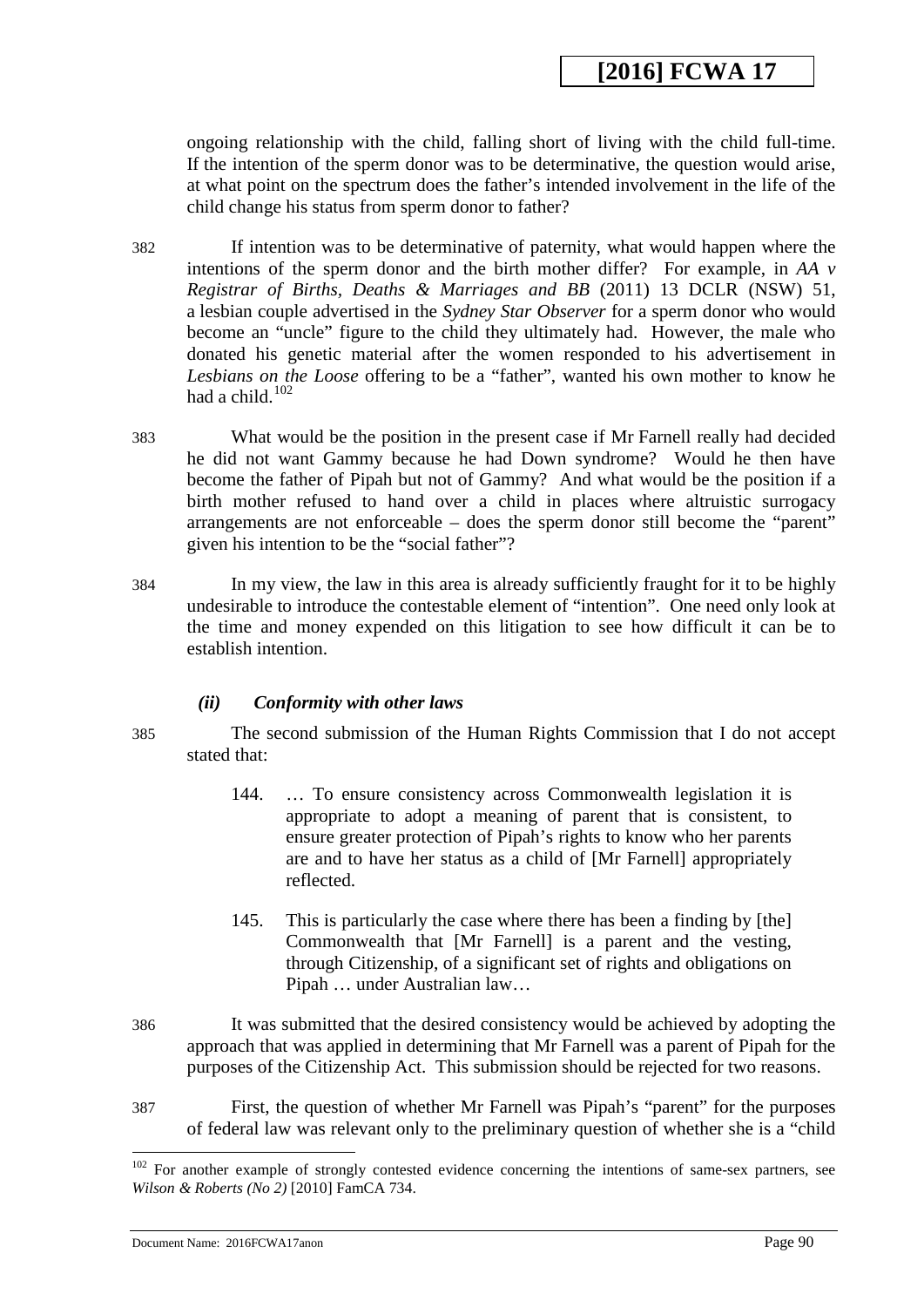ongoing relationship with the child, falling short of living with the child full-time. If the intention of the sperm donor was to be determinative, the question would arise, at what point on the spectrum does the father's intended involvement in the life of the child change his status from sperm donor to father?

382 If intention was to be determinative of paternity, what would happen where the intentions of the sperm donor and the birth mother differ? For example, in *AA v Registrar of Births, Deaths & Marriages and BB* (2011) 13 DCLR (NSW) 51, a lesbian couple advertised in the *Sydney Star Observer* for a sperm donor who would become an "uncle" figure to the child they ultimately had. However, the male who donated his genetic material after the women responded to his advertisement in *Lesbians on the Loose* offering to be a "father", wanted his own mother to know he had a child.[102]

383 What would be the position in the present case if Mr Farnell really had decided he did not want Gammy because he had Down syndrome? Would he then have become the father of Pipah but not of Gammy? And what would be the position if a birth mother refused to hand over a child in places where altruistic surrogacy arrangements are not enforceable – does the sperm donor still become the "parent" given his intention to be the "social father"?

384 In my view, the law in this area is already sufficiently fraught for it to be highly undesirable to introduce the contestable element of "intention". One need only look at the time and money expended on this litigation to see how difficult it can be to establish intention.

#### *(ii) Conformity with other laws*

385 The second submission of the Human Rights Commission that I do not accept stated that:

> 144. … To ensure consistency across Commonwealth legislation it is appropriate to adopt a meaning of parent that is consistent, to ensure greater protection of Pipah's rights to know who her parents are and to have her status as a child of [Mr Farnell] appropriately reflected.
>
> 145. This is particularly the case where there has been a finding by [the] Commonwealth that [Mr Farnell] is a parent and the vesting, through Citizenship, of a significant set of rights and obligations on Pipah … under Australian law…

386 It was submitted that the desired consistency would be achieved by adopting the approach that was applied in determining that Mr Farnell was a parent of Pipah for the purposes of the Citizenship Act. This submission should be rejected for two reasons.

387 First, the question of whether Mr Farnell was Pipah's "parent" for the purposes of federal law was relevant only to the preliminary question of whether she is a "child

---

[102] For another example of strongly contested evidence concerning the intentions of same-sex partners, see *Wilson & Roberts (No 2)* [2010] FamCA 734.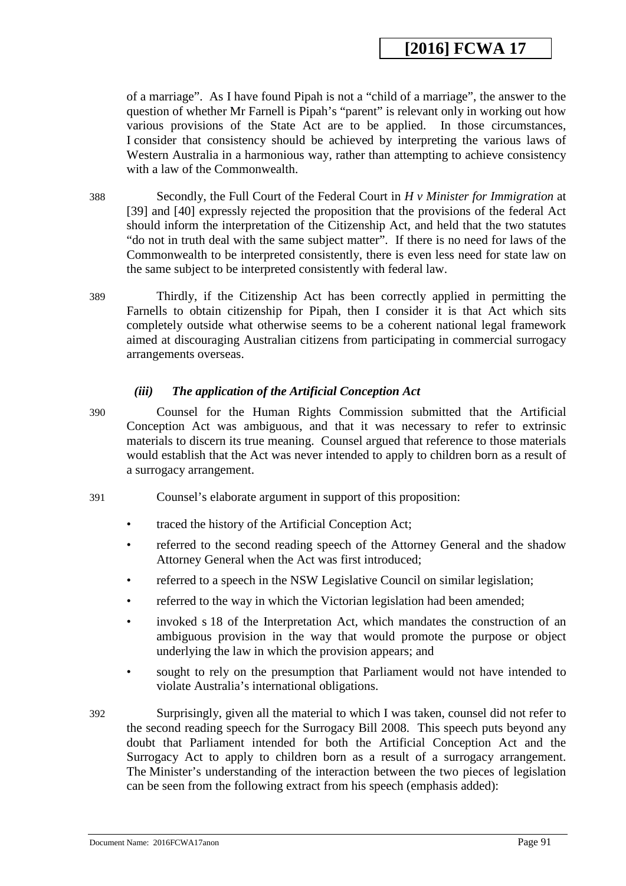of a marriage". As I have found Pipah is not a "child of a marriage", the answer to the question of whether Mr Farnell is Pipah's "parent" is relevant only in working out how various provisions of the State Act are to be applied. In those circumstances, I consider that consistency should be achieved by interpreting the various laws of Western Australia in a harmonious way, rather than attempting to achieve consistency with a law of the Commonwealth.

388 Secondly, the Full Court of the Federal Court in *H v Minister for Immigration* at [39] and [40] expressly rejected the proposition that the provisions of the federal Act should inform the interpretation of the Citizenship Act, and held that the two statutes "do not in truth deal with the same subject matter". If there is no need for laws of the Commonwealth to be interpreted consistently, there is even less need for state law on the same subject to be interpreted consistently with federal law.

389 Thirdly, if the Citizenship Act has been correctly applied in permitting the Farnells to obtain citizenship for Pipah, then I consider it is that Act which sits completely outside what otherwise seems to be a coherent national legal framework aimed at discouraging Australian citizens from participating in commercial surrogacy arrangements overseas.

### *(iii) The application of the Artificial Conception Act*

390 Counsel for the Human Rights Commission submitted that the Artificial Conception Act was ambiguous, and that it was necessary to refer to extrinsic materials to discern its true meaning. Counsel argued that reference to those materials would establish that the Act was never intended to apply to children born as a result of a surrogacy arrangement.

391 Counsel's elaborate argument in support of this proposition:

- traced the history of the Artificial Conception Act;
- referred to the second reading speech of the Attorney General and the shadow Attorney General when the Act was first introduced;
- referred to a speech in the NSW Legislative Council on similar legislation;
- referred to the way in which the Victorian legislation had been amended;
- invoked s 18 of the Interpretation Act, which mandates the construction of an ambiguous provision in the way that would promote the purpose or object underlying the law in which the provision appears; and
- sought to rely on the presumption that Parliament would not have intended to violate Australia's international obligations.

392 Surprisingly, given all the material to which I was taken, counsel did not refer to the second reading speech for the Surrogacy Bill 2008. This speech puts beyond any doubt that Parliament intended for both the Artificial Conception Act and the Surrogacy Act to apply to children born as a result of a surrogacy arrangement. The Minister's understanding of the interaction between the two pieces of legislation can be seen from the following extract from his speech (emphasis added):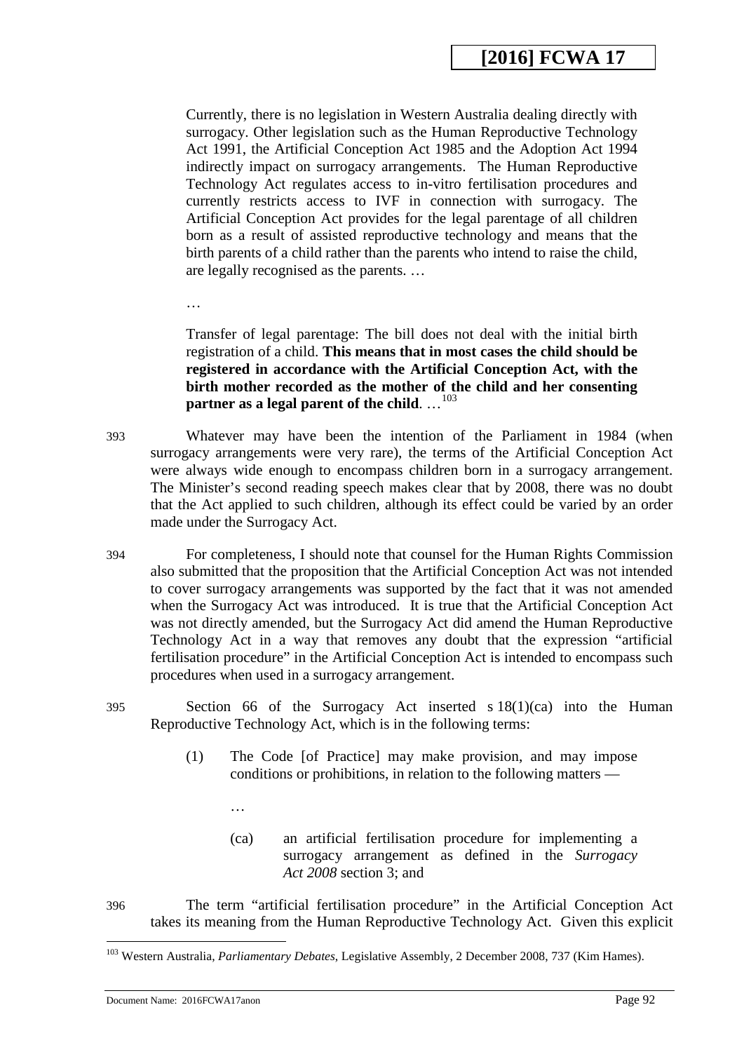> Currently, there is no legislation in Western Australia dealing directly with surrogacy. Other legislation such as the Human Reproductive Technology Act 1991, the Artificial Conception Act 1985 and the Adoption Act 1994 indirectly impact on surrogacy arrangements. The Human Reproductive Technology Act regulates access to in-vitro fertilisation procedures and currently restricts access to IVF in connection with surrogacy. The Artificial Conception Act provides for the legal parentage of all children born as a result of assisted reproductive technology and means that the birth parents of a child rather than the parents who intend to raise the child, are legally recognised as the parents. …
>
> …
>
> Transfer of legal parentage: The bill does not deal with the initial birth registration of a child. **This means that in most cases the child should be registered in accordance with the Artificial Conception Act, with the birth mother recorded as the mother of the child and her consenting partner as a legal parent of the child**. …[103]

393 Whatever may have been the intention of the Parliament in 1984 (when surrogacy arrangements were very rare), the terms of the Artificial Conception Act were always wide enough to encompass children born in a surrogacy arrangement. The Minister's second reading speech makes clear that by 2008, there was no doubt that the Act applied to such children, although its effect could be varied by an order made under the Surrogacy Act.

394 For completeness, I should note that counsel for the Human Rights Commission also submitted that the proposition that the Artificial Conception Act was not intended to cover surrogacy arrangements was supported by the fact that it was not amended when the Surrogacy Act was introduced. It is true that the Artificial Conception Act was not directly amended, but the Surrogacy Act did amend the Human Reproductive Technology Act in a way that removes any doubt that the expression "artificial fertilisation procedure" in the Artificial Conception Act is intended to encompass such procedures when used in a surrogacy arrangement.

395 Section 66 of the Surrogacy Act inserted s 18(1)(ca) into the Human Reproductive Technology Act, which is in the following terms:

> (1) The Code [of Practice] may make provision, and may impose conditions or prohibitions, in relation to the following matters —
>
> …
>
> (ca) an artificial fertilisation procedure for implementing a surrogacy arrangement as defined in the *Surrogacy Act 2008* section 3; and

396 The term "artificial fertilisation procedure" in the Artificial Conception Act takes its meaning from the Human Reproductive Technology Act. Given this explicit

---

[103] Western Australia, *Parliamentary Debates*, Legislative Assembly, 2 December 2008, 737 (Kim Hames).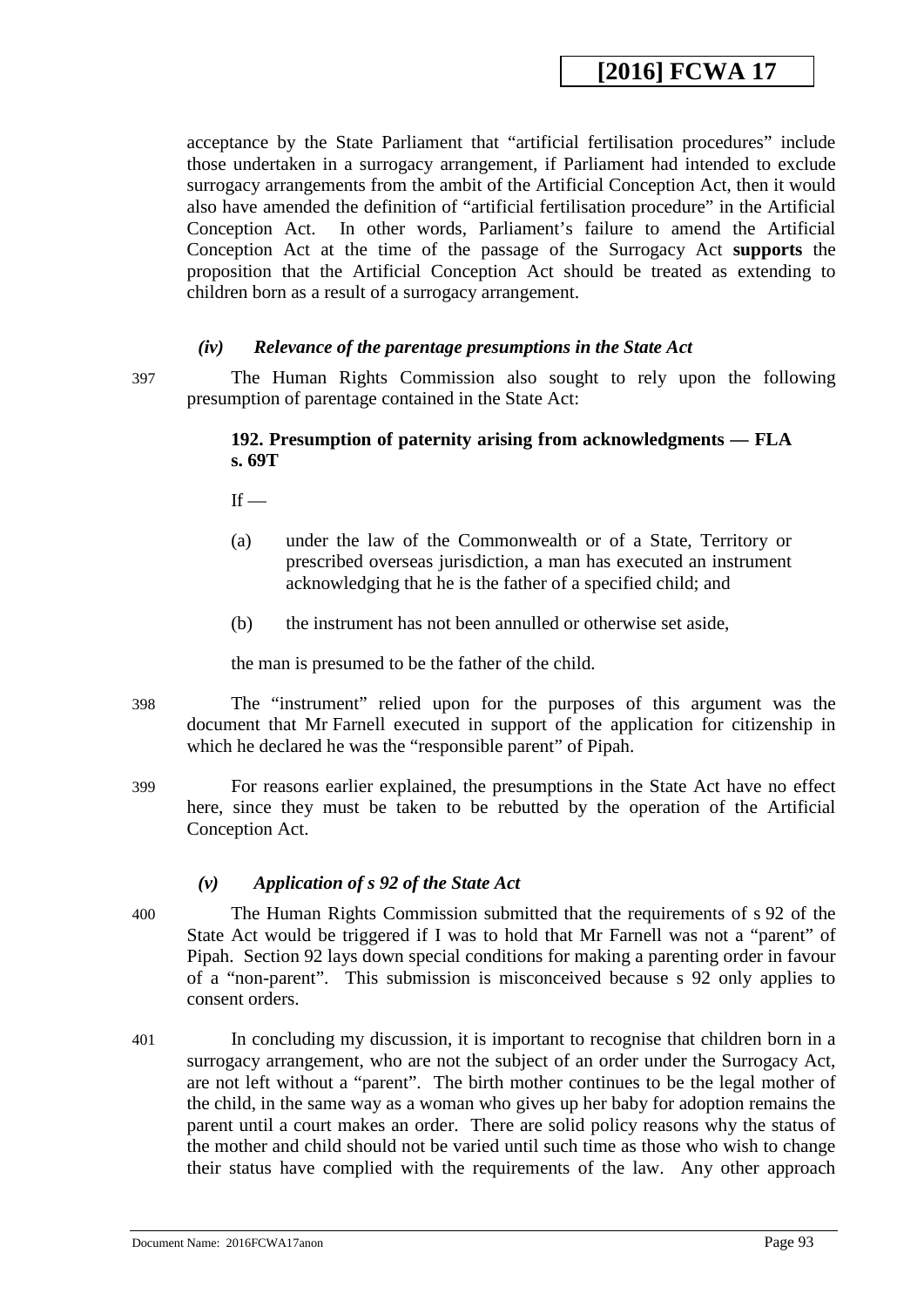acceptance by the State Parliament that "artificial fertilisation procedures" include those undertaken in a surrogacy arrangement, if Parliament had intended to exclude surrogacy arrangements from the ambit of the Artificial Conception Act, then it would also have amended the definition of "artificial fertilisation procedure" in the Artificial Conception Act. In other words, Parliament's failure to amend the Artificial Conception Act at the time of the passage of the Surrogacy Act **supports** the proposition that the Artificial Conception Act should be treated as extending to children born as a result of a surrogacy arrangement.

#### *(iv) Relevance of the parentage presumptions in the State Act*

397 The Human Rights Commission also sought to rely upon the following presumption of parentage contained in the State Act:

> **192. Presumption of paternity arising from acknowledgments — FLA s. 69T**
>
> If —
>
> (a) under the law of the Commonwealth or of a State, Territory or prescribed overseas jurisdiction, a man has executed an instrument acknowledging that he is the father of a specified child; and
>
> (b) the instrument has not been annulled or otherwise set aside,
>
> the man is presumed to be the father of the child.

398 The "instrument" relied upon for the purposes of this argument was the document that Mr Farnell executed in support of the application for citizenship in which he declared he was the "responsible parent" of Pipah.

399 For reasons earlier explained, the presumptions in the State Act have no effect here, since they must be taken to be rebutted by the operation of the Artificial Conception Act.

#### *(v) Application of s 92 of the State Act*

400 The Human Rights Commission submitted that the requirements of s 92 of the State Act would be triggered if I was to hold that Mr Farnell was not a "parent" of Pipah. Section 92 lays down special conditions for making a parenting order in favour of a "non-parent". This submission is misconceived because s 92 only applies to consent orders.

401 In concluding my discussion, it is important to recognise that children born in a surrogacy arrangement, who are not the subject of an order under the Surrogacy Act, are not left without a "parent". The birth mother continues to be the legal mother of the child, in the same way as a woman who gives up her baby for adoption remains the parent until a court makes an order. There are solid policy reasons why the status of the mother and child should not be varied until such time as those who wish to change their status have complied with the requirements of the law. Any other approach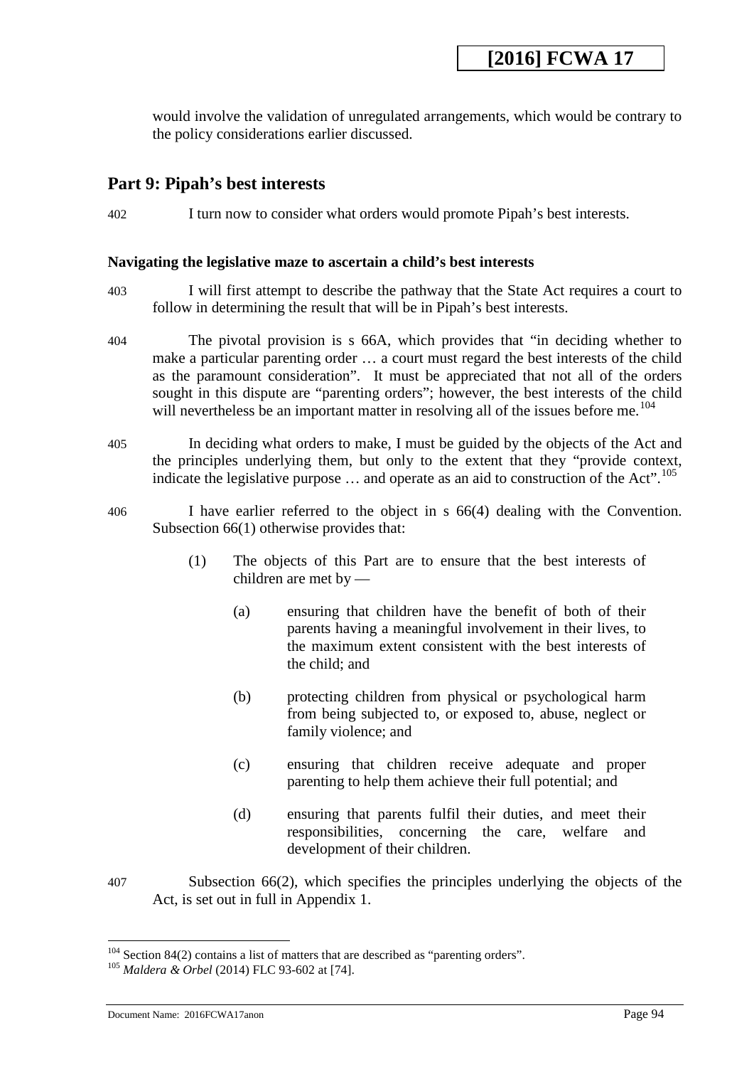would involve the validation of unregulated arrangements, which would be contrary to the policy considerations earlier discussed.

## Part 9: Pipah's best interests

402 I turn now to consider what orders would promote Pipah's best interests.

### Navigating the legislative maze to ascertain a child's best interests

403 I will first attempt to describe the pathway that the State Act requires a court to follow in determining the result that will be in Pipah's best interests.

404 The pivotal provision is s 66A, which provides that "in deciding whether to make a particular parenting order … a court must regard the best interests of the child as the paramount consideration". It must be appreciated that not all of the orders sought in this dispute are "parenting orders"; however, the best interests of the child will nevertheless be an important matter in resolving all of the issues before me.[104]

405 In deciding what orders to make, I must be guided by the objects of the Act and the principles underlying them, but only to the extent that they "provide context, indicate the legislative purpose … and operate as an aid to construction of the Act".[105]

406 I have earlier referred to the object in s 66(4) dealing with the Convention. Subsection 66(1) otherwise provides that:

> (1) The objects of this Part are to ensure that the best interests of children are met by —
>
> (a) ensuring that children have the benefit of both of their parents having a meaningful involvement in their lives, to the maximum extent consistent with the best interests of the child; and
>
> (b) protecting children from physical or psychological harm from being subjected to, or exposed to, abuse, neglect or family violence; and
>
> (c) ensuring that children receive adequate and proper parenting to help them achieve their full potential; and
>
> (d) ensuring that parents fulfil their duties, and meet their responsibilities, concerning the care, welfare and development of their children.

407 Subsection 66(2), which specifies the principles underlying the objects of the Act, is set out in full in Appendix 1.

---

[104] Section 84(2) contains a list of matters that are described as "parenting orders".

[105] *Maldera & Orbel* (2014) FLC 93-602 at [74].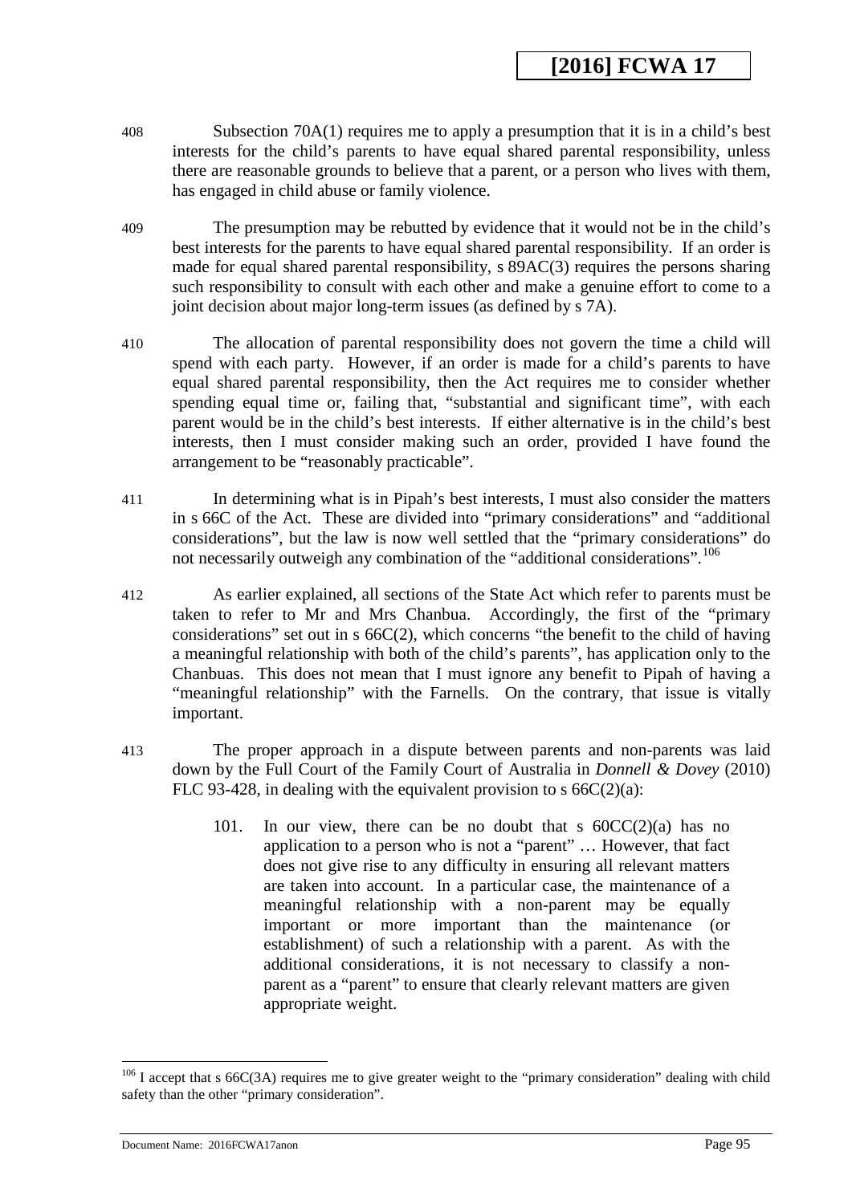408 Subsection 70A(1) requires me to apply a presumption that it is in a child's best interests for the child's parents to have equal shared parental responsibility, unless there are reasonable grounds to believe that a parent, or a person who lives with them, has engaged in child abuse or family violence.

409 The presumption may be rebutted by evidence that it would not be in the child's best interests for the parents to have equal shared parental responsibility. If an order is made for equal shared parental responsibility, s 89AC(3) requires the persons sharing such responsibility to consult with each other and make a genuine effort to come to a joint decision about major long-term issues (as defined by s 7A).

410 The allocation of parental responsibility does not govern the time a child will spend with each party. However, if an order is made for a child's parents to have equal shared parental responsibility, then the Act requires me to consider whether spending equal time or, failing that, "substantial and significant time", with each parent would be in the child's best interests. If either alternative is in the child's best interests, then I must consider making such an order, provided I have found the arrangement to be "reasonably practicable".

411 In determining what is in Pipah's best interests, I must also consider the matters in s 66C of the Act. These are divided into "primary considerations" and "additional considerations", but the law is now well settled that the "primary considerations" do not necessarily outweigh any combination of the "additional considerations".[106]

412 As earlier explained, all sections of the State Act which refer to parents must be taken to refer to Mr and Mrs Chanbua. Accordingly, the first of the "primary considerations" set out in s 66C(2), which concerns "the benefit to the child of having a meaningful relationship with both of the child's parents", has application only to the Chanbuas. This does not mean that I must ignore any benefit to Pipah of having a "meaningful relationship" with the Farnells. On the contrary, that issue is vitally important.

413 The proper approach in a dispute between parents and non-parents was laid down by the Full Court of the Family Court of Australia in *Donnell & Dovey* (2010) FLC 93-428, in dealing with the equivalent provision to s 66C(2)(a):

> 101. In our view, there can be no doubt that s 60CC(2)(a) has no application to a person who is not a "parent" … However, that fact does not give rise to any difficulty in ensuring all relevant matters are taken into account. In a particular case, the maintenance of a meaningful relationship with a non-parent may be equally important or more important than the maintenance (or establishment) of such a relationship with a parent. As with the additional considerations, it is not necessary to classify a non-parent as a "parent" to ensure that clearly relevant matters are given appropriate weight.

---

[106] I accept that s 66C(3A) requires me to give greater weight to the "primary consideration" dealing with child safety than the other "primary consideration".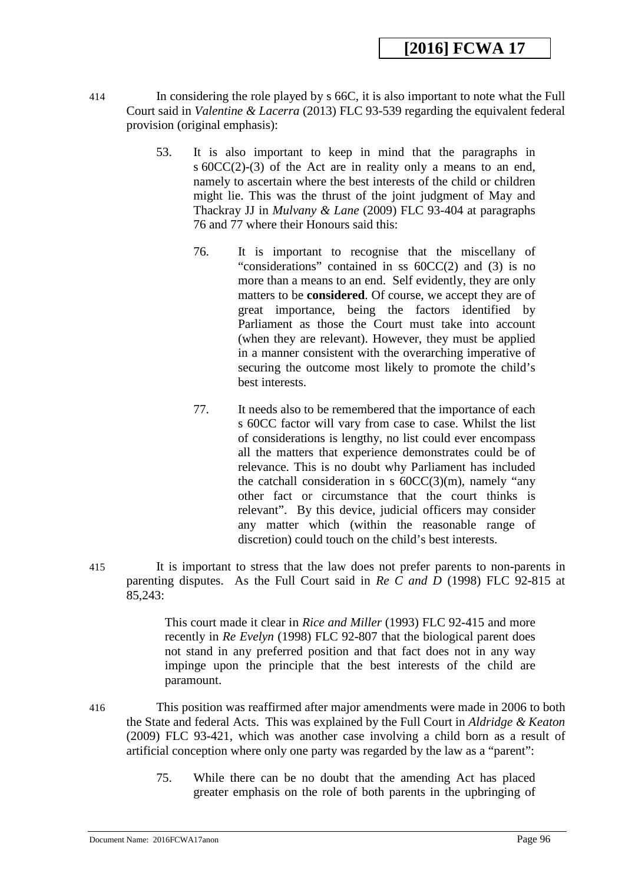414 In considering the role played by s 66C, it is also important to note what the Full Court said in *Valentine & Lacerra* (2013) FLC 93-539 regarding the equivalent federal provision (original emphasis):

> 53. It is also important to keep in mind that the paragraphs in s 60CC(2)-(3) of the Act are in reality only a means to an end, namely to ascertain where the best interests of the child or children might lie. This was the thrust of the joint judgment of May and Thackray JJ in *Mulvany & Lane* (2009) FLC 93-404 at paragraphs 76 and 77 where their Honours said this:
>
> > 76. It is important to recognise that the miscellany of "considerations" contained in ss 60CC(2) and (3) is no more than a means to an end. Self evidently, they are only matters to be **considered**. Of course, we accept they are of great importance, being the factors identified by Parliament as those the Court must take into account (when they are relevant). However, they must be applied in a manner consistent with the overarching imperative of securing the outcome most likely to promote the child's best interests.
> >
> > 77. It needs also to be remembered that the importance of each s 60CC factor will vary from case to case. Whilst the list of considerations is lengthy, no list could ever encompass all the matters that experience demonstrates could be of relevance. This is no doubt why Parliament has included the catchall consideration in s 60CC(3)(m), namely "any other fact or circumstance that the court thinks is relevant". By this device, judicial officers may consider any matter which (within the reasonable range of discretion) could touch on the child's best interests.

415 It is important to stress that the law does not prefer parents to non-parents in parenting disputes. As the Full Court said in *Re C and D* (1998) FLC 92-815 at 85,243:

> This court made it clear in *Rice and Miller* (1993) FLC 92-415 and more recently in *Re Evelyn* (1998) FLC 92-807 that the biological parent does not stand in any preferred position and that fact does not in any way impinge upon the principle that the best interests of the child are paramount.

416 This position was reaffirmed after major amendments were made in 2006 to both the State and federal Acts. This was explained by the Full Court in *Aldridge & Keaton* (2009) FLC 93-421, which was another case involving a child born as a result of artificial conception where only one party was regarded by the law as a "parent":

> 75. While there can be no doubt that the amending Act has placed greater emphasis on the role of both parents in the upbringing of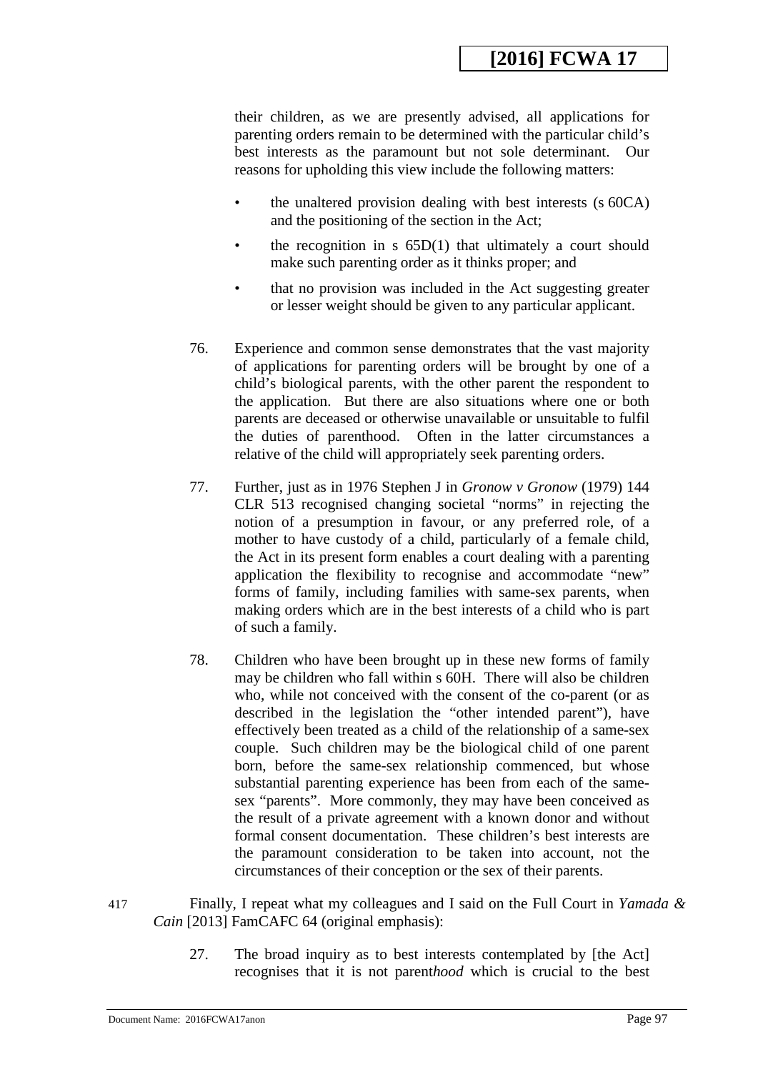their children, as we are presently advised, all applications for parenting orders remain to be determined with the particular child's best interests as the paramount but not sole determinant. Our reasons for upholding this view include the following matters:

- the unaltered provision dealing with best interests (s 60CA) and the positioning of the section in the Act;
- the recognition in s 65D(1) that ultimately a court should make such parenting order as it thinks proper; and
- that no provision was included in the Act suggesting greater or lesser weight should be given to any particular applicant.

76. Experience and common sense demonstrates that the vast majority of applications for parenting orders will be brought by one of a child's biological parents, with the other parent the respondent to the application. But there are also situations where one or both parents are deceased or otherwise unavailable or unsuitable to fulfil the duties of parenthood. Often in the latter circumstances a relative of the child will appropriately seek parenting orders.

77. Further, just as in 1976 Stephen J in *Gronow v Gronow* (1979) 144 CLR 513 recognised changing societal "norms" in rejecting the notion of a presumption in favour, or any preferred role, of a mother to have custody of a child, particularly of a female child, the Act in its present form enables a court dealing with a parenting application the flexibility to recognise and accommodate "new" forms of family, including families with same-sex parents, when making orders which are in the best interests of a child who is part of such a family.

78. Children who have been brought up in these new forms of family may be children who fall within s 60H. There will also be children who, while not conceived with the consent of the co-parent (or as described in the legislation the "other intended parent"), have effectively been treated as a child of the relationship of a same-sex couple. Such children may be the biological child of one parent born, before the same-sex relationship commenced, but whose substantial parenting experience has been from each of the same-sex "parents". More commonly, they may have been conceived as the result of a private agreement with a known donor and without formal consent documentation. These children's best interests are the paramount consideration to be taken into account, not the circumstances of their conception or the sex of their parents.

417 Finally, I repeat what my colleagues and I said on the Full Court in *Yamada & Cain* [2013] FamCAFC 64 (original emphasis):

27. The broad inquiry as to best interests contemplated by [the Act] recognises that it is not parent*hood* which is crucial to the best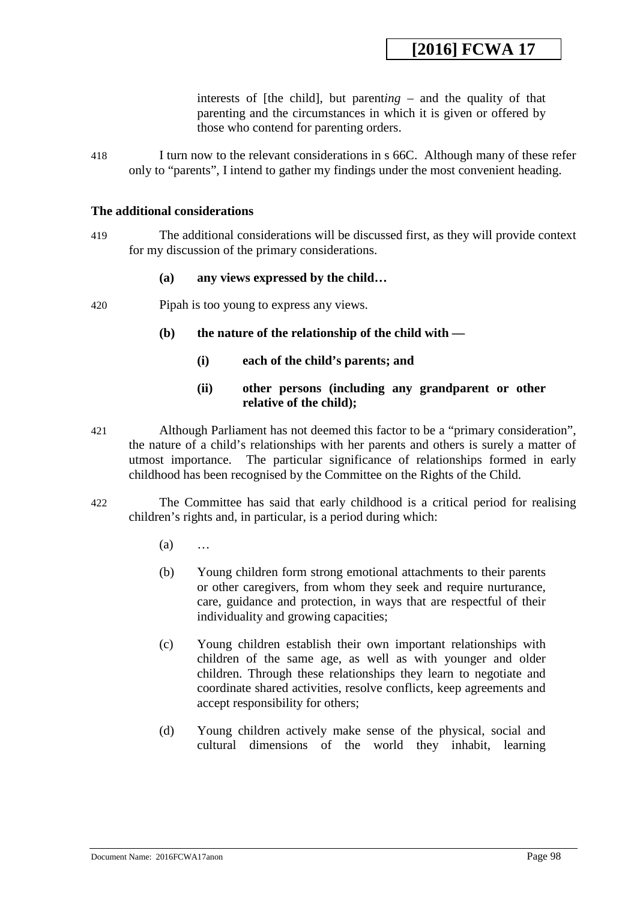> interests of [the child], but parent*ing* – and the quality of that parenting and the circumstances in which it is given or offered by those who contend for parenting orders.

418 I turn now to the relevant considerations in s 66C. Although many of these refer only to "parents", I intend to gather my findings under the most convenient heading.

### The additional considerations

419 The additional considerations will be discussed first, as they will provide context for my discussion of the primary considerations.

> **(a) any views expressed by the child…**

420 Pipah is too young to express any views.

> **(b) the nature of the relationship of the child with —**
>
> **(i) each of the child's parents; and**
>
> **(ii) other persons (including any grandparent or other relative of the child);**

421 Although Parliament has not deemed this factor to be a "primary consideration", the nature of a child's relationships with her parents and others is surely a matter of utmost importance. The particular significance of relationships formed in early childhood has been recognised by the Committee on the Rights of the Child.

422 The Committee has said that early childhood is a critical period for realising children's rights and, in particular, is a period during which:

> (a) …
>
> (b) Young children form strong emotional attachments to their parents or other caregivers, from whom they seek and require nurturance, care, guidance and protection, in ways that are respectful of their individuality and growing capacities;
>
> (c) Young children establish their own important relationships with children of the same age, as well as with younger and older children. Through these relationships they learn to negotiate and coordinate shared activities, resolve conflicts, keep agreements and accept responsibility for others;
>
> (d) Young children actively make sense of the physical, social and cultural dimensions of the world they inhabit, learning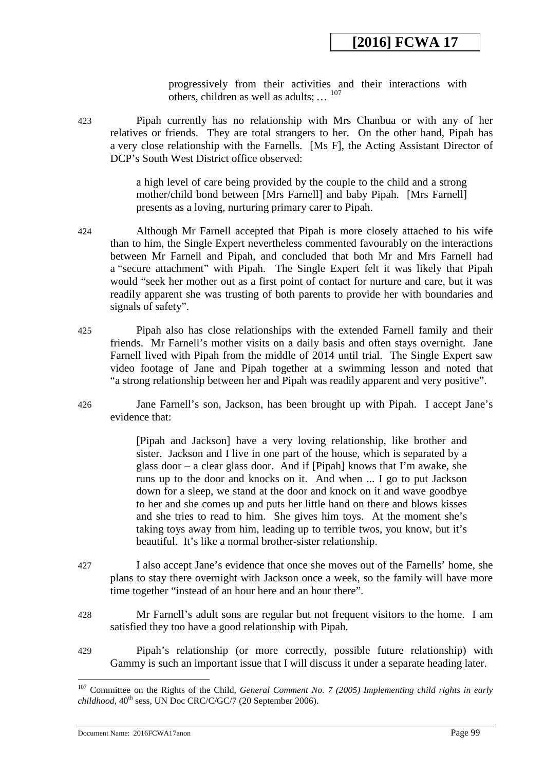> progressively from their activities and their interactions with others, children as well as adults; … [107]

423 Pipah currently has no relationship with Mrs Chanbua or with any of her relatives or friends. They are total strangers to her. On the other hand, Pipah has a very close relationship with the Farnells. [Ms F], the Acting Assistant Director of DCP's South West District office observed:

> a high level of care being provided by the couple to the child and a strong mother/child bond between [Mrs Farnell] and baby Pipah. [Mrs Farnell] presents as a loving, nurturing primary carer to Pipah.

424 Although Mr Farnell accepted that Pipah is more closely attached to his wife than to him, the Single Expert nevertheless commented favourably on the interactions between Mr Farnell and Pipah, and concluded that both Mr and Mrs Farnell had a "secure attachment" with Pipah. The Single Expert felt it was likely that Pipah would "seek her mother out as a first point of contact for nurture and care, but it was readily apparent she was trusting of both parents to provide her with boundaries and signals of safety".

425 Pipah also has close relationships with the extended Farnell family and their friends. Mr Farnell's mother visits on a daily basis and often stays overnight. Jane Farnell lived with Pipah from the middle of 2014 until trial. The Single Expert saw video footage of Jane and Pipah together at a swimming lesson and noted that "a strong relationship between her and Pipah was readily apparent and very positive".

426 Jane Farnell's son, Jackson, has been brought up with Pipah. I accept Jane's evidence that:

> [Pipah and Jackson] have a very loving relationship, like brother and sister. Jackson and I live in one part of the house, which is separated by a glass door – a clear glass door. And if [Pipah] knows that I'm awake, she runs up to the door and knocks on it. And when ... I go to put Jackson down for a sleep, we stand at the door and knock on it and wave goodbye to her and she comes up and puts her little hand on there and blows kisses and she tries to read to him. She gives him toys. At the moment she's taking toys away from him, leading up to terrible twos, you know, but it's beautiful. It's like a normal brother-sister relationship.

427 I also accept Jane's evidence that once she moves out of the Farnells' home, she plans to stay there overnight with Jackson once a week, so the family will have more time together "instead of an hour here and an hour there".

428 Mr Farnell's adult sons are regular but not frequent visitors to the home. I am satisfied they too have a good relationship with Pipah.

429 Pipah's relationship (or more correctly, possible future relationship) with Gammy is such an important issue that I will discuss it under a separate heading later.

---

[107] Committee on the Rights of the Child, *General Comment No. 7 (2005) Implementing child rights in early childhood*, 40th sess, UN Doc CRC/C/GC/7 (20 September 2006).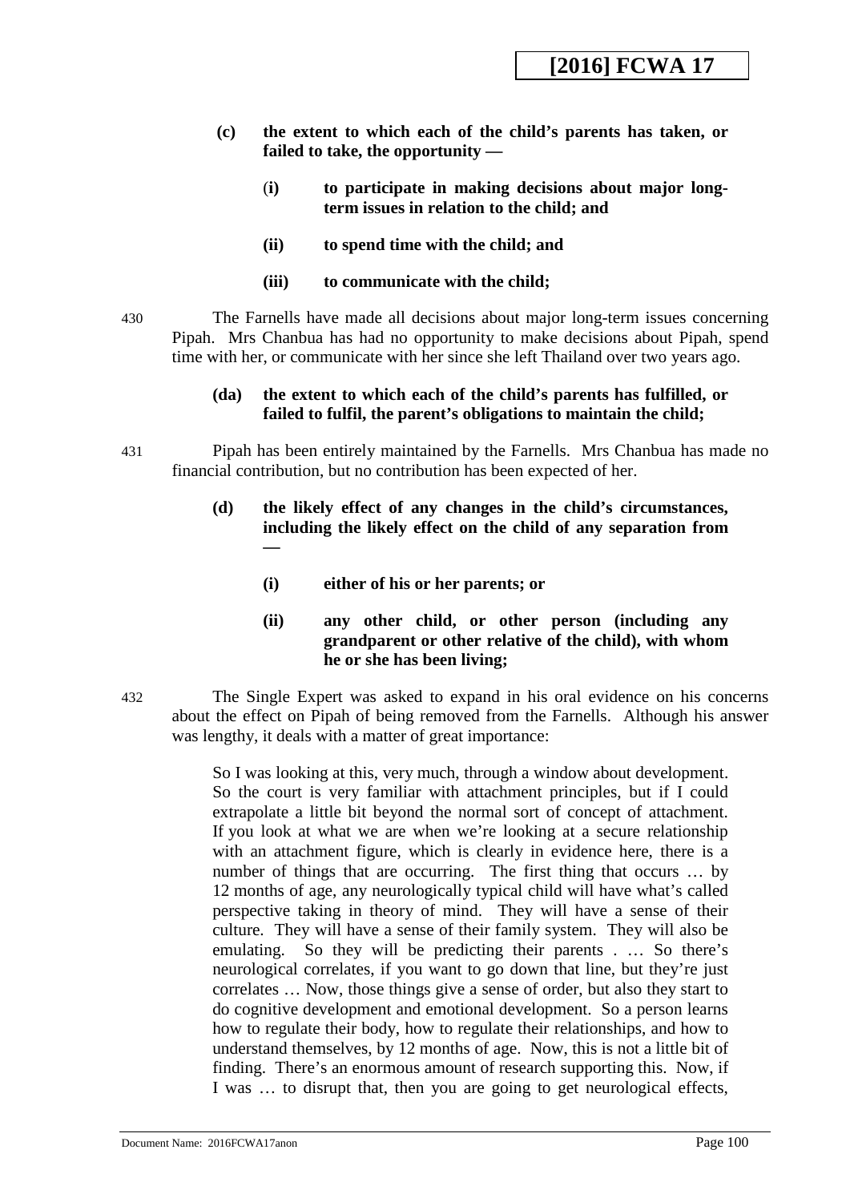**(c) the extent to which each of the child's parents has taken, or failed to take, the opportunity —**

> **(i) to participate in making decisions about major long-term issues in relation to the child; and**
>
> **(ii) to spend time with the child; and**
>
> **(iii) to communicate with the child;**

430 The Farnells have made all decisions about major long-term issues concerning Pipah. Mrs Chanbua has had no opportunity to make decisions about Pipah, spend time with her, or communicate with her since she left Thailand over two years ago.

**(da) the extent to which each of the child's parents has fulfilled, or failed to fulfil, the parent's obligations to maintain the child;**

431 Pipah has been entirely maintained by the Farnells. Mrs Chanbua has made no financial contribution, but no contribution has been expected of her.

**(d) the likely effect of any changes in the child's circumstances, including the likely effect on the child of any separation from —**

> **(i) either of his or her parents; or**
>
> **(ii) any other child, or other person (including any grandparent or other relative of the child), with whom he or she has been living;**

432 The Single Expert was asked to expand in his oral evidence on his concerns about the effect on Pipah of being removed from the Farnells. Although his answer was lengthy, it deals with a matter of great importance:

> So I was looking at this, very much, through a window about development. So the court is very familiar with attachment principles, but if I could extrapolate a little bit beyond the normal sort of concept of attachment. If you look at what we are when we're looking at a secure relationship with an attachment figure, which is clearly in evidence here, there is a number of things that are occurring. The first thing that occurs … by 12 months of age, any neurologically typical child will have what's called perspective taking in theory of mind. They will have a sense of their culture. They will have a sense of their family system. They will also be emulating. So they will be predicting their parents . … So there's neurological correlates, if you want to go down that line, but they're just correlates … Now, those things give a sense of order, but also they start to do cognitive development and emotional development. So a person learns how to regulate their body, how to regulate their relationships, and how to understand themselves, by 12 months of age. Now, this is not a little bit of finding. There's an enormous amount of research supporting this. Now, if I was … to disrupt that, then you are going to get neurological effects,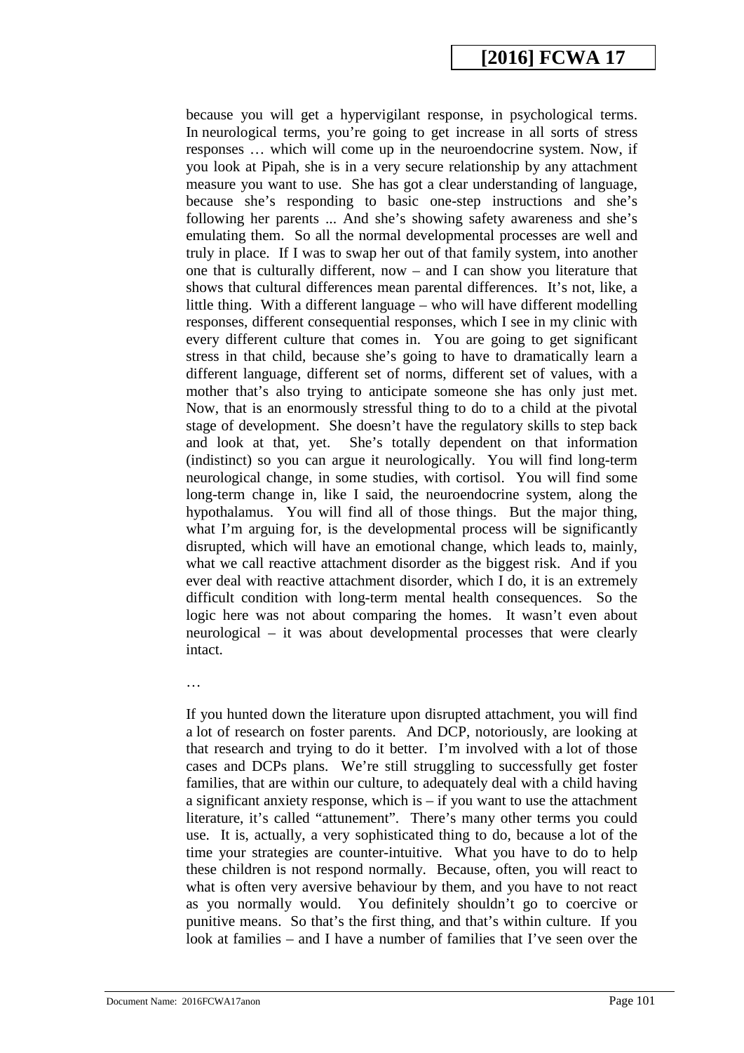because you will get a hypervigilant response, in psychological terms. In neurological terms, you're going to get increase in all sorts of stress responses … which will come up in the neuroendocrine system. Now, if you look at Pipah, she is in a very secure relationship by any attachment measure you want to use. She has got a clear understanding of language, because she's responding to basic one-step instructions and she's following her parents ... And she's showing safety awareness and she's emulating them. So all the normal developmental processes are well and truly in place. If I was to swap her out of that family system, into another one that is culturally different, now – and I can show you literature that shows that cultural differences mean parental differences. It's not, like, a little thing. With a different language – who will have different modelling responses, different consequential responses, which I see in my clinic with every different culture that comes in. You are going to get significant stress in that child, because she's going to have to dramatically learn a different language, different set of norms, different set of values, with a mother that's also trying to anticipate someone she has only just met. Now, that is an enormously stressful thing to do to a child at the pivotal stage of development. She doesn't have the regulatory skills to step back and look at that, yet. She's totally dependent on that information (indistinct) so you can argue it neurologically. You will find long-term neurological change, in some studies, with cortisol. You will find some long-term change in, like I said, the neuroendocrine system, along the hypothalamus. You will find all of those things. But the major thing, what I'm arguing for, is the developmental process will be significantly disrupted, which will have an emotional change, which leads to, mainly, what we call reactive attachment disorder as the biggest risk. And if you ever deal with reactive attachment disorder, which I do, it is an extremely difficult condition with long-term mental health consequences. So the logic here was not about comparing the homes. It wasn't even about neurological – it was about developmental processes that were clearly intact.

…

If you hunted down the literature upon disrupted attachment, you will find a lot of research on foster parents. And DCP, notoriously, are looking at that research and trying to do it better. I'm involved with a lot of those cases and DCPs plans. We're still struggling to successfully get foster families, that are within our culture, to adequately deal with a child having a significant anxiety response, which is – if you want to use the attachment literature, it's called "attunement". There's many other terms you could use. It is, actually, a very sophisticated thing to do, because a lot of the time your strategies are counter-intuitive. What you have to do to help these children is not respond normally. Because, often, you will react to what is often very aversive behaviour by them, and you have to not react as you normally would. You definitely shouldn't go to coercive or punitive means. So that's the first thing, and that's within culture. If you look at families – and I have a number of families that I've seen over the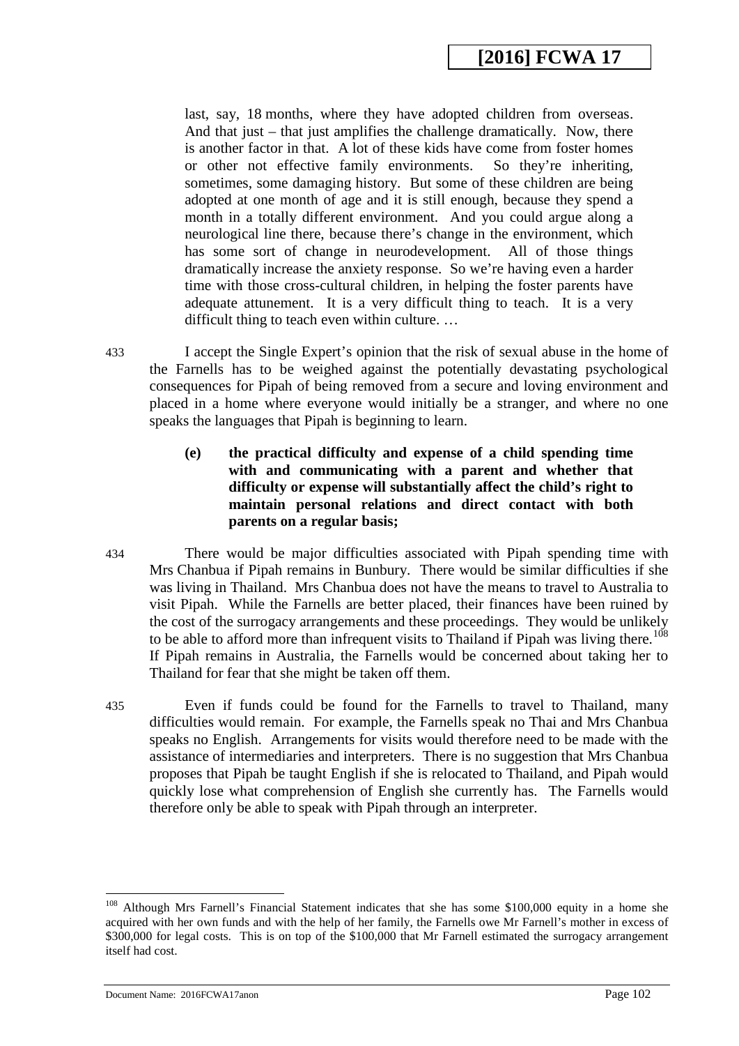> last, say, 18 months, where they have adopted children from overseas. And that just – that just amplifies the challenge dramatically. Now, there is another factor in that. A lot of these kids have come from foster homes or other not effective family environments. So they're inheriting, sometimes, some damaging history. But some of these children are being adopted at one month of age and it is still enough, because they spend a month in a totally different environment. And you could argue along a neurological line there, because there's change in the environment, which has some sort of change in neurodevelopment. All of those things dramatically increase the anxiety response. So we're having even a harder time with those cross-cultural children, in helping the foster parents have adequate attunement. It is a very difficult thing to teach. It is a very difficult thing to teach even within culture. …

433 I accept the Single Expert's opinion that the risk of sexual abuse in the home of the Farnells has to be weighed against the potentially devastating psychological consequences for Pipah of being removed from a secure and loving environment and placed in a home where everyone would initially be a stranger, and where no one speaks the languages that Pipah is beginning to learn.

**(e) the practical difficulty and expense of a child spending time with and communicating with a parent and whether that difficulty or expense will substantially affect the child's right to maintain personal relations and direct contact with both parents on a regular basis;**

434 There would be major difficulties associated with Pipah spending time with Mrs Chanbua if Pipah remains in Bunbury. There would be similar difficulties if she was living in Thailand. Mrs Chanbua does not have the means to travel to Australia to visit Pipah. While the Farnells are better placed, their finances have been ruined by the cost of the surrogacy arrangements and these proceedings. They would be unlikely to be able to afford more than infrequent visits to Thailand if Pipah was living there.[108] If Pipah remains in Australia, the Farnells would be concerned about taking her to Thailand for fear that she might be taken off them.

435 Even if funds could be found for the Farnells to travel to Thailand, many difficulties would remain. For example, the Farnells speak no Thai and Mrs Chanbua speaks no English. Arrangements for visits would therefore need to be made with the assistance of intermediaries and interpreters. There is no suggestion that Mrs Chanbua proposes that Pipah be taught English if she is relocated to Thailand, and Pipah would quickly lose what comprehension of English she currently has. The Farnells would therefore only be able to speak with Pipah through an interpreter.

---

[108] Although Mrs Farnell's Financial Statement indicates that she has some $100,000 equity in a home she acquired with her own funds and with the help of her family, the Farnells owe Mr Farnell's mother in excess of $300,000 for legal costs. This is on top of the $100,000 that Mr Farnell estimated the surrogacy arrangement itself had cost.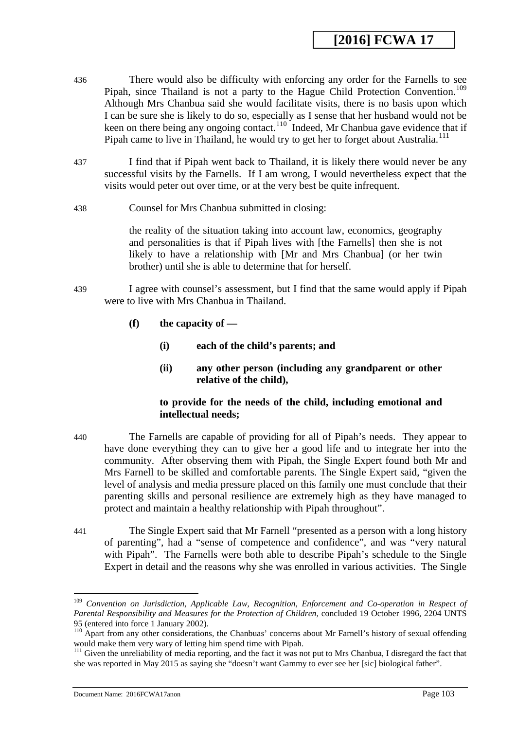436 There would also be difficulty with enforcing any order for the Farnells to see Pipah, since Thailand is not a party to the Hague Child Protection Convention.[109] Although Mrs Chanbua said she would facilitate visits, there is no basis upon which I can be sure she is likely to do so, especially as I sense that her husband would not be keen on there being any ongoing contact.[110] Indeed, Mr Chanbua gave evidence that if Pipah came to live in Thailand, he would try to get her to forget about Australia.[111]

437 I find that if Pipah went back to Thailand, it is likely there would never be any successful visits by the Farnells. If I am wrong, I would nevertheless expect that the visits would peter out over time, or at the very best be quite infrequent.

438 Counsel for Mrs Chanbua submitted in closing:

> the reality of the situation taking into account law, economics, geography and personalities is that if Pipah lives with [the Farnells] then she is not likely to have a relationship with [Mr and Mrs Chanbua] (or her twin brother) until she is able to determine that for herself.

439 I agree with counsel's assessment, but I find that the same would apply if Pipah were to live with Mrs Chanbua in Thailand.

**(f) the capacity of —**

**(i) each of the child's parents; and**

**(ii) any other person (including any grandparent or other relative of the child),**

**to provide for the needs of the child, including emotional and intellectual needs;**

440 The Farnells are capable of providing for all of Pipah's needs. They appear to have done everything they can to give her a good life and to integrate her into the community. After observing them with Pipah, the Single Expert found both Mr and Mrs Farnell to be skilled and comfortable parents. The Single Expert said, "given the level of analysis and media pressure placed on this family one must conclude that their parenting skills and personal resilience are extremely high as they have managed to protect and maintain a healthy relationship with Pipah throughout".

441 The Single Expert said that Mr Farnell "presented as a person with a long history of parenting", had a "sense of competence and confidence", and was "very natural with Pipah". The Farnells were both able to describe Pipah's schedule to the Single Expert in detail and the reasons why she was enrolled in various activities. The Single

---

[109] *Convention on Jurisdiction, Applicable Law, Recognition, Enforcement and Co-operation in Respect of Parental Responsibility and Measures for the Protection of Children,* concluded 19 October 1996, 2204 UNTS 95 (entered into force 1 January 2002).

[110] Apart from any other considerations, the Chanbuas' concerns about Mr Farnell's history of sexual offending would make them very wary of letting him spend time with Pipah.

[111] Given the unreliability of media reporting, and the fact it was not put to Mrs Chanbua, I disregard the fact that she was reported in May 2015 as saying she "doesn't want Gammy to ever see her [sic] biological father".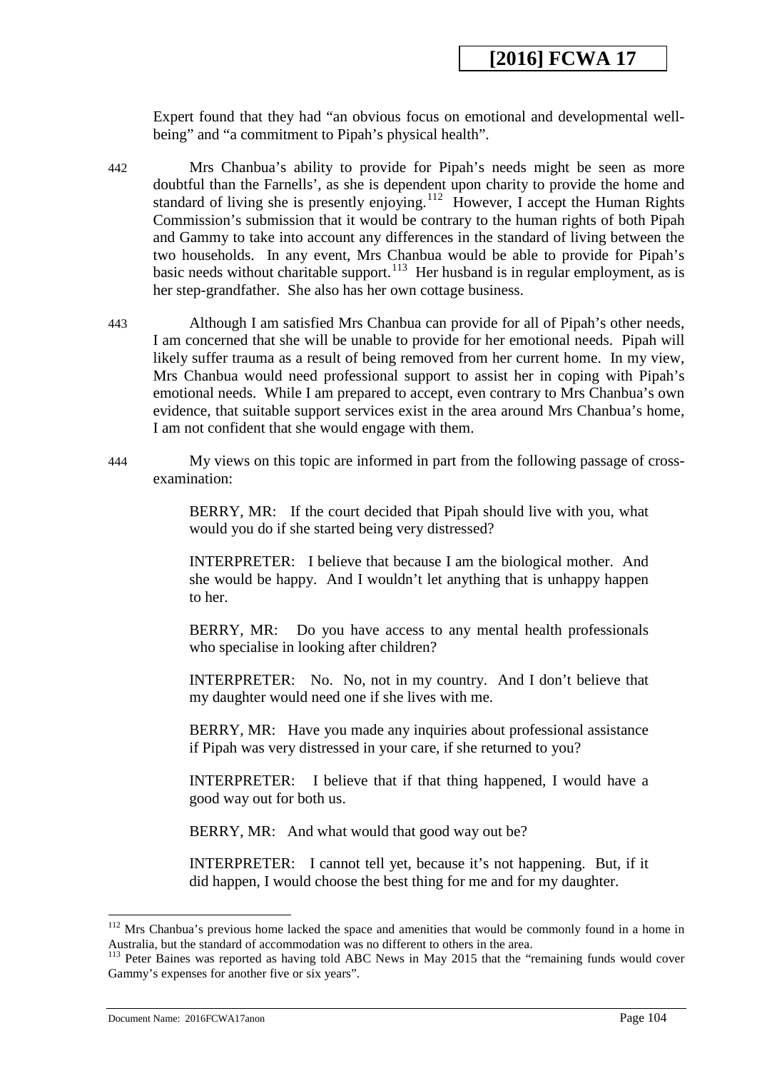Expert found that they had "an obvious focus on emotional and developmental well-being" and "a commitment to Pipah's physical health".

442 Mrs Chanbua's ability to provide for Pipah's needs might be seen as more doubtful than the Farnells', as she is dependent upon charity to provide the home and standard of living she is presently enjoying.[112] However, I accept the Human Rights Commission's submission that it would be contrary to the human rights of both Pipah and Gammy to take into account any differences in the standard of living between the two households. In any event, Mrs Chanbua would be able to provide for Pipah's basic needs without charitable support.[113] Her husband is in regular employment, as is her step-grandfather. She also has her own cottage business.

443 Although I am satisfied Mrs Chanbua can provide for all of Pipah's other needs, I am concerned that she will be unable to provide for her emotional needs. Pipah will likely suffer trauma as a result of being removed from her current home. In my view, Mrs Chanbua would need professional support to assist her in coping with Pipah's emotional needs. While I am prepared to accept, even contrary to Mrs Chanbua's own evidence, that suitable support services exist in the area around Mrs Chanbua's home, I am not confident that she would engage with them.

444 My views on this topic are informed in part from the following passage of cross-examination:

> BERRY, MR: If the court decided that Pipah should live with you, what would you do if she started being very distressed?
>
> INTERPRETER: I believe that because I am the biological mother. And she would be happy. And I wouldn't let anything that is unhappy happen to her.
>
> BERRY, MR: Do you have access to any mental health professionals who specialise in looking after children?
>
> INTERPRETER: No. No, not in my country. And I don't believe that my daughter would need one if she lives with me.
>
> BERRY, MR: Have you made any inquiries about professional assistance if Pipah was very distressed in your care, if she returned to you?
>
> INTERPRETER: I believe that if that thing happened, I would have a good way out for both us.
>
> BERRY, MR: And what would that good way out be?
>
> INTERPRETER: I cannot tell yet, because it's not happening. But, if it did happen, I would choose the best thing for me and for my daughter.

---

[112] Mrs Chanbua's previous home lacked the space and amenities that would be commonly found in a home in Australia, but the standard of accommodation was no different to others in the area.

[113] Peter Baines was reported as having told ABC News in May 2015 that the "remaining funds would cover Gammy's expenses for another five or six years".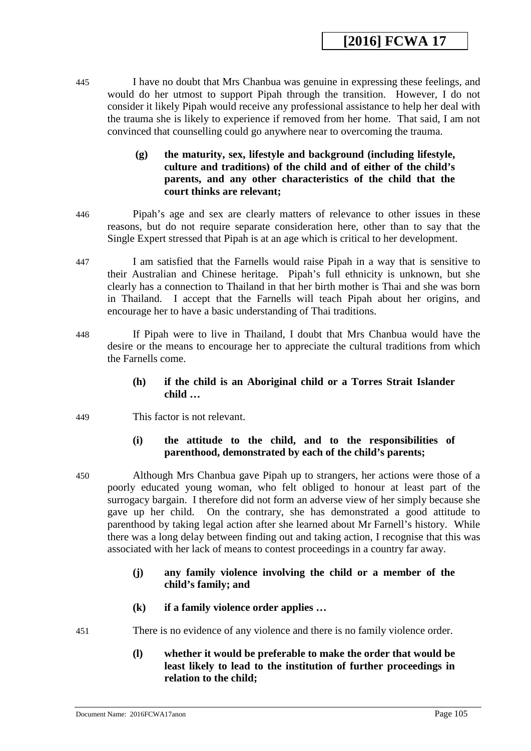445 I have no doubt that Mrs Chanbua was genuine in expressing these feelings, and would do her utmost to support Pipah through the transition. However, I do not consider it likely Pipah would receive any professional assistance to help her deal with the trauma she is likely to experience if removed from her home. That said, I am not convinced that counselling could go anywhere near to overcoming the trauma.

**(g) the maturity, sex, lifestyle and background (including lifestyle, culture and traditions) of the child and of either of the child's parents, and any other characteristics of the child that the court thinks are relevant;**

446 Pipah's age and sex are clearly matters of relevance to other issues in these reasons, but do not require separate consideration here, other than to say that the Single Expert stressed that Pipah is at an age which is critical to her development.

447 I am satisfied that the Farnells would raise Pipah in a way that is sensitive to their Australian and Chinese heritage. Pipah's full ethnicity is unknown, but she clearly has a connection to Thailand in that her birth mother is Thai and she was born in Thailand. I accept that the Farnells will teach Pipah about her origins, and encourage her to have a basic understanding of Thai traditions.

448 If Pipah were to live in Thailand, I doubt that Mrs Chanbua would have the desire or the means to encourage her to appreciate the cultural traditions from which the Farnells come.

**(h) if the child is an Aboriginal child or a Torres Strait Islander child …**

449 This factor is not relevant.

**(i) the attitude to the child, and to the responsibilities of parenthood, demonstrated by each of the child's parents;**

450 Although Mrs Chanbua gave Pipah up to strangers, her actions were those of a poorly educated young woman, who felt obliged to honour at least part of the surrogacy bargain. I therefore did not form an adverse view of her simply because she gave up her child. On the contrary, she has demonstrated a good attitude to parenthood by taking legal action after she learned about Mr Farnell's history. While there was a long delay between finding out and taking action, I recognise that this was associated with her lack of means to contest proceedings in a country far away.

**(j) any family violence involving the child or a member of the child's family; and**

**(k) if a family violence order applies …**

451 There is no evidence of any violence and there is no family violence order.

**(l) whether it would be preferable to make the order that would be least likely to lead to the institution of further proceedings in relation to the child;**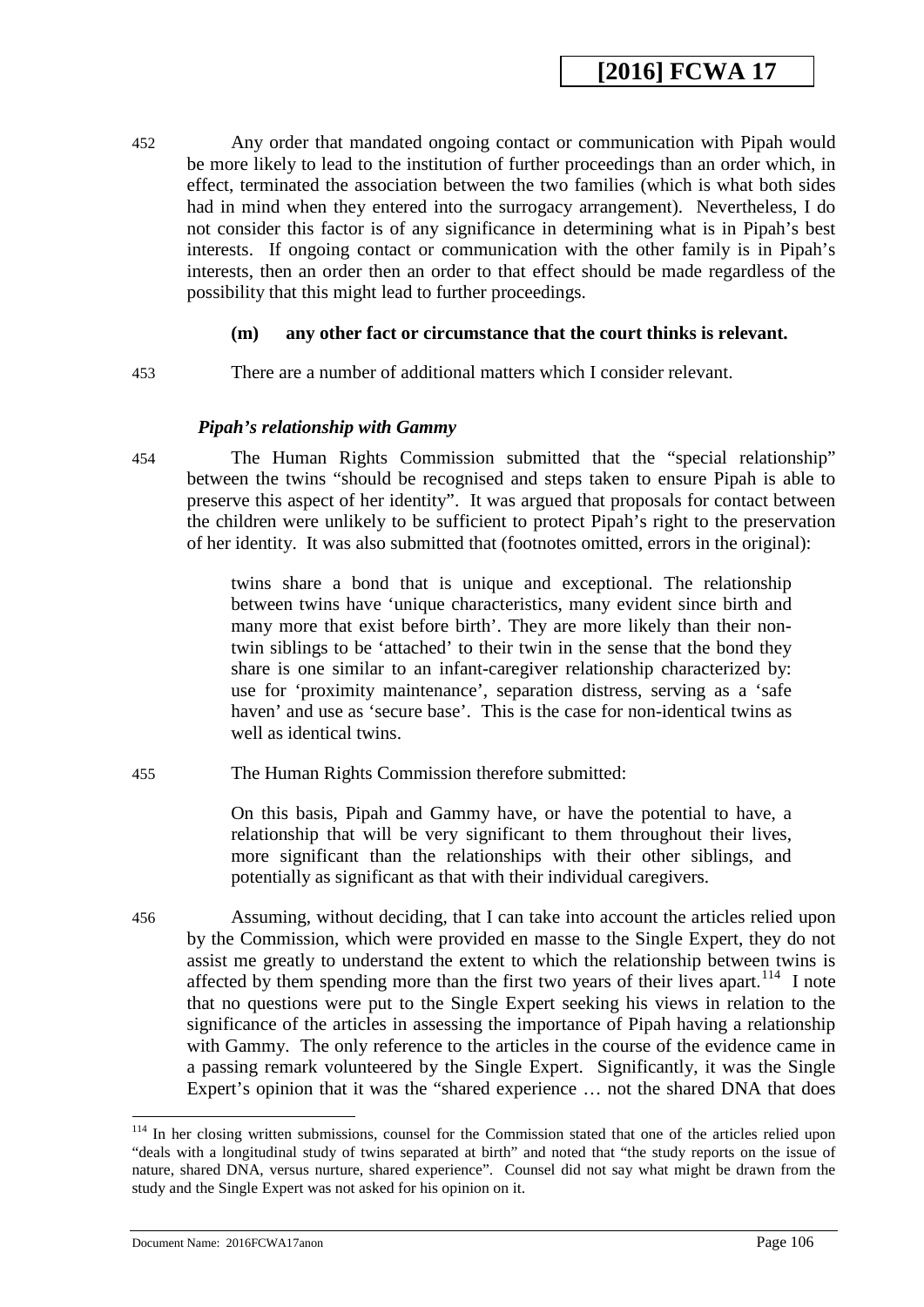452 Any order that mandated ongoing contact or communication with Pipah would be more likely to lead to the institution of further proceedings than an order which, in effect, terminated the association between the two families (which is what both sides had in mind when they entered into the surrogacy arrangement). Nevertheless, I do not consider this factor is of any significance in determining what is in Pipah's best interests. If ongoing contact or communication with the other family is in Pipah's interests, then an order then an order to that effect should be made regardless of the possibility that this might lead to further proceedings.

**(m) any other fact or circumstance that the court thinks is relevant.**

453 There are a number of additional matters which I consider relevant.

***Pipah's relationship with Gammy***

454 The Human Rights Commission submitted that the "special relationship" between the twins "should be recognised and steps taken to ensure Pipah is able to preserve this aspect of her identity". It was argued that proposals for contact between the children were unlikely to be sufficient to protect Pipah's right to the preservation of her identity. It was also submitted that (footnotes omitted, errors in the original):

> twins share a bond that is unique and exceptional. The relationship between twins have 'unique characteristics, many evident since birth and many more that exist before birth'. They are more likely than their non-twin siblings to be 'attached' to their twin in the sense that the bond they share is one similar to an infant-caregiver relationship characterized by: use for 'proximity maintenance', separation distress, serving as a 'safe haven' and use as 'secure base'. This is the case for non-identical twins as well as identical twins.

455 The Human Rights Commission therefore submitted:

> On this basis, Pipah and Gammy have, or have the potential to have, a relationship that will be very significant to them throughout their lives, more significant than the relationships with their other siblings, and potentially as significant as that with their individual caregivers.

456 Assuming, without deciding, that I can take into account the articles relied upon by the Commission, which were provided en masse to the Single Expert, they do not assist me greatly to understand the extent to which the relationship between twins is affected by them spending more than the first two years of their lives apart.[114] I note that no questions were put to the Single Expert seeking his views in relation to the significance of the articles in assessing the importance of Pipah having a relationship with Gammy. The only reference to the articles in the course of the evidence came in a passing remark volunteered by the Single Expert. Significantly, it was the Single Expert's opinion that it was the "shared experience … not the shared DNA that does

---

[114] In her closing written submissions, counsel for the Commission stated that one of the articles relied upon "deals with a longitudinal study of twins separated at birth" and noted that "the study reports on the issue of nature, shared DNA, versus nurture, shared experience". Counsel did not say what might be drawn from the study and the Single Expert was not asked for his opinion on it.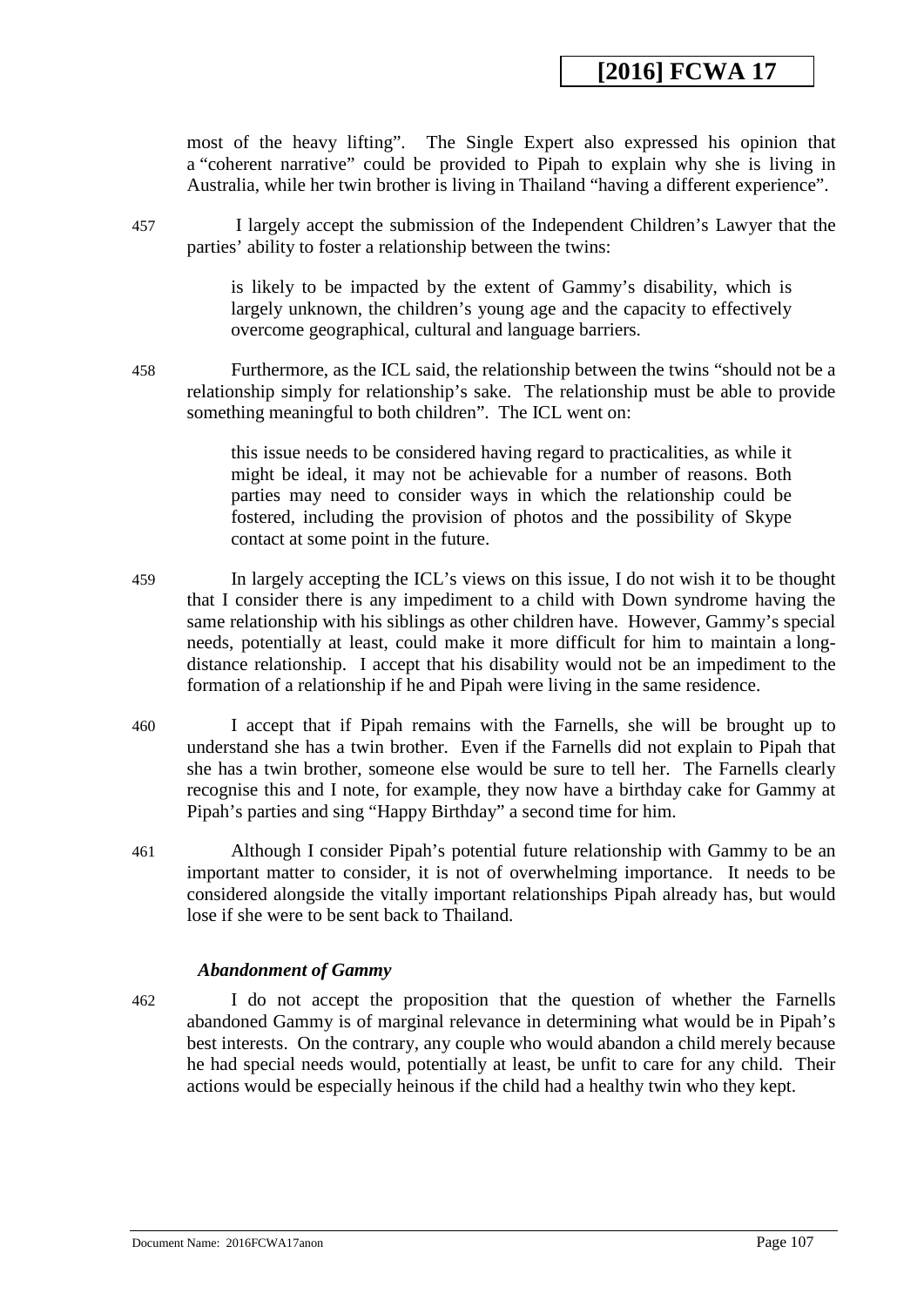most of the heavy lifting". The Single Expert also expressed his opinion that a "coherent narrative" could be provided to Pipah to explain why she is living in Australia, while her twin brother is living in Thailand "having a different experience".

457 I largely accept the submission of the Independent Children's Lawyer that the parties' ability to foster a relationship between the twins:

> is likely to be impacted by the extent of Gammy's disability, which is largely unknown, the children's young age and the capacity to effectively overcome geographical, cultural and language barriers.

458 Furthermore, as the ICL said, the relationship between the twins "should not be a relationship simply for relationship's sake. The relationship must be able to provide something meaningful to both children". The ICL went on:

> this issue needs to be considered having regard to practicalities, as while it might be ideal, it may not be achievable for a number of reasons. Both parties may need to consider ways in which the relationship could be fostered, including the provision of photos and the possibility of Skype contact at some point in the future.

459 In largely accepting the ICL's views on this issue, I do not wish it to be thought that I consider there is any impediment to a child with Down syndrome having the same relationship with his siblings as other children have. However, Gammy's special needs, potentially at least, could make it more difficult for him to maintain a long-distance relationship. I accept that his disability would not be an impediment to the formation of a relationship if he and Pipah were living in the same residence.

460 I accept that if Pipah remains with the Farnells, she will be brought up to understand she has a twin brother. Even if the Farnells did not explain to Pipah that she has a twin brother, someone else would be sure to tell her. The Farnells clearly recognise this and I note, for example, they now have a birthday cake for Gammy at Pipah's parties and sing "Happy Birthday" a second time for him.

461 Although I consider Pipah's potential future relationship with Gammy to be an important matter to consider, it is not of overwhelming importance. It needs to be considered alongside the vitally important relationships Pipah already has, but would lose if she were to be sent back to Thailand.

***Abandonment of Gammy***

462 I do not accept the proposition that the question of whether the Farnells abandoned Gammy is of marginal relevance in determining what would be in Pipah's best interests. On the contrary, any couple who would abandon a child merely because he had special needs would, potentially at least, be unfit to care for any child. Their actions would be especially heinous if the child had a healthy twin who they kept.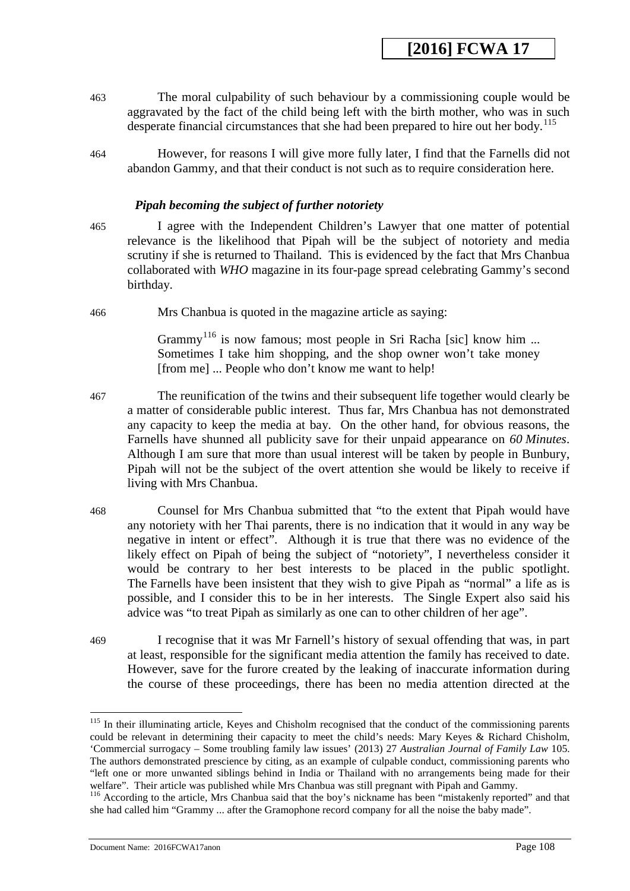463 The moral culpability of such behaviour by a commissioning couple would be aggravated by the fact of the child being left with the birth mother, who was in such desperate financial circumstances that she had been prepared to hire out her body.[115]

464 However, for reasons I will give more fully later, I find that the Farnells did not abandon Gammy, and that their conduct is not such as to require consideration here.

### *Pipah becoming the subject of further notoriety*

465 I agree with the Independent Children's Lawyer that one matter of potential relevance is the likelihood that Pipah will be the subject of notoriety and media scrutiny if she is returned to Thailand. This is evidenced by the fact that Mrs Chanbua collaborated with *WHO* magazine in its four-page spread celebrating Gammy's second birthday.

466 Mrs Chanbua is quoted in the magazine article as saying:

> Grammy[116] is now famous; most people in Sri Racha [sic] know him ... Sometimes I take him shopping, and the shop owner won't take money [from me] ... People who don't know me want to help!

467 The reunification of the twins and their subsequent life together would clearly be a matter of considerable public interest. Thus far, Mrs Chanbua has not demonstrated any capacity to keep the media at bay. On the other hand, for obvious reasons, the Farnells have shunned all publicity save for their unpaid appearance on *60 Minutes*. Although I am sure that more than usual interest will be taken by people in Bunbury, Pipah will not be the subject of the overt attention she would be likely to receive if living with Mrs Chanbua.

468 Counsel for Mrs Chanbua submitted that "to the extent that Pipah would have any notoriety with her Thai parents, there is no indication that it would in any way be negative in intent or effect". Although it is true that there was no evidence of the likely effect on Pipah of being the subject of "notoriety", I nevertheless consider it would be contrary to her best interests to be placed in the public spotlight. The Farnells have been insistent that they wish to give Pipah as "normal" a life as is possible, and I consider this to be in her interests. The Single Expert also said his advice was "to treat Pipah as similarly as one can to other children of her age".

469 I recognise that it was Mr Farnell's history of sexual offending that was, in part at least, responsible for the significant media attention the family has received to date. However, save for the furore created by the leaking of inaccurate information during the course of these proceedings, there has been no media attention directed at the

---

[115] In their illuminating article, Keyes and Chisholm recognised that the conduct of the commissioning parents could be relevant in determining their capacity to meet the child's needs: Mary Keyes & Richard Chisholm, 'Commercial surrogacy – Some troubling family law issues' (2013) 27 *Australian Journal of Family Law* 105. The authors demonstrated prescience by citing, as an example of culpable conduct, commissioning parents who "left one or more unwanted siblings behind in India or Thailand with no arrangements being made for their welfare". Their article was published while Mrs Chanbua was still pregnant with Pipah and Gammy.

[116] According to the article, Mrs Chanbua said that the boy's nickname has been "mistakenly reported" and that she had called him "Grammy ... after the Gramophone record company for all the noise the baby made".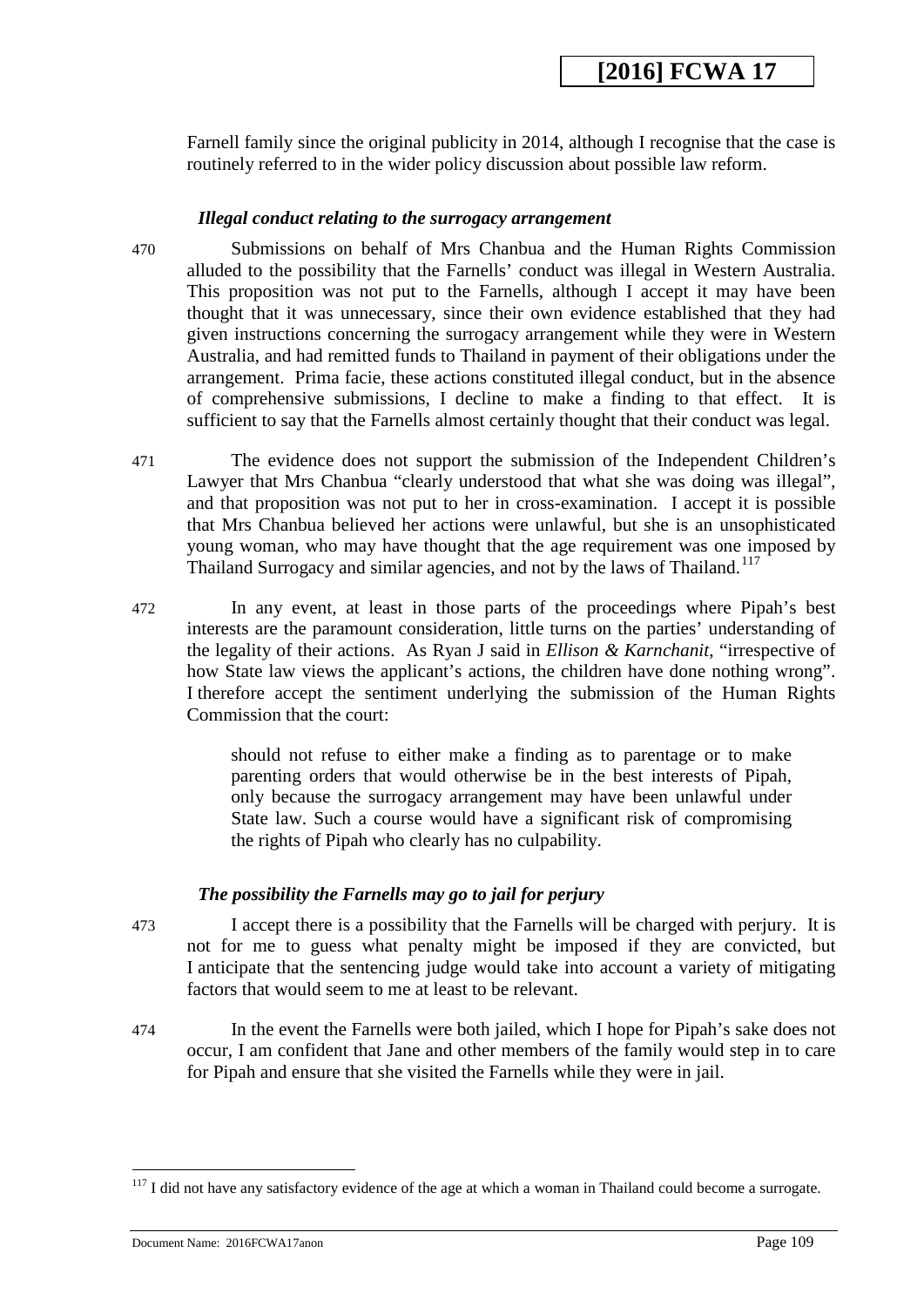Farnell family since the original publicity in 2014, although I recognise that the case is routinely referred to in the wider policy discussion about possible law reform.

### *Illegal conduct relating to the surrogacy arrangement*

470 Submissions on behalf of Mrs Chanbua and the Human Rights Commission alluded to the possibility that the Farnells' conduct was illegal in Western Australia. This proposition was not put to the Farnells, although I accept it may have been thought that it was unnecessary, since their own evidence established that they had given instructions concerning the surrogacy arrangement while they were in Western Australia, and had remitted funds to Thailand in payment of their obligations under the arrangement. Prima facie, these actions constituted illegal conduct, but in the absence of comprehensive submissions, I decline to make a finding to that effect. It is sufficient to say that the Farnells almost certainly thought that their conduct was legal.

471 The evidence does not support the submission of the Independent Children's Lawyer that Mrs Chanbua "clearly understood that what she was doing was illegal", and that proposition was not put to her in cross-examination. I accept it is possible that Mrs Chanbua believed her actions were unlawful, but she is an unsophisticated young woman, who may have thought that the age requirement was one imposed by Thailand Surrogacy and similar agencies, and not by the laws of Thailand.[117]

472 In any event, at least in those parts of the proceedings where Pipah's best interests are the paramount consideration, little turns on the parties' understanding of the legality of their actions. As Ryan J said in *Ellison & Karnchanit*, "irrespective of how State law views the applicant's actions, the children have done nothing wrong". I therefore accept the sentiment underlying the submission of the Human Rights Commission that the court:

> should not refuse to either make a finding as to parentage or to make parenting orders that would otherwise be in the best interests of Pipah, only because the surrogacy arrangement may have been unlawful under State law. Such a course would have a significant risk of compromising the rights of Pipah who clearly has no culpability.

### *The possibility the Farnells may go to jail for perjury*

473 I accept there is a possibility that the Farnells will be charged with perjury. It is not for me to guess what penalty might be imposed if they are convicted, but I anticipate that the sentencing judge would take into account a variety of mitigating factors that would seem to me at least to be relevant.

474 In the event the Farnells were both jailed, which I hope for Pipah's sake does not occur, I am confident that Jane and other members of the family would step in to care for Pipah and ensure that she visited the Farnells while they were in jail.

---

[117] I did not have any satisfactory evidence of the age at which a woman in Thailand could become a surrogate.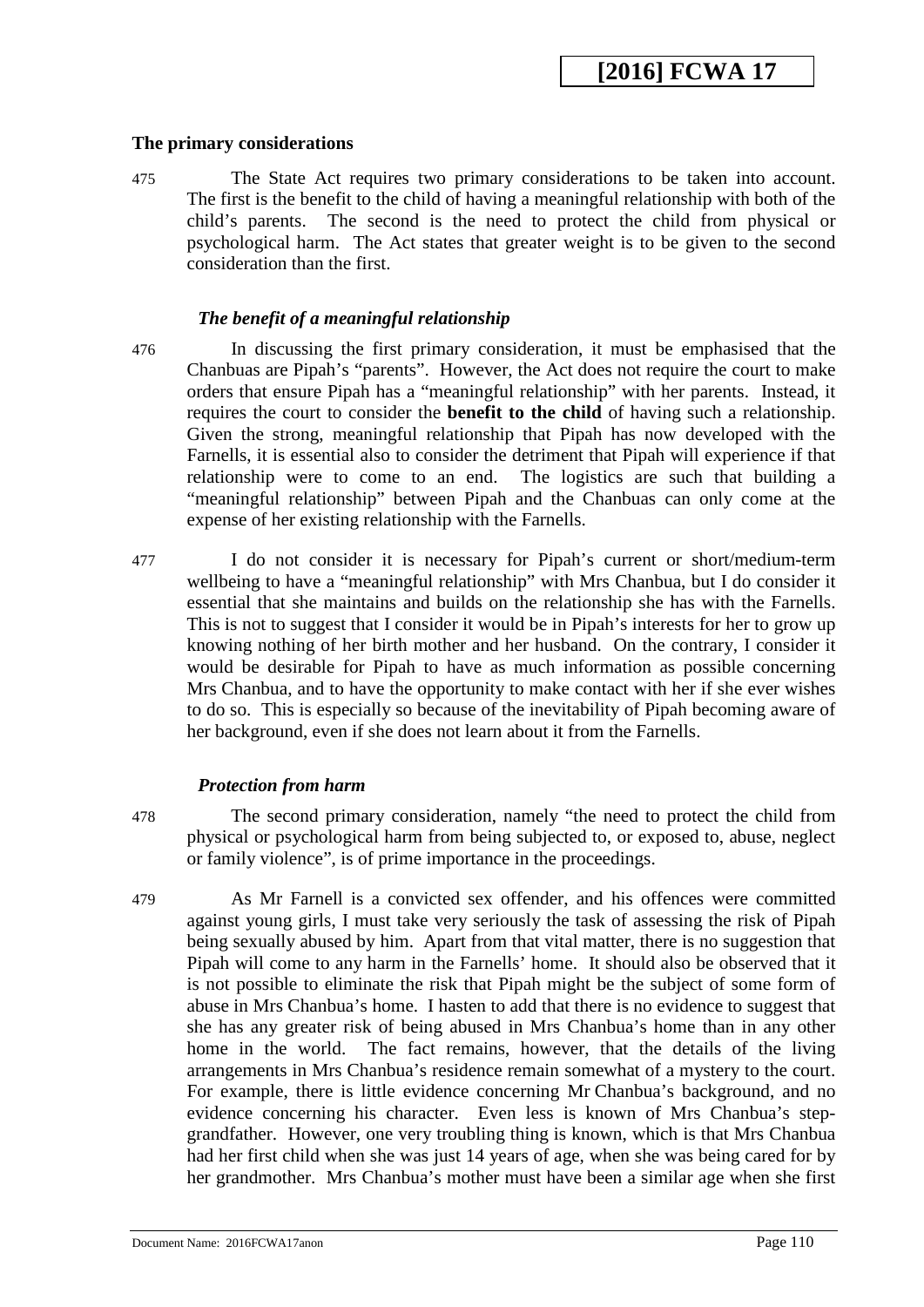## The primary considerations

475 The State Act requires two primary considerations to be taken into account. The first is the benefit to the child of having a meaningful relationship with both of the child's parents. The second is the need to protect the child from physical or psychological harm. The Act states that greater weight is to be given to the second consideration than the first.

### *The benefit of a meaningful relationship*

476 In discussing the first primary consideration, it must be emphasised that the Chanbuas are Pipah's "parents". However, the Act does not require the court to make orders that ensure Pipah has a "meaningful relationship" with her parents. Instead, it requires the court to consider the **benefit to the child** of having such a relationship. Given the strong, meaningful relationship that Pipah has now developed with the Farnells, it is essential also to consider the detriment that Pipah will experience if that relationship were to come to an end. The logistics are such that building a "meaningful relationship" between Pipah and the Chanbuas can only come at the expense of her existing relationship with the Farnells.

477 I do not consider it is necessary for Pipah's current or short/medium-term wellbeing to have a "meaningful relationship" with Mrs Chanbua, but I do consider it essential that she maintains and builds on the relationship she has with the Farnells. This is not to suggest that I consider it would be in Pipah's interests for her to grow up knowing nothing of her birth mother and her husband. On the contrary, I consider it would be desirable for Pipah to have as much information as possible concerning Mrs Chanbua, and to have the opportunity to make contact with her if she ever wishes to do so. This is especially so because of the inevitability of Pipah becoming aware of her background, even if she does not learn about it from the Farnells.

### *Protection from harm*

478 The second primary consideration, namely "the need to protect the child from physical or psychological harm from being subjected to, or exposed to, abuse, neglect or family violence", is of prime importance in the proceedings.

479 As Mr Farnell is a convicted sex offender, and his offences were committed against young girls, I must take very seriously the task of assessing the risk of Pipah being sexually abused by him. Apart from that vital matter, there is no suggestion that Pipah will come to any harm in the Farnells' home. It should also be observed that it is not possible to eliminate the risk that Pipah might be the subject of some form of abuse in Mrs Chanbua's home. I hasten to add that there is no evidence to suggest that she has any greater risk of being abused in Mrs Chanbua's home than in any other home in the world. The fact remains, however, that the details of the living arrangements in Mrs Chanbua's residence remain somewhat of a mystery to the court. For example, there is little evidence concerning Mr Chanbua's background, and no evidence concerning his character. Even less is known of Mrs Chanbua's step-grandfather. However, one very troubling thing is known, which is that Mrs Chanbua had her first child when she was just 14 years of age, when she was being cared for by her grandmother. Mrs Chanbua's mother must have been a similar age when she first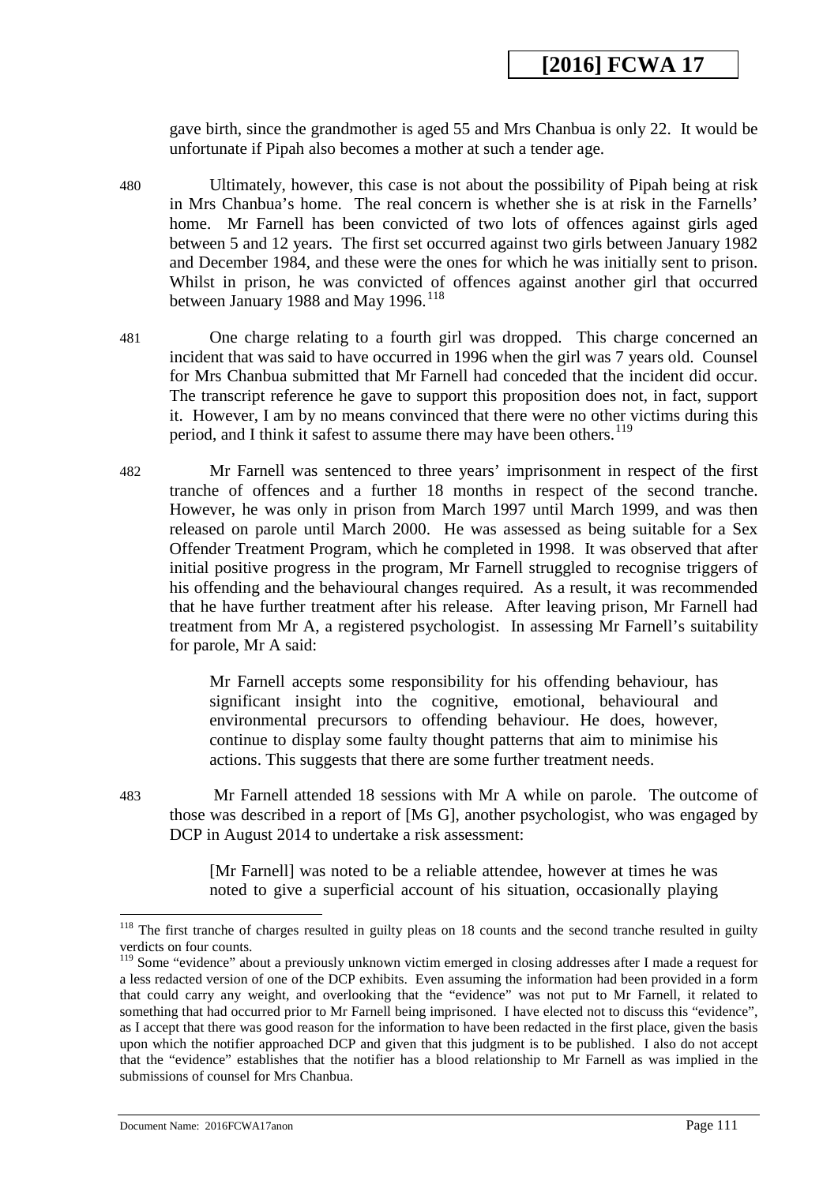gave birth, since the grandmother is aged 55 and Mrs Chanbua is only 22. It would be unfortunate if Pipah also becomes a mother at such a tender age.

480 Ultimately, however, this case is not about the possibility of Pipah being at risk in Mrs Chanbua's home. The real concern is whether she is at risk in the Farnells' home. Mr Farnell has been convicted of two lots of offences against girls aged between 5 and 12 years. The first set occurred against two girls between January 1982 and December 1984, and these were the ones for which he was initially sent to prison. Whilst in prison, he was convicted of offences against another girl that occurred between January 1988 and May 1996.[118]

481 One charge relating to a fourth girl was dropped. This charge concerned an incident that was said to have occurred in 1996 when the girl was 7 years old. Counsel for Mrs Chanbua submitted that Mr Farnell had conceded that the incident did occur. The transcript reference he gave to support this proposition does not, in fact, support it. However, I am by no means convinced that there were no other victims during this period, and I think it safest to assume there may have been others.[119]

482 Mr Farnell was sentenced to three years' imprisonment in respect of the first tranche of offences and a further 18 months in respect of the second tranche. However, he was only in prison from March 1997 until March 1999, and was then released on parole until March 2000. He was assessed as being suitable for a Sex Offender Treatment Program, which he completed in 1998. It was observed that after initial positive progress in the program, Mr Farnell struggled to recognise triggers of his offending and the behavioural changes required. As a result, it was recommended that he have further treatment after his release. After leaving prison, Mr Farnell had treatment from Mr A, a registered psychologist. In assessing Mr Farnell's suitability for parole, Mr A said:

> Mr Farnell accepts some responsibility for his offending behaviour, has significant insight into the cognitive, emotional, behavioural and environmental precursors to offending behaviour. He does, however, continue to display some faulty thought patterns that aim to minimise his actions. This suggests that there are some further treatment needs.

483 Mr Farnell attended 18 sessions with Mr A while on parole. The outcome of those was described in a report of [Ms G], another psychologist, who was engaged by DCP in August 2014 to undertake a risk assessment:

> [Mr Farnell] was noted to be a reliable attendee, however at times he was noted to give a superficial account of his situation, occasionally playing

---

[118] The first tranche of charges resulted in guilty pleas on 18 counts and the second tranche resulted in guilty verdicts on four counts.

[119] Some "evidence" about a previously unknown victim emerged in closing addresses after I made a request for a less redacted version of one of the DCP exhibits. Even assuming the information had been provided in a form that could carry any weight, and overlooking that the "evidence" was not put to Mr Farnell, it related to something that had occurred prior to Mr Farnell being imprisoned. I have elected not to discuss this "evidence", as I accept that there was good reason for the information to have been redacted in the first place, given the basis upon which the notifier approached DCP and given that this judgment is to be published. I also do not accept that the "evidence" establishes that the notifier has a blood relationship to Mr Farnell as was implied in the submissions of counsel for Mrs Chanbua.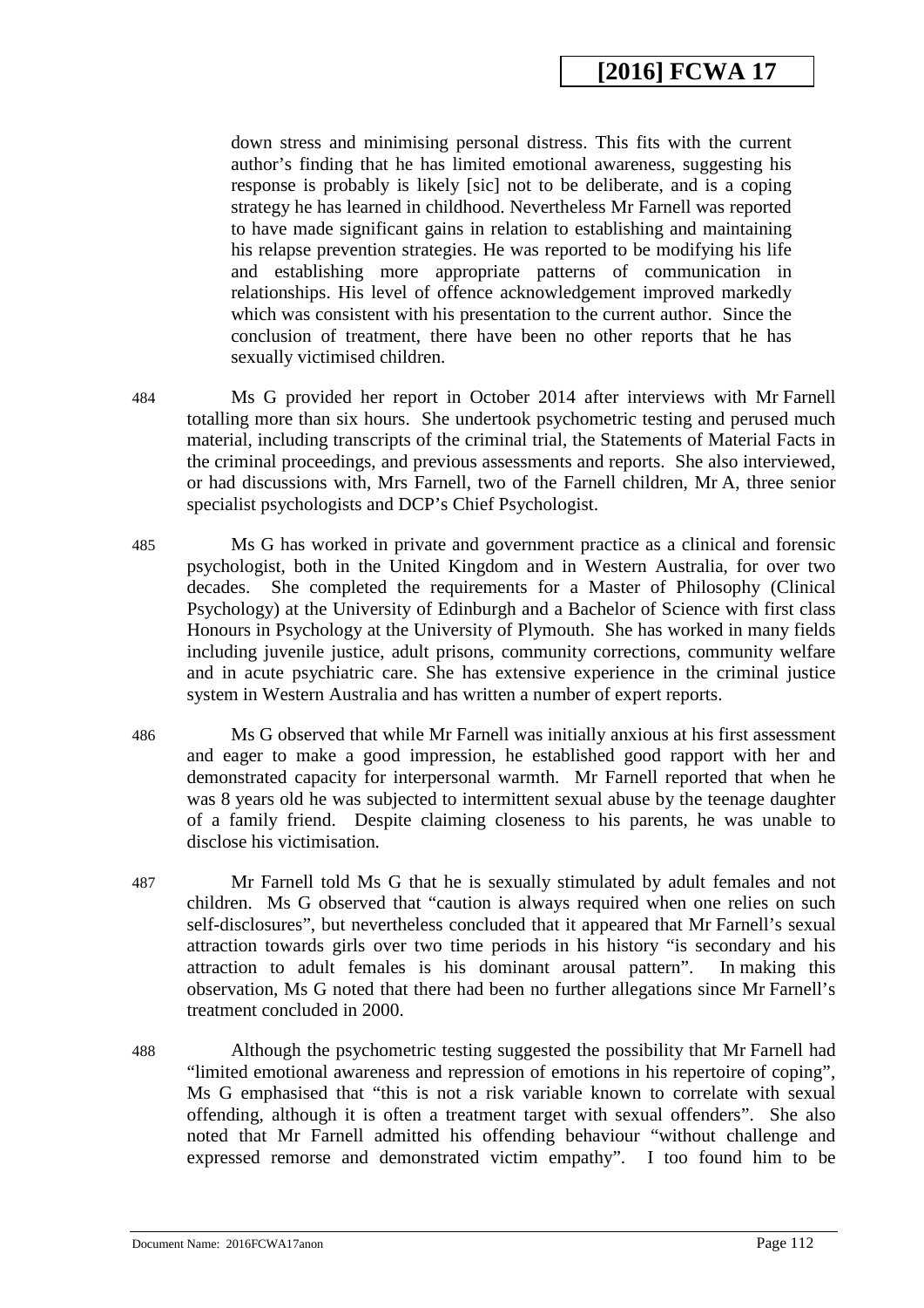down stress and minimising personal distress. This fits with the current author's finding that he has limited emotional awareness, suggesting his response is probably is likely [sic] not to be deliberate, and is a coping strategy he has learned in childhood. Nevertheless Mr Farnell was reported to have made significant gains in relation to establishing and maintaining his relapse prevention strategies. He was reported to be modifying his life and establishing more appropriate patterns of communication in relationships. His level of offence acknowledgement improved markedly which was consistent with his presentation to the current author. Since the conclusion of treatment, there have been no other reports that he has sexually victimised children.

484 Ms G provided her report in October 2014 after interviews with Mr Farnell totalling more than six hours. She undertook psychometric testing and perused much material, including transcripts of the criminal trial, the Statements of Material Facts in the criminal proceedings, and previous assessments and reports. She also interviewed, or had discussions with, Mrs Farnell, two of the Farnell children, Mr A, three senior specialist psychologists and DCP's Chief Psychologist.

485 Ms G has worked in private and government practice as a clinical and forensic psychologist, both in the United Kingdom and in Western Australia, for over two decades. She completed the requirements for a Master of Philosophy (Clinical Psychology) at the University of Edinburgh and a Bachelor of Science with first class Honours in Psychology at the University of Plymouth. She has worked in many fields including juvenile justice, adult prisons, community corrections, community welfare and in acute psychiatric care. She has extensive experience in the criminal justice system in Western Australia and has written a number of expert reports.

486 Ms G observed that while Mr Farnell was initially anxious at his first assessment and eager to make a good impression, he established good rapport with her and demonstrated capacity for interpersonal warmth. Mr Farnell reported that when he was 8 years old he was subjected to intermittent sexual abuse by the teenage daughter of a family friend. Despite claiming closeness to his parents, he was unable to disclose his victimisation.

487 Mr Farnell told Ms G that he is sexually stimulated by adult females and not children. Ms G observed that "caution is always required when one relies on such self-disclosures", but nevertheless concluded that it appeared that Mr Farnell's sexual attraction towards girls over two time periods in his history "is secondary and his attraction to adult females is his dominant arousal pattern". In making this observation, Ms G noted that there had been no further allegations since Mr Farnell's treatment concluded in 2000.

488 Although the psychometric testing suggested the possibility that Mr Farnell had "limited emotional awareness and repression of emotions in his repertoire of coping", Ms G emphasised that "this is not a risk variable known to correlate with sexual offending, although it is often a treatment target with sexual offenders". She also noted that Mr Farnell admitted his offending behaviour "without challenge and expressed remorse and demonstrated victim empathy". I too found him to be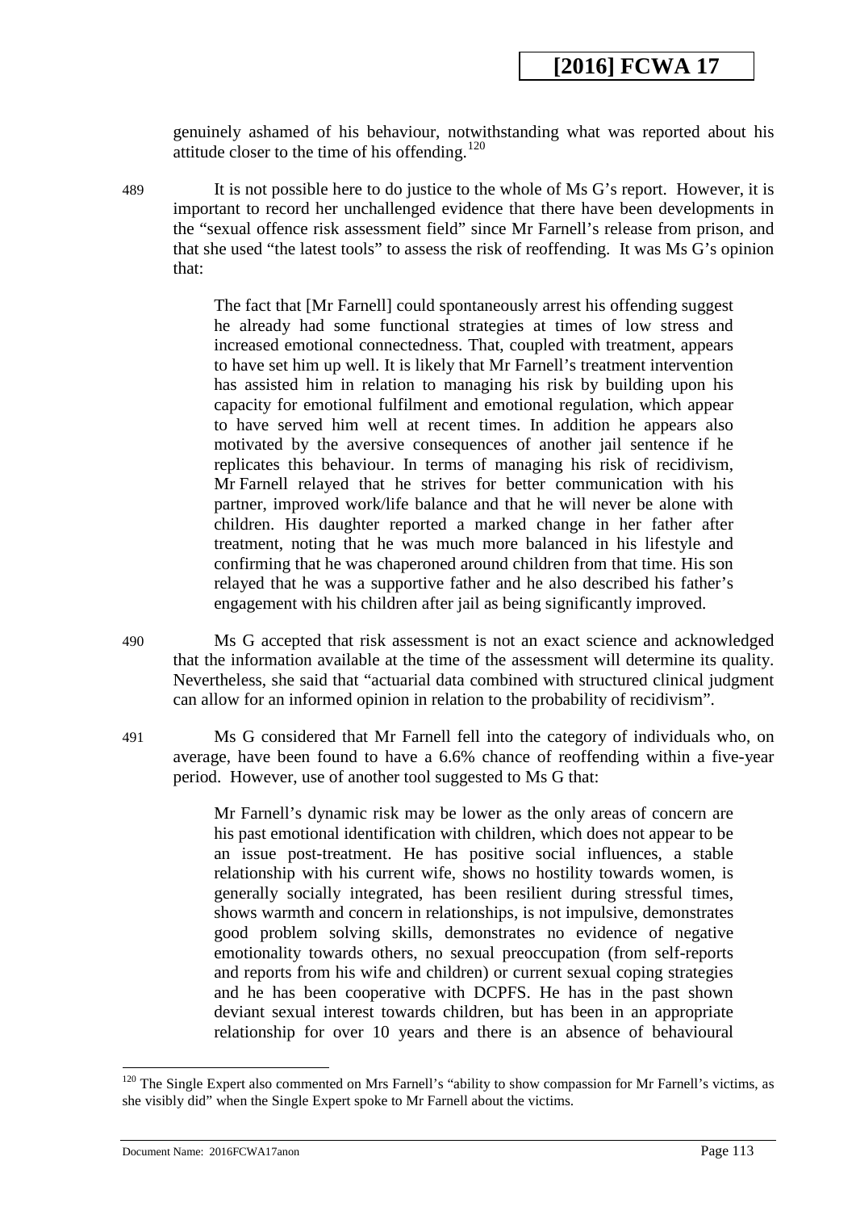genuinely ashamed of his behaviour, notwithstanding what was reported about his attitude closer to the time of his offending.[120]

489 It is not possible here to do justice to the whole of Ms G's report. However, it is important to record her unchallenged evidence that there have been developments in the "sexual offence risk assessment field" since Mr Farnell's release from prison, and that she used "the latest tools" to assess the risk of reoffending. It was Ms G's opinion that:

> The fact that [Mr Farnell] could spontaneously arrest his offending suggest he already had some functional strategies at times of low stress and increased emotional connectedness. That, coupled with treatment, appears to have set him up well. It is likely that Mr Farnell's treatment intervention has assisted him in relation to managing his risk by building upon his capacity for emotional fulfilment and emotional regulation, which appear to have served him well at recent times. In addition he appears also motivated by the aversive consequences of another jail sentence if he replicates this behaviour. In terms of managing his risk of recidivism, Mr Farnell relayed that he strives for better communication with his partner, improved work/life balance and that he will never be alone with children. His daughter reported a marked change in her father after treatment, noting that he was much more balanced in his lifestyle and confirming that he was chaperoned around children from that time. His son relayed that he was a supportive father and he also described his father's engagement with his children after jail as being significantly improved.

490 Ms G accepted that risk assessment is not an exact science and acknowledged that the information available at the time of the assessment will determine its quality. Nevertheless, she said that "actuarial data combined with structured clinical judgment can allow for an informed opinion in relation to the probability of recidivism".

491 Ms G considered that Mr Farnell fell into the category of individuals who, on average, have been found to have a 6.6% chance of reoffending within a five-year period. However, use of another tool suggested to Ms G that:

> Mr Farnell's dynamic risk may be lower as the only areas of concern are his past emotional identification with children, which does not appear to be an issue post-treatment. He has positive social influences, a stable relationship with his current wife, shows no hostility towards women, is generally socially integrated, has been resilient during stressful times, shows warmth and concern in relationships, is not impulsive, demonstrates good problem solving skills, demonstrates no evidence of negative emotionality towards others, no sexual preoccupation (from self-reports and reports from his wife and children) or current sexual coping strategies and he has been cooperative with DCPFS. He has in the past shown deviant sexual interest towards children, but has been in an appropriate relationship for over 10 years and there is an absence of behavioural

---

[120] The Single Expert also commented on Mrs Farnell's "ability to show compassion for Mr Farnell's victims, as she visibly did" when the Single Expert spoke to Mr Farnell about the victims.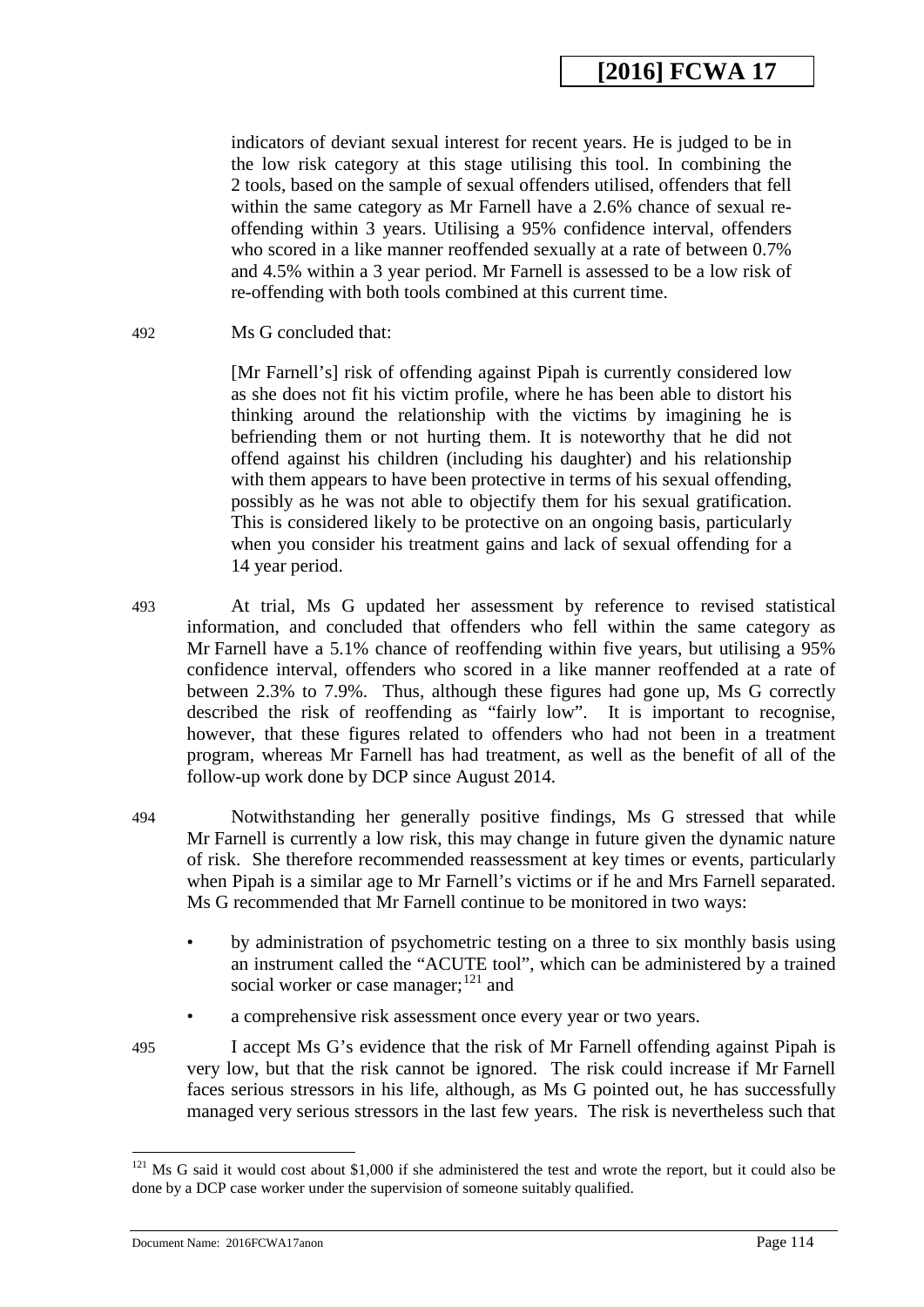indicators of deviant sexual interest for recent years. He is judged to be in the low risk category at this stage utilising this tool. In combining the 2 tools, based on the sample of sexual offenders utilised, offenders that fell within the same category as Mr Farnell have a 2.6% chance of sexual re-offending within 3 years. Utilising a 95% confidence interval, offenders who scored in a like manner reoffended sexually at a rate of between 0.7% and 4.5% within a 3 year period. Mr Farnell is assessed to be a low risk of re-offending with both tools combined at this current time.

492 Ms G concluded that:

> [Mr Farnell's] risk of offending against Pipah is currently considered low as she does not fit his victim profile, where he has been able to distort his thinking around the relationship with the victims by imagining he is befriending them or not hurting them. It is noteworthy that he did not offend against his children (including his daughter) and his relationship with them appears to have been protective in terms of his sexual offending, possibly as he was not able to objectify them for his sexual gratification. This is considered likely to be protective on an ongoing basis, particularly when you consider his treatment gains and lack of sexual offending for a 14 year period.

493 At trial, Ms G updated her assessment by reference to revised statistical information, and concluded that offenders who fell within the same category as Mr Farnell have a 5.1% chance of reoffending within five years, but utilising a 95% confidence interval, offenders who scored in a like manner reoffended at a rate of between 2.3% to 7.9%. Thus, although these figures had gone up, Ms G correctly described the risk of reoffending as "fairly low". It is important to recognise, however, that these figures related to offenders who had not been in a treatment program, whereas Mr Farnell has had treatment, as well as the benefit of all of the follow-up work done by DCP since August 2014.

494 Notwithstanding her generally positive findings, Ms G stressed that while Mr Farnell is currently a low risk, this may change in future given the dynamic nature of risk. She therefore recommended reassessment at key times or events, particularly when Pipah is a similar age to Mr Farnell's victims or if he and Mrs Farnell separated. Ms G recommended that Mr Farnell continue to be monitored in two ways:

- by administration of psychometric testing on a three to six monthly basis using an instrument called the "ACUTE tool", which can be administered by a trained social worker or case manager;[121] and
- a comprehensive risk assessment once every year or two years.

495 I accept Ms G's evidence that the risk of Mr Farnell offending against Pipah is very low, but that the risk cannot be ignored. The risk could increase if Mr Farnell faces serious stressors in his life, although, as Ms G pointed out, he has successfully managed very serious stressors in the last few years. The risk is nevertheless such that

---

[121] Ms G said it would cost about $1,000 if she administered the test and wrote the report, but it could also be done by a DCP case worker under the supervision of someone suitably qualified.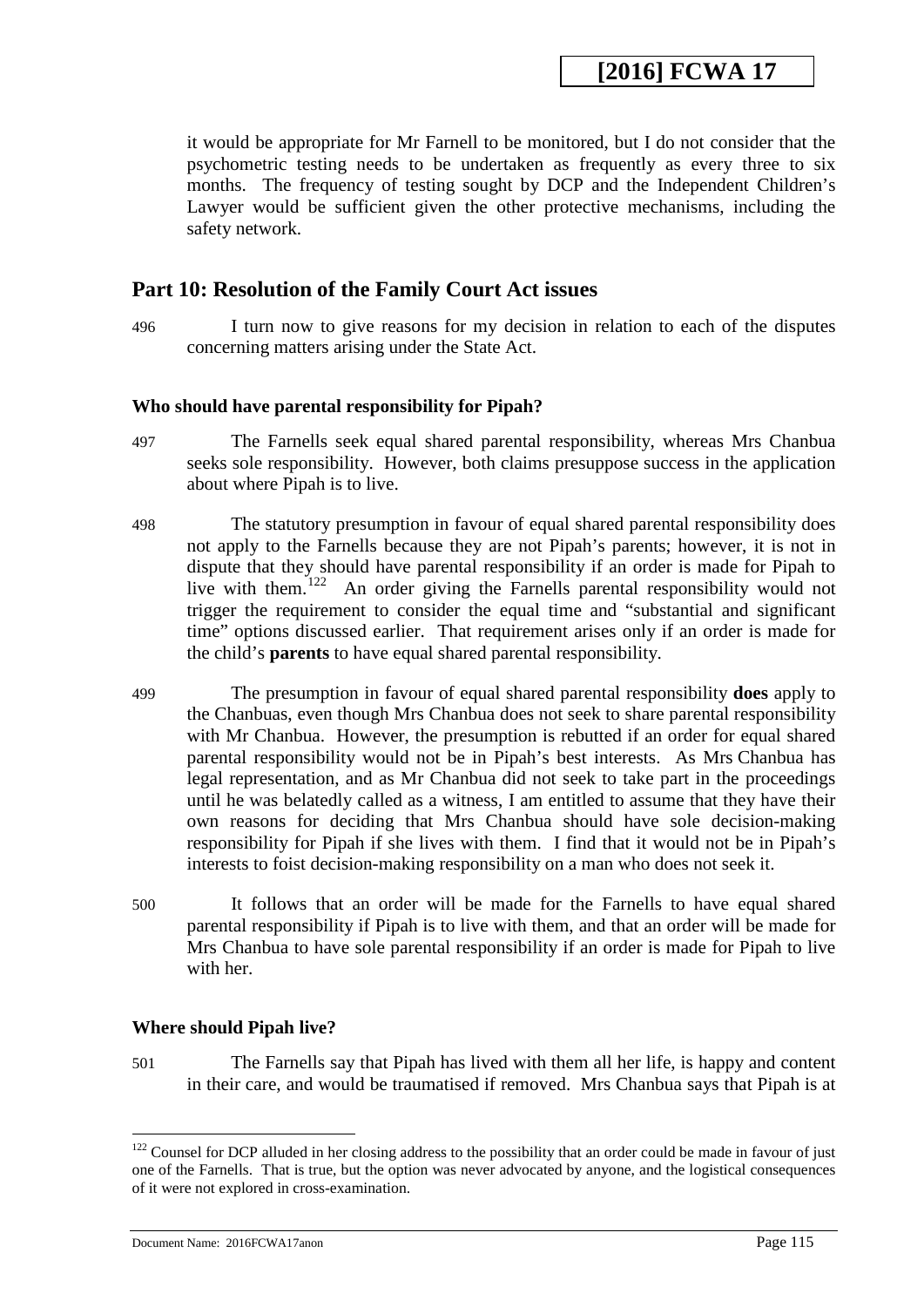it would be appropriate for Mr Farnell to be monitored, but I do not consider that the psychometric testing needs to be undertaken as frequently as every three to six months. The frequency of testing sought by DCP and the Independent Children's Lawyer would be sufficient given the other protective mechanisms, including the safety network.

## Part 10: Resolution of the Family Court Act issues

496 I turn now to give reasons for my decision in relation to each of the disputes concerning matters arising under the State Act.

### Who should have parental responsibility for Pipah?

497 The Farnells seek equal shared parental responsibility, whereas Mrs Chanbua seeks sole responsibility. However, both claims presuppose success in the application about where Pipah is to live.

498 The statutory presumption in favour of equal shared parental responsibility does not apply to the Farnells because they are not Pipah's parents; however, it is not in dispute that they should have parental responsibility if an order is made for Pipah to live with them.[122] An order giving the Farnells parental responsibility would not trigger the requirement to consider the equal time and "substantial and significant time" options discussed earlier. That requirement arises only if an order is made for the child's **parents** to have equal shared parental responsibility.

499 The presumption in favour of equal shared parental responsibility **does** apply to the Chanbuas, even though Mrs Chanbua does not seek to share parental responsibility with Mr Chanbua. However, the presumption is rebutted if an order for equal shared parental responsibility would not be in Pipah's best interests. As Mrs Chanbua has legal representation, and as Mr Chanbua did not seek to take part in the proceedings until he was belatedly called as a witness, I am entitled to assume that they have their own reasons for deciding that Mrs Chanbua should have sole decision-making responsibility for Pipah if she lives with them. I find that it would not be in Pipah's interests to foist decision-making responsibility on a man who does not seek it.

500 It follows that an order will be made for the Farnells to have equal shared parental responsibility if Pipah is to live with them, and that an order will be made for Mrs Chanbua to have sole parental responsibility if an order is made for Pipah to live with her.

### Where should Pipah live?

501 The Farnells say that Pipah has lived with them all her life, is happy and content in their care, and would be traumatised if removed. Mrs Chanbua says that Pipah is at

[122] Counsel for DCP alluded in her closing address to the possibility that an order could be made in favour of just one of the Farnells. That is true, but the option was never advocated by anyone, and the logistical consequences of it were not explored in cross-examination.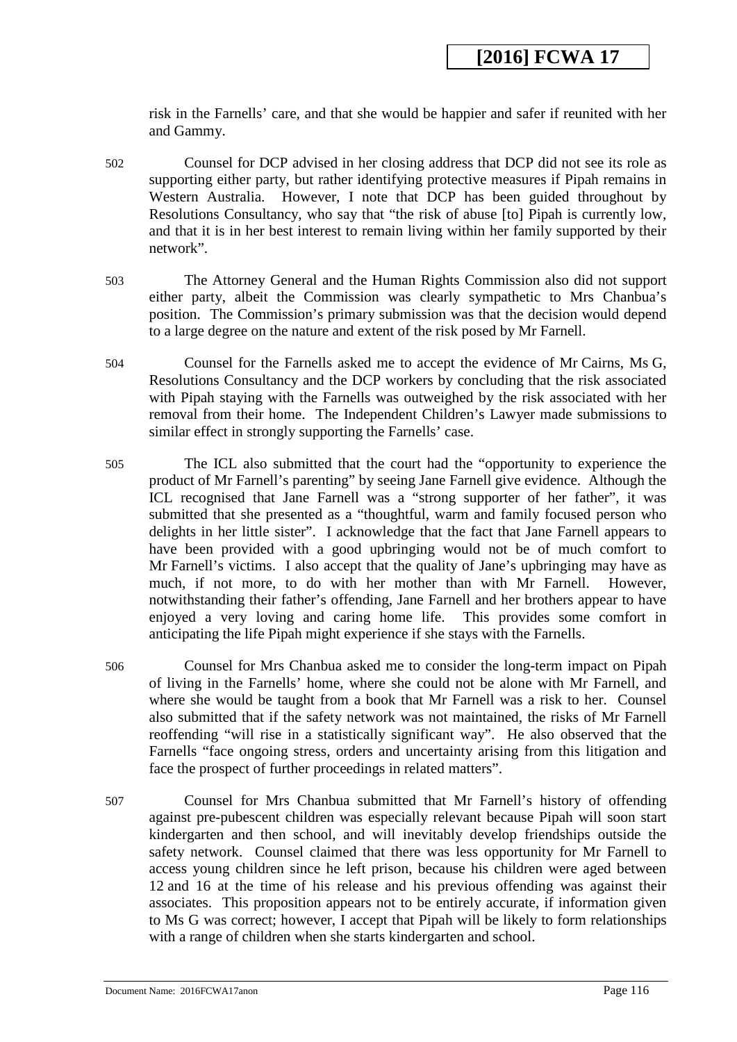risk in the Farnells' care, and that she would be happier and safer if reunited with her and Gammy.

502 Counsel for DCP advised in her closing address that DCP did not see its role as supporting either party, but rather identifying protective measures if Pipah remains in Western Australia. However, I note that DCP has been guided throughout by Resolutions Consultancy, who say that "the risk of abuse [to] Pipah is currently low, and that it is in her best interest to remain living within her family supported by their network".

503 The Attorney General and the Human Rights Commission also did not support either party, albeit the Commission was clearly sympathetic to Mrs Chanbua's position. The Commission's primary submission was that the decision would depend to a large degree on the nature and extent of the risk posed by Mr Farnell.

504 Counsel for the Farnells asked me to accept the evidence of Mr Cairns, Ms G, Resolutions Consultancy and the DCP workers by concluding that the risk associated with Pipah staying with the Farnells was outweighed by the risk associated with her removal from their home. The Independent Children's Lawyer made submissions to similar effect in strongly supporting the Farnells' case.

505 The ICL also submitted that the court had the "opportunity to experience the product of Mr Farnell's parenting" by seeing Jane Farnell give evidence. Although the ICL recognised that Jane Farnell was a "strong supporter of her father", it was submitted that she presented as a "thoughtful, warm and family focused person who delights in her little sister". I acknowledge that the fact that Jane Farnell appears to have been provided with a good upbringing would not be of much comfort to Mr Farnell's victims. I also accept that the quality of Jane's upbringing may have as much, if not more, to do with her mother than with Mr Farnell. However, notwithstanding their father's offending, Jane Farnell and her brothers appear to have enjoyed a very loving and caring home life. This provides some comfort in anticipating the life Pipah might experience if she stays with the Farnells.

506 Counsel for Mrs Chanbua asked me to consider the long-term impact on Pipah of living in the Farnells' home, where she could not be alone with Mr Farnell, and where she would be taught from a book that Mr Farnell was a risk to her. Counsel also submitted that if the safety network was not maintained, the risks of Mr Farnell reoffending "will rise in a statistically significant way". He also observed that the Farnells "face ongoing stress, orders and uncertainty arising from this litigation and face the prospect of further proceedings in related matters".

507 Counsel for Mrs Chanbua submitted that Mr Farnell's history of offending against pre-pubescent children was especially relevant because Pipah will soon start kindergarten and then school, and will inevitably develop friendships outside the safety network. Counsel claimed that there was less opportunity for Mr Farnell to access young children since he left prison, because his children were aged between 12 and 16 at the time of his release and his previous offending was against their associates. This proposition appears not to be entirely accurate, if information given to Ms G was correct; however, I accept that Pipah will be likely to form relationships with a range of children when she starts kindergarten and school.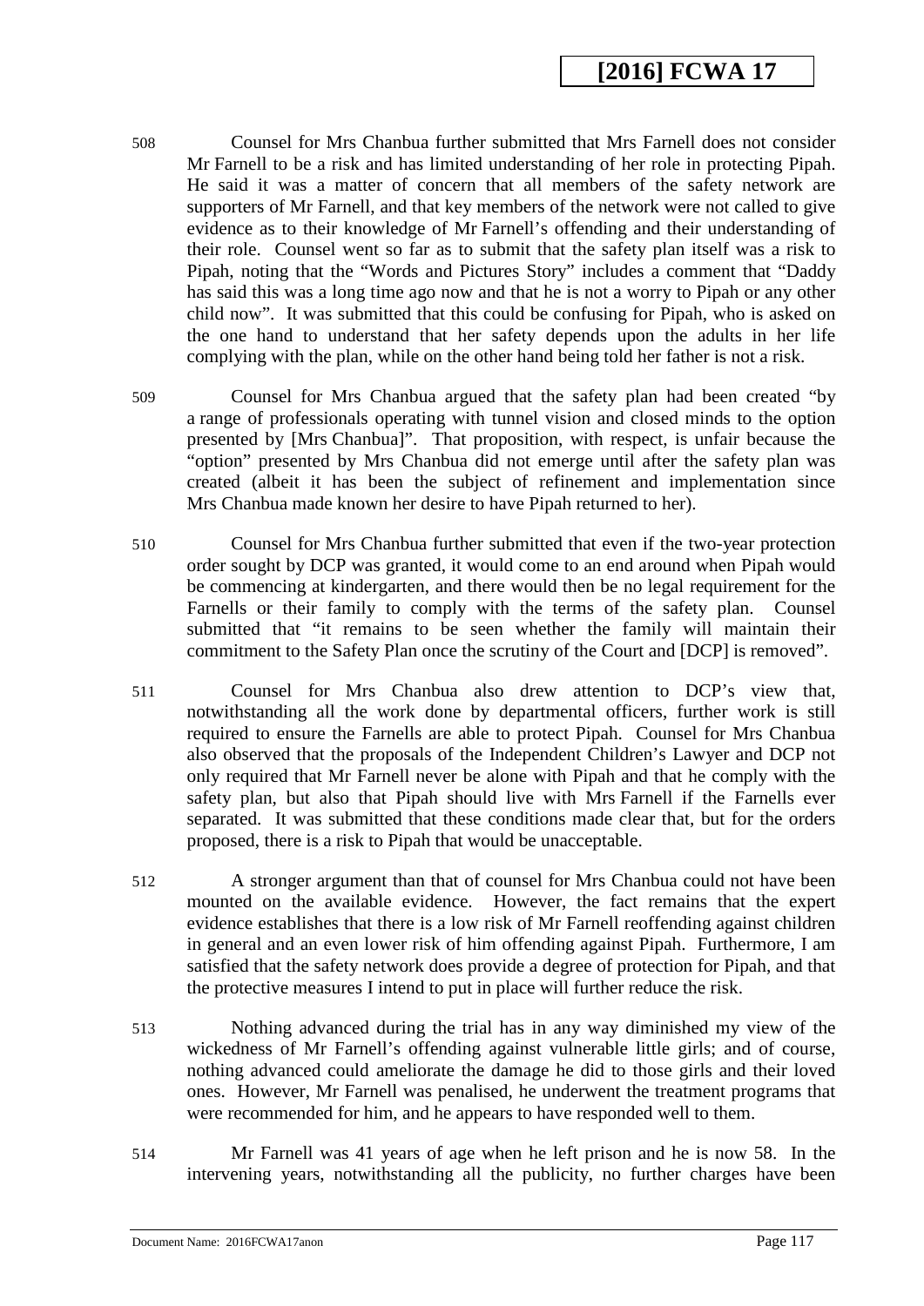508 Counsel for Mrs Chanbua further submitted that Mrs Farnell does not consider Mr Farnell to be a risk and has limited understanding of her role in protecting Pipah. He said it was a matter of concern that all members of the safety network are supporters of Mr Farnell, and that key members of the network were not called to give evidence as to their knowledge of Mr Farnell's offending and their understanding of their role. Counsel went so far as to submit that the safety plan itself was a risk to Pipah, noting that the "Words and Pictures Story" includes a comment that "Daddy has said this was a long time ago now and that he is not a worry to Pipah or any other child now". It was submitted that this could be confusing for Pipah, who is asked on the one hand to understand that her safety depends upon the adults in her life complying with the plan, while on the other hand being told her father is not a risk.

509 Counsel for Mrs Chanbua argued that the safety plan had been created "by a range of professionals operating with tunnel vision and closed minds to the option presented by [Mrs Chanbua]". That proposition, with respect, is unfair because the "option" presented by Mrs Chanbua did not emerge until after the safety plan was created (albeit it has been the subject of refinement and implementation since Mrs Chanbua made known her desire to have Pipah returned to her).

510 Counsel for Mrs Chanbua further submitted that even if the two-year protection order sought by DCP was granted, it would come to an end around when Pipah would be commencing at kindergarten, and there would then be no legal requirement for the Farnells or their family to comply with the terms of the safety plan. Counsel submitted that "it remains to be seen whether the family will maintain their commitment to the Safety Plan once the scrutiny of the Court and [DCP] is removed".

511 Counsel for Mrs Chanbua also drew attention to DCP's view that, notwithstanding all the work done by departmental officers, further work is still required to ensure the Farnells are able to protect Pipah. Counsel for Mrs Chanbua also observed that the proposals of the Independent Children's Lawyer and DCP not only required that Mr Farnell never be alone with Pipah and that he comply with the safety plan, but also that Pipah should live with Mrs Farnell if the Farnells ever separated. It was submitted that these conditions made clear that, but for the orders proposed, there is a risk to Pipah that would be unacceptable.

512 A stronger argument than that of counsel for Mrs Chanbua could not have been mounted on the available evidence. However, the fact remains that the expert evidence establishes that there is a low risk of Mr Farnell reoffending against children in general and an even lower risk of him offending against Pipah. Furthermore, I am satisfied that the safety network does provide a degree of protection for Pipah, and that the protective measures I intend to put in place will further reduce the risk.

513 Nothing advanced during the trial has in any way diminished my view of the wickedness of Mr Farnell's offending against vulnerable little girls; and of course, nothing advanced could ameliorate the damage he did to those girls and their loved ones. However, Mr Farnell was penalised, he underwent the treatment programs that were recommended for him, and he appears to have responded well to them.

514 Mr Farnell was 41 years of age when he left prison and he is now 58. In the intervening years, notwithstanding all the publicity, no further charges have been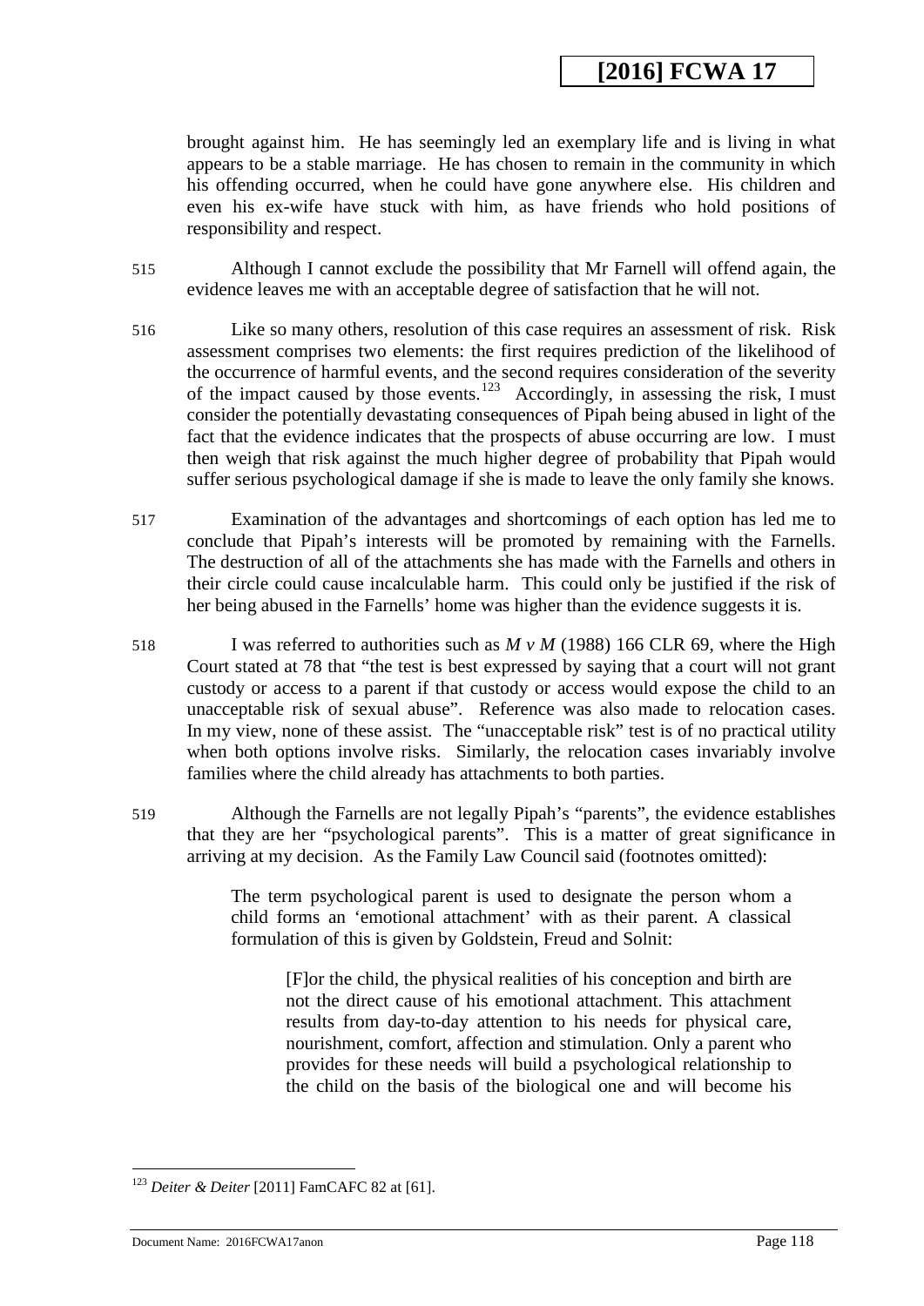brought against him. He has seemingly led an exemplary life and is living in what appears to be a stable marriage. He has chosen to remain in the community in which his offending occurred, when he could have gone anywhere else. His children and even his ex-wife have stuck with him, as have friends who hold positions of responsibility and respect.

515 Although I cannot exclude the possibility that Mr Farnell will offend again, the evidence leaves me with an acceptable degree of satisfaction that he will not.

516 Like so many others, resolution of this case requires an assessment of risk. Risk assessment comprises two elements: the first requires prediction of the likelihood of the occurrence of harmful events, and the second requires consideration of the severity of the impact caused by those events.[123] Accordingly, in assessing the risk, I must consider the potentially devastating consequences of Pipah being abused in light of the fact that the evidence indicates that the prospects of abuse occurring are low. I must then weigh that risk against the much higher degree of probability that Pipah would suffer serious psychological damage if she is made to leave the only family she knows.

517 Examination of the advantages and shortcomings of each option has led me to conclude that Pipah's interests will be promoted by remaining with the Farnells. The destruction of all of the attachments she has made with the Farnells and others in their circle could cause incalculable harm. This could only be justified if the risk of her being abused in the Farnells' home was higher than the evidence suggests it is.

518 I was referred to authorities such as *M v M* (1988) 166 CLR 69, where the High Court stated at 78 that "the test is best expressed by saying that a court will not grant custody or access to a parent if that custody or access would expose the child to an unacceptable risk of sexual abuse". Reference was also made to relocation cases. In my view, none of these assist. The "unacceptable risk" test is of no practical utility when both options involve risks. Similarly, the relocation cases invariably involve families where the child already has attachments to both parties.

519 Although the Farnells are not legally Pipah's "parents", the evidence establishes that they are her "psychological parents". This is a matter of great significance in arriving at my decision. As the Family Law Council said (footnotes omitted):

> The term psychological parent is used to designate the person whom a child forms an 'emotional attachment' with as their parent. A classical formulation of this is given by Goldstein, Freud and Solnit:
>
> > [F]or the child, the physical realities of his conception and birth are not the direct cause of his emotional attachment. This attachment results from day-to-day attention to his needs for physical care, nourishment, comfort, affection and stimulation. Only a parent who provides for these needs will build a psychological relationship to the child on the basis of the biological one and will become his

[123] *Deiter & Deiter* [2011] FamCAFC 82 at [61].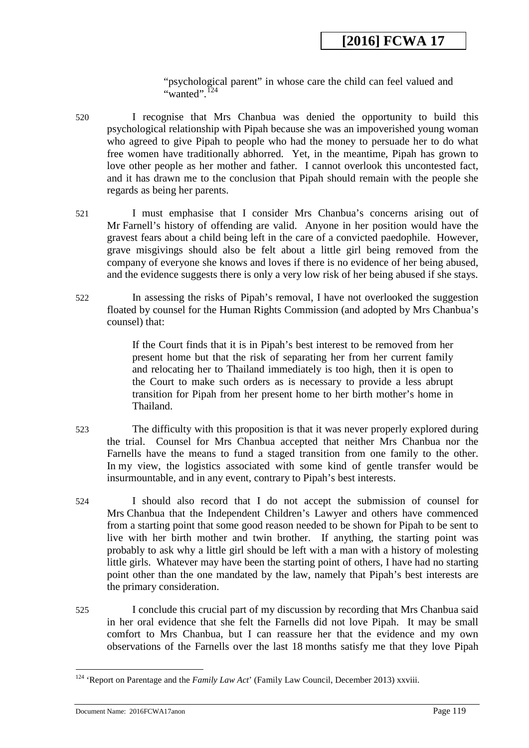"psychological parent" in whose care the child can feel valued and "wanted".[124]

520 I recognise that Mrs Chanbua was denied the opportunity to build this psychological relationship with Pipah because she was an impoverished young woman who agreed to give Pipah to people who had the money to persuade her to do what free women have traditionally abhorred. Yet, in the meantime, Pipah has grown to love other people as her mother and father. I cannot overlook this uncontested fact, and it has drawn me to the conclusion that Pipah should remain with the people she regards as being her parents.

521 I must emphasise that I consider Mrs Chanbua's concerns arising out of Mr Farnell's history of offending are valid. Anyone in her position would have the gravest fears about a child being left in the care of a convicted paedophile. However, grave misgivings should also be felt about a little girl being removed from the company of everyone she knows and loves if there is no evidence of her being abused, and the evidence suggests there is only a very low risk of her being abused if she stays.

522 In assessing the risks of Pipah's removal, I have not overlooked the suggestion floated by counsel for the Human Rights Commission (and adopted by Mrs Chanbua's counsel) that:

> If the Court finds that it is in Pipah's best interest to be removed from her present home but that the risk of separating her from her current family and relocating her to Thailand immediately is too high, then it is open to the Court to make such orders as is necessary to provide a less abrupt transition for Pipah from her present home to her birth mother's home in Thailand.

523 The difficulty with this proposition is that it was never properly explored during the trial. Counsel for Mrs Chanbua accepted that neither Mrs Chanbua nor the Farnells have the means to fund a staged transition from one family to the other. In my view, the logistics associated with some kind of gentle transfer would be insurmountable, and in any event, contrary to Pipah's best interests.

524 I should also record that I do not accept the submission of counsel for Mrs Chanbua that the Independent Children's Lawyer and others have commenced from a starting point that some good reason needed to be shown for Pipah to be sent to live with her birth mother and twin brother. If anything, the starting point was probably to ask why a little girl should be left with a man with a history of molesting little girls. Whatever may have been the starting point of others, I have had no starting point other than the one mandated by the law, namely that Pipah's best interests are the primary consideration.

525 I conclude this crucial part of my discussion by recording that Mrs Chanbua said in her oral evidence that she felt the Farnells did not love Pipah. It may be small comfort to Mrs Chanbua, but I can reassure her that the evidence and my own observations of the Farnells over the last 18 months satisfy me that they love Pipah

---

[124] 'Report on Parentage and the *Family Law Act*' (Family Law Council, December 2013) xxviii.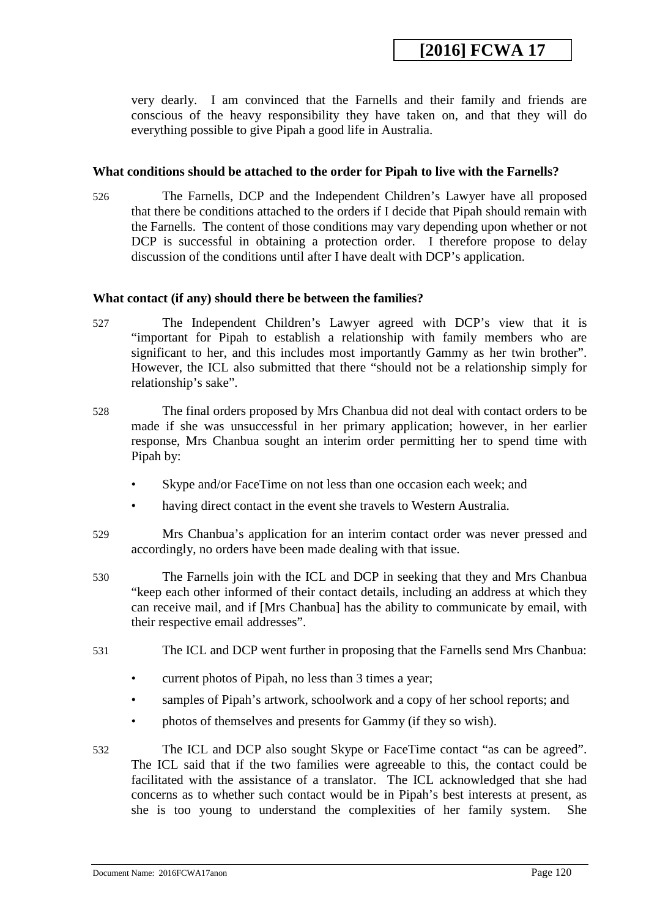very dearly. I am convinced that the Farnells and their family and friends are conscious of the heavy responsibility they have taken on, and that they will do everything possible to give Pipah a good life in Australia.

**What conditions should be attached to the order for Pipah to live with the Farnells?**

526 The Farnells, DCP and the Independent Children's Lawyer have all proposed that there be conditions attached to the orders if I decide that Pipah should remain with the Farnells. The content of those conditions may vary depending upon whether or not DCP is successful in obtaining a protection order. I therefore propose to delay discussion of the conditions until after I have dealt with DCP's application.

**What contact (if any) should there be between the families?**

527 The Independent Children's Lawyer agreed with DCP's view that it is "important for Pipah to establish a relationship with family members who are significant to her, and this includes most importantly Gammy as her twin brother". However, the ICL also submitted that there "should not be a relationship simply for relationship's sake".

528 The final orders proposed by Mrs Chanbua did not deal with contact orders to be made if she was unsuccessful in her primary application; however, in her earlier response, Mrs Chanbua sought an interim order permitting her to spend time with Pipah by:

- Skype and/or FaceTime on not less than one occasion each week; and
- having direct contact in the event she travels to Western Australia.

529 Mrs Chanbua's application for an interim contact order was never pressed and accordingly, no orders have been made dealing with that issue.

530 The Farnells join with the ICL and DCP in seeking that they and Mrs Chanbua "keep each other informed of their contact details, including an address at which they can receive mail, and if [Mrs Chanbua] has the ability to communicate by email, with their respective email addresses".

531 The ICL and DCP went further in proposing that the Farnells send Mrs Chanbua:

- current photos of Pipah, no less than 3 times a year;
- samples of Pipah's artwork, schoolwork and a copy of her school reports; and
- photos of themselves and presents for Gammy (if they so wish).

532 The ICL and DCP also sought Skype or FaceTime contact "as can be agreed". The ICL said that if the two families were agreeable to this, the contact could be facilitated with the assistance of a translator. The ICL acknowledged that she had concerns as to whether such contact would be in Pipah's best interests at present, as she is too young to understand the complexities of her family system. She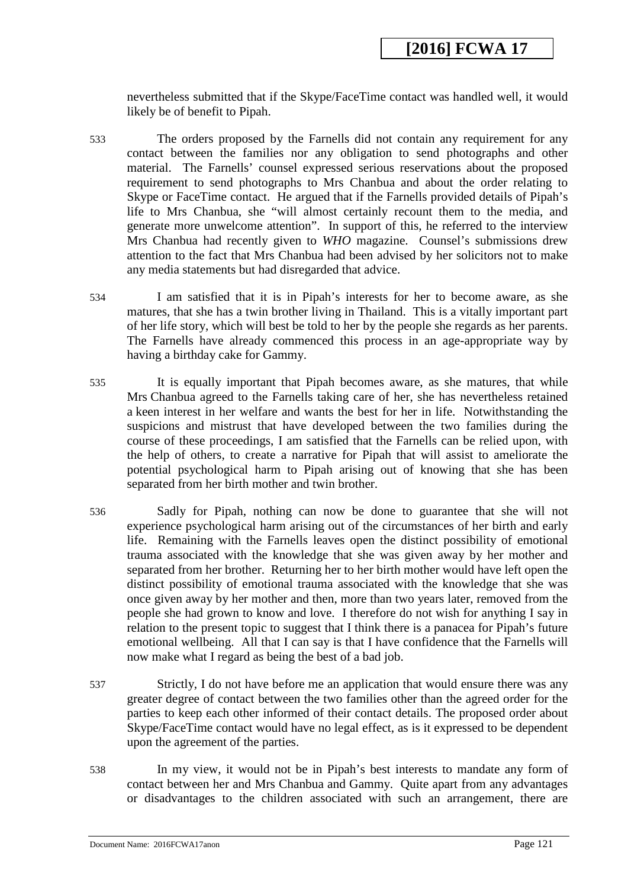nevertheless submitted that if the Skype/FaceTime contact was handled well, it would likely be of benefit to Pipah.

533 The orders proposed by the Farnells did not contain any requirement for any contact between the families nor any obligation to send photographs and other material. The Farnells' counsel expressed serious reservations about the proposed requirement to send photographs to Mrs Chanbua and about the order relating to Skype or FaceTime contact. He argued that if the Farnells provided details of Pipah's life to Mrs Chanbua, she "will almost certainly recount them to the media, and generate more unwelcome attention". In support of this, he referred to the interview Mrs Chanbua had recently given to *WHO* magazine. Counsel's submissions drew attention to the fact that Mrs Chanbua had been advised by her solicitors not to make any media statements but had disregarded that advice.

534 I am satisfied that it is in Pipah's interests for her to become aware, as she matures, that she has a twin brother living in Thailand. This is a vitally important part of her life story, which will best be told to her by the people she regards as her parents. The Farnells have already commenced this process in an age-appropriate way by having a birthday cake for Gammy.

535 It is equally important that Pipah becomes aware, as she matures, that while Mrs Chanbua agreed to the Farnells taking care of her, she has nevertheless retained a keen interest in her welfare and wants the best for her in life. Notwithstanding the suspicions and mistrust that have developed between the two families during the course of these proceedings, I am satisfied that the Farnells can be relied upon, with the help of others, to create a narrative for Pipah that will assist to ameliorate the potential psychological harm to Pipah arising out of knowing that she has been separated from her birth mother and twin brother.

536 Sadly for Pipah, nothing can now be done to guarantee that she will not experience psychological harm arising out of the circumstances of her birth and early life. Remaining with the Farnells leaves open the distinct possibility of emotional trauma associated with the knowledge that she was given away by her mother and separated from her brother. Returning her to her birth mother would have left open the distinct possibility of emotional trauma associated with the knowledge that she was once given away by her mother and then, more than two years later, removed from the people she had grown to know and love. I therefore do not wish for anything I say in relation to the present topic to suggest that I think there is a panacea for Pipah's future emotional wellbeing. All that I can say is that I have confidence that the Farnells will now make what I regard as being the best of a bad job.

537 Strictly, I do not have before me an application that would ensure there was any greater degree of contact between the two families other than the agreed order for the parties to keep each other informed of their contact details. The proposed order about Skype/FaceTime contact would have no legal effect, as is it expressed to be dependent upon the agreement of the parties.

538 In my view, it would not be in Pipah's best interests to mandate any form of contact between her and Mrs Chanbua and Gammy. Quite apart from any advantages or disadvantages to the children associated with such an arrangement, there are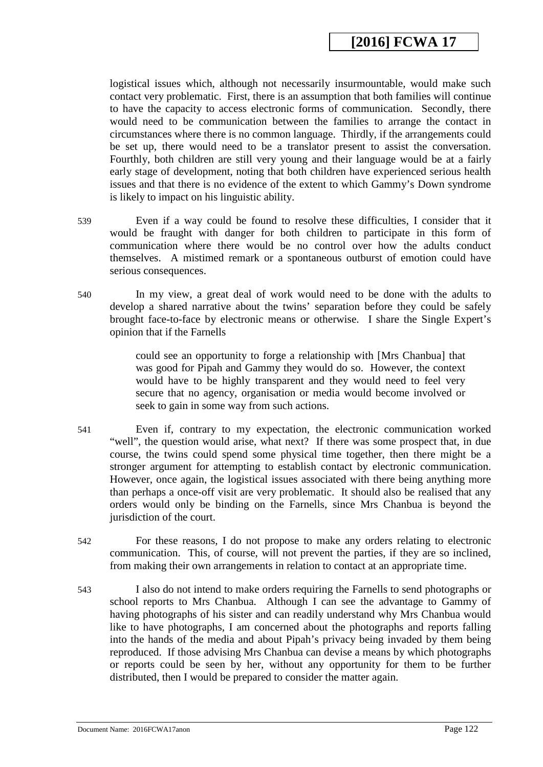logistical issues which, although not necessarily insurmountable, would make such contact very problematic. First, there is an assumption that both families will continue to have the capacity to access electronic forms of communication. Secondly, there would need to be communication between the families to arrange the contact in circumstances where there is no common language. Thirdly, if the arrangements could be set up, there would need to be a translator present to assist the conversation. Fourthly, both children are still very young and their language would be at a fairly early stage of development, noting that both children have experienced serious health issues and that there is no evidence of the extent to which Gammy's Down syndrome is likely to impact on his linguistic ability.

539 Even if a way could be found to resolve these difficulties, I consider that it would be fraught with danger for both children to participate in this form of communication where there would be no control over how the adults conduct themselves. A mistimed remark or a spontaneous outburst of emotion could have serious consequences.

540 In my view, a great deal of work would need to be done with the adults to develop a shared narrative about the twins' separation before they could be safely brought face-to-face by electronic means or otherwise. I share the Single Expert's opinion that if the Farnells

> could see an opportunity to forge a relationship with [Mrs Chanbua] that was good for Pipah and Gammy they would do so. However, the context would have to be highly transparent and they would need to feel very secure that no agency, organisation or media would become involved or seek to gain in some way from such actions.

541 Even if, contrary to my expectation, the electronic communication worked "well", the question would arise, what next? If there was some prospect that, in due course, the twins could spend some physical time together, then there might be a stronger argument for attempting to establish contact by electronic communication. However, once again, the logistical issues associated with there being anything more than perhaps a once-off visit are very problematic. It should also be realised that any orders would only be binding on the Farnells, since Mrs Chanbua is beyond the jurisdiction of the court.

542 For these reasons, I do not propose to make any orders relating to electronic communication. This, of course, will not prevent the parties, if they are so inclined, from making their own arrangements in relation to contact at an appropriate time.

543 I also do not intend to make orders requiring the Farnells to send photographs or school reports to Mrs Chanbua. Although I can see the advantage to Gammy of having photographs of his sister and can readily understand why Mrs Chanbua would like to have photographs, I am concerned about the photographs and reports falling into the hands of the media and about Pipah's privacy being invaded by them being reproduced. If those advising Mrs Chanbua can devise a means by which photographs or reports could be seen by her, without any opportunity for them to be further distributed, then I would be prepared to consider the matter again.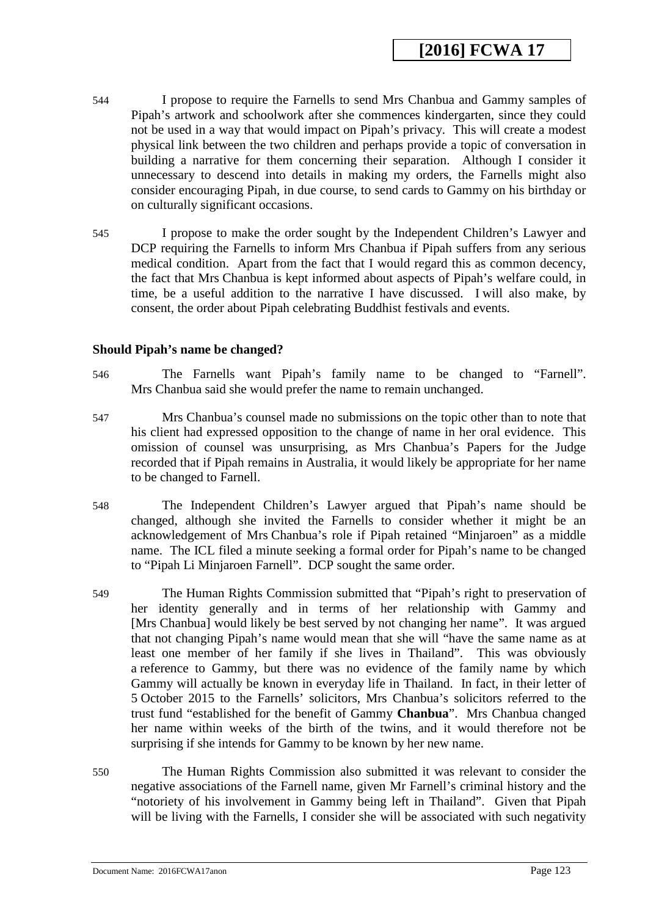544 I propose to require the Farnells to send Mrs Chanbua and Gammy samples of Pipah's artwork and schoolwork after she commences kindergarten, since they could not be used in a way that would impact on Pipah's privacy. This will create a modest physical link between the two children and perhaps provide a topic of conversation in building a narrative for them concerning their separation. Although I consider it unnecessary to descend into details in making my orders, the Farnells might also consider encouraging Pipah, in due course, to send cards to Gammy on his birthday or on culturally significant occasions.

545 I propose to make the order sought by the Independent Children's Lawyer and DCP requiring the Farnells to inform Mrs Chanbua if Pipah suffers from any serious medical condition. Apart from the fact that I would regard this as common decency, the fact that Mrs Chanbua is kept informed about aspects of Pipah's welfare could, in time, be a useful addition to the narrative I have discussed. I will also make, by consent, the order about Pipah celebrating Buddhist festivals and events.

### Should Pipah's name be changed?

546 The Farnells want Pipah's family name to be changed to "Farnell". Mrs Chanbua said she would prefer the name to remain unchanged.

547 Mrs Chanbua's counsel made no submissions on the topic other than to note that his client had expressed opposition to the change of name in her oral evidence. This omission of counsel was unsurprising, as Mrs Chanbua's Papers for the Judge recorded that if Pipah remains in Australia, it would likely be appropriate for her name to be changed to Farnell.

548 The Independent Children's Lawyer argued that Pipah's name should be changed, although she invited the Farnells to consider whether it might be an acknowledgement of Mrs Chanbua's role if Pipah retained "Minjaroen" as a middle name. The ICL filed a minute seeking a formal order for Pipah's name to be changed to "Pipah Li Minjaroen Farnell". DCP sought the same order.

549 The Human Rights Commission submitted that "Pipah's right to preservation of her identity generally and in terms of her relationship with Gammy and [Mrs Chanbua] would likely be best served by not changing her name". It was argued that not changing Pipah's name would mean that she will "have the same name as at least one member of her family if she lives in Thailand". This was obviously a reference to Gammy, but there was no evidence of the family name by which Gammy will actually be known in everyday life in Thailand. In fact, in their letter of 5 October 2015 to the Farnells' solicitors, Mrs Chanbua's solicitors referred to the trust fund "established for the benefit of Gammy **Chanbua**". Mrs Chanbua changed her name within weeks of the birth of the twins, and it would therefore not be surprising if she intends for Gammy to be known by her new name.

550 The Human Rights Commission also submitted it was relevant to consider the negative associations of the Farnell name, given Mr Farnell's criminal history and the "notoriety of his involvement in Gammy being left in Thailand". Given that Pipah will be living with the Farnells, I consider she will be associated with such negativity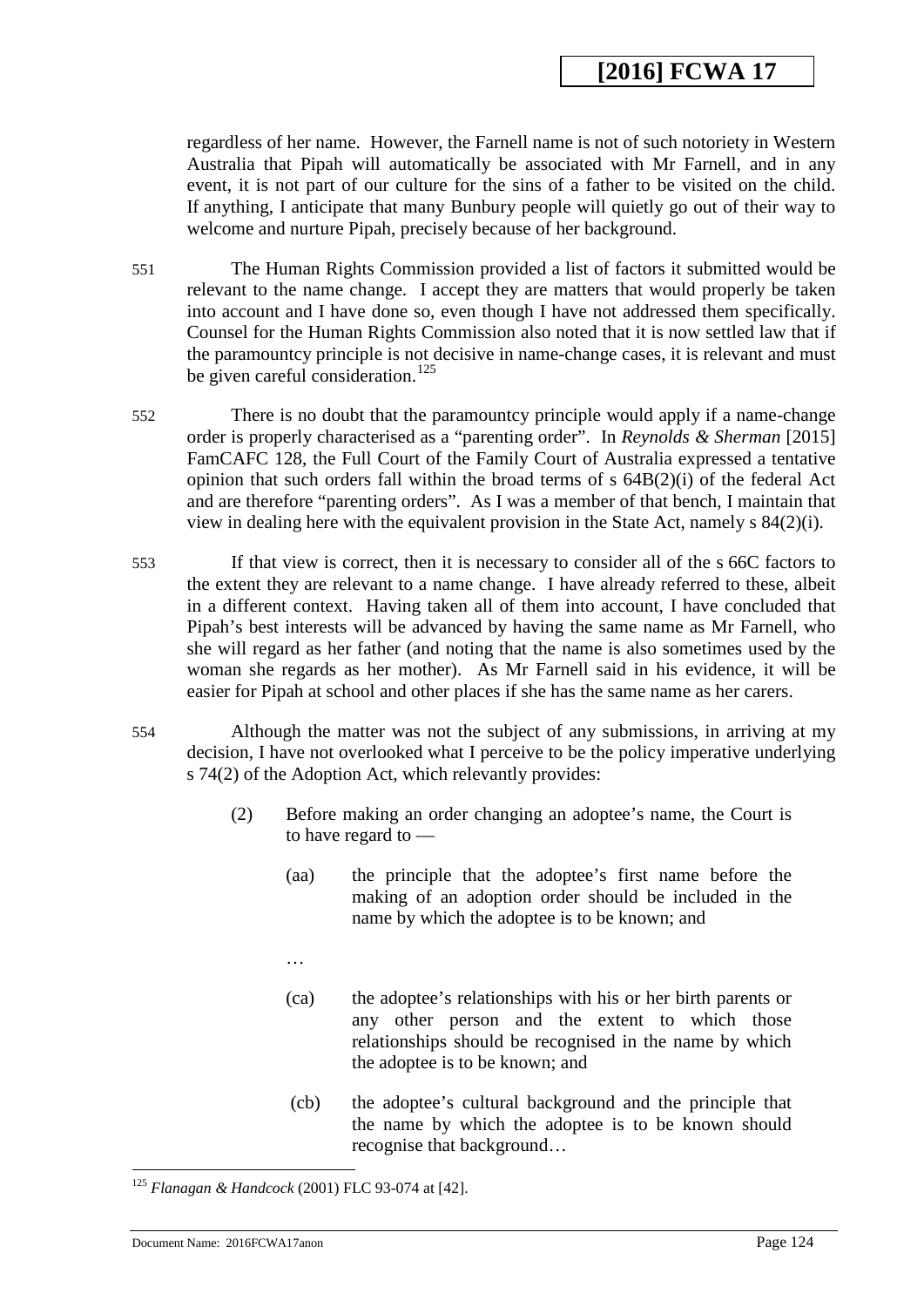regardless of her name. However, the Farnell name is not of such notoriety in Western Australia that Pipah will automatically be associated with Mr Farnell, and in any event, it is not part of our culture for the sins of a father to be visited on the child. If anything, I anticipate that many Bunbury people will quietly go out of their way to welcome and nurture Pipah, precisely because of her background.

551 The Human Rights Commission provided a list of factors it submitted would be relevant to the name change. I accept they are matters that would properly be taken into account and I have done so, even though I have not addressed them specifically. Counsel for the Human Rights Commission also noted that it is now settled law that if the paramountcy principle is not decisive in name-change cases, it is relevant and must be given careful consideration.[125]

552 There is no doubt that the paramountcy principle would apply if a name-change order is properly characterised as a "parenting order". In *Reynolds & Sherman* [2015] FamCAFC 128, the Full Court of the Family Court of Australia expressed a tentative opinion that such orders fall within the broad terms of s 64B(2)(i) of the federal Act and are therefore "parenting orders". As I was a member of that bench, I maintain that view in dealing here with the equivalent provision in the State Act, namely s 84(2)(i).

553 If that view is correct, then it is necessary to consider all of the s 66C factors to the extent they are relevant to a name change. I have already referred to these, albeit in a different context. Having taken all of them into account, I have concluded that Pipah's best interests will be advanced by having the same name as Mr Farnell, who she will regard as her father (and noting that the name is also sometimes used by the woman she regards as her mother). As Mr Farnell said in his evidence, it will be easier for Pipah at school and other places if she has the same name as her carers.

554 Although the matter was not the subject of any submissions, in arriving at my decision, I have not overlooked what I perceive to be the policy imperative underlying s 74(2) of the Adoption Act, which relevantly provides:

> (2) Before making an order changing an adoptee's name, the Court is to have regard to —
>
> (aa) the principle that the adoptee's first name before the making of an adoption order should be included in the name by which the adoptee is to be known; and
>
> …
>
> (ca) the adoptee's relationships with his or her birth parents or any other person and the extent to which those relationships should be recognised in the name by which the adoptee is to be known; and
>
> (cb) the adoptee's cultural background and the principle that the name by which the adoptee is to be known should recognise that background…

---

[125] *Flanagan & Handcock* (2001) FLC 93-074 at [42].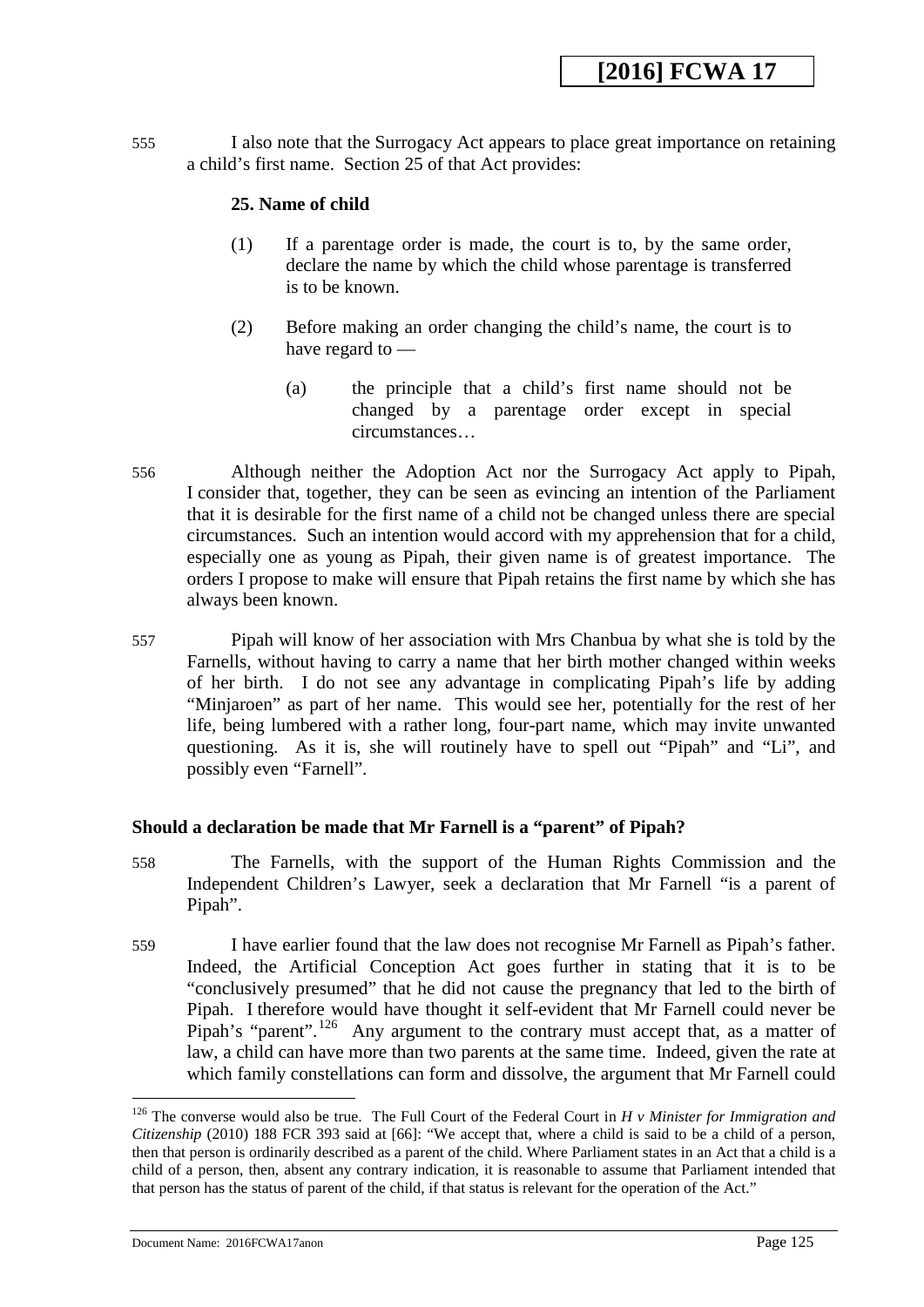555 I also note that the Surrogacy Act appears to place great importance on retaining a child's first name. Section 25 of that Act provides:

> **25. Name of child**
>
> (1) If a parentage order is made, the court is to, by the same order, declare the name by which the child whose parentage is transferred is to be known.
>
> (2) Before making an order changing the child's name, the court is to have regard to —
>
> (a) the principle that a child's first name should not be changed by a parentage order except in special circumstances…

556 Although neither the Adoption Act nor the Surrogacy Act apply to Pipah, I consider that, together, they can be seen as evincing an intention of the Parliament that it is desirable for the first name of a child not be changed unless there are special circumstances. Such an intention would accord with my apprehension that for a child, especially one as young as Pipah, their given name is of greatest importance. The orders I propose to make will ensure that Pipah retains the first name by which she has always been known.

557 Pipah will know of her association with Mrs Chanbua by what she is told by the Farnells, without having to carry a name that her birth mother changed within weeks of her birth. I do not see any advantage in complicating Pipah's life by adding "Minjaroen" as part of her name. This would see her, potentially for the rest of her life, being lumbered with a rather long, four-part name, which may invite unwanted questioning. As it is, she will routinely have to spell out "Pipah" and "Li", and possibly even "Farnell".

**Should a declaration be made that Mr Farnell is a "parent" of Pipah?**

558 The Farnells, with the support of the Human Rights Commission and the Independent Children's Lawyer, seek a declaration that Mr Farnell "is a parent of Pipah".

559 I have earlier found that the law does not recognise Mr Farnell as Pipah's father. Indeed, the Artificial Conception Act goes further in stating that it is to be "conclusively presumed" that he did not cause the pregnancy that led to the birth of Pipah. I therefore would have thought it self-evident that Mr Farnell could never be Pipah's "parent".[126] Any argument to the contrary must accept that, as a matter of law, a child can have more than two parents at the same time. Indeed, given the rate at which family constellations can form and dissolve, the argument that Mr Farnell could

---

[126] The converse would also be true. The Full Court of the Federal Court in *H v Minister for Immigration and Citizenship* (2010) 188 FCR 393 said at [66]: "We accept that, where a child is said to be a child of a person, then that person is ordinarily described as a parent of the child. Where Parliament states in an Act that a child is a child of a person, then, absent any contrary indication, it is reasonable to assume that Parliament intended that that person has the status of parent of the child, if that status is relevant for the operation of the Act."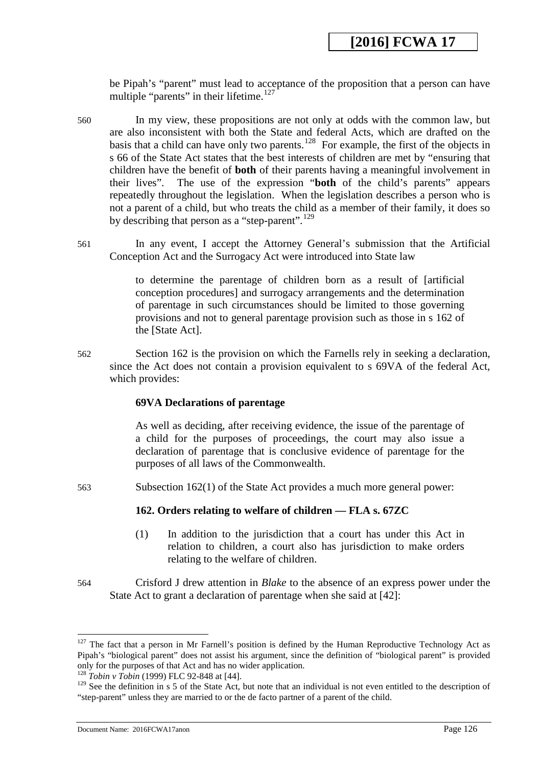be Pipah's "parent" must lead to acceptance of the proposition that a person can have multiple "parents" in their lifetime.[127]

560 In my view, these propositions are not only at odds with the common law, but are also inconsistent with both the State and federal Acts, which are drafted on the basis that a child can have only two parents.[128] For example, the first of the objects in s 66 of the State Act states that the best interests of children are met by "ensuring that children have the benefit of **both** of their parents having a meaningful involvement in their lives". The use of the expression "**both** of the child's parents" appears repeatedly throughout the legislation. When the legislation describes a person who is not a parent of a child, but who treats the child as a member of their family, it does so by describing that person as a "step-parent".[129]

561 In any event, I accept the Attorney General's submission that the Artificial Conception Act and the Surrogacy Act were introduced into State law

> to determine the parentage of children born as a result of [artificial conception procedures] and surrogacy arrangements and the determination of parentage in such circumstances should be limited to those governing provisions and not to general parentage provision such as those in s 162 of the [State Act].

562 Section 162 is the provision on which the Farnells rely in seeking a declaration, since the Act does not contain a provision equivalent to s 69VA of the federal Act, which provides:

> **69VA Declarations of parentage**
>
> As well as deciding, after receiving evidence, the issue of the parentage of a child for the purposes of proceedings, the court may also issue a declaration of parentage that is conclusive evidence of parentage for the purposes of all laws of the Commonwealth.

563 Subsection 162(1) of the State Act provides a much more general power:

> **162. Orders relating to welfare of children — FLA s. 67ZC**
>
> (1) In addition to the jurisdiction that a court has under this Act in relation to children, a court also has jurisdiction to make orders relating to the welfare of children.

564 Crisford J drew attention in *Blake* to the absence of an express power under the State Act to grant a declaration of parentage when she said at [42]:

---

[127] The fact that a person in Mr Farnell's position is defined by the Human Reproductive Technology Act as Pipah's "biological parent" does not assist his argument, since the definition of "biological parent" is provided only for the purposes of that Act and has no wider application.

[128] *Tobin v Tobin* (1999) FLC 92-848 at [44].

[129] See the definition in s 5 of the State Act, but note that an individual is not even entitled to the description of "step-parent" unless they are married to or the de facto partner of a parent of the child.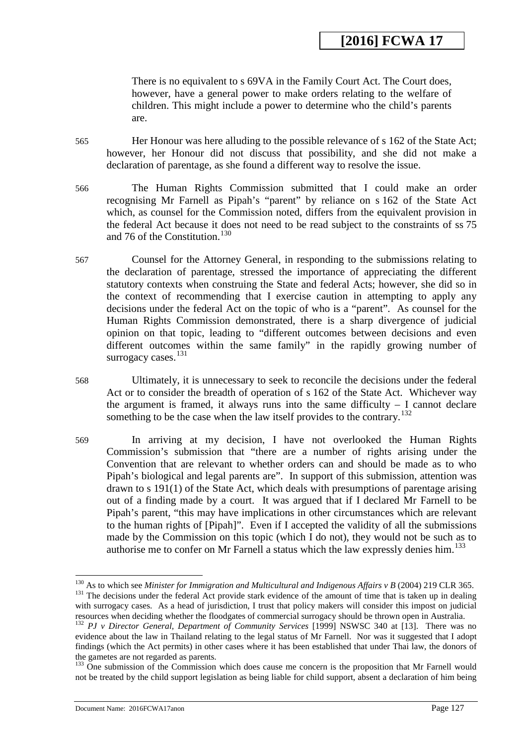> There is no equivalent to s 69VA in the Family Court Act. The Court does, however, have a general power to make orders relating to the welfare of children. This might include a power to determine who the child's parents are.

565 Her Honour was here alluding to the possible relevance of s 162 of the State Act; however, her Honour did not discuss that possibility, and she did not make a declaration of parentage, as she found a different way to resolve the issue.

566 The Human Rights Commission submitted that I could make an order recognising Mr Farnell as Pipah's "parent" by reliance on s 162 of the State Act which, as counsel for the Commission noted, differs from the equivalent provision in the federal Act because it does not need to be read subject to the constraints of ss 75 and 76 of the Constitution.[130]

567 Counsel for the Attorney General, in responding to the submissions relating to the declaration of parentage, stressed the importance of appreciating the different statutory contexts when construing the State and federal Acts; however, she did so in the context of recommending that I exercise caution in attempting to apply any decisions under the federal Act on the topic of who is a "parent". As counsel for the Human Rights Commission demonstrated, there is a sharp divergence of judicial opinion on that topic, leading to "different outcomes between decisions and even different outcomes within the same family" in the rapidly growing number of surrogacy cases.[131]

568 Ultimately, it is unnecessary to seek to reconcile the decisions under the federal Act or to consider the breadth of operation of s 162 of the State Act. Whichever way the argument is framed, it always runs into the same difficulty – I cannot declare something to be the case when the law itself provides to the contrary.[132]

569 In arriving at my decision, I have not overlooked the Human Rights Commission's submission that "there are a number of rights arising under the Convention that are relevant to whether orders can and should be made as to who Pipah's biological and legal parents are". In support of this submission, attention was drawn to s 191(1) of the State Act, which deals with presumptions of parentage arising out of a finding made by a court. It was argued that if I declared Mr Farnell to be Pipah's parent, "this may have implications in other circumstances which are relevant to the human rights of [Pipah]". Even if I accepted the validity of all the submissions made by the Commission on this topic (which I do not), they would not be such as to authorise me to confer on Mr Farnell a status which the law expressly denies him.[133]

---

[130] As to which see *Minister for Immigration and Multicultural and Indigenous Affairs v B* (2004) 219 CLR 365.

[131] The decisions under the federal Act provide stark evidence of the amount of time that is taken up in dealing with surrogacy cases. As a head of jurisdiction, I trust that policy makers will consider this impost on judicial resources when deciding whether the floodgates of commercial surrogacy should be thrown open in Australia.

[132] *PJ v Director General, Department of Community Services* [1999] NSWSC 340 at [13]. There was no evidence about the law in Thailand relating to the legal status of Mr Farnell. Nor was it suggested that I adopt findings (which the Act permits) in other cases where it has been established that under Thai law, the donors of the gametes are not regarded as parents.

[133] One submission of the Commission which does cause me concern is the proposition that Mr Farnell would not be treated by the child support legislation as being liable for child support, absent a declaration of him being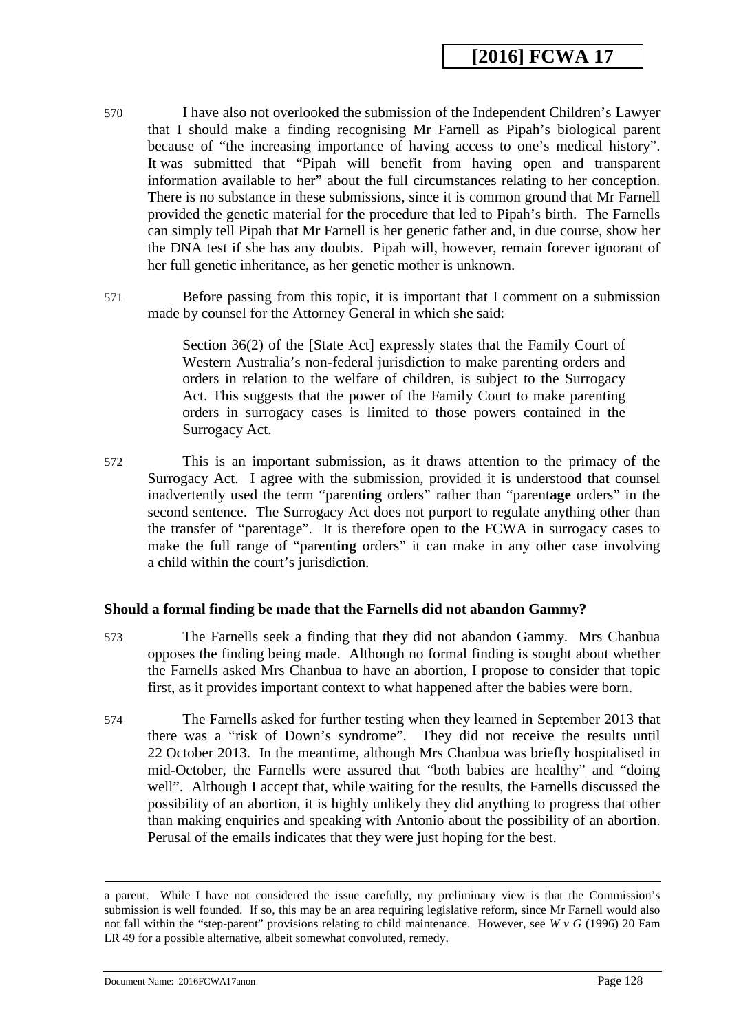570 I have also not overlooked the submission of the Independent Children's Lawyer that I should make a finding recognising Mr Farnell as Pipah's biological parent because of "the increasing importance of having access to one's medical history". It was submitted that "Pipah will benefit from having open and transparent information available to her" about the full circumstances relating to her conception. There is no substance in these submissions, since it is common ground that Mr Farnell provided the genetic material for the procedure that led to Pipah's birth. The Farnells can simply tell Pipah that Mr Farnell is her genetic father and, in due course, show her the DNA test if she has any doubts. Pipah will, however, remain forever ignorant of her full genetic inheritance, as her genetic mother is unknown.

571 Before passing from this topic, it is important that I comment on a submission made by counsel for the Attorney General in which she said:

> Section 36(2) of the [State Act] expressly states that the Family Court of Western Australia's non-federal jurisdiction to make parenting orders and orders in relation to the welfare of children, is subject to the Surrogacy Act. This suggests that the power of the Family Court to make parenting orders in surrogacy cases is limited to those powers contained in the Surrogacy Act.

572 This is an important submission, as it draws attention to the primacy of the Surrogacy Act. I agree with the submission, provided it is understood that counsel inadvertently used the term "parent**ing** orders" rather than "parent**age** orders" in the second sentence. The Surrogacy Act does not purport to regulate anything other than the transfer of "parentage". It is therefore open to the FCWA in surrogacy cases to make the full range of "parent**ing** orders" it can make in any other case involving a child within the court's jurisdiction.

### Should a formal finding be made that the Farnells did not abandon Gammy?

573 The Farnells seek a finding that they did not abandon Gammy. Mrs Chanbua opposes the finding being made. Although no formal finding is sought about whether the Farnells asked Mrs Chanbua to have an abortion, I propose to consider that topic first, as it provides important context to what happened after the babies were born.

574 The Farnells asked for further testing when they learned in September 2013 that there was a "risk of Down's syndrome". They did not receive the results until 22 October 2013. In the meantime, although Mrs Chanbua was briefly hospitalised in mid-October, the Farnells were assured that "both babies are healthy" and "doing well". Although I accept that, while waiting for the results, the Farnells discussed the possibility of an abortion, it is highly unlikely they did anything to progress that other than making enquiries and speaking with Antonio about the possibility of an abortion. Perusal of the emails indicates that they were just hoping for the best.

---

a parent. While I have not considered the issue carefully, my preliminary view is that the Commission's submission is well founded. If so, this may be an area requiring legislative reform, since Mr Farnell would also not fall within the "step-parent" provisions relating to child maintenance. However, see *W v G* (1996) 20 Fam LR 49 for a possible alternative, albeit somewhat convoluted, remedy.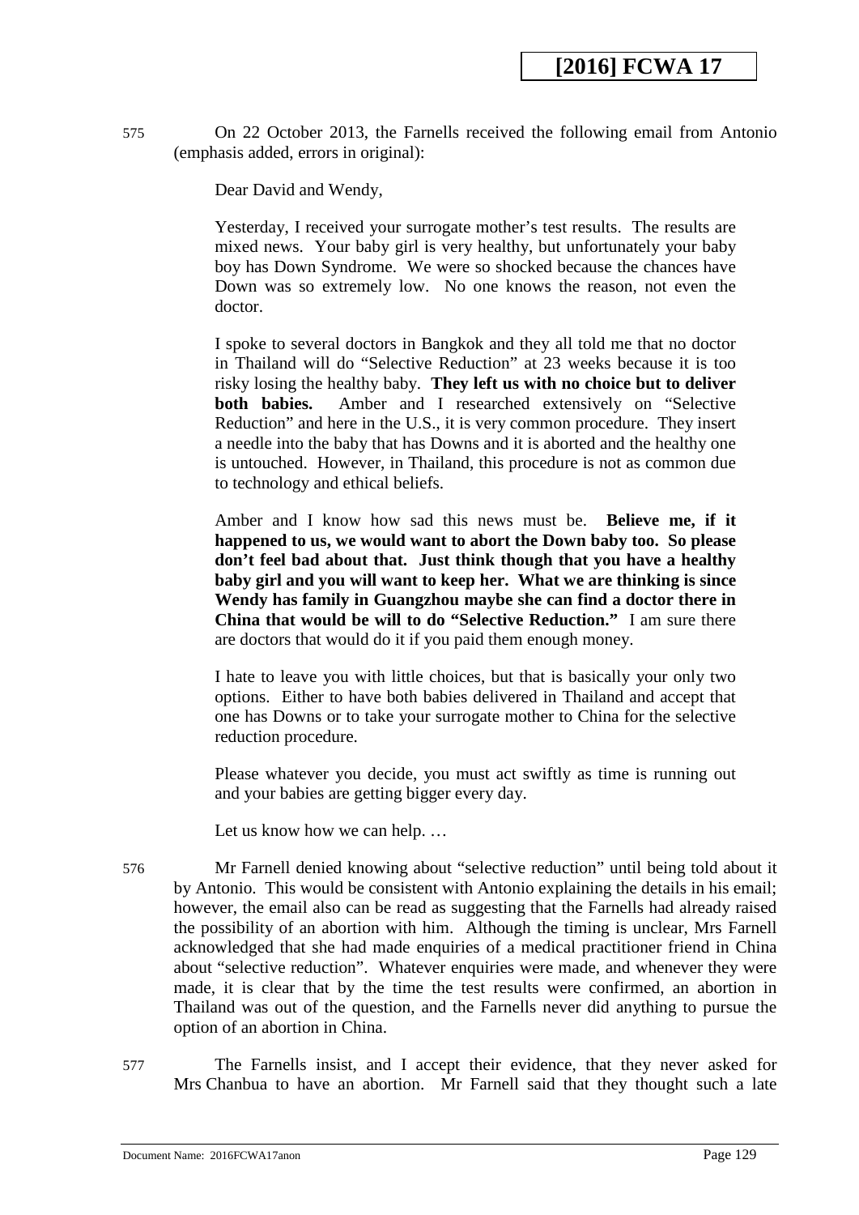575 On 22 October 2013, the Farnells received the following email from Antonio (emphasis added, errors in original):

> Dear David and Wendy,
>
> Yesterday, I received your surrogate mother's test results. The results are mixed news. Your baby girl is very healthy, but unfortunately your baby boy has Down Syndrome. We were so shocked because the chances have Down was so extremely low. No one knows the reason, not even the doctor.
>
> I spoke to several doctors in Bangkok and they all told me that no doctor in Thailand will do "Selective Reduction" at 23 weeks because it is too risky losing the healthy baby. **They left us with no choice but to deliver both babies.** Amber and I researched extensively on "Selective Reduction" and here in the U.S., it is very common procedure. They insert a needle into the baby that has Downs and it is aborted and the healthy one is untouched. However, in Thailand, this procedure is not as common due to technology and ethical beliefs.
>
> Amber and I know how sad this news must be. **Believe me, if it happened to us, we would want to abort the Down baby too. So please don't feel bad about that. Just think though that you have a healthy baby girl and you will want to keep her. What we are thinking is since Wendy has family in Guangzhou maybe she can find a doctor there in China that would be will to do "Selective Reduction."** I am sure there are doctors that would do it if you paid them enough money.
>
> I hate to leave you with little choices, but that is basically your only two options. Either to have both babies delivered in Thailand and accept that one has Downs or to take your surrogate mother to China for the selective reduction procedure.
>
> Please whatever you decide, you must act swiftly as time is running out and your babies are getting bigger every day.
>
> Let us know how we can help. …

576 Mr Farnell denied knowing about "selective reduction" until being told about it by Antonio. This would be consistent with Antonio explaining the details in his email; however, the email also can be read as suggesting that the Farnells had already raised the possibility of an abortion with him. Although the timing is unclear, Mrs Farnell acknowledged that she had made enquiries of a medical practitioner friend in China about "selective reduction". Whatever enquiries were made, and whenever they were made, it is clear that by the time the test results were confirmed, an abortion in Thailand was out of the question, and the Farnells never did anything to pursue the option of an abortion in China.

577 The Farnells insist, and I accept their evidence, that they never asked for Mrs Chanbua to have an abortion. Mr Farnell said that they thought such a late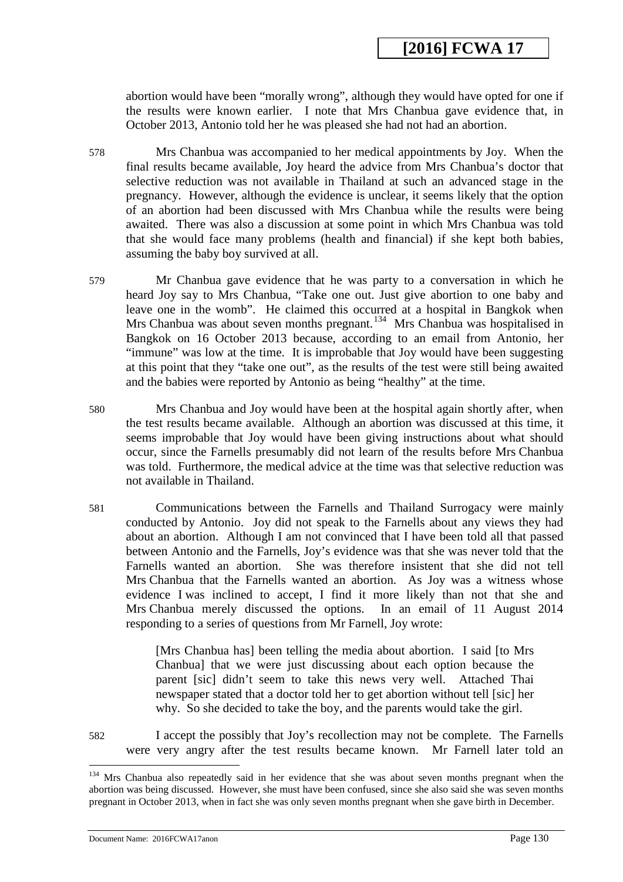abortion would have been "morally wrong", although they would have opted for one if the results were known earlier. I note that Mrs Chanbua gave evidence that, in October 2013, Antonio told her he was pleased she had not had an abortion.

578 Mrs Chanbua was accompanied to her medical appointments by Joy. When the final results became available, Joy heard the advice from Mrs Chanbua's doctor that selective reduction was not available in Thailand at such an advanced stage in the pregnancy. However, although the evidence is unclear, it seems likely that the option of an abortion had been discussed with Mrs Chanbua while the results were being awaited. There was also a discussion at some point in which Mrs Chanbua was told that she would face many problems (health and financial) if she kept both babies, assuming the baby boy survived at all.

579 Mr Chanbua gave evidence that he was party to a conversation in which he heard Joy say to Mrs Chanbua, "Take one out. Just give abortion to one baby and leave one in the womb". He claimed this occurred at a hospital in Bangkok when Mrs Chanbua was about seven months pregnant.[134] Mrs Chanbua was hospitalised in Bangkok on 16 October 2013 because, according to an email from Antonio, her "immune" was low at the time. It is improbable that Joy would have been suggesting at this point that they "take one out", as the results of the test were still being awaited and the babies were reported by Antonio as being "healthy" at the time.

580 Mrs Chanbua and Joy would have been at the hospital again shortly after, when the test results became available. Although an abortion was discussed at this time, it seems improbable that Joy would have been giving instructions about what should occur, since the Farnells presumably did not learn of the results before Mrs Chanbua was told. Furthermore, the medical advice at the time was that selective reduction was not available in Thailand.

581 Communications between the Farnells and Thailand Surrogacy were mainly conducted by Antonio. Joy did not speak to the Farnells about any views they had about an abortion. Although I am not convinced that I have been told all that passed between Antonio and the Farnells, Joy's evidence was that she was never told that the Farnells wanted an abortion. She was therefore insistent that she did not tell Mrs Chanbua that the Farnells wanted an abortion. As Joy was a witness whose evidence I was inclined to accept, I find it more likely than not that she and Mrs Chanbua merely discussed the options. In an email of 11 August 2014 responding to a series of questions from Mr Farnell, Joy wrote:

> [Mrs Chanbua has] been telling the media about abortion. I said [to Mrs Chanbua] that we were just discussing about each option because the parent [sic] didn't seem to take this news very well. Attached Thai newspaper stated that a doctor told her to get abortion without tell [sic] her why. So she decided to take the boy, and the parents would take the girl.

582 I accept the possibly that Joy's recollection may not be complete. The Farnells were very angry after the test results became known. Mr Farnell later told an

[134] Mrs Chanbua also repeatedly said in her evidence that she was about seven months pregnant when the abortion was being discussed. However, she must have been confused, since she also said she was seven months pregnant in October 2013, when in fact she was only seven months pregnant when she gave birth in December.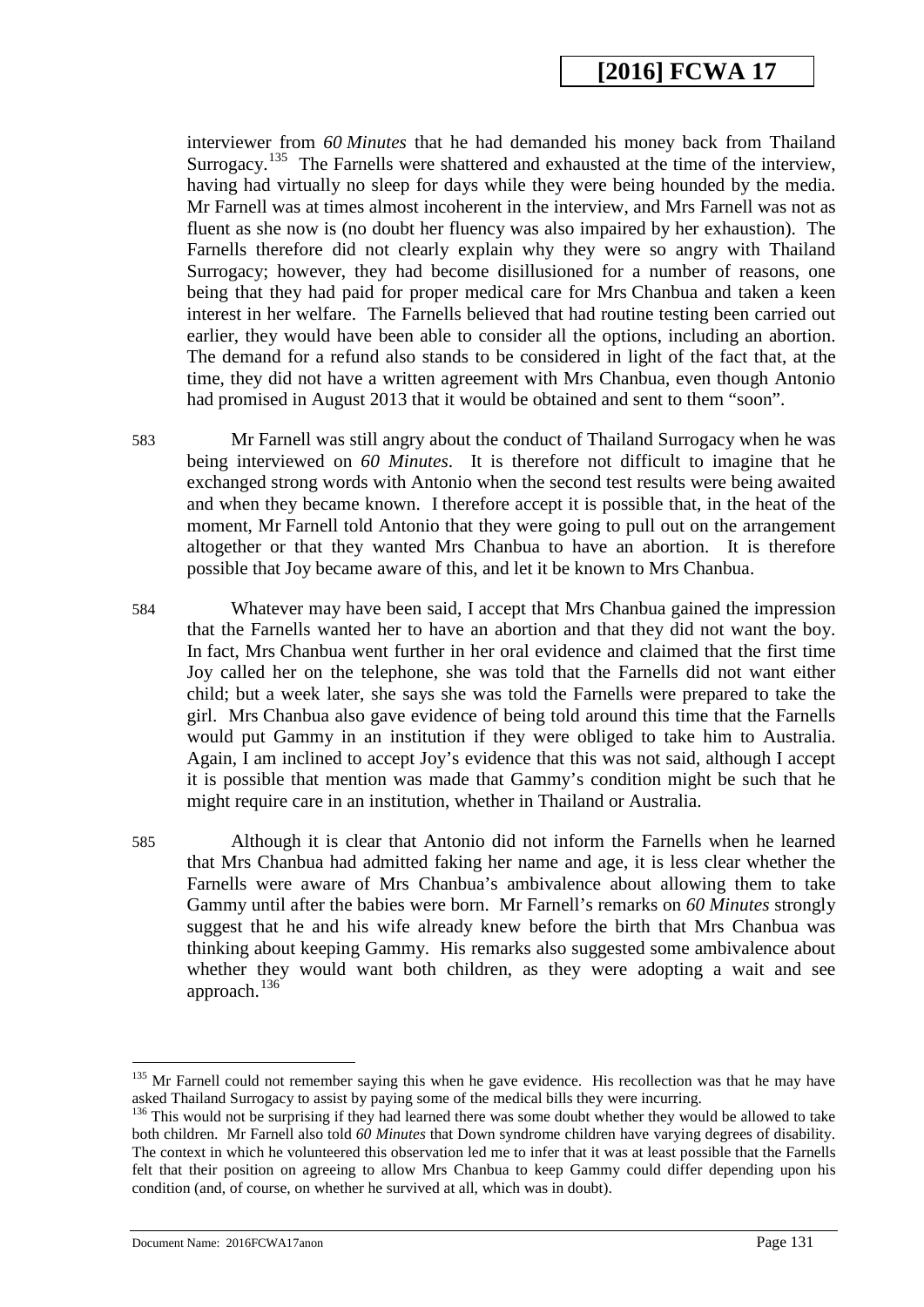interviewer from *60 Minutes* that he had demanded his money back from Thailand Surrogacy.[135] The Farnells were shattered and exhausted at the time of the interview, having had virtually no sleep for days while they were being hounded by the media. Mr Farnell was at times almost incoherent in the interview, and Mrs Farnell was not as fluent as she now is (no doubt her fluency was also impaired by her exhaustion). The Farnells therefore did not clearly explain why they were so angry with Thailand Surrogacy; however, they had become disillusioned for a number of reasons, one being that they had paid for proper medical care for Mrs Chanbua and taken a keen interest in her welfare. The Farnells believed that had routine testing been carried out earlier, they would have been able to consider all the options, including an abortion. The demand for a refund also stands to be considered in light of the fact that, at the time, they did not have a written agreement with Mrs Chanbua, even though Antonio had promised in August 2013 that it would be obtained and sent to them "soon".

583 Mr Farnell was still angry about the conduct of Thailand Surrogacy when he was being interviewed on *60 Minutes*. It is therefore not difficult to imagine that he exchanged strong words with Antonio when the second test results were being awaited and when they became known. I therefore accept it is possible that, in the heat of the moment, Mr Farnell told Antonio that they were going to pull out on the arrangement altogether or that they wanted Mrs Chanbua to have an abortion. It is therefore possible that Joy became aware of this, and let it be known to Mrs Chanbua.

584 Whatever may have been said, I accept that Mrs Chanbua gained the impression that the Farnells wanted her to have an abortion and that they did not want the boy. In fact, Mrs Chanbua went further in her oral evidence and claimed that the first time Joy called her on the telephone, she was told that the Farnells did not want either child; but a week later, she says she was told the Farnells were prepared to take the girl. Mrs Chanbua also gave evidence of being told around this time that the Farnells would put Gammy in an institution if they were obliged to take him to Australia. Again, I am inclined to accept Joy's evidence that this was not said, although I accept it is possible that mention was made that Gammy's condition might be such that he might require care in an institution, whether in Thailand or Australia.

585 Although it is clear that Antonio did not inform the Farnells when he learned that Mrs Chanbua had admitted faking her name and age, it is less clear whether the Farnells were aware of Mrs Chanbua's ambivalence about allowing them to take Gammy until after the babies were born. Mr Farnell's remarks on *60 Minutes* strongly suggest that he and his wife already knew before the birth that Mrs Chanbua was thinking about keeping Gammy. His remarks also suggested some ambivalence about whether they would want both children, as they were adopting a wait and see approach.[136]

---

[135] Mr Farnell could not remember saying this when he gave evidence. His recollection was that he may have asked Thailand Surrogacy to assist by paying some of the medical bills they were incurring.

[136] This would not be surprising if they had learned there was some doubt whether they would be allowed to take both children. Mr Farnell also told *60 Minutes* that Down syndrome children have varying degrees of disability. The context in which he volunteered this observation led me to infer that it was at least possible that the Farnells felt that their position on agreeing to allow Mrs Chanbua to keep Gammy could differ depending upon his condition (and, of course, on whether he survived at all, which was in doubt).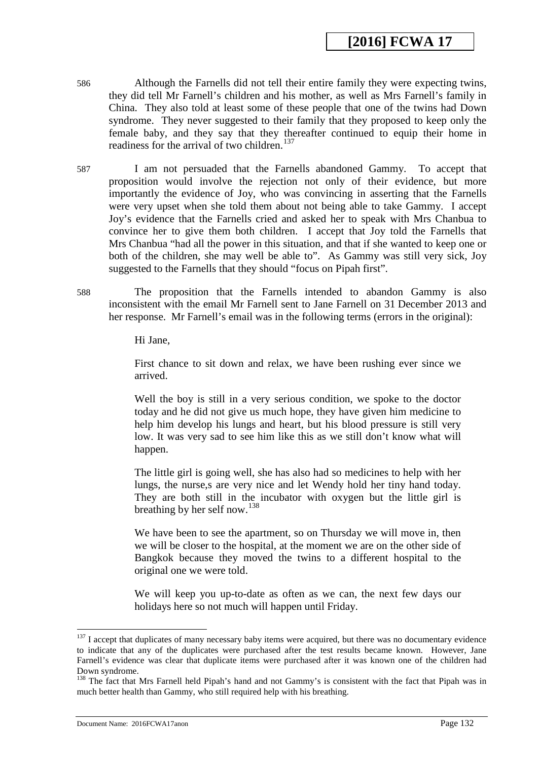586 Although the Farnells did not tell their entire family they were expecting twins, they did tell Mr Farnell's children and his mother, as well as Mrs Farnell's family in China. They also told at least some of these people that one of the twins had Down syndrome. They never suggested to their family that they proposed to keep only the female baby, and they say that they thereafter continued to equip their home in readiness for the arrival of two children.[137]

587 I am not persuaded that the Farnells abandoned Gammy. To accept that proposition would involve the rejection not only of their evidence, but more importantly the evidence of Joy, who was convincing in asserting that the Farnells were very upset when she told them about not being able to take Gammy. I accept Joy's evidence that the Farnells cried and asked her to speak with Mrs Chanbua to convince her to give them both children. I accept that Joy told the Farnells that Mrs Chanbua "had all the power in this situation, and that if she wanted to keep one or both of the children, she may well be able to". As Gammy was still very sick, Joy suggested to the Farnells that they should "focus on Pipah first".

588 The proposition that the Farnells intended to abandon Gammy is also inconsistent with the email Mr Farnell sent to Jane Farnell on 31 December 2013 and her response. Mr Farnell's email was in the following terms (errors in the original):

> Hi Jane,
>
> First chance to sit down and relax, we have been rushing ever since we arrived.
>
> Well the boy is still in a very serious condition, we spoke to the doctor today and he did not give us much hope, they have given him medicine to help him develop his lungs and heart, but his blood pressure is still very low. It was very sad to see him like this as we still don't know what will happen.
>
> The little girl is going well, she has also had so medicines to help with her lungs, the nurse,s are very nice and let Wendy hold her tiny hand today. They are both still in the incubator with oxygen but the little girl is breathing by her self now.[138]
>
> We have been to see the apartment, so on Thursday we will move in, then we will be closer to the hospital, at the moment we are on the other side of Bangkok because they moved the twins to a different hospital to the original one we were told.
>
> We will keep you up-to-date as often as we can, the next few days our holidays here so not much will happen until Friday.

---

[137] I accept that duplicates of many necessary baby items were acquired, but there was no documentary evidence to indicate that any of the duplicates were purchased after the test results became known. However, Jane Farnell's evidence was clear that duplicate items were purchased after it was known one of the children had Down syndrome.

[138] The fact that Mrs Farnell held Pipah's hand and not Gammy's is consistent with the fact that Pipah was in much better health than Gammy, who still required help with his breathing.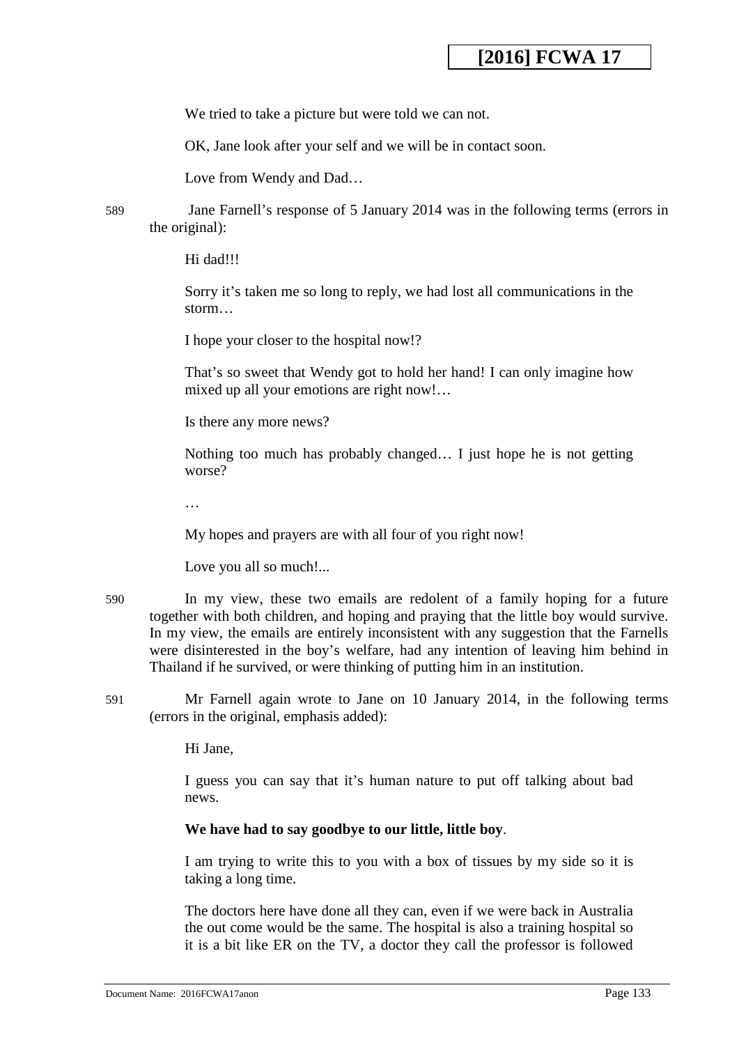We tried to take a picture but were told we can not.

OK, Jane look after your self and we will be in contact soon.

Love from Wendy and Dad…

589 Jane Farnell's response of 5 January 2014 was in the following terms (errors in the original):

> Hi dad!!!
>
> Sorry it's taken me so long to reply, we had lost all communications in the storm…
>
> I hope your closer to the hospital now!?
>
> That's so sweet that Wendy got to hold her hand! I can only imagine how mixed up all your emotions are right now!…
>
> Is there any more news?
>
> Nothing too much has probably changed… I just hope he is not getting worse?
>
> …
>
> My hopes and prayers are with all four of you right now!
>
> Love you all so much!...

590 In my view, these two emails are redolent of a family hoping for a future together with both children, and hoping and praying that the little boy would survive. In my view, the emails are entirely inconsistent with any suggestion that the Farnells were disinterested in the boy's welfare, had any intention of leaving him behind in Thailand if he survived, or were thinking of putting him in an institution.

591 Mr Farnell again wrote to Jane on 10 January 2014, in the following terms (errors in the original, emphasis added):

> Hi Jane,
>
> I guess you can say that it's human nature to put off talking about bad news.
>
> **We have had to say goodbye to our little, little boy**.
>
> I am trying to write this to you with a box of tissues by my side so it is taking a long time.
>
> The doctors here have done all they can, even if we were back in Australia the out come would be the same. The hospital is also a training hospital so it is a bit like ER on the TV, a doctor they call the professor is followed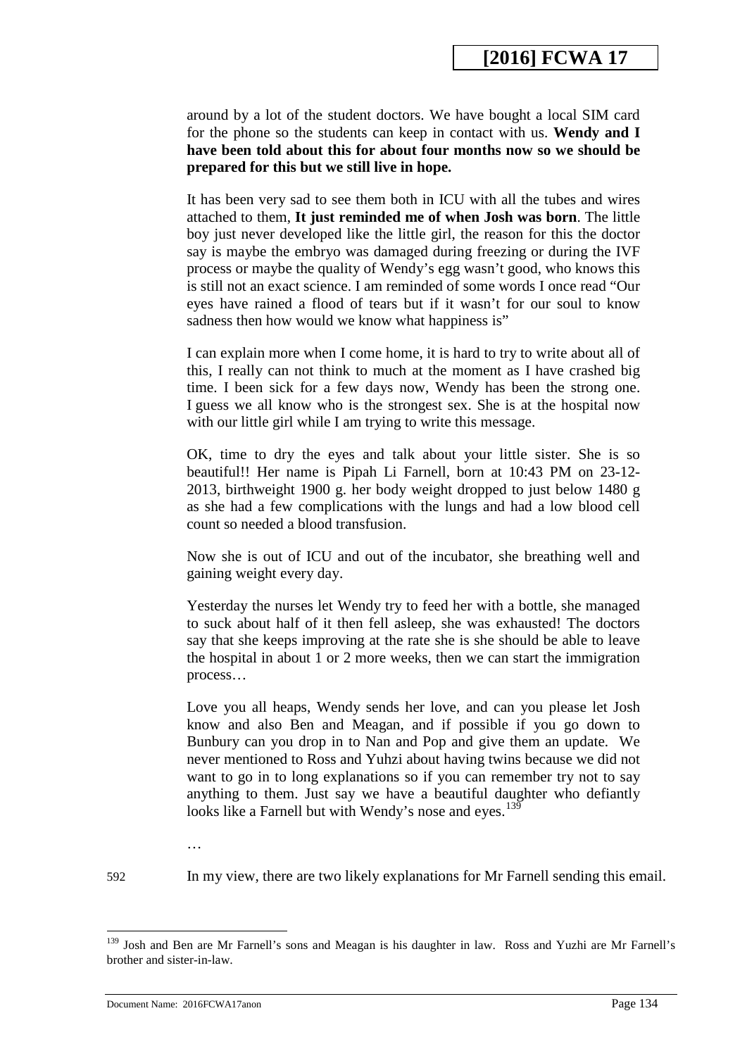around by a lot of the student doctors. We have bought a local SIM card for the phone so the students can keep in contact with us. **Wendy and I have been told about this for about four months now so we should be prepared for this but we still live in hope.**

It has been very sad to see them both in ICU with all the tubes and wires attached to them, **It just reminded me of when Josh was born**. The little boy just never developed like the little girl, the reason for this the doctor say is maybe the embryo was damaged during freezing or during the IVF process or maybe the quality of Wendy's egg wasn't good, who knows this is still not an exact science. I am reminded of some words I once read "Our eyes have rained a flood of tears but if it wasn't for our soul to know sadness then how would we know what happiness is"

I can explain more when I come home, it is hard to try to write about all of this, I really can not think to much at the moment as I have crashed big time. I been sick for a few days now, Wendy has been the strong one. I guess we all know who is the strongest sex. She is at the hospital now with our little girl while I am trying to write this message.

OK, time to dry the eyes and talk about your little sister. She is so beautiful!! Her name is Pipah Li Farnell, born at 10:43 PM on 23-12-2013, birthweight 1900 g. her body weight dropped to just below 1480 g as she had a few complications with the lungs and had a low blood cell count so needed a blood transfusion.

Now she is out of ICU and out of the incubator, she breathing well and gaining weight every day.

Yesterday the nurses let Wendy try to feed her with a bottle, she managed to suck about half of it then fell asleep, she was exhausted! The doctors say that she keeps improving at the rate she is she should be able to leave the hospital in about 1 or 2 more weeks, then we can start the immigration process…

Love you all heaps, Wendy sends her love, and can you please let Josh know and also Ben and Meagan, and if possible if you go down to Bunbury can you drop in to Nan and Pop and give them an update. We never mentioned to Ross and Yuhzi about having twins because we did not want to go in to long explanations so if you can remember try not to say anything to them. Just say we have a beautiful daughter who defiantly looks like a Farnell but with Wendy's nose and eyes.[139]

…

592 In my view, there are two likely explanations for Mr Farnell sending this email.

[139] Josh and Ben are Mr Farnell's sons and Meagan is his daughter in law. Ross and Yuzhi are Mr Farnell's brother and sister-in-law.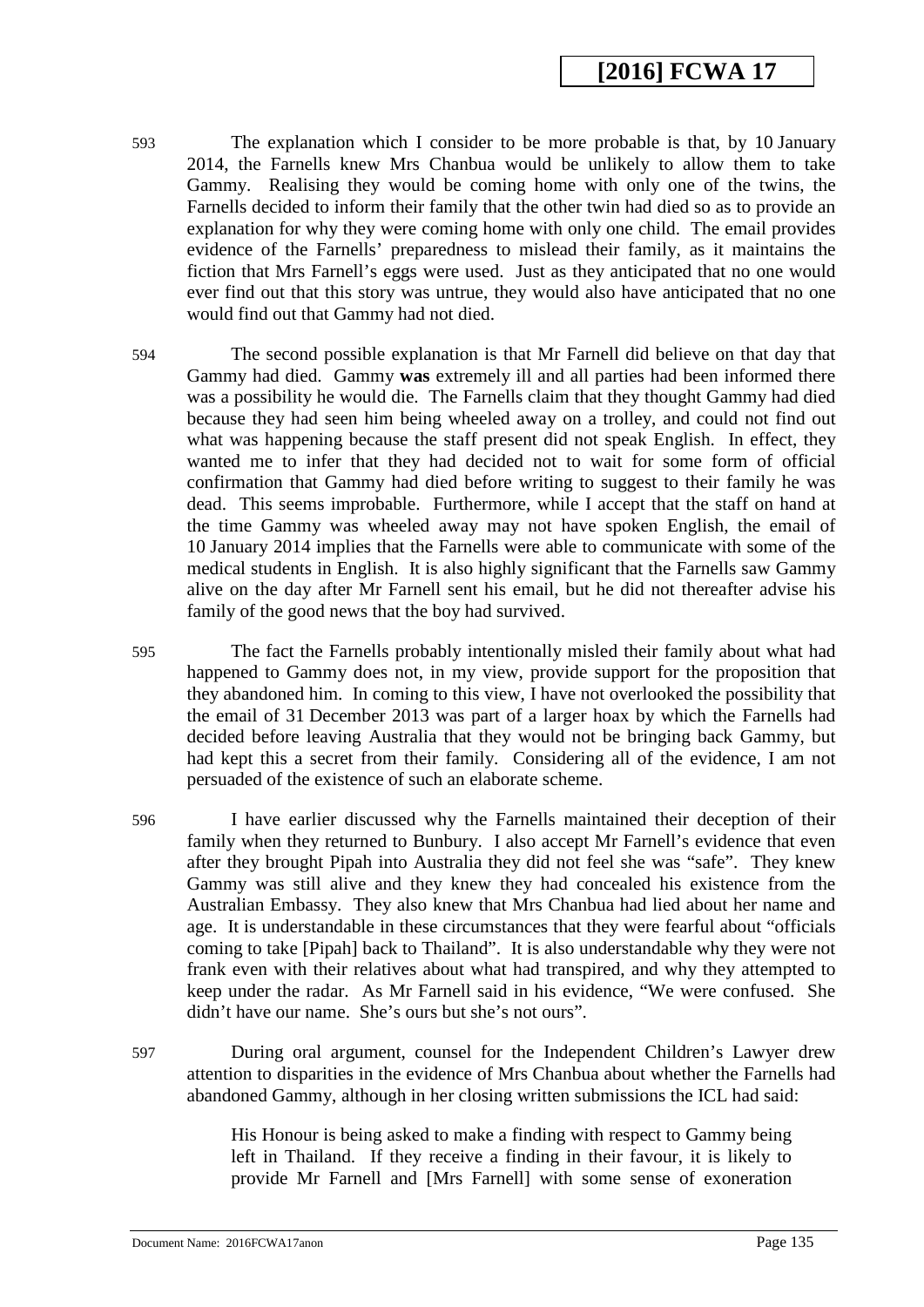593 The explanation which I consider to be more probable is that, by 10 January 2014, the Farnells knew Mrs Chanbua would be unlikely to allow them to take Gammy. Realising they would be coming home with only one of the twins, the Farnells decided to inform their family that the other twin had died so as to provide an explanation for why they were coming home with only one child. The email provides evidence of the Farnells' preparedness to mislead their family, as it maintains the fiction that Mrs Farnell's eggs were used. Just as they anticipated that no one would ever find out that this story was untrue, they would also have anticipated that no one would find out that Gammy had not died.

594 The second possible explanation is that Mr Farnell did believe on that day that Gammy had died. Gammy **was** extremely ill and all parties had been informed there was a possibility he would die. The Farnells claim that they thought Gammy had died because they had seen him being wheeled away on a trolley, and could not find out what was happening because the staff present did not speak English. In effect, they wanted me to infer that they had decided not to wait for some form of official confirmation that Gammy had died before writing to suggest to their family he was dead. This seems improbable. Furthermore, while I accept that the staff on hand at the time Gammy was wheeled away may not have spoken English, the email of 10 January 2014 implies that the Farnells were able to communicate with some of the medical students in English. It is also highly significant that the Farnells saw Gammy alive on the day after Mr Farnell sent his email, but he did not thereafter advise his family of the good news that the boy had survived.

595 The fact the Farnells probably intentionally misled their family about what had happened to Gammy does not, in my view, provide support for the proposition that they abandoned him. In coming to this view, I have not overlooked the possibility that the email of 31 December 2013 was part of a larger hoax by which the Farnells had decided before leaving Australia that they would not be bringing back Gammy, but had kept this a secret from their family. Considering all of the evidence, I am not persuaded of the existence of such an elaborate scheme.

596 I have earlier discussed why the Farnells maintained their deception of their family when they returned to Bunbury. I also accept Mr Farnell's evidence that even after they brought Pipah into Australia they did not feel she was "safe". They knew Gammy was still alive and they knew they had concealed his existence from the Australian Embassy. They also knew that Mrs Chanbua had lied about her name and age. It is understandable in these circumstances that they were fearful about "officials coming to take [Pipah] back to Thailand". It is also understandable why they were not frank even with their relatives about what had transpired, and why they attempted to keep under the radar. As Mr Farnell said in his evidence, "We were confused. She didn't have our name. She's ours but she's not ours".

597 During oral argument, counsel for the Independent Children's Lawyer drew attention to disparities in the evidence of Mrs Chanbua about whether the Farnells had abandoned Gammy, although in her closing written submissions the ICL had said:

> His Honour is being asked to make a finding with respect to Gammy being left in Thailand. If they receive a finding in their favour, it is likely to provide Mr Farnell and [Mrs Farnell] with some sense of exoneration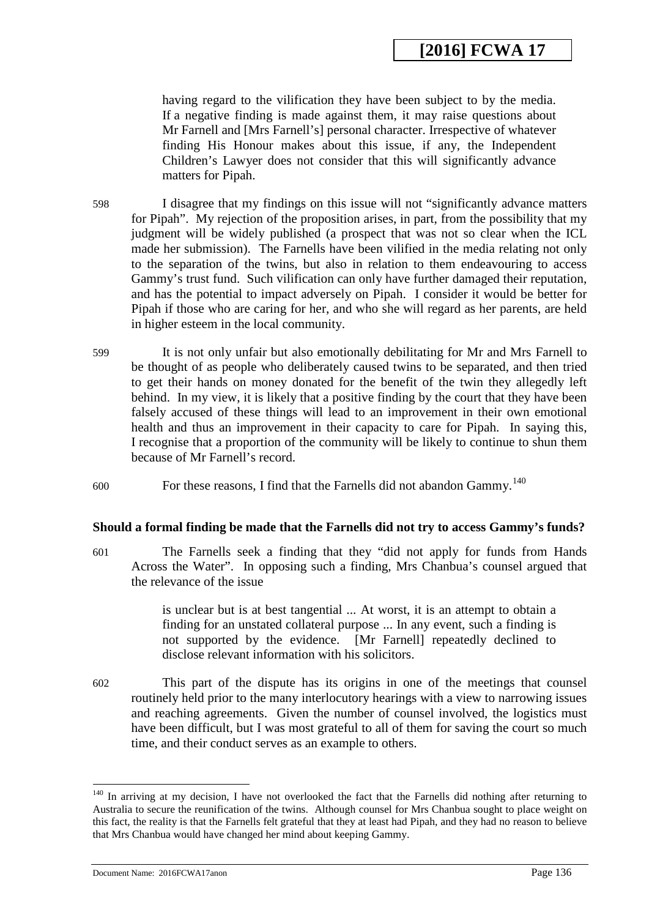> having regard to the vilification they have been subject to by the media. If a negative finding is made against them, it may raise questions about Mr Farnell and [Mrs Farnell's] personal character. Irrespective of whatever finding His Honour makes about this issue, if any, the Independent Children's Lawyer does not consider that this will significantly advance matters for Pipah.

598 I disagree that my findings on this issue will not "significantly advance matters for Pipah". My rejection of the proposition arises, in part, from the possibility that my judgment will be widely published (a prospect that was not so clear when the ICL made her submission). The Farnells have been vilified in the media relating not only to the separation of the twins, but also in relation to them endeavouring to access Gammy's trust fund. Such vilification can only have further damaged their reputation, and has the potential to impact adversely on Pipah. I consider it would be better for Pipah if those who are caring for her, and who she will regard as her parents, are held in higher esteem in the local community.

599 It is not only unfair but also emotionally debilitating for Mr and Mrs Farnell to be thought of as people who deliberately caused twins to be separated, and then tried to get their hands on money donated for the benefit of the twin they allegedly left behind. In my view, it is likely that a positive finding by the court that they have been falsely accused of these things will lead to an improvement in their own emotional health and thus an improvement in their capacity to care for Pipah. In saying this, I recognise that a proportion of the community will be likely to continue to shun them because of Mr Farnell's record.

600 For these reasons, I find that the Farnells did not abandon Gammy.[140]

### Should a formal finding be made that the Farnells did not try to access Gammy's funds?

601 The Farnells seek a finding that they "did not apply for funds from Hands Across the Water". In opposing such a finding, Mrs Chanbua's counsel argued that the relevance of the issue

> is unclear but is at best tangential ... At worst, it is an attempt to obtain a finding for an unstated collateral purpose ... In any event, such a finding is not supported by the evidence. [Mr Farnell] repeatedly declined to disclose relevant information with his solicitors.

602 This part of the dispute has its origins in one of the meetings that counsel routinely held prior to the many interlocutory hearings with a view to narrowing issues and reaching agreements. Given the number of counsel involved, the logistics must have been difficult, but I was most grateful to all of them for saving the court so much time, and their conduct serves as an example to others.

---

[140] In arriving at my decision, I have not overlooked the fact that the Farnells did nothing after returning to Australia to secure the reunification of the twins. Although counsel for Mrs Chanbua sought to place weight on this fact, the reality is that the Farnells felt grateful that they at least had Pipah, and they had no reason to believe that Mrs Chanbua would have changed her mind about keeping Gammy.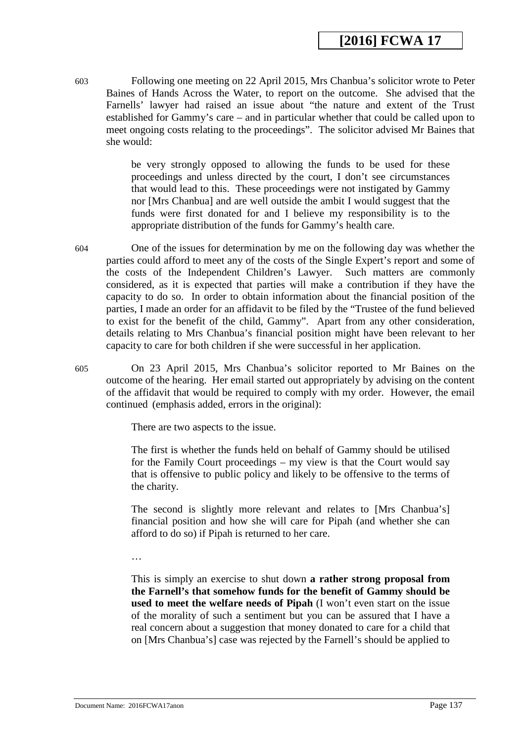603 Following one meeting on 22 April 2015, Mrs Chanbua's solicitor wrote to Peter Baines of Hands Across the Water, to report on the outcome. She advised that the Farnells' lawyer had raised an issue about "the nature and extent of the Trust established for Gammy's care – and in particular whether that could be called upon to meet ongoing costs relating to the proceedings". The solicitor advised Mr Baines that she would:

> be very strongly opposed to allowing the funds to be used for these proceedings and unless directed by the court, I don't see circumstances that would lead to this. These proceedings were not instigated by Gammy nor [Mrs Chanbua] and are well outside the ambit I would suggest that the funds were first donated for and I believe my responsibility is to the appropriate distribution of the funds for Gammy's health care.

604 One of the issues for determination by me on the following day was whether the parties could afford to meet any of the costs of the Single Expert's report and some of the costs of the Independent Children's Lawyer. Such matters are commonly considered, as it is expected that parties will make a contribution if they have the capacity to do so. In order to obtain information about the financial position of the parties, I made an order for an affidavit to be filed by the "Trustee of the fund believed to exist for the benefit of the child, Gammy". Apart from any other consideration, details relating to Mrs Chanbua's financial position might have been relevant to her capacity to care for both children if she were successful in her application.

605 On 23 April 2015, Mrs Chanbua's solicitor reported to Mr Baines on the outcome of the hearing. Her email started out appropriately by advising on the content of the affidavit that would be required to comply with my order. However, the email continued (emphasis added, errors in the original):

> There are two aspects to the issue.
>
> The first is whether the funds held on behalf of Gammy should be utilised for the Family Court proceedings – my view is that the Court would say that is offensive to public policy and likely to be offensive to the terms of the charity.
>
> The second is slightly more relevant and relates to [Mrs Chanbua's] financial position and how she will care for Pipah (and whether she can afford to do so) if Pipah is returned to her care.
>
> …
>
> This is simply an exercise to shut down **a rather strong proposal from the Farnell's that somehow funds for the benefit of Gammy should be used to meet the welfare needs of Pipah** (I won't even start on the issue of the morality of such a sentiment but you can be assured that I have a real concern about a suggestion that money donated to care for a child that on [Mrs Chanbua's] case was rejected by the Farnell's should be applied to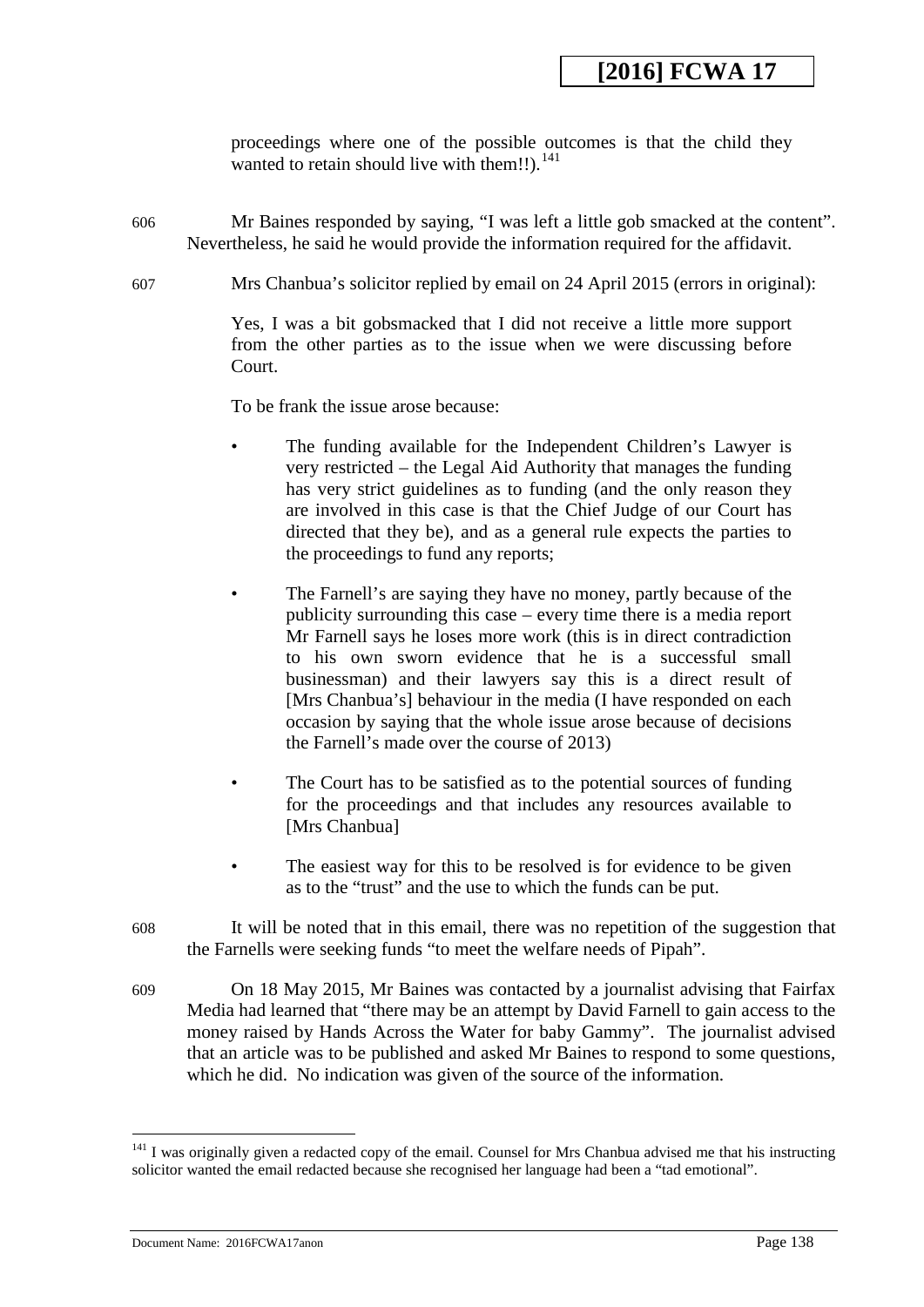proceedings where one of the possible outcomes is that the child they wanted to retain should live with them!!).[141]

606 Mr Baines responded by saying, "I was left a little gob smacked at the content". Nevertheless, he said he would provide the information required for the affidavit.

607 Mrs Chanbua's solicitor replied by email on 24 April 2015 (errors in original):

> Yes, I was a bit gobsmacked that I did not receive a little more support from the other parties as to the issue when we were discussing before Court.
>
> To be frank the issue arose because:
>
> - The funding available for the Independent Children's Lawyer is very restricted – the Legal Aid Authority that manages the funding has very strict guidelines as to funding (and the only reason they are involved in this case is that the Chief Judge of our Court has directed that they be), and as a general rule expects the parties to the proceedings to fund any reports;
> - The Farnell's are saying they have no money, partly because of the publicity surrounding this case – every time there is a media report Mr Farnell says he loses more work (this is in direct contradiction to his own sworn evidence that he is a successful small businessman) and their lawyers say this is a direct result of [Mrs Chanbua's] behaviour in the media (I have responded on each occasion by saying that the whole issue arose because of decisions the Farnell's made over the course of 2013)
> - The Court has to be satisfied as to the potential sources of funding for the proceedings and that includes any resources available to [Mrs Chanbua]
> - The easiest way for this to be resolved is for evidence to be given as to the "trust" and the use to which the funds can be put.

608 It will be noted that in this email, there was no repetition of the suggestion that the Farnells were seeking funds "to meet the welfare needs of Pipah".

609 On 18 May 2015, Mr Baines was contacted by a journalist advising that Fairfax Media had learned that "there may be an attempt by David Farnell to gain access to the money raised by Hands Across the Water for baby Gammy". The journalist advised that an article was to be published and asked Mr Baines to respond to some questions, which he did. No indication was given of the source of the information.

---

[141] I was originally given a redacted copy of the email. Counsel for Mrs Chanbua advised me that his instructing solicitor wanted the email redacted because she recognised her language had been a "tad emotional".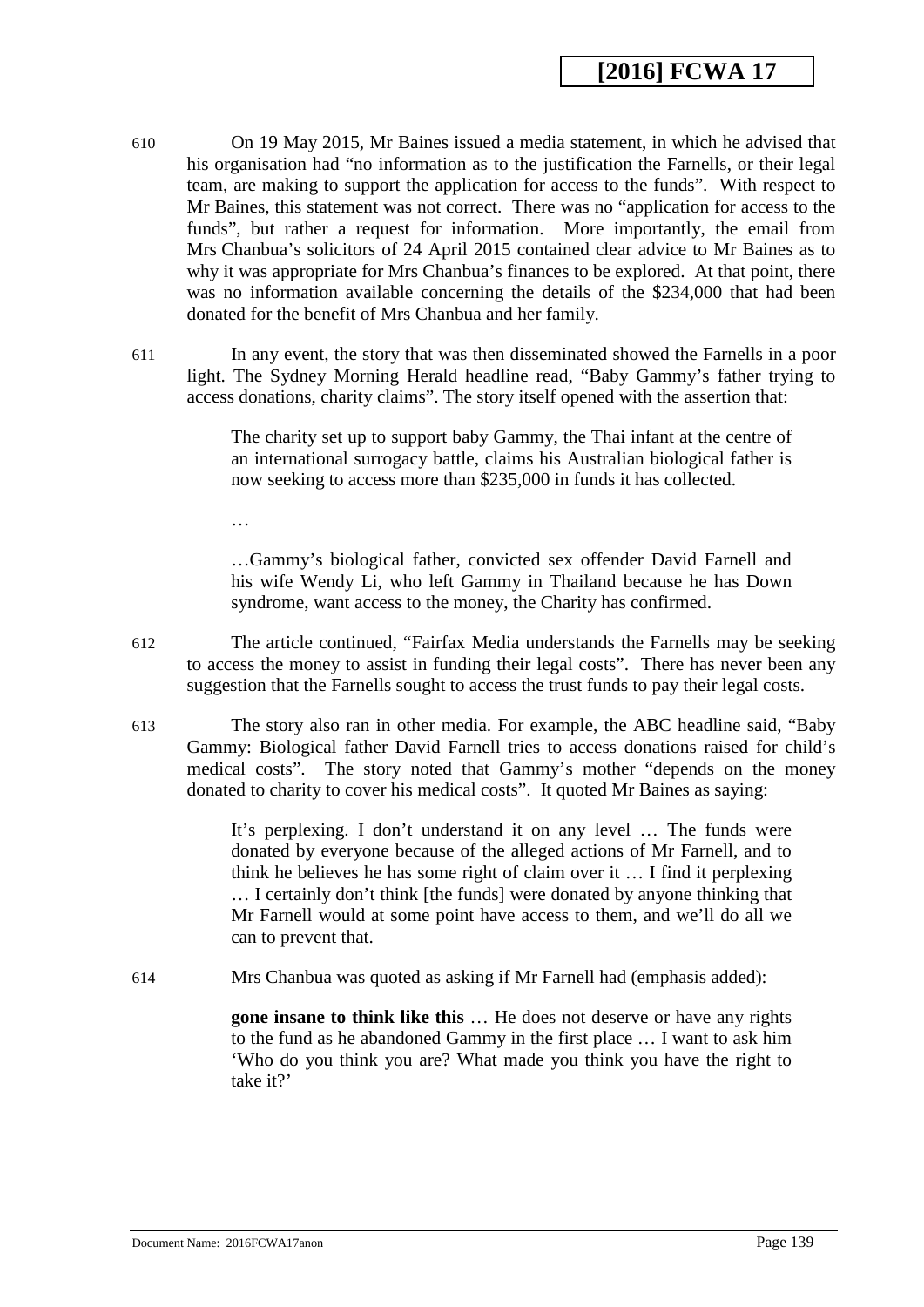610 On 19 May 2015, Mr Baines issued a media statement, in which he advised that his organisation had "no information as to the justification the Farnells, or their legal team, are making to support the application for access to the funds". With respect to Mr Baines, this statement was not correct. There was no "application for access to the funds", but rather a request for information. More importantly, the email from Mrs Chanbua's solicitors of 24 April 2015 contained clear advice to Mr Baines as to why it was appropriate for Mrs Chanbua's finances to be explored. At that point, there was no information available concerning the details of the $234,000 that had been donated for the benefit of Mrs Chanbua and her family.

611 In any event, the story that was then disseminated showed the Farnells in a poor light. The Sydney Morning Herald headline read, "Baby Gammy's father trying to access donations, charity claims". The story itself opened with the assertion that:

> The charity set up to support baby Gammy, the Thai infant at the centre of an international surrogacy battle, claims his Australian biological father is now seeking to access more than $235,000 in funds it has collected.
>
> …
>
> …Gammy's biological father, convicted sex offender David Farnell and his wife Wendy Li, who left Gammy in Thailand because he has Down syndrome, want access to the money, the Charity has confirmed.

612 The article continued, "Fairfax Media understands the Farnells may be seeking to access the money to assist in funding their legal costs". There has never been any suggestion that the Farnells sought to access the trust funds to pay their legal costs.

613 The story also ran in other media. For example, the ABC headline said, "Baby Gammy: Biological father David Farnell tries to access donations raised for child's medical costs". The story noted that Gammy's mother "depends on the money donated to charity to cover his medical costs". It quoted Mr Baines as saying:

> It's perplexing. I don't understand it on any level … The funds were donated by everyone because of the alleged actions of Mr Farnell, and to think he believes he has some right of claim over it … I find it perplexing … I certainly don't think [the funds] were donated by anyone thinking that Mr Farnell would at some point have access to them, and we'll do all we can to prevent that.

614 Mrs Chanbua was quoted as asking if Mr Farnell had (emphasis added):

> **gone insane to think like this** … He does not deserve or have any rights to the fund as he abandoned Gammy in the first place … I want to ask him 'Who do you think you are? What made you think you have the right to take it?'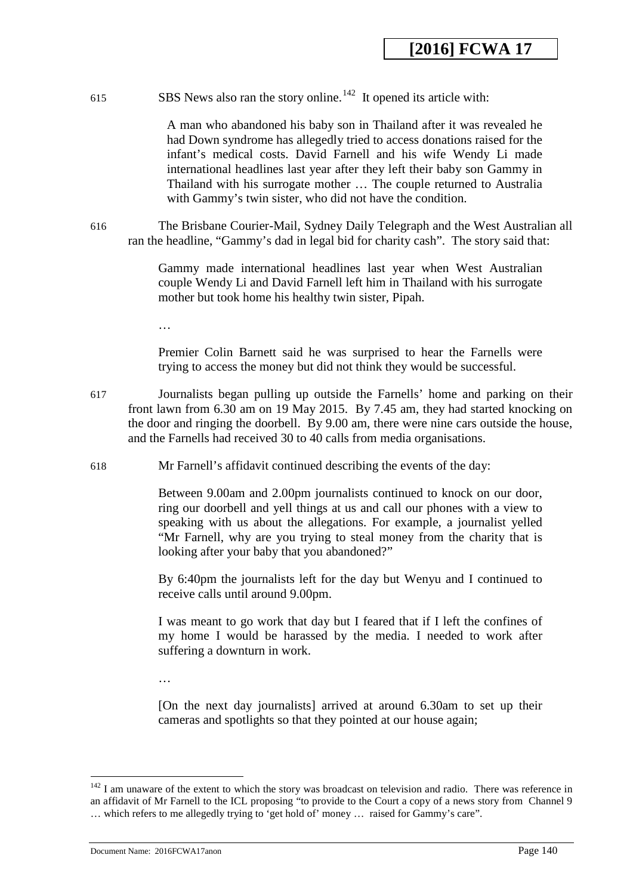615 SBS News also ran the story online.[142] It opened its article with:

> A man who abandoned his baby son in Thailand after it was revealed he had Down syndrome has allegedly tried to access donations raised for the infant's medical costs. David Farnell and his wife Wendy Li made international headlines last year after they left their baby son Gammy in Thailand with his surrogate mother … The couple returned to Australia with Gammy's twin sister, who did not have the condition.

616 The Brisbane Courier-Mail, Sydney Daily Telegraph and the West Australian all ran the headline, "Gammy's dad in legal bid for charity cash". The story said that:

> Gammy made international headlines last year when West Australian couple Wendy Li and David Farnell left him in Thailand with his surrogate mother but took home his healthy twin sister, Pipah.
>
> …
>
> Premier Colin Barnett said he was surprised to hear the Farnells were trying to access the money but did not think they would be successful.

617 Journalists began pulling up outside the Farnells' home and parking on their front lawn from 6.30 am on 19 May 2015. By 7.45 am, they had started knocking on the door and ringing the doorbell. By 9.00 am, there were nine cars outside the house, and the Farnells had received 30 to 40 calls from media organisations.

618 Mr Farnell's affidavit continued describing the events of the day:

> Between 9.00am and 2.00pm journalists continued to knock on our door, ring our doorbell and yell things at us and call our phones with a view to speaking with us about the allegations. For example, a journalist yelled "Mr Farnell, why are you trying to steal money from the charity that is looking after your baby that you abandoned?"
>
> By 6:40pm the journalists left for the day but Wenyu and I continued to receive calls until around 9.00pm.
>
> I was meant to go work that day but I feared that if I left the confines of my home I would be harassed by the media. I needed to work after suffering a downturn in work.
>
> …
>
> [On the next day journalists] arrived at around 6.30am to set up their cameras and spotlights so that they pointed at our house again;

---

[142] I am unaware of the extent to which the story was broadcast on television and radio. There was reference in an affidavit of Mr Farnell to the ICL proposing "to provide to the Court a copy of a news story from Channel 9 … which refers to me allegedly trying to 'get hold of' money … raised for Gammy's care".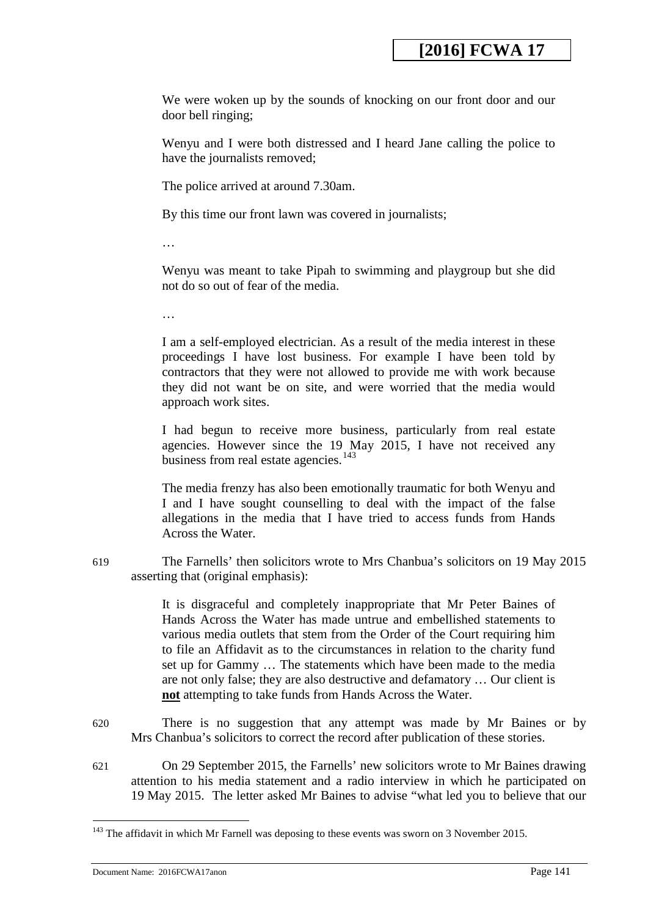> We were woken up by the sounds of knocking on our front door and our door bell ringing;
>
> Wenyu and I were both distressed and I heard Jane calling the police to have the journalists removed;
>
> The police arrived at around 7.30am.
>
> By this time our front lawn was covered in journalists;
>
> …
>
> Wenyu was meant to take Pipah to swimming and playgroup but she did not do so out of fear of the media.
>
> …
>
> I am a self-employed electrician. As a result of the media interest in these proceedings I have lost business. For example I have been told by contractors that they were not allowed to provide me with work because they did not want be on site, and were worried that the media would approach work sites.
>
> I had begun to receive more business, particularly from real estate agencies. However since the 19 May 2015, I have not received any business from real estate agencies.[143]
>
> The media frenzy has also been emotionally traumatic for both Wenyu and I and I have sought counselling to deal with the impact of the false allegations in the media that I have tried to access funds from Hands Across the Water.

619 The Farnells' then solicitors wrote to Mrs Chanbua's solicitors on 19 May 2015 asserting that (original emphasis):

> It is disgraceful and completely inappropriate that Mr Peter Baines of Hands Across the Water has made untrue and embellished statements to various media outlets that stem from the Order of the Court requiring him to file an Affidavit as to the circumstances in relation to the charity fund set up for Gammy … The statements which have been made to the media are not only false; they are also destructive and defamatory … Our client is **not** attempting to take funds from Hands Across the Water.

620 There is no suggestion that any attempt was made by Mr Baines or by Mrs Chanbua's solicitors to correct the record after publication of these stories.

621 On 29 September 2015, the Farnells' new solicitors wrote to Mr Baines drawing attention to his media statement and a radio interview in which he participated on 19 May 2015. The letter asked Mr Baines to advise "what led you to believe that our

---

[143] The affidavit in which Mr Farnell was deposing to these events was sworn on 3 November 2015.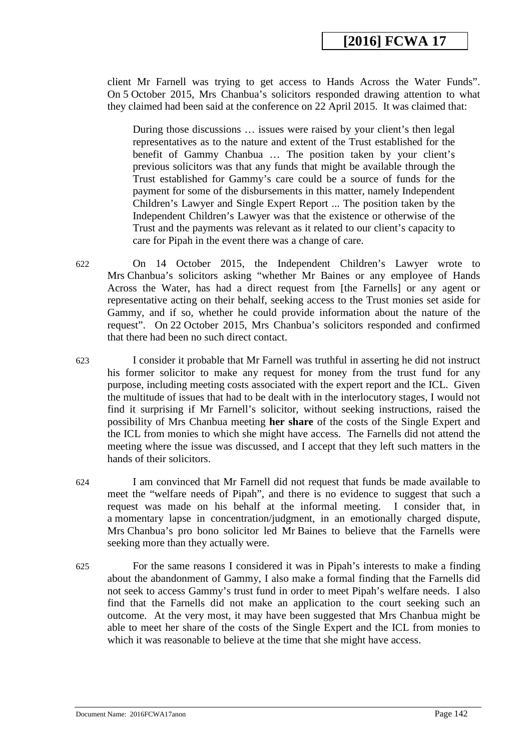client Mr Farnell was trying to get access to Hands Across the Water Funds". On 5 October 2015, Mrs Chanbua's solicitors responded drawing attention to what they claimed had been said at the conference on 22 April 2015. It was claimed that:

> During those discussions … issues were raised by your client's then legal representatives as to the nature and extent of the Trust established for the benefit of Gammy Chanbua … The position taken by your client's previous solicitors was that any funds that might be available through the Trust established for Gammy's care could be a source of funds for the payment for some of the disbursements in this matter, namely Independent Children's Lawyer and Single Expert Report ... The position taken by the Independent Children's Lawyer was that the existence or otherwise of the Trust and the payments was relevant as it related to our client's capacity to care for Pipah in the event there was a change of care.

622 On 14 October 2015, the Independent Children's Lawyer wrote to Mrs Chanbua's solicitors asking "whether Mr Baines or any employee of Hands Across the Water, has had a direct request from [the Farnells] or any agent or representative acting on their behalf, seeking access to the Trust monies set aside for Gammy, and if so, whether he could provide information about the nature of the request". On 22 October 2015, Mrs Chanbua's solicitors responded and confirmed that there had been no such direct contact.

623 I consider it probable that Mr Farnell was truthful in asserting he did not instruct his former solicitor to make any request for money from the trust fund for any purpose, including meeting costs associated with the expert report and the ICL. Given the multitude of issues that had to be dealt with in the interlocutory stages, I would not find it surprising if Mr Farnell's solicitor, without seeking instructions, raised the possibility of Mrs Chanbua meeting **her share** of the costs of the Single Expert and the ICL from monies to which she might have access. The Farnells did not attend the meeting where the issue was discussed, and I accept that they left such matters in the hands of their solicitors.

624 I am convinced that Mr Farnell did not request that funds be made available to meet the "welfare needs of Pipah", and there is no evidence to suggest that such a request was made on his behalf at the informal meeting. I consider that, in a momentary lapse in concentration/judgment, in an emotionally charged dispute, Mrs Chanbua's pro bono solicitor led Mr Baines to believe that the Farnells were seeking more than they actually were.

625 For the same reasons I considered it was in Pipah's interests to make a finding about the abandonment of Gammy, I also make a formal finding that the Farnells did not seek to access Gammy's trust fund in order to meet Pipah's welfare needs. I also find that the Farnells did not make an application to the court seeking such an outcome. At the very most, it may have been suggested that Mrs Chanbua might be able to meet her share of the costs of the Single Expert and the ICL from monies to which it was reasonable to believe at the time that she might have access.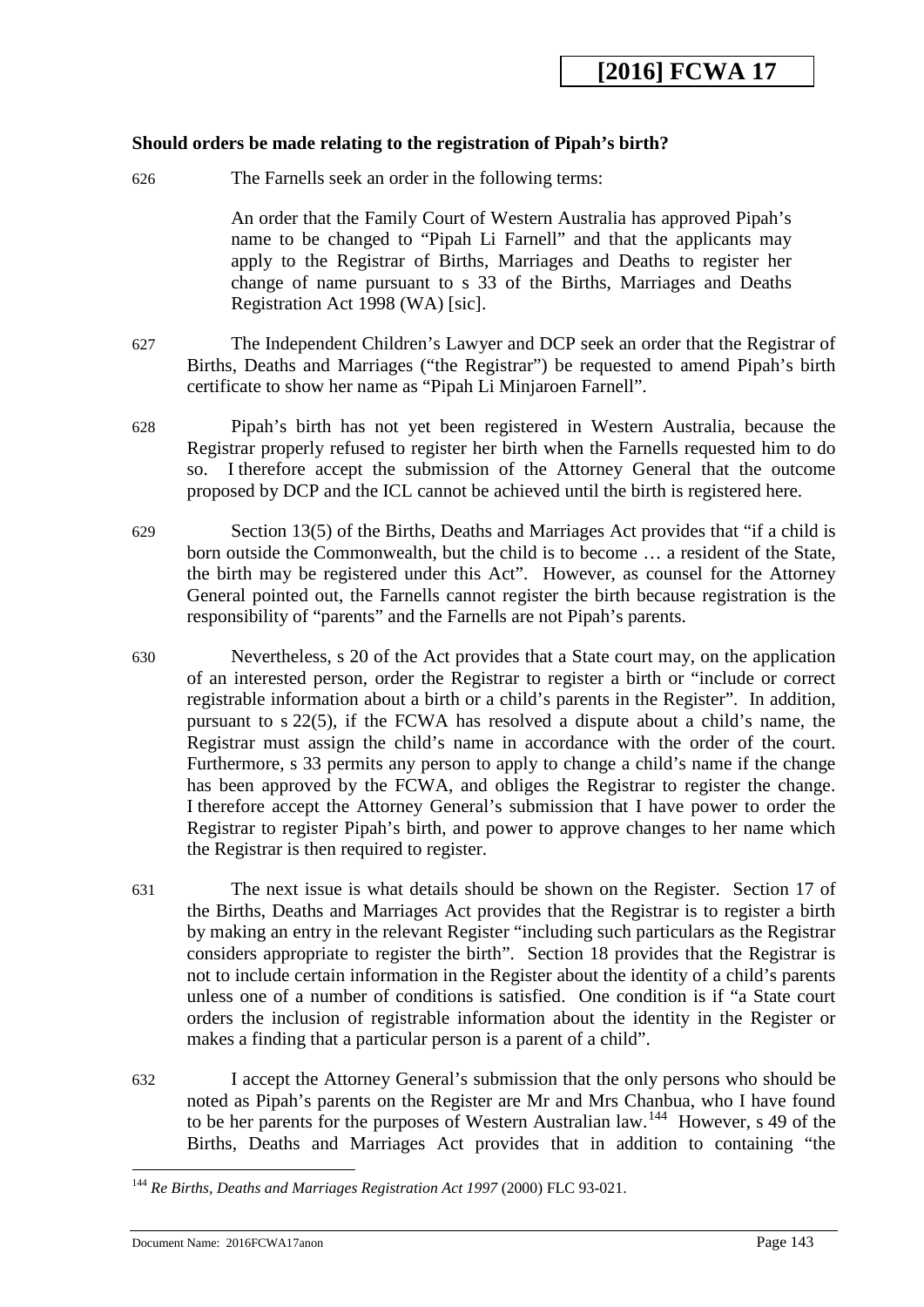**Should orders be made relating to the registration of Pipah's birth?**

626 The Farnells seek an order in the following terms:

> An order that the Family Court of Western Australia has approved Pipah's name to be changed to "Pipah Li Farnell" and that the applicants may apply to the Registrar of Births, Marriages and Deaths to register her change of name pursuant to s 33 of the Births, Marriages and Deaths Registration Act 1998 (WA) [sic].

627 The Independent Children's Lawyer and DCP seek an order that the Registrar of Births, Deaths and Marriages ("the Registrar") be requested to amend Pipah's birth certificate to show her name as "Pipah Li Minjaroen Farnell".

628 Pipah's birth has not yet been registered in Western Australia, because the Registrar properly refused to register her birth when the Farnells requested him to do so. I therefore accept the submission of the Attorney General that the outcome proposed by DCP and the ICL cannot be achieved until the birth is registered here.

629 Section 13(5) of the Births, Deaths and Marriages Act provides that "if a child is born outside the Commonwealth, but the child is to become … a resident of the State, the birth may be registered under this Act". However, as counsel for the Attorney General pointed out, the Farnells cannot register the birth because registration is the responsibility of "parents" and the Farnells are not Pipah's parents.

630 Nevertheless, s 20 of the Act provides that a State court may, on the application of an interested person, order the Registrar to register a birth or "include or correct registrable information about a birth or a child's parents in the Register". In addition, pursuant to s 22(5), if the FCWA has resolved a dispute about a child's name, the Registrar must assign the child's name in accordance with the order of the court. Furthermore, s 33 permits any person to apply to change a child's name if the change has been approved by the FCWA, and obliges the Registrar to register the change. I therefore accept the Attorney General's submission that I have power to order the Registrar to register Pipah's birth, and power to approve changes to her name which the Registrar is then required to register.

631 The next issue is what details should be shown on the Register. Section 17 of the Births, Deaths and Marriages Act provides that the Registrar is to register a birth by making an entry in the relevant Register "including such particulars as the Registrar considers appropriate to register the birth". Section 18 provides that the Registrar is not to include certain information in the Register about the identity of a child's parents unless one of a number of conditions is satisfied. One condition is if "a State court orders the inclusion of registrable information about the identity in the Register or makes a finding that a particular person is a parent of a child".

632 I accept the Attorney General's submission that the only persons who should be noted as Pipah's parents on the Register are Mr and Mrs Chanbua, who I have found to be her parents for the purposes of Western Australian law.[144] However, s 49 of the Births, Deaths and Marriages Act provides that in addition to containing "the

---

[144] *Re Births, Deaths and Marriages Registration Act 1997* (2000) FLC 93-021.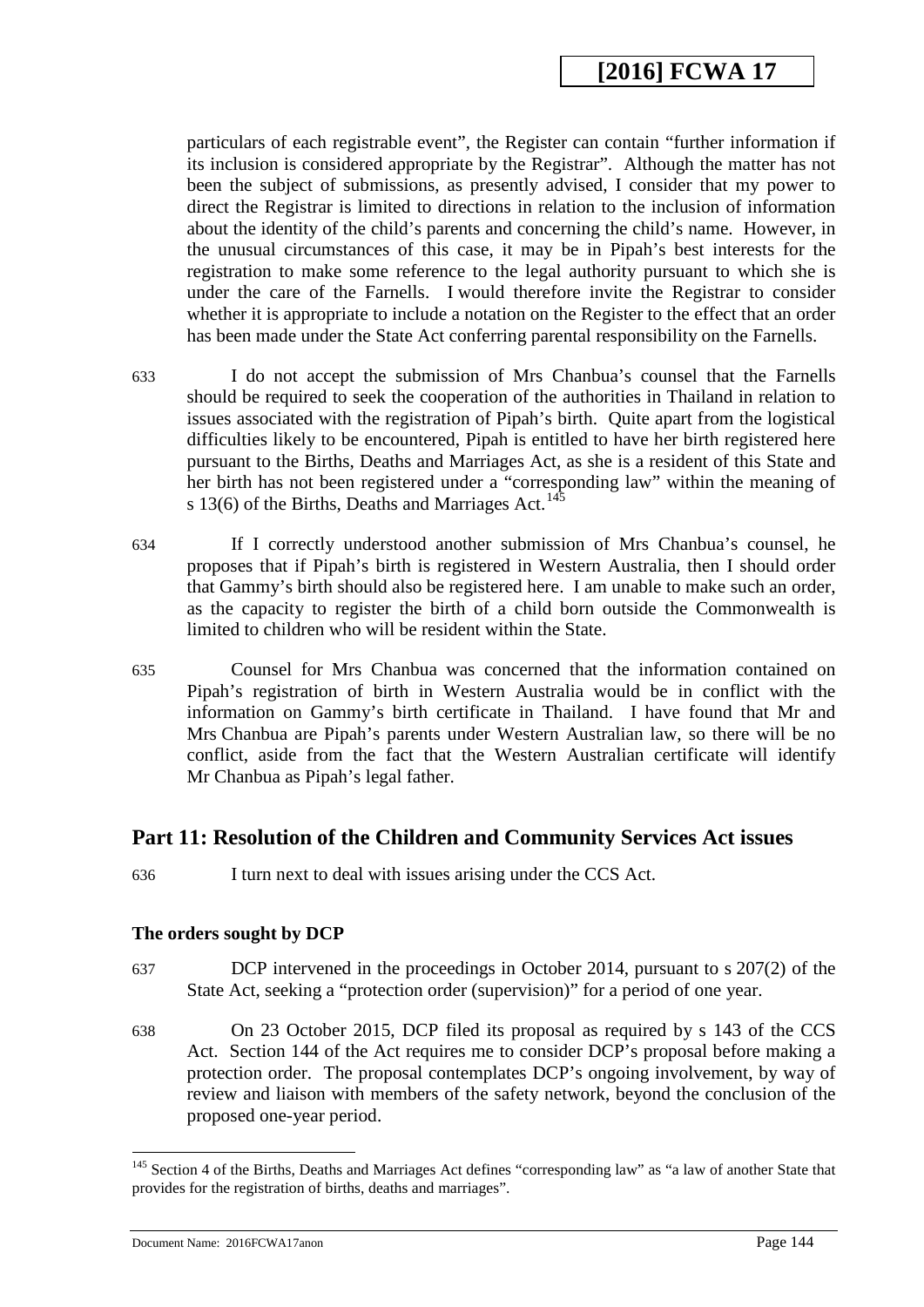particulars of each registrable event", the Register can contain "further information if its inclusion is considered appropriate by the Registrar". Although the matter has not been the subject of submissions, as presently advised, I consider that my power to direct the Registrar is limited to directions in relation to the inclusion of information about the identity of the child's parents and concerning the child's name. However, in the unusual circumstances of this case, it may be in Pipah's best interests for the registration to make some reference to the legal authority pursuant to which she is under the care of the Farnells. I would therefore invite the Registrar to consider whether it is appropriate to include a notation on the Register to the effect that an order has been made under the State Act conferring parental responsibility on the Farnells.

633 I do not accept the submission of Mrs Chanbua's counsel that the Farnells should be required to seek the cooperation of the authorities in Thailand in relation to issues associated with the registration of Pipah's birth. Quite apart from the logistical difficulties likely to be encountered, Pipah is entitled to have her birth registered here pursuant to the Births, Deaths and Marriages Act, as she is a resident of this State and her birth has not been registered under a "corresponding law" within the meaning of s 13(6) of the Births, Deaths and Marriages Act.[145]

634 If I correctly understood another submission of Mrs Chanbua's counsel, he proposes that if Pipah's birth is registered in Western Australia, then I should order that Gammy's birth should also be registered here. I am unable to make such an order, as the capacity to register the birth of a child born outside the Commonwealth is limited to children who will be resident within the State.

635 Counsel for Mrs Chanbua was concerned that the information contained on Pipah's registration of birth in Western Australia would be in conflict with the information on Gammy's birth certificate in Thailand. I have found that Mr and Mrs Chanbua are Pipah's parents under Western Australian law, so there will be no conflict, aside from the fact that the Western Australian certificate will identify Mr Chanbua as Pipah's legal father.

## Part 11: Resolution of the Children and Community Services Act issues

636 I turn next to deal with issues arising under the CCS Act.

### The orders sought by DCP

637 DCP intervened in the proceedings in October 2014, pursuant to s 207(2) of the State Act, seeking a "protection order (supervision)" for a period of one year.

638 On 23 October 2015, DCP filed its proposal as required by s 143 of the CCS Act. Section 144 of the Act requires me to consider DCP's proposal before making a protection order. The proposal contemplates DCP's ongoing involvement, by way of review and liaison with members of the safety network, beyond the conclusion of the proposed one-year period.

---

[145] Section 4 of the Births, Deaths and Marriages Act defines "corresponding law" as "a law of another State that provides for the registration of births, deaths and marriages".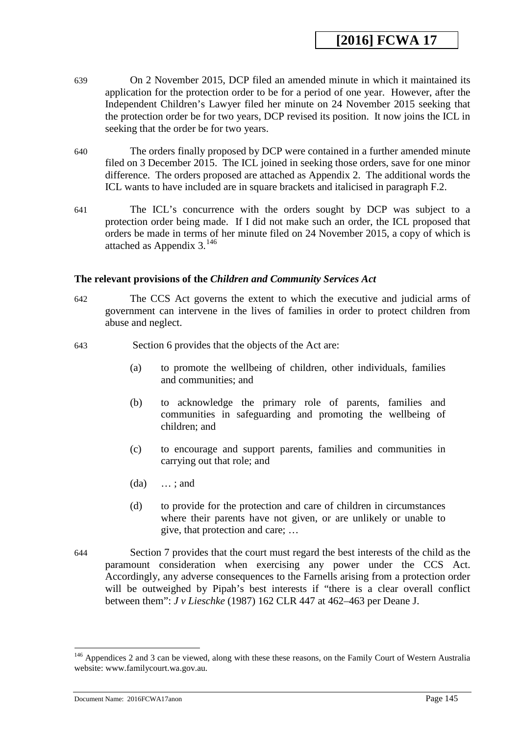639 On 2 November 2015, DCP filed an amended minute in which it maintained its application for the protection order to be for a period of one year. However, after the Independent Children's Lawyer filed her minute on 24 November 2015 seeking that the protection order be for two years, DCP revised its position. It now joins the ICL in seeking that the order be for two years.

640 The orders finally proposed by DCP were contained in a further amended minute filed on 3 December 2015. The ICL joined in seeking those orders, save for one minor difference. The orders proposed are attached as Appendix 2. The additional words the ICL wants to have included are in square brackets and italicised in paragraph F.2.

641 The ICL's concurrence with the orders sought by DCP was subject to a protection order being made. If I did not make such an order, the ICL proposed that orders be made in terms of her minute filed on 24 November 2015, a copy of which is attached as Appendix 3.[146]

**The relevant provisions of the *Children and Community Services Act***

642 The CCS Act governs the extent to which the executive and judicial arms of government can intervene in the lives of families in order to protect children from abuse and neglect.

643 Section 6 provides that the objects of the Act are:

> (a) to promote the wellbeing of children, other individuals, families and communities; and
>
> (b) to acknowledge the primary role of parents, families and communities in safeguarding and promoting the wellbeing of children; and
>
> (c) to encourage and support parents, families and communities in carrying out that role; and
>
> (da) … ; and
>
> (d) to provide for the protection and care of children in circumstances where their parents have not given, or are unlikely or unable to give, that protection and care; …

644 Section 7 provides that the court must regard the best interests of the child as the paramount consideration when exercising any power under the CCS Act. Accordingly, any adverse consequences to the Farnells arising from a protection order will be outweighed by Pipah's best interests if "there is a clear overall conflict between them": *J v Lieschke* (1987) 162 CLR 447 at 462–463 per Deane J.

---

[146] Appendices 2 and 3 can be viewed, along with these these reasons, on the Family Court of Western Australia website: www.familycourt.wa.gov.au.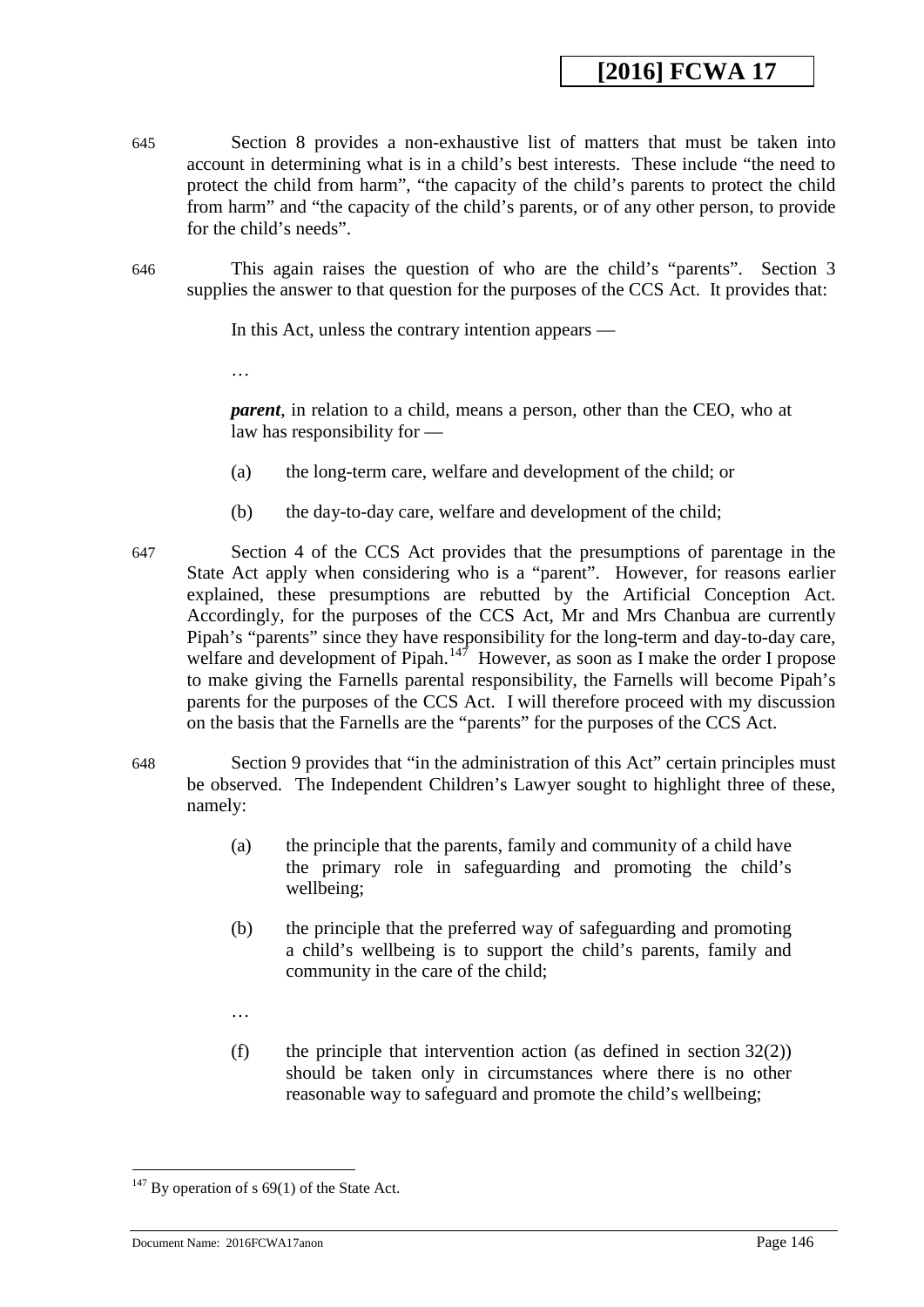645 Section 8 provides a non-exhaustive list of matters that must be taken into account in determining what is in a child's best interests. These include "the need to protect the child from harm", "the capacity of the child's parents to protect the child from harm" and "the capacity of the child's parents, or of any other person, to provide for the child's needs".

646 This again raises the question of who are the child's "parents". Section 3 supplies the answer to that question for the purposes of the CCS Act. It provides that:

> In this Act, unless the contrary intention appears —
>
> …
>
> ***parent***, in relation to a child, means a person, other than the CEO, who at law has responsibility for —
>
> (a) the long-term care, welfare and development of the child; or
>
> (b) the day-to-day care, welfare and development of the child;

647 Section 4 of the CCS Act provides that the presumptions of parentage in the State Act apply when considering who is a "parent". However, for reasons earlier explained, these presumptions are rebutted by the Artificial Conception Act. Accordingly, for the purposes of the CCS Act, Mr and Mrs Chanbua are currently Pipah's "parents" since they have responsibility for the long-term and day-to-day care, welfare and development of Pipah.[147] However, as soon as I make the order I propose to make giving the Farnells parental responsibility, the Farnells will become Pipah's parents for the purposes of the CCS Act. I will therefore proceed with my discussion on the basis that the Farnells are the "parents" for the purposes of the CCS Act.

648 Section 9 provides that "in the administration of this Act" certain principles must be observed. The Independent Children's Lawyer sought to highlight three of these, namely:

> (a) the principle that the parents, family and community of a child have the primary role in safeguarding and promoting the child's wellbeing;
>
> (b) the principle that the preferred way of safeguarding and promoting a child's wellbeing is to support the child's parents, family and community in the care of the child;
>
> …
>
> (f) the principle that intervention action (as defined in section 32(2)) should be taken only in circumstances where there is no other reasonable way to safeguard and promote the child's wellbeing;

---

[147] By operation of s 69(1) of the State Act.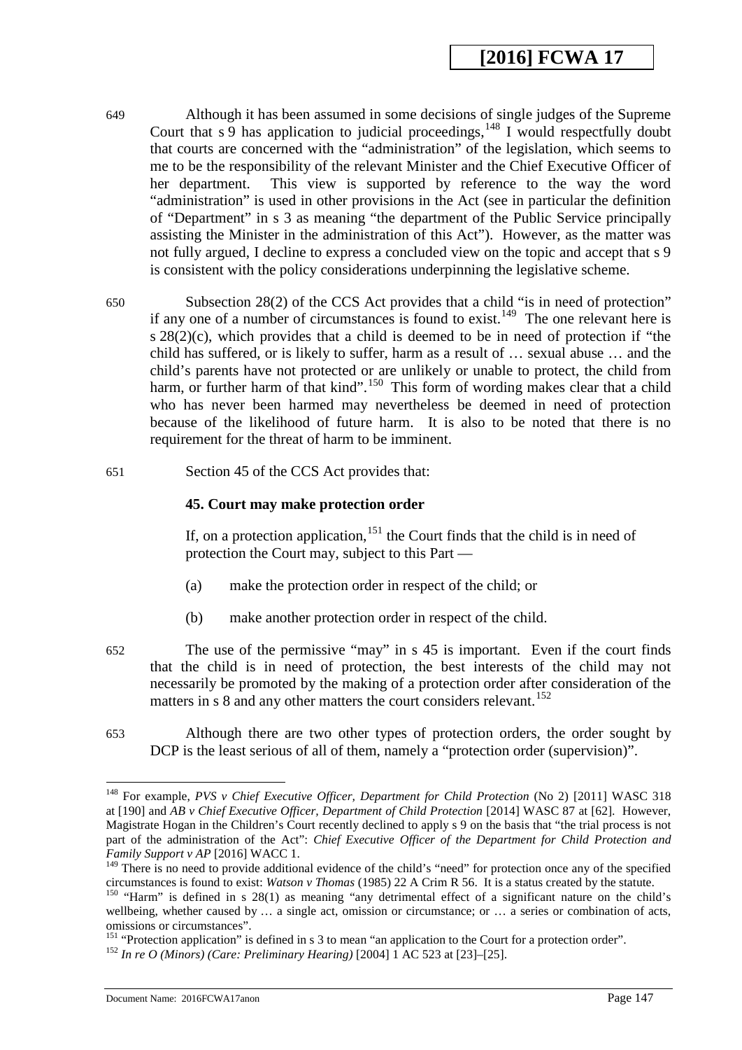649 Although it has been assumed in some decisions of single judges of the Supreme Court that s 9 has application to judicial proceedings,[148] I would respectfully doubt that courts are concerned with the "administration" of the legislation, which seems to me to be the responsibility of the relevant Minister and the Chief Executive Officer of her department. This view is supported by reference to the way the word "administration" is used in other provisions in the Act (see in particular the definition of "Department" in s 3 as meaning "the department of the Public Service principally assisting the Minister in the administration of this Act"). However, as the matter was not fully argued, I decline to express a concluded view on the topic and accept that s 9 is consistent with the policy considerations underpinning the legislative scheme.

650 Subsection 28(2) of the CCS Act provides that a child "is in need of protection" if any one of a number of circumstances is found to exist.[149] The one relevant here is s 28(2)(c), which provides that a child is deemed to be in need of protection if "the child has suffered, or is likely to suffer, harm as a result of … sexual abuse … and the child's parents have not protected or are unlikely or unable to protect, the child from harm, or further harm of that kind".[150] This form of wording makes clear that a child who has never been harmed may nevertheless be deemed in need of protection because of the likelihood of future harm. It is also to be noted that there is no requirement for the threat of harm to be imminent.

651 Section 45 of the CCS Act provides that:

> **45. Court may make protection order**
>
> If, on a protection application,[151] the Court finds that the child is in need of protection the Court may, subject to this Part —
>
> (a) make the protection order in respect of the child; or
>
> (b) make another protection order in respect of the child.

652 The use of the permissive "may" in s 45 is important. Even if the court finds that the child is in need of protection, the best interests of the child may not necessarily be promoted by the making of a protection order after consideration of the matters in s 8 and any other matters the court considers relevant.[152]

653 Although there are two other types of protection orders, the order sought by DCP is the least serious of all of them, namely a "protection order (supervision)".

---

[148] For example, *PVS v Chief Executive Officer, Department for Child Protection* (No 2) [2011] WASC 318 at [190] and *AB v Chief Executive Officer, Department of Child Protection* [2014] WASC 87 at [62]. However, Magistrate Hogan in the Children's Court recently declined to apply s 9 on the basis that "the trial process is not part of the administration of the Act": *Chief Executive Officer of the Department for Child Protection and Family Support v AP* [2016] WACC 1.

[149] There is no need to provide additional evidence of the child's "need" for protection once any of the specified circumstances is found to exist: *Watson v Thomas* (1985) 22 A Crim R 56. It is a status created by the statute.

[150] "Harm" is defined in s 28(1) as meaning "any detrimental effect of a significant nature on the child's wellbeing, whether caused by … a single act, omission or circumstance; or … a series or combination of acts, omissions or circumstances".

[151] "Protection application" is defined in s 3 to mean "an application to the Court for a protection order".

[152] *In re O (Minors) (Care: Preliminary Hearing)* [2004] 1 AC 523 at [23]–[25].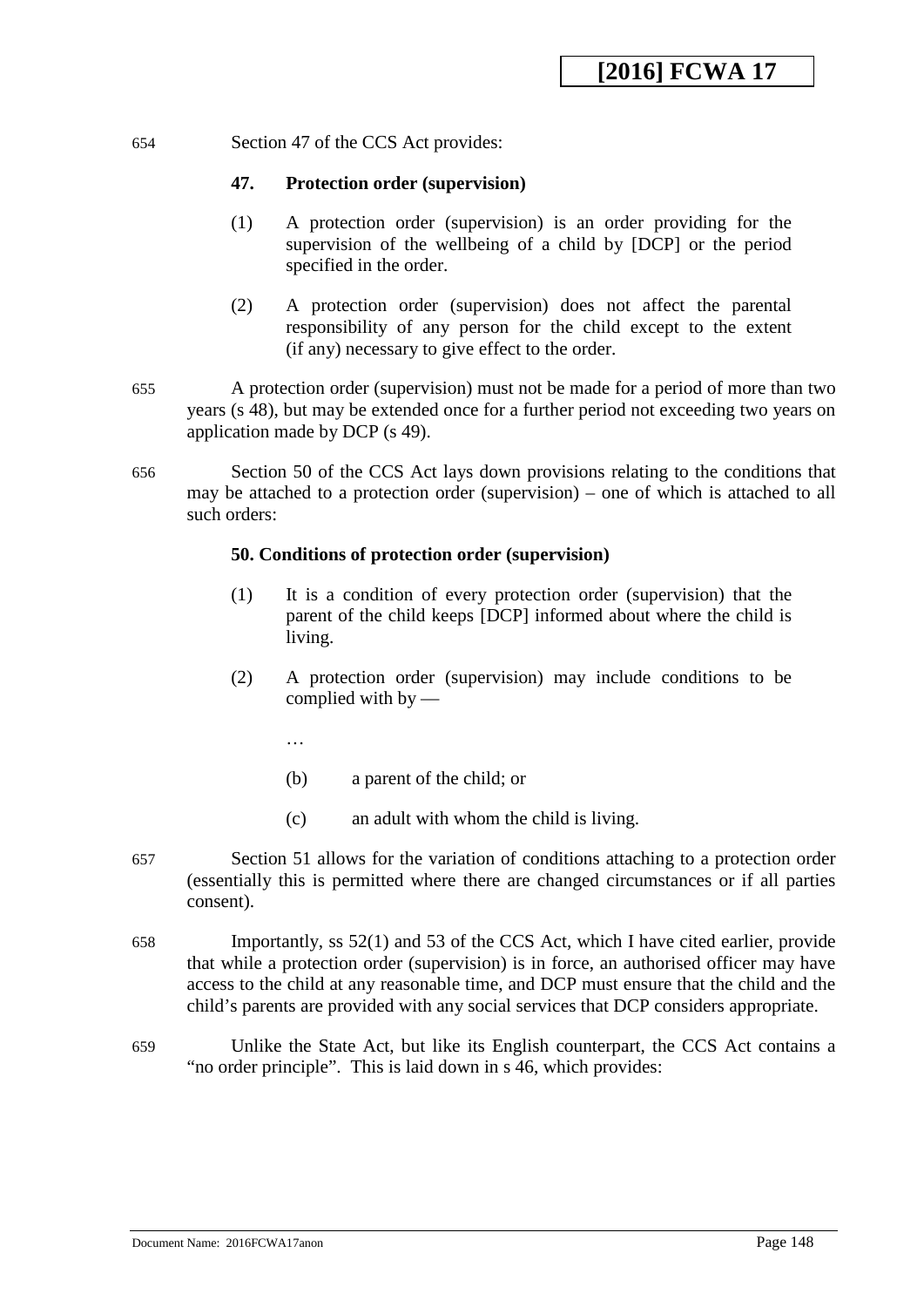654 Section 47 of the CCS Act provides:

**47. Protection order (supervision)**

(1) A protection order (supervision) is an order providing for the supervision of the wellbeing of a child by [DCP] or the period specified in the order.

(2) A protection order (supervision) does not affect the parental responsibility of any person for the child except to the extent (if any) necessary to give effect to the order.

655 A protection order (supervision) must not be made for a period of more than two years (s 48), but may be extended once for a further period not exceeding two years on application made by DCP (s 49).

656 Section 50 of the CCS Act lays down provisions relating to the conditions that may be attached to a protection order (supervision) – one of which is attached to all such orders:

**50. Conditions of protection order (supervision)**

(1) It is a condition of every protection order (supervision) that the parent of the child keeps [DCP] informed about where the child is living.

(2) A protection order (supervision) may include conditions to be complied with by —

…

(b) a parent of the child; or

(c) an adult with whom the child is living.

657 Section 51 allows for the variation of conditions attaching to a protection order (essentially this is permitted where there are changed circumstances or if all parties consent).

658 Importantly, ss 52(1) and 53 of the CCS Act, which I have cited earlier, provide that while a protection order (supervision) is in force, an authorised officer may have access to the child at any reasonable time, and DCP must ensure that the child and the child's parents are provided with any social services that DCP considers appropriate.

659 Unlike the State Act, but like its English counterpart, the CCS Act contains a "no order principle". This is laid down in s 46, which provides: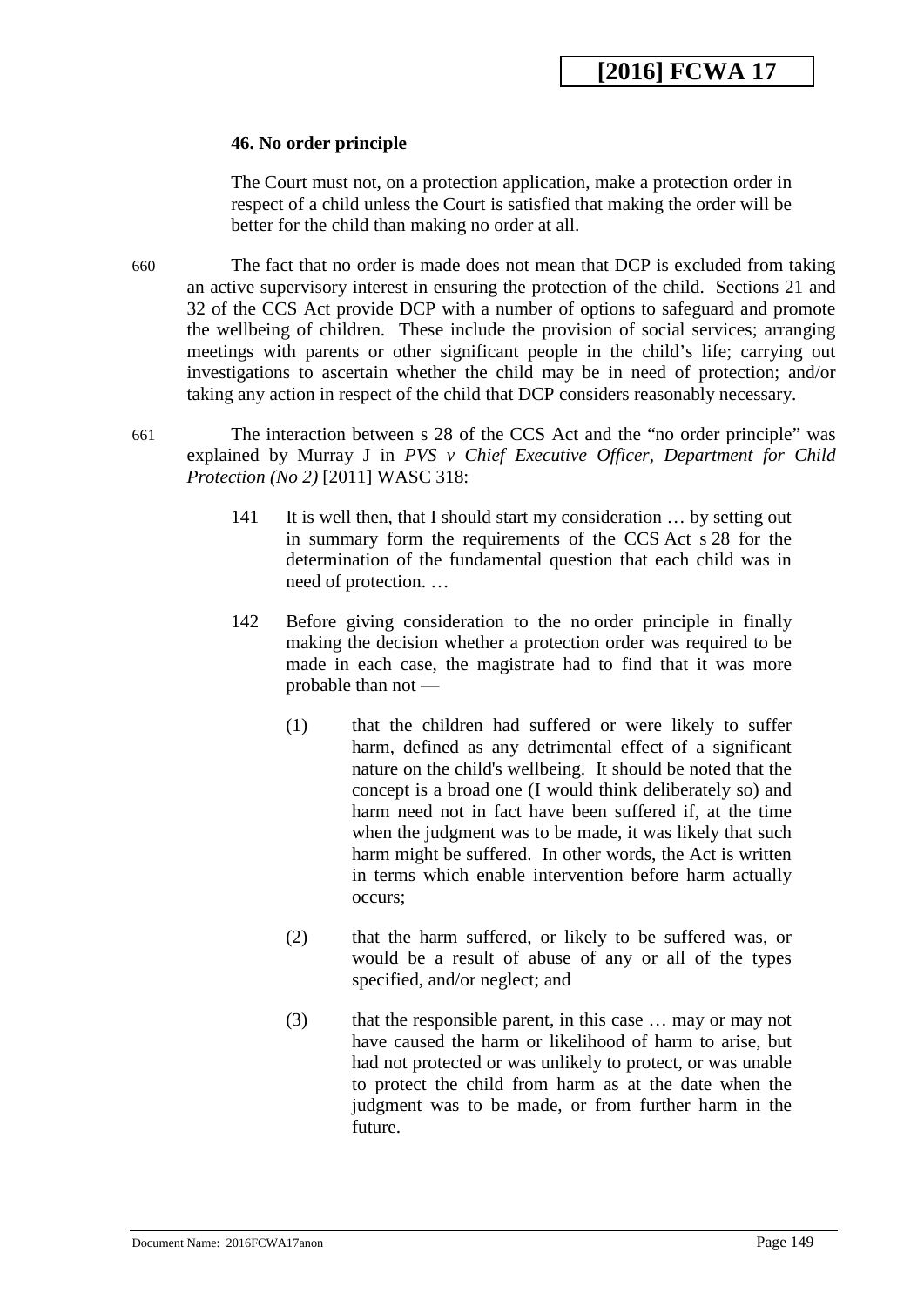**46. No order principle**

The Court must not, on a protection application, make a protection order in respect of a child unless the Court is satisfied that making the order will be better for the child than making no order at all.

660 The fact that no order is made does not mean that DCP is excluded from taking an active supervisory interest in ensuring the protection of the child. Sections 21 and 32 of the CCS Act provide DCP with a number of options to safeguard and promote the wellbeing of children. These include the provision of social services; arranging meetings with parents or other significant people in the child's life; carrying out investigations to ascertain whether the child may be in need of protection; and/or taking any action in respect of the child that DCP considers reasonably necessary.

661 The interaction between s 28 of the CCS Act and the "no order principle" was explained by Murray J in *PVS v Chief Executive Officer, Department for Child Protection (No 2)* [2011] WASC 318:

> 141 It is well then, that I should start my consideration … by setting out in summary form the requirements of the CCS Act s 28 for the determination of the fundamental question that each child was in need of protection. …
>
> 142 Before giving consideration to the no order principle in finally making the decision whether a protection order was required to be made in each case, the magistrate had to find that it was more probable than not —
>
> (1) that the children had suffered or were likely to suffer harm, defined as any detrimental effect of a significant nature on the child's wellbeing. It should be noted that the concept is a broad one (I would think deliberately so) and harm need not in fact have been suffered if, at the time when the judgment was to be made, it was likely that such harm might be suffered. In other words, the Act is written in terms which enable intervention before harm actually occurs;
>
> (2) that the harm suffered, or likely to be suffered was, or would be a result of abuse of any or all of the types specified, and/or neglect; and
>
> (3) that the responsible parent, in this case … may or may not have caused the harm or likelihood of harm to arise, but had not protected or was unlikely to protect, or was unable to protect the child from harm as at the date when the judgment was to be made, or from further harm in the future.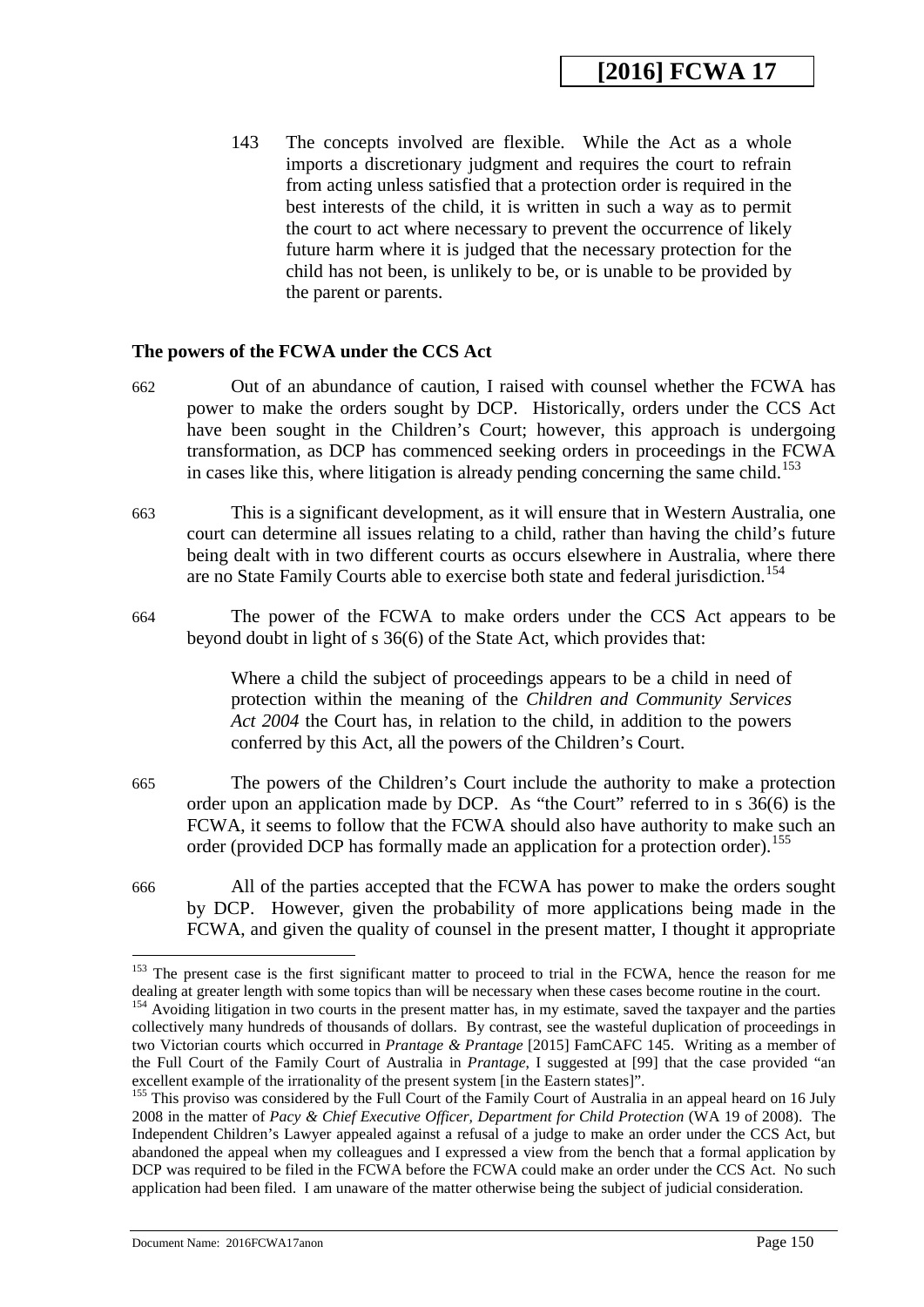143 The concepts involved are flexible. While the Act as a whole imports a discretionary judgment and requires the court to refrain from acting unless satisfied that a protection order is required in the best interests of the child, it is written in such a way as to permit the court to act where necessary to prevent the occurrence of likely future harm where it is judged that the necessary protection for the child has not been, is unlikely to be, or is unable to be provided by the parent or parents.

**The powers of the FCWA under the CCS Act**

662 Out of an abundance of caution, I raised with counsel whether the FCWA has power to make the orders sought by DCP. Historically, orders under the CCS Act have been sought in the Children's Court; however, this approach is undergoing transformation, as DCP has commenced seeking orders in proceedings in the FCWA in cases like this, where litigation is already pending concerning the same child.[153]

663 This is a significant development, as it will ensure that in Western Australia, one court can determine all issues relating to a child, rather than having the child's future being dealt with in two different courts as occurs elsewhere in Australia, where there are no State Family Courts able to exercise both state and federal jurisdiction.[154]

664 The power of the FCWA to make orders under the CCS Act appears to be beyond doubt in light of s 36(6) of the State Act, which provides that:

> Where a child the subject of proceedings appears to be a child in need of protection within the meaning of the *Children and Community Services Act 2004* the Court has, in relation to the child, in addition to the powers conferred by this Act, all the powers of the Children's Court.

665 The powers of the Children's Court include the authority to make a protection order upon an application made by DCP. As "the Court" referred to in s 36(6) is the FCWA, it seems to follow that the FCWA should also have authority to make such an order (provided DCP has formally made an application for a protection order).[155]

666 All of the parties accepted that the FCWA has power to make the orders sought by DCP. However, given the probability of more applications being made in the FCWA, and given the quality of counsel in the present matter, I thought it appropriate

---

[153] The present case is the first significant matter to proceed to trial in the FCWA, hence the reason for me dealing at greater length with some topics than will be necessary when these cases become routine in the court.

[154] Avoiding litigation in two courts in the present matter has, in my estimate, saved the taxpayer and the parties collectively many hundreds of thousands of dollars. By contrast, see the wasteful duplication of proceedings in two Victorian courts which occurred in *Prantage & Prantage* [2015] FamCAFC 145. Writing as a member of the Full Court of the Family Court of Australia in *Prantage*, I suggested at [99] that the case provided "an excellent example of the irrationality of the present system [in the Eastern states]".

[155] This proviso was considered by the Full Court of the Family Court of Australia in an appeal heard on 16 July 2008 in the matter of *Pacy & Chief Executive Officer, Department for Child Protection* (WA 19 of 2008). The Independent Children's Lawyer appealed against a refusal of a judge to make an order under the CCS Act, but abandoned the appeal when my colleagues and I expressed a view from the bench that a formal application by DCP was required to be filed in the FCWA before the FCWA could make an order under the CCS Act. No such application had been filed. I am unaware of the matter otherwise being the subject of judicial consideration.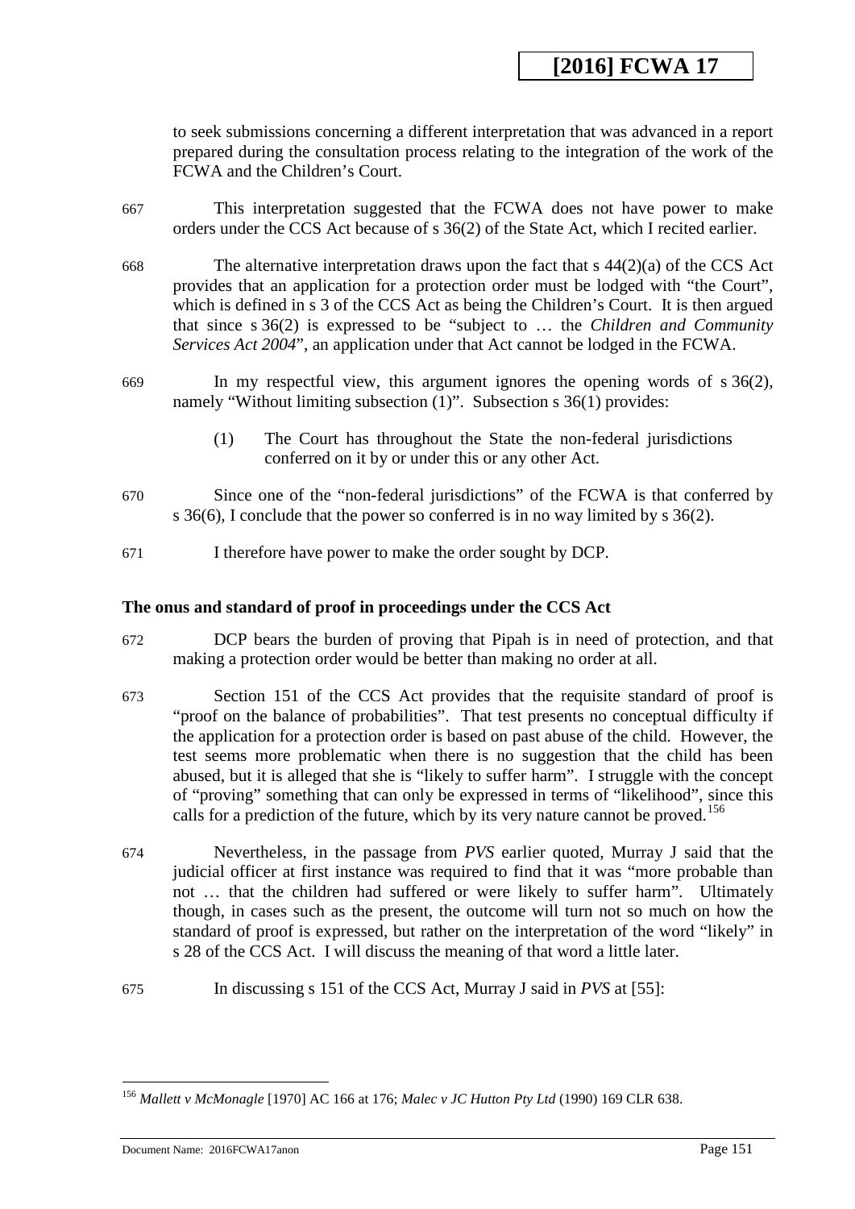to seek submissions concerning a different interpretation that was advanced in a report prepared during the consultation process relating to the integration of the work of the FCWA and the Children's Court.

667 This interpretation suggested that the FCWA does not have power to make orders under the CCS Act because of s 36(2) of the State Act, which I recited earlier.

668 The alternative interpretation draws upon the fact that s 44(2)(a) of the CCS Act provides that an application for a protection order must be lodged with "the Court", which is defined in s 3 of the CCS Act as being the Children's Court. It is then argued that since s 36(2) is expressed to be "subject to … the *Children and Community Services Act 2004*", an application under that Act cannot be lodged in the FCWA.

669 In my respectful view, this argument ignores the opening words of s 36(2), namely "Without limiting subsection (1)". Subsection s 36(1) provides:

> (1) The Court has throughout the State the non-federal jurisdictions conferred on it by or under this or any other Act.

670 Since one of the "non-federal jurisdictions" of the FCWA is that conferred by s 36(6), I conclude that the power so conferred is in no way limited by s 36(2).

671 I therefore have power to make the order sought by DCP.

### The onus and standard of proof in proceedings under the CCS Act

672 DCP bears the burden of proving that Pipah is in need of protection, and that making a protection order would be better than making no order at all.

673 Section 151 of the CCS Act provides that the requisite standard of proof is "proof on the balance of probabilities". That test presents no conceptual difficulty if the application for a protection order is based on past abuse of the child. However, the test seems more problematic when there is no suggestion that the child has been abused, but it is alleged that she is "likely to suffer harm". I struggle with the concept of "proving" something that can only be expressed in terms of "likelihood", since this calls for a prediction of the future, which by its very nature cannot be proved.[156]

674 Nevertheless, in the passage from *PVS* earlier quoted, Murray J said that the judicial officer at first instance was required to find that it was "more probable than not … that the children had suffered or were likely to suffer harm". Ultimately though, in cases such as the present, the outcome will turn not so much on how the standard of proof is expressed, but rather on the interpretation of the word "likely" in s 28 of the CCS Act. I will discuss the meaning of that word a little later.

675 In discussing s 151 of the CCS Act, Murray J said in *PVS* at [55]:

---

[156] *Mallett v McMonagle* [1970] AC 166 at 176; *Malec v JC Hutton Pty Ltd* (1990) 169 CLR 638.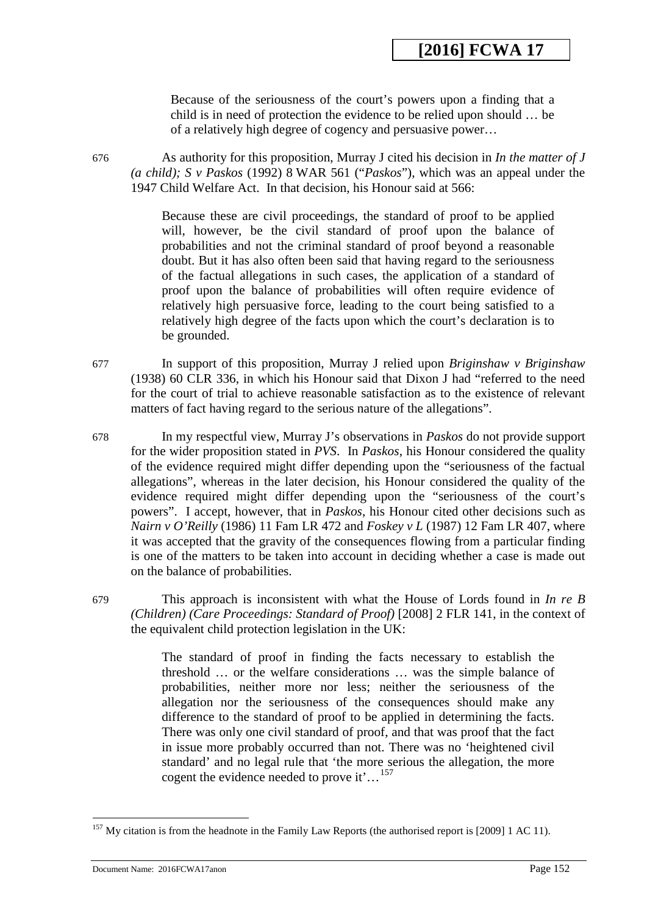> Because of the seriousness of the court's powers upon a finding that a child is in need of protection the evidence to be relied upon should … be of a relatively high degree of cogency and persuasive power…

676 As authority for this proposition, Murray J cited his decision in *In the matter of J (a child); S v Paskos* (1992) 8 WAR 561 ("*Paskos*"), which was an appeal under the 1947 Child Welfare Act. In that decision, his Honour said at 566:

> Because these are civil proceedings, the standard of proof to be applied will, however, be the civil standard of proof upon the balance of probabilities and not the criminal standard of proof beyond a reasonable doubt. But it has also often been said that having regard to the seriousness of the factual allegations in such cases, the application of a standard of proof upon the balance of probabilities will often require evidence of relatively high persuasive force, leading to the court being satisfied to a relatively high degree of the facts upon which the court's declaration is to be grounded.

677 In support of this proposition, Murray J relied upon *Briginshaw v Briginshaw* (1938) 60 CLR 336, in which his Honour said that Dixon J had "referred to the need for the court of trial to achieve reasonable satisfaction as to the existence of relevant matters of fact having regard to the serious nature of the allegations".

678 In my respectful view, Murray J's observations in *Paskos* do not provide support for the wider proposition stated in *PVS*. In *Paskos*, his Honour considered the quality of the evidence required might differ depending upon the "seriousness of the factual allegations", whereas in the later decision, his Honour considered the quality of the evidence required might differ depending upon the "seriousness of the court's powers". I accept, however, that in *Paskos*, his Honour cited other decisions such as *Nairn v O'Reilly* (1986) 11 Fam LR 472 and *Foskey v L* (1987) 12 Fam LR 407, where it was accepted that the gravity of the consequences flowing from a particular finding is one of the matters to be taken into account in deciding whether a case is made out on the balance of probabilities.

679 This approach is inconsistent with what the House of Lords found in *In re B (Children) (Care Proceedings: Standard of Proof)* [2008] 2 FLR 141, in the context of the equivalent child protection legislation in the UK:

> The standard of proof in finding the facts necessary to establish the threshold … or the welfare considerations … was the simple balance of probabilities, neither more nor less; neither the seriousness of the allegation nor the seriousness of the consequences should make any difference to the standard of proof to be applied in determining the facts. There was only one civil standard of proof, and that was proof that the fact in issue more probably occurred than not. There was no 'heightened civil standard' and no legal rule that 'the more serious the allegation, the more cogent the evidence needed to prove it'…[157]

---

[157] My citation is from the headnote in the Family Law Reports (the authorised report is [2009] 1 AC 11).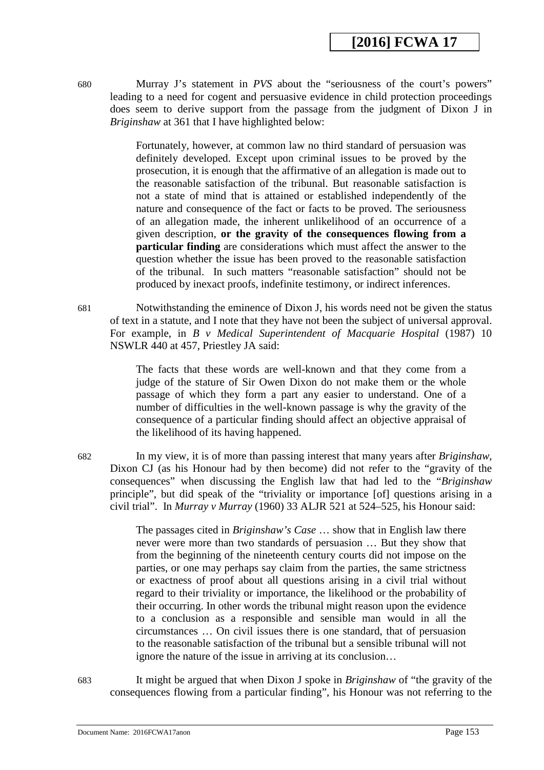680 Murray J's statement in *PVS* about the "seriousness of the court's powers" leading to a need for cogent and persuasive evidence in child protection proceedings does seem to derive support from the passage from the judgment of Dixon J in *Briginshaw* at 361 that I have highlighted below:

> Fortunately, however, at common law no third standard of persuasion was definitely developed. Except upon criminal issues to be proved by the prosecution, it is enough that the affirmative of an allegation is made out to the reasonable satisfaction of the tribunal. But reasonable satisfaction is not a state of mind that is attained or established independently of the nature and consequence of the fact or facts to be proved. The seriousness of an allegation made, the inherent unlikelihood of an occurrence of a given description, **or the gravity of the consequences flowing from a particular finding** are considerations which must affect the answer to the question whether the issue has been proved to the reasonable satisfaction of the tribunal. In such matters "reasonable satisfaction" should not be produced by inexact proofs, indefinite testimony, or indirect inferences.

681 Notwithstanding the eminence of Dixon J, his words need not be given the status of text in a statute, and I note that they have not been the subject of universal approval. For example, in *B v Medical Superintendent of Macquarie Hospital* (1987) 10 NSWLR 440 at 457, Priestley JA said:

> The facts that these words are well-known and that they come from a judge of the stature of Sir Owen Dixon do not make them or the whole passage of which they form a part any easier to understand. One of a number of difficulties in the well-known passage is why the gravity of the consequence of a particular finding should affect an objective appraisal of the likelihood of its having happened.

682 In my view, it is of more than passing interest that many years after *Briginshaw*, Dixon CJ (as his Honour had by then become) did not refer to the "gravity of the consequences" when discussing the English law that had led to the "*Briginshaw* principle", but did speak of the "triviality or importance [of] questions arising in a civil trial". In *Murray v Murray* (1960) 33 ALJR 521 at 524–525, his Honour said:

> The passages cited in *Briginshaw's Case* … show that in English law there never were more than two standards of persuasion … But they show that from the beginning of the nineteenth century courts did not impose on the parties, or one may perhaps say claim from the parties, the same strictness or exactness of proof about all questions arising in a civil trial without regard to their triviality or importance, the likelihood or the probability of their occurring. In other words the tribunal might reason upon the evidence to a conclusion as a responsible and sensible man would in all the circumstances … On civil issues there is one standard, that of persuasion to the reasonable satisfaction of the tribunal but a sensible tribunal will not ignore the nature of the issue in arriving at its conclusion…

683 It might be argued that when Dixon J spoke in *Briginshaw* of "the gravity of the consequences flowing from a particular finding", his Honour was not referring to the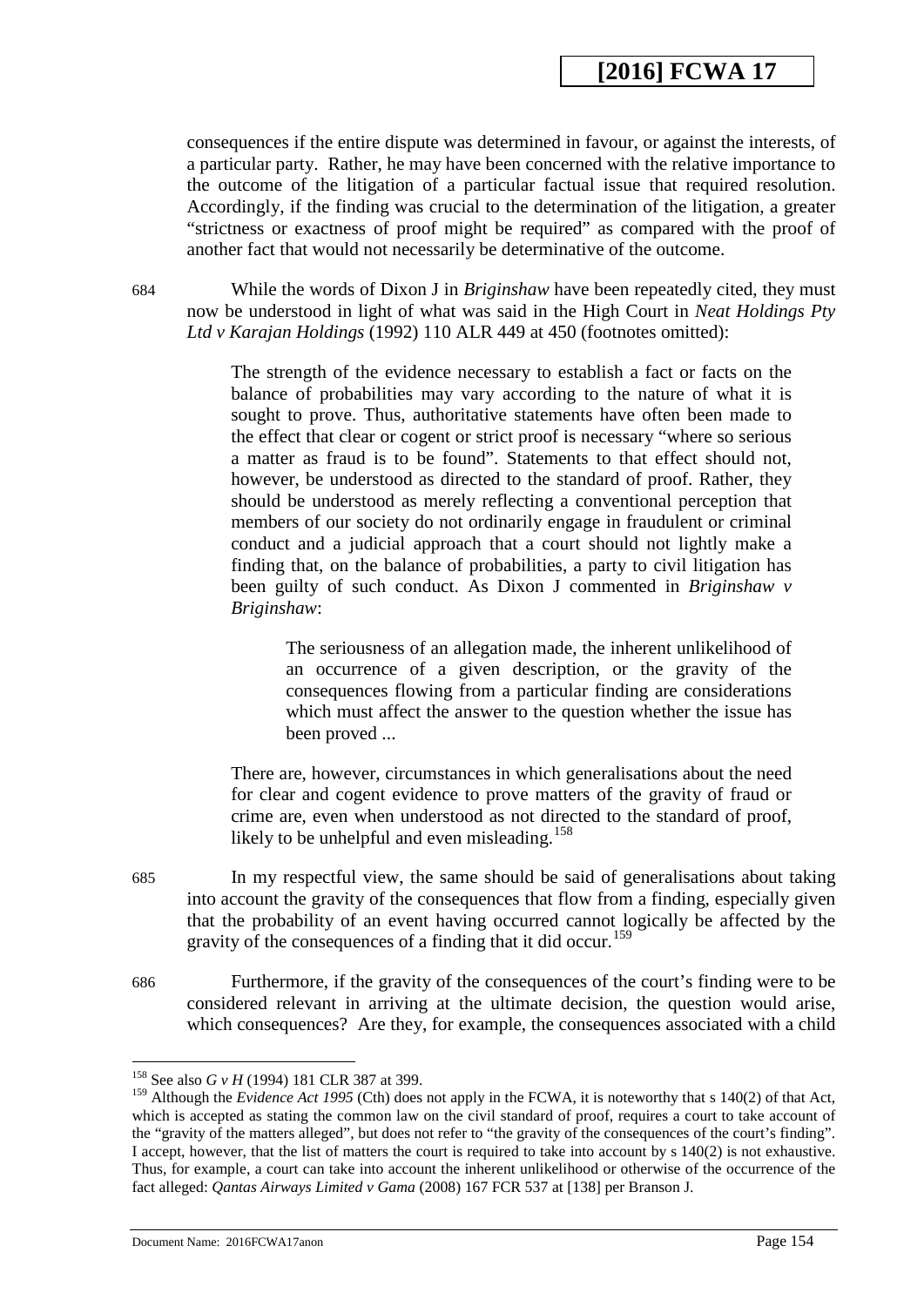consequences if the entire dispute was determined in favour, or against the interests, of a particular party. Rather, he may have been concerned with the relative importance to the outcome of the litigation of a particular factual issue that required resolution. Accordingly, if the finding was crucial to the determination of the litigation, a greater "strictness or exactness of proof might be required" as compared with the proof of another fact that would not necessarily be determinative of the outcome.

684 While the words of Dixon J in *Briginshaw* have been repeatedly cited, they must now be understood in light of what was said in the High Court in *Neat Holdings Pty Ltd v Karajan Holdings* (1992) 110 ALR 449 at 450 (footnotes omitted):

> The strength of the evidence necessary to establish a fact or facts on the balance of probabilities may vary according to the nature of what it is sought to prove. Thus, authoritative statements have often been made to the effect that clear or cogent or strict proof is necessary "where so serious a matter as fraud is to be found". Statements to that effect should not, however, be understood as directed to the standard of proof. Rather, they should be understood as merely reflecting a conventional perception that members of our society do not ordinarily engage in fraudulent or criminal conduct and a judicial approach that a court should not lightly make a finding that, on the balance of probabilities, a party to civil litigation has been guilty of such conduct. As Dixon J commented in *Briginshaw v Briginshaw*:
>
> > The seriousness of an allegation made, the inherent unlikelihood of an occurrence of a given description, or the gravity of the consequences flowing from a particular finding are considerations which must affect the answer to the question whether the issue has been proved ...
>
> There are, however, circumstances in which generalisations about the need for clear and cogent evidence to prove matters of the gravity of fraud or crime are, even when understood as not directed to the standard of proof, likely to be unhelpful and even misleading.[158]

685 In my respectful view, the same should be said of generalisations about taking into account the gravity of the consequences that flow from a finding, especially given that the probability of an event having occurred cannot logically be affected by the gravity of the consequences of a finding that it did occur.[159]

686 Furthermore, if the gravity of the consequences of the court's finding were to be considered relevant in arriving at the ultimate decision, the question would arise, which consequences? Are they, for example, the consequences associated with a child

---

[158] See also *G v H* (1994) 181 CLR 387 at 399.

[159] Although the *Evidence Act 1995* (Cth) does not apply in the FCWA, it is noteworthy that s 140(2) of that Act, which is accepted as stating the common law on the civil standard of proof, requires a court to take account of the "gravity of the matters alleged", but does not refer to "the gravity of the consequences of the court's finding". I accept, however, that the list of matters the court is required to take into account by s 140(2) is not exhaustive. Thus, for example, a court can take into account the inherent unlikelihood or otherwise of the occurrence of the fact alleged: *Qantas Airways Limited v Gama* (2008) 167 FCR 537 at [138] per Branson J.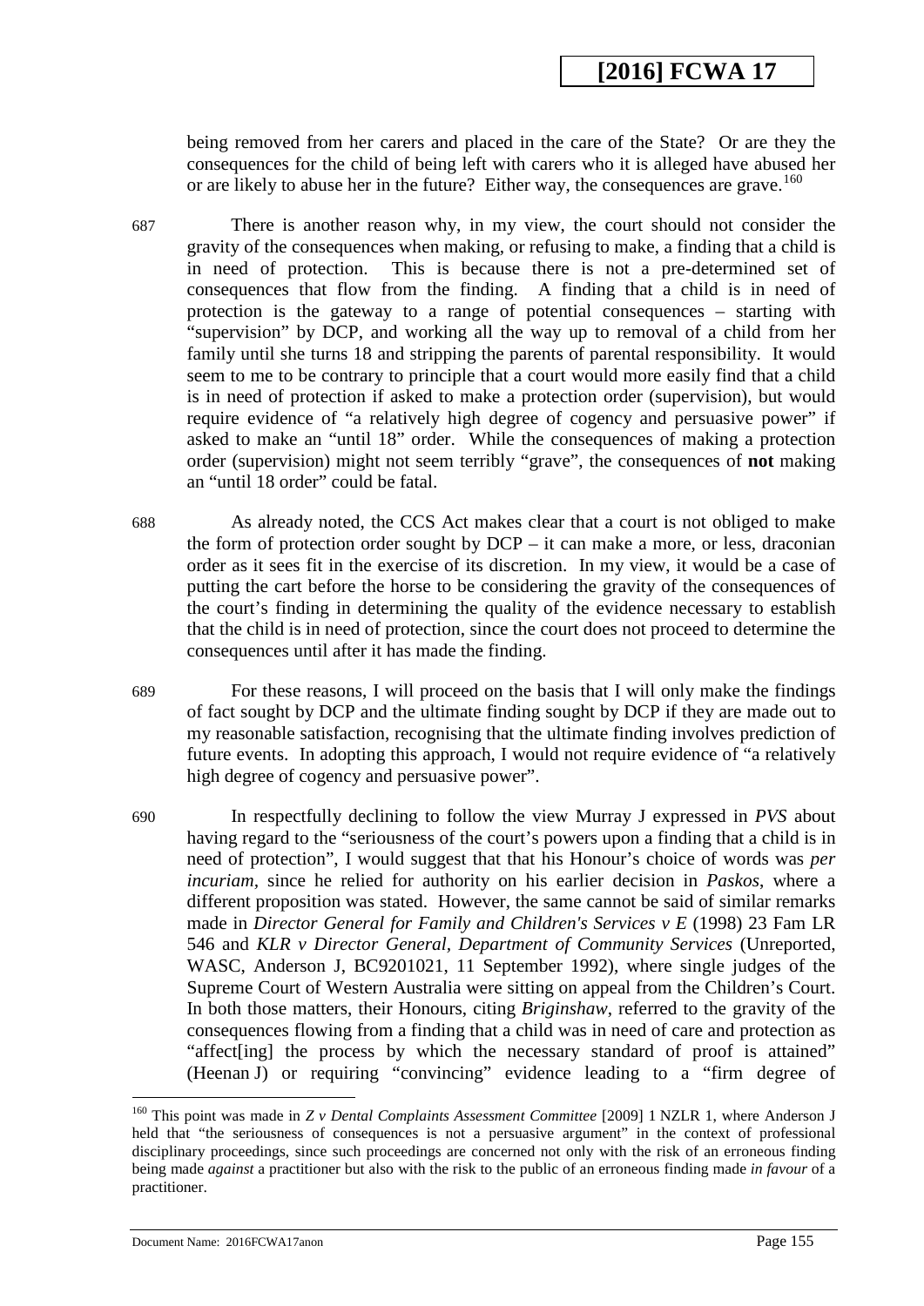being removed from her carers and placed in the care of the State? Or are they the consequences for the child of being left with carers who it is alleged have abused her or are likely to abuse her in the future? Either way, the consequences are grave.[160]

687 There is another reason why, in my view, the court should not consider the gravity of the consequences when making, or refusing to make, a finding that a child is in need of protection. This is because there is not a pre-determined set of consequences that flow from the finding. A finding that a child is in need of protection is the gateway to a range of potential consequences – starting with "supervision" by DCP, and working all the way up to removal of a child from her family until she turns 18 and stripping the parents of parental responsibility. It would seem to me to be contrary to principle that a court would more easily find that a child is in need of protection if asked to make a protection order (supervision), but would require evidence of "a relatively high degree of cogency and persuasive power" if asked to make an "until 18" order. While the consequences of making a protection order (supervision) might not seem terribly "grave", the consequences of **not** making an "until 18 order" could be fatal.

688 As already noted, the CCS Act makes clear that a court is not obliged to make the form of protection order sought by DCP – it can make a more, or less, draconian order as it sees fit in the exercise of its discretion. In my view, it would be a case of putting the cart before the horse to be considering the gravity of the consequences of the court's finding in determining the quality of the evidence necessary to establish that the child is in need of protection, since the court does not proceed to determine the consequences until after it has made the finding.

689 For these reasons, I will proceed on the basis that I will only make the findings of fact sought by DCP and the ultimate finding sought by DCP if they are made out to my reasonable satisfaction, recognising that the ultimate finding involves prediction of future events. In adopting this approach, I would not require evidence of "a relatively high degree of cogency and persuasive power".

690 In respectfully declining to follow the view Murray J expressed in *PVS* about having regard to the "seriousness of the court's powers upon a finding that a child is in need of protection", I would suggest that that his Honour's choice of words was *per incuriam*, since he relied for authority on his earlier decision in *Paskos*, where a different proposition was stated. However, the same cannot be said of similar remarks made in *Director General for Family and Children's Services v E* (1998) 23 Fam LR 546 and *KLR v Director General, Department of Community Services* (Unreported, WASC, Anderson J, BC9201021, 11 September 1992), where single judges of the Supreme Court of Western Australia were sitting on appeal from the Children's Court. In both those matters, their Honours, citing *Briginshaw*, referred to the gravity of the consequences flowing from a finding that a child was in need of care and protection as "affect[ing] the process by which the necessary standard of proof is attained" (Heenan J) or requiring "convincing" evidence leading to a "firm degree of

---

[160] This point was made in *Z v Dental Complaints Assessment Committee* [2009] 1 NZLR 1, where Anderson J held that "the seriousness of consequences is not a persuasive argument" in the context of professional disciplinary proceedings, since such proceedings are concerned not only with the risk of an erroneous finding being made *against* a practitioner but also with the risk to the public of an erroneous finding made *in favour* of a practitioner.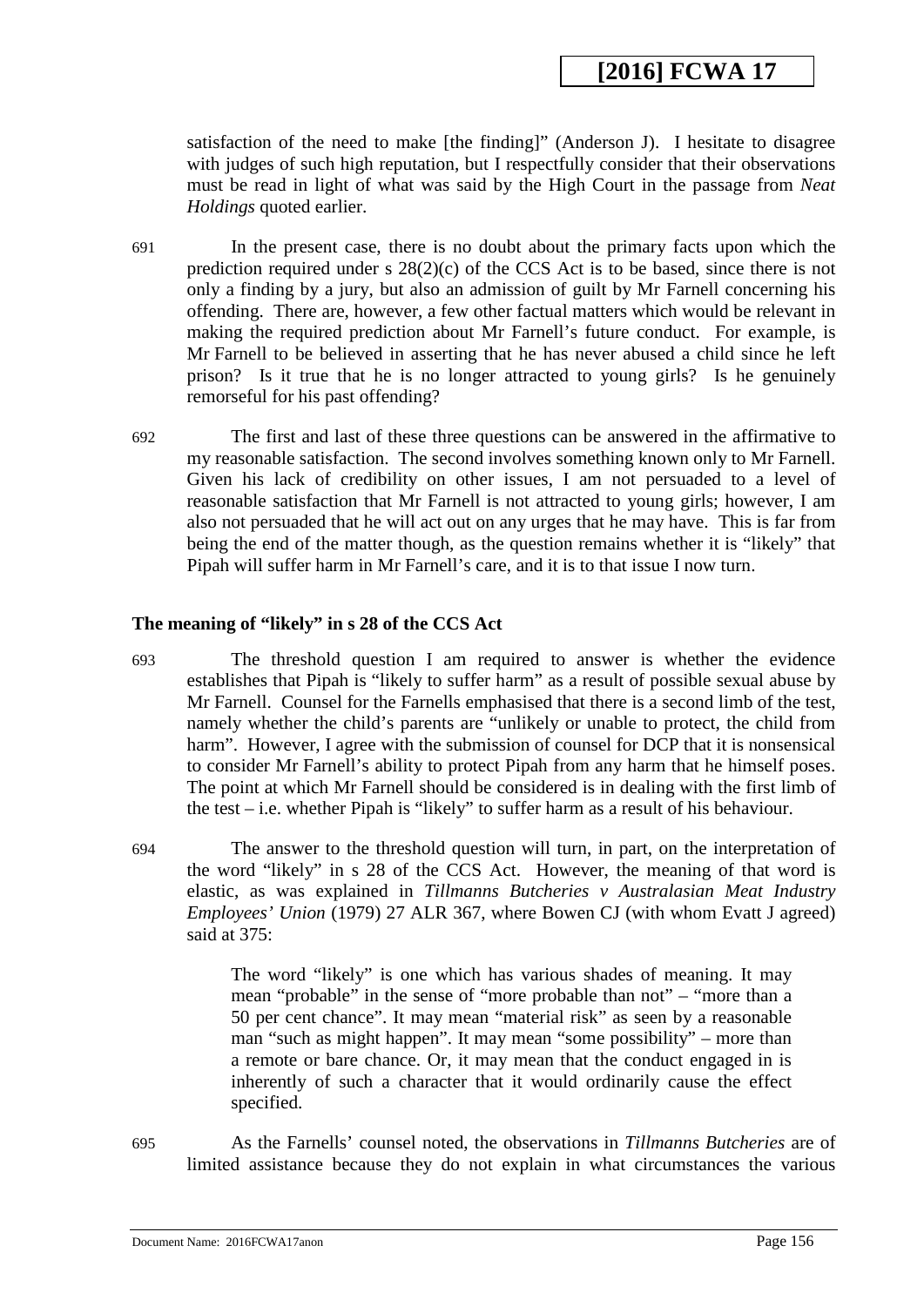satisfaction of the need to make [the finding]" (Anderson J). I hesitate to disagree with judges of such high reputation, but I respectfully consider that their observations must be read in light of what was said by the High Court in the passage from *Neat Holdings* quoted earlier.

691 In the present case, there is no doubt about the primary facts upon which the prediction required under s 28(2)(c) of the CCS Act is to be based, since there is not only a finding by a jury, but also an admission of guilt by Mr Farnell concerning his offending. There are, however, a few other factual matters which would be relevant in making the required prediction about Mr Farnell's future conduct. For example, is Mr Farnell to be believed in asserting that he has never abused a child since he left prison? Is it true that he is no longer attracted to young girls? Is he genuinely remorseful for his past offending?

692 The first and last of these three questions can be answered in the affirmative to my reasonable satisfaction. The second involves something known only to Mr Farnell. Given his lack of credibility on other issues, I am not persuaded to a level of reasonable satisfaction that Mr Farnell is not attracted to young girls; however, I am also not persuaded that he will act out on any urges that he may have. This is far from being the end of the matter though, as the question remains whether it is "likely" that Pipah will suffer harm in Mr Farnell's care, and it is to that issue I now turn.

### The meaning of "likely" in s 28 of the CCS Act

693 The threshold question I am required to answer is whether the evidence establishes that Pipah is "likely to suffer harm" as a result of possible sexual abuse by Mr Farnell. Counsel for the Farnells emphasised that there is a second limb of the test, namely whether the child's parents are "unlikely or unable to protect, the child from harm". However, I agree with the submission of counsel for DCP that it is nonsensical to consider Mr Farnell's ability to protect Pipah from any harm that he himself poses. The point at which Mr Farnell should be considered is in dealing with the first limb of the test – i.e. whether Pipah is "likely" to suffer harm as a result of his behaviour.

694 The answer to the threshold question will turn, in part, on the interpretation of the word "likely" in s 28 of the CCS Act. However, the meaning of that word is elastic, as was explained in *Tillmanns Butcheries v Australasian Meat Industry Employees' Union* (1979) 27 ALR 367, where Bowen CJ (with whom Evatt J agreed) said at 375:

> The word "likely" is one which has various shades of meaning. It may mean "probable" in the sense of "more probable than not" – "more than a 50 per cent chance". It may mean "material risk" as seen by a reasonable man "such as might happen". It may mean "some possibility" – more than a remote or bare chance. Or, it may mean that the conduct engaged in is inherently of such a character that it would ordinarily cause the effect specified.

695 As the Farnells' counsel noted, the observations in *Tillmanns Butcheries* are of limited assistance because they do not explain in what circumstances the various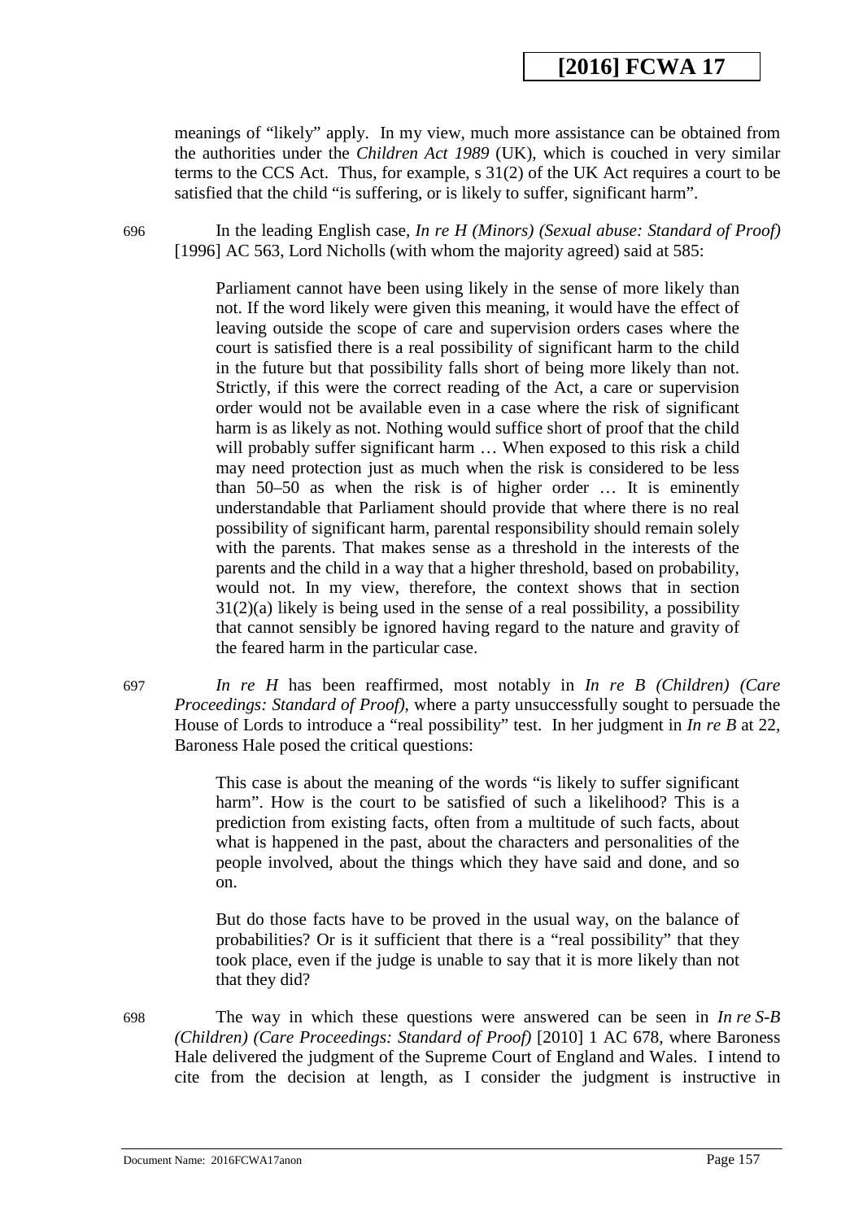meanings of "likely" apply. In my view, much more assistance can be obtained from the authorities under the *Children Act 1989* (UK), which is couched in very similar terms to the CCS Act. Thus, for example, s 31(2) of the UK Act requires a court to be satisfied that the child "is suffering, or is likely to suffer, significant harm".

696 In the leading English case, *In re H (Minors) (Sexual abuse: Standard of Proof)* [1996] AC 563, Lord Nicholls (with whom the majority agreed) said at 585:

> Parliament cannot have been using likely in the sense of more likely than not. If the word likely were given this meaning, it would have the effect of leaving outside the scope of care and supervision orders cases where the court is satisfied there is a real possibility of significant harm to the child in the future but that possibility falls short of being more likely than not. Strictly, if this were the correct reading of the Act, a care or supervision order would not be available even in a case where the risk of significant harm is as likely as not. Nothing would suffice short of proof that the child will probably suffer significant harm … When exposed to this risk a child may need protection just as much when the risk is considered to be less than 50–50 as when the risk is of higher order … It is eminently understandable that Parliament should provide that where there is no real possibility of significant harm, parental responsibility should remain solely with the parents. That makes sense as a threshold in the interests of the parents and the child in a way that a higher threshold, based on probability, would not. In my view, therefore, the context shows that in section 31(2)(a) likely is being used in the sense of a real possibility, a possibility that cannot sensibly be ignored having regard to the nature and gravity of the feared harm in the particular case.

697 *In re H* has been reaffirmed, most notably in *In re B (Children) (Care Proceedings: Standard of Proof)*, where a party unsuccessfully sought to persuade the House of Lords to introduce a "real possibility" test. In her judgment in *In re B* at 22, Baroness Hale posed the critical questions:

> This case is about the meaning of the words "is likely to suffer significant harm". How is the court to be satisfied of such a likelihood? This is a prediction from existing facts, often from a multitude of such facts, about what is happened in the past, about the characters and personalities of the people involved, about the things which they have said and done, and so on.
>
> But do those facts have to be proved in the usual way, on the balance of probabilities? Or is it sufficient that there is a "real possibility" that they took place, even if the judge is unable to say that it is more likely than not that they did?

698 The way in which these questions were answered can be seen in *In re S-B (Children) (Care Proceedings: Standard of Proof)* [2010] 1 AC 678, where Baroness Hale delivered the judgment of the Supreme Court of England and Wales. I intend to cite from the decision at length, as I consider the judgment is instructive in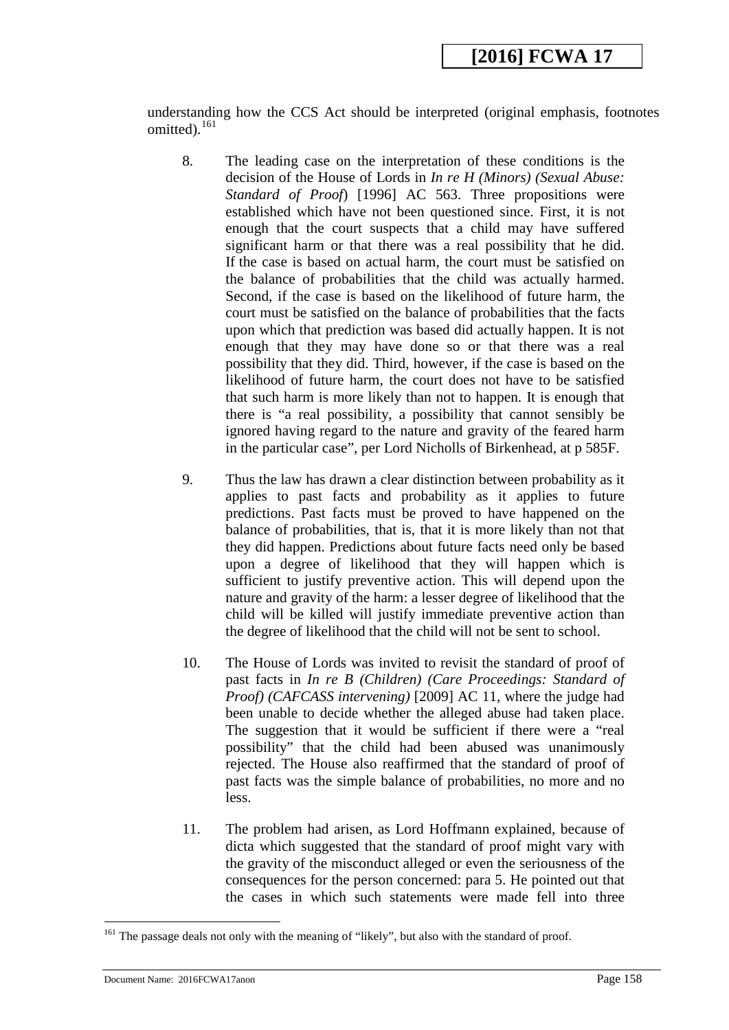understanding how the CCS Act should be interpreted (original emphasis, footnotes omitted).[161]

> 8. The leading case on the interpretation of these conditions is the decision of the House of Lords in *In re H (Minors) (Sexual Abuse: Standard of Proof*) [1996] AC 563. Three propositions were established which have not been questioned since. First, it is not enough that the court suspects that a child may have suffered significant harm or that there was a real possibility that he did. If the case is based on actual harm, the court must be satisfied on the balance of probabilities that the child was actually harmed. Second, if the case is based on the likelihood of future harm, the court must be satisfied on the balance of probabilities that the facts upon which that prediction was based did actually happen. It is not enough that they may have done so or that there was a real possibility that they did. Third, however, if the case is based on the likelihood of future harm, the court does not have to be satisfied that such harm is more likely than not to happen. It is enough that there is "a real possibility, a possibility that cannot sensibly be ignored having regard to the nature and gravity of the feared harm in the particular case", per Lord Nicholls of Birkenhead, at p 585F.
>
> 9. Thus the law has drawn a clear distinction between probability as it applies to past facts and probability as it applies to future predictions. Past facts must be proved to have happened on the balance of probabilities, that is, that it is more likely than not that they did happen. Predictions about future facts need only be based upon a degree of likelihood that they will happen which is sufficient to justify preventive action. This will depend upon the nature and gravity of the harm: a lesser degree of likelihood that the child will be killed will justify immediate preventive action than the degree of likelihood that the child will not be sent to school.
>
> 10. The House of Lords was invited to revisit the standard of proof of past facts in *In re B (Children) (Care Proceedings: Standard of Proof) (CAFCASS intervening)* [2009] AC 11, where the judge had been unable to decide whether the alleged abuse had taken place. The suggestion that it would be sufficient if there were a "real possibility" that the child had been abused was unanimously rejected. The House also reaffirmed that the standard of proof of past facts was the simple balance of probabilities, no more and no less.
>
> 11. The problem had arisen, as Lord Hoffmann explained, because of dicta which suggested that the standard of proof might vary with the gravity of the misconduct alleged or even the seriousness of the consequences for the person concerned: para 5. He pointed out that the cases in which such statements were made fell into three

[161] The passage deals not only with the meaning of "likely", but also with the standard of proof.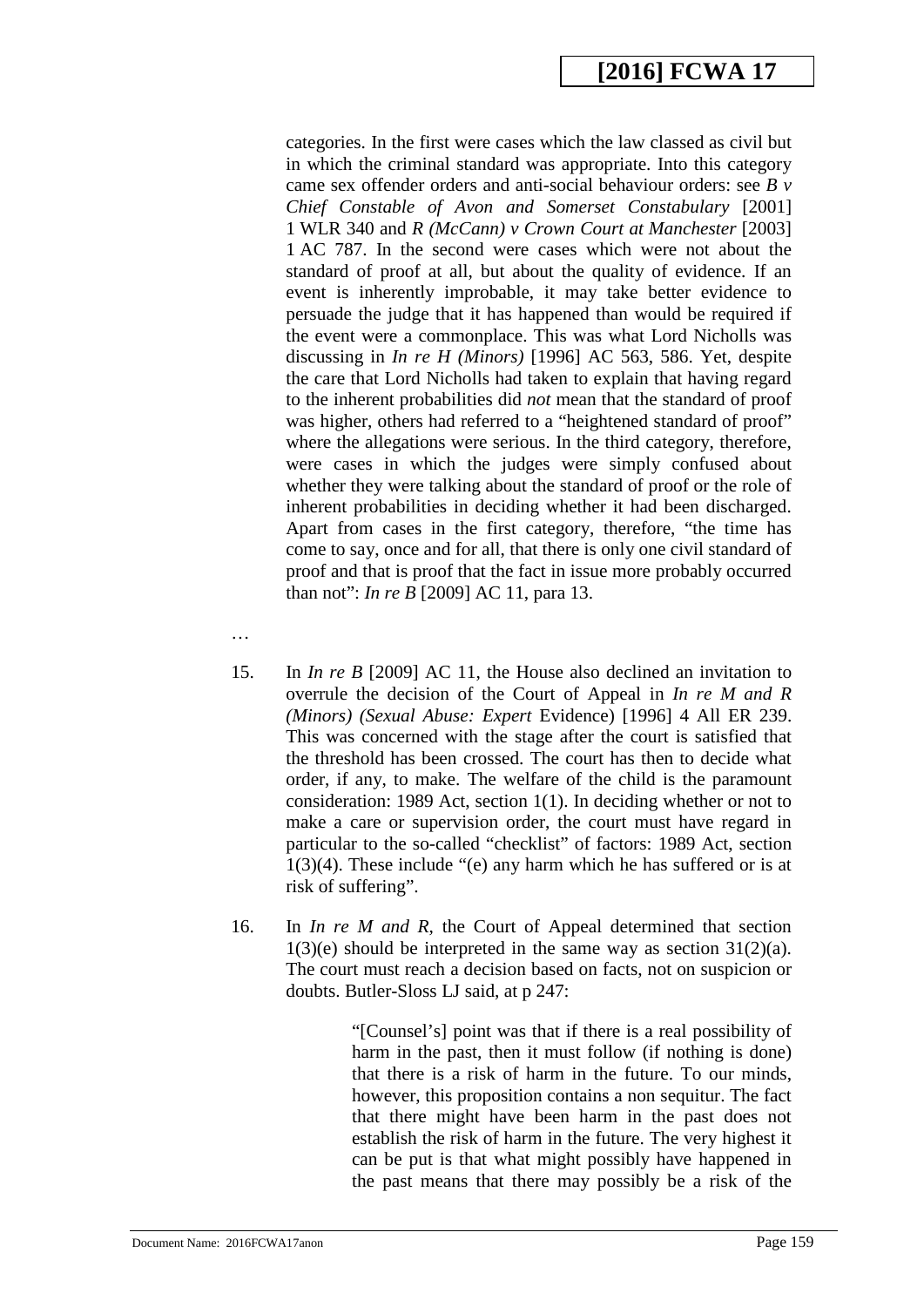categories. In the first were cases which the law classed as civil but in which the criminal standard was appropriate. Into this category came sex offender orders and anti-social behaviour orders: see *B v Chief Constable of Avon and Somerset Constabulary* [2001] 1 WLR 340 and *R (McCann) v Crown Court at Manchester* [2003] 1 AC 787. In the second were cases which were not about the standard of proof at all, but about the quality of evidence. If an event is inherently improbable, it may take better evidence to persuade the judge that it has happened than would be required if the event were a commonplace. This was what Lord Nicholls was discussing in *In re H (Minors)* [1996] AC 563, 586. Yet, despite the care that Lord Nicholls had taken to explain that having regard to the inherent probabilities did *not* mean that the standard of proof was higher, others had referred to a "heightened standard of proof" where the allegations were serious. In the third category, therefore, were cases in which the judges were simply confused about whether they were talking about the standard of proof or the role of inherent probabilities in deciding whether it had been discharged. Apart from cases in the first category, therefore, "the time has come to say, once and for all, that there is only one civil standard of proof and that is proof that the fact in issue more probably occurred than not": *In re B* [2009] AC 11, para 13.

…

15. In *In re B* [2009] AC 11, the House also declined an invitation to overrule the decision of the Court of Appeal in *In re M and R (Minors) (Sexual Abuse: Expert* Evidence) [1996] 4 All ER 239. This was concerned with the stage after the court is satisfied that the threshold has been crossed. The court has then to decide what order, if any, to make. The welfare of the child is the paramount consideration: 1989 Act, section 1(1). In deciding whether or not to make a care or supervision order, the court must have regard in particular to the so-called "checklist" of factors: 1989 Act, section 1(3)(4). These include "(e) any harm which he has suffered or is at risk of suffering".

16. In *In re M and R*, the Court of Appeal determined that section 1(3)(e) should be interpreted in the same way as section 31(2)(a). The court must reach a decision based on facts, not on suspicion or doubts. Butler-Sloss LJ said, at p 247:

> "[Counsel's] point was that if there is a real possibility of harm in the past, then it must follow (if nothing is done) that there is a risk of harm in the future. To our minds, however, this proposition contains a non sequitur. The fact that there might have been harm in the past does not establish the risk of harm in the future. The very highest it can be put is that what might possibly have happened in the past means that there may possibly be a risk of the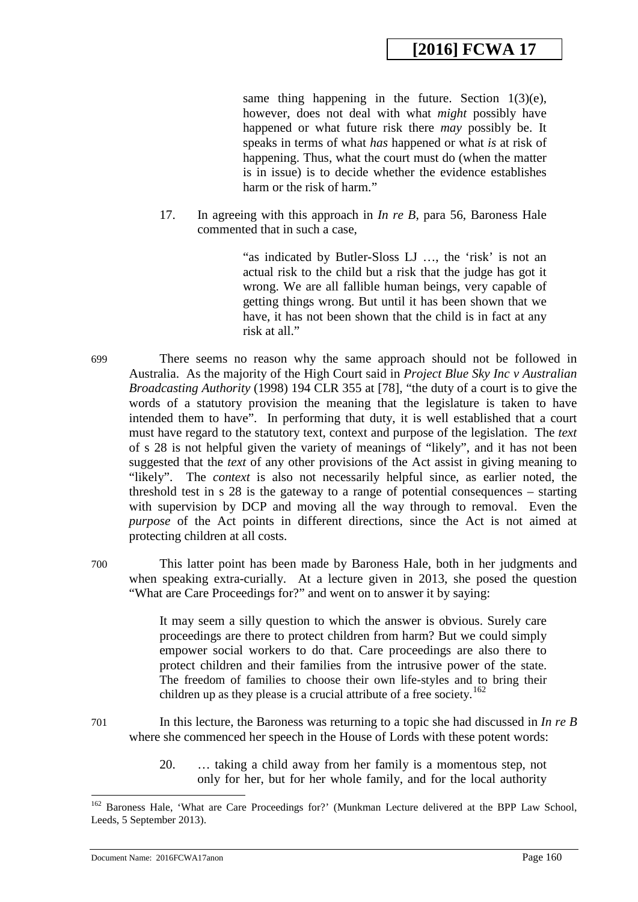> same thing happening in the future. Section 1(3)(e), however, does not deal with what *might* possibly have happened or what future risk there *may* possibly be. It speaks in terms of what *has* happened or what *is* at risk of happening. Thus, what the court must do (when the matter is in issue) is to decide whether the evidence establishes harm or the risk of harm."
>
> 17. In agreeing with this approach in *In re B*, para 56, Baroness Hale commented that in such a case,
>
> > "as indicated by Butler-Sloss LJ …, the 'risk' is not an actual risk to the child but a risk that the judge has got it wrong. We are all fallible human beings, very capable of getting things wrong. But until it has been shown that we have, it has not been shown that the child is in fact at any risk at all."

699 There seems no reason why the same approach should not be followed in Australia. As the majority of the High Court said in *Project Blue Sky Inc v Australian Broadcasting Authority* (1998) 194 CLR 355 at [78], "the duty of a court is to give the words of a statutory provision the meaning that the legislature is taken to have intended them to have". In performing that duty, it is well established that a court must have regard to the statutory text, context and purpose of the legislation. The *text* of s 28 is not helpful given the variety of meanings of "likely", and it has not been suggested that the *text* of any other provisions of the Act assist in giving meaning to "likely". The *context* is also not necessarily helpful since, as earlier noted, the threshold test in s 28 is the gateway to a range of potential consequences – starting with supervision by DCP and moving all the way through to removal. Even the *purpose* of the Act points in different directions, since the Act is not aimed at protecting children at all costs.

700 This latter point has been made by Baroness Hale, both in her judgments and when speaking extra-curially. At a lecture given in 2013, she posed the question "What are Care Proceedings for?" and went on to answer it by saying:

> It may seem a silly question to which the answer is obvious. Surely care proceedings are there to protect children from harm? But we could simply empower social workers to do that. Care proceedings are also there to protect children and their families from the intrusive power of the state. The freedom of families to choose their own life-styles and to bring their children up as they please is a crucial attribute of a free society.[162]

701 In this lecture, the Baroness was returning to a topic she had discussed in *In re B* where she commenced her speech in the House of Lords with these potent words:

> 20. … taking a child away from her family is a momentous step, not only for her, but for her whole family, and for the local authority

---

[162] Baroness Hale, 'What are Care Proceedings for?' (Munkman Lecture delivered at the BPP Law School, Leeds, 5 September 2013).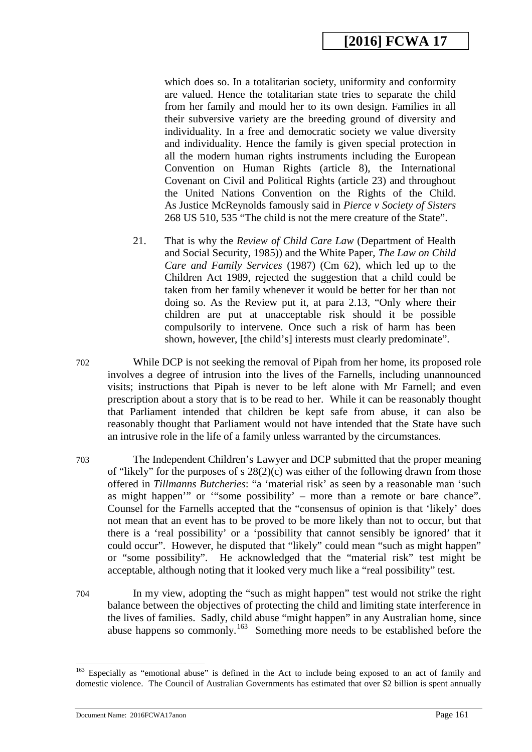which does so. In a totalitarian society, uniformity and conformity are valued. Hence the totalitarian state tries to separate the child from her family and mould her to its own design. Families in all their subversive variety are the breeding ground of diversity and individuality. In a free and democratic society we value diversity and individuality. Hence the family is given special protection in all the modern human rights instruments including the European Convention on Human Rights (article 8), the International Covenant on Civil and Political Rights (article 23) and throughout the United Nations Convention on the Rights of the Child. As Justice McReynolds famously said in *Pierce v Society of Sisters* 268 US 510, 535 "The child is not the mere creature of the State".

> 21. That is why the *Review of Child Care Law* (Department of Health and Social Security, 1985)) and the White Paper, *The Law on Child Care and Family Services* (1987) (Cm 62), which led up to the Children Act 1989, rejected the suggestion that a child could be taken from her family whenever it would be better for her than not doing so. As the Review put it, at para 2.13, "Only where their children are put at unacceptable risk should it be possible compulsorily to intervene. Once such a risk of harm has been shown, however, [the child's] interests must clearly predominate".

702 While DCP is not seeking the removal of Pipah from her home, its proposed role involves a degree of intrusion into the lives of the Farnells, including unannounced visits; instructions that Pipah is never to be left alone with Mr Farnell; and even prescription about a story that is to be read to her. While it can be reasonably thought that Parliament intended that children be kept safe from abuse, it can also be reasonably thought that Parliament would not have intended that the State have such an intrusive role in the life of a family unless warranted by the circumstances.

703 The Independent Children's Lawyer and DCP submitted that the proper meaning of "likely" for the purposes of s 28(2)(c) was either of the following drawn from those offered in *Tillmanns Butcheries*: "a 'material risk' as seen by a reasonable man 'such as might happen'" or '"some possibility' – more than a remote or bare chance". Counsel for the Farnells accepted that the "consensus of opinion is that 'likely' does not mean that an event has to be proved to be more likely than not to occur, but that there is a 'real possibility' or a 'possibility that cannot sensibly be ignored' that it could occur". However, he disputed that "likely" could mean "such as might happen" or "some possibility". He acknowledged that the "material risk" test might be acceptable, although noting that it looked very much like a "real possibility" test.

704 In my view, adopting the "such as might happen" test would not strike the right balance between the objectives of protecting the child and limiting state interference in the lives of families. Sadly, child abuse "might happen" in any Australian home, since abuse happens so commonly.[163] Something more needs to be established before the

---

[163] Especially as "emotional abuse" is defined in the Act to include being exposed to an act of family and domestic violence. The Council of Australian Governments has estimated that over $2 billion is spent annually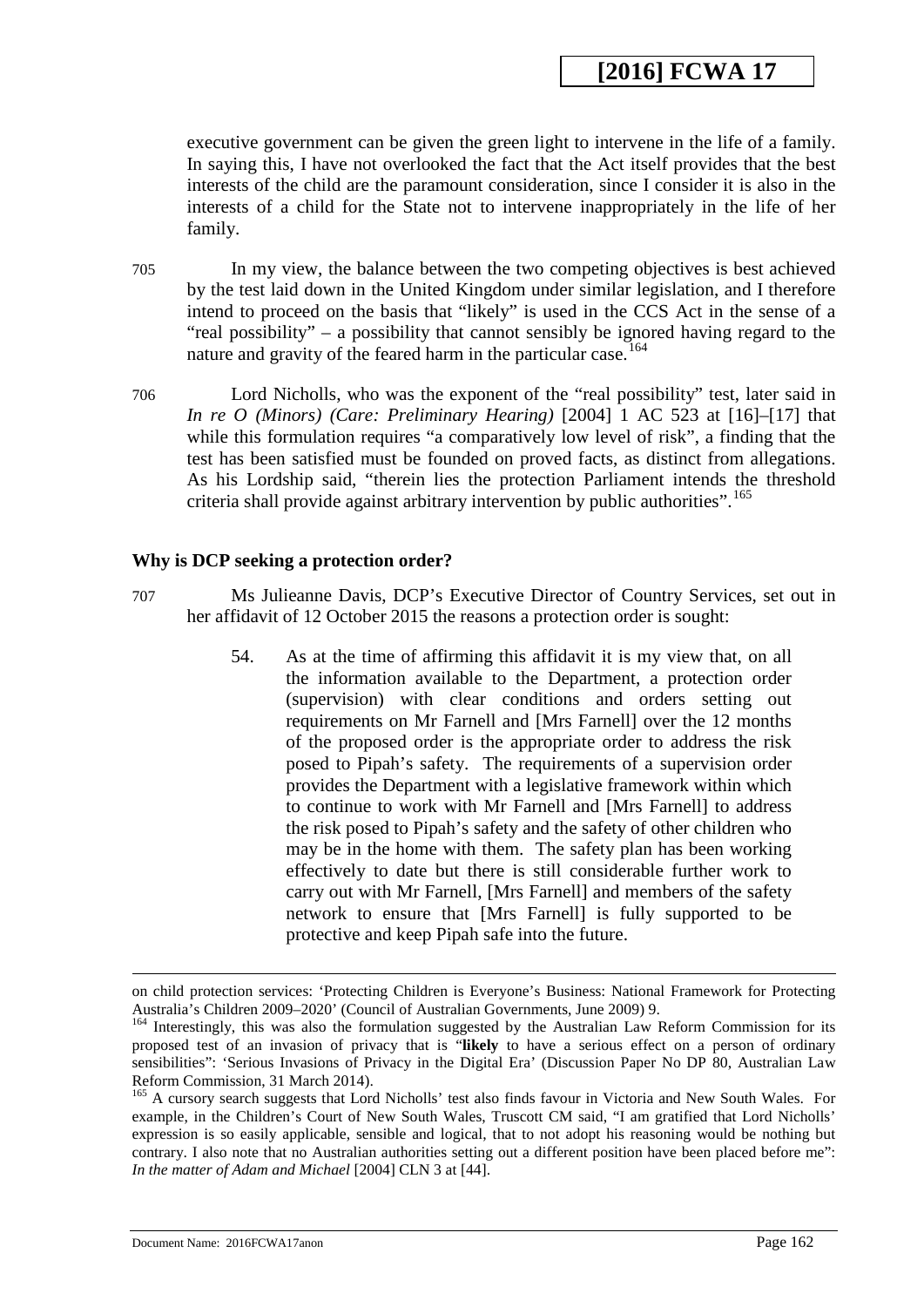executive government can be given the green light to intervene in the life of a family. In saying this, I have not overlooked the fact that the Act itself provides that the best interests of the child are the paramount consideration, since I consider it is also in the interests of a child for the State not to intervene inappropriately in the life of her family.

705 In my view, the balance between the two competing objectives is best achieved by the test laid down in the United Kingdom under similar legislation, and I therefore intend to proceed on the basis that "likely" is used in the CCS Act in the sense of a "real possibility" – a possibility that cannot sensibly be ignored having regard to the nature and gravity of the feared harm in the particular case.[164]

706 Lord Nicholls, who was the exponent of the "real possibility" test, later said in *In re O (Minors) (Care: Preliminary Hearing)* [2004] 1 AC 523 at [16]–[17] that while this formulation requires "a comparatively low level of risk", a finding that the test has been satisfied must be founded on proved facts, as distinct from allegations. As his Lordship said, "therein lies the protection Parliament intends the threshold criteria shall provide against arbitrary intervention by public authorities".[165]

**Why is DCP seeking a protection order?**

707 Ms Julieanne Davis, DCP's Executive Director of Country Services, set out in her affidavit of 12 October 2015 the reasons a protection order is sought:

> 54. As at the time of affirming this affidavit it is my view that, on all the information available to the Department, a protection order (supervision) with clear conditions and orders setting out requirements on Mr Farnell and [Mrs Farnell] over the 12 months of the proposed order is the appropriate order to address the risk posed to Pipah's safety. The requirements of a supervision order provides the Department with a legislative framework within which to continue to work with Mr Farnell and [Mrs Farnell] to address the risk posed to Pipah's safety and the safety of other children who may be in the home with them. The safety plan has been working effectively to date but there is still considerable further work to carry out with Mr Farnell, [Mrs Farnell] and members of the safety network to ensure that [Mrs Farnell] is fully supported to be protective and keep Pipah safe into the future.

---

on child protection services: 'Protecting Children is Everyone's Business: National Framework for Protecting Australia's Children 2009–2020' (Council of Australian Governments, June 2009) 9.

[164] Interestingly, this was also the formulation suggested by the Australian Law Reform Commission for its proposed test of an invasion of privacy that is "**likely** to have a serious effect on a person of ordinary sensibilities": 'Serious Invasions of Privacy in the Digital Era' (Discussion Paper No DP 80, Australian Law Reform Commission, 31 March 2014).

[165] A cursory search suggests that Lord Nicholls' test also finds favour in Victoria and New South Wales. For example, in the Children's Court of New South Wales, Truscott CM said, "I am gratified that Lord Nicholls' expression is so easily applicable, sensible and logical, that to not adopt his reasoning would be nothing but contrary. I also note that no Australian authorities setting out a different position have been placed before me": *In the matter of Adam and Michael* [2004] CLN 3 at [44].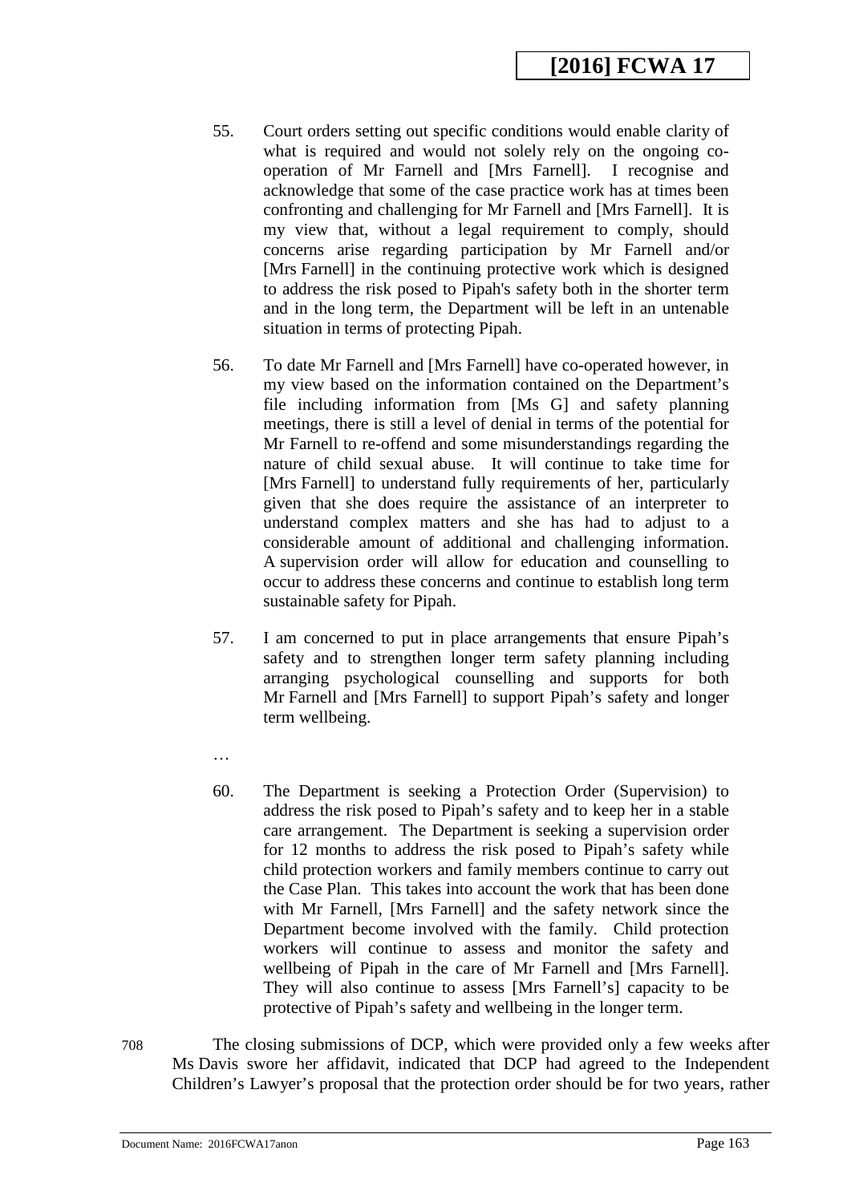55. Court orders setting out specific conditions would enable clarity of what is required and would not solely rely on the ongoing co-operation of Mr Farnell and [Mrs Farnell]. I recognise and acknowledge that some of the case practice work has at times been confronting and challenging for Mr Farnell and [Mrs Farnell]. It is my view that, without a legal requirement to comply, should concerns arise regarding participation by Mr Farnell and/or [Mrs Farnell] in the continuing protective work which is designed to address the risk posed to Pipah's safety both in the shorter term and in the long term, the Department will be left in an untenable situation in terms of protecting Pipah.

56. To date Mr Farnell and [Mrs Farnell] have co-operated however, in my view based on the information contained on the Department's file including information from [Ms G] and safety planning meetings, there is still a level of denial in terms of the potential for Mr Farnell to re-offend and some misunderstandings regarding the nature of child sexual abuse. It will continue to take time for [Mrs Farnell] to understand fully requirements of her, particularly given that she does require the assistance of an interpreter to understand complex matters and she has had to adjust to a considerable amount of additional and challenging information. A supervision order will allow for education and counselling to occur to address these concerns and continue to establish long term sustainable safety for Pipah.

57. I am concerned to put in place arrangements that ensure Pipah's safety and to strengthen longer term safety planning including arranging psychological counselling and supports for both Mr Farnell and [Mrs Farnell] to support Pipah's safety and longer term wellbeing.

…

60. The Department is seeking a Protection Order (Supervision) to address the risk posed to Pipah's safety and to keep her in a stable care arrangement. The Department is seeking a supervision order for 12 months to address the risk posed to Pipah's safety while child protection workers and family members continue to carry out the Case Plan. This takes into account the work that has been done with Mr Farnell, [Mrs Farnell] and the safety network since the Department become involved with the family. Child protection workers will continue to assess and monitor the safety and wellbeing of Pipah in the care of Mr Farnell and [Mrs Farnell]. They will also continue to assess [Mrs Farnell's] capacity to be protective of Pipah's safety and wellbeing in the longer term.

708 The closing submissions of DCP, which were provided only a few weeks after Ms Davis swore her affidavit, indicated that DCP had agreed to the Independent Children's Lawyer's proposal that the protection order should be for two years, rather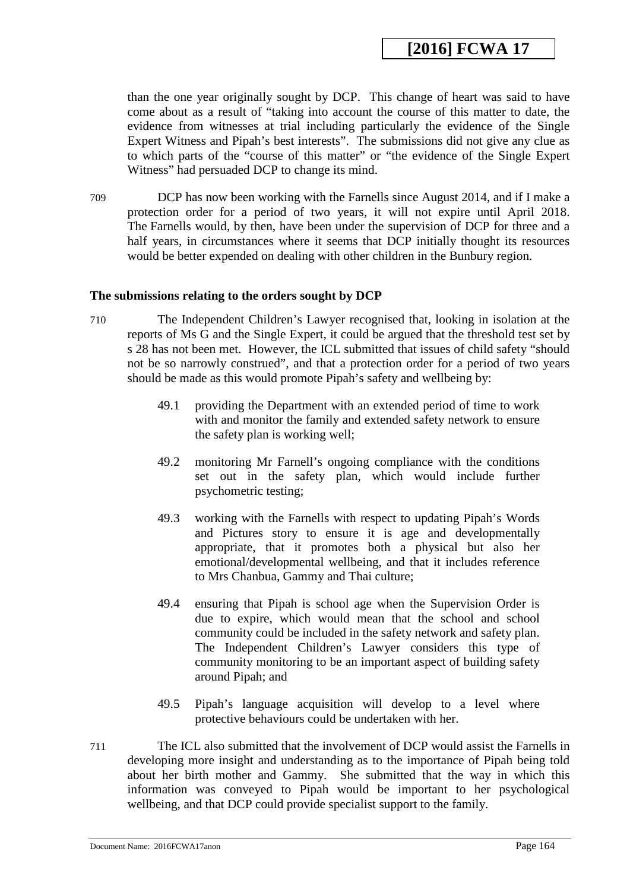than the one year originally sought by DCP. This change of heart was said to have come about as a result of "taking into account the course of this matter to date, the evidence from witnesses at trial including particularly the evidence of the Single Expert Witness and Pipah's best interests". The submissions did not give any clue as to which parts of the "course of this matter" or "the evidence of the Single Expert Witness" had persuaded DCP to change its mind.

709 DCP has now been working with the Farnells since August 2014, and if I make a protection order for a period of two years, it will not expire until April 2018. The Farnells would, by then, have been under the supervision of DCP for three and a half years, in circumstances where it seems that DCP initially thought its resources would be better expended on dealing with other children in the Bunbury region.

### The submissions relating to the orders sought by DCP

710 The Independent Children's Lawyer recognised that, looking in isolation at the reports of Ms G and the Single Expert, it could be argued that the threshold test set by s 28 has not been met. However, the ICL submitted that issues of child safety "should not be so narrowly construed", and that a protection order for a period of two years should be made as this would promote Pipah's safety and wellbeing by:

> 49.1 providing the Department with an extended period of time to work with and monitor the family and extended safety network to ensure the safety plan is working well;
>
> 49.2 monitoring Mr Farnell's ongoing compliance with the conditions set out in the safety plan, which would include further psychometric testing;
>
> 49.3 working with the Farnells with respect to updating Pipah's Words and Pictures story to ensure it is age and developmentally appropriate, that it promotes both a physical but also her emotional/developmental wellbeing, and that it includes reference to Mrs Chanbua, Gammy and Thai culture;
>
> 49.4 ensuring that Pipah is school age when the Supervision Order is due to expire, which would mean that the school and school community could be included in the safety network and safety plan. The Independent Children's Lawyer considers this type of community monitoring to be an important aspect of building safety around Pipah; and
>
> 49.5 Pipah's language acquisition will develop to a level where protective behaviours could be undertaken with her.

711 The ICL also submitted that the involvement of DCP would assist the Farnells in developing more insight and understanding as to the importance of Pipah being told about her birth mother and Gammy. She submitted that the way in which this information was conveyed to Pipah would be important to her psychological wellbeing, and that DCP could provide specialist support to the family.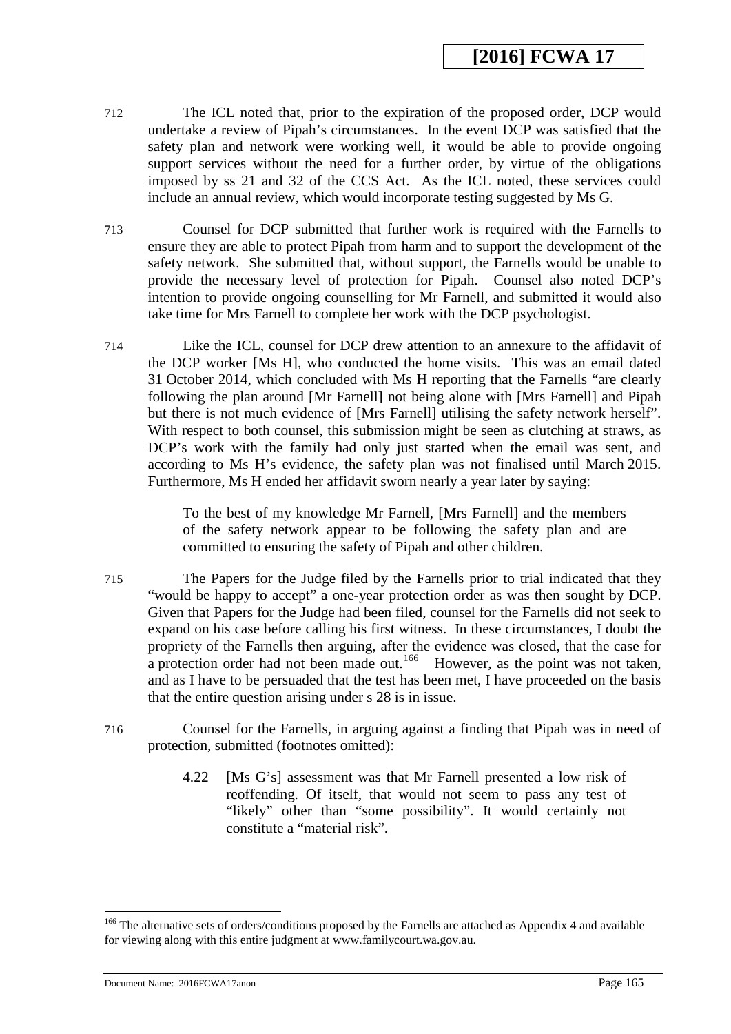712 The ICL noted that, prior to the expiration of the proposed order, DCP would undertake a review of Pipah's circumstances. In the event DCP was satisfied that the safety plan and network were working well, it would be able to provide ongoing support services without the need for a further order, by virtue of the obligations imposed by ss 21 and 32 of the CCS Act. As the ICL noted, these services could include an annual review, which would incorporate testing suggested by Ms G.

713 Counsel for DCP submitted that further work is required with the Farnells to ensure they are able to protect Pipah from harm and to support the development of the safety network. She submitted that, without support, the Farnells would be unable to provide the necessary level of protection for Pipah. Counsel also noted DCP's intention to provide ongoing counselling for Mr Farnell, and submitted it would also take time for Mrs Farnell to complete her work with the DCP psychologist.

714 Like the ICL, counsel for DCP drew attention to an annexure to the affidavit of the DCP worker [Ms H], who conducted the home visits. This was an email dated 31 October 2014, which concluded with Ms H reporting that the Farnells "are clearly following the plan around [Mr Farnell] not being alone with [Mrs Farnell] and Pipah but there is not much evidence of [Mrs Farnell] utilising the safety network herself". With respect to both counsel, this submission might be seen as clutching at straws, as DCP's work with the family had only just started when the email was sent, and according to Ms H's evidence, the safety plan was not finalised until March 2015. Furthermore, Ms H ended her affidavit sworn nearly a year later by saying:

> To the best of my knowledge Mr Farnell, [Mrs Farnell] and the members of the safety network appear to be following the safety plan and are committed to ensuring the safety of Pipah and other children.

715 The Papers for the Judge filed by the Farnells prior to trial indicated that they "would be happy to accept" a one-year protection order as was then sought by DCP. Given that Papers for the Judge had been filed, counsel for the Farnells did not seek to expand on his case before calling his first witness. In these circumstances, I doubt the propriety of the Farnells then arguing, after the evidence was closed, that the case for a protection order had not been made out.[166] However, as the point was not taken, and as I have to be persuaded that the test has been met, I have proceeded on the basis that the entire question arising under s 28 is in issue.

716 Counsel for the Farnells, in arguing against a finding that Pipah was in need of protection, submitted (footnotes omitted):

> 4.22 [Ms G's] assessment was that Mr Farnell presented a low risk of reoffending. Of itself, that would not seem to pass any test of "likely" other than "some possibility". It would certainly not constitute a "material risk".

---

[166] The alternative sets of orders/conditions proposed by the Farnells are attached as Appendix 4 and available for viewing along with this entire judgment at www.familycourt.wa.gov.au.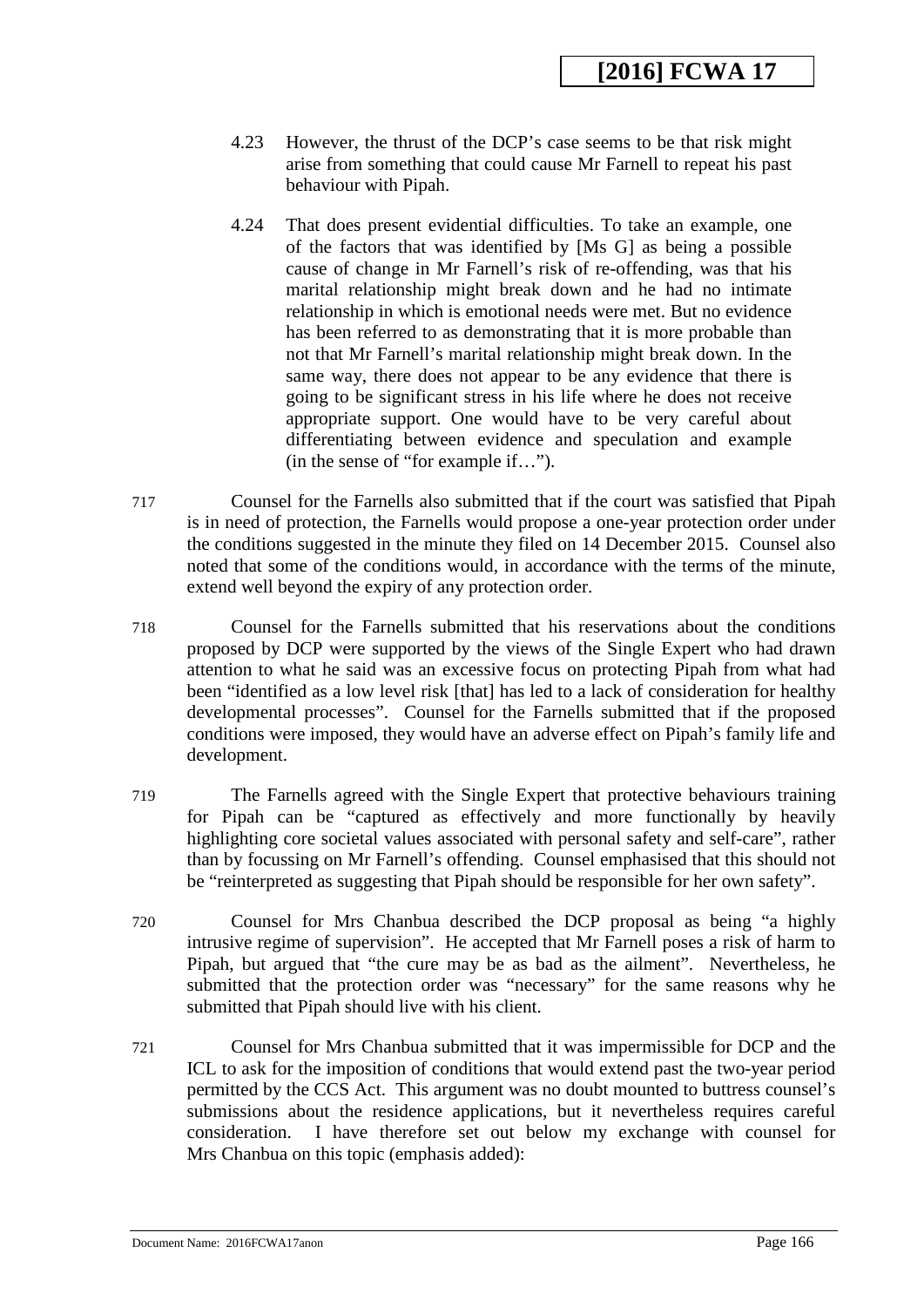4.23 However, the thrust of the DCP's case seems to be that risk might arise from something that could cause Mr Farnell to repeat his past behaviour with Pipah.

4.24 That does present evidential difficulties. To take an example, one of the factors that was identified by [Ms G] as being a possible cause of change in Mr Farnell's risk of re-offending, was that his marital relationship might break down and he had no intimate relationship in which is emotional needs were met. But no evidence has been referred to as demonstrating that it is more probable than not that Mr Farnell's marital relationship might break down. In the same way, there does not appear to be any evidence that there is going to be significant stress in his life where he does not receive appropriate support. One would have to be very careful about differentiating between evidence and speculation and example (in the sense of "for example if…").

717 Counsel for the Farnells also submitted that if the court was satisfied that Pipah is in need of protection, the Farnells would propose a one-year protection order under the conditions suggested in the minute they filed on 14 December 2015. Counsel also noted that some of the conditions would, in accordance with the terms of the minute, extend well beyond the expiry of any protection order.

718 Counsel for the Farnells submitted that his reservations about the conditions proposed by DCP were supported by the views of the Single Expert who had drawn attention to what he said was an excessive focus on protecting Pipah from what had been "identified as a low level risk [that] has led to a lack of consideration for healthy developmental processes". Counsel for the Farnells submitted that if the proposed conditions were imposed, they would have an adverse effect on Pipah's family life and development.

719 The Farnells agreed with the Single Expert that protective behaviours training for Pipah can be "captured as effectively and more functionally by heavily highlighting core societal values associated with personal safety and self-care", rather than by focussing on Mr Farnell's offending. Counsel emphasised that this should not be "reinterpreted as suggesting that Pipah should be responsible for her own safety".

720 Counsel for Mrs Chanbua described the DCP proposal as being "a highly intrusive regime of supervision". He accepted that Mr Farnell poses a risk of harm to Pipah, but argued that "the cure may be as bad as the ailment". Nevertheless, he submitted that the protection order was "necessary" for the same reasons why he submitted that Pipah should live with his client.

721 Counsel for Mrs Chanbua submitted that it was impermissible for DCP and the ICL to ask for the imposition of conditions that would extend past the two-year period permitted by the CCS Act. This argument was no doubt mounted to buttress counsel's submissions about the residence applications, but it nevertheless requires careful consideration. I have therefore set out below my exchange with counsel for Mrs Chanbua on this topic (emphasis added):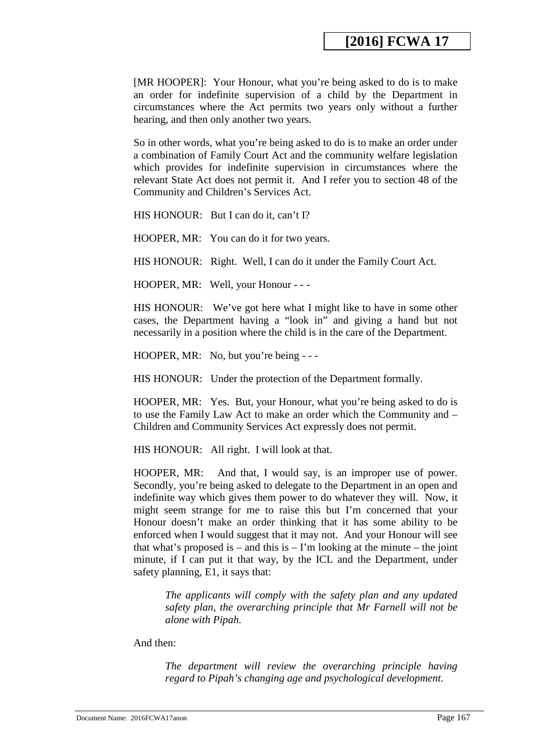[MR HOOPER]: Your Honour, what you're being asked to do is to make an order for indefinite supervision of a child by the Department in circumstances where the Act permits two years only without a further hearing, and then only another two years.

So in other words, what you're being asked to do is to make an order under a combination of Family Court Act and the community welfare legislation which provides for indefinite supervision in circumstances where the relevant State Act does not permit it. And I refer you to section 48 of the Community and Children's Services Act.

HIS HONOUR: But I can do it, can't I?

HOOPER, MR: You can do it for two years.

HIS HONOUR: Right. Well, I can do it under the Family Court Act.

HOOPER, MR: Well, your Honour - - -

HIS HONOUR: We've got here what I might like to have in some other cases, the Department having a "look in" and giving a hand but not necessarily in a position where the child is in the care of the Department.

HOOPER, MR: No, but you're being - - -

HIS HONOUR: Under the protection of the Department formally.

HOOPER, MR: Yes. But, your Honour, what you're being asked to do is to use the Family Law Act to make an order which the Community and – Children and Community Services Act expressly does not permit.

HIS HONOUR: All right. I will look at that.

HOOPER, MR: And that, I would say, is an improper use of power. Secondly, you're being asked to delegate to the Department in an open and indefinite way which gives them power to do whatever they will. Now, it might seem strange for me to raise this but I'm concerned that your Honour doesn't make an order thinking that it has some ability to be enforced when I would suggest that it may not. And your Honour will see that what's proposed is – and this is – I'm looking at the minute – the joint minute, if I can put it that way, by the ICL and the Department, under safety planning, E1, it says that:

> *The applicants will comply with the safety plan and any updated safety plan, the overarching principle that Mr Farnell will not be alone with Pipah.*

And then:

> *The department will review the overarching principle having regard to Pipah's changing age and psychological development.*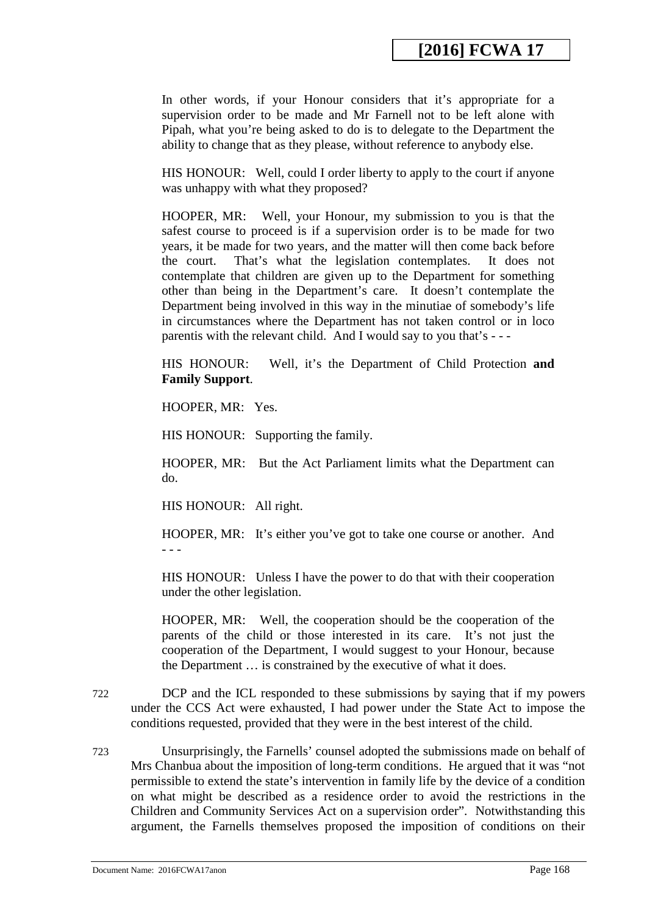In other words, if your Honour considers that it's appropriate for a supervision order to be made and Mr Farnell not to be left alone with Pipah, what you're being asked to do is to delegate to the Department the ability to change that as they please, without reference to anybody else.

HIS HONOUR: Well, could I order liberty to apply to the court if anyone was unhappy with what they proposed?

HOOPER, MR: Well, your Honour, my submission to you is that the safest course to proceed is if a supervision order is to be made for two years, it be made for two years, and the matter will then come back before the court. That's what the legislation contemplates. It does not contemplate that children are given up to the Department for something other than being in the Department's care. It doesn't contemplate the Department being involved in this way in the minutiae of somebody's life in circumstances where the Department has not taken control or in loco parentis with the relevant child. And I would say to you that's - - -

HIS HONOUR: Well, it's the Department of Child Protection **and Family Support**.

HOOPER, MR: Yes.

HIS HONOUR: Supporting the family.

HOOPER, MR: But the Act Parliament limits what the Department can do.

HIS HONOUR: All right.

HOOPER, MR: It's either you've got to take one course or another. And - - -

HIS HONOUR: Unless I have the power to do that with their cooperation under the other legislation.

HOOPER, MR: Well, the cooperation should be the cooperation of the parents of the child or those interested in its care. It's not just the cooperation of the Department, I would suggest to your Honour, because the Department … is constrained by the executive of what it does.

722 DCP and the ICL responded to these submissions by saying that if my powers under the CCS Act were exhausted, I had power under the State Act to impose the conditions requested, provided that they were in the best interest of the child.

723 Unsurprisingly, the Farnells' counsel adopted the submissions made on behalf of Mrs Chanbua about the imposition of long-term conditions. He argued that it was "not permissible to extend the state's intervention in family life by the device of a condition on what might be described as a residence order to avoid the restrictions in the Children and Community Services Act on a supervision order". Notwithstanding this argument, the Farnells themselves proposed the imposition of conditions on their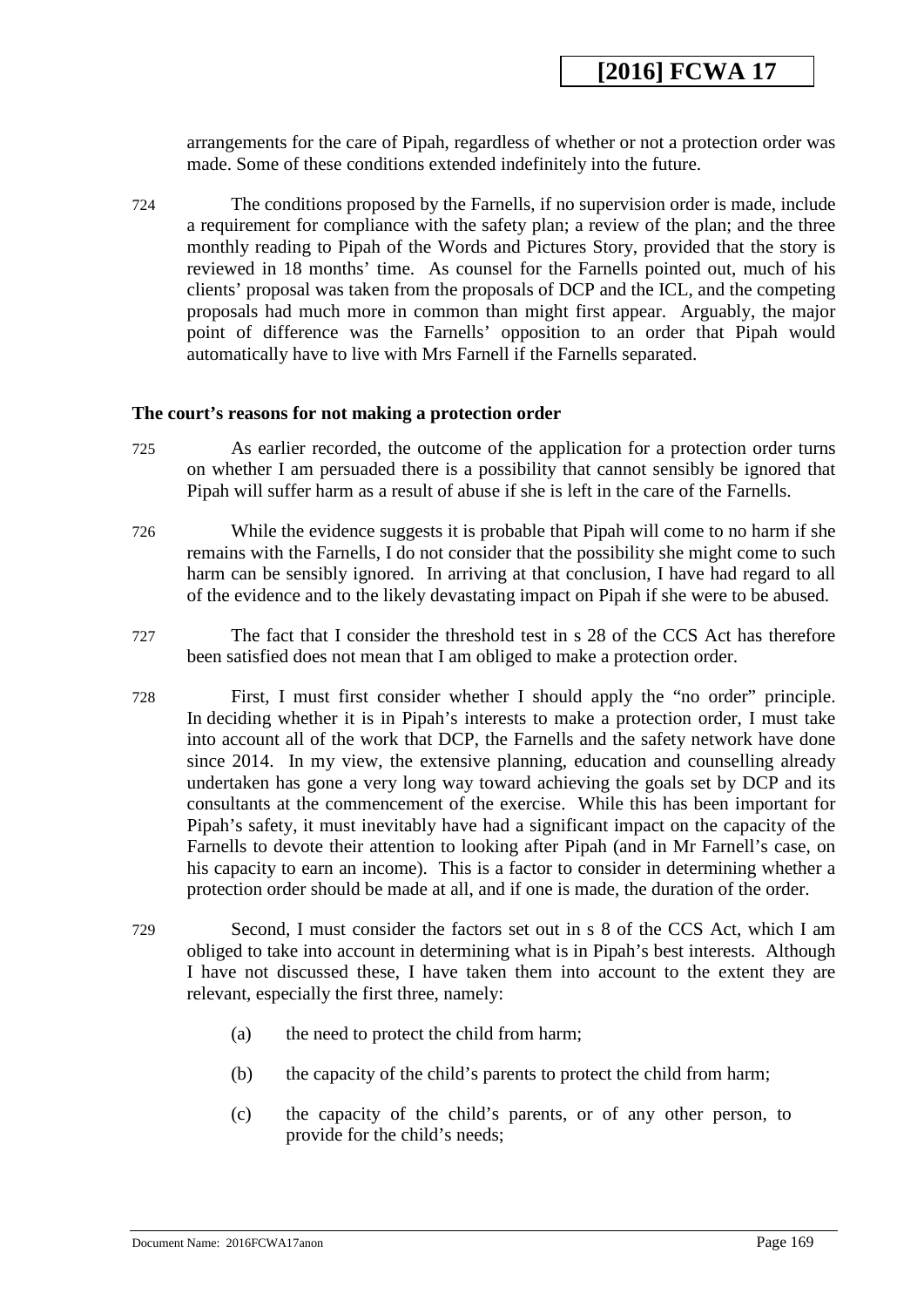arrangements for the care of Pipah, regardless of whether or not a protection order was made. Some of these conditions extended indefinitely into the future.

724 The conditions proposed by the Farnells, if no supervision order is made, include a requirement for compliance with the safety plan; a review of the plan; and the three monthly reading to Pipah of the Words and Pictures Story, provided that the story is reviewed in 18 months' time. As counsel for the Farnells pointed out, much of his clients' proposal was taken from the proposals of DCP and the ICL, and the competing proposals had much more in common than might first appear. Arguably, the major point of difference was the Farnells' opposition to an order that Pipah would automatically have to live with Mrs Farnell if the Farnells separated.

**The court's reasons for not making a protection order**

725 As earlier recorded, the outcome of the application for a protection order turns on whether I am persuaded there is a possibility that cannot sensibly be ignored that Pipah will suffer harm as a result of abuse if she is left in the care of the Farnells.

726 While the evidence suggests it is probable that Pipah will come to no harm if she remains with the Farnells, I do not consider that the possibility she might come to such harm can be sensibly ignored. In arriving at that conclusion, I have had regard to all of the evidence and to the likely devastating impact on Pipah if she were to be abused.

727 The fact that I consider the threshold test in s 28 of the CCS Act has therefore been satisfied does not mean that I am obliged to make a protection order.

728 First, I must first consider whether I should apply the "no order" principle. In deciding whether it is in Pipah's interests to make a protection order, I must take into account all of the work that DCP, the Farnells and the safety network have done since 2014. In my view, the extensive planning, education and counselling already undertaken has gone a very long way toward achieving the goals set by DCP and its consultants at the commencement of the exercise. While this has been important for Pipah's safety, it must inevitably have had a significant impact on the capacity of the Farnells to devote their attention to looking after Pipah (and in Mr Farnell's case, on his capacity to earn an income). This is a factor to consider in determining whether a protection order should be made at all, and if one is made, the duration of the order.

729 Second, I must consider the factors set out in s 8 of the CCS Act, which I am obliged to take into account in determining what is in Pipah's best interests. Although I have not discussed these, I have taken them into account to the extent they are relevant, especially the first three, namely:

(a) the need to protect the child from harm;

(b) the capacity of the child's parents to protect the child from harm;

(c) the capacity of the child's parents, or of any other person, to provide for the child's needs;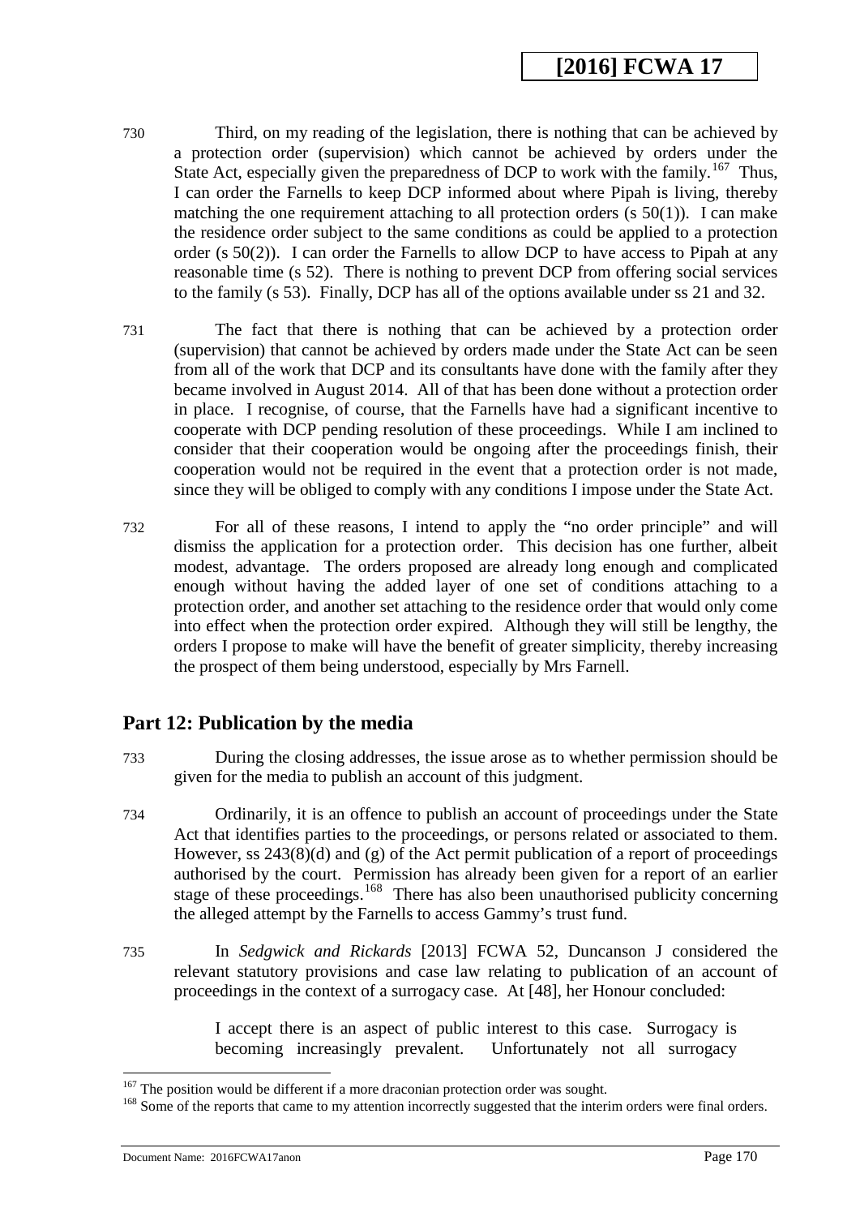730 Third, on my reading of the legislation, there is nothing that can be achieved by a protection order (supervision) which cannot be achieved by orders under the State Act, especially given the preparedness of DCP to work with the family.[167] Thus, I can order the Farnells to keep DCP informed about where Pipah is living, thereby matching the one requirement attaching to all protection orders (s 50(1)). I can make the residence order subject to the same conditions as could be applied to a protection order (s 50(2)). I can order the Farnells to allow DCP to have access to Pipah at any reasonable time (s 52). There is nothing to prevent DCP from offering social services to the family (s 53). Finally, DCP has all of the options available under ss 21 and 32.

731 The fact that there is nothing that can be achieved by a protection order (supervision) that cannot be achieved by orders made under the State Act can be seen from all of the work that DCP and its consultants have done with the family after they became involved in August 2014. All of that has been done without a protection order in place. I recognise, of course, that the Farnells have had a significant incentive to cooperate with DCP pending resolution of these proceedings. While I am inclined to consider that their cooperation would be ongoing after the proceedings finish, their cooperation would not be required in the event that a protection order is not made, since they will be obliged to comply with any conditions I impose under the State Act.

732 For all of these reasons, I intend to apply the "no order principle" and will dismiss the application for a protection order. This decision has one further, albeit modest, advantage. The orders proposed are already long enough and complicated enough without having the added layer of one set of conditions attaching to a protection order, and another set attaching to the residence order that would only come into effect when the protection order expired. Although they will still be lengthy, the orders I propose to make will have the benefit of greater simplicity, thereby increasing the prospect of them being understood, especially by Mrs Farnell.

## Part 12: Publication by the media

733 During the closing addresses, the issue arose as to whether permission should be given for the media to publish an account of this judgment.

734 Ordinarily, it is an offence to publish an account of proceedings under the State Act that identifies parties to the proceedings, or persons related or associated to them. However, ss 243(8)(d) and (g) of the Act permit publication of a report of proceedings authorised by the court. Permission has already been given for a report of an earlier stage of these proceedings.[168] There has also been unauthorised publicity concerning the alleged attempt by the Farnells to access Gammy's trust fund.

735 In *Sedgwick and Rickards* [2013] FCWA 52, Duncanson J considered the relevant statutory provisions and case law relating to publication of an account of proceedings in the context of a surrogacy case. At [48], her Honour concluded:

> I accept there is an aspect of public interest to this case. Surrogacy is becoming increasingly prevalent. Unfortunately not all surrogacy

---

[167] The position would be different if a more draconian protection order was sought.

[168] Some of the reports that came to my attention incorrectly suggested that the interim orders were final orders.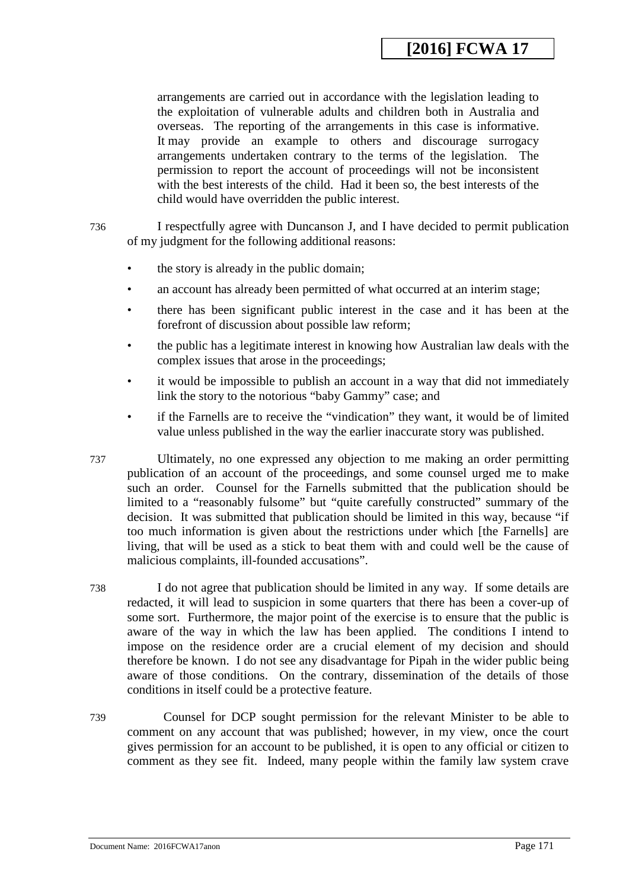arrangements are carried out in accordance with the legislation leading to the exploitation of vulnerable adults and children both in Australia and overseas. The reporting of the arrangements in this case is informative. It may provide an example to others and discourage surrogacy arrangements undertaken contrary to the terms of the legislation. The permission to report the account of proceedings will not be inconsistent with the best interests of the child. Had it been so, the best interests of the child would have overridden the public interest.

736 I respectfully agree with Duncanson J, and I have decided to permit publication of my judgment for the following additional reasons:

- the story is already in the public domain;
- an account has already been permitted of what occurred at an interim stage;
- there has been significant public interest in the case and it has been at the forefront of discussion about possible law reform;
- the public has a legitimate interest in knowing how Australian law deals with the complex issues that arose in the proceedings;
- it would be impossible to publish an account in a way that did not immediately link the story to the notorious "baby Gammy" case; and
- if the Farnells are to receive the "vindication" they want, it would be of limited value unless published in the way the earlier inaccurate story was published.

737 Ultimately, no one expressed any objection to me making an order permitting publication of an account of the proceedings, and some counsel urged me to make such an order. Counsel for the Farnells submitted that the publication should be limited to a "reasonably fulsome" but "quite carefully constructed" summary of the decision. It was submitted that publication should be limited in this way, because "if too much information is given about the restrictions under which [the Farnells] are living, that will be used as a stick to beat them with and could well be the cause of malicious complaints, ill-founded accusations".

738 I do not agree that publication should be limited in any way. If some details are redacted, it will lead to suspicion in some quarters that there has been a cover-up of some sort. Furthermore, the major point of the exercise is to ensure that the public is aware of the way in which the law has been applied. The conditions I intend to impose on the residence order are a crucial element of my decision and should therefore be known. I do not see any disadvantage for Pipah in the wider public being aware of those conditions. On the contrary, dissemination of the details of those conditions in itself could be a protective feature.

739 Counsel for DCP sought permission for the relevant Minister to be able to comment on any account that was published; however, in my view, once the court gives permission for an account to be published, it is open to any official or citizen to comment as they see fit. Indeed, many people within the family law system crave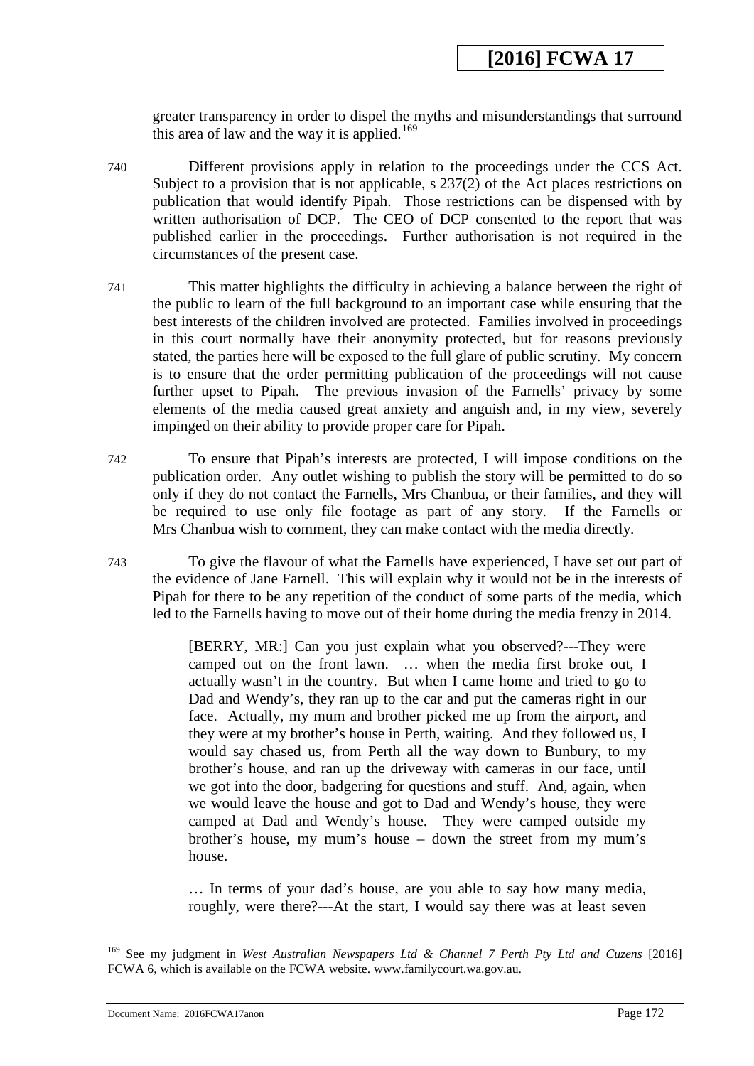greater transparency in order to dispel the myths and misunderstandings that surround this area of law and the way it is applied.[169]

740 Different provisions apply in relation to the proceedings under the CCS Act. Subject to a provision that is not applicable, s 237(2) of the Act places restrictions on publication that would identify Pipah. Those restrictions can be dispensed with by written authorisation of DCP. The CEO of DCP consented to the report that was published earlier in the proceedings. Further authorisation is not required in the circumstances of the present case.

741 This matter highlights the difficulty in achieving a balance between the right of the public to learn of the full background to an important case while ensuring that the best interests of the children involved are protected. Families involved in proceedings in this court normally have their anonymity protected, but for reasons previously stated, the parties here will be exposed to the full glare of public scrutiny. My concern is to ensure that the order permitting publication of the proceedings will not cause further upset to Pipah. The previous invasion of the Farnells' privacy by some elements of the media caused great anxiety and anguish and, in my view, severely impinged on their ability to provide proper care for Pipah.

742 To ensure that Pipah's interests are protected, I will impose conditions on the publication order. Any outlet wishing to publish the story will be permitted to do so only if they do not contact the Farnells, Mrs Chanbua, or their families, and they will be required to use only file footage as part of any story. If the Farnells or Mrs Chanbua wish to comment, they can make contact with the media directly.

743 To give the flavour of what the Farnells have experienced, I have set out part of the evidence of Jane Farnell. This will explain why it would not be in the interests of Pipah for there to be any repetition of the conduct of some parts of the media, which led to the Farnells having to move out of their home during the media frenzy in 2014.

> [BERRY, MR:] Can you just explain what you observed?---They were camped out on the front lawn. … when the media first broke out, I actually wasn't in the country. But when I came home and tried to go to Dad and Wendy's, they ran up to the car and put the cameras right in our face. Actually, my mum and brother picked me up from the airport, and they were at my brother's house in Perth, waiting. And they followed us, I would say chased us, from Perth all the way down to Bunbury, to my brother's house, and ran up the driveway with cameras in our face, until we got into the door, badgering for questions and stuff. And, again, when we would leave the house and got to Dad and Wendy's house, they were camped at Dad and Wendy's house. They were camped outside my brother's house, my mum's house – down the street from my mum's house.
>
> … In terms of your dad's house, are you able to say how many media, roughly, were there?---At the start, I would say there was at least seven

[169] See my judgment in *West Australian Newspapers Ltd & Channel 7 Perth Pty Ltd and Cuzens* [2016] FCWA 6, which is available on the FCWA website. www.familycourt.wa.gov.au.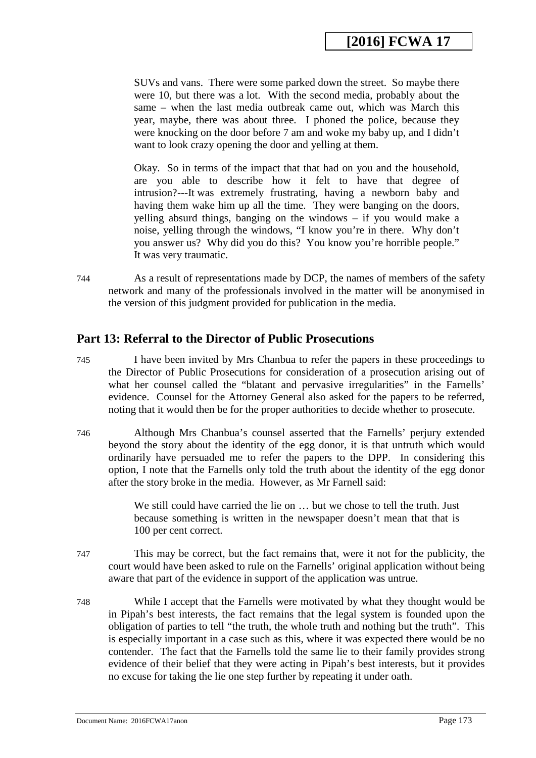SUVs and vans. There were some parked down the street. So maybe there were 10, but there was a lot. With the second media, probably about the same – when the last media outbreak came out, which was March this year, maybe, there was about three. I phoned the police, because they were knocking on the door before 7 am and woke my baby up, and I didn't want to look crazy opening the door and yelling at them.

> Okay. So in terms of the impact that that had on you and the household, are you able to describe how it felt to have that degree of intrusion?---It was extremely frustrating, having a newborn baby and having them wake him up all the time. They were banging on the doors, yelling absurd things, banging on the windows – if you would make a noise, yelling through the windows, "I know you're in there. Why don't you answer us? Why did you do this? You know you're horrible people." It was very traumatic.

744 As a result of representations made by DCP, the names of members of the safety network and many of the professionals involved in the matter will be anonymised in the version of this judgment provided for publication in the media.

## Part 13: Referral to the Director of Public Prosecutions

745 I have been invited by Mrs Chanbua to refer the papers in these proceedings to the Director of Public Prosecutions for consideration of a prosecution arising out of what her counsel called the "blatant and pervasive irregularities" in the Farnells' evidence. Counsel for the Attorney General also asked for the papers to be referred, noting that it would then be for the proper authorities to decide whether to prosecute.

746 Although Mrs Chanbua's counsel asserted that the Farnells' perjury extended beyond the story about the identity of the egg donor, it is that untruth which would ordinarily have persuaded me to refer the papers to the DPP. In considering this option, I note that the Farnells only told the truth about the identity of the egg donor after the story broke in the media. However, as Mr Farnell said:

> We still could have carried the lie on … but we chose to tell the truth. Just because something is written in the newspaper doesn't mean that that is 100 per cent correct.

747 This may be correct, but the fact remains that, were it not for the publicity, the court would have been asked to rule on the Farnells' original application without being aware that part of the evidence in support of the application was untrue.

748 While I accept that the Farnells were motivated by what they thought would be in Pipah's best interests, the fact remains that the legal system is founded upon the obligation of parties to tell "the truth, the whole truth and nothing but the truth". This is especially important in a case such as this, where it was expected there would be no contender. The fact that the Farnells told the same lie to their family provides strong evidence of their belief that they were acting in Pipah's best interests, but it provides no excuse for taking the lie one step further by repeating it under oath.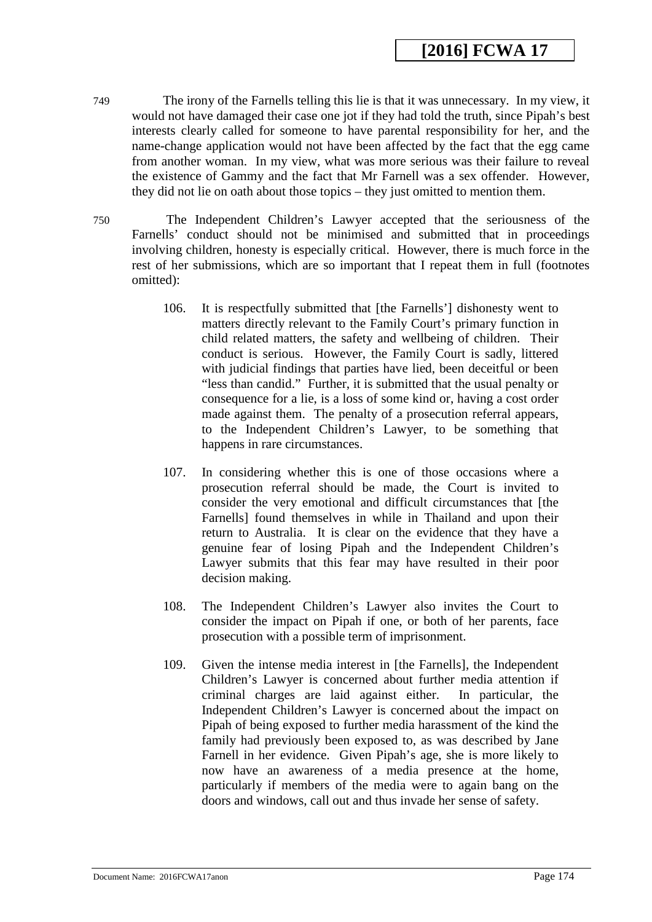749 The irony of the Farnells telling this lie is that it was unnecessary. In my view, it would not have damaged their case one jot if they had told the truth, since Pipah's best interests clearly called for someone to have parental responsibility for her, and the name-change application would not have been affected by the fact that the egg came from another woman. In my view, what was more serious was their failure to reveal the existence of Gammy and the fact that Mr Farnell was a sex offender. However, they did not lie on oath about those topics – they just omitted to mention them.

750 The Independent Children's Lawyer accepted that the seriousness of the Farnells' conduct should not be minimised and submitted that in proceedings involving children, honesty is especially critical. However, there is much force in the rest of her submissions, which are so important that I repeat them in full (footnotes omitted):

> 106. It is respectfully submitted that [the Farnells'] dishonesty went to matters directly relevant to the Family Court's primary function in child related matters, the safety and wellbeing of children. Their conduct is serious. However, the Family Court is sadly, littered with judicial findings that parties have lied, been deceitful or been "less than candid." Further, it is submitted that the usual penalty or consequence for a lie, is a loss of some kind or, having a cost order made against them. The penalty of a prosecution referral appears, to the Independent Children's Lawyer, to be something that happens in rare circumstances.
>
> 107. In considering whether this is one of those occasions where a prosecution referral should be made, the Court is invited to consider the very emotional and difficult circumstances that [the Farnells] found themselves in while in Thailand and upon their return to Australia. It is clear on the evidence that they have a genuine fear of losing Pipah and the Independent Children's Lawyer submits that this fear may have resulted in their poor decision making.
>
> 108. The Independent Children's Lawyer also invites the Court to consider the impact on Pipah if one, or both of her parents, face prosecution with a possible term of imprisonment.
>
> 109. Given the intense media interest in [the Farnells], the Independent Children's Lawyer is concerned about further media attention if criminal charges are laid against either. In particular, the Independent Children's Lawyer is concerned about the impact on Pipah of being exposed to further media harassment of the kind the family had previously been exposed to, as was described by Jane Farnell in her evidence. Given Pipah's age, she is more likely to now have an awareness of a media presence at the home, particularly if members of the media were to again bang on the doors and windows, call out and thus invade her sense of safety.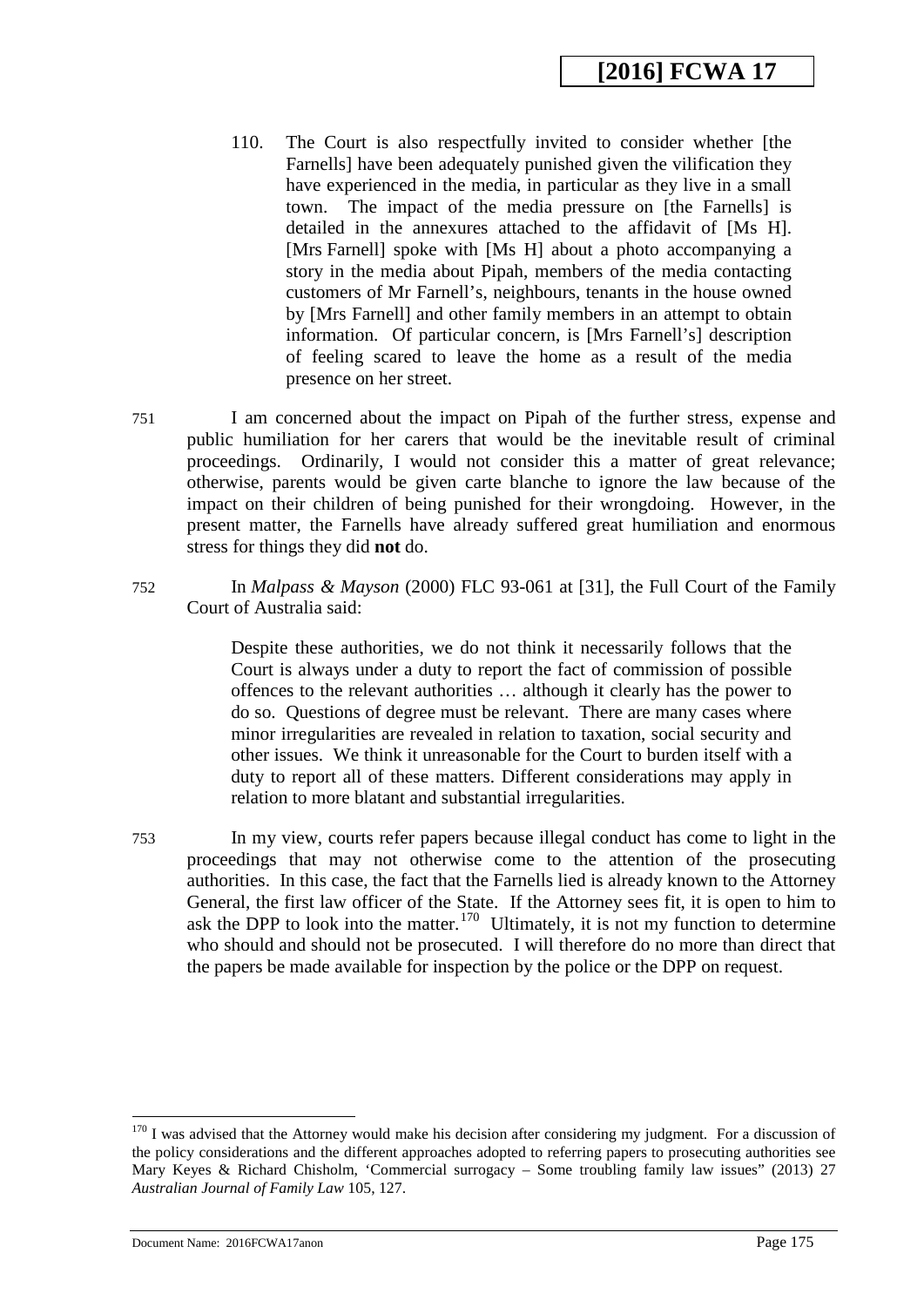> 110. The Court is also respectfully invited to consider whether [the Farnells] have been adequately punished given the vilification they have experienced in the media, in particular as they live in a small town. The impact of the media pressure on [the Farnells] is detailed in the annexures attached to the affidavit of [Ms H]. [Mrs Farnell] spoke with [Ms H] about a photo accompanying a story in the media about Pipah, members of the media contacting customers of Mr Farnell's, neighbours, tenants in the house owned by [Mrs Farnell] and other family members in an attempt to obtain information. Of particular concern, is [Mrs Farnell's] description of feeling scared to leave the home as a result of the media presence on her street.

751 I am concerned about the impact on Pipah of the further stress, expense and public humiliation for her carers that would be the inevitable result of criminal proceedings. Ordinarily, I would not consider this a matter of great relevance; otherwise, parents would be given carte blanche to ignore the law because of the impact on their children of being punished for their wrongdoing. However, in the present matter, the Farnells have already suffered great humiliation and enormous stress for things they did **not** do.

752 In *Malpass & Mayson* (2000) FLC 93-061 at [31], the Full Court of the Family Court of Australia said:

> Despite these authorities, we do not think it necessarily follows that the Court is always under a duty to report the fact of commission of possible offences to the relevant authorities … although it clearly has the power to do so. Questions of degree must be relevant. There are many cases where minor irregularities are revealed in relation to taxation, social security and other issues. We think it unreasonable for the Court to burden itself with a duty to report all of these matters. Different considerations may apply in relation to more blatant and substantial irregularities.

753 In my view, courts refer papers because illegal conduct has come to light in the proceedings that may not otherwise come to the attention of the prosecuting authorities. In this case, the fact that the Farnells lied is already known to the Attorney General, the first law officer of the State. If the Attorney sees fit, it is open to him to ask the DPP to look into the matter.[170] Ultimately, it is not my function to determine who should and should not be prosecuted. I will therefore do no more than direct that the papers be made available for inspection by the police or the DPP on request.

---

[170] I was advised that the Attorney would make his decision after considering my judgment. For a discussion of the policy considerations and the different approaches adopted to referring papers to prosecuting authorities see Mary Keyes & Richard Chisholm, 'Commercial surrogacy – Some troubling family law issues" (2013) 27 *Australian Journal of Family Law* 105, 127.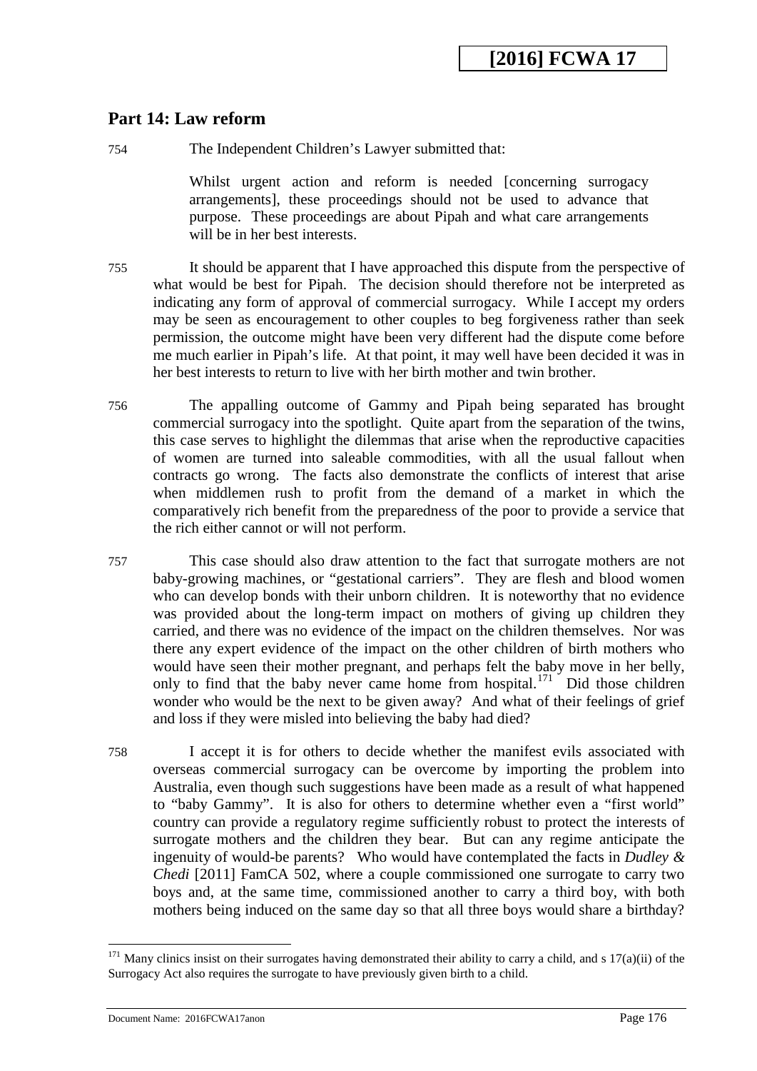## Part 14: Law reform

754 The Independent Children's Lawyer submitted that:

> Whilst urgent action and reform is needed [concerning surrogacy arrangements], these proceedings should not be used to advance that purpose. These proceedings are about Pipah and what care arrangements will be in her best interests.

755 It should be apparent that I have approached this dispute from the perspective of what would be best for Pipah. The decision should therefore not be interpreted as indicating any form of approval of commercial surrogacy. While I accept my orders may be seen as encouragement to other couples to beg forgiveness rather than seek permission, the outcome might have been very different had the dispute come before me much earlier in Pipah's life. At that point, it may well have been decided it was in her best interests to return to live with her birth mother and twin brother.

756 The appalling outcome of Gammy and Pipah being separated has brought commercial surrogacy into the spotlight. Quite apart from the separation of the twins, this case serves to highlight the dilemmas that arise when the reproductive capacities of women are turned into saleable commodities, with all the usual fallout when contracts go wrong. The facts also demonstrate the conflicts of interest that arise when middlemen rush to profit from the demand of a market in which the comparatively rich benefit from the preparedness of the poor to provide a service that the rich either cannot or will not perform.

757 This case should also draw attention to the fact that surrogate mothers are not baby-growing machines, or "gestational carriers". They are flesh and blood women who can develop bonds with their unborn children. It is noteworthy that no evidence was provided about the long-term impact on mothers of giving up children they carried, and there was no evidence of the impact on the children themselves. Nor was there any expert evidence of the impact on the other children of birth mothers who would have seen their mother pregnant, and perhaps felt the baby move in her belly, only to find that the baby never came home from hospital.[171] Did those children wonder who would be the next to be given away? And what of their feelings of grief and loss if they were misled into believing the baby had died?

758 I accept it is for others to decide whether the manifest evils associated with overseas commercial surrogacy can be overcome by importing the problem into Australia, even though such suggestions have been made as a result of what happened to "baby Gammy". It is also for others to determine whether even a "first world" country can provide a regulatory regime sufficiently robust to protect the interests of surrogate mothers and the children they bear. But can any regime anticipate the ingenuity of would-be parents? Who would have contemplated the facts in *Dudley & Chedi* [2011] FamCA 502, where a couple commissioned one surrogate to carry two boys and, at the same time, commissioned another to carry a third boy, with both mothers being induced on the same day so that all three boys would share a birthday?

---

[171] Many clinics insist on their surrogates having demonstrated their ability to carry a child, and s 17(a)(ii) of the Surrogacy Act also requires the surrogate to have previously given birth to a child.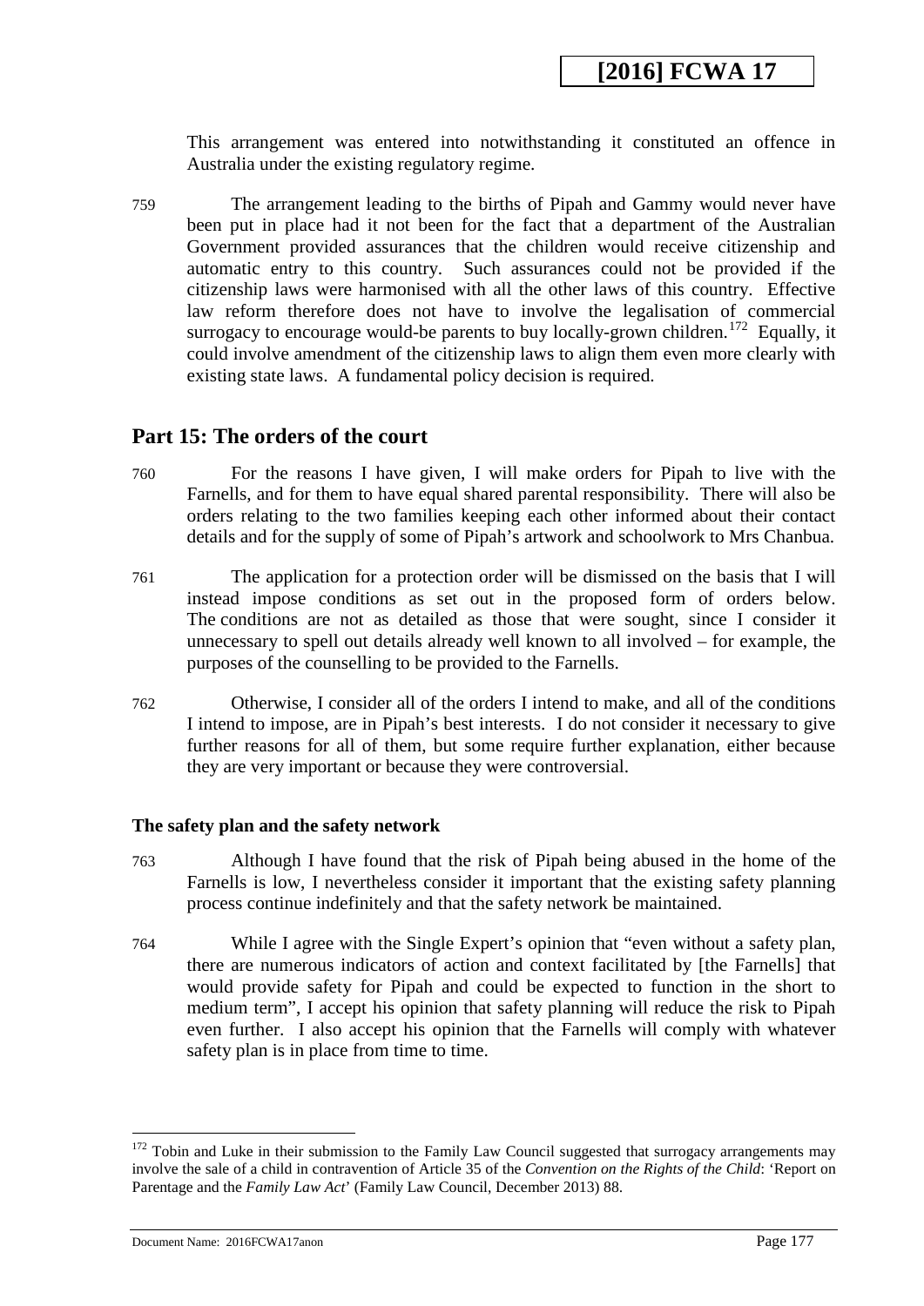This arrangement was entered into notwithstanding it constituted an offence in Australia under the existing regulatory regime.

759 The arrangement leading to the births of Pipah and Gammy would never have been put in place had it not been for the fact that a department of the Australian Government provided assurances that the children would receive citizenship and automatic entry to this country. Such assurances could not be provided if the citizenship laws were harmonised with all the other laws of this country. Effective law reform therefore does not have to involve the legalisation of commercial surrogacy to encourage would-be parents to buy locally-grown children.[172] Equally, it could involve amendment of the citizenship laws to align them even more clearly with existing state laws. A fundamental policy decision is required.

## Part 15: The orders of the court

760 For the reasons I have given, I will make orders for Pipah to live with the Farnells, and for them to have equal shared parental responsibility. There will also be orders relating to the two families keeping each other informed about their contact details and for the supply of some of Pipah's artwork and schoolwork to Mrs Chanbua.

761 The application for a protection order will be dismissed on the basis that I will instead impose conditions as set out in the proposed form of orders below. The conditions are not as detailed as those that were sought, since I consider it unnecessary to spell out details already well known to all involved – for example, the purposes of the counselling to be provided to the Farnells.

762 Otherwise, I consider all of the orders I intend to make, and all of the conditions I intend to impose, are in Pipah's best interests. I do not consider it necessary to give further reasons for all of them, but some require further explanation, either because they are very important or because they were controversial.

### The safety plan and the safety network

763 Although I have found that the risk of Pipah being abused in the home of the Farnells is low, I nevertheless consider it important that the existing safety planning process continue indefinitely and that the safety network be maintained.

764 While I agree with the Single Expert's opinion that "even without a safety plan, there are numerous indicators of action and context facilitated by [the Farnells] that would provide safety for Pipah and could be expected to function in the short to medium term", I accept his opinion that safety planning will reduce the risk to Pipah even further. I also accept his opinion that the Farnells will comply with whatever safety plan is in place from time to time.

---

[172] Tobin and Luke in their submission to the Family Law Council suggested that surrogacy arrangements may involve the sale of a child in contravention of Article 35 of the *Convention on the Rights of the Child*: 'Report on Parentage and the *Family Law Act*' (Family Law Council, December 2013) 88.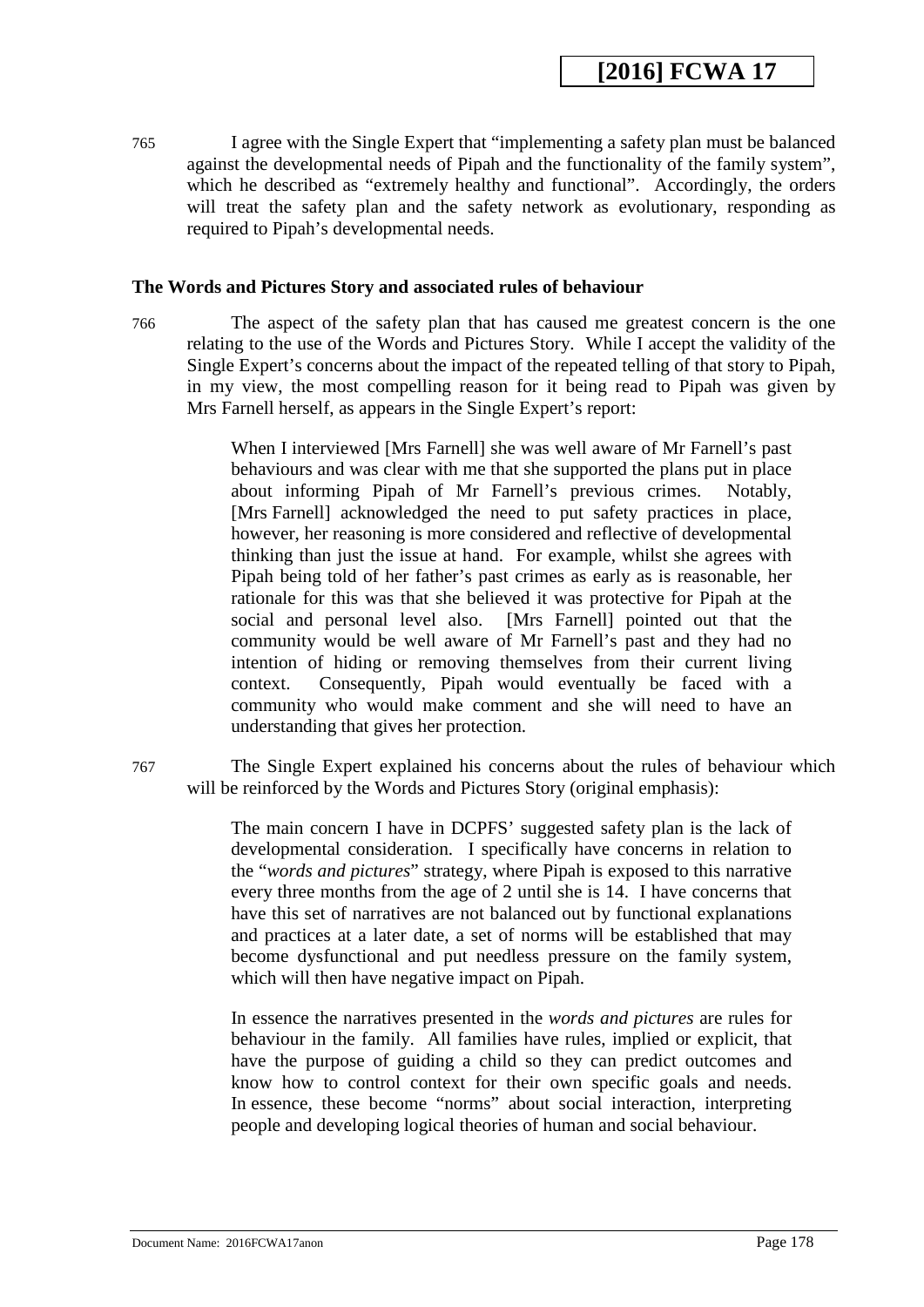765 I agree with the Single Expert that "implementing a safety plan must be balanced against the developmental needs of Pipah and the functionality of the family system", which he described as "extremely healthy and functional". Accordingly, the orders will treat the safety plan and the safety network as evolutionary, responding as required to Pipah's developmental needs.

### The Words and Pictures Story and associated rules of behaviour

766 The aspect of the safety plan that has caused me greatest concern is the one relating to the use of the Words and Pictures Story. While I accept the validity of the Single Expert's concerns about the impact of the repeated telling of that story to Pipah, in my view, the most compelling reason for it being read to Pipah was given by Mrs Farnell herself, as appears in the Single Expert's report:

> When I interviewed [Mrs Farnell] she was well aware of Mr Farnell's past behaviours and was clear with me that she supported the plans put in place about informing Pipah of Mr Farnell's previous crimes. Notably, [Mrs Farnell] acknowledged the need to put safety practices in place, however, her reasoning is more considered and reflective of developmental thinking than just the issue at hand. For example, whilst she agrees with Pipah being told of her father's past crimes as early as is reasonable, her rationale for this was that she believed it was protective for Pipah at the social and personal level also. [Mrs Farnell] pointed out that the community would be well aware of Mr Farnell's past and they had no intention of hiding or removing themselves from their current living context. Consequently, Pipah would eventually be faced with a community who would make comment and she will need to have an understanding that gives her protection.

767 The Single Expert explained his concerns about the rules of behaviour which will be reinforced by the Words and Pictures Story (original emphasis):

> The main concern I have in DCPFS' suggested safety plan is the lack of developmental consideration. I specifically have concerns in relation to the "*words and pictures*" strategy, where Pipah is exposed to this narrative every three months from the age of 2 until she is 14. I have concerns that have this set of narratives are not balanced out by functional explanations and practices at a later date, a set of norms will be established that may become dysfunctional and put needless pressure on the family system, which will then have negative impact on Pipah.
>
> In essence the narratives presented in the *words and pictures* are rules for behaviour in the family. All families have rules, implied or explicit, that have the purpose of guiding a child so they can predict outcomes and know how to control context for their own specific goals and needs. In essence, these become "norms" about social interaction, interpreting people and developing logical theories of human and social behaviour.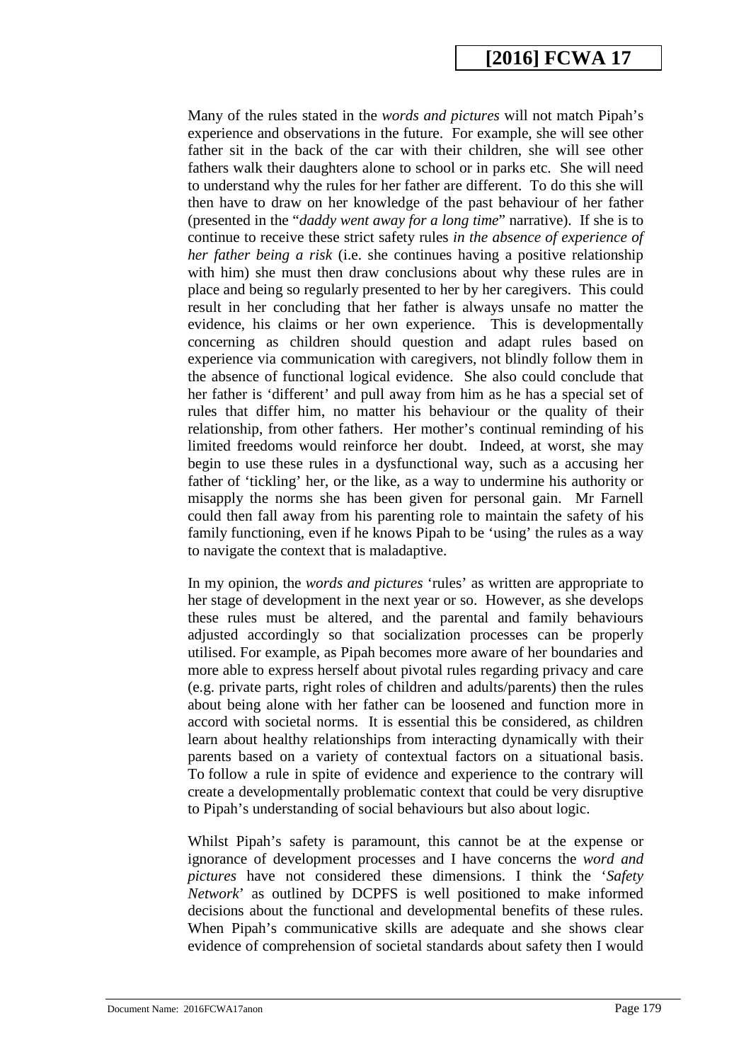Many of the rules stated in the *words and pictures* will not match Pipah's experience and observations in the future. For example, she will see other father sit in the back of the car with their children, she will see other fathers walk their daughters alone to school or in parks etc. She will need to understand why the rules for her father are different. To do this she will then have to draw on her knowledge of the past behaviour of her father (presented in the "*daddy went away for a long time*" narrative). If she is to continue to receive these strict safety rules *in the absence of experience of her father being a risk* (i.e. she continues having a positive relationship with him) she must then draw conclusions about why these rules are in place and being so regularly presented to her by her caregivers. This could result in her concluding that her father is always unsafe no matter the evidence, his claims or her own experience. This is developmentally concerning as children should question and adapt rules based on experience via communication with caregivers, not blindly follow them in the absence of functional logical evidence. She also could conclude that her father is 'different' and pull away from him as he has a special set of rules that differ him, no matter his behaviour or the quality of their relationship, from other fathers. Her mother's continual reminding of his limited freedoms would reinforce her doubt. Indeed, at worst, she may begin to use these rules in a dysfunctional way, such as a accusing her father of 'tickling' her, or the like, as a way to undermine his authority or misapply the norms she has been given for personal gain. Mr Farnell could then fall away from his parenting role to maintain the safety of his family functioning, even if he knows Pipah to be 'using' the rules as a way to navigate the context that is maladaptive.

In my opinion, the *words and pictures* 'rules' as written are appropriate to her stage of development in the next year or so. However, as she develops these rules must be altered, and the parental and family behaviours adjusted accordingly so that socialization processes can be properly utilised. For example, as Pipah becomes more aware of her boundaries and more able to express herself about pivotal rules regarding privacy and care (e.g. private parts, right roles of children and adults/parents) then the rules about being alone with her father can be loosened and function more in accord with societal norms. It is essential this be considered, as children learn about healthy relationships from interacting dynamically with their parents based on a variety of contextual factors on a situational basis. To follow a rule in spite of evidence and experience to the contrary will create a developmentally problematic context that could be very disruptive to Pipah's understanding of social behaviours but also about logic.

Whilst Pipah's safety is paramount, this cannot be at the expense or ignorance of development processes and I have concerns the *word and pictures* have not considered these dimensions. I think the '*Safety Network*' as outlined by DCPFS is well positioned to make informed decisions about the functional and developmental benefits of these rules. When Pipah's communicative skills are adequate and she shows clear evidence of comprehension of societal standards about safety then I would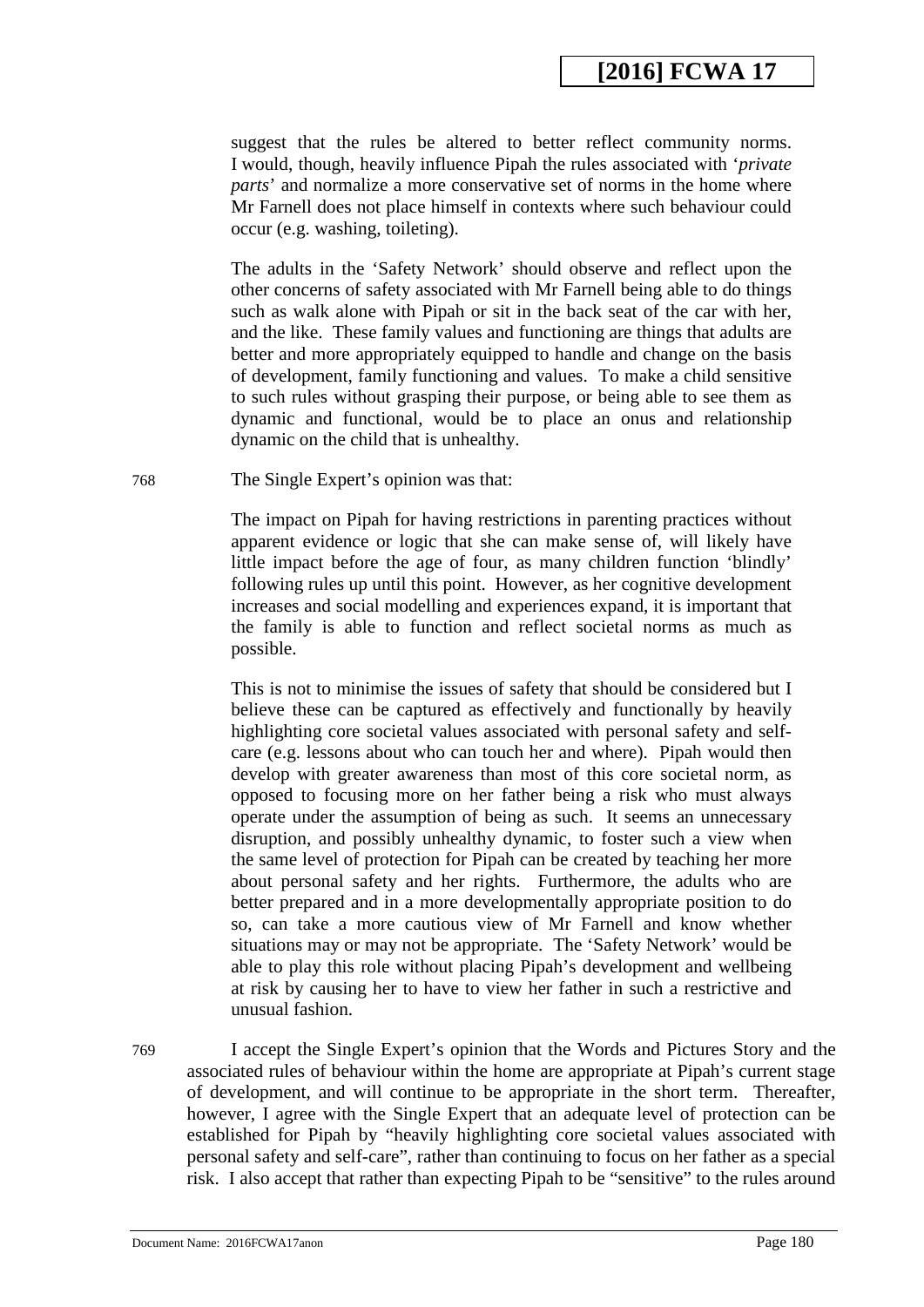> suggest that the rules be altered to better reflect community norms. I would, though, heavily influence Pipah the rules associated with '*private parts*' and normalize a more conservative set of norms in the home where Mr Farnell does not place himself in contexts where such behaviour could occur (e.g. washing, toileting).
>
> The adults in the 'Safety Network' should observe and reflect upon the other concerns of safety associated with Mr Farnell being able to do things such as walk alone with Pipah or sit in the back seat of the car with her, and the like. These family values and functioning are things that adults are better and more appropriately equipped to handle and change on the basis of development, family functioning and values. To make a child sensitive to such rules without grasping their purpose, or being able to see them as dynamic and functional, would be to place an onus and relationship dynamic on the child that is unhealthy.

768 The Single Expert's opinion was that:

> The impact on Pipah for having restrictions in parenting practices without apparent evidence or logic that she can make sense of, will likely have little impact before the age of four, as many children function 'blindly' following rules up until this point. However, as her cognitive development increases and social modelling and experiences expand, it is important that the family is able to function and reflect societal norms as much as possible.
>
> This is not to minimise the issues of safety that should be considered but I believe these can be captured as effectively and functionally by heavily highlighting core societal values associated with personal safety and self-care (e.g. lessons about who can touch her and where). Pipah would then develop with greater awareness than most of this core societal norm, as opposed to focusing more on her father being a risk who must always operate under the assumption of being as such. It seems an unnecessary disruption, and possibly unhealthy dynamic, to foster such a view when the same level of protection for Pipah can be created by teaching her more about personal safety and her rights. Furthermore, the adults who are better prepared and in a more developmentally appropriate position to do so, can take a more cautious view of Mr Farnell and know whether situations may or may not be appropriate. The 'Safety Network' would be able to play this role without placing Pipah's development and wellbeing at risk by causing her to have to view her father in such a restrictive and unusual fashion.

769 I accept the Single Expert's opinion that the Words and Pictures Story and the associated rules of behaviour within the home are appropriate at Pipah's current stage of development, and will continue to be appropriate in the short term. Thereafter, however, I agree with the Single Expert that an adequate level of protection can be established for Pipah by "heavily highlighting core societal values associated with personal safety and self-care", rather than continuing to focus on her father as a special risk. I also accept that rather than expecting Pipah to be "sensitive" to the rules around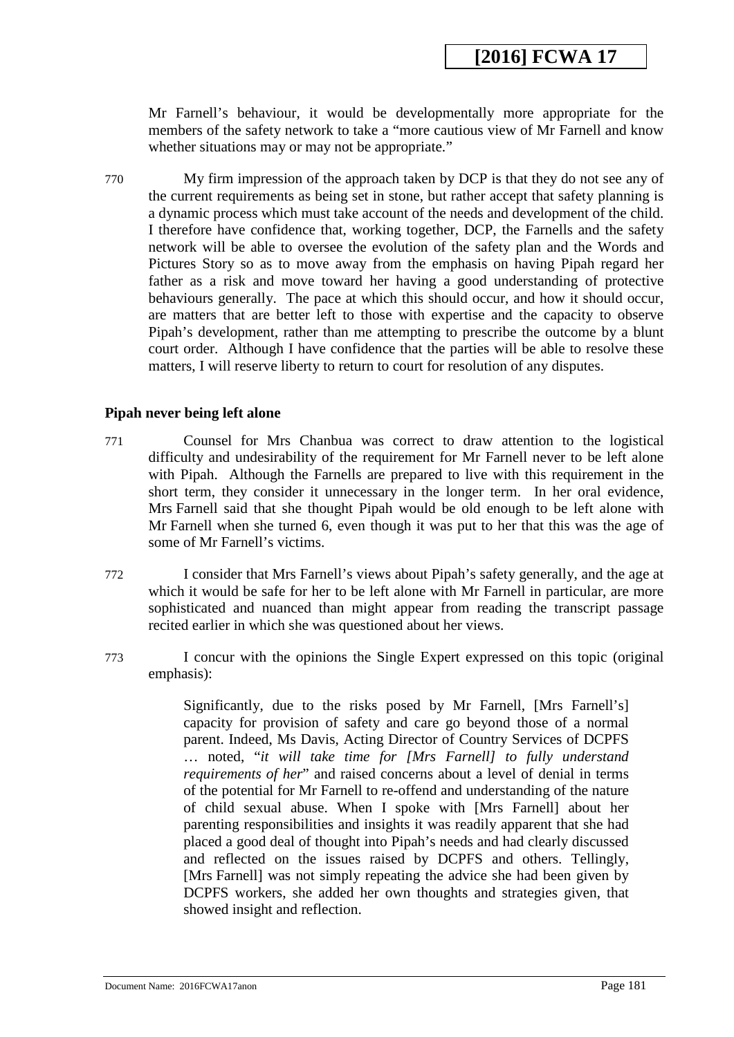Mr Farnell's behaviour, it would be developmentally more appropriate for the members of the safety network to take a "more cautious view of Mr Farnell and know whether situations may or may not be appropriate."

770 My firm impression of the approach taken by DCP is that they do not see any of the current requirements as being set in stone, but rather accept that safety planning is a dynamic process which must take account of the needs and development of the child. I therefore have confidence that, working together, DCP, the Farnells and the safety network will be able to oversee the evolution of the safety plan and the Words and Pictures Story so as to move away from the emphasis on having Pipah regard her father as a risk and move toward her having a good understanding of protective behaviours generally. The pace at which this should occur, and how it should occur, are matters that are better left to those with expertise and the capacity to observe Pipah's development, rather than me attempting to prescribe the outcome by a blunt court order. Although I have confidence that the parties will be able to resolve these matters, I will reserve liberty to return to court for resolution of any disputes.

### Pipah never being left alone

771 Counsel for Mrs Chanbua was correct to draw attention to the logistical difficulty and undesirability of the requirement for Mr Farnell never to be left alone with Pipah. Although the Farnells are prepared to live with this requirement in the short term, they consider it unnecessary in the longer term. In her oral evidence, Mrs Farnell said that she thought Pipah would be old enough to be left alone with Mr Farnell when she turned 6, even though it was put to her that this was the age of some of Mr Farnell's victims.

772 I consider that Mrs Farnell's views about Pipah's safety generally, and the age at which it would be safe for her to be left alone with Mr Farnell in particular, are more sophisticated and nuanced than might appear from reading the transcript passage recited earlier in which she was questioned about her views.

773 I concur with the opinions the Single Expert expressed on this topic (original emphasis):

> Significantly, due to the risks posed by Mr Farnell, [Mrs Farnell's] capacity for provision of safety and care go beyond those of a normal parent. Indeed, Ms Davis, Acting Director of Country Services of DCPFS … noted, "*it will take time for [Mrs Farnell] to fully understand requirements of her*" and raised concerns about a level of denial in terms of the potential for Mr Farnell to re-offend and understanding of the nature of child sexual abuse. When I spoke with [Mrs Farnell] about her parenting responsibilities and insights it was readily apparent that she had placed a good deal of thought into Pipah's needs and had clearly discussed and reflected on the issues raised by DCPFS and others. Tellingly, [Mrs Farnell] was not simply repeating the advice she had been given by DCPFS workers, she added her own thoughts and strategies given, that showed insight and reflection.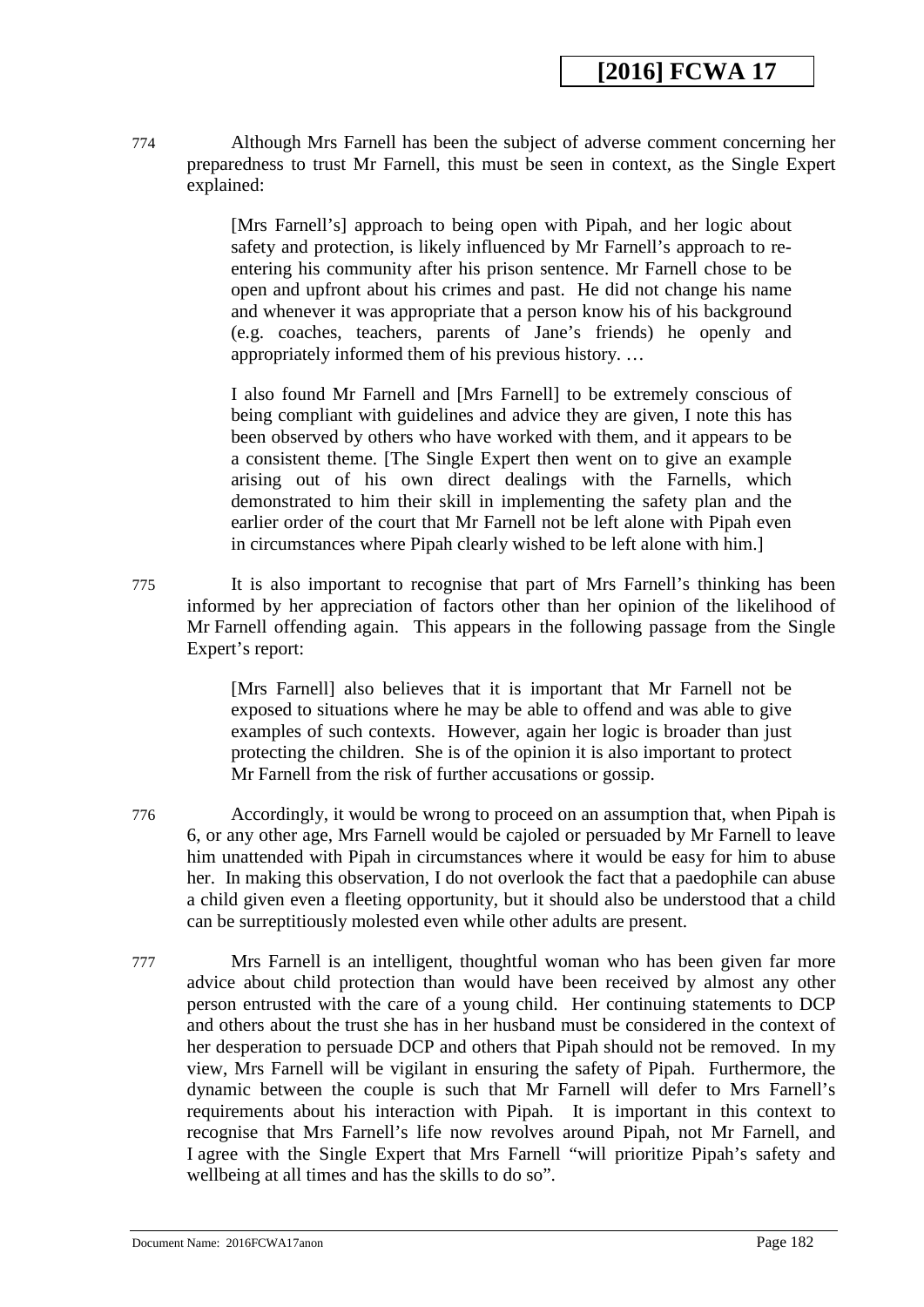774 Although Mrs Farnell has been the subject of adverse comment concerning her preparedness to trust Mr Farnell, this must be seen in context, as the Single Expert explained:

> [Mrs Farnell's] approach to being open with Pipah, and her logic about safety and protection, is likely influenced by Mr Farnell's approach to re-entering his community after his prison sentence. Mr Farnell chose to be open and upfront about his crimes and past. He did not change his name and whenever it was appropriate that a person know his of his background (e.g. coaches, teachers, parents of Jane's friends) he openly and appropriately informed them of his previous history. …
>
> I also found Mr Farnell and [Mrs Farnell] to be extremely conscious of being compliant with guidelines and advice they are given, I note this has been observed by others who have worked with them, and it appears to be a consistent theme. [The Single Expert then went on to give an example arising out of his own direct dealings with the Farnells, which demonstrated to him their skill in implementing the safety plan and the earlier order of the court that Mr Farnell not be left alone with Pipah even in circumstances where Pipah clearly wished to be left alone with him.]

775 It is also important to recognise that part of Mrs Farnell's thinking has been informed by her appreciation of factors other than her opinion of the likelihood of Mr Farnell offending again. This appears in the following passage from the Single Expert's report:

> [Mrs Farnell] also believes that it is important that Mr Farnell not be exposed to situations where he may be able to offend and was able to give examples of such contexts. However, again her logic is broader than just protecting the children. She is of the opinion it is also important to protect Mr Farnell from the risk of further accusations or gossip.

776 Accordingly, it would be wrong to proceed on an assumption that, when Pipah is 6, or any other age, Mrs Farnell would be cajoled or persuaded by Mr Farnell to leave him unattended with Pipah in circumstances where it would be easy for him to abuse her. In making this observation, I do not overlook the fact that a paedophile can abuse a child given even a fleeting opportunity, but it should also be understood that a child can be surreptitiously molested even while other adults are present.

777 Mrs Farnell is an intelligent, thoughtful woman who has been given far more advice about child protection than would have been received by almost any other person entrusted with the care of a young child. Her continuing statements to DCP and others about the trust she has in her husband must be considered in the context of her desperation to persuade DCP and others that Pipah should not be removed. In my view, Mrs Farnell will be vigilant in ensuring the safety of Pipah. Furthermore, the dynamic between the couple is such that Mr Farnell will defer to Mrs Farnell's requirements about his interaction with Pipah. It is important in this context to recognise that Mrs Farnell's life now revolves around Pipah, not Mr Farnell, and I agree with the Single Expert that Mrs Farnell "will prioritize Pipah's safety and wellbeing at all times and has the skills to do so".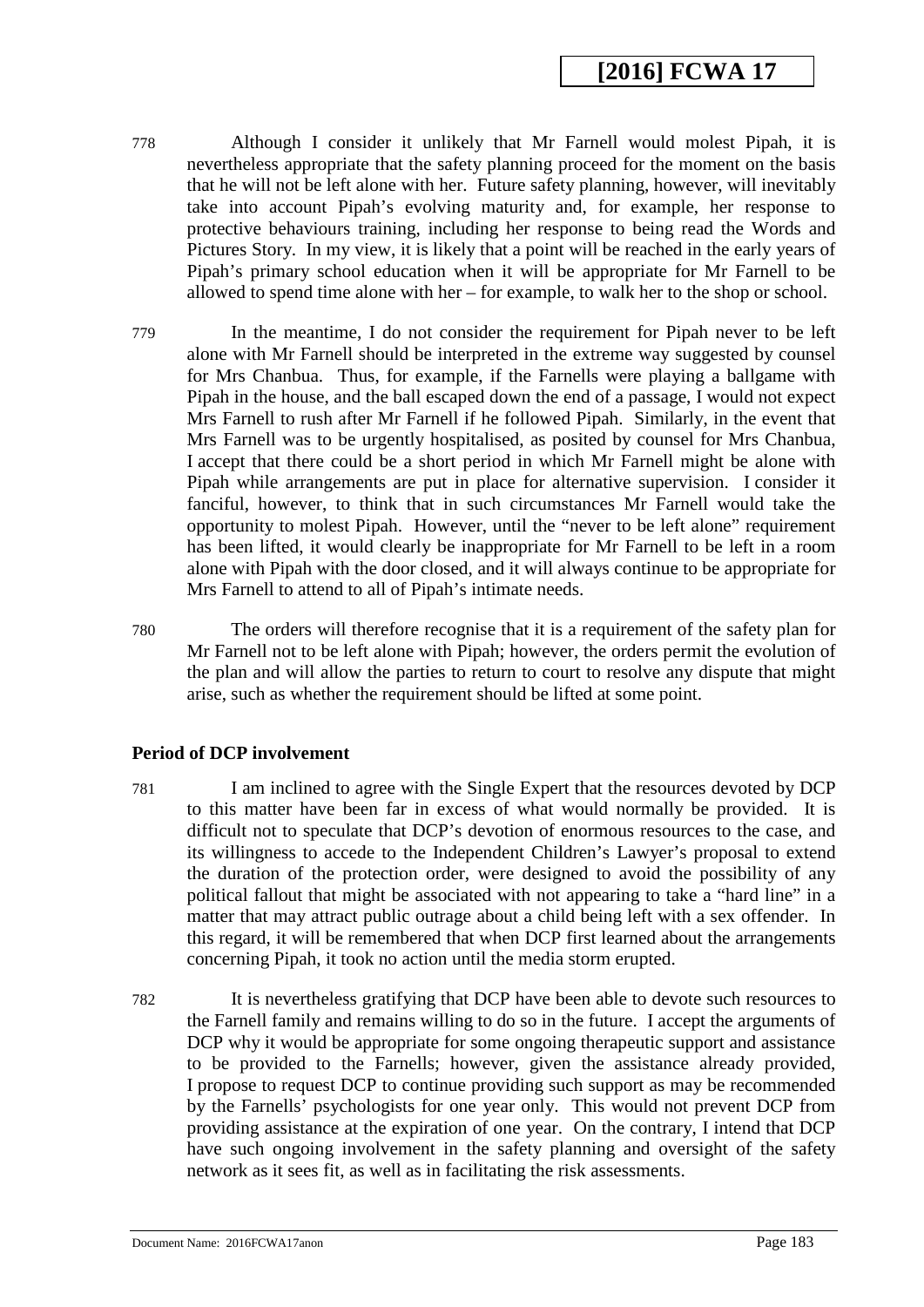778 Although I consider it unlikely that Mr Farnell would molest Pipah, it is nevertheless appropriate that the safety planning proceed for the moment on the basis that he will not be left alone with her. Future safety planning, however, will inevitably take into account Pipah's evolving maturity and, for example, her response to protective behaviours training, including her response to being read the Words and Pictures Story. In my view, it is likely that a point will be reached in the early years of Pipah's primary school education when it will be appropriate for Mr Farnell to be allowed to spend time alone with her – for example, to walk her to the shop or school.

779 In the meantime, I do not consider the requirement for Pipah never to be left alone with Mr Farnell should be interpreted in the extreme way suggested by counsel for Mrs Chanbua. Thus, for example, if the Farnells were playing a ballgame with Pipah in the house, and the ball escaped down the end of a passage, I would not expect Mrs Farnell to rush after Mr Farnell if he followed Pipah. Similarly, in the event that Mrs Farnell was to be urgently hospitalised, as posited by counsel for Mrs Chanbua, I accept that there could be a short period in which Mr Farnell might be alone with Pipah while arrangements are put in place for alternative supervision. I consider it fanciful, however, to think that in such circumstances Mr Farnell would take the opportunity to molest Pipah. However, until the "never to be left alone" requirement has been lifted, it would clearly be inappropriate for Mr Farnell to be left in a room alone with Pipah with the door closed, and it will always continue to be appropriate for Mrs Farnell to attend to all of Pipah's intimate needs.

780 The orders will therefore recognise that it is a requirement of the safety plan for Mr Farnell not to be left alone with Pipah; however, the orders permit the evolution of the plan and will allow the parties to return to court to resolve any dispute that might arise, such as whether the requirement should be lifted at some point.

**Period of DCP involvement**

781 I am inclined to agree with the Single Expert that the resources devoted by DCP to this matter have been far in excess of what would normally be provided. It is difficult not to speculate that DCP's devotion of enormous resources to the case, and its willingness to accede to the Independent Children's Lawyer's proposal to extend the duration of the protection order, were designed to avoid the possibility of any political fallout that might be associated with not appearing to take a "hard line" in a matter that may attract public outrage about a child being left with a sex offender. In this regard, it will be remembered that when DCP first learned about the arrangements concerning Pipah, it took no action until the media storm erupted.

782 It is nevertheless gratifying that DCP have been able to devote such resources to the Farnell family and remains willing to do so in the future. I accept the arguments of DCP why it would be appropriate for some ongoing therapeutic support and assistance to be provided to the Farnells; however, given the assistance already provided, I propose to request DCP to continue providing such support as may be recommended by the Farnells' psychologists for one year only. This would not prevent DCP from providing assistance at the expiration of one year. On the contrary, I intend that DCP have such ongoing involvement in the safety planning and oversight of the safety network as it sees fit, as well as in facilitating the risk assessments.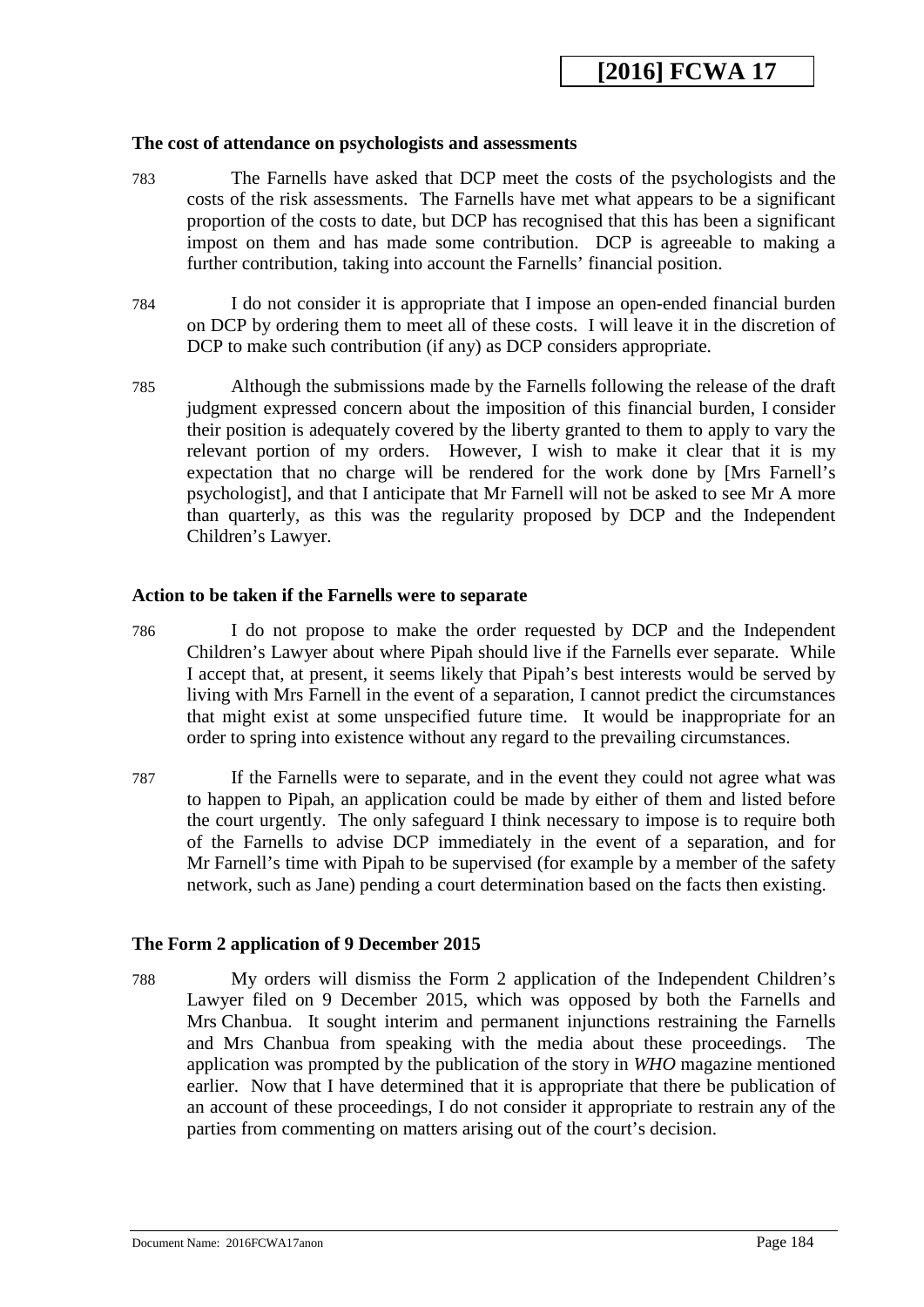### The cost of attendance on psychologists and assessments

783 The Farnells have asked that DCP meet the costs of the psychologists and the costs of the risk assessments. The Farnells have met what appears to be a significant proportion of the costs to date, but DCP has recognised that this has been a significant impost on them and has made some contribution. DCP is agreeable to making a further contribution, taking into account the Farnells' financial position.

784 I do not consider it is appropriate that I impose an open-ended financial burden on DCP by ordering them to meet all of these costs. I will leave it in the discretion of DCP to make such contribution (if any) as DCP considers appropriate.

785 Although the submissions made by the Farnells following the release of the draft judgment expressed concern about the imposition of this financial burden, I consider their position is adequately covered by the liberty granted to them to apply to vary the relevant portion of my orders. However, I wish to make it clear that it is my expectation that no charge will be rendered for the work done by [Mrs Farnell's psychologist], and that I anticipate that Mr Farnell will not be asked to see Mr A more than quarterly, as this was the regularity proposed by DCP and the Independent Children's Lawyer.

### Action to be taken if the Farnells were to separate

786 I do not propose to make the order requested by DCP and the Independent Children's Lawyer about where Pipah should live if the Farnells ever separate. While I accept that, at present, it seems likely that Pipah's best interests would be served by living with Mrs Farnell in the event of a separation, I cannot predict the circumstances that might exist at some unspecified future time. It would be inappropriate for an order to spring into existence without any regard to the prevailing circumstances.

787 If the Farnells were to separate, and in the event they could not agree what was to happen to Pipah, an application could be made by either of them and listed before the court urgently. The only safeguard I think necessary to impose is to require both of the Farnells to advise DCP immediately in the event of a separation, and for Mr Farnell's time with Pipah to be supervised (for example by a member of the safety network, such as Jane) pending a court determination based on the facts then existing.

### The Form 2 application of 9 December 2015

788 My orders will dismiss the Form 2 application of the Independent Children's Lawyer filed on 9 December 2015, which was opposed by both the Farnells and Mrs Chanbua. It sought interim and permanent injunctions restraining the Farnells and Mrs Chanbua from speaking with the media about these proceedings. The application was prompted by the publication of the story in *WHO* magazine mentioned earlier. Now that I have determined that it is appropriate that there be publication of an account of these proceedings, I do not consider it appropriate to restrain any of the parties from commenting on matters arising out of the court's decision.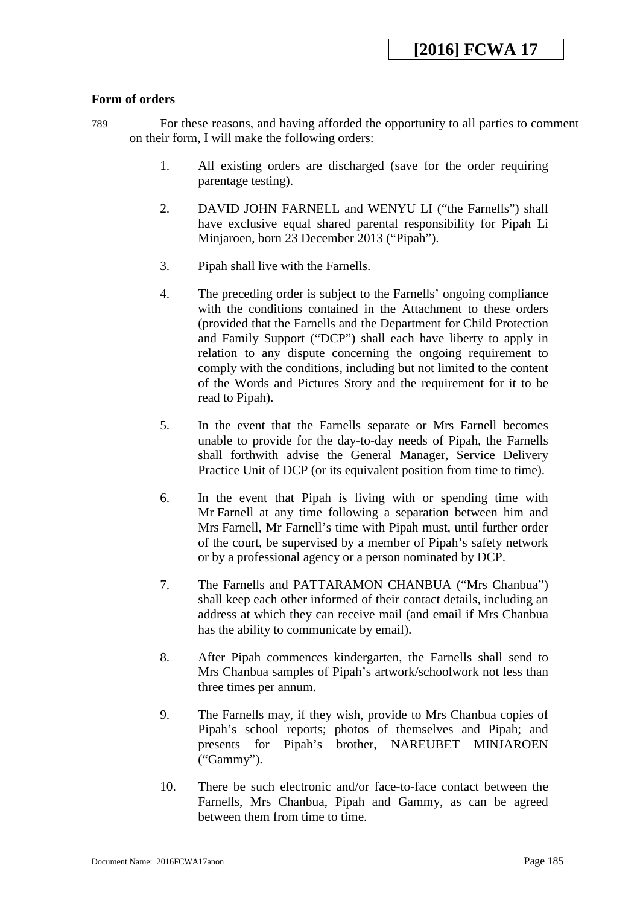**Form of orders**

789 For these reasons, and having afforded the opportunity to all parties to comment on their form, I will make the following orders:

1. All existing orders are discharged (save for the order requiring parentage testing).

2. DAVID JOHN FARNELL and WENYU LI ("the Farnells") shall have exclusive equal shared parental responsibility for Pipah Li Minjaroen, born 23 December 2013 ("Pipah").

3. Pipah shall live with the Farnells.

4. The preceding order is subject to the Farnells' ongoing compliance with the conditions contained in the Attachment to these orders (provided that the Farnells and the Department for Child Protection and Family Support ("DCP") shall each have liberty to apply in relation to any dispute concerning the ongoing requirement to comply with the conditions, including but not limited to the content of the Words and Pictures Story and the requirement for it to be read to Pipah).

5. In the event that the Farnells separate or Mrs Farnell becomes unable to provide for the day-to-day needs of Pipah, the Farnells shall forthwith advise the General Manager, Service Delivery Practice Unit of DCP (or its equivalent position from time to time).

6. In the event that Pipah is living with or spending time with Mr Farnell at any time following a separation between him and Mrs Farnell, Mr Farnell's time with Pipah must, until further order of the court, be supervised by a member of Pipah's safety network or by a professional agency or a person nominated by DCP.

7. The Farnells and PATTARAMON CHANBUA ("Mrs Chanbua") shall keep each other informed of their contact details, including an address at which they can receive mail (and email if Mrs Chanbua has the ability to communicate by email).

8. After Pipah commences kindergarten, the Farnells shall send to Mrs Chanbua samples of Pipah's artwork/schoolwork not less than three times per annum.

9. The Farnells may, if they wish, provide to Mrs Chanbua copies of Pipah's school reports; photos of themselves and Pipah; and presents for Pipah's brother, NAREUBET MINJAROEN ("Gammy").

10. There be such electronic and/or face-to-face contact between the Farnells, Mrs Chanbua, Pipah and Gammy, as can be agreed between them from time to time.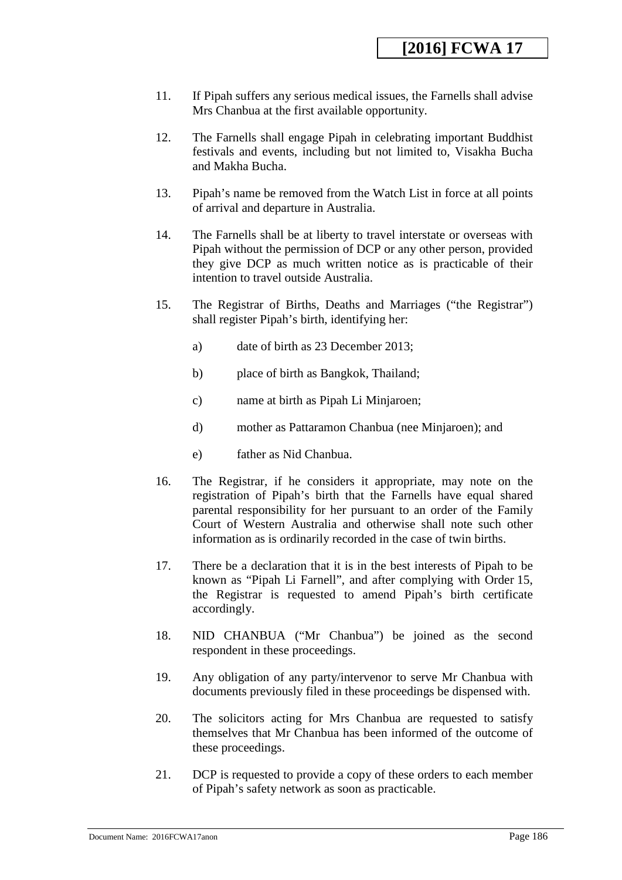11. If Pipah suffers any serious medical issues, the Farnells shall advise Mrs Chanbua at the first available opportunity.

12. The Farnells shall engage Pipah in celebrating important Buddhist festivals and events, including but not limited to, Visakha Bucha and Makha Bucha.

13. Pipah's name be removed from the Watch List in force at all points of arrival and departure in Australia.

14. The Farnells shall be at liberty to travel interstate or overseas with Pipah without the permission of DCP or any other person, provided they give DCP as much written notice as is practicable of their intention to travel outside Australia.

15. The Registrar of Births, Deaths and Marriages ("the Registrar") shall register Pipah's birth, identifying her:

    a) date of birth as 23 December 2013;

    b) place of birth as Bangkok, Thailand;

    c) name at birth as Pipah Li Minjaroen;

    d) mother as Pattaramon Chanbua (nee Minjaroen); and

    e) father as Nid Chanbua.

16. The Registrar, if he considers it appropriate, may note on the registration of Pipah's birth that the Farnells have equal shared parental responsibility for her pursuant to an order of the Family Court of Western Australia and otherwise shall note such other information as is ordinarily recorded in the case of twin births.

17. There be a declaration that it is in the best interests of Pipah to be known as "Pipah Li Farnell", and after complying with Order 15, the Registrar is requested to amend Pipah's birth certificate accordingly.

18. NID CHANBUA ("Mr Chanbua") be joined as the second respondent in these proceedings.

19. Any obligation of any party/intervenor to serve Mr Chanbua with documents previously filed in these proceedings be dispensed with.

20. The solicitors acting for Mrs Chanbua are requested to satisfy themselves that Mr Chanbua has been informed of the outcome of these proceedings.

21. DCP is requested to provide a copy of these orders to each member of Pipah's safety network as soon as practicable.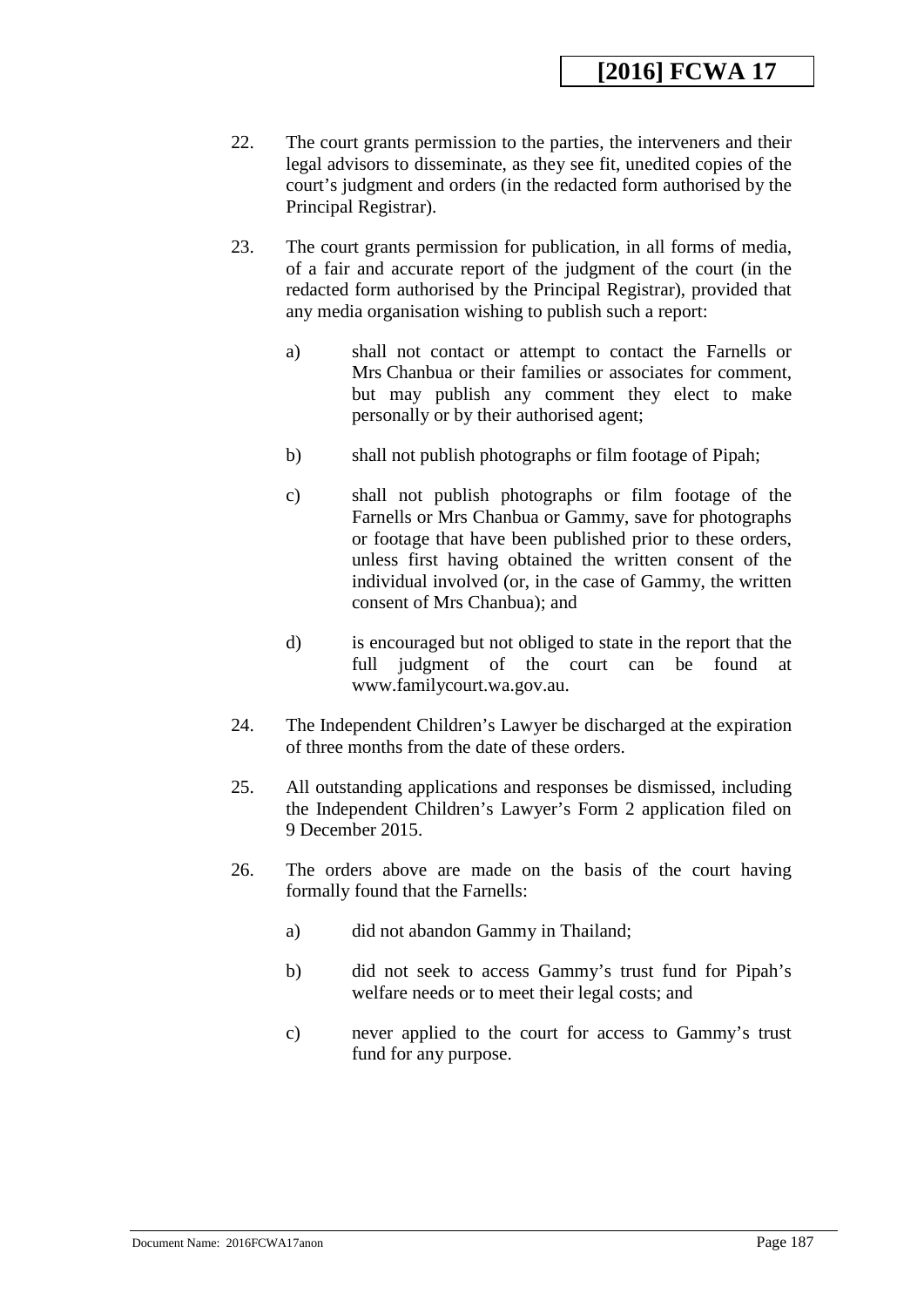22. The court grants permission to the parties, the interveners and their legal advisors to disseminate, as they see fit, unedited copies of the court's judgment and orders (in the redacted form authorised by the Principal Registrar).

23. The court grants permission for publication, in all forms of media, of a fair and accurate report of the judgment of the court (in the redacted form authorised by the Principal Registrar), provided that any media organisation wishing to publish such a report:

    a) shall not contact or attempt to contact the Farnells or Mrs Chanbua or their families or associates for comment, but may publish any comment they elect to make personally or by their authorised agent;

    b) shall not publish photographs or film footage of Pipah;

    c) shall not publish photographs or film footage of the Farnells or Mrs Chanbua or Gammy, save for photographs or footage that have been published prior to these orders, unless first having obtained the written consent of the individual involved (or, in the case of Gammy, the written consent of Mrs Chanbua); and

    d) is encouraged but not obliged to state in the report that the full judgment of the court can be found at www.familycourt.wa.gov.au.

24. The Independent Children's Lawyer be discharged at the expiration of three months from the date of these orders.

25. All outstanding applications and responses be dismissed, including the Independent Children's Lawyer's Form 2 application filed on 9 December 2015.

26. The orders above are made on the basis of the court having formally found that the Farnells:

    a) did not abandon Gammy in Thailand;

    b) did not seek to access Gammy's trust fund for Pipah's welfare needs or to meet their legal costs; and

    c) never applied to the court for access to Gammy's trust fund for any purpose.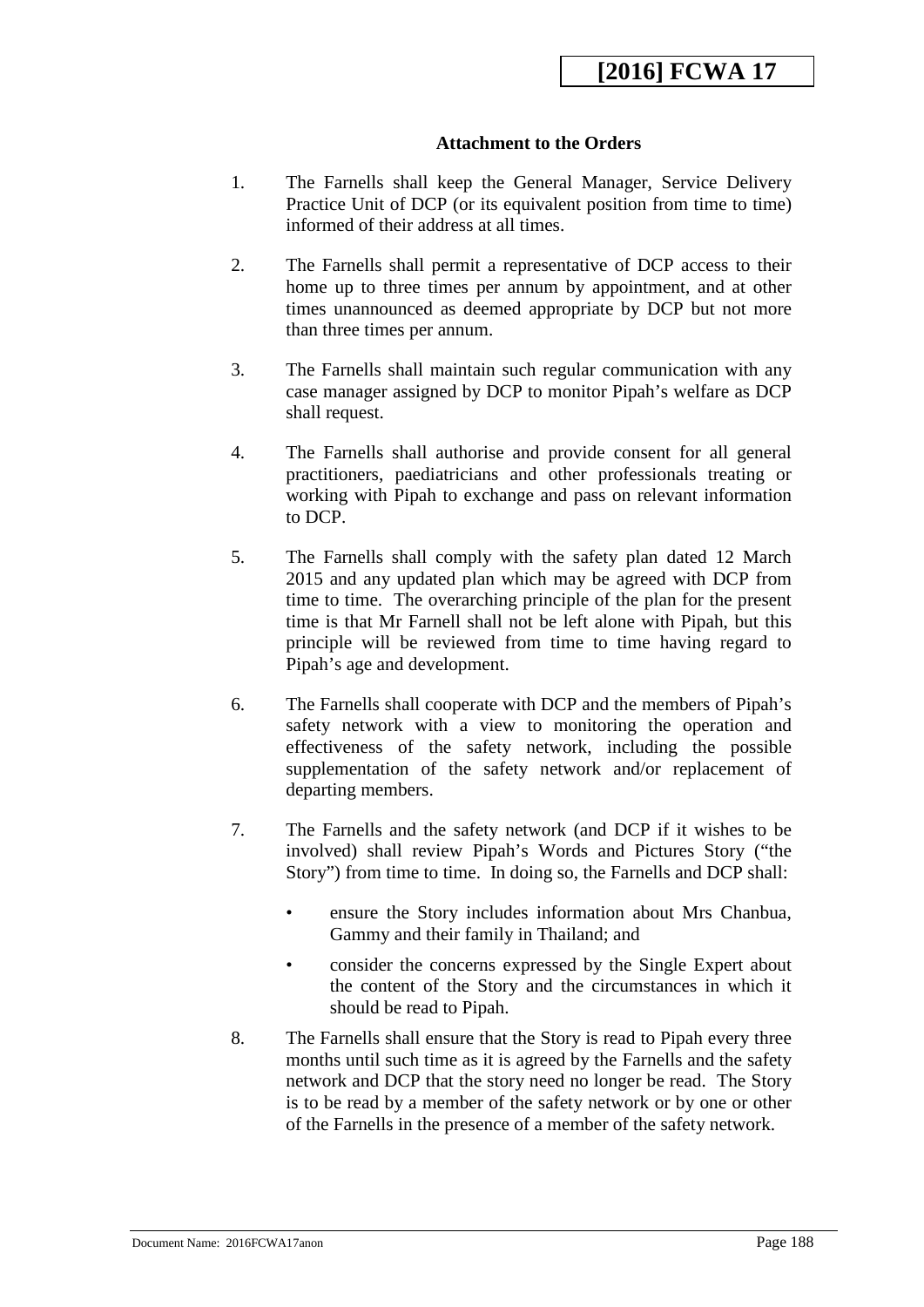**Attachment to the Orders**

1. The Farnells shall keep the General Manager, Service Delivery Practice Unit of DCP (or its equivalent position from time to time) informed of their address at all times.

2. The Farnells shall permit a representative of DCP access to their home up to three times per annum by appointment, and at other times unannounced as deemed appropriate by DCP but not more than three times per annum.

3. The Farnells shall maintain such regular communication with any case manager assigned by DCP to monitor Pipah's welfare as DCP shall request.

4. The Farnells shall authorise and provide consent for all general practitioners, paediatricians and other professionals treating or working with Pipah to exchange and pass on relevant information to DCP.

5. The Farnells shall comply with the safety plan dated 12 March 2015 and any updated plan which may be agreed with DCP from time to time. The overarching principle of the plan for the present time is that Mr Farnell shall not be left alone with Pipah, but this principle will be reviewed from time to time having regard to Pipah's age and development.

6. The Farnells shall cooperate with DCP and the members of Pipah's safety network with a view to monitoring the operation and effectiveness of the safety network, including the possible supplementation of the safety network and/or replacement of departing members.

7. The Farnells and the safety network (and DCP if it wishes to be involved) shall review Pipah's Words and Pictures Story ("the Story") from time to time. In doing so, the Farnells and DCP shall:

    - ensure the Story includes information about Mrs Chanbua, Gammy and their family in Thailand; and
    - consider the concerns expressed by the Single Expert about the content of the Story and the circumstances in which it should be read to Pipah.

8. The Farnells shall ensure that the Story is read to Pipah every three months until such time as it is agreed by the Farnells and the safety network and DCP that the story need no longer be read. The Story is to be read by a member of the safety network or by one or other of the Farnells in the presence of a member of the safety network.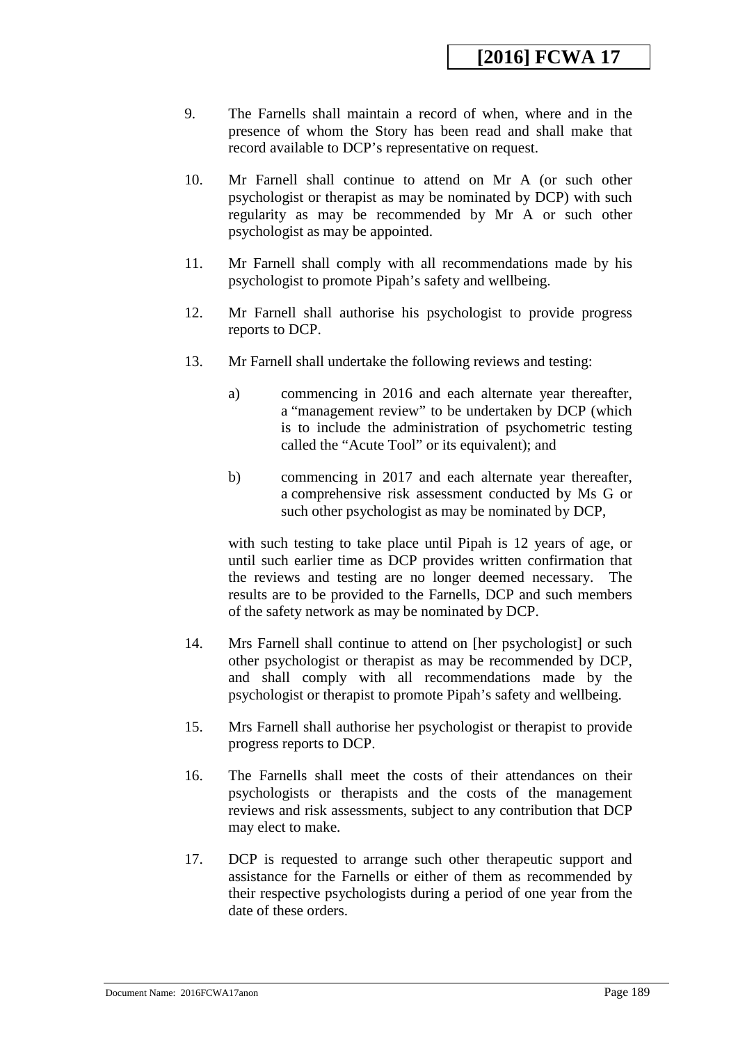9. The Farnells shall maintain a record of when, where and in the presence of whom the Story has been read and shall make that record available to DCP's representative on request.

10. Mr Farnell shall continue to attend on Mr A (or such other psychologist or therapist as may be nominated by DCP) with such regularity as may be recommended by Mr A or such other psychologist as may be appointed.

11. Mr Farnell shall comply with all recommendations made by his psychologist to promote Pipah's safety and wellbeing.

12. Mr Farnell shall authorise his psychologist to provide progress reports to DCP.

13. Mr Farnell shall undertake the following reviews and testing:

    a) commencing in 2016 and each alternate year thereafter, a "management review" to be undertaken by DCP (which is to include the administration of psychometric testing called the "Acute Tool" or its equivalent); and

    b) commencing in 2017 and each alternate year thereafter, a comprehensive risk assessment conducted by Ms G or such other psychologist as may be nominated by DCP,

    with such testing to take place until Pipah is 12 years of age, or until such earlier time as DCP provides written confirmation that the reviews and testing are no longer deemed necessary. The results are to be provided to the Farnells, DCP and such members of the safety network as may be nominated by DCP.

14. Mrs Farnell shall continue to attend on [her psychologist] or such other psychologist or therapist as may be recommended by DCP, and shall comply with all recommendations made by the psychologist or therapist to promote Pipah's safety and wellbeing.

15. Mrs Farnell shall authorise her psychologist or therapist to provide progress reports to DCP.

16. The Farnells shall meet the costs of their attendances on their psychologists or therapists and the costs of the management reviews and risk assessments, subject to any contribution that DCP may elect to make.

17. DCP is requested to arrange such other therapeutic support and assistance for the Farnells or either of them as recommended by their respective psychologists during a period of one year from the date of these orders.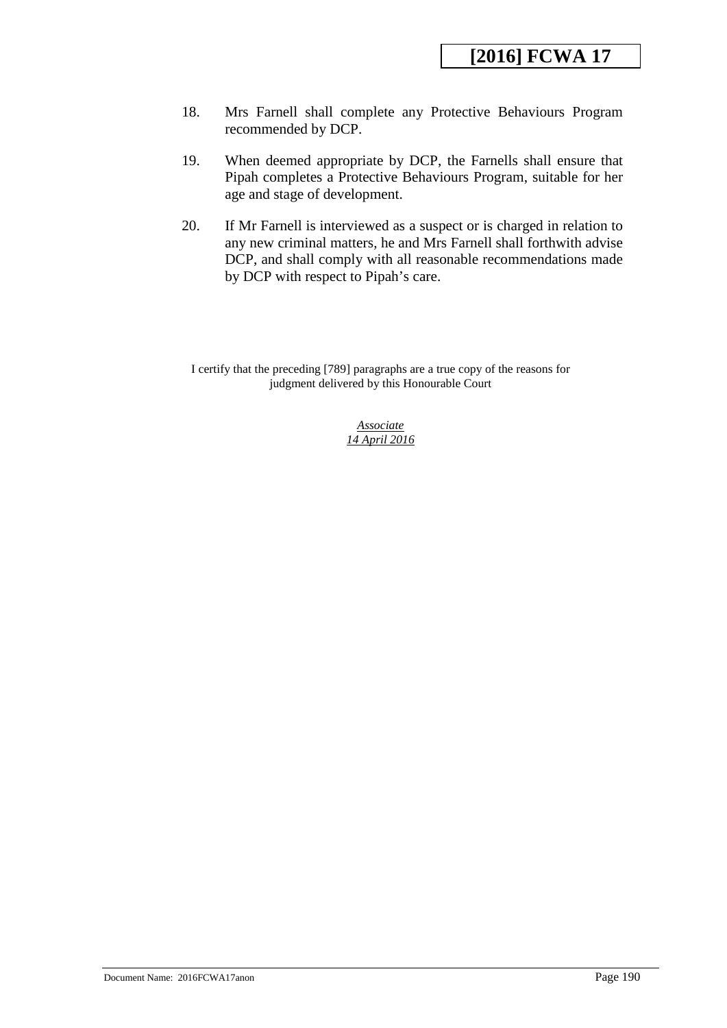18. Mrs Farnell shall complete any Protective Behaviours Program recommended by DCP.

19. When deemed appropriate by DCP, the Farnells shall ensure that Pipah completes a Protective Behaviours Program, suitable for her age and stage of development.

20. If Mr Farnell is interviewed as a suspect or is charged in relation to any new criminal matters, he and Mrs Farnell shall forthwith advise DCP, and shall comply with all reasonable recommendations made by DCP with respect to Pipah's care.

I certify that the preceding [789] paragraphs are a true copy of the reasons for judgment delivered by this Honourable Court

*Associate*
*14 April 2016*